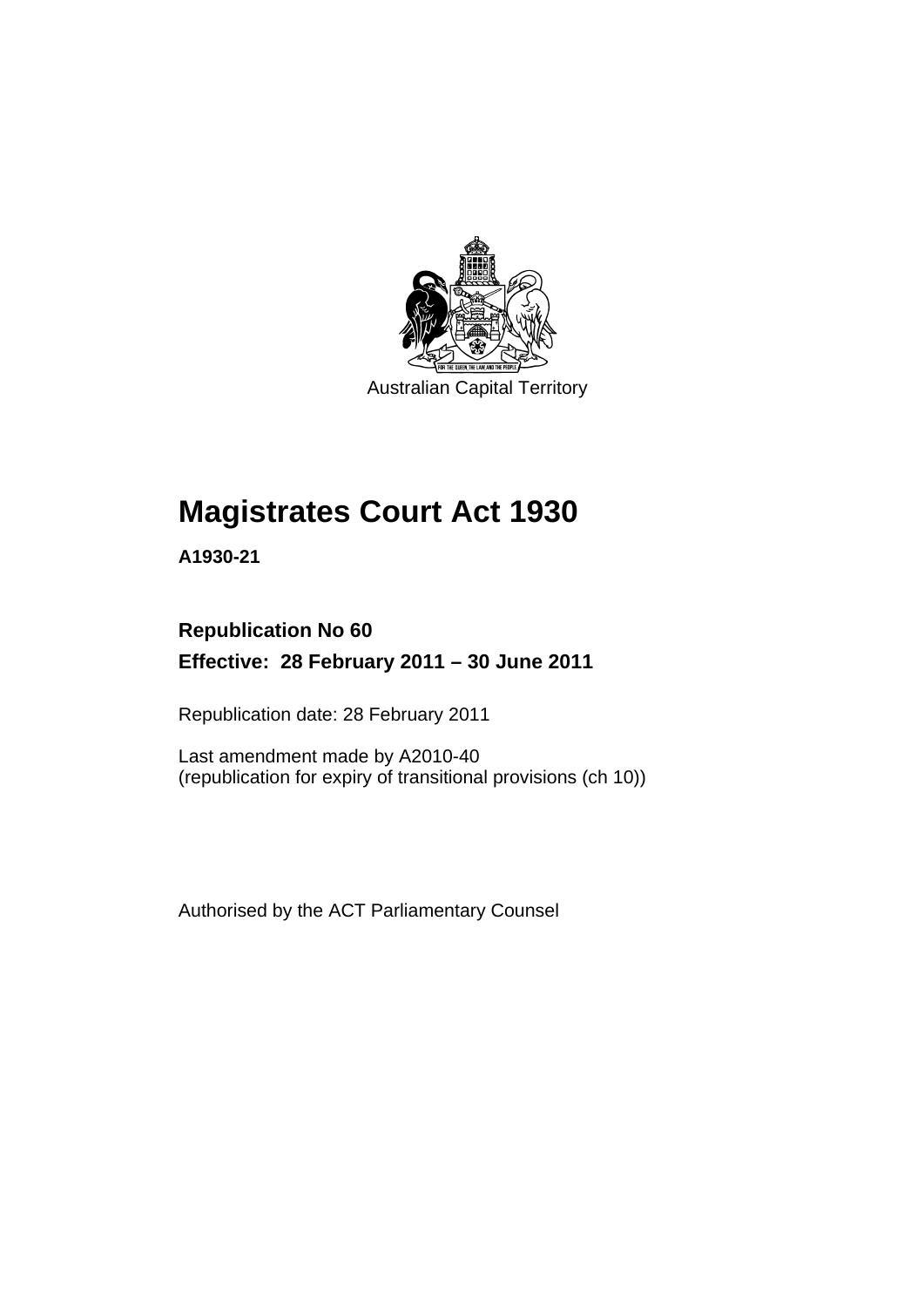Australian Capital Territory

# Magistrates Court Act 1930

**A1930-21**

**Republication No 60**

**Effective: 28 February 2011 – 30 June 2011**

Republication date: 28 February 2011

Last amendment made by A2010-40
(republication for expiry of transitional provisions (ch 10))

Authorised by the ACT Parliamentary Counsel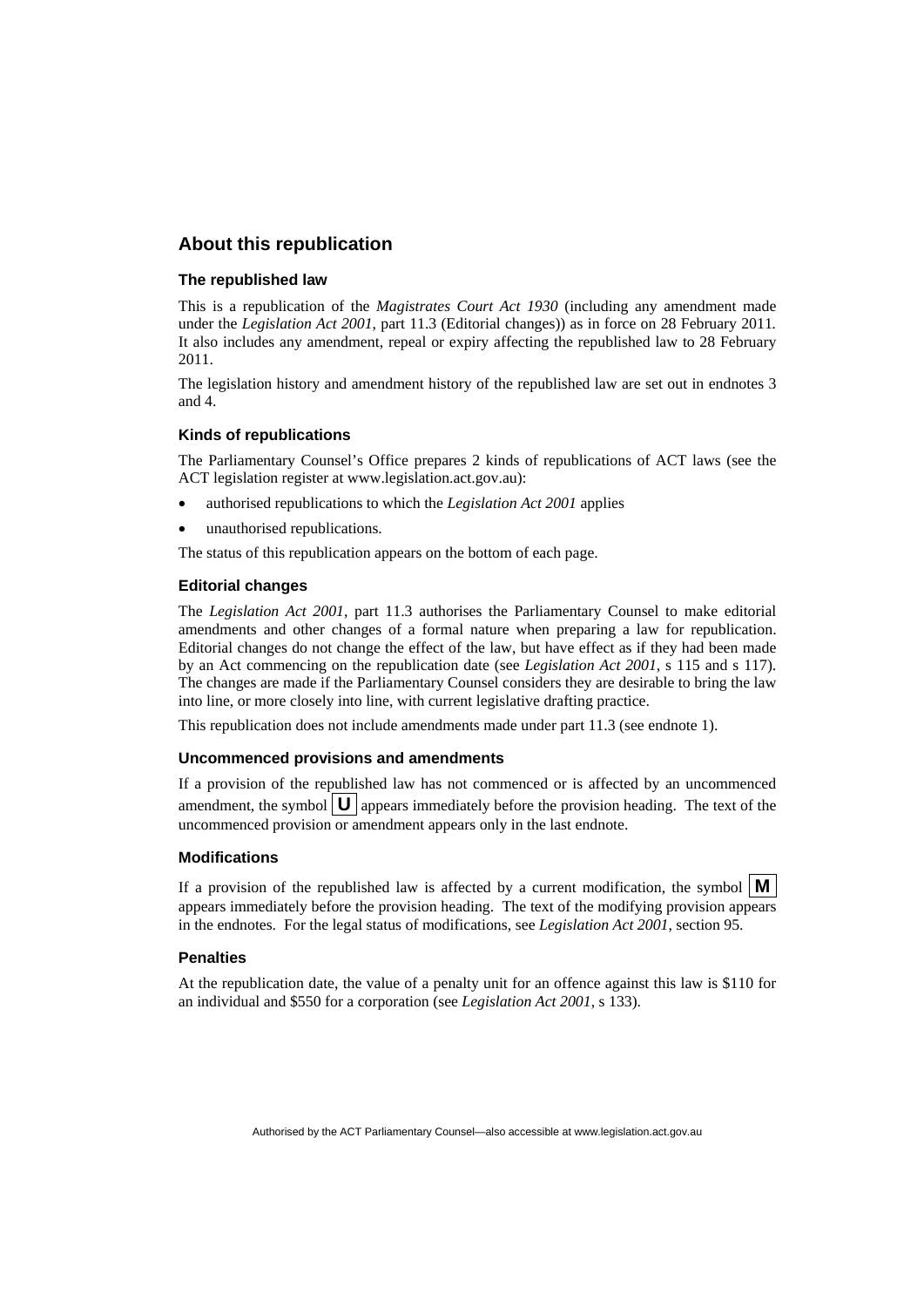## About this republication

### The republished law

This is a republication of the *Magistrates Court Act 1930* (including any amendment made under the *Legislation Act 2001*, part 11.3 (Editorial changes)) as in force on 28 February 2011*.* It also includes any amendment, repeal or expiry affecting the republished law to 28 February 2011.

The legislation history and amendment history of the republished law are set out in endnotes 3 and 4.

### Kinds of republications

The Parliamentary Counsel's Office prepares 2 kinds of republications of ACT laws (see the ACT legislation register at www.legislation.act.gov.au):

- authorised republications to which the *Legislation Act 2001* applies
- unauthorised republications.

The status of this republication appears on the bottom of each page.

### Editorial changes

The *Legislation Act 2001*, part 11.3 authorises the Parliamentary Counsel to make editorial amendments and other changes of a formal nature when preparing a law for republication. Editorial changes do not change the effect of the law, but have effect as if they had been made by an Act commencing on the republication date (see *Legislation Act 2001*, s 115 and s 117). The changes are made if the Parliamentary Counsel considers they are desirable to bring the law into line, or more closely into line, with current legislative drafting practice.

This republication does not include amendments made under part 11.3 (see endnote 1).

### Uncommenced provisions and amendments

If a provision of the republished law has not commenced or is affected by an uncommenced amendment, the symbol **U** appears immediately before the provision heading. The text of the uncommenced provision or amendment appears only in the last endnote.

### Modifications

If a provision of the republished law is affected by a current modification, the symbol **M** appears immediately before the provision heading. The text of the modifying provision appears in the endnotes. For the legal status of modifications, see *Legislation Act 2001*, section 95.

### Penalties

At the republication date, the value of a penalty unit for an offence against this law is $110 for an individual and $550 for a corporation (see *Legislation Act 2001*, s 133).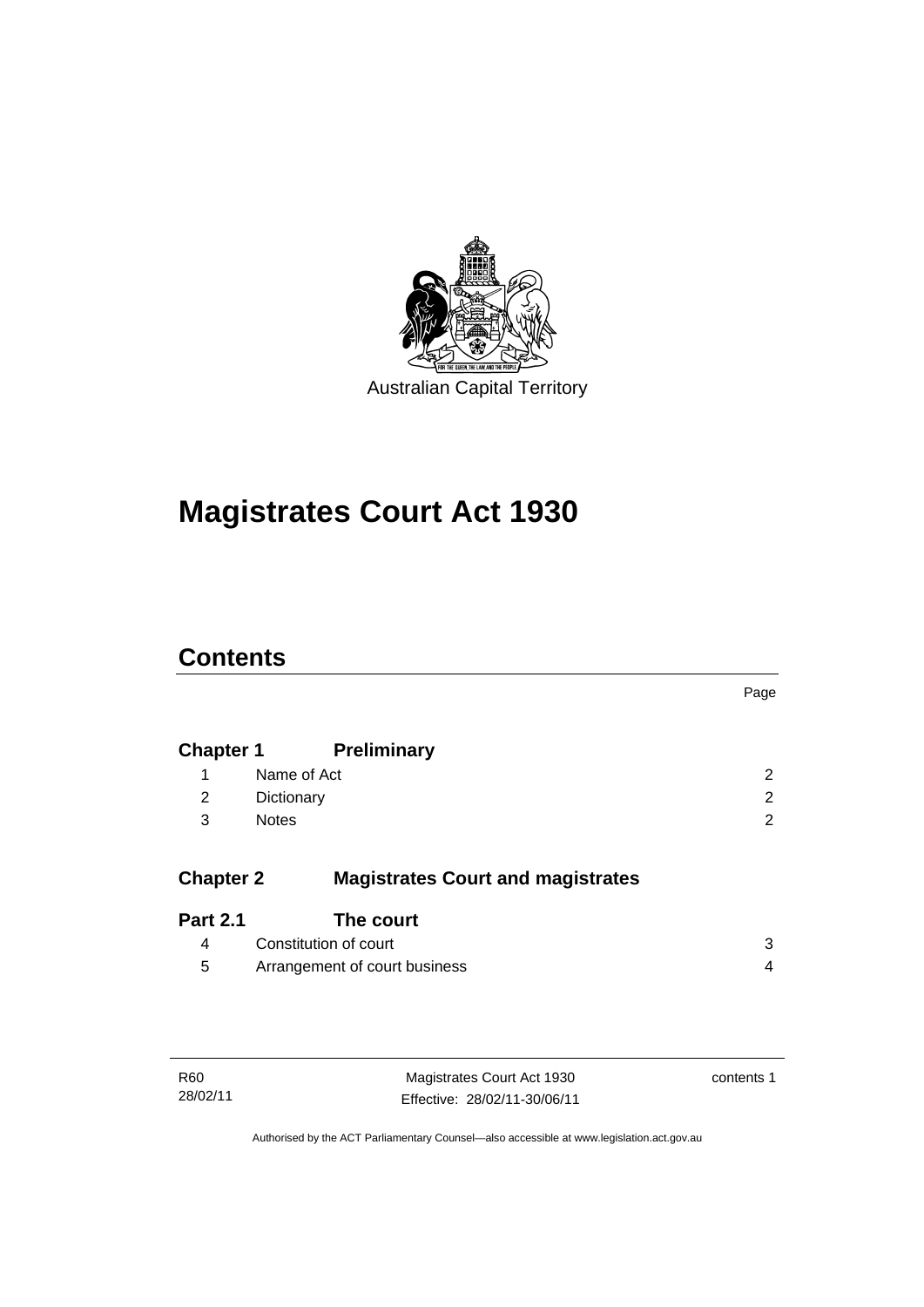Australian Capital Territory

# Magistrates Court Act 1930

## Contents

| | | Page |
|---|---|---|
| **Chapter 1** | **Preliminary** | |
| 1 | Name of Act | 2 |
| 2 | Dictionary | 2 |
| 3 | Notes | 2 |
| **Chapter 2** | **Magistrates Court and magistrates** | |
| **Part 2.1** | **The court** | |
| 4 | Constitution of court | 3 |
| 5 | Arrangement of court business | 4 |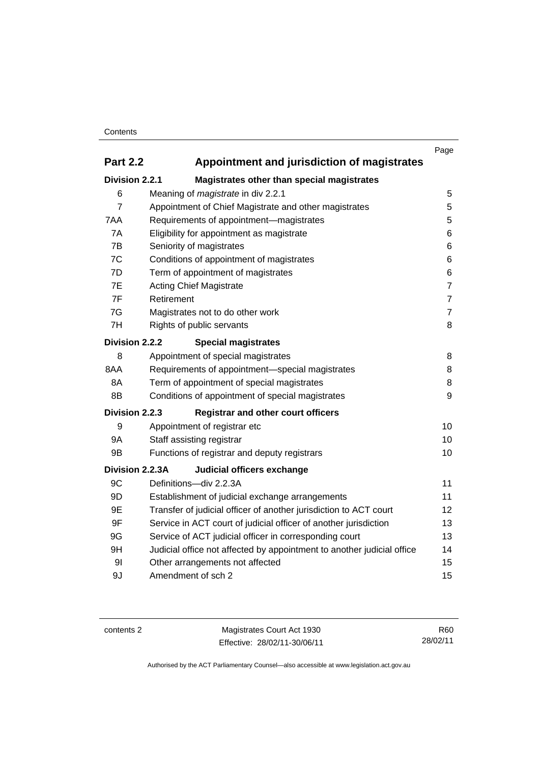| | | Page |
|---|---|---|
| **Part 2.2** | **Appointment and jurisdiction of magistrates** | |
| **Division 2.2.1** | **Magistrates other than special magistrates** | |
| 6 | Meaning of *magistrate* in div 2.2.1 | 5 |
| 7 | Appointment of Chief Magistrate and other magistrates | 5 |
| 7AA | Requirements of appointment—magistrates | 5 |
| 7A | Eligibility for appointment as magistrate | 6 |
| 7B | Seniority of magistrates | 6 |
| 7C | Conditions of appointment of magistrates | 6 |
| 7D | Term of appointment of magistrates | 6 |
| 7E | Acting Chief Magistrate | 7 |
| 7F | Retirement | 7 |
| 7G | Magistrates not to do other work | 7 |
| 7H | Rights of public servants | 8 |
| **Division 2.2.2** | **Special magistrates** | |
| 8 | Appointment of special magistrates | 8 |
| 8AA | Requirements of appointment—special magistrates | 8 |
| 8A | Term of appointment of special magistrates | 8 |
| 8B | Conditions of appointment of special magistrates | 9 |
| **Division 2.2.3** | **Registrar and other court officers** | |
| 9 | Appointment of registrar etc | 10 |
| 9A | Staff assisting registrar | 10 |
| 9B | Functions of registrar and deputy registrars | 10 |
| **Division 2.2.3A** | **Judicial officers exchange** | |
| 9C | Definitions—div 2.2.3A | 11 |
| 9D | Establishment of judicial exchange arrangements | 11 |
| 9E | Transfer of judicial officer of another jurisdiction to ACT court | 12 |
| 9F | Service in ACT court of judicial officer of another jurisdiction | 13 |
| 9G | Service of ACT judicial officer in corresponding court | 13 |
| 9H | Judicial office not affected by appointment to another judicial office | 14 |
| 9I | Other arrangements not affected | 15 |
| 9J | Amendment of sch 2 | 15 |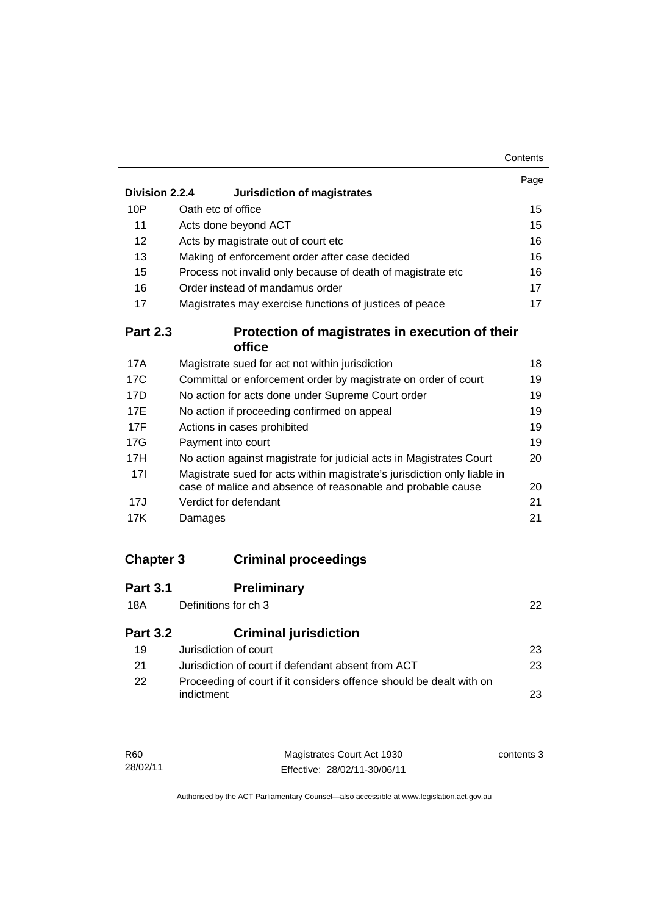| | | Page |
|---|---|---|
| **Division 2.2.4** | **Jurisdiction of magistrates** | |
| 10P | Oath etc of office | 15 |
| 11 | Acts done beyond ACT | 15 |
| 12 | Acts by magistrate out of court etc | 16 |
| 13 | Making of enforcement order after case decided | 16 |
| 15 | Process not invalid only because of death of magistrate etc | 16 |
| 16 | Order instead of mandamus order | 17 |
| 17 | Magistrates may exercise functions of justices of peace | 17 |

## Part 2.3 Protection of magistrates in execution of their office

| | | |
|---|---|---|
| 17A | Magistrate sued for act not within jurisdiction | 18 |
| 17C | Committal or enforcement order by magistrate on order of court | 19 |
| 17D | No action for acts done under Supreme Court order | 19 |
| 17E | No action if proceeding confirmed on appeal | 19 |
| 17F | Actions in cases prohibited | 19 |
| 17G | Payment into court | 19 |
| 17H | No action against magistrate for judicial acts in Magistrates Court | 20 |
| 17I | Magistrate sued for acts within magistrate's jurisdiction only liable in case of malice and absence of reasonable and probable cause | 20 |
| 17J | Verdict for defendant | 21 |
| 17K | Damages | 21 |

# Chapter 3 Criminal proceedings

## Part 3.1 Preliminary

| | | |
|---|---|---|
| 18A | Definitions for ch 3 | 22 |

## Part 3.2 Criminal jurisdiction

| | | |
|---|---|---|
| 19 | Jurisdiction of court | 23 |
| 21 | Jurisdiction of court if defendant absent from ACT | 23 |
| 22 | Proceeding of court if it considers offence should be dealt with on indictment | 23 |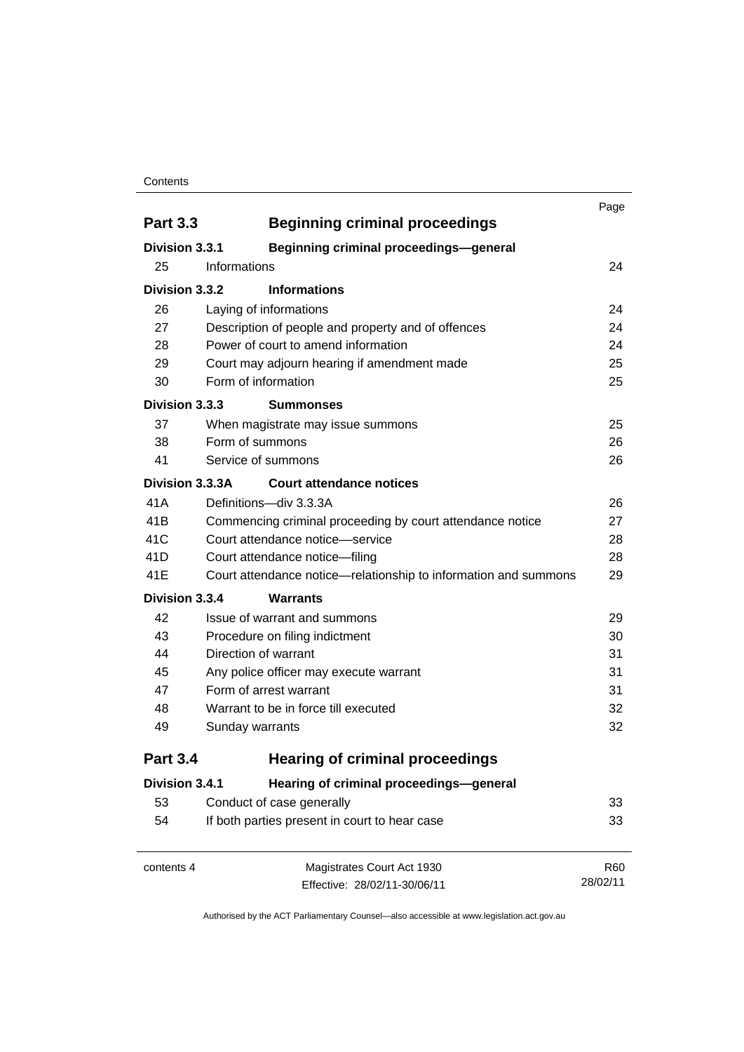| | | Page |
|---|---|---|
| **Part 3.3** | **Beginning criminal proceedings** | |
| **Division 3.3.1** | **Beginning criminal proceedings—general** | |
| 25 | Informations | 24 |
| **Division 3.3.2** | **Informations** | |
| 26 | Laying of informations | 24 |
| 27 | Description of people and property and of offences | 24 |
| 28 | Power of court to amend information | 24 |
| 29 | Court may adjourn hearing if amendment made | 25 |
| 30 | Form of information | 25 |
| **Division 3.3.3** | **Summonses** | |
| 37 | When magistrate may issue summons | 25 |
| 38 | Form of summons | 26 |
| 41 | Service of summons | 26 |
| **Division 3.3.3A** | **Court attendance notices** | |
| 41A | Definitions—div 3.3.3A | 26 |
| 41B | Commencing criminal proceeding by court attendance notice | 27 |
| 41C | Court attendance notice—service | 28 |
| 41D | Court attendance notice—filing | 28 |
| 41E | Court attendance notice—relationship to information and summons | 29 |
| **Division 3.3.4** | **Warrants** | |
| 42 | Issue of warrant and summons | 29 |
| 43 | Procedure on filing indictment | 30 |
| 44 | Direction of warrant | 31 |
| 45 | Any police officer may execute warrant | 31 |
| 47 | Form of arrest warrant | 31 |
| 48 | Warrant to be in force till executed | 32 |
| 49 | Sunday warrants | 32 |
| **Part 3.4** | **Hearing of criminal proceedings** | |
| **Division 3.4.1** | **Hearing of criminal proceedings—general** | |
| 53 | Conduct of case generally | 33 |
| 54 | If both parties present in court to hear case | 33 |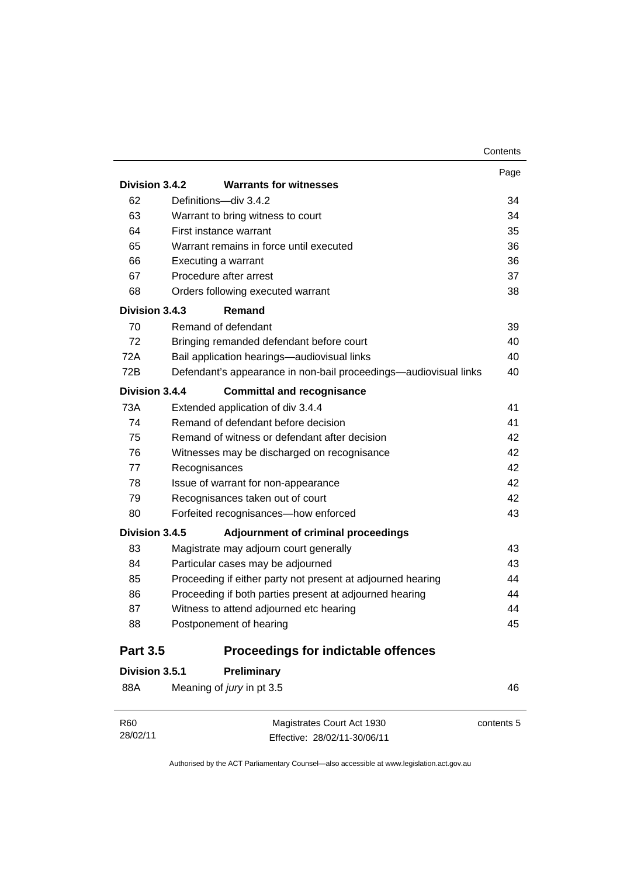| | | Page |
|---|---|---|
| **Division 3.4.2** | **Warrants for witnesses** | |
| 62 | Definitions—div 3.4.2 | 34 |
| 63 | Warrant to bring witness to court | 34 |
| 64 | First instance warrant | 35 |
| 65 | Warrant remains in force until executed | 36 |
| 66 | Executing a warrant | 36 |
| 67 | Procedure after arrest | 37 |
| 68 | Orders following executed warrant | 38 |
| **Division 3.4.3** | **Remand** | |
| 70 | Remand of defendant | 39 |
| 72 | Bringing remanded defendant before court | 40 |
| 72A | Bail application hearings—audiovisual links | 40 |
| 72B | Defendant's appearance in non-bail proceedings—audiovisual links | 40 |
| **Division 3.4.4** | **Committal and recognisance** | |
| 73A | Extended application of div 3.4.4 | 41 |
| 74 | Remand of defendant before decision | 41 |
| 75 | Remand of witness or defendant after decision | 42 |
| 76 | Witnesses may be discharged on recognisance | 42 |
| 77 | Recognisances | 42 |
| 78 | Issue of warrant for non-appearance | 42 |
| 79 | Recognisances taken out of court | 42 |
| 80 | Forfeited recognisances—how enforced | 43 |
| **Division 3.4.5** | **Adjournment of criminal proceedings** | |
| 83 | Magistrate may adjourn court generally | 43 |
| 84 | Particular cases may be adjourned | 43 |
| 85 | Proceeding if either party not present at adjourned hearing | 44 |
| 86 | Proceeding if both parties present at adjourned hearing | 44 |
| 87 | Witness to attend adjourned etc hearing | 44 |
| 88 | Postponement of hearing | 45 |

## Part 3.5 Proceedings for indictable offences

| | | |
|---|---|---|
| **Division 3.5.1** | **Preliminary** | |
| 88A | Meaning of *jury* in pt 3.5 | 46 |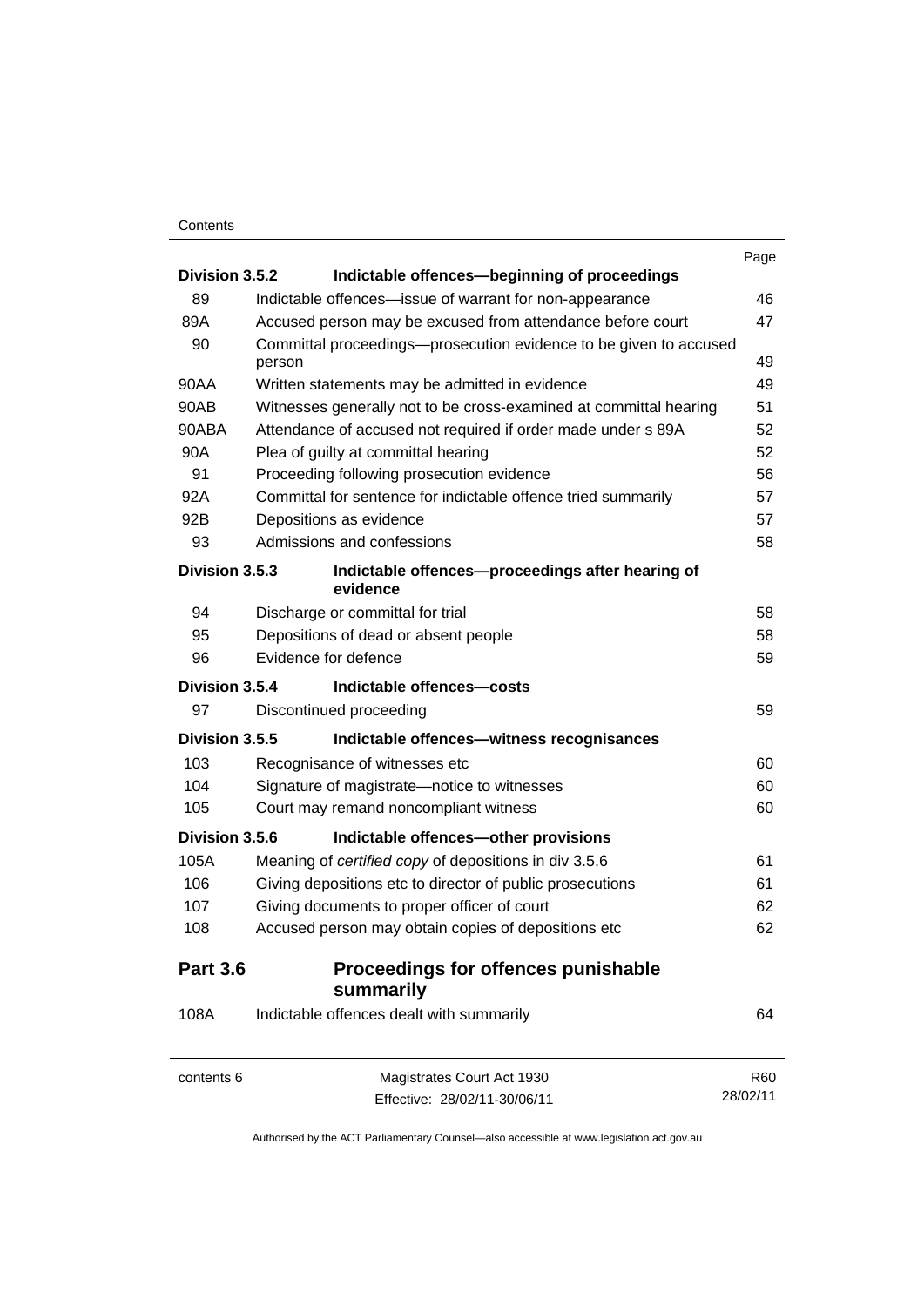| | | Page |
|---|---|---|
| **Division 3.5.2** | **Indictable offences—beginning of proceedings** | |
| 89 | Indictable offences—issue of warrant for non-appearance | 46 |
| 89A | Accused person may be excused from attendance before court | 47 |
| 90 | Committal proceedings—prosecution evidence to be given to accused person | 49 |
| 90AA | Written statements may be admitted in evidence | 49 |
| 90AB | Witnesses generally not to be cross-examined at committal hearing | 51 |
| 90ABA | Attendance of accused not required if order made under s 89A | 52 |
| 90A | Plea of guilty at committal hearing | 52 |
| 91 | Proceeding following prosecution evidence | 56 |
| 92A | Committal for sentence for indictable offence tried summarily | 57 |
| 92B | Depositions as evidence | 57 |
| 93 | Admissions and confessions | 58 |
| **Division 3.5.3** | **Indictable offences—proceedings after hearing of evidence** | |
| 94 | Discharge or committal for trial | 58 |
| 95 | Depositions of dead or absent people | 58 |
| 96 | Evidence for defence | 59 |
| **Division 3.5.4** | **Indictable offences—costs** | |
| 97 | Discontinued proceeding | 59 |
| **Division 3.5.5** | **Indictable offences—witness recognisances** | |
| 103 | Recognisance of witnesses etc | 60 |
| 104 | Signature of magistrate—notice to witnesses | 60 |
| 105 | Court may remand noncompliant witness | 60 |
| **Division 3.5.6** | **Indictable offences—other provisions** | |
| 105A | Meaning of *certified copy* of depositions in div 3.5.6 | 61 |
| 106 | Giving depositions etc to director of public prosecutions | 61 |
| 107 | Giving documents to proper officer of court | 62 |
| 108 | Accused person may obtain copies of depositions etc | 62 |

## Part 3.6 Proceedings for offences punishable summarily

| | | |
|---|---|---|
| 108A | Indictable offences dealt with summarily | 64 |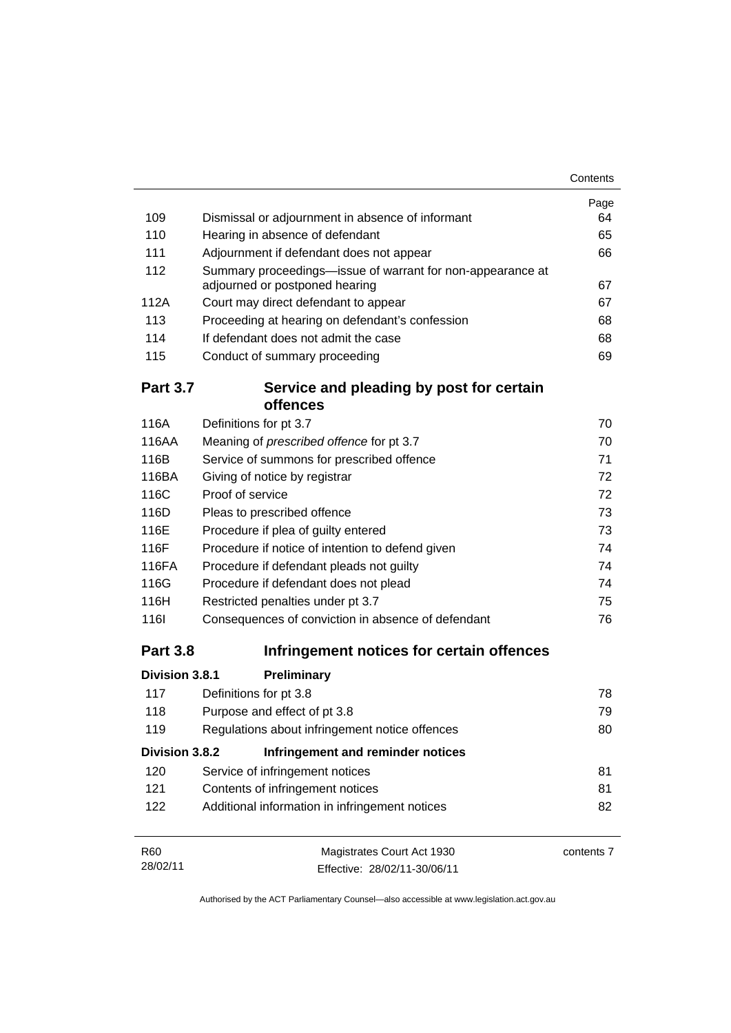| | | Page |
|---|---|---|
| 109 | Dismissal or adjournment in absence of informant | 64 |
| 110 | Hearing in absence of defendant | 65 |
| 111 | Adjournment if defendant does not appear | 66 |
| 112 | Summary proceedings—issue of warrant for non-appearance at adjourned or postponed hearing | 67 |
| 112A | Court may direct defendant to appear | 67 |
| 113 | Proceeding at hearing on defendant's confession | 68 |
| 114 | If defendant does not admit the case | 68 |
| 115 | Conduct of summary proceeding | 69 |

## Part 3.7 Service and pleading by post for certain offences

| | | |
|---|---|---|
| 116A | Definitions for pt 3.7 | 70 |
| 116AA | Meaning of *prescribed offence* for pt 3.7 | 70 |
| 116B | Service of summons for prescribed offence | 71 |
| 116BA | Giving of notice by registrar | 72 |
| 116C | Proof of service | 72 |
| 116D | Pleas to prescribed offence | 73 |
| 116E | Procedure if plea of guilty entered | 73 |
| 116F | Procedure if notice of intention to defend given | 74 |
| 116FA | Procedure if defendant pleads not guilty | 74 |
| 116G | Procedure if defendant does not plead | 74 |
| 116H | Restricted penalties under pt 3.7 | 75 |
| 116I | Consequences of conviction in absence of defendant | 76 |

## Part 3.8 Infringement notices for certain offences

### Division 3.8.1 Preliminary

| | | |
|---|---|---|
| 117 | Definitions for pt 3.8 | 78 |
| 118 | Purpose and effect of pt 3.8 | 79 |
| 119 | Regulations about infringement notice offences | 80 |

### Division 3.8.2 Infringement and reminder notices

| | | |
|---|---|---|
| 120 | Service of infringement notices | 81 |
| 121 | Contents of infringement notices | 81 |
| 122 | Additional information in infringement notices | 82 |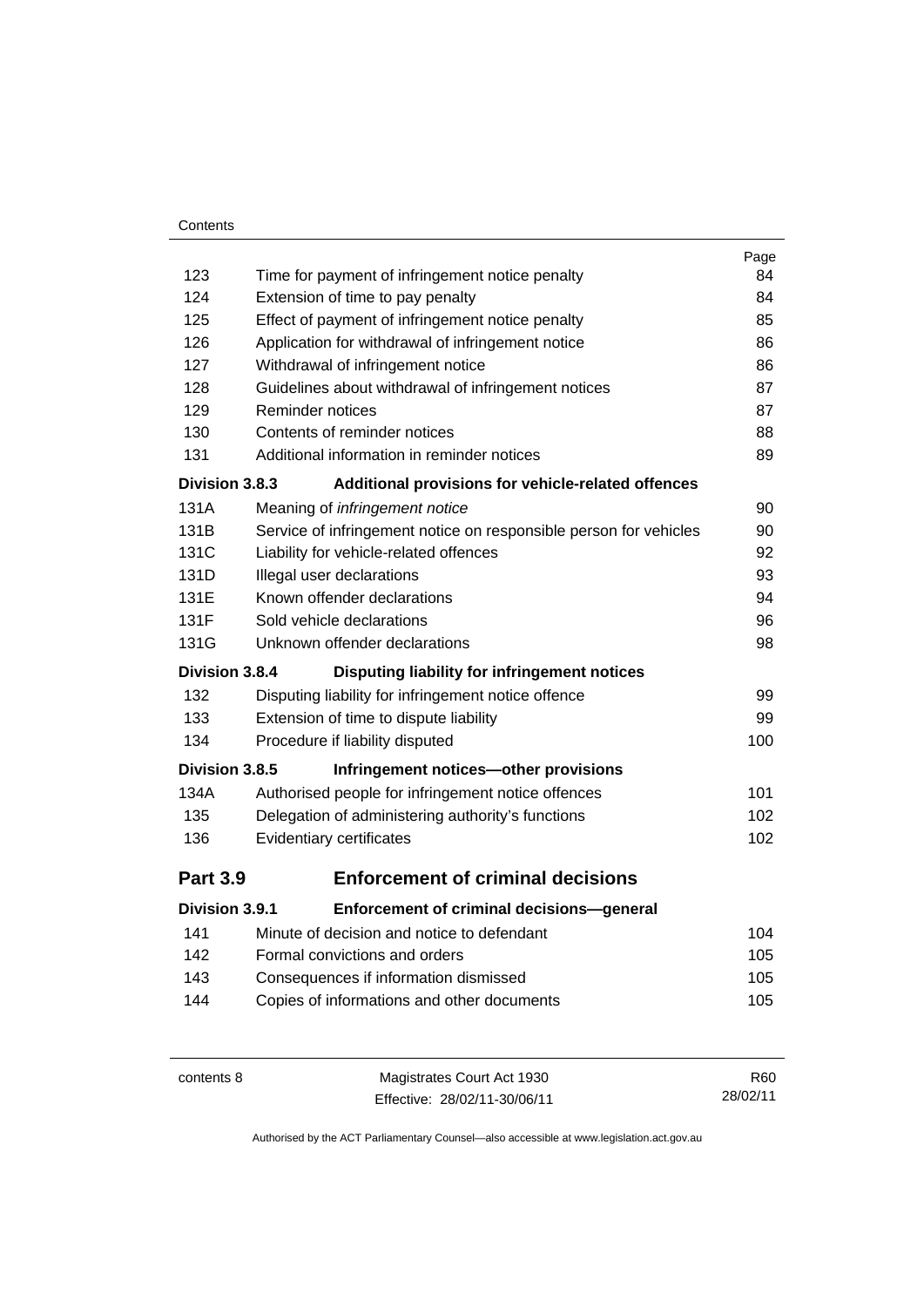| | | Page |
|---|---|---|
| 123 | Time for payment of infringement notice penalty | 84 |
| 124 | Extension of time to pay penalty | 84 |
| 125 | Effect of payment of infringement notice penalty | 85 |
| 126 | Application for withdrawal of infringement notice | 86 |
| 127 | Withdrawal of infringement notice | 86 |
| 128 | Guidelines about withdrawal of infringement notices | 87 |
| 129 | Reminder notices | 87 |
| 130 | Contents of reminder notices | 88 |
| 131 | Additional information in reminder notices | 89 |
| **Division 3.8.3** | **Additional provisions for vehicle-related offences** | |
| 131A | Meaning of *infringement notice* | 90 |
| 131B | Service of infringement notice on responsible person for vehicles | 90 |
| 131C | Liability for vehicle-related offences | 92 |
| 131D | Illegal user declarations | 93 |
| 131E | Known offender declarations | 94 |
| 131F | Sold vehicle declarations | 96 |
| 131G | Unknown offender declarations | 98 |
| **Division 3.8.4** | **Disputing liability for infringement notices** | |
| 132 | Disputing liability for infringement notice offence | 99 |
| 133 | Extension of time to dispute liability | 99 |
| 134 | Procedure if liability disputed | 100 |
| **Division 3.8.5** | **Infringement notices—other provisions** | |
| 134A | Authorised people for infringement notice offences | 101 |
| 135 | Delegation of administering authority's functions | 102 |
| 136 | Evidentiary certificates | 102 |
| **Part 3.9** | **Enforcement of criminal decisions** | |
| **Division 3.9.1** | **Enforcement of criminal decisions—general** | |
| 141 | Minute of decision and notice to defendant | 104 |
| 142 | Formal convictions and orders | 105 |
| 143 | Consequences if information dismissed | 105 |
| 144 | Copies of informations and other documents | 105 |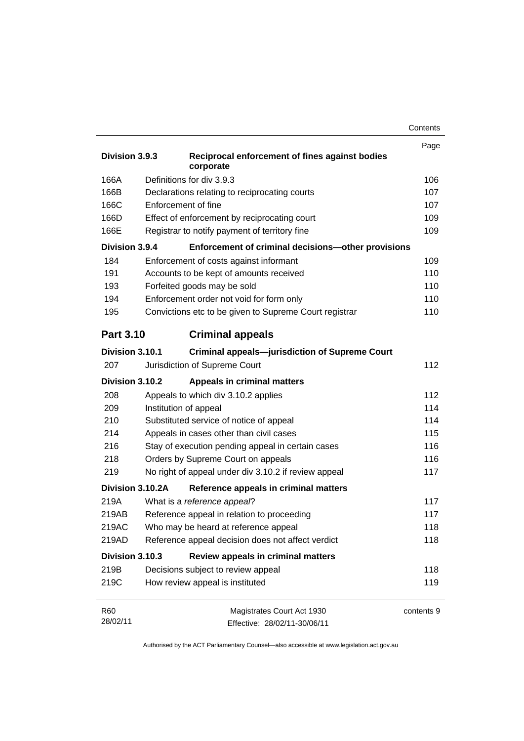| | | Page |
|---|---|---|
| **Division 3.9.3** | **Reciprocal enforcement of fines against bodies corporate** | |
| 166A | Definitions for div 3.9.3 | 106 |
| 166B | Declarations relating to reciprocating courts | 107 |
| 166C | Enforcement of fine | 107 |
| 166D | Effect of enforcement by reciprocating court | 109 |
| 166E | Registrar to notify payment of territory fine | 109 |
| **Division 3.9.4** | **Enforcement of criminal decisions—other provisions** | |
| 184 | Enforcement of costs against informant | 109 |
| 191 | Accounts to be kept of amounts received | 110 |
| 193 | Forfeited goods may be sold | 110 |
| 194 | Enforcement order not void for form only | 110 |
| 195 | Convictions etc to be given to Supreme Court registrar | 110 |
| **Part 3.10** | **Criminal appeals** | |
| **Division 3.10.1** | **Criminal appeals—jurisdiction of Supreme Court** | |
| 207 | Jurisdiction of Supreme Court | 112 |
| **Division 3.10.2** | **Appeals in criminal matters** | |
| 208 | Appeals to which div 3.10.2 applies | 112 |
| 209 | Institution of appeal | 114 |
| 210 | Substituted service of notice of appeal | 114 |
| 214 | Appeals in cases other than civil cases | 115 |
| 216 | Stay of execution pending appeal in certain cases | 116 |
| 218 | Orders by Supreme Court on appeals | 116 |
| 219 | No right of appeal under div 3.10.2 if review appeal | 117 |
| **Division 3.10.2A** | **Reference appeals in criminal matters** | |
| 219A | What is a *reference appeal*? | 117 |
| 219AB | Reference appeal in relation to proceeding | 117 |
| 219AC | Who may be heard at reference appeal | 118 |
| 219AD | Reference appeal decision does not affect verdict | 118 |
| **Division 3.10.3** | **Review appeals in criminal matters** | |
| 219B | Decisions subject to review appeal | 118 |
| 219C | How review appeal is instituted | 119 |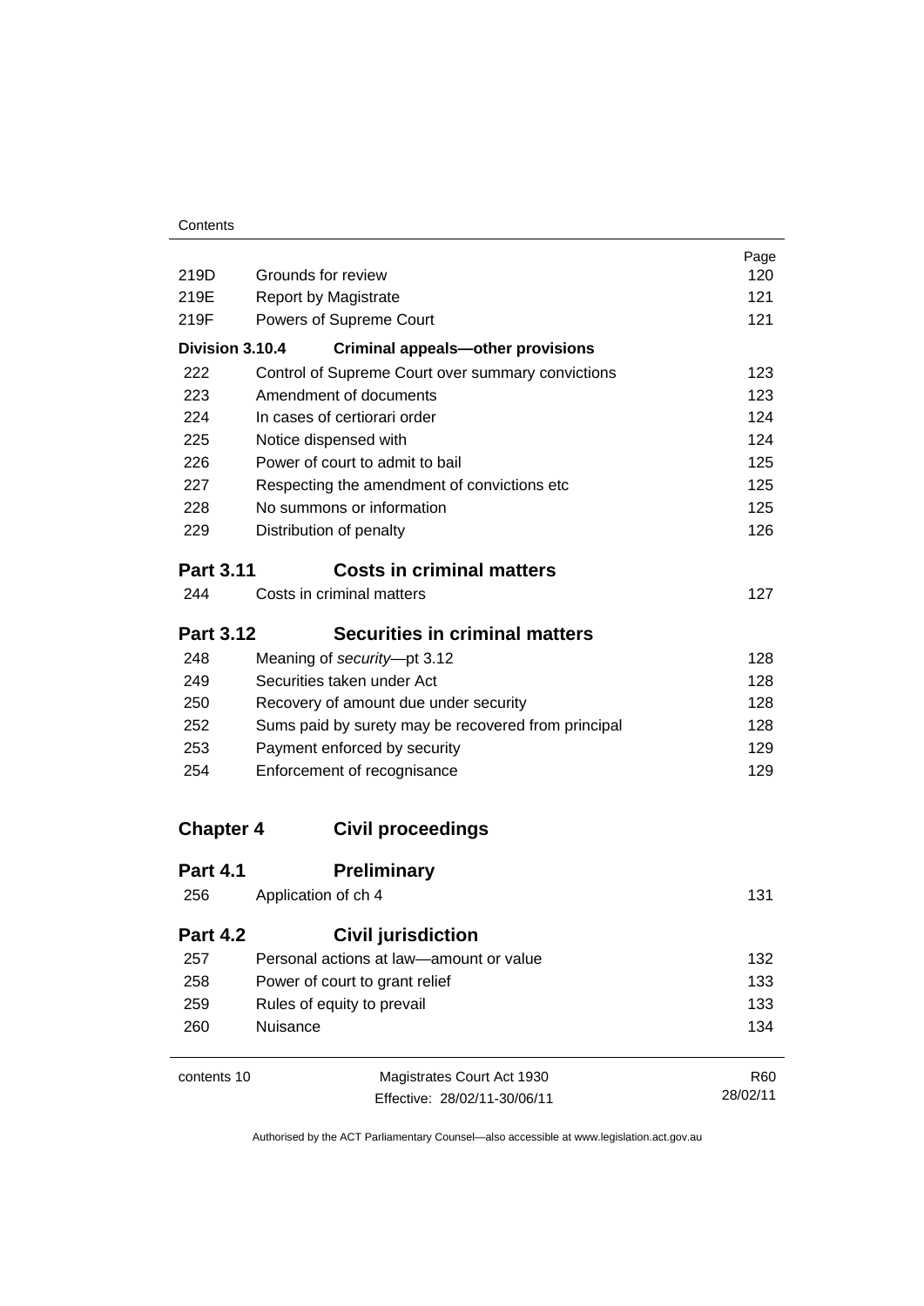| | | Page |
|---|---|---|
| 219D | Grounds for review | 120 |
| 219E | Report by Magistrate | 121 |
| 219F | Powers of Supreme Court | 121 |
| **Division 3.10.4** | **Criminal appeals—other provisions** | |
| 222 | Control of Supreme Court over summary convictions | 123 |
| 223 | Amendment of documents | 123 |
| 224 | In cases of certiorari order | 124 |
| 225 | Notice dispensed with | 124 |
| 226 | Power of court to admit to bail | 125 |
| 227 | Respecting the amendment of convictions etc | 125 |
| 228 | No summons or information | 125 |
| 229 | Distribution of penalty | 126 |

## Part 3.11 Costs in criminal matters

| | | |
|---|---|---|
| 244 | Costs in criminal matters | 127 |

## Part 3.12 Securities in criminal matters

| | | |
|---|---|---|
| 248 | Meaning of *security*—pt 3.12 | 128 |
| 249 | Securities taken under Act | 128 |
| 250 | Recovery of amount due under security | 128 |
| 252 | Sums paid by surety may be recovered from principal | 128 |
| 253 | Payment enforced by security | 129 |
| 254 | Enforcement of recognisance | 129 |

# Chapter 4 Civil proceedings

## Part 4.1 Preliminary

| | | |
|---|---|---|
| 256 | Application of ch 4 | 131 |

## Part 4.2 Civil jurisdiction

| | | |
|---|---|---|
| 257 | Personal actions at law—amount or value | 132 |
| 258 | Power of court to grant relief | 133 |
| 259 | Rules of equity to prevail | 133 |
| 260 | Nuisance | 134 |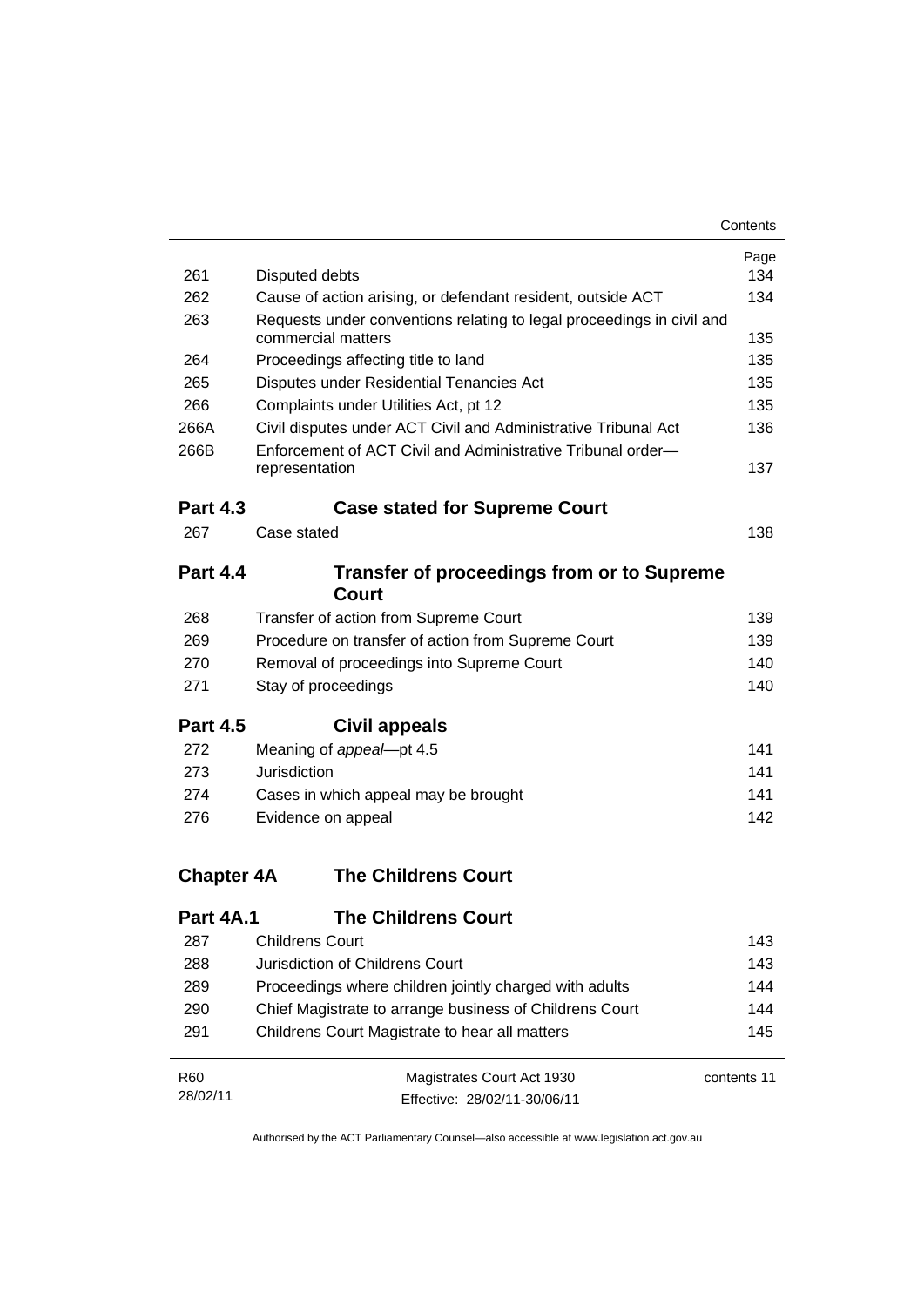| | | Page |
|---|---|---|
| 261 | Disputed debts | 134 |
| 262 | Cause of action arising, or defendant resident, outside ACT | 134 |
| 263 | Requests under conventions relating to legal proceedings in civil and commercial matters | 135 |
| 264 | Proceedings affecting title to land | 135 |
| 265 | Disputes under Residential Tenancies Act | 135 |
| 266 | Complaints under Utilities Act, pt 12 | 135 |
| 266A | Civil disputes under ACT Civil and Administrative Tribunal Act | 136 |
| 266B | Enforcement of ACT Civil and Administrative Tribunal order—representation | 137 |

### Part 4.3 Case stated for Supreme Court

| | | |
|---|---|---|
| 267 | Case stated | 138 |

### Part 4.4 Transfer of proceedings from or to Supreme Court

| | | |
|---|---|---|
| 268 | Transfer of action from Supreme Court | 139 |
| 269 | Procedure on transfer of action from Supreme Court | 139 |
| 270 | Removal of proceedings into Supreme Court | 140 |
| 271 | Stay of proceedings | 140 |

### Part 4.5 Civil appeals

| | | |
|---|---|---|
| 272 | Meaning of *appeal*—pt 4.5 | 141 |
| 273 | Jurisdiction | 141 |
| 274 | Cases in which appeal may be brought | 141 |
| 276 | Evidence on appeal | 142 |

## Chapter 4A The Childrens Court

### Part 4A.1 The Childrens Court

| | | |
|---|---|---|
| 287 | Childrens Court | 143 |
| 288 | Jurisdiction of Childrens Court | 143 |
| 289 | Proceedings where children jointly charged with adults | 144 |
| 290 | Chief Magistrate to arrange business of Childrens Court | 144 |
| 291 | Childrens Court Magistrate to hear all matters | 145 |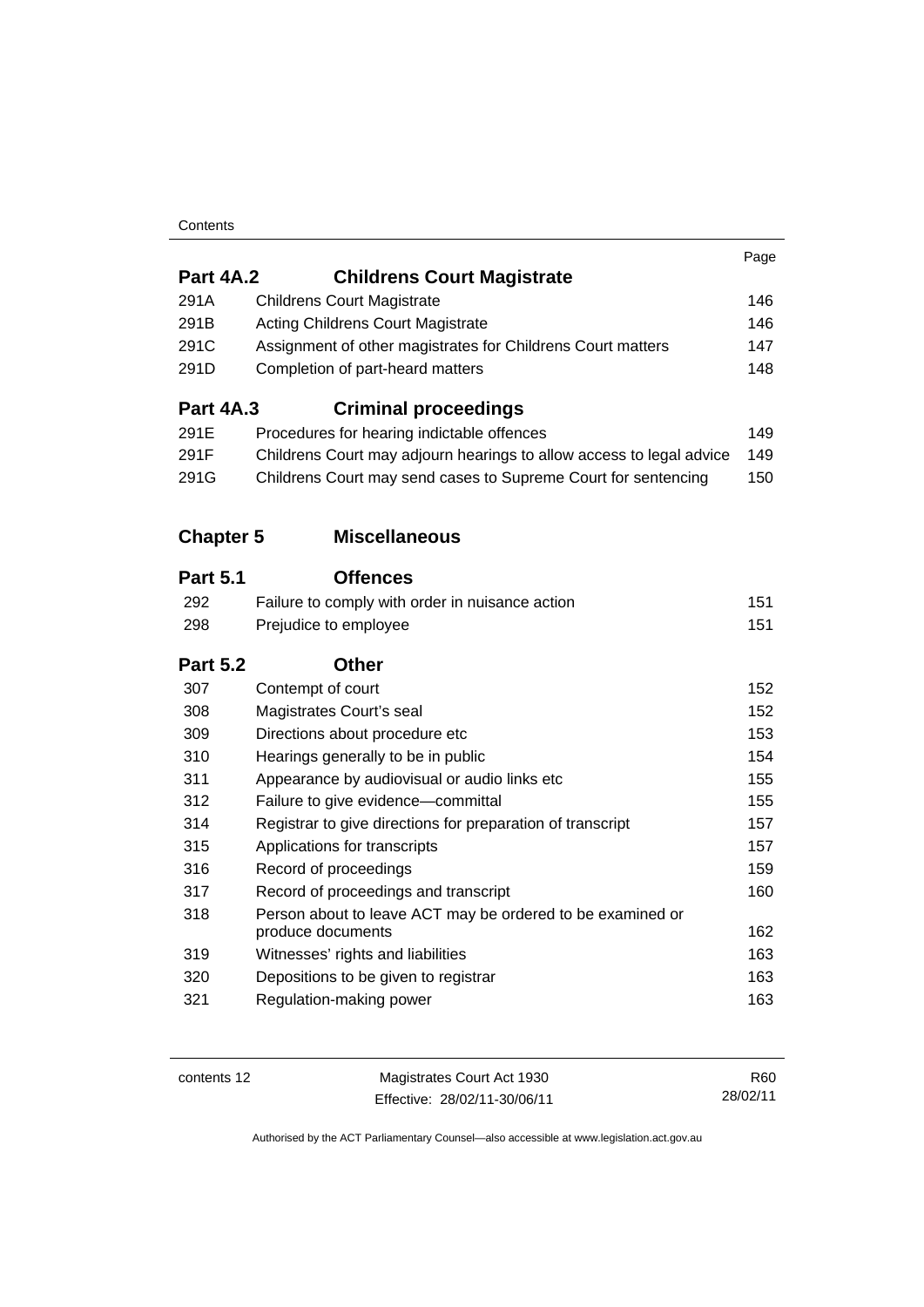| | | Page |
|---|---|---|
| **Part 4A.2** | **Childrens Court Magistrate** | |
| 291A | Childrens Court Magistrate | 146 |
| 291B | Acting Childrens Court Magistrate | 146 |
| 291C | Assignment of other magistrates for Childrens Court matters | 147 |
| 291D | Completion of part-heard matters | 148 |
| **Part 4A.3** | **Criminal proceedings** | |
| 291E | Procedures for hearing indictable offences | 149 |
| 291F | Childrens Court may adjourn hearings to allow access to legal advice | 149 |
| 291G | Childrens Court may send cases to Supreme Court for sentencing | 150 |
| **Chapter 5** | **Miscellaneous** | |
| **Part 5.1** | **Offences** | |
| 292 | Failure to comply with order in nuisance action | 151 |
| 298 | Prejudice to employee | 151 |
| **Part 5.2** | **Other** | |
| 307 | Contempt of court | 152 |
| 308 | Magistrates Court's seal | 152 |
| 309 | Directions about procedure etc | 153 |
| 310 | Hearings generally to be in public | 154 |
| 311 | Appearance by audiovisual or audio links etc | 155 |
| 312 | Failure to give evidence—committal | 155 |
| 314 | Registrar to give directions for preparation of transcript | 157 |
| 315 | Applications for transcripts | 157 |
| 316 | Record of proceedings | 159 |
| 317 | Record of proceedings and transcript | 160 |
| 318 | Person about to leave ACT may be ordered to be examined or produce documents | 162 |
| 319 | Witnesses' rights and liabilities | 163 |
| 320 | Depositions to be given to registrar | 163 |
| 321 | Regulation-making power | 163 |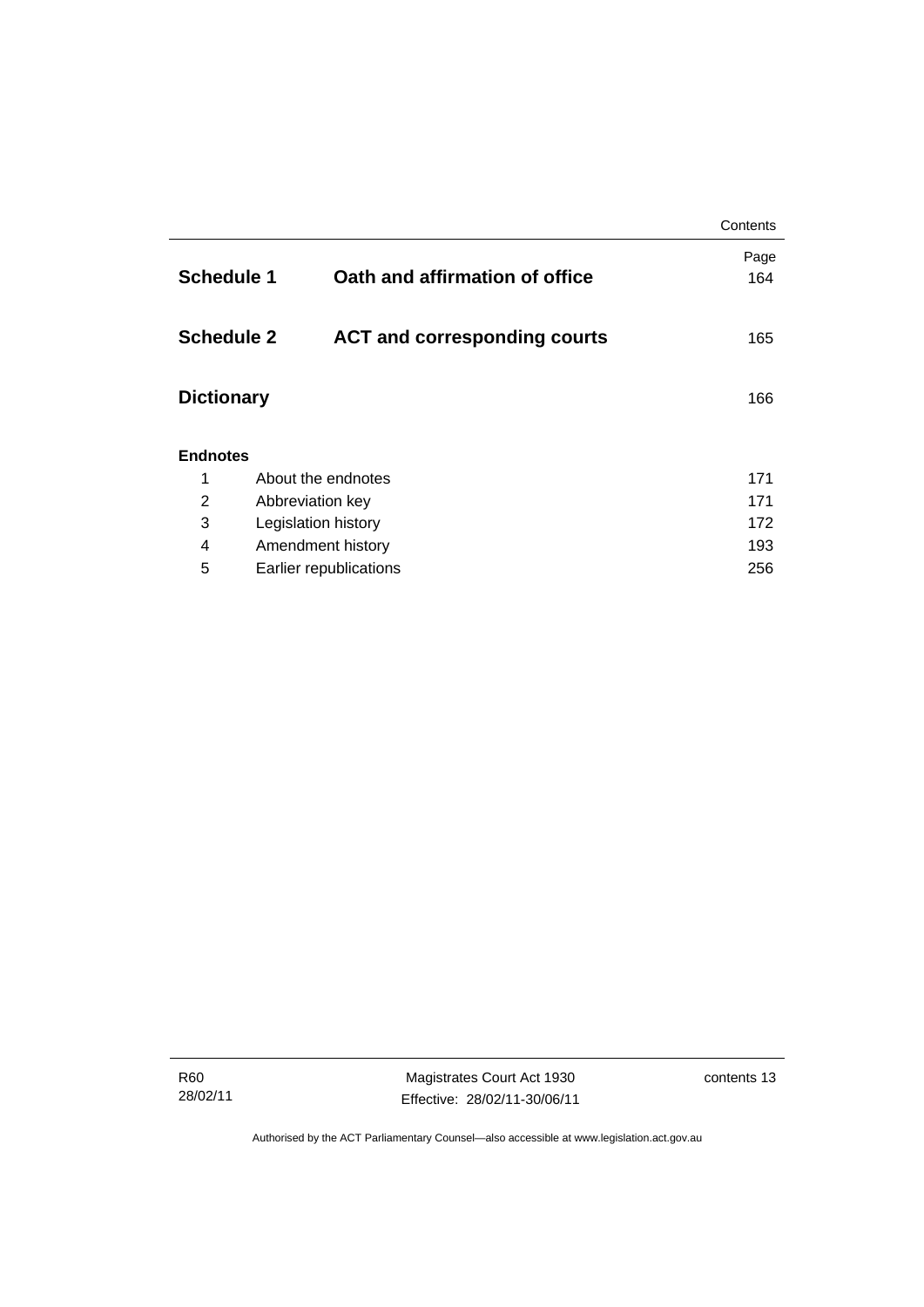| | | Page |
|---|---|---|
| **Schedule 1** | **Oath and affirmation of office** | 164 |
| **Schedule 2** | **ACT and corresponding courts** | 165 |
| **Dictionary** | | 166 |

**Endnotes**

| | | |
|---|---|---|
| 1 | About the endnotes | 171 |
| 2 | Abbreviation key | 171 |
| 3 | Legislation history | 172 |
| 4 | Amendment history | 193 |
| 5 | Earlier republications | 256 |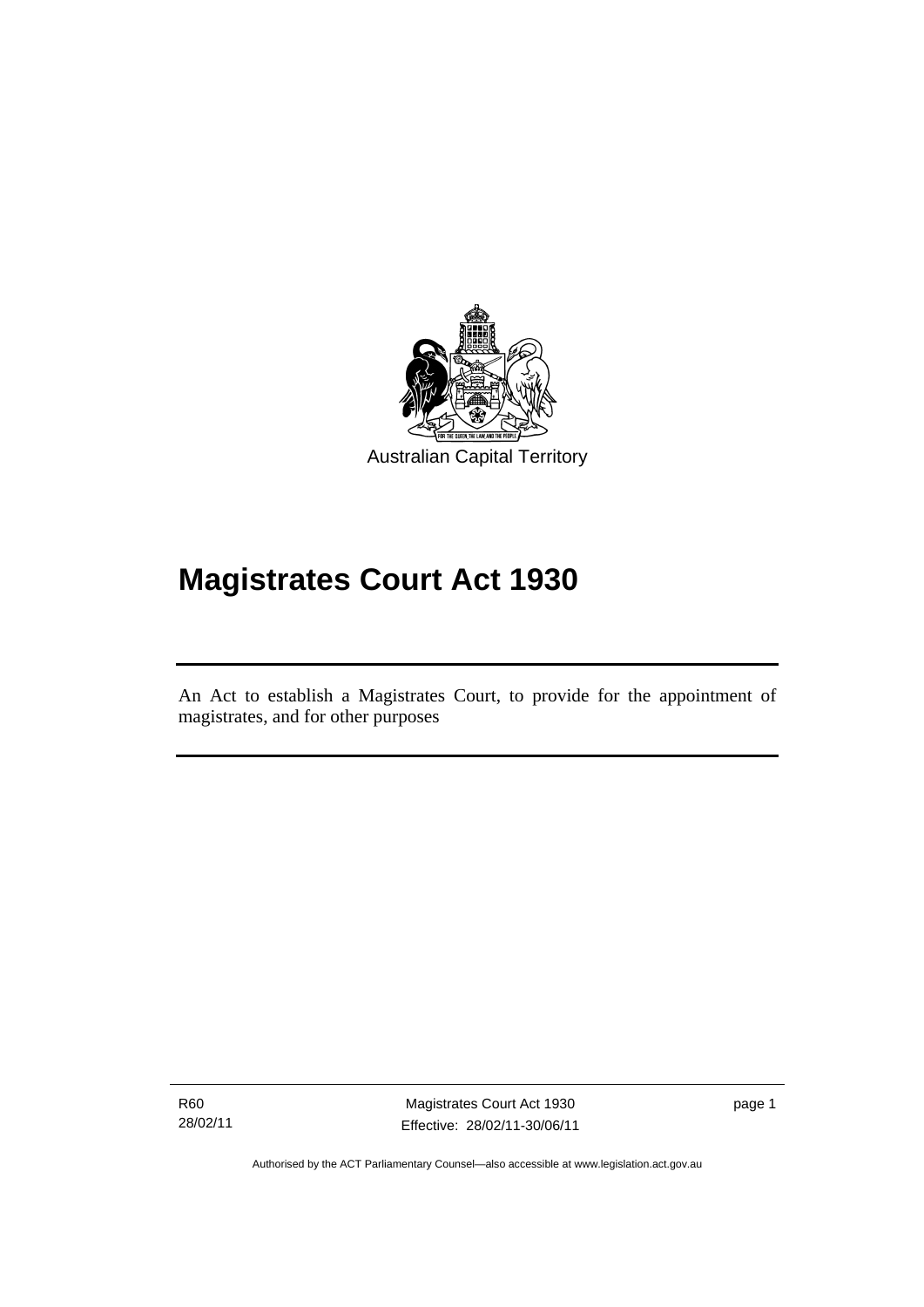Australian Capital Territory

# Magistrates Court Act 1930

An Act to establish a Magistrates Court, to provide for the appointment of magistrates, and for other purposes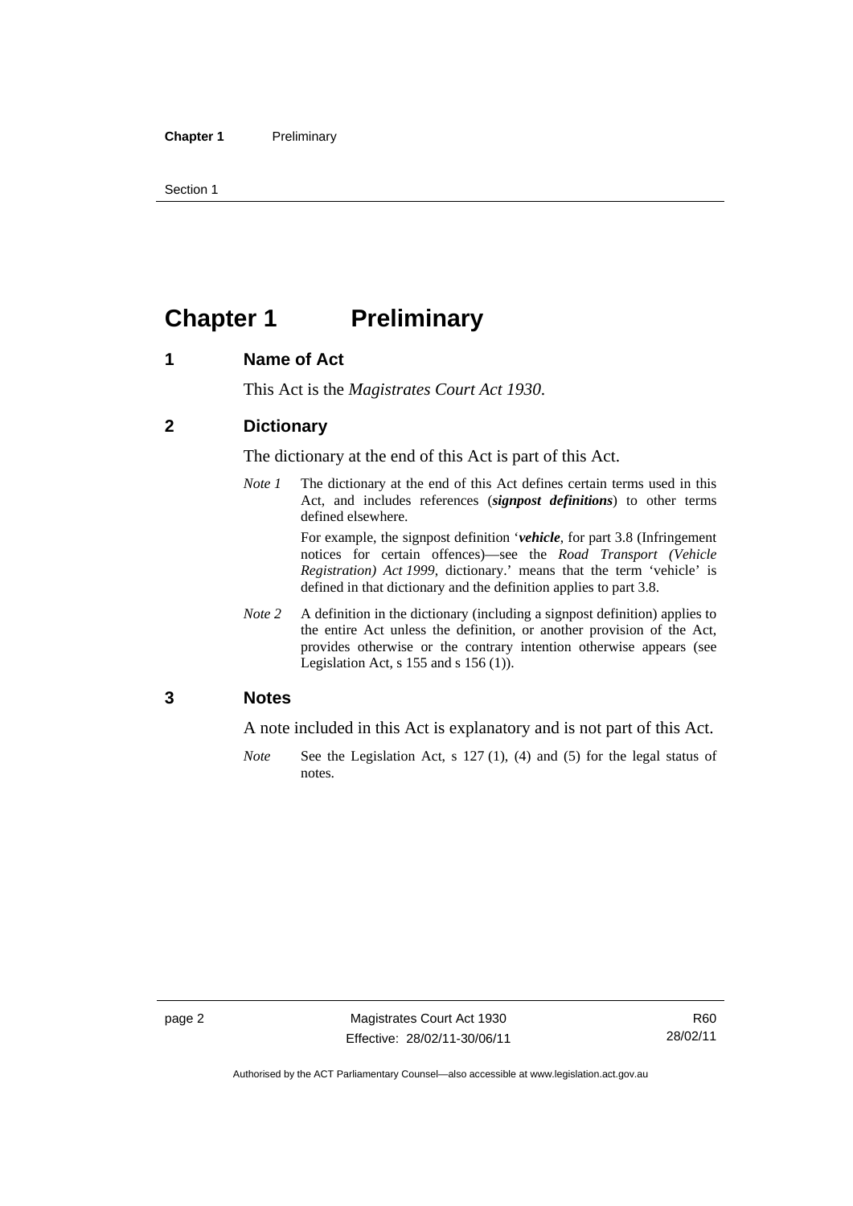# Chapter 1 Preliminary

## 1 Name of Act

This Act is the *Magistrates Court Act 1930*.

## 2 Dictionary

The dictionary at the end of this Act is part of this Act.

*Note 1* The dictionary at the end of this Act defines certain terms used in this Act, and includes references (***signpost definitions***) to other terms defined elsewhere.

For example, the signpost definition '***vehicle***, for part 3.8 (Infringement notices for certain offences)—see the *Road Transport (Vehicle Registration) Act 1999*, dictionary.' means that the term 'vehicle' is defined in that dictionary and the definition applies to part 3.8.

*Note 2* A definition in the dictionary (including a signpost definition) applies to the entire Act unless the definition, or another provision of the Act, provides otherwise or the contrary intention otherwise appears (see Legislation Act, s 155 and s 156 (1)).

## 3 Notes

A note included in this Act is explanatory and is not part of this Act.

*Note* See the Legislation Act, s 127 (1), (4) and (5) for the legal status of notes.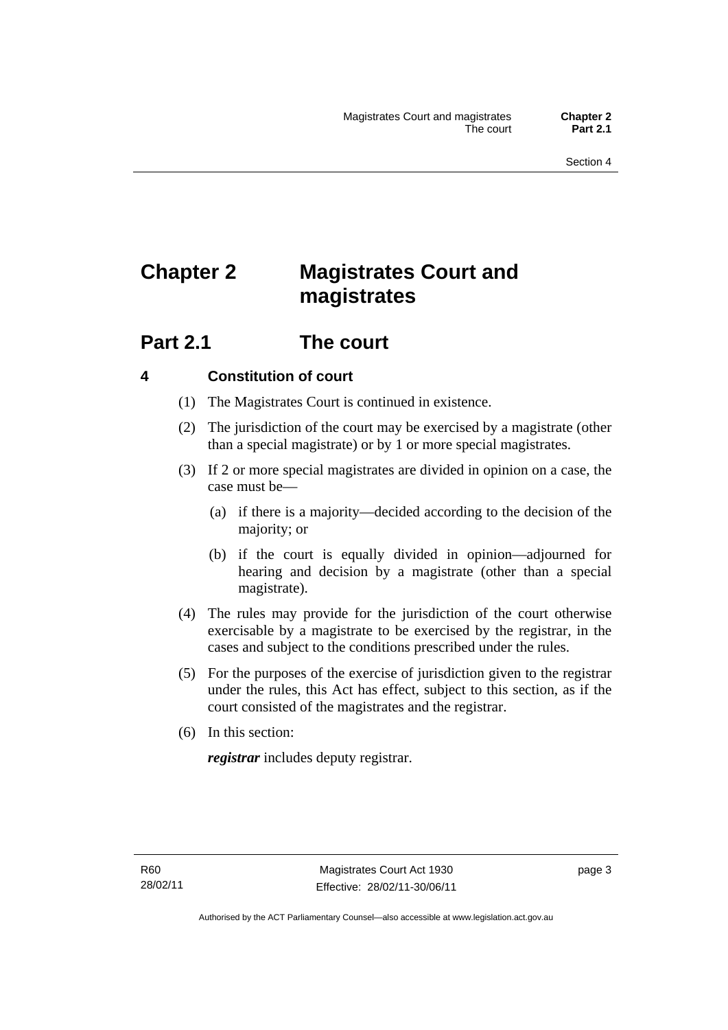# Chapter 2 Magistrates Court and magistrates

## Part 2.1 The court

### 4 Constitution of court

(1) The Magistrates Court is continued in existence.

(2) The jurisdiction of the court may be exercised by a magistrate (other than a special magistrate) or by 1 or more special magistrates.

(3) If 2 or more special magistrates are divided in opinion on a case, the case must be—

(a) if there is a majority—decided according to the decision of the majority; or

(b) if the court is equally divided in opinion—adjourned for hearing and decision by a magistrate (other than a special magistrate).

(4) The rules may provide for the jurisdiction of the court otherwise exercisable by a magistrate to be exercised by the registrar, in the cases and subject to the conditions prescribed under the rules.

(5) For the purposes of the exercise of jurisdiction given to the registrar under the rules, this Act has effect, subject to this section, as if the court consisted of the magistrates and the registrar.

(6) In this section:

***registrar*** includes deputy registrar.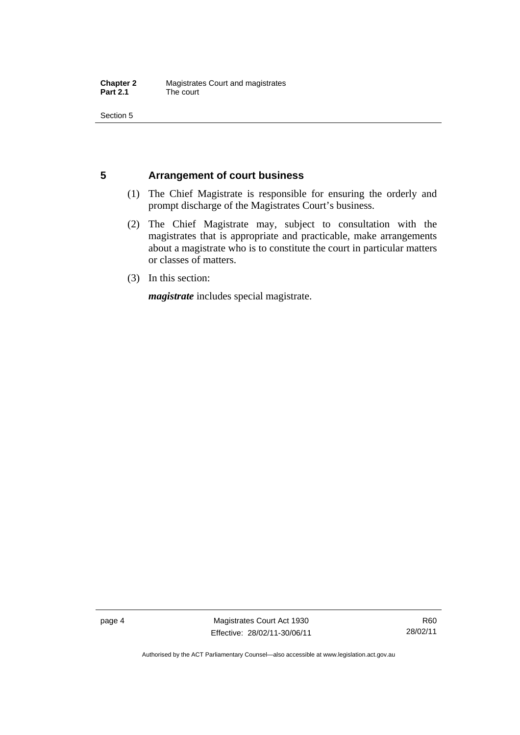## 5 Arrangement of court business

(1) The Chief Magistrate is responsible for ensuring the orderly and prompt discharge of the Magistrates Court's business.

(2) The Chief Magistrate may, subject to consultation with the magistrates that is appropriate and practicable, make arrangements about a magistrate who is to constitute the court in particular matters or classes of matters.

(3) In this section:

***magistrate*** includes special magistrate.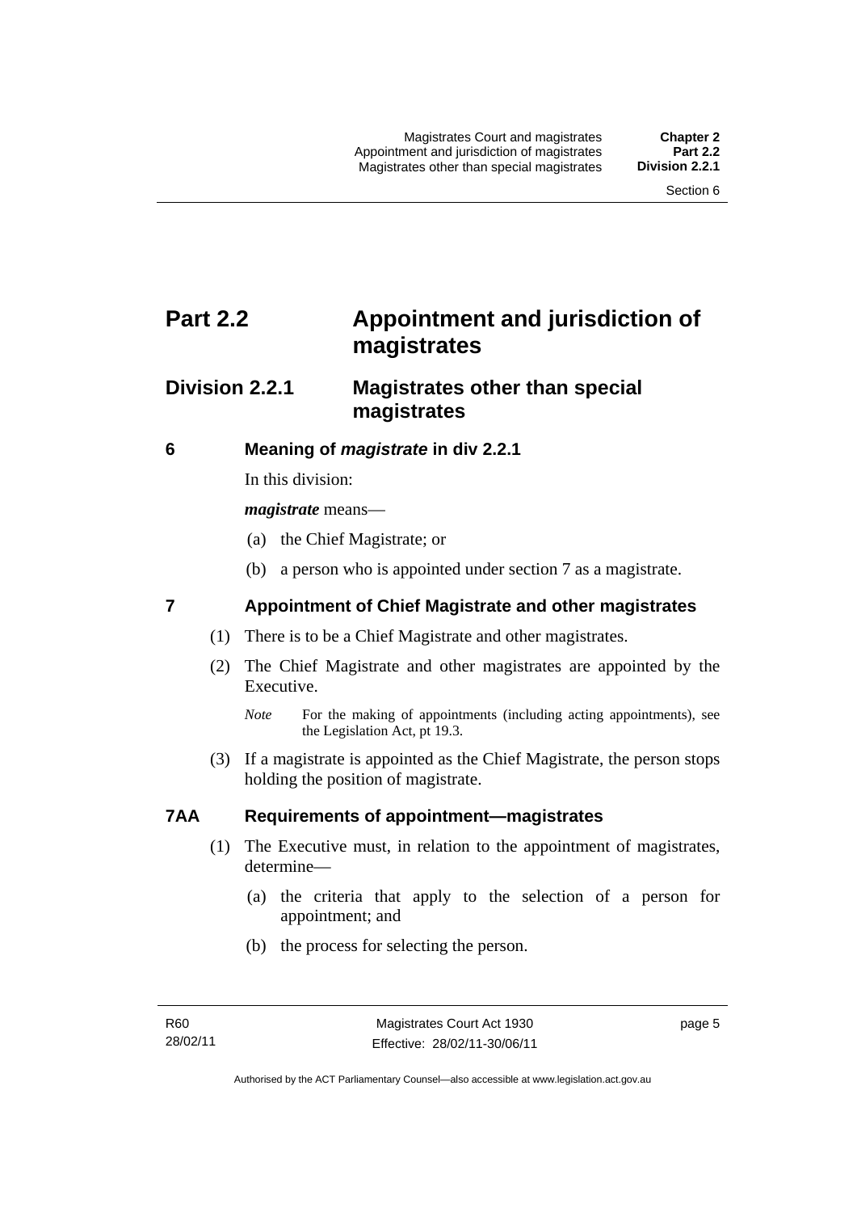# Part 2.2 Appointment and jurisdiction of magistrates

## Division 2.2.1 Magistrates other than special magistrates

### 6 Meaning of *magistrate* in div 2.2.1

In this division:

***magistrate*** means—

(a) the Chief Magistrate; or

(b) a person who is appointed under section 7 as a magistrate.

### 7 Appointment of Chief Magistrate and other magistrates

(1) There is to be a Chief Magistrate and other magistrates.

(2) The Chief Magistrate and other magistrates are appointed by the Executive.

*Note* For the making of appointments (including acting appointments), see the Legislation Act, pt 19.3.

(3) If a magistrate is appointed as the Chief Magistrate, the person stops holding the position of magistrate.

### 7AA Requirements of appointment—magistrates

(1) The Executive must, in relation to the appointment of magistrates, determine—

(a) the criteria that apply to the selection of a person for appointment; and

(b) the process for selecting the person.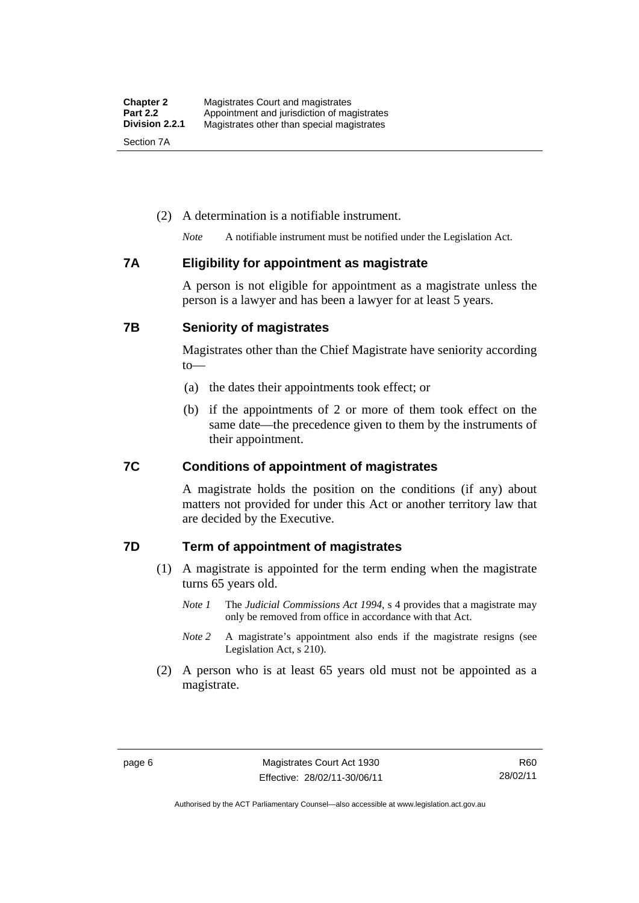(2) A determination is a notifiable instrument.

*Note* A notifiable instrument must be notified under the Legislation Act.

### 7A Eligibility for appointment as magistrate

A person is not eligible for appointment as a magistrate unless the person is a lawyer and has been a lawyer for at least 5 years.

### 7B Seniority of magistrates

Magistrates other than the Chief Magistrate have seniority according to—

(a) the dates their appointments took effect; or

(b) if the appointments of 2 or more of them took effect on the same date—the precedence given to them by the instruments of their appointment.

### 7C Conditions of appointment of magistrates

A magistrate holds the position on the conditions (if any) about matters not provided for under this Act or another territory law that are decided by the Executive.

### 7D Term of appointment of magistrates

(1) A magistrate is appointed for the term ending when the magistrate turns 65 years old.

*Note 1* The *Judicial Commissions Act 1994*, s 4 provides that a magistrate may only be removed from office in accordance with that Act.

*Note 2* A magistrate's appointment also ends if the magistrate resigns (see Legislation Act, s 210).

(2) A person who is at least 65 years old must not be appointed as a magistrate.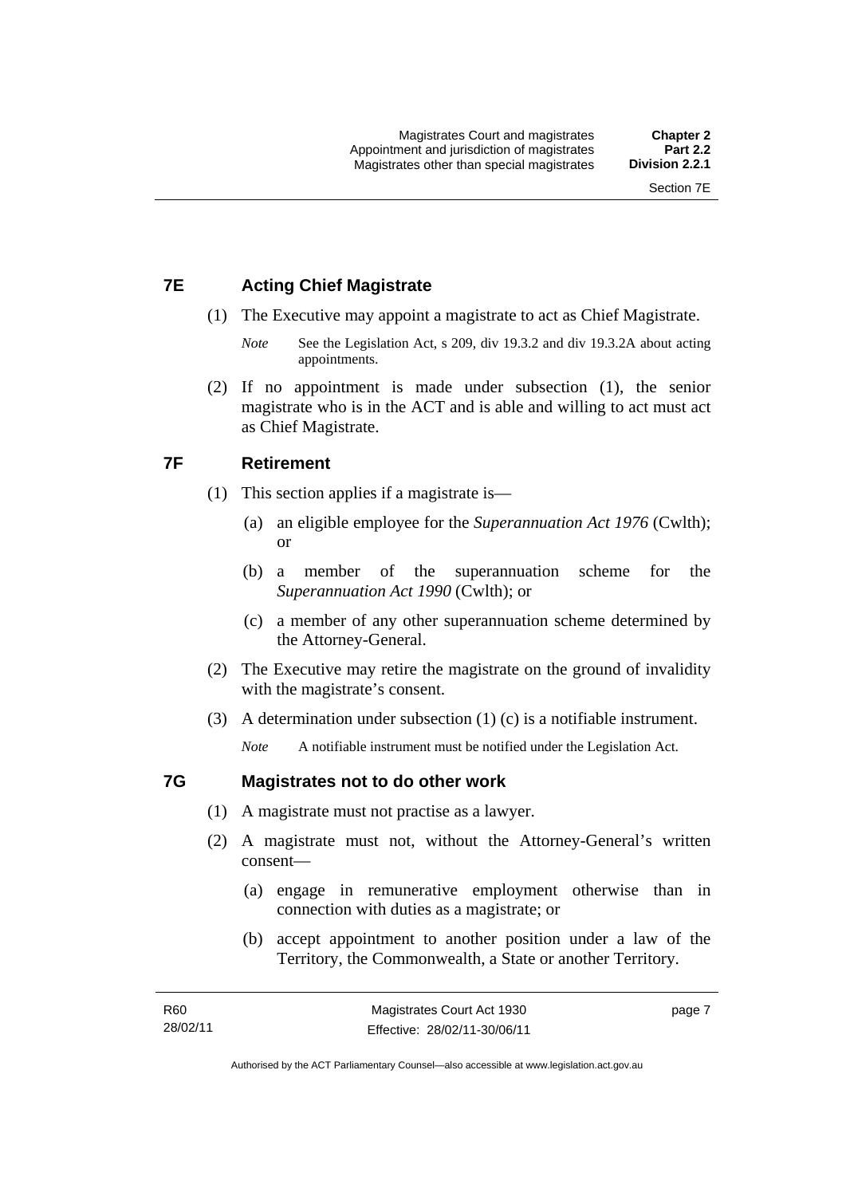## 7E Acting Chief Magistrate

(1) The Executive may appoint a magistrate to act as Chief Magistrate.

*Note* See the Legislation Act, s 209, div 19.3.2 and div 19.3.2A about acting appointments.

(2) If no appointment is made under subsection (1), the senior magistrate who is in the ACT and is able and willing to act must act as Chief Magistrate.

## 7F Retirement

(1) This section applies if a magistrate is—

(a) an eligible employee for the *Superannuation Act 1976* (Cwlth); or

(b) a member of the superannuation scheme for the *Superannuation Act 1990* (Cwlth); or

(c) a member of any other superannuation scheme determined by the Attorney-General.

(2) The Executive may retire the magistrate on the ground of invalidity with the magistrate's consent.

(3) A determination under subsection (1) (c) is a notifiable instrument.

*Note* A notifiable instrument must be notified under the Legislation Act.

## 7G Magistrates not to do other work

(1) A magistrate must not practise as a lawyer.

(2) A magistrate must not, without the Attorney-General's written consent—

(a) engage in remunerative employment otherwise than in connection with duties as a magistrate; or

(b) accept appointment to another position under a law of the Territory, the Commonwealth, a State or another Territory.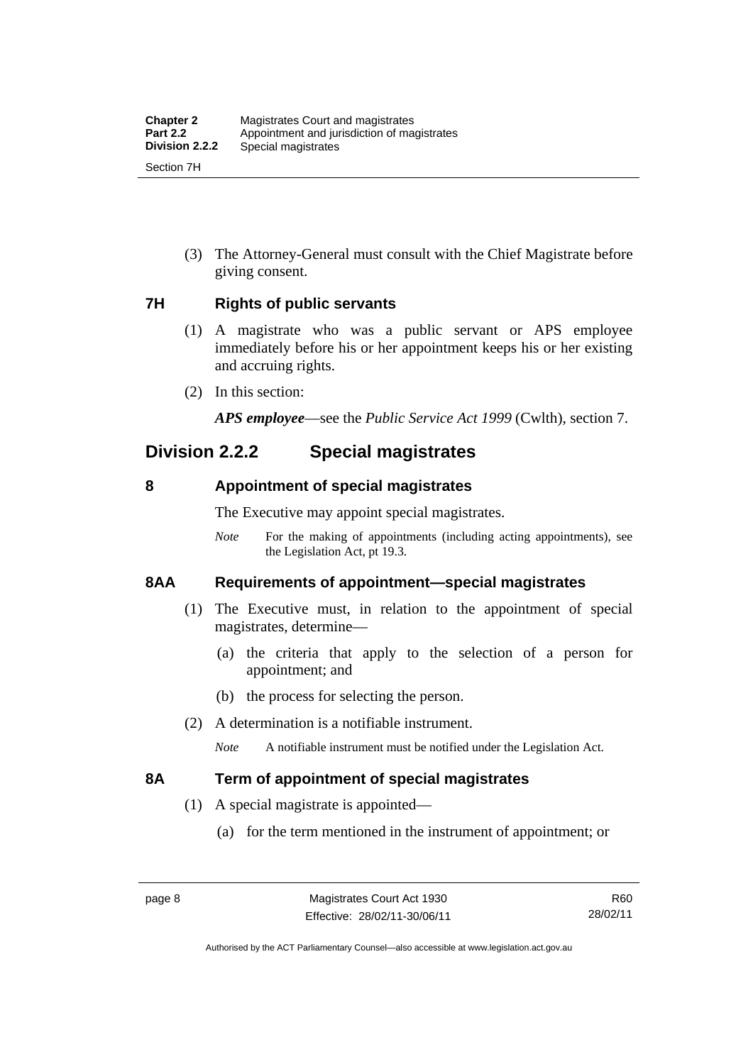(3) The Attorney-General must consult with the Chief Magistrate before giving consent.

### 7H Rights of public servants

(1) A magistrate who was a public servant or APS employee immediately before his or her appointment keeps his or her existing and accruing rights.

(2) In this section:

***APS employee***—see the *Public Service Act 1999* (Cwlth), section 7.

## Division 2.2.2 Special magistrates

### 8 Appointment of special magistrates

The Executive may appoint special magistrates.

*Note* For the making of appointments (including acting appointments), see the Legislation Act, pt 19.3.

### 8AA Requirements of appointment—special magistrates

(1) The Executive must, in relation to the appointment of special magistrates, determine—

(a) the criteria that apply to the selection of a person for appointment; and

(b) the process for selecting the person.

(2) A determination is a notifiable instrument.

*Note* A notifiable instrument must be notified under the Legislation Act.

### 8A Term of appointment of special magistrates

(1) A special magistrate is appointed—

(a) for the term mentioned in the instrument of appointment; or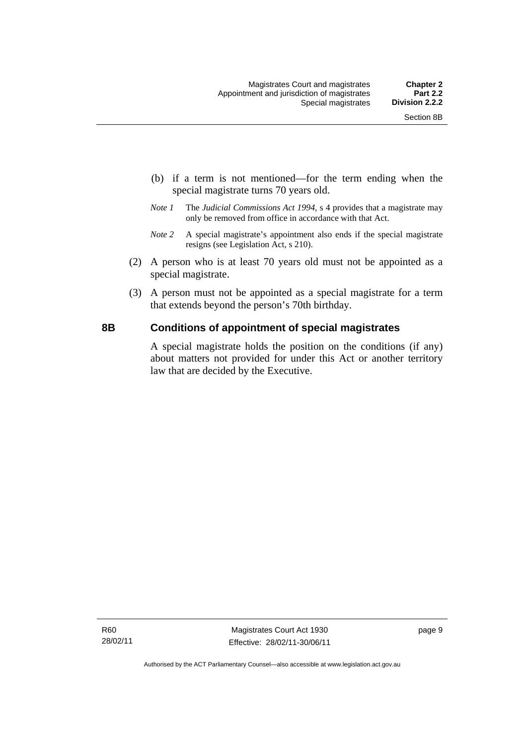(b) if a term is not mentioned—for the term ending when the special magistrate turns 70 years old.

*Note 1* The *Judicial Commissions Act 1994*, s 4 provides that a magistrate may only be removed from office in accordance with that Act.

*Note 2* A special magistrate's appointment also ends if the special magistrate resigns (see Legislation Act, s 210).

(2) A person who is at least 70 years old must not be appointed as a special magistrate.

(3) A person must not be appointed as a special magistrate for a term that extends beyond the person's 70th birthday.

## 8B Conditions of appointment of special magistrates

A special magistrate holds the position on the conditions (if any) about matters not provided for under this Act or another territory law that are decided by the Executive.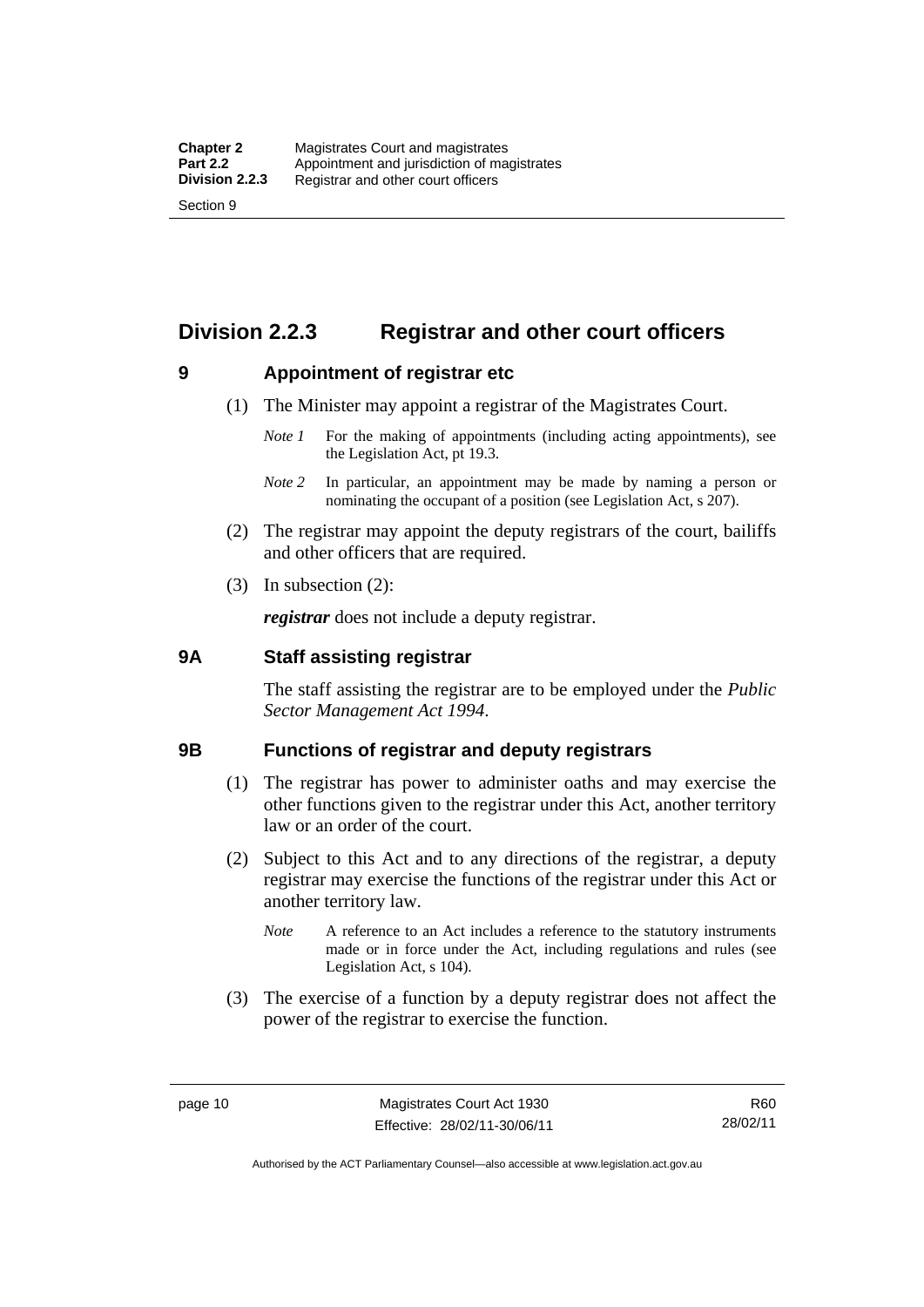## Division 2.2.3 Registrar and other court officers

### 9 Appointment of registrar etc

(1) The Minister may appoint a registrar of the Magistrates Court.

*Note 1* For the making of appointments (including acting appointments), see the Legislation Act, pt 19.3.

*Note 2* In particular, an appointment may be made by naming a person or nominating the occupant of a position (see Legislation Act, s 207).

(2) The registrar may appoint the deputy registrars of the court, bailiffs and other officers that are required.

(3) In subsection (2):

***registrar*** does not include a deputy registrar.

### 9A Staff assisting registrar

The staff assisting the registrar are to be employed under the *Public Sector Management Act 1994*.

### 9B Functions of registrar and deputy registrars

(1) The registrar has power to administer oaths and may exercise the other functions given to the registrar under this Act, another territory law or an order of the court.

(2) Subject to this Act and to any directions of the registrar, a deputy registrar may exercise the functions of the registrar under this Act or another territory law.

*Note* A reference to an Act includes a reference to the statutory instruments made or in force under the Act, including regulations and rules (see Legislation Act, s 104).

(3) The exercise of a function by a deputy registrar does not affect the power of the registrar to exercise the function.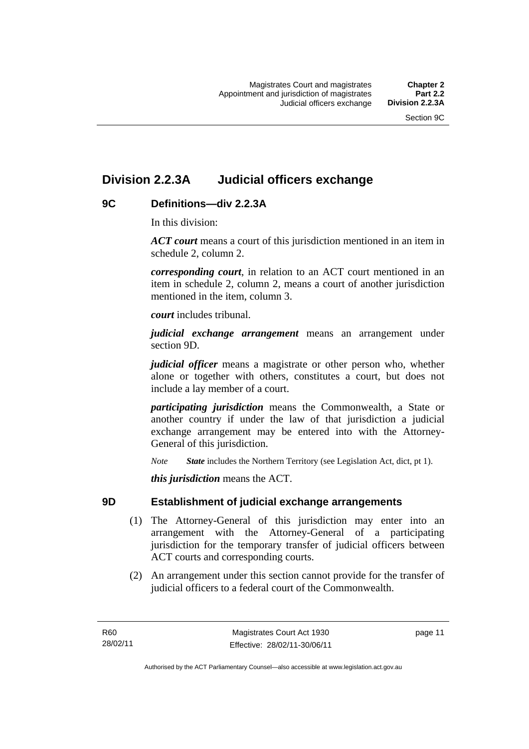## Division 2.2.3A Judicial officers exchange

### 9C Definitions—div 2.2.3A

In this division:

***ACT court*** means a court of this jurisdiction mentioned in an item in schedule 2, column 2.

***corresponding court***, in relation to an ACT court mentioned in an item in schedule 2, column 2, means a court of another jurisdiction mentioned in the item, column 3.

***court*** includes tribunal.

***judicial exchange arrangement*** means an arrangement under section 9D.

***judicial officer*** means a magistrate or other person who, whether alone or together with others, constitutes a court, but does not include a lay member of a court.

***participating jurisdiction*** means the Commonwealth, a State or another country if under the law of that jurisdiction a judicial exchange arrangement may be entered into with the Attorney-General of this jurisdiction.

*Note* ***State*** includes the Northern Territory (see Legislation Act, dict, pt 1).

***this jurisdiction*** means the ACT.

### 9D Establishment of judicial exchange arrangements

(1) The Attorney-General of this jurisdiction may enter into an arrangement with the Attorney-General of a participating jurisdiction for the temporary transfer of judicial officers between ACT courts and corresponding courts.

(2) An arrangement under this section cannot provide for the transfer of judicial officers to a federal court of the Commonwealth.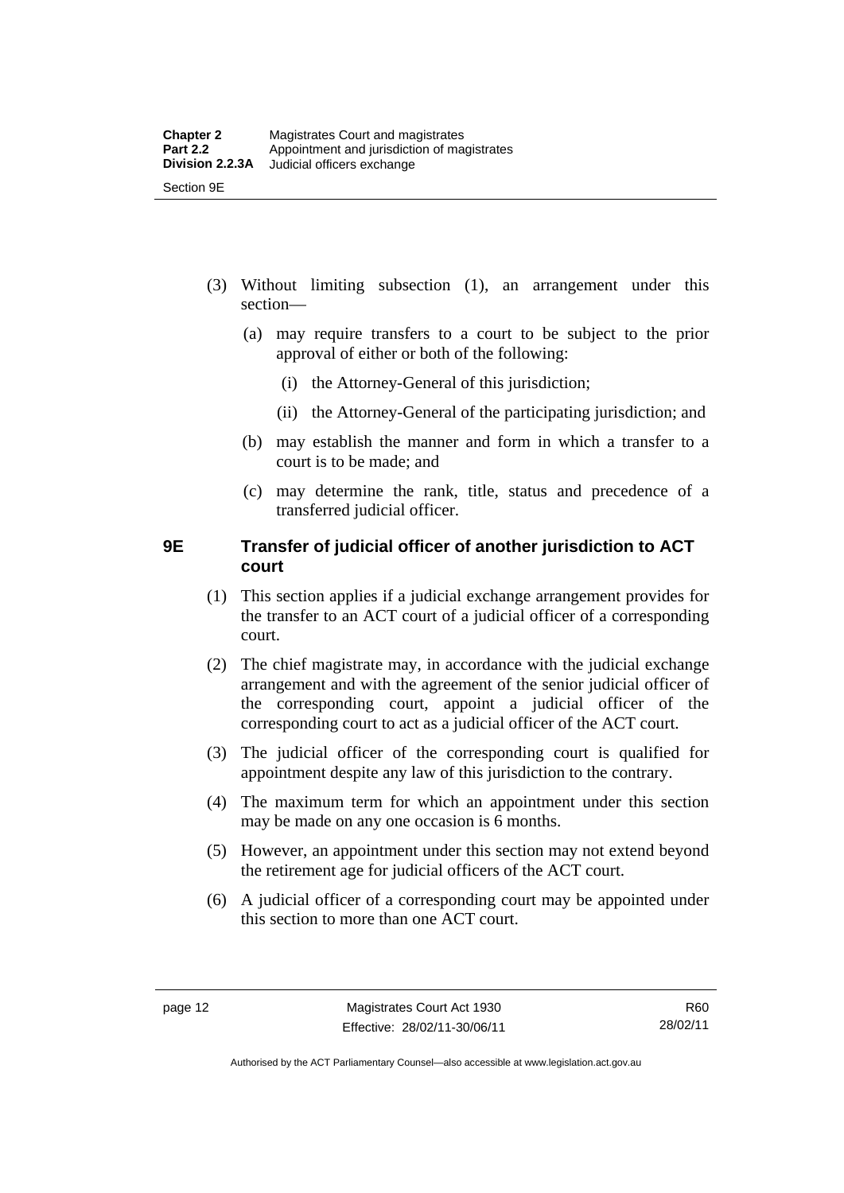(3) Without limiting subsection (1), an arrangement under this section—

(a) may require transfers to a court to be subject to the prior approval of either or both of the following:

(i) the Attorney-General of this jurisdiction;

(ii) the Attorney-General of the participating jurisdiction; and

(b) may establish the manner and form in which a transfer to a court is to be made; and

(c) may determine the rank, title, status and precedence of a transferred judicial officer.

## 9E Transfer of judicial officer of another jurisdiction to ACT court

(1) This section applies if a judicial exchange arrangement provides for the transfer to an ACT court of a judicial officer of a corresponding court.

(2) The chief magistrate may, in accordance with the judicial exchange arrangement and with the agreement of the senior judicial officer of the corresponding court, appoint a judicial officer of the corresponding court to act as a judicial officer of the ACT court.

(3) The judicial officer of the corresponding court is qualified for appointment despite any law of this jurisdiction to the contrary.

(4) The maximum term for which an appointment under this section may be made on any one occasion is 6 months.

(5) However, an appointment under this section may not extend beyond the retirement age for judicial officers of the ACT court.

(6) A judicial officer of a corresponding court may be appointed under this section to more than one ACT court.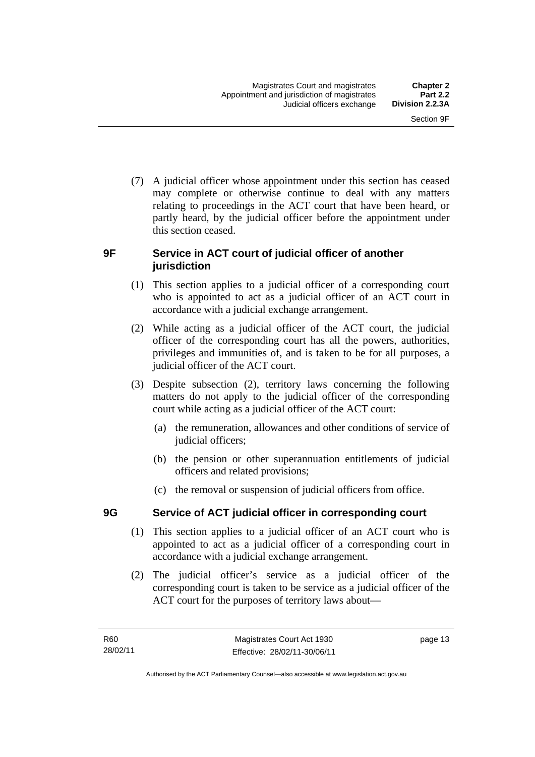(7) A judicial officer whose appointment under this section has ceased may complete or otherwise continue to deal with any matters relating to proceedings in the ACT court that have been heard, or partly heard, by the judicial officer before the appointment under this section ceased.

## 9F Service in ACT court of judicial officer of another jurisdiction

(1) This section applies to a judicial officer of a corresponding court who is appointed to act as a judicial officer of an ACT court in accordance with a judicial exchange arrangement.

(2) While acting as a judicial officer of the ACT court, the judicial officer of the corresponding court has all the powers, authorities, privileges and immunities of, and is taken to be for all purposes, a judicial officer of the ACT court.

(3) Despite subsection (2), territory laws concerning the following matters do not apply to the judicial officer of the corresponding court while acting as a judicial officer of the ACT court:

(a) the remuneration, allowances and other conditions of service of judicial officers;

(b) the pension or other superannuation entitlements of judicial officers and related provisions;

(c) the removal or suspension of judicial officers from office.

## 9G Service of ACT judicial officer in corresponding court

(1) This section applies to a judicial officer of an ACT court who is appointed to act as a judicial officer of a corresponding court in accordance with a judicial exchange arrangement.

(2) The judicial officer's service as a judicial officer of the corresponding court is taken to be service as a judicial officer of the ACT court for the purposes of territory laws about—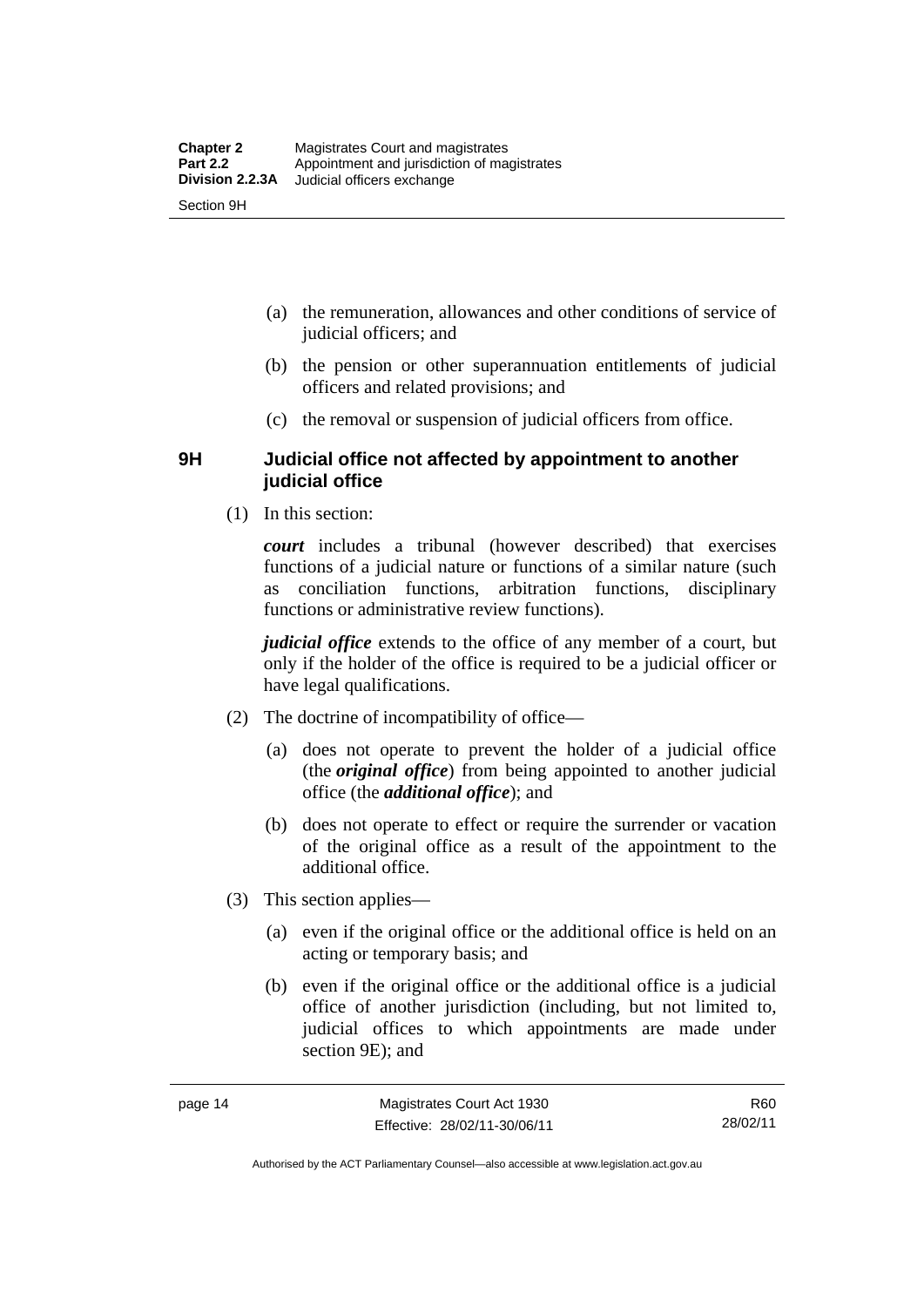(a) the remuneration, allowances and other conditions of service of judicial officers; and

(b) the pension or other superannuation entitlements of judicial officers and related provisions; and

(c) the removal or suspension of judicial officers from office.

## 9H Judicial office not affected by appointment to another judicial office

(1) In this section:

***court*** includes a tribunal (however described) that exercises functions of a judicial nature or functions of a similar nature (such as conciliation functions, arbitration functions, disciplinary functions or administrative review functions).

***judicial office*** extends to the office of any member of a court, but only if the holder of the office is required to be a judicial officer or have legal qualifications.

(2) The doctrine of incompatibility of office—

(a) does not operate to prevent the holder of a judicial office (the ***original office***) from being appointed to another judicial office (the ***additional office***); and

(b) does not operate to effect or require the surrender or vacation of the original office as a result of the appointment to the additional office.

(3) This section applies—

(a) even if the original office or the additional office is held on an acting or temporary basis; and

(b) even if the original office or the additional office is a judicial office of another jurisdiction (including, but not limited to, judicial offices to which appointments are made under section 9E); and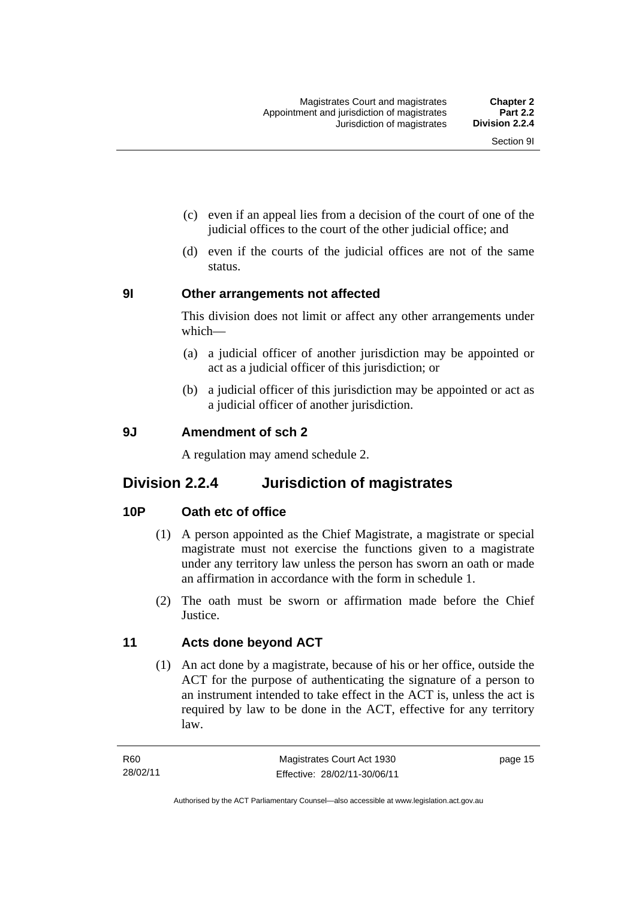(c) even if an appeal lies from a decision of the court of one of the judicial offices to the court of the other judicial office; and

(d) even if the courts of the judicial offices are not of the same status.

### 9I Other arrangements not affected

This division does not limit or affect any other arrangements under which—

(a) a judicial officer of another jurisdiction may be appointed or act as a judicial officer of this jurisdiction; or

(b) a judicial officer of this jurisdiction may be appointed or act as a judicial officer of another jurisdiction.

### 9J Amendment of sch 2

A regulation may amend schedule 2.

## Division 2.2.4 Jurisdiction of magistrates

### 10P Oath etc of office

(1) A person appointed as the Chief Magistrate, a magistrate or special magistrate must not exercise the functions given to a magistrate under any territory law unless the person has sworn an oath or made an affirmation in accordance with the form in schedule 1.

(2) The oath must be sworn or affirmation made before the Chief Justice.

### 11 Acts done beyond ACT

(1) An act done by a magistrate, because of his or her office, outside the ACT for the purpose of authenticating the signature of a person to an instrument intended to take effect in the ACT is, unless the act is required by law to be done in the ACT, effective for any territory law.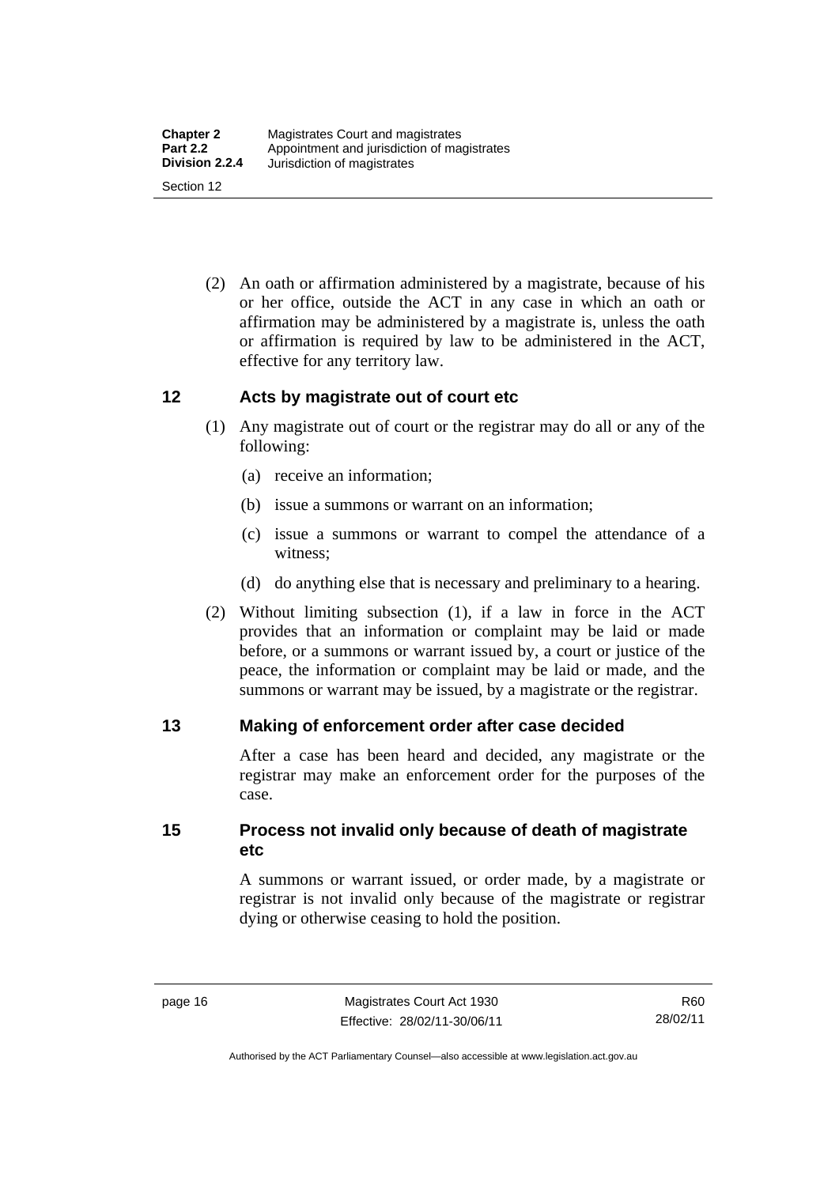(2) An oath or affirmation administered by a magistrate, because of his or her office, outside the ACT in any case in which an oath or affirmation may be administered by a magistrate is, unless the oath or affirmation is required by law to be administered in the ACT, effective for any territory law.

## 12 Acts by magistrate out of court etc

(1) Any magistrate out of court or the registrar may do all or any of the following:

(a) receive an information;

(b) issue a summons or warrant on an information;

(c) issue a summons or warrant to compel the attendance of a witness;

(d) do anything else that is necessary and preliminary to a hearing.

(2) Without limiting subsection (1), if a law in force in the ACT provides that an information or complaint may be laid or made before, or a summons or warrant issued by, a court or justice of the peace, the information or complaint may be laid or made, and the summons or warrant may be issued, by a magistrate or the registrar.

## 13 Making of enforcement order after case decided

After a case has been heard and decided, any magistrate or the registrar may make an enforcement order for the purposes of the case.

## 15 Process not invalid only because of death of magistrate etc

A summons or warrant issued, or order made, by a magistrate or registrar is not invalid only because of the magistrate or registrar dying or otherwise ceasing to hold the position.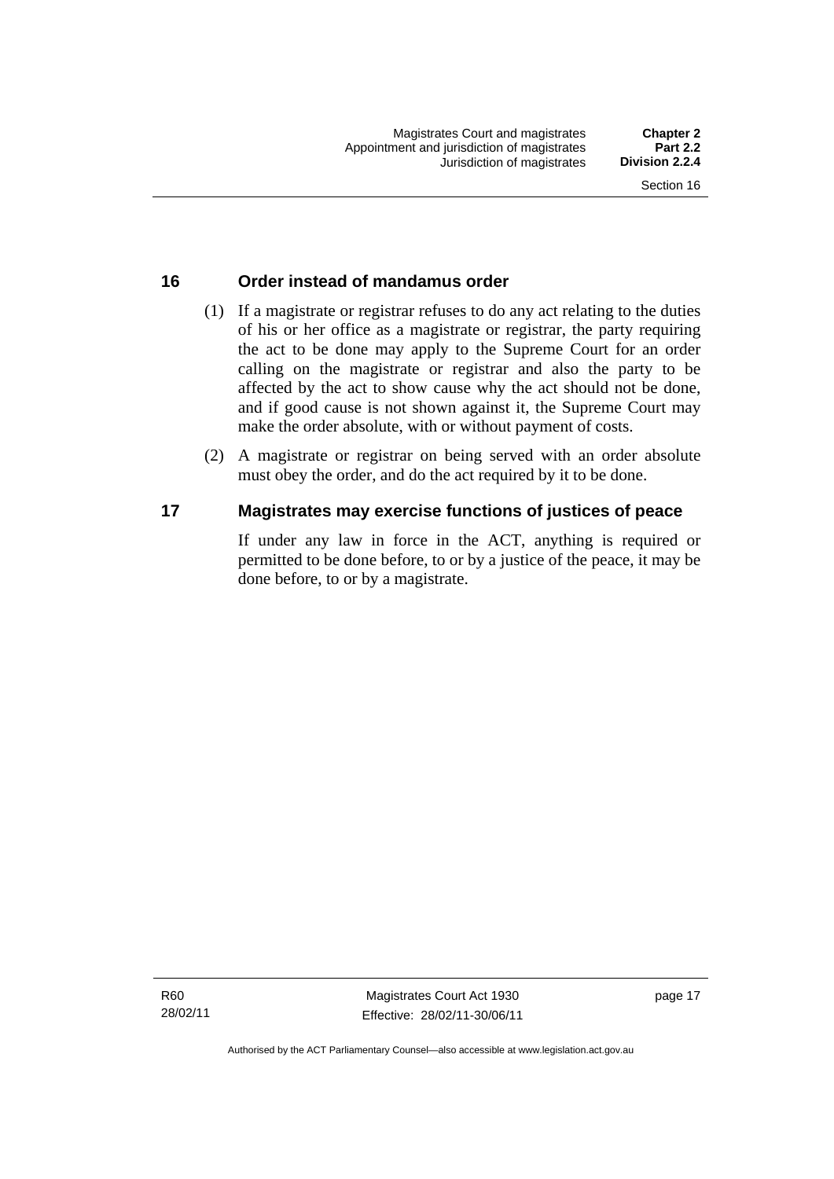## 16 Order instead of mandamus order

(1) If a magistrate or registrar refuses to do any act relating to the duties of his or her office as a magistrate or registrar, the party requiring the act to be done may apply to the Supreme Court for an order calling on the magistrate or registrar and also the party to be affected by the act to show cause why the act should not be done, and if good cause is not shown against it, the Supreme Court may make the order absolute, with or without payment of costs.

(2) A magistrate or registrar on being served with an order absolute must obey the order, and do the act required by it to be done.

## 17 Magistrates may exercise functions of justices of peace

If under any law in force in the ACT, anything is required or permitted to be done before, to or by a justice of the peace, it may be done before, to or by a magistrate.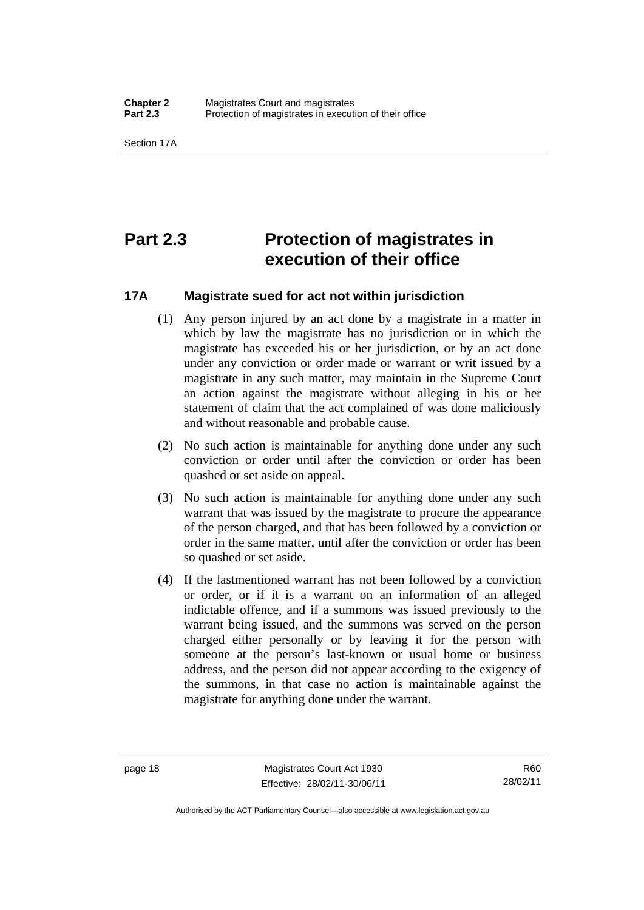# Part 2.3 Protection of magistrates in execution of their office

## 17A Magistrate sued for act not within jurisdiction

(1) Any person injured by an act done by a magistrate in a matter in which by law the magistrate has no jurisdiction or in which the magistrate has exceeded his or her jurisdiction, or by an act done under any conviction or order made or warrant or writ issued by a magistrate in any such matter, may maintain in the Supreme Court an action against the magistrate without alleging in his or her statement of claim that the act complained of was done maliciously and without reasonable and probable cause.

(2) No such action is maintainable for anything done under any such conviction or order until after the conviction or order has been quashed or set aside on appeal.

(3) No such action is maintainable for anything done under any such warrant that was issued by the magistrate to procure the appearance of the person charged, and that has been followed by a conviction or order in the same matter, until after the conviction or order has been so quashed or set aside.

(4) If the lastmentioned warrant has not been followed by a conviction or order, or if it is a warrant on an information of an alleged indictable offence, and if a summons was issued previously to the warrant being issued, and the summons was served on the person charged either personally or by leaving it for the person with someone at the person's last-known or usual home or business address, and the person did not appear according to the exigency of the summons, in that case no action is maintainable against the magistrate for anything done under the warrant.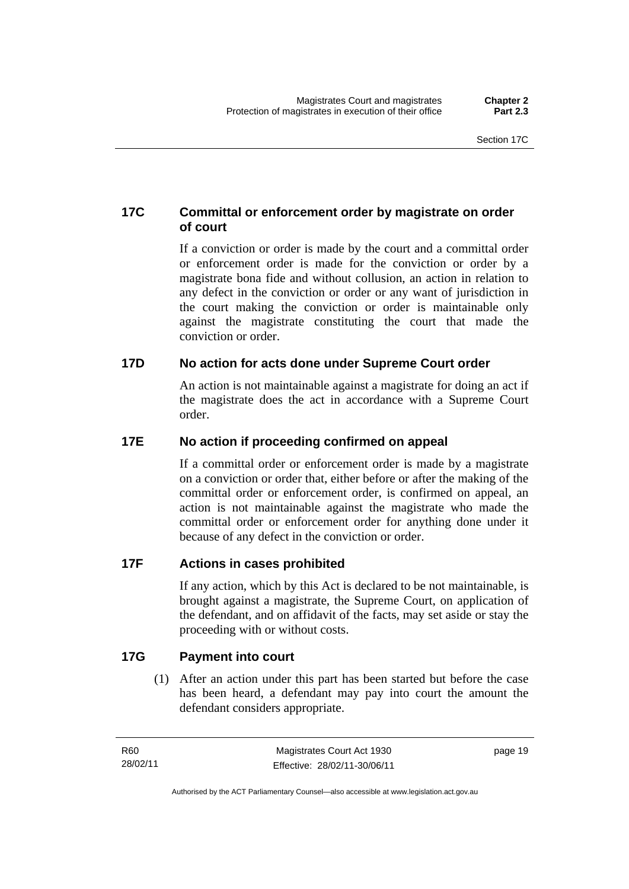### 17C Committal or enforcement order by magistrate on order of court

If a conviction or order is made by the court and a committal order or enforcement order is made for the conviction or order by a magistrate bona fide and without collusion, an action in relation to any defect in the conviction or order or any want of jurisdiction in the court making the conviction or order is maintainable only against the magistrate constituting the court that made the conviction or order.

### 17D No action for acts done under Supreme Court order

An action is not maintainable against a magistrate for doing an act if the magistrate does the act in accordance with a Supreme Court order.

### 17E No action if proceeding confirmed on appeal

If a committal order or enforcement order is made by a magistrate on a conviction or order that, either before or after the making of the committal order or enforcement order, is confirmed on appeal, an action is not maintainable against the magistrate who made the committal order or enforcement order for anything done under it because of any defect in the conviction or order.

### 17F Actions in cases prohibited

If any action, which by this Act is declared to be not maintainable, is brought against a magistrate, the Supreme Court, on application of the defendant, and on affidavit of the facts, may set aside or stay the proceeding with or without costs.

### 17G Payment into court

(1) After an action under this part has been started but before the case has been heard, a defendant may pay into court the amount the defendant considers appropriate.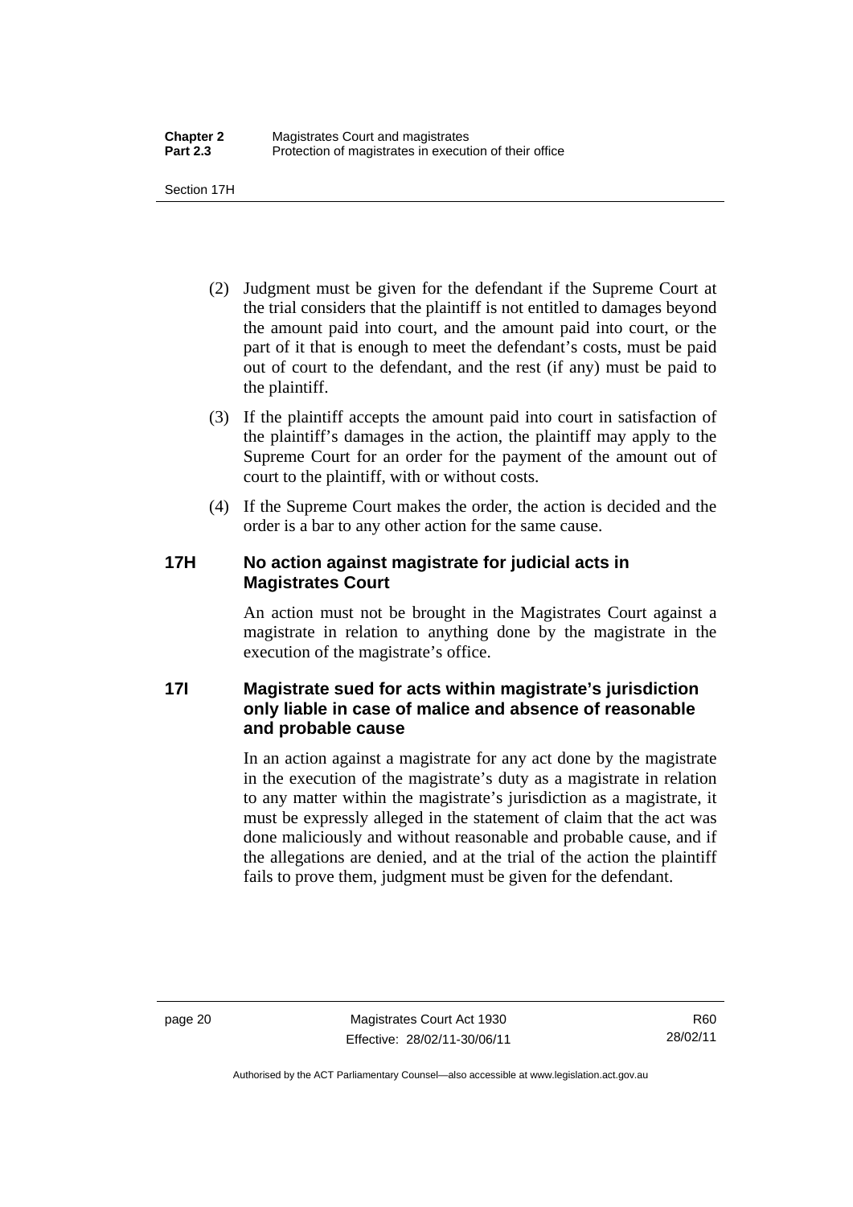(2) Judgment must be given for the defendant if the Supreme Court at the trial considers that the plaintiff is not entitled to damages beyond the amount paid into court, and the amount paid into court, or the part of it that is enough to meet the defendant's costs, must be paid out of court to the defendant, and the rest (if any) must be paid to the plaintiff.

(3) If the plaintiff accepts the amount paid into court in satisfaction of the plaintiff's damages in the action, the plaintiff may apply to the Supreme Court for an order for the payment of the amount out of court to the plaintiff, with or without costs.

(4) If the Supreme Court makes the order, the action is decided and the order is a bar to any other action for the same cause.

### 17H No action against magistrate for judicial acts in Magistrates Court

An action must not be brought in the Magistrates Court against a magistrate in relation to anything done by the magistrate in the execution of the magistrate's office.

### 17I Magistrate sued for acts within magistrate's jurisdiction only liable in case of malice and absence of reasonable and probable cause

In an action against a magistrate for any act done by the magistrate in the execution of the magistrate's duty as a magistrate in relation to any matter within the magistrate's jurisdiction as a magistrate, it must be expressly alleged in the statement of claim that the act was done maliciously and without reasonable and probable cause, and if the allegations are denied, and at the trial of the action the plaintiff fails to prove them, judgment must be given for the defendant.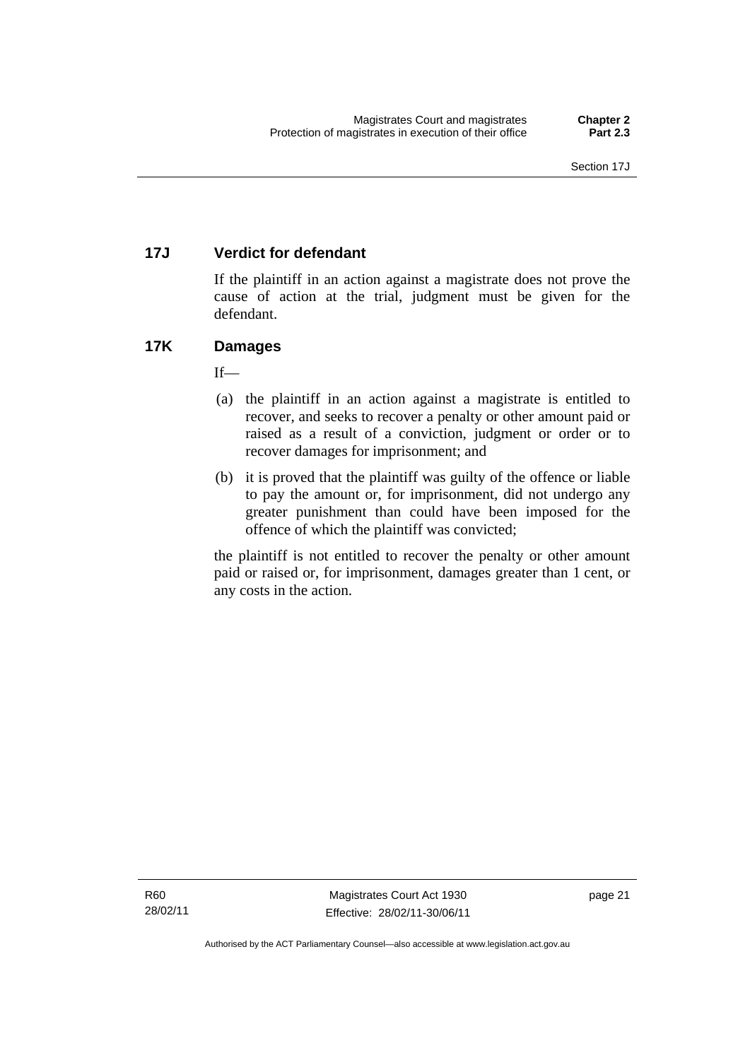## 17J Verdict for defendant

If the plaintiff in an action against a magistrate does not prove the cause of action at the trial, judgment must be given for the defendant.

## 17K Damages

If—

(a) the plaintiff in an action against a magistrate is entitled to recover, and seeks to recover a penalty or other amount paid or raised as a result of a conviction, judgment or order or to recover damages for imprisonment; and

(b) it is proved that the plaintiff was guilty of the offence or liable to pay the amount or, for imprisonment, did not undergo any greater punishment than could have been imposed for the offence of which the plaintiff was convicted;

the plaintiff is not entitled to recover the penalty or other amount paid or raised or, for imprisonment, damages greater than 1 cent, or any costs in the action.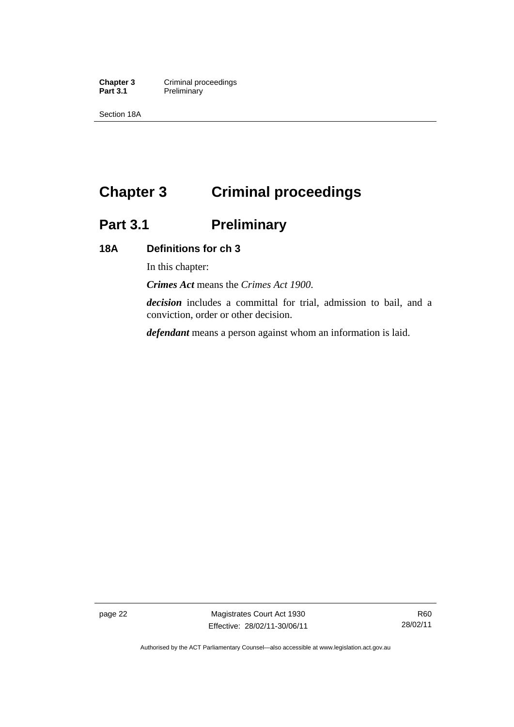# Chapter 3 Criminal proceedings

## Part 3.1 Preliminary

### 18A Definitions for ch 3

In this chapter:

***Crimes Act*** means the *Crimes Act 1900*.

***decision*** includes a committal for trial, admission to bail, and a conviction, order or other decision.

***defendant*** means a person against whom an information is laid.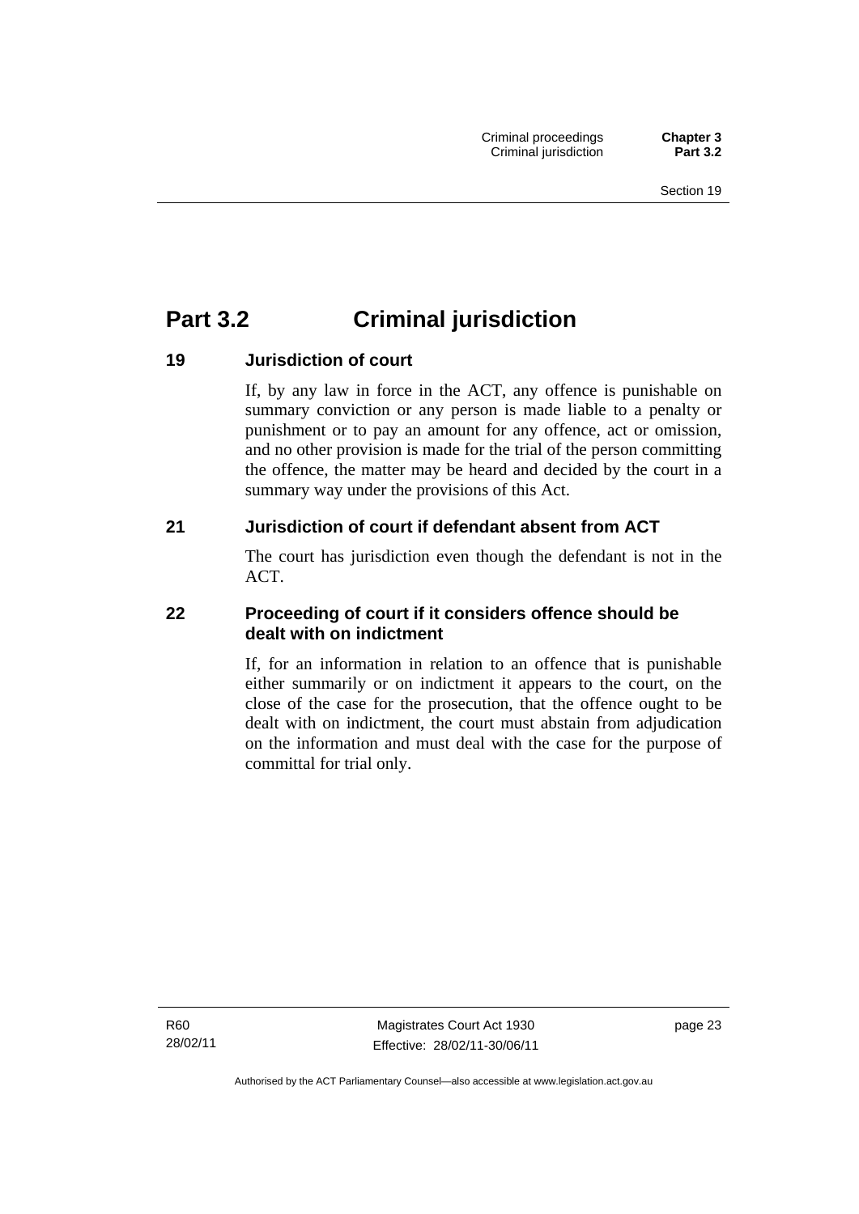# Part 3.2 Criminal jurisdiction

### 19 Jurisdiction of court

If, by any law in force in the ACT, any offence is punishable on summary conviction or any person is made liable to a penalty or punishment or to pay an amount for any offence, act or omission, and no other provision is made for the trial of the person committing the offence, the matter may be heard and decided by the court in a summary way under the provisions of this Act.

### 21 Jurisdiction of court if defendant absent from ACT

The court has jurisdiction even though the defendant is not in the ACT.

### 22 Proceeding of court if it considers offence should be dealt with on indictment

If, for an information in relation to an offence that is punishable either summarily or on indictment it appears to the court, on the close of the case for the prosecution, that the offence ought to be dealt with on indictment, the court must abstain from adjudication on the information and must deal with the case for the purpose of committal for trial only.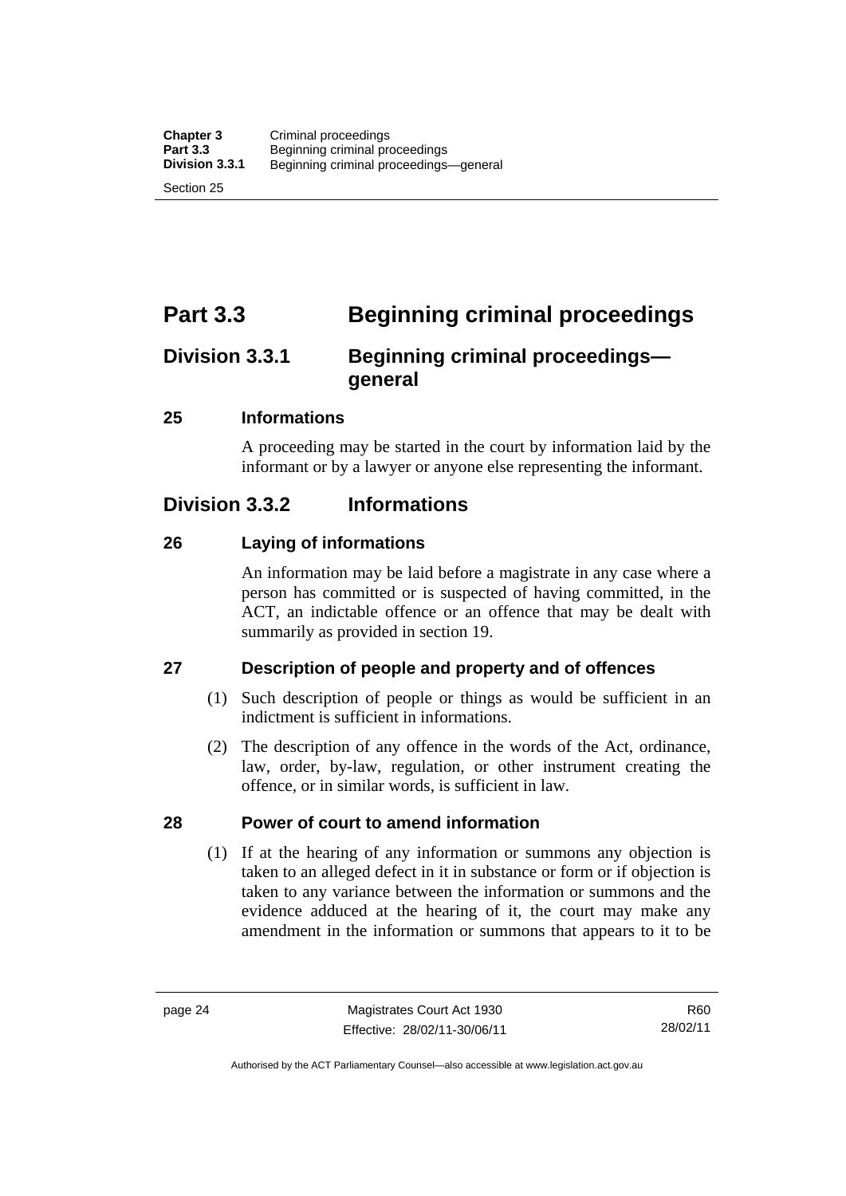# Part 3.3 Beginning criminal proceedings

## Division 3.3.1 Beginning criminal proceedings—general

### 25 Informations

A proceeding may be started in the court by information laid by the informant or by a lawyer or anyone else representing the informant.

## Division 3.3.2 Informations

### 26 Laying of informations

An information may be laid before a magistrate in any case where a person has committed or is suspected of having committed, in the ACT, an indictable offence or an offence that may be dealt with summarily as provided in section 19.

### 27 Description of people and property and of offences

(1) Such description of people or things as would be sufficient in an indictment is sufficient in informations.

(2) The description of any offence in the words of the Act, ordinance, law, order, by-law, regulation, or other instrument creating the offence, or in similar words, is sufficient in law.

### 28 Power of court to amend information

(1) If at the hearing of any information or summons any objection is taken to an alleged defect in it in substance or form or if objection is taken to any variance between the information or summons and the evidence adduced at the hearing of it, the court may make any amendment in the information or summons that appears to it to be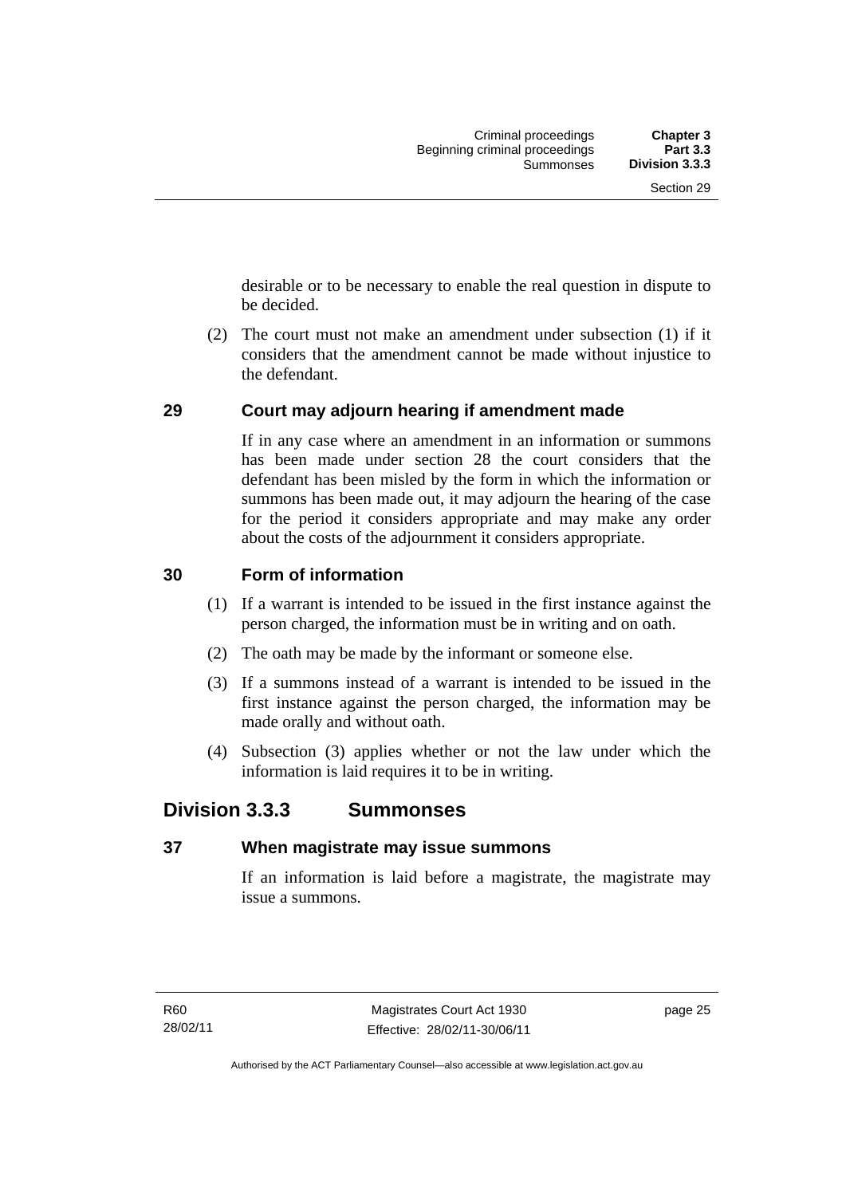desirable or to be necessary to enable the real question in dispute to be decided.

(2) The court must not make an amendment under subsection (1) if it considers that the amendment cannot be made without injustice to the defendant.

### 29 Court may adjourn hearing if amendment made

If in any case where an amendment in an information or summons has been made under section 28 the court considers that the defendant has been misled by the form in which the information or summons has been made out, it may adjourn the hearing of the case for the period it considers appropriate and may make any order about the costs of the adjournment it considers appropriate.

### 30 Form of information

(1) If a warrant is intended to be issued in the first instance against the person charged, the information must be in writing and on oath.

(2) The oath may be made by the informant or someone else.

(3) If a summons instead of a warrant is intended to be issued in the first instance against the person charged, the information may be made orally and without oath.

(4) Subsection (3) applies whether or not the law under which the information is laid requires it to be in writing.

## Division 3.3.3 Summonses

### 37 When magistrate may issue summons

If an information is laid before a magistrate, the magistrate may issue a summons.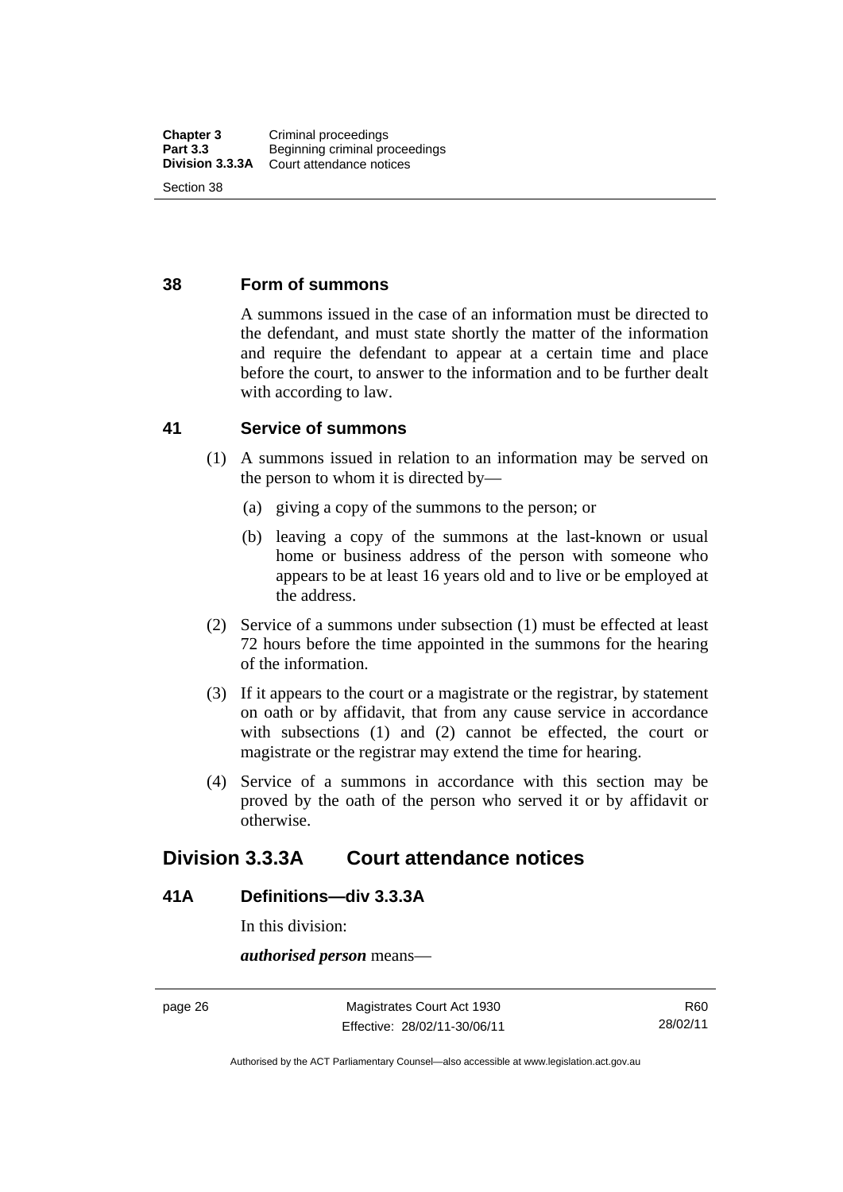### 38 Form of summons

A summons issued in the case of an information must be directed to the defendant, and must state shortly the matter of the information and require the defendant to appear at a certain time and place before the court, to answer to the information and to be further dealt with according to law.

### 41 Service of summons

(1) A summons issued in relation to an information may be served on the person to whom it is directed by—

(a) giving a copy of the summons to the person; or

(b) leaving a copy of the summons at the last-known or usual home or business address of the person with someone who appears to be at least 16 years old and to live or be employed at the address.

(2) Service of a summons under subsection (1) must be effected at least 72 hours before the time appointed in the summons for the hearing of the information.

(3) If it appears to the court or a magistrate or the registrar, by statement on oath or by affidavit, that from any cause service in accordance with subsections (1) and (2) cannot be effected, the court or magistrate or the registrar may extend the time for hearing.

(4) Service of a summons in accordance with this section may be proved by the oath of the person who served it or by affidavit or otherwise.

## Division 3.3.3A Court attendance notices

### 41A Definitions—div 3.3.3A

In this division:

***authorised person*** means—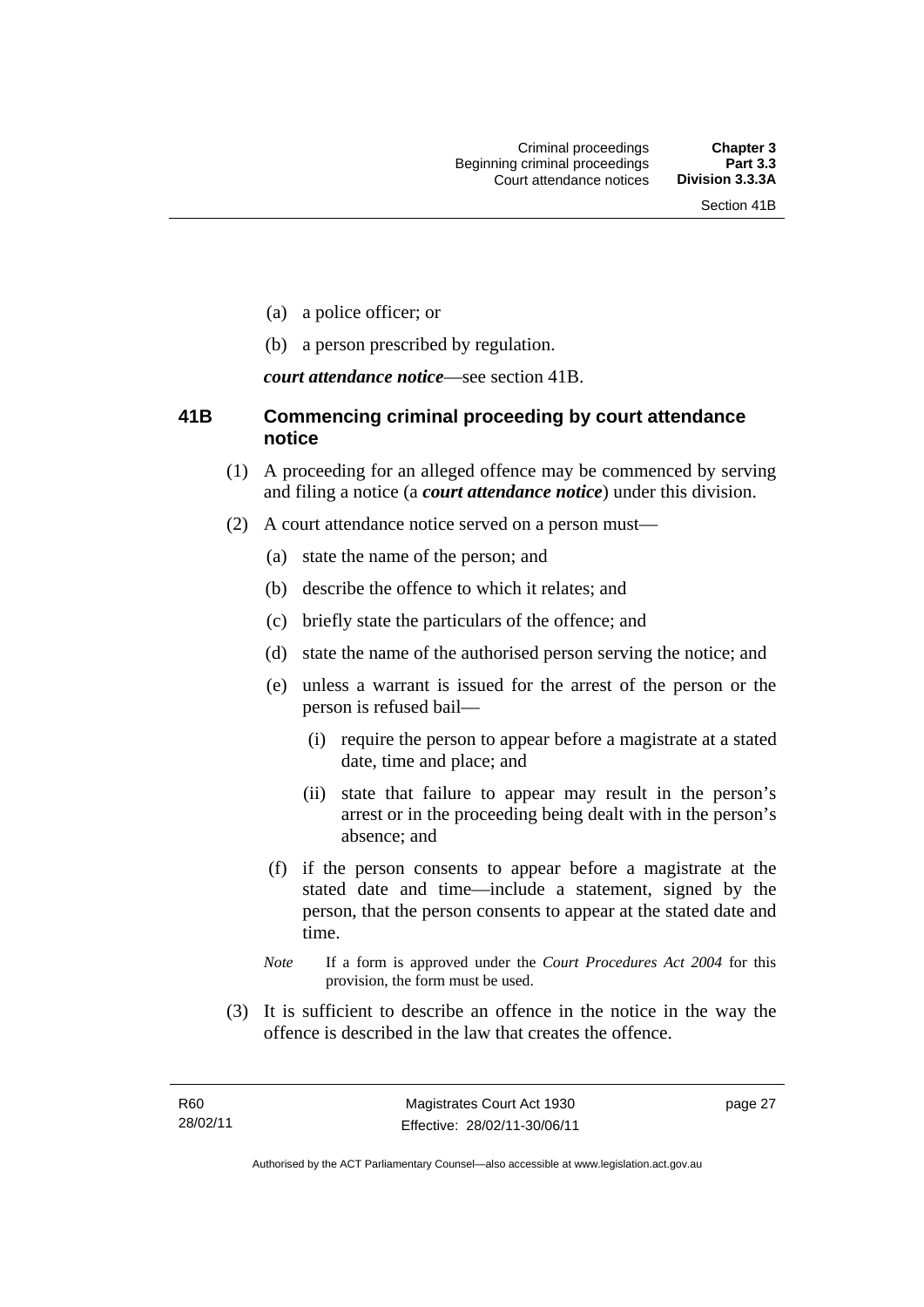(a) a police officer; or

(b) a person prescribed by regulation.

***court attendance notice***—see section 41B.

### 41B Commencing criminal proceeding by court attendance notice

(1) A proceeding for an alleged offence may be commenced by serving and filing a notice (a ***court attendance notice***) under this division.

(2) A court attendance notice served on a person must—

(a) state the name of the person; and

(b) describe the offence to which it relates; and

(c) briefly state the particulars of the offence; and

(d) state the name of the authorised person serving the notice; and

(e) unless a warrant is issued for the arrest of the person or the person is refused bail—

(i) require the person to appear before a magistrate at a stated date, time and place; and

(ii) state that failure to appear may result in the person's arrest or in the proceeding being dealt with in the person's absence; and

(f) if the person consents to appear before a magistrate at the stated date and time—include a statement, signed by the person, that the person consents to appear at the stated date and time.

*Note* If a form is approved under the *Court Procedures Act 2004* for this provision, the form must be used.

(3) It is sufficient to describe an offence in the notice in the way the offence is described in the law that creates the offence.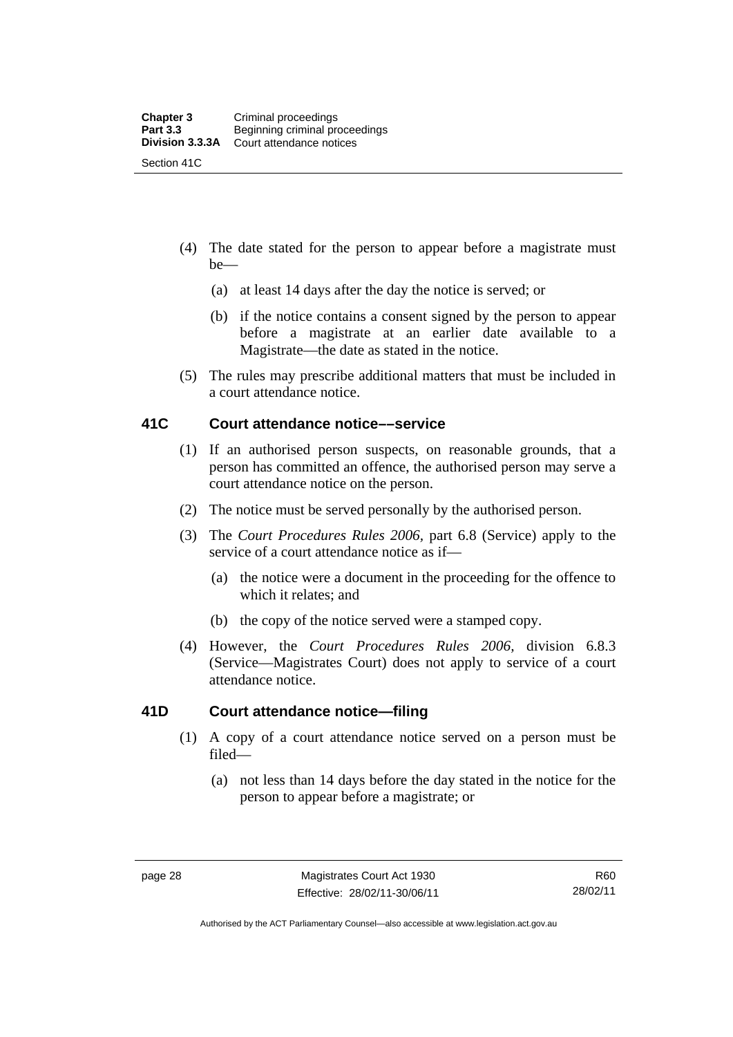(4) The date stated for the person to appear before a magistrate must be—

(a) at least 14 days after the day the notice is served; or

(b) if the notice contains a consent signed by the person to appear before a magistrate at an earlier date available to a Magistrate—the date as stated in the notice.

(5) The rules may prescribe additional matters that must be included in a court attendance notice.

## 41C Court attendance notice––service

(1) If an authorised person suspects, on reasonable grounds, that a person has committed an offence, the authorised person may serve a court attendance notice on the person.

(2) The notice must be served personally by the authorised person.

(3) The *Court Procedures Rules 2006*, part 6.8 (Service) apply to the service of a court attendance notice as if—

(a) the notice were a document in the proceeding for the offence to which it relates; and

(b) the copy of the notice served were a stamped copy.

(4) However, the *Court Procedures Rules 2006*, division 6.8.3 (Service—Magistrates Court) does not apply to service of a court attendance notice.

## 41D Court attendance notice—filing

(1) A copy of a court attendance notice served on a person must be filed—

(a) not less than 14 days before the day stated in the notice for the person to appear before a magistrate; or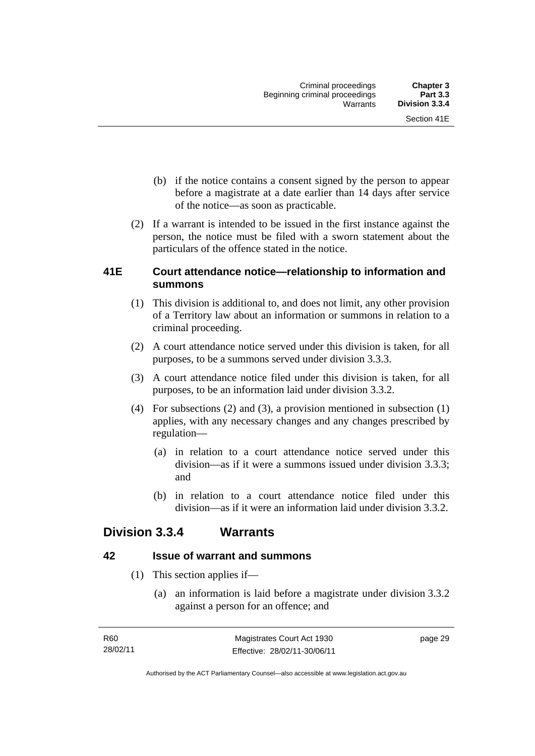(b) if the notice contains a consent signed by the person to appear before a magistrate at a date earlier than 14 days after service of the notice—as soon as practicable.

(2) If a warrant is intended to be issued in the first instance against the person, the notice must be filed with a sworn statement about the particulars of the offence stated in the notice.

### 41E Court attendance notice—relationship to information and summons

(1) This division is additional to, and does not limit, any other provision of a Territory law about an information or summons in relation to a criminal proceeding.

(2) A court attendance notice served under this division is taken, for all purposes, to be a summons served under division 3.3.3.

(3) A court attendance notice filed under this division is taken, for all purposes, to be an information laid under division 3.3.2.

(4) For subsections (2) and (3), a provision mentioned in subsection (1) applies, with any necessary changes and any changes prescribed by regulation—

(a) in relation to a court attendance notice served under this division—as if it were a summons issued under division 3.3.3; and

(b) in relation to a court attendance notice filed under this division—as if it were an information laid under division 3.3.2.

## Division 3.3.4 Warrants

### 42 Issue of warrant and summons

(1) This section applies if—

(a) an information is laid before a magistrate under division 3.3.2 against a person for an offence; and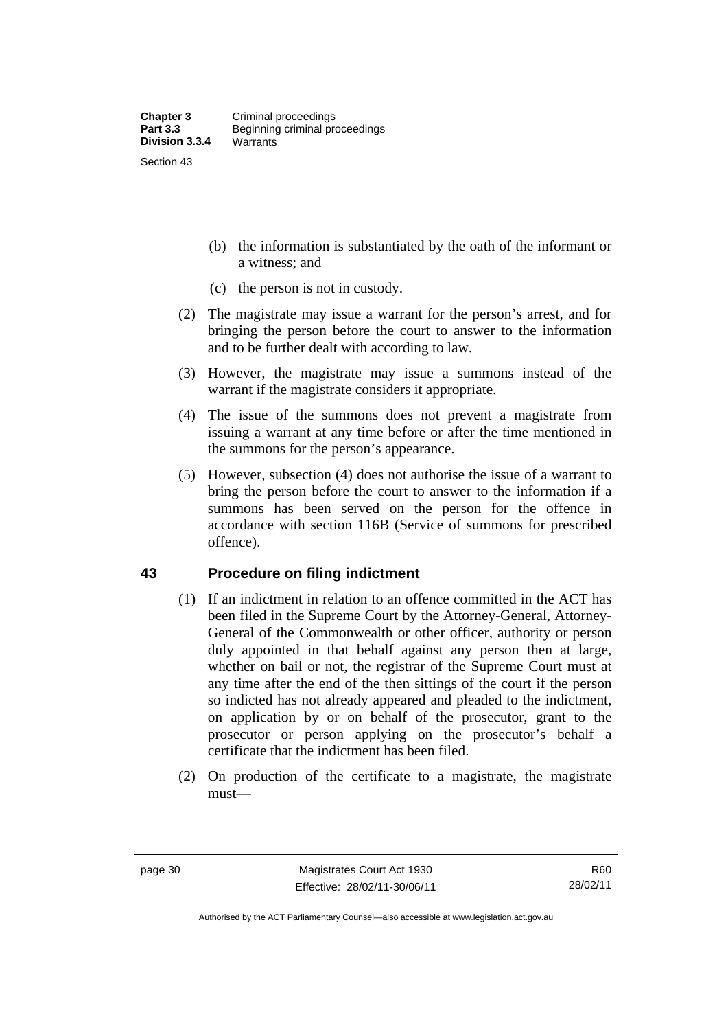(b) the information is substantiated by the oath of the informant or a witness; and

(c) the person is not in custody.

(2) The magistrate may issue a warrant for the person's arrest, and for bringing the person before the court to answer to the information and to be further dealt with according to law.

(3) However, the magistrate may issue a summons instead of the warrant if the magistrate considers it appropriate.

(4) The issue of the summons does not prevent a magistrate from issuing a warrant at any time before or after the time mentioned in the summons for the person's appearance.

(5) However, subsection (4) does not authorise the issue of a warrant to bring the person before the court to answer to the information if a summons has been served on the person for the offence in accordance with section 116B (Service of summons for prescribed offence).

## 43 Procedure on filing indictment

(1) If an indictment in relation to an offence committed in the ACT has been filed in the Supreme Court by the Attorney-General, Attorney-General of the Commonwealth or other officer, authority or person duly appointed in that behalf against any person then at large, whether on bail or not, the registrar of the Supreme Court must at any time after the end of the then sittings of the court if the person so indicted has not already appeared and pleaded to the indictment, on application by or on behalf of the prosecutor, grant to the prosecutor or person applying on the prosecutor's behalf a certificate that the indictment has been filed.

(2) On production of the certificate to a magistrate, the magistrate must—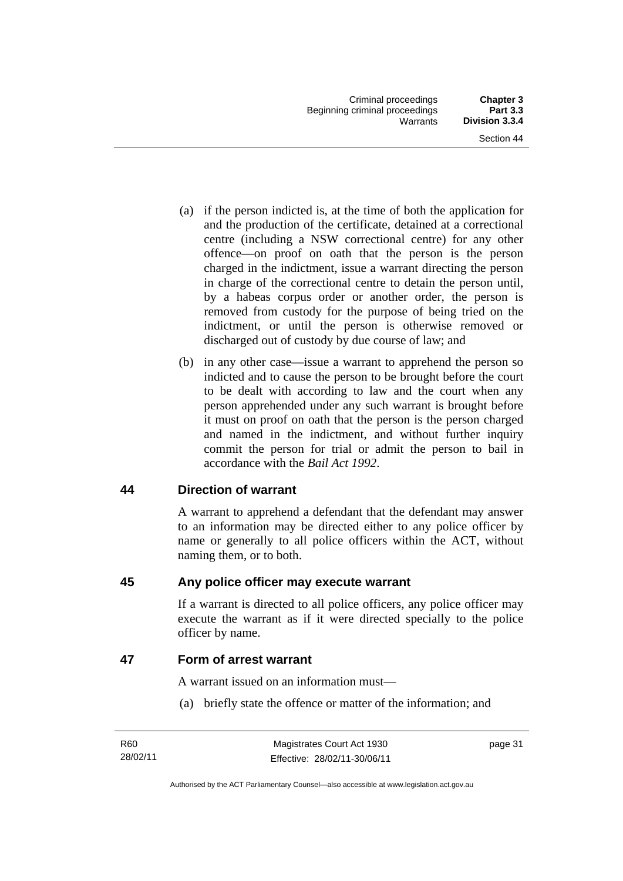(a) if the person indicted is, at the time of both the application for and the production of the certificate, detained at a correctional centre (including a NSW correctional centre) for any other offence—on proof on oath that the person is the person charged in the indictment, issue a warrant directing the person in charge of the correctional centre to detain the person until, by a habeas corpus order or another order, the person is removed from custody for the purpose of being tried on the indictment, or until the person is otherwise removed or discharged out of custody by due course of law; and

(b) in any other case—issue a warrant to apprehend the person so indicted and to cause the person to be brought before the court to be dealt with according to law and the court when any person apprehended under any such warrant is brought before it must on proof on oath that the person is the person charged and named in the indictment, and without further inquiry commit the person for trial or admit the person to bail in accordance with the *Bail Act 1992*.

## 44 Direction of warrant

A warrant to apprehend a defendant that the defendant may answer to an information may be directed either to any police officer by name or generally to all police officers within the ACT, without naming them, or to both.

## 45 Any police officer may execute warrant

If a warrant is directed to all police officers, any police officer may execute the warrant as if it were directed specially to the police officer by name.

## 47 Form of arrest warrant

A warrant issued on an information must—

(a) briefly state the offence or matter of the information; and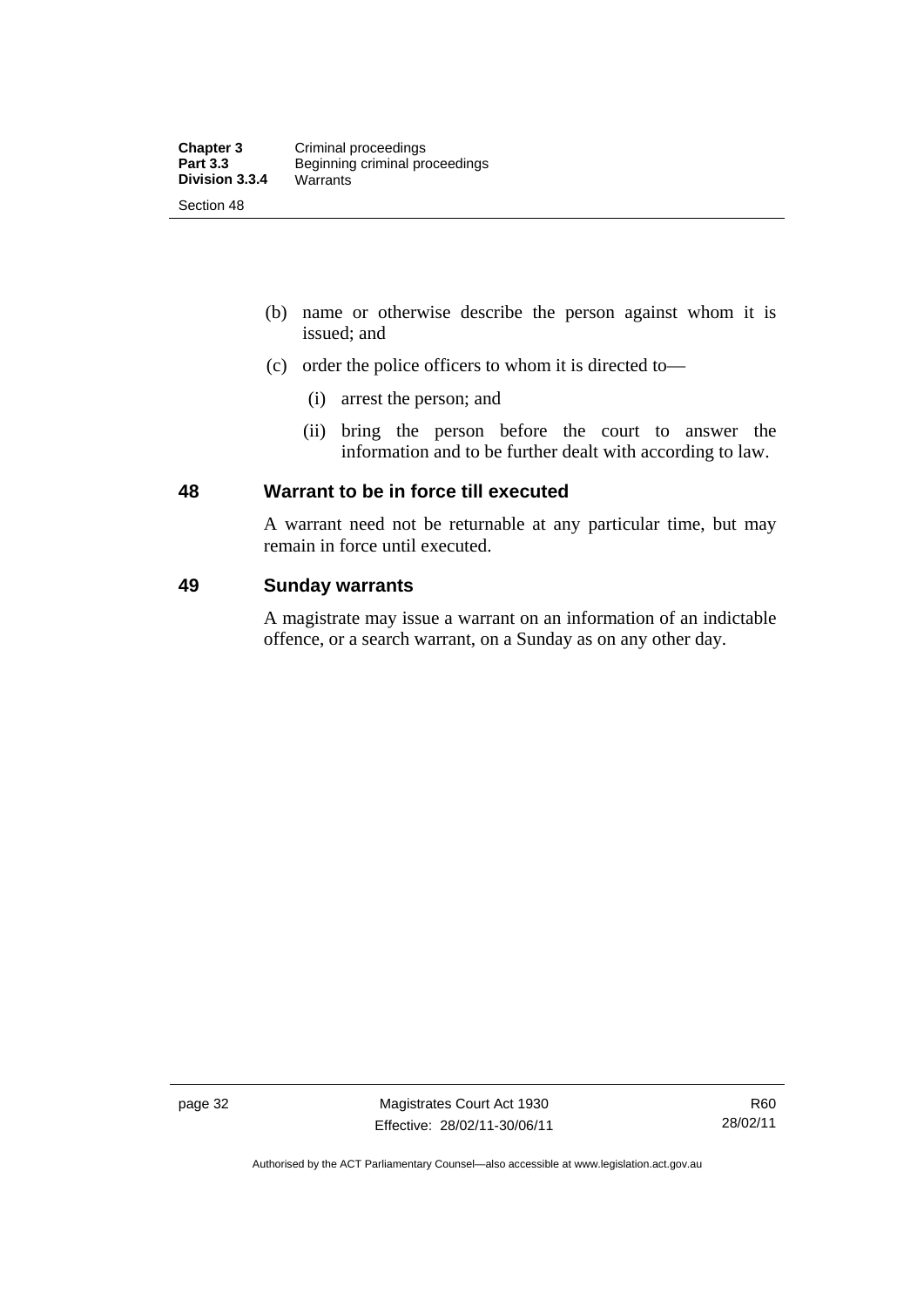(b) name or otherwise describe the person against whom it is issued; and

(c) order the police officers to whom it is directed to—

   (i) arrest the person; and

   (ii) bring the person before the court to answer the information and to be further dealt with according to law.

## 48 Warrant to be in force till executed

A warrant need not be returnable at any particular time, but may remain in force until executed.

## 49 Sunday warrants

A magistrate may issue a warrant on an information of an indictable offence, or a search warrant, on a Sunday as on any other day.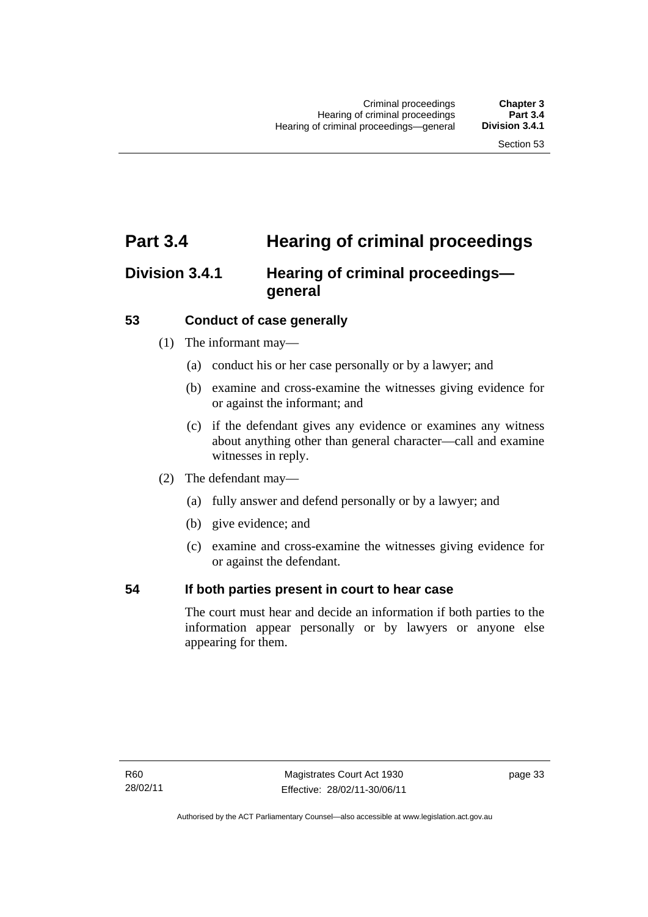# Part 3.4 Hearing of criminal proceedings

## Division 3.4.1 Hearing of criminal proceedings—general

### 53 Conduct of case generally

(1) The informant may—

(a) conduct his or her case personally or by a lawyer; and

(b) examine and cross-examine the witnesses giving evidence for or against the informant; and

(c) if the defendant gives any evidence or examines any witness about anything other than general character—call and examine witnesses in reply.

(2) The defendant may—

(a) fully answer and defend personally or by a lawyer; and

(b) give evidence; and

(c) examine and cross-examine the witnesses giving evidence for or against the defendant.

### 54 If both parties present in court to hear case

The court must hear and decide an information if both parties to the information appear personally or by lawyers or anyone else appearing for them.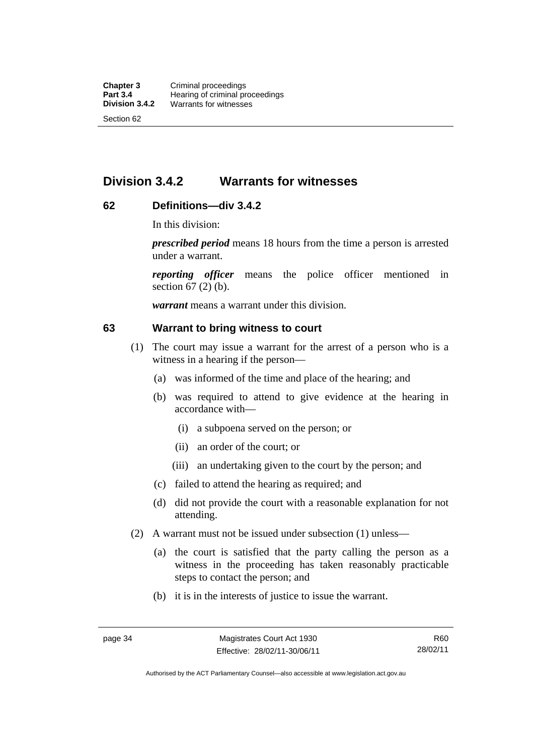## Division 3.4.2 Warrants for witnesses

### 62 Definitions—div 3.4.2

In this division:

***prescribed period*** means 18 hours from the time a person is arrested under a warrant.

***reporting officer*** means the police officer mentioned in section 67 (2) (b).

***warrant*** means a warrant under this division.

### 63 Warrant to bring witness to court

(1) The court may issue a warrant for the arrest of a person who is a witness in a hearing if the person—

(a) was informed of the time and place of the hearing; and

(b) was required to attend to give evidence at the hearing in accordance with—

(i) a subpoena served on the person; or

(ii) an order of the court; or

(iii) an undertaking given to the court by the person; and

(c) failed to attend the hearing as required; and

(d) did not provide the court with a reasonable explanation for not attending.

(2) A warrant must not be issued under subsection (1) unless—

(a) the court is satisfied that the party calling the person as a witness in the proceeding has taken reasonably practicable steps to contact the person; and

(b) it is in the interests of justice to issue the warrant.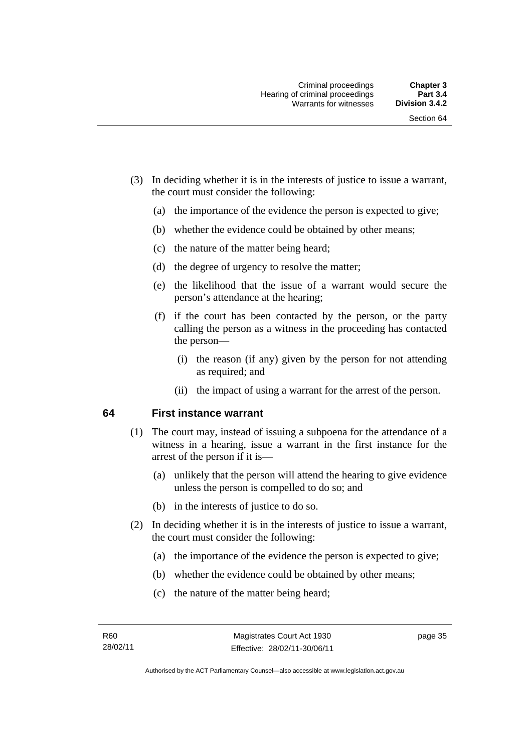(3) In deciding whether it is in the interests of justice to issue a warrant, the court must consider the following:

  (a) the importance of the evidence the person is expected to give;

  (b) whether the evidence could be obtained by other means;

  (c) the nature of the matter being heard;

  (d) the degree of urgency to resolve the matter;

  (e) the likelihood that the issue of a warrant would secure the person's attendance at the hearing;

  (f) if the court has been contacted by the person, or the party calling the person as a witness in the proceeding has contacted the person—

    (i) the reason (if any) given by the person for not attending as required; and

    (ii) the impact of using a warrant for the arrest of the person.

## 64 First instance warrant

(1) The court may, instead of issuing a subpoena for the attendance of a witness in a hearing, issue a warrant in the first instance for the arrest of the person if it is—

  (a) unlikely that the person will attend the hearing to give evidence unless the person is compelled to do so; and

  (b) in the interests of justice to do so.

(2) In deciding whether it is in the interests of justice to issue a warrant, the court must consider the following:

  (a) the importance of the evidence the person is expected to give;

  (b) whether the evidence could be obtained by other means;

  (c) the nature of the matter being heard;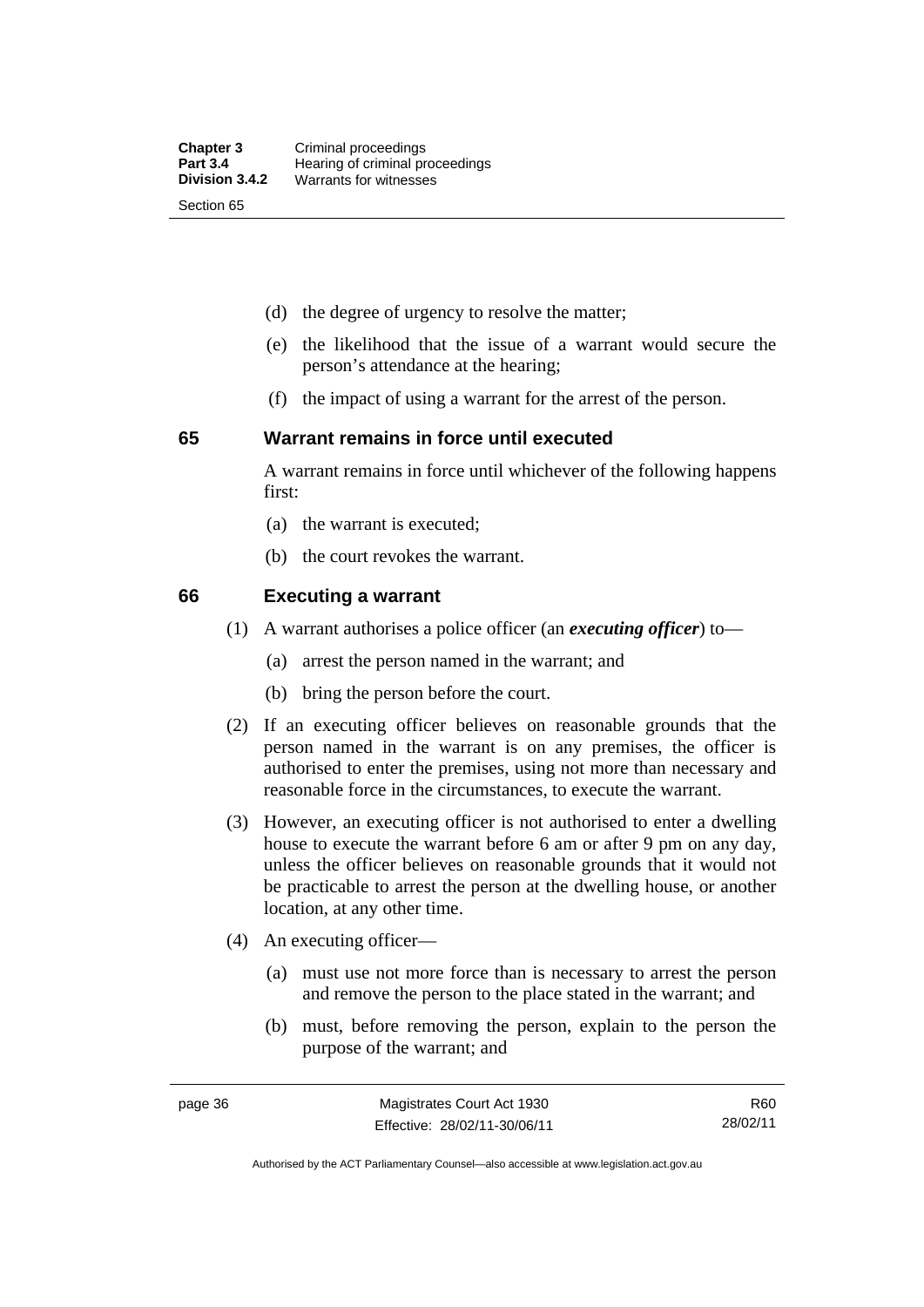(d) the degree of urgency to resolve the matter;

(e) the likelihood that the issue of a warrant would secure the person's attendance at the hearing;

(f) the impact of using a warrant for the arrest of the person.

## 65 Warrant remains in force until executed

A warrant remains in force until whichever of the following happens first:

(a) the warrant is executed;

(b) the court revokes the warrant.

## 66 Executing a warrant

(1) A warrant authorises a police officer (an ***executing officer***) to—

(a) arrest the person named in the warrant; and

(b) bring the person before the court.

(2) If an executing officer believes on reasonable grounds that the person named in the warrant is on any premises, the officer is authorised to enter the premises, using not more than necessary and reasonable force in the circumstances, to execute the warrant.

(3) However, an executing officer is not authorised to enter a dwelling house to execute the warrant before 6 am or after 9 pm on any day, unless the officer believes on reasonable grounds that it would not be practicable to arrest the person at the dwelling house, or another location, at any other time.

(4) An executing officer—

(a) must use not more force than is necessary to arrest the person and remove the person to the place stated in the warrant; and

(b) must, before removing the person, explain to the person the purpose of the warrant; and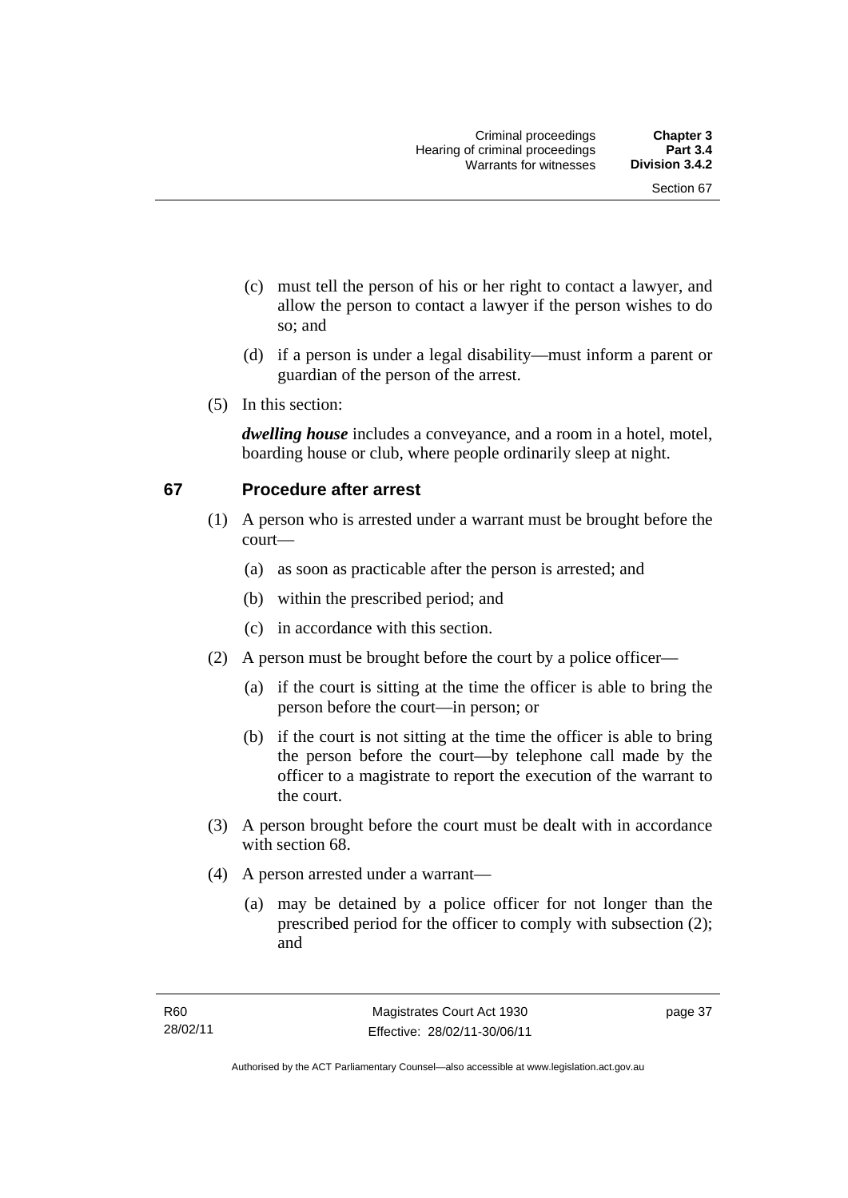(c) must tell the person of his or her right to contact a lawyer, and allow the person to contact a lawyer if the person wishes to do so; and

(d) if a person is under a legal disability—must inform a parent or guardian of the person of the arrest.

(5) In this section:

***dwelling house*** includes a conveyance, and a room in a hotel, motel, boarding house or club, where people ordinarily sleep at night.

## 67 Procedure after arrest

(1) A person who is arrested under a warrant must be brought before the court—

(a) as soon as practicable after the person is arrested; and

(b) within the prescribed period; and

(c) in accordance with this section.

(2) A person must be brought before the court by a police officer—

(a) if the court is sitting at the time the officer is able to bring the person before the court—in person; or

(b) if the court is not sitting at the time the officer is able to bring the person before the court—by telephone call made by the officer to a magistrate to report the execution of the warrant to the court.

(3) A person brought before the court must be dealt with in accordance with section 68.

(4) A person arrested under a warrant—

(a) may be detained by a police officer for not longer than the prescribed period for the officer to comply with subsection (2); and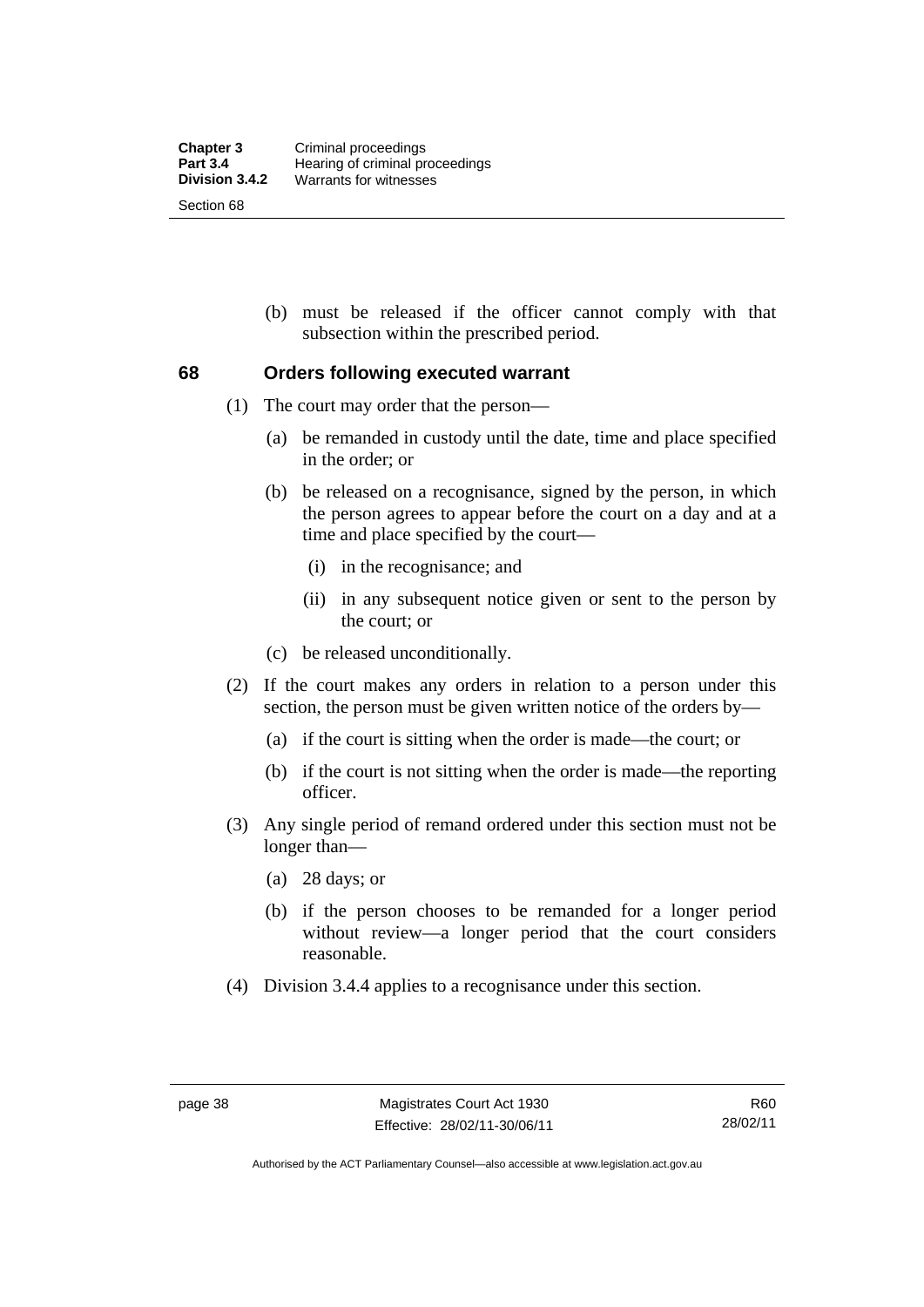(b) must be released if the officer cannot comply with that subsection within the prescribed period.

## 68 Orders following executed warrant

(1) The court may order that the person—

(a) be remanded in custody until the date, time and place specified in the order; or

(b) be released on a recognisance, signed by the person, in which the person agrees to appear before the court on a day and at a time and place specified by the court—

(i) in the recognisance; and

(ii) in any subsequent notice given or sent to the person by the court; or

(c) be released unconditionally.

(2) If the court makes any orders in relation to a person under this section, the person must be given written notice of the orders by—

(a) if the court is sitting when the order is made—the court; or

(b) if the court is not sitting when the order is made—the reporting officer.

(3) Any single period of remand ordered under this section must not be longer than—

(a) 28 days; or

(b) if the person chooses to be remanded for a longer period without review—a longer period that the court considers reasonable.

(4) Division 3.4.4 applies to a recognisance under this section.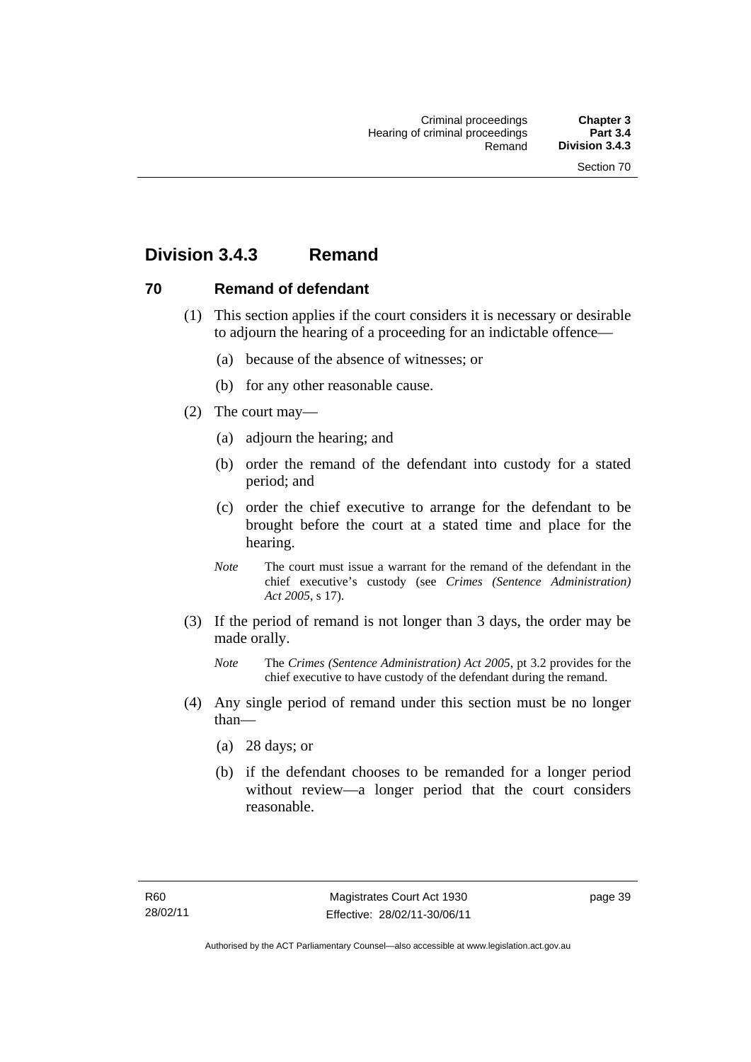## Division 3.4.3 Remand

### 70 Remand of defendant

(1) This section applies if the court considers it is necessary or desirable to adjourn the hearing of a proceeding for an indictable offence—

(a) because of the absence of witnesses; or

(b) for any other reasonable cause.

(2) The court may—

(a) adjourn the hearing; and

(b) order the remand of the defendant into custody for a stated period; and

(c) order the chief executive to arrange for the defendant to be brought before the court at a stated time and place for the hearing.

*Note* The court must issue a warrant for the remand of the defendant in the chief executive's custody (see *Crimes (Sentence Administration) Act 2005*, s 17).

(3) If the period of remand is not longer than 3 days, the order may be made orally.

*Note* The *Crimes (Sentence Administration) Act 2005*, pt 3.2 provides for the chief executive to have custody of the defendant during the remand.

(4) Any single period of remand under this section must be no longer than—

(a) 28 days; or

(b) if the defendant chooses to be remanded for a longer period without review—a longer period that the court considers reasonable.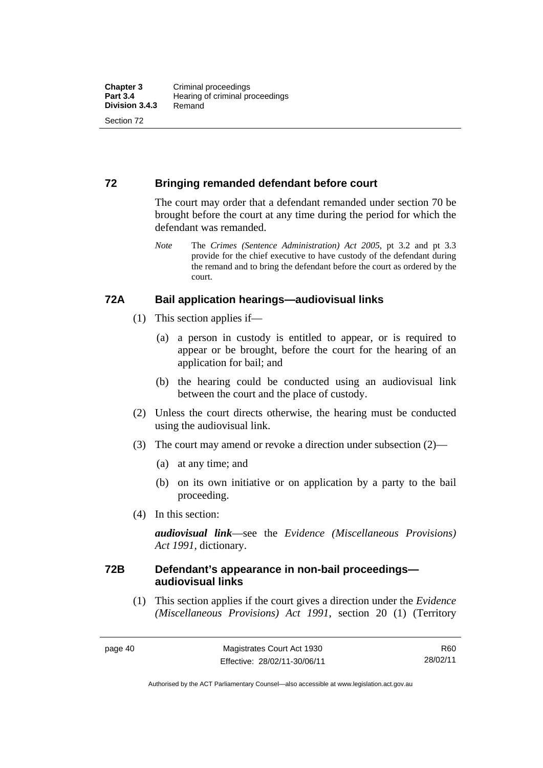## 72 Bringing remanded defendant before court

The court may order that a defendant remanded under section 70 be brought before the court at any time during the period for which the defendant was remanded.

*Note* The *Crimes (Sentence Administration) Act 2005*, pt 3.2 and pt 3.3 provide for the chief executive to have custody of the defendant during the remand and to bring the defendant before the court as ordered by the court.

## 72A Bail application hearings—audiovisual links

(1) This section applies if—

(a) a person in custody is entitled to appear, or is required to appear or be brought, before the court for the hearing of an application for bail; and

(b) the hearing could be conducted using an audiovisual link between the court and the place of custody.

(2) Unless the court directs otherwise, the hearing must be conducted using the audiovisual link.

(3) The court may amend or revoke a direction under subsection (2)—

(a) at any time; and

(b) on its own initiative or on application by a party to the bail proceeding.

(4) In this section:

***audiovisual link***—see the *Evidence (Miscellaneous Provisions) Act 1991*, dictionary.

## 72B Defendant's appearance in non-bail proceedings—audiovisual links

(1) This section applies if the court gives a direction under the *Evidence (Miscellaneous Provisions) Act 1991*, section 20 (1) (Territory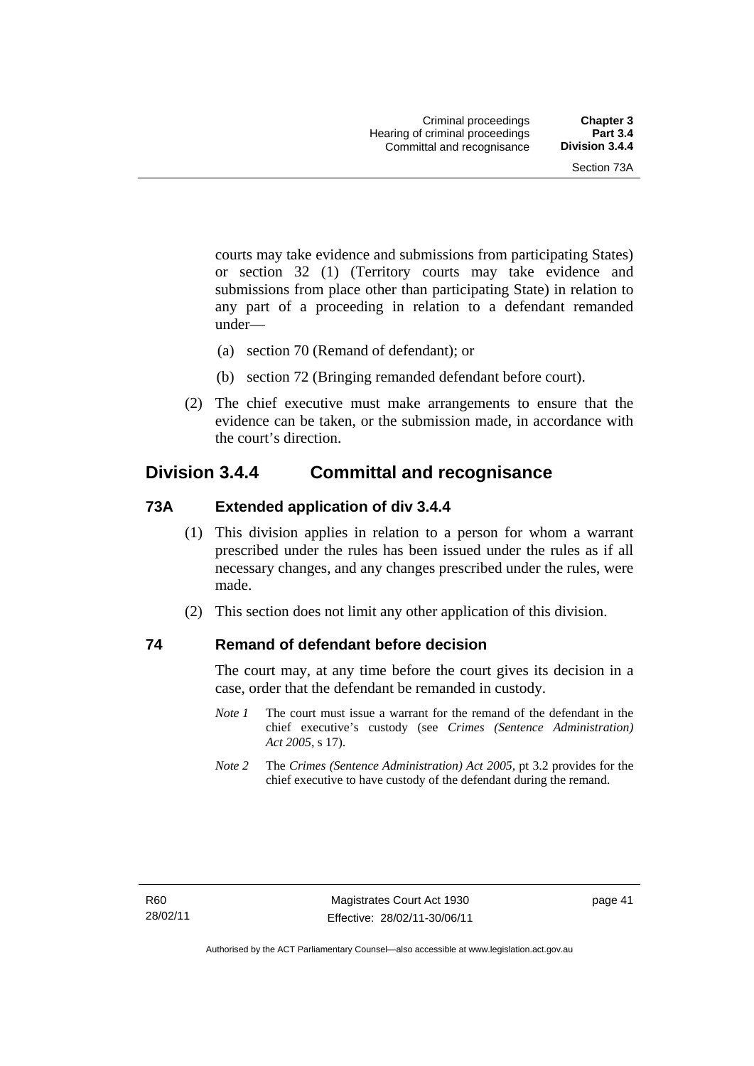courts may take evidence and submissions from participating States) or section 32 (1) (Territory courts may take evidence and submissions from place other than participating State) in relation to any part of a proceeding in relation to a defendant remanded under—

(a) section 70 (Remand of defendant); or

(b) section 72 (Bringing remanded defendant before court).

(2) The chief executive must make arrangements to ensure that the evidence can be taken, or the submission made, in accordance with the court's direction.

## Division 3.4.4 Committal and recognisance

### 73A Extended application of div 3.4.4

(1) This division applies in relation to a person for whom a warrant prescribed under the rules has been issued under the rules as if all necessary changes, and any changes prescribed under the rules, were made.

(2) This section does not limit any other application of this division.

### 74 Remand of defendant before decision

The court may, at any time before the court gives its decision in a case, order that the defendant be remanded in custody.

*Note 1* The court must issue a warrant for the remand of the defendant in the chief executive's custody (see *Crimes (Sentence Administration) Act 2005*, s 17).

*Note 2* The *Crimes (Sentence Administration) Act 2005*, pt 3.2 provides for the chief executive to have custody of the defendant during the remand.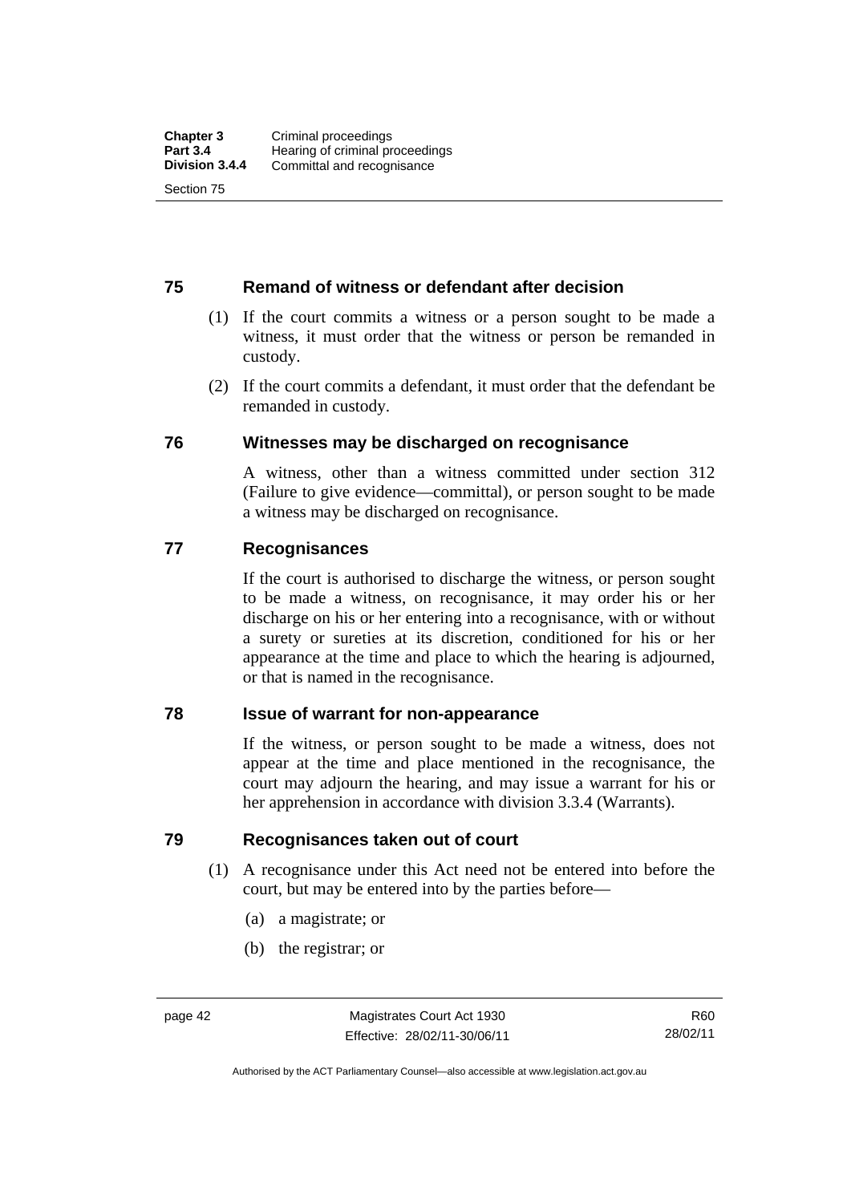## 75 Remand of witness or defendant after decision

(1) If the court commits a witness or a person sought to be made a witness, it must order that the witness or person be remanded in custody.

(2) If the court commits a defendant, it must order that the defendant be remanded in custody.

## 76 Witnesses may be discharged on recognisance

A witness, other than a witness committed under section 312 (Failure to give evidence—committal), or person sought to be made a witness may be discharged on recognisance.

## 77 Recognisances

If the court is authorised to discharge the witness, or person sought to be made a witness, on recognisance, it may order his or her discharge on his or her entering into a recognisance, with or without a surety or sureties at its discretion, conditioned for his or her appearance at the time and place to which the hearing is adjourned, or that is named in the recognisance.

## 78 Issue of warrant for non-appearance

If the witness, or person sought to be made a witness, does not appear at the time and place mentioned in the recognisance, the court may adjourn the hearing, and may issue a warrant for his or her apprehension in accordance with division 3.3.4 (Warrants).

## 79 Recognisances taken out of court

(1) A recognisance under this Act need not be entered into before the court, but may be entered into by the parties before—

(a) a magistrate; or

(b) the registrar; or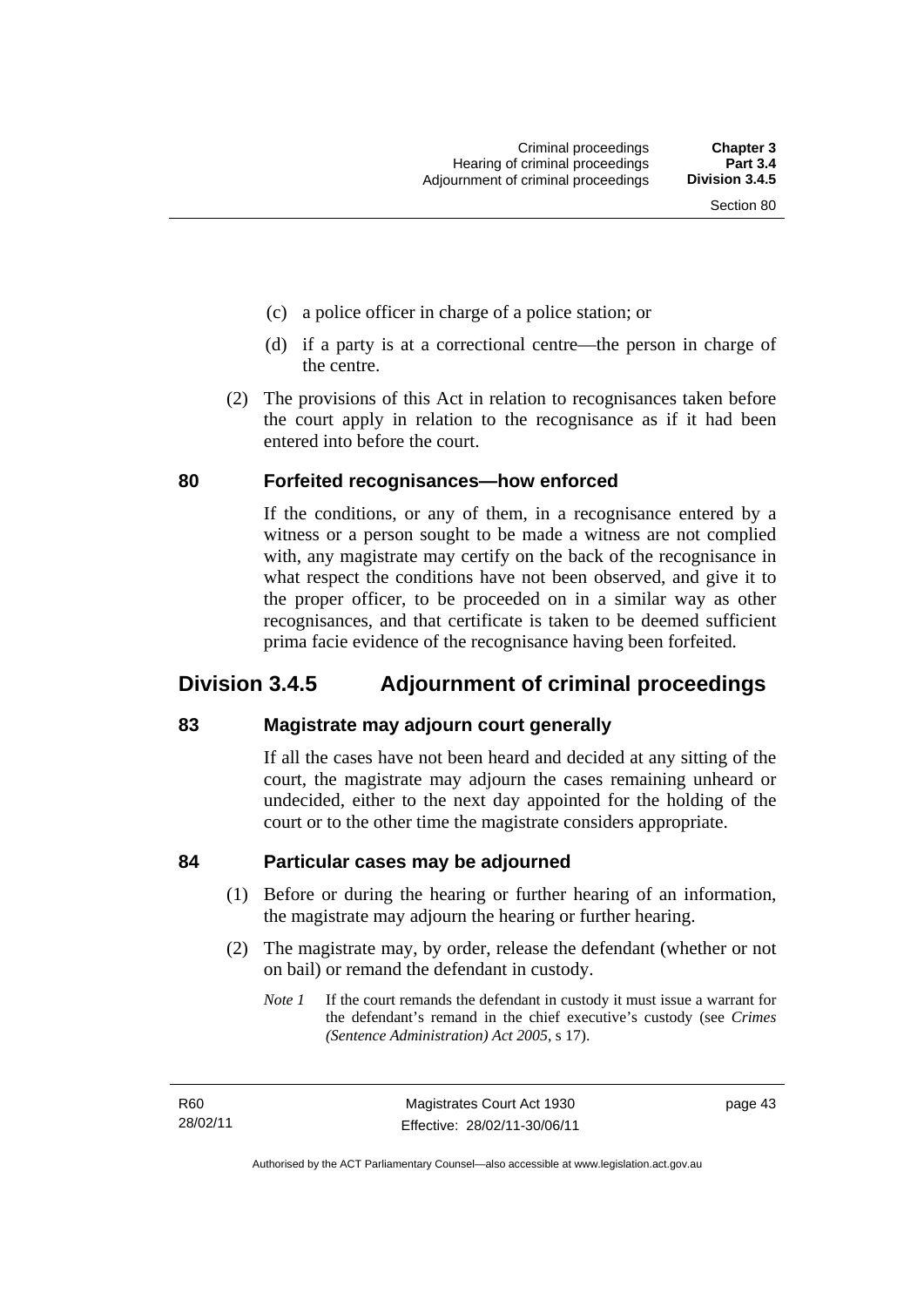(c) a police officer in charge of a police station; or

(d) if a party is at a correctional centre—the person in charge of the centre.

(2) The provisions of this Act in relation to recognisances taken before the court apply in relation to the recognisance as if it had been entered into before the court.

### 80 Forfeited recognisances—how enforced

If the conditions, or any of them, in a recognisance entered by a witness or a person sought to be made a witness are not complied with, any magistrate may certify on the back of the recognisance in what respect the conditions have not been observed, and give it to the proper officer, to be proceeded on in a similar way as other recognisances, and that certificate is taken to be deemed sufficient prima facie evidence of the recognisance having been forfeited.

## Division 3.4.5 Adjournment of criminal proceedings

### 83 Magistrate may adjourn court generally

If all the cases have not been heard and decided at any sitting of the court, the magistrate may adjourn the cases remaining unheard or undecided, either to the next day appointed for the holding of the court or to the other time the magistrate considers appropriate.

### 84 Particular cases may be adjourned

(1) Before or during the hearing or further hearing of an information, the magistrate may adjourn the hearing or further hearing.

(2) The magistrate may, by order, release the defendant (whether or not on bail) or remand the defendant in custody.

*Note 1* If the court remands the defendant in custody it must issue a warrant for the defendant's remand in the chief executive's custody (see *Crimes (Sentence Administration) Act 2005*, s 17).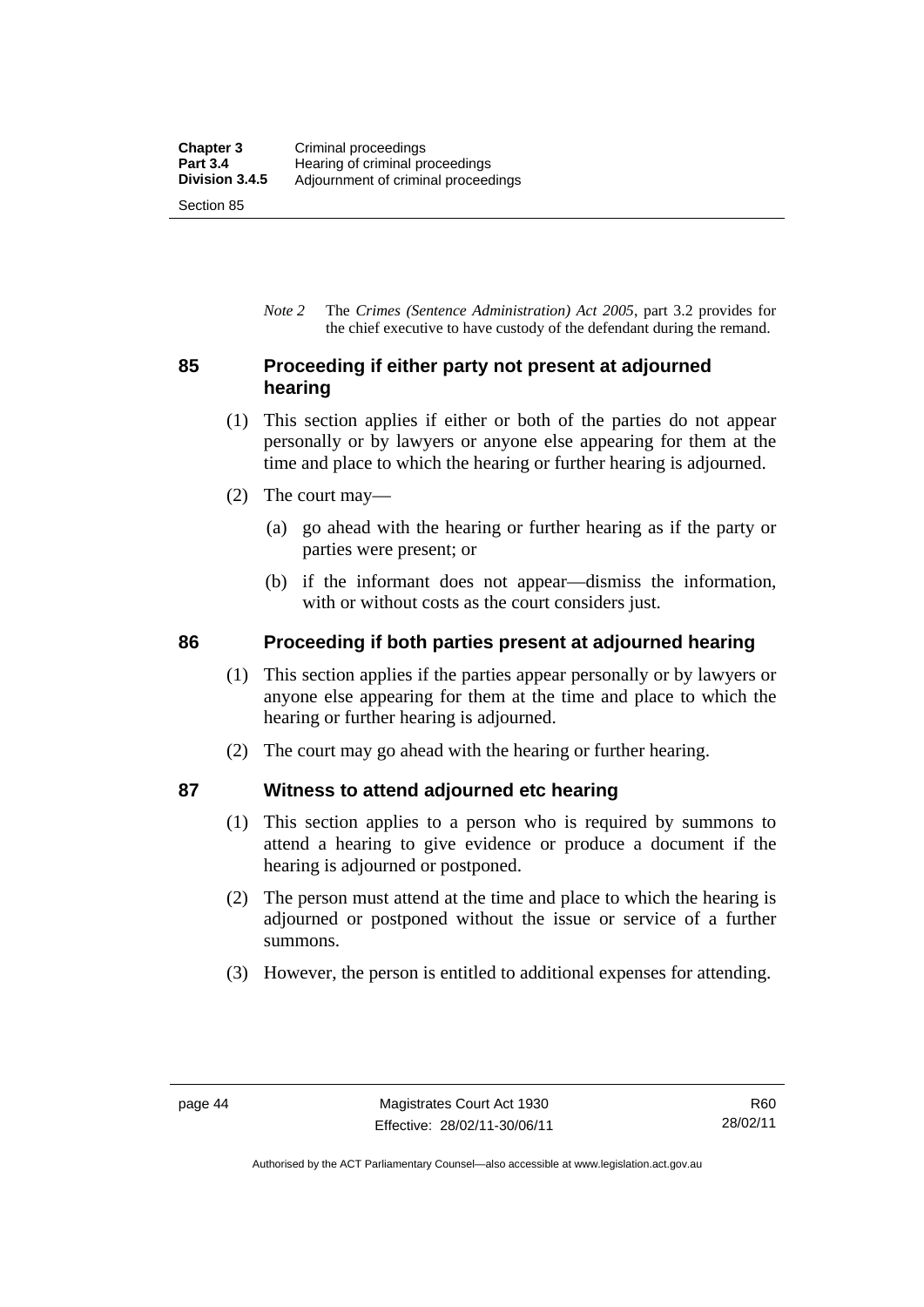*Note 2* The *Crimes (Sentence Administration) Act 2005*, part 3.2 provides for the chief executive to have custody of the defendant during the remand.

## 85 Proceeding if either party not present at adjourned hearing

(1) This section applies if either or both of the parties do not appear personally or by lawyers or anyone else appearing for them at the time and place to which the hearing or further hearing is adjourned.

(2) The court may—

(a) go ahead with the hearing or further hearing as if the party or parties were present; or

(b) if the informant does not appear—dismiss the information, with or without costs as the court considers just.

## 86 Proceeding if both parties present at adjourned hearing

(1) This section applies if the parties appear personally or by lawyers or anyone else appearing for them at the time and place to which the hearing or further hearing is adjourned.

(2) The court may go ahead with the hearing or further hearing.

## 87 Witness to attend adjourned etc hearing

(1) This section applies to a person who is required by summons to attend a hearing to give evidence or produce a document if the hearing is adjourned or postponed.

(2) The person must attend at the time and place to which the hearing is adjourned or postponed without the issue or service of a further summons.

(3) However, the person is entitled to additional expenses for attending.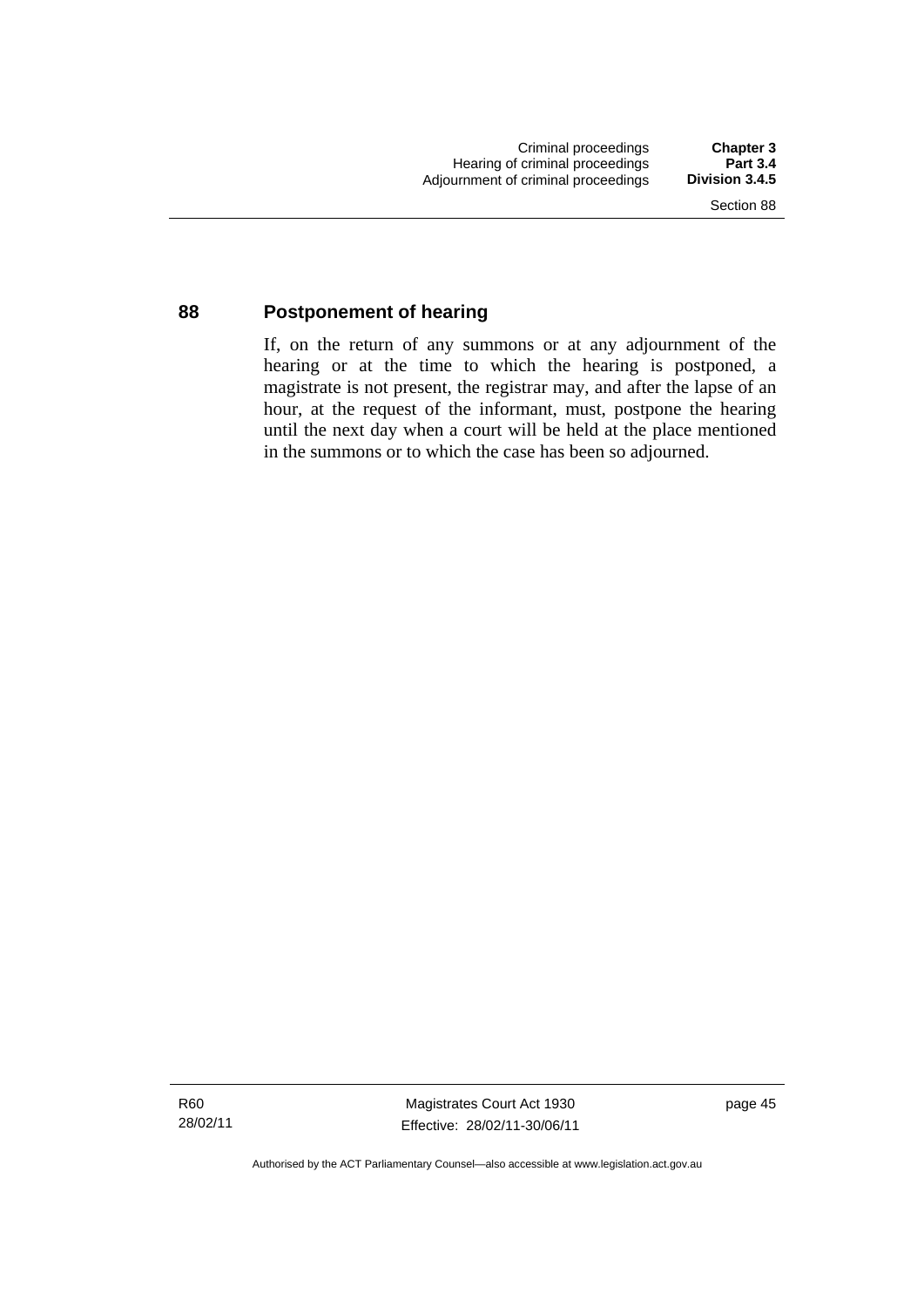## 88 Postponement of hearing

If, on the return of any summons or at any adjournment of the hearing or at the time to which the hearing is postponed, a magistrate is not present, the registrar may, and after the lapse of an hour, at the request of the informant, must, postpone the hearing until the next day when a court will be held at the place mentioned in the summons or to which the case has been so adjourned.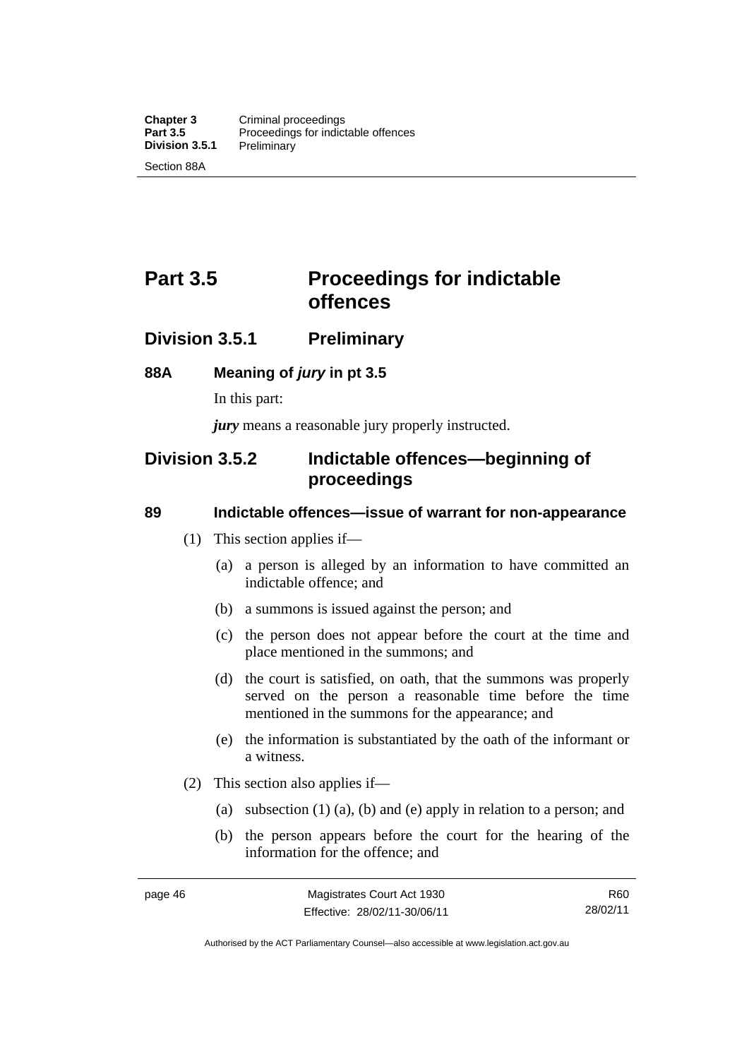# Part 3.5 Proceedings for indictable offences

## Division 3.5.1 Preliminary

### 88A Meaning of *jury* in pt 3.5

In this part:

***jury*** means a reasonable jury properly instructed.

## Division 3.5.2 Indictable offences—beginning of proceedings

### 89 Indictable offences—issue of warrant for non-appearance

(1) This section applies if—

(a) a person is alleged by an information to have committed an indictable offence; and

(b) a summons is issued against the person; and

(c) the person does not appear before the court at the time and place mentioned in the summons; and

(d) the court is satisfied, on oath, that the summons was properly served on the person a reasonable time before the time mentioned in the summons for the appearance; and

(e) the information is substantiated by the oath of the informant or a witness.

(2) This section also applies if—

(a) subsection (1) (a), (b) and (e) apply in relation to a person; and

(b) the person appears before the court for the hearing of the information for the offence; and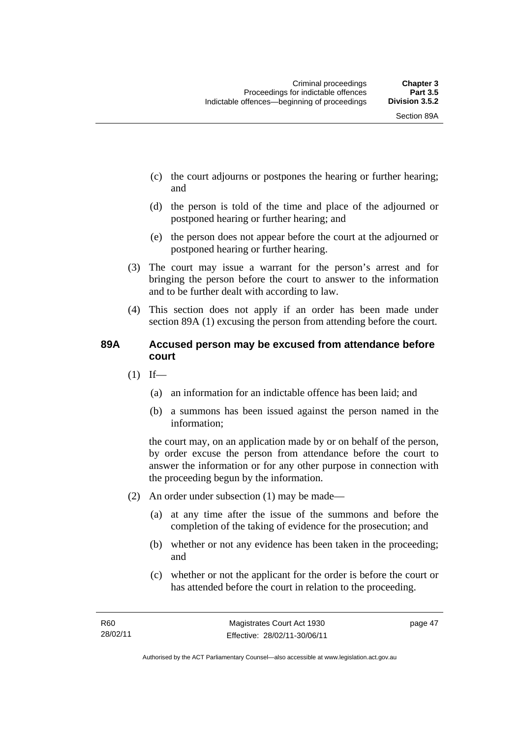(c) the court adjourns or postpones the hearing or further hearing; and

(d) the person is told of the time and place of the adjourned or postponed hearing or further hearing; and

(e) the person does not appear before the court at the adjourned or postponed hearing or further hearing.

(3) The court may issue a warrant for the person's arrest and for bringing the person before the court to answer to the information and to be further dealt with according to law.

(4) This section does not apply if an order has been made under section 89A (1) excusing the person from attending before the court.

### 89A Accused person may be excused from attendance before court

(1) If—

(a) an information for an indictable offence has been laid; and

(b) a summons has been issued against the person named in the information;

the court may, on an application made by or on behalf of the person, by order excuse the person from attendance before the court to answer the information or for any other purpose in connection with the proceeding begun by the information.

(2) An order under subsection (1) may be made—

(a) at any time after the issue of the summons and before the completion of the taking of evidence for the prosecution; and

(b) whether or not any evidence has been taken in the proceeding; and

(c) whether or not the applicant for the order is before the court or has attended before the court in relation to the proceeding.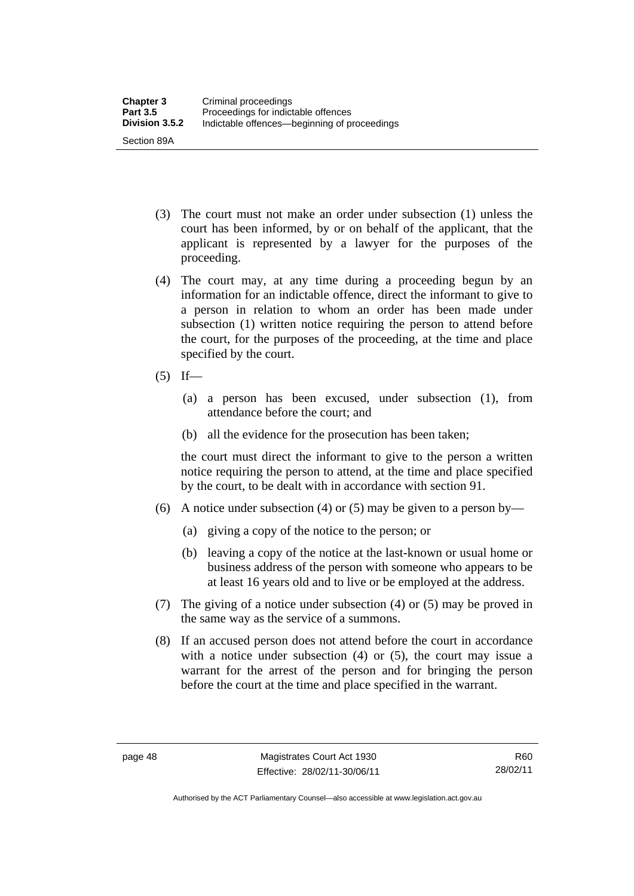(3) The court must not make an order under subsection (1) unless the court has been informed, by or on behalf of the applicant, that the applicant is represented by a lawyer for the purposes of the proceeding.

(4) The court may, at any time during a proceeding begun by an information for an indictable offence, direct the informant to give to a person in relation to whom an order has been made under subsection (1) written notice requiring the person to attend before the court, for the purposes of the proceeding, at the time and place specified by the court.

(5) If—

(a) a person has been excused, under subsection (1), from attendance before the court; and

(b) all the evidence for the prosecution has been taken;

the court must direct the informant to give to the person a written notice requiring the person to attend, at the time and place specified by the court, to be dealt with in accordance with section 91.

(6) A notice under subsection (4) or (5) may be given to a person by—

(a) giving a copy of the notice to the person; or

(b) leaving a copy of the notice at the last-known or usual home or business address of the person with someone who appears to be at least 16 years old and to live or be employed at the address.

(7) The giving of a notice under subsection (4) or (5) may be proved in the same way as the service of a summons.

(8) If an accused person does not attend before the court in accordance with a notice under subsection (4) or (5), the court may issue a warrant for the arrest of the person and for bringing the person before the court at the time and place specified in the warrant.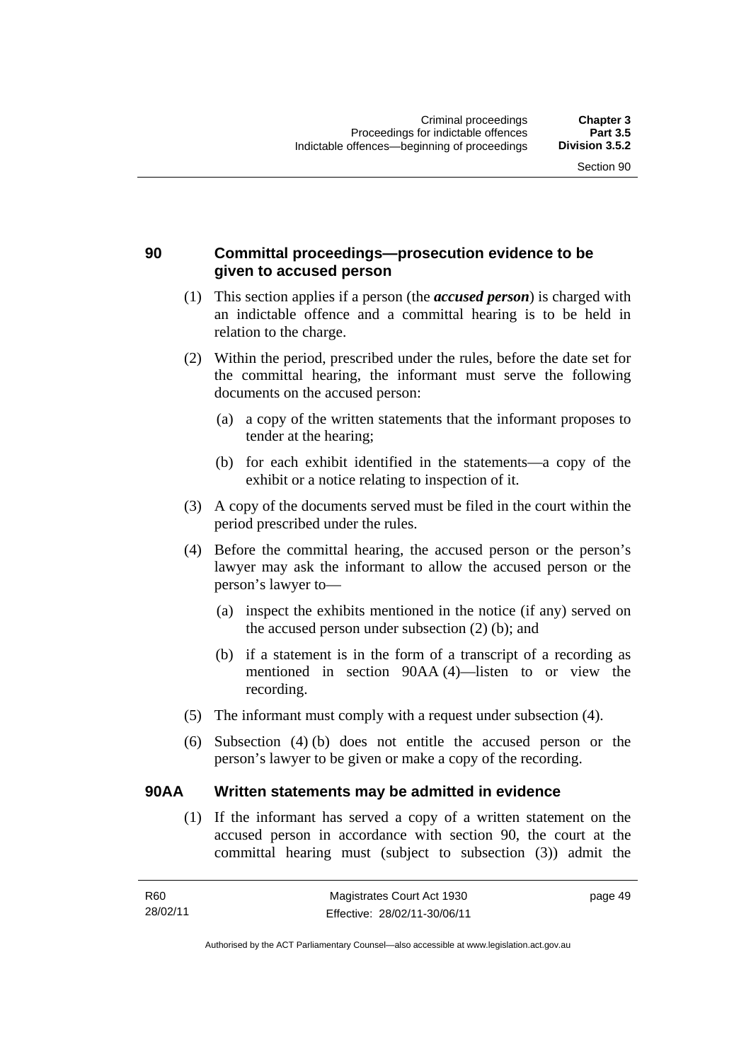## 90 Committal proceedings—prosecution evidence to be given to accused person

(1) This section applies if a person (the ***accused person***) is charged with an indictable offence and a committal hearing is to be held in relation to the charge.

(2) Within the period, prescribed under the rules, before the date set for the committal hearing, the informant must serve the following documents on the accused person:

(a) a copy of the written statements that the informant proposes to tender at the hearing;

(b) for each exhibit identified in the statements—a copy of the exhibit or a notice relating to inspection of it.

(3) A copy of the documents served must be filed in the court within the period prescribed under the rules.

(4) Before the committal hearing, the accused person or the person's lawyer may ask the informant to allow the accused person or the person's lawyer to—

(a) inspect the exhibits mentioned in the notice (if any) served on the accused person under subsection (2) (b); and

(b) if a statement is in the form of a transcript of a recording as mentioned in section 90AA (4)—listen to or view the recording.

(5) The informant must comply with a request under subsection (4).

(6) Subsection (4) (b) does not entitle the accused person or the person's lawyer to be given or make a copy of the recording.

## 90AA Written statements may be admitted in evidence

(1) If the informant has served a copy of a written statement on the accused person in accordance with section 90, the court at the committal hearing must (subject to subsection (3)) admit the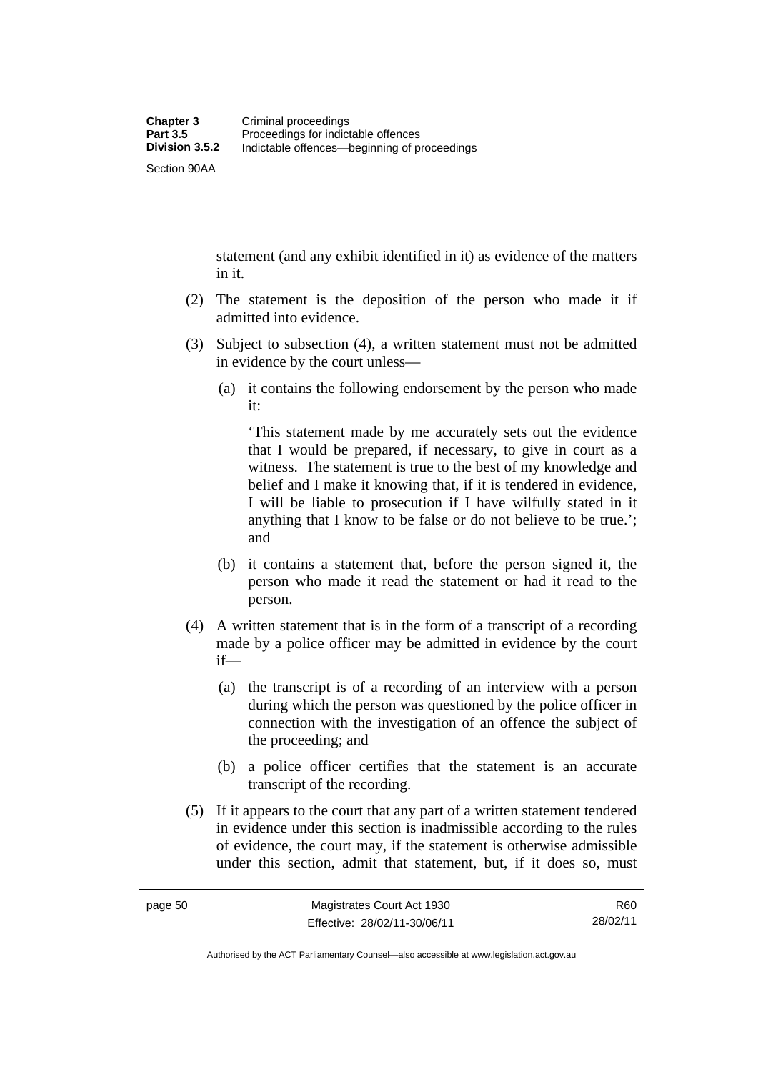statement (and any exhibit identified in it) as evidence of the matters in it.

(2) The statement is the deposition of the person who made it if admitted into evidence.

(3) Subject to subsection (4), a written statement must not be admitted in evidence by the court unless—

(a) it contains the following endorsement by the person who made it:

'This statement made by me accurately sets out the evidence that I would be prepared, if necessary, to give in court as a witness. The statement is true to the best of my knowledge and belief and I make it knowing that, if it is tendered in evidence, I will be liable to prosecution if I have wilfully stated in it anything that I know to be false or do not believe to be true.'; and

(b) it contains a statement that, before the person signed it, the person who made it read the statement or had it read to the person.

(4) A written statement that is in the form of a transcript of a recording made by a police officer may be admitted in evidence by the court if—

(a) the transcript is of a recording of an interview with a person during which the person was questioned by the police officer in connection with the investigation of an offence the subject of the proceeding; and

(b) a police officer certifies that the statement is an accurate transcript of the recording.

(5) If it appears to the court that any part of a written statement tendered in evidence under this section is inadmissible according to the rules of evidence, the court may, if the statement is otherwise admissible under this section, admit that statement, but, if it does so, must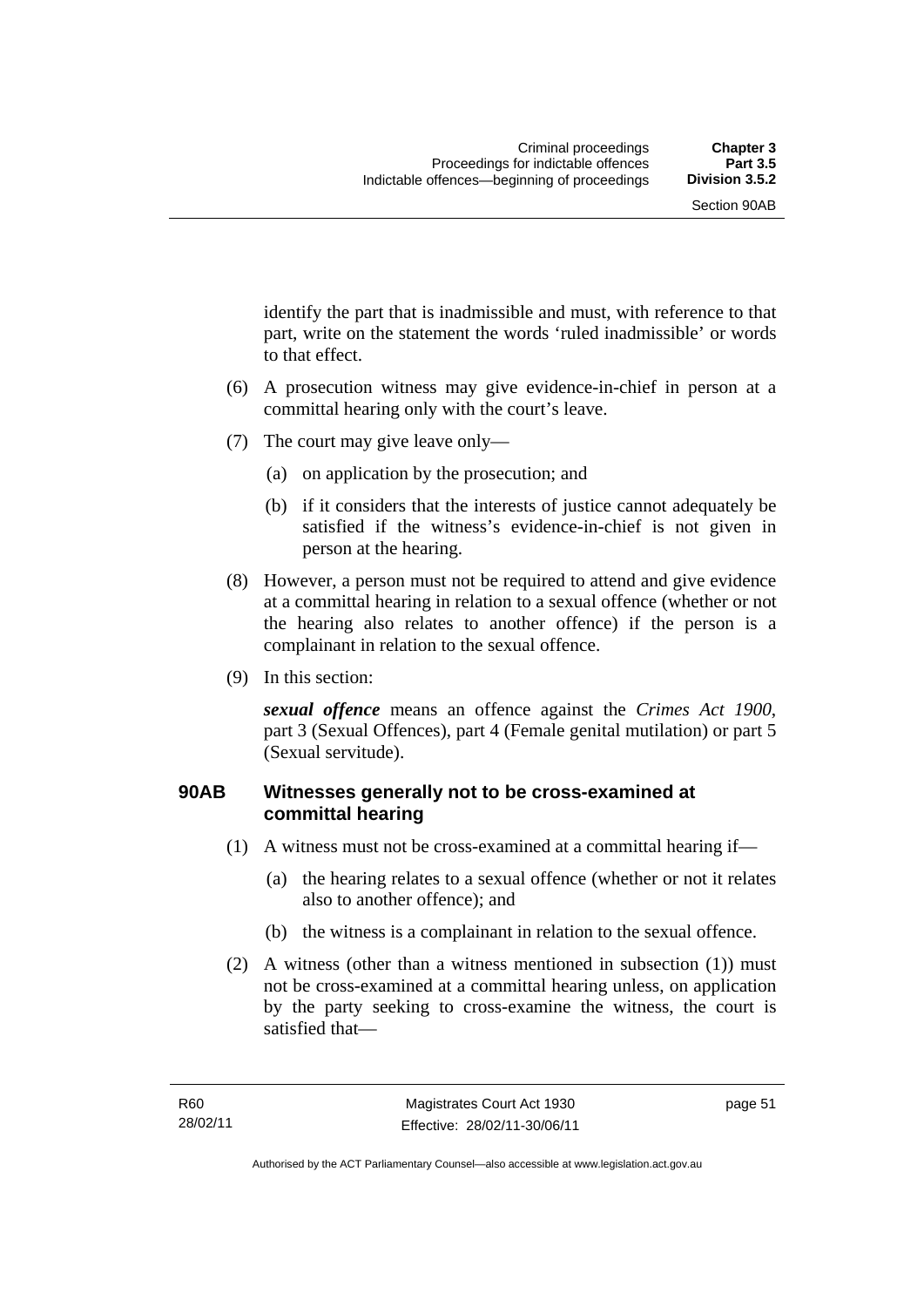identify the part that is inadmissible and must, with reference to that part, write on the statement the words 'ruled inadmissible' or words to that effect.

(6) A prosecution witness may give evidence-in-chief in person at a committal hearing only with the court's leave.

(7) The court may give leave only—

(a) on application by the prosecution; and

(b) if it considers that the interests of justice cannot adequately be satisfied if the witness's evidence-in-chief is not given in person at the hearing.

(8) However, a person must not be required to attend and give evidence at a committal hearing in relation to a sexual offence (whether or not the hearing also relates to another offence) if the person is a complainant in relation to the sexual offence.

(9) In this section:

***sexual offence*** means an offence against the *Crimes Act 1900*, part 3 (Sexual Offences), part 4 (Female genital mutilation) or part 5 (Sexual servitude).

### 90AB Witnesses generally not to be cross-examined at committal hearing

(1) A witness must not be cross-examined at a committal hearing if—

(a) the hearing relates to a sexual offence (whether or not it relates also to another offence); and

(b) the witness is a complainant in relation to the sexual offence.

(2) A witness (other than a witness mentioned in subsection (1)) must not be cross-examined at a committal hearing unless, on application by the party seeking to cross-examine the witness, the court is satisfied that—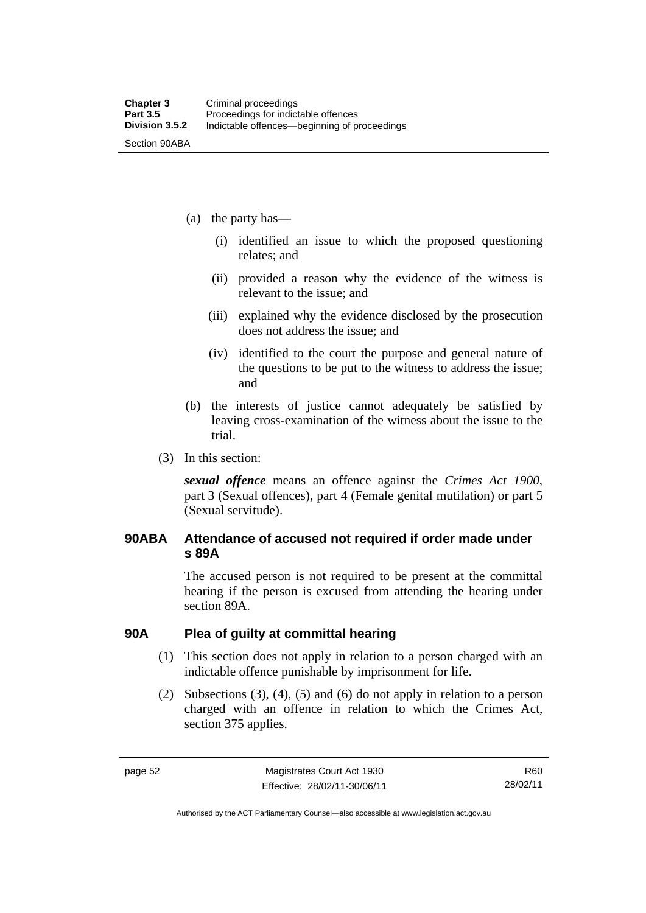(a) the party has—

   (i) identified an issue to which the proposed questioning relates; and

   (ii) provided a reason why the evidence of the witness is relevant to the issue; and

   (iii) explained why the evidence disclosed by the prosecution does not address the issue; and

   (iv) identified to the court the purpose and general nature of the questions to be put to the witness to address the issue; and

(b) the interests of justice cannot adequately be satisfied by leaving cross-examination of the witness about the issue to the trial.

(3) In this section:

***sexual offence*** means an offence against the *Crimes Act 1900*, part 3 (Sexual offences), part 4 (Female genital mutilation) or part 5 (Sexual servitude).

## 90ABA Attendance of accused not required if order made under s 89A

The accused person is not required to be present at the committal hearing if the person is excused from attending the hearing under section 89A.

## 90A Plea of guilty at committal hearing

(1) This section does not apply in relation to a person charged with an indictable offence punishable by imprisonment for life.

(2) Subsections (3), (4), (5) and (6) do not apply in relation to a person charged with an offence in relation to which the Crimes Act, section 375 applies.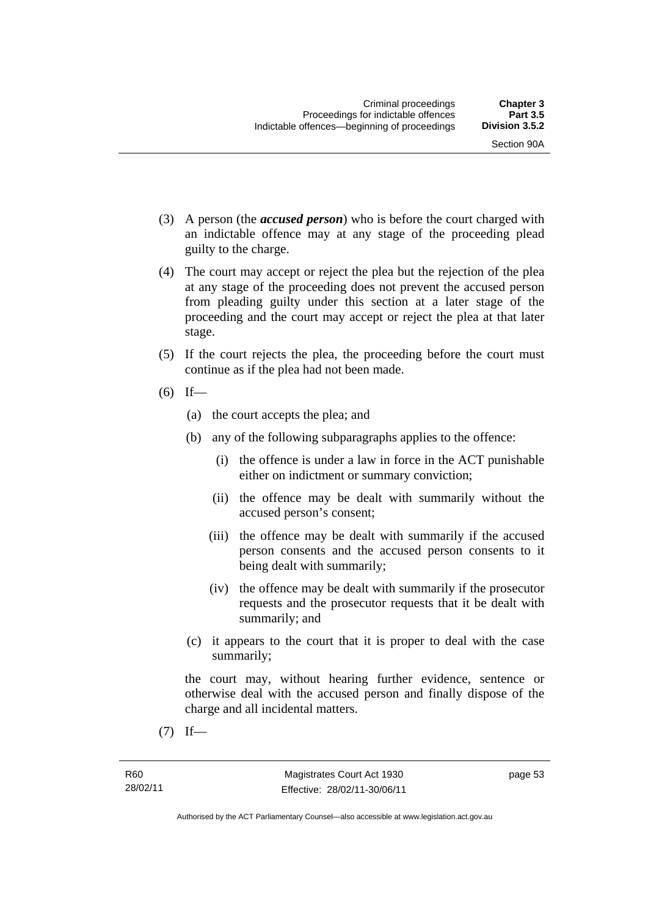(3) A person (the ***accused person***) who is before the court charged with an indictable offence may at any stage of the proceeding plead guilty to the charge.

(4) The court may accept or reject the plea but the rejection of the plea at any stage of the proceeding does not prevent the accused person from pleading guilty under this section at a later stage of the proceeding and the court may accept or reject the plea at that later stage.

(5) If the court rejects the plea, the proceeding before the court must continue as if the plea had not been made.

(6) If—

 (a) the court accepts the plea; and

 (b) any of the following subparagraphs applies to the offence:

  (i) the offence is under a law in force in the ACT punishable either on indictment or summary conviction;

  (ii) the offence may be dealt with summarily without the accused person's consent;

  (iii) the offence may be dealt with summarily if the accused person consents and the accused person consents to it being dealt with summarily;

  (iv) the offence may be dealt with summarily if the prosecutor requests and the prosecutor requests that it be dealt with summarily; and

 (c) it appears to the court that it is proper to deal with the case summarily;

the court may, without hearing further evidence, sentence or otherwise deal with the accused person and finally dispose of the charge and all incidental matters.

(7) If—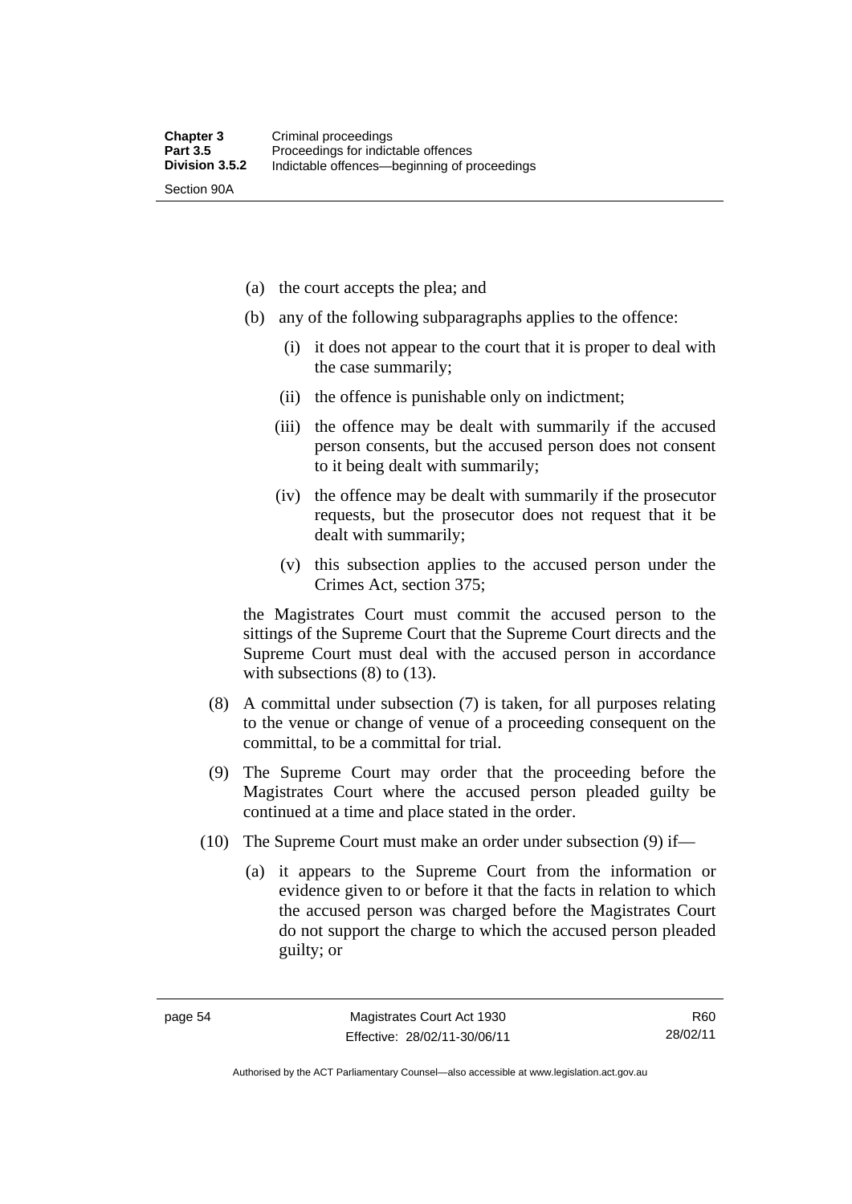(a) the court accepts the plea; and

(b) any of the following subparagraphs applies to the offence:

   (i) it does not appear to the court that it is proper to deal with the case summarily;

   (ii) the offence is punishable only on indictment;

   (iii) the offence may be dealt with summarily if the accused person consents, but the accused person does not consent to it being dealt with summarily;

   (iv) the offence may be dealt with summarily if the prosecutor requests, but the prosecutor does not request that it be dealt with summarily;

   (v) this subsection applies to the accused person under the Crimes Act, section 375;

the Magistrates Court must commit the accused person to the sittings of the Supreme Court that the Supreme Court directs and the Supreme Court must deal with the accused person in accordance with subsections (8) to (13).

(8) A committal under subsection (7) is taken, for all purposes relating to the venue or change of venue of a proceeding consequent on the committal, to be a committal for trial.

(9) The Supreme Court may order that the proceeding before the Magistrates Court where the accused person pleaded guilty be continued at a time and place stated in the order.

(10) The Supreme Court must make an order under subsection (9) if—

(a) it appears to the Supreme Court from the information or evidence given to or before it that the facts in relation to which the accused person was charged before the Magistrates Court do not support the charge to which the accused person pleaded guilty; or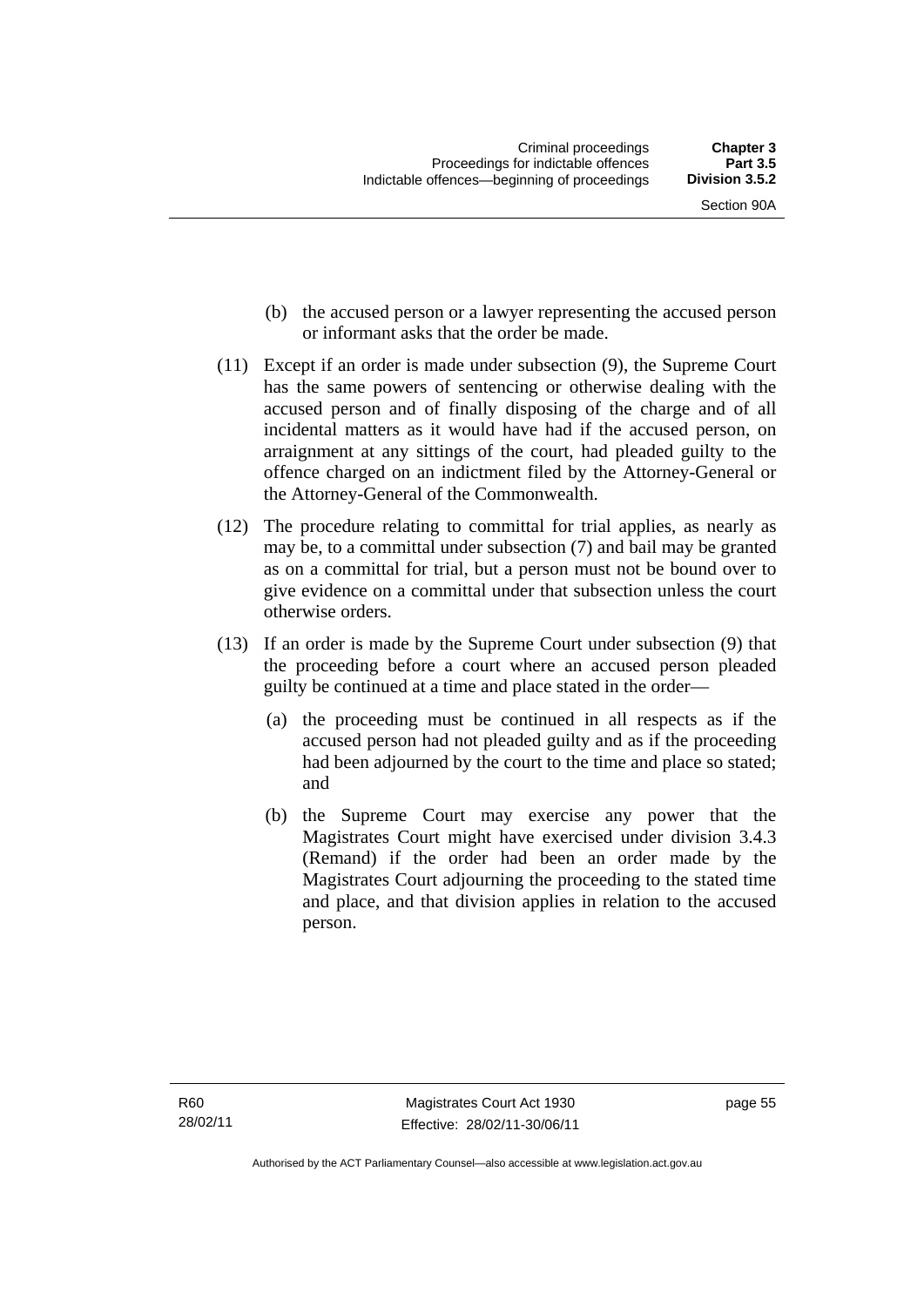(b) the accused person or a lawyer representing the accused person or informant asks that the order be made.

(11) Except if an order is made under subsection (9), the Supreme Court has the same powers of sentencing or otherwise dealing with the accused person and of finally disposing of the charge and of all incidental matters as it would have had if the accused person, on arraignment at any sittings of the court, had pleaded guilty to the offence charged on an indictment filed by the Attorney-General or the Attorney-General of the Commonwealth.

(12) The procedure relating to committal for trial applies, as nearly as may be, to a committal under subsection (7) and bail may be granted as on a committal for trial, but a person must not be bound over to give evidence on a committal under that subsection unless the court otherwise orders.

(13) If an order is made by the Supreme Court under subsection (9) that the proceeding before a court where an accused person pleaded guilty be continued at a time and place stated in the order—

(a) the proceeding must be continued in all respects as if the accused person had not pleaded guilty and as if the proceeding had been adjourned by the court to the time and place so stated; and

(b) the Supreme Court may exercise any power that the Magistrates Court might have exercised under division 3.4.3 (Remand) if the order had been an order made by the Magistrates Court adjourning the proceeding to the stated time and place, and that division applies in relation to the accused person.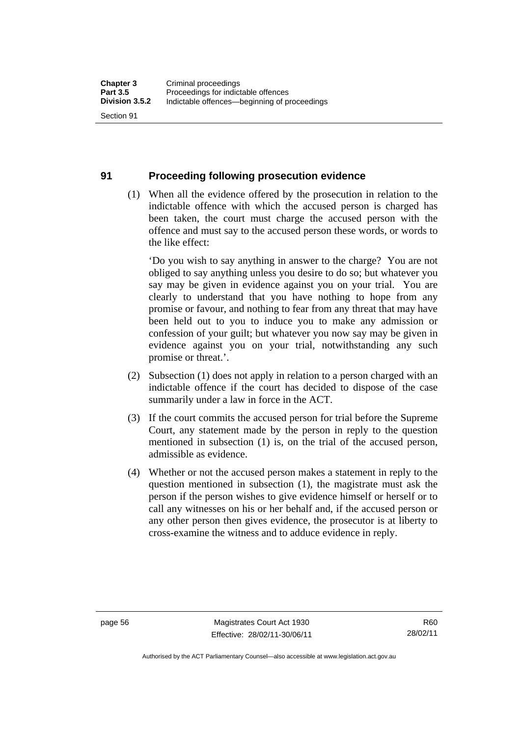## 91 Proceeding following prosecution evidence

(1) When all the evidence offered by the prosecution in relation to the indictable offence with which the accused person is charged has been taken, the court must charge the accused person with the offence and must say to the accused person these words, or words to the like effect:

'Do you wish to say anything in answer to the charge? You are not obliged to say anything unless you desire to do so; but whatever you say may be given in evidence against you on your trial. You are clearly to understand that you have nothing to hope from any promise or favour, and nothing to fear from any threat that may have been held out to you to induce you to make any admission or confession of your guilt; but whatever you now say may be given in evidence against you on your trial, notwithstanding any such promise or threat.'.

(2) Subsection (1) does not apply in relation to a person charged with an indictable offence if the court has decided to dispose of the case summarily under a law in force in the ACT.

(3) If the court commits the accused person for trial before the Supreme Court, any statement made by the person in reply to the question mentioned in subsection (1) is, on the trial of the accused person, admissible as evidence.

(4) Whether or not the accused person makes a statement in reply to the question mentioned in subsection (1), the magistrate must ask the person if the person wishes to give evidence himself or herself or to call any witnesses on his or her behalf and, if the accused person or any other person then gives evidence, the prosecutor is at liberty to cross-examine the witness and to adduce evidence in reply.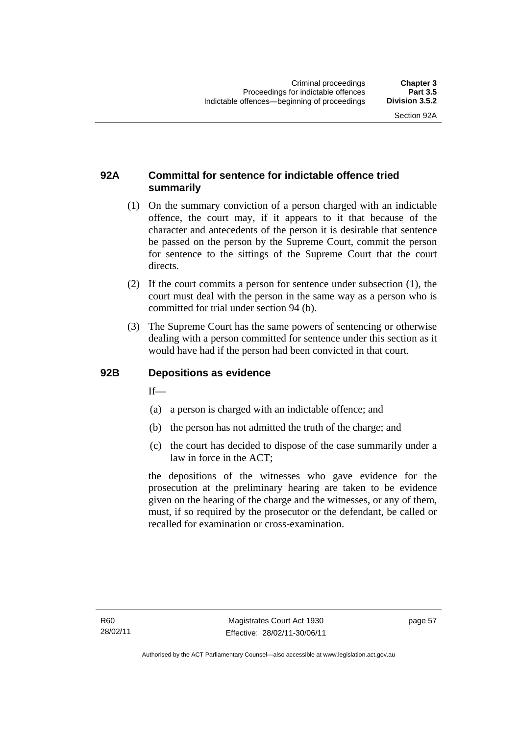### 92A Committal for sentence for indictable offence tried summarily

(1) On the summary conviction of a person charged with an indictable offence, the court may, if it appears to it that because of the character and antecedents of the person it is desirable that sentence be passed on the person by the Supreme Court, commit the person for sentence to the sittings of the Supreme Court that the court directs.

(2) If the court commits a person for sentence under subsection (1), the court must deal with the person in the same way as a person who is committed for trial under section 94 (b).

(3) The Supreme Court has the same powers of sentencing or otherwise dealing with a person committed for sentence under this section as it would have had if the person had been convicted in that court.

### 92B Depositions as evidence

If—

(a) a person is charged with an indictable offence; and

(b) the person has not admitted the truth of the charge; and

(c) the court has decided to dispose of the case summarily under a law in force in the ACT;

the depositions of the witnesses who gave evidence for the prosecution at the preliminary hearing are taken to be evidence given on the hearing of the charge and the witnesses, or any of them, must, if so required by the prosecutor or the defendant, be called or recalled for examination or cross-examination.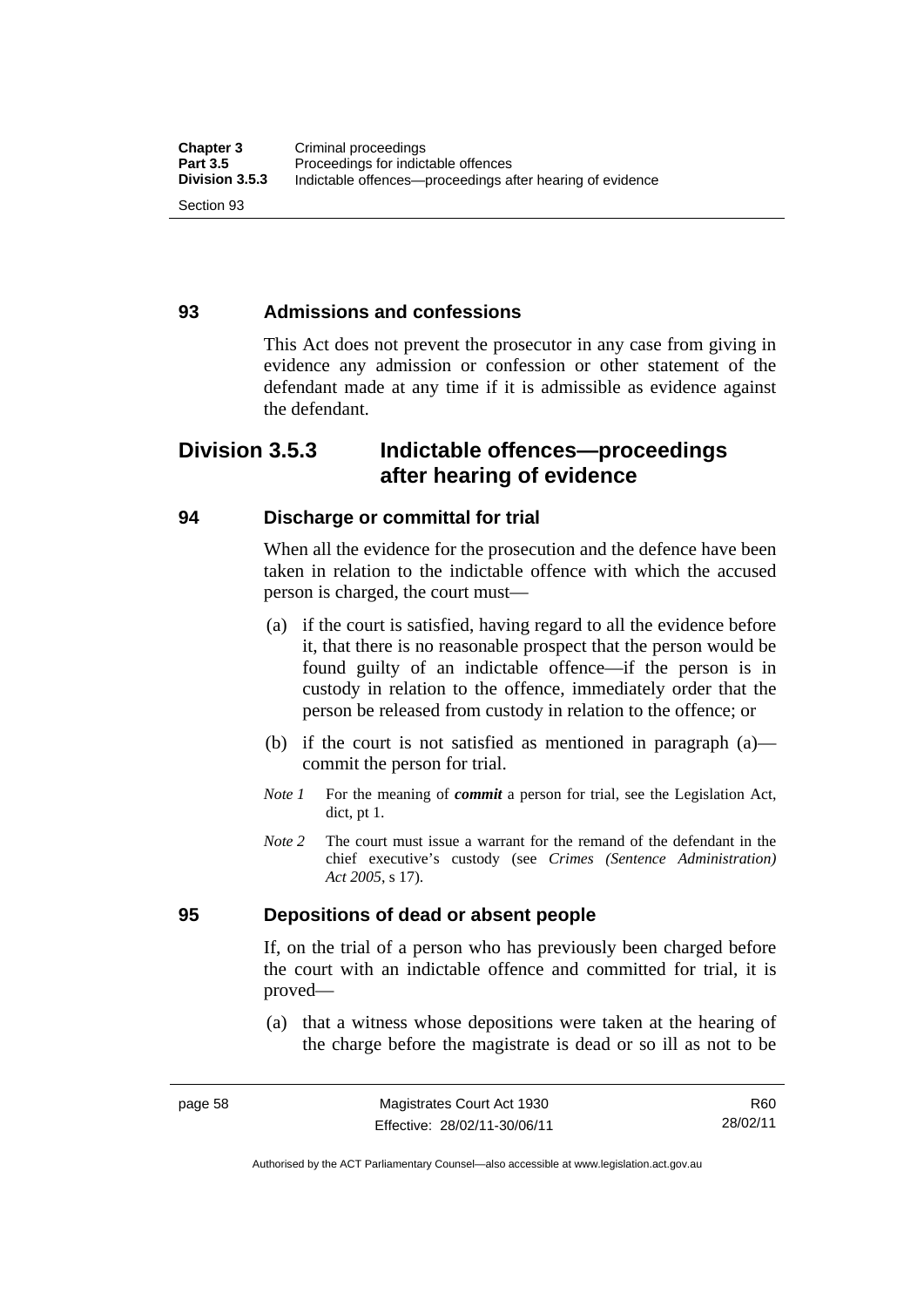## 93 Admissions and confessions

This Act does not prevent the prosecutor in any case from giving in evidence any admission or confession or other statement of the defendant made at any time if it is admissible as evidence against the defendant.

# Division 3.5.3 Indictable offences—proceedings after hearing of evidence

## 94 Discharge or committal for trial

When all the evidence for the prosecution and the defence have been taken in relation to the indictable offence with which the accused person is charged, the court must—

(a) if the court is satisfied, having regard to all the evidence before it, that there is no reasonable prospect that the person would be found guilty of an indictable offence—if the person is in custody in relation to the offence, immediately order that the person be released from custody in relation to the offence; or

(b) if the court is not satisfied as mentioned in paragraph (a)—commit the person for trial.

*Note 1* For the meaning of ***commit*** a person for trial, see the Legislation Act, dict, pt 1.

*Note 2* The court must issue a warrant for the remand of the defendant in the chief executive's custody (see *Crimes (Sentence Administration) Act 2005*, s 17).

## 95 Depositions of dead or absent people

If, on the trial of a person who has previously been charged before the court with an indictable offence and committed for trial, it is proved—

(a) that a witness whose depositions were taken at the hearing of the charge before the magistrate is dead or so ill as not to be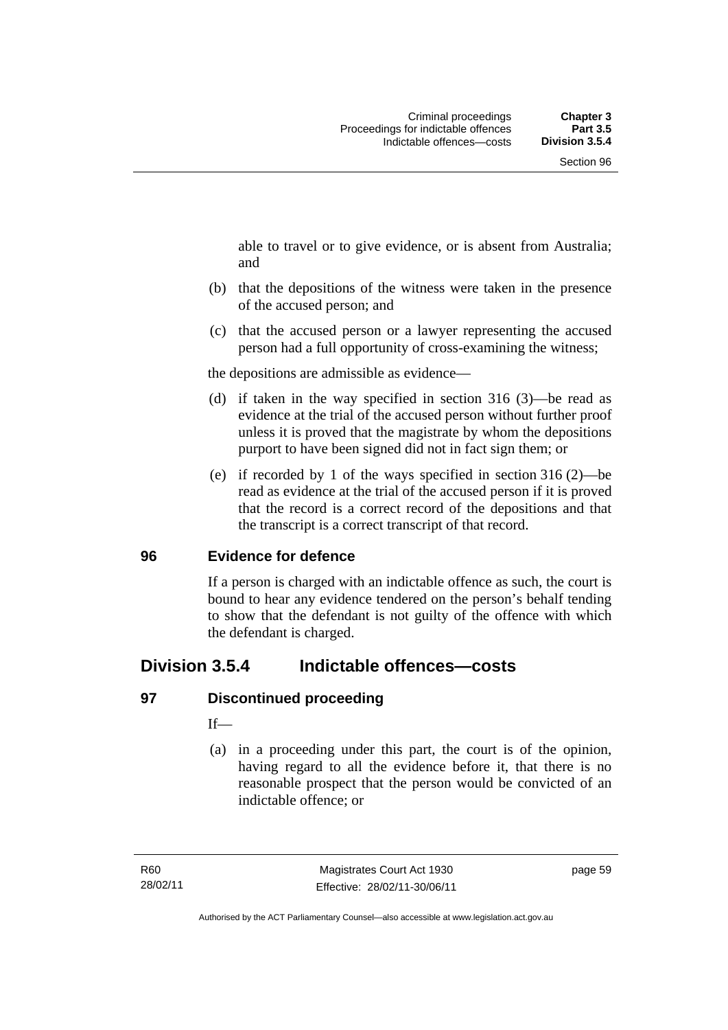able to travel or to give evidence, or is absent from Australia; and

(b) that the depositions of the witness were taken in the presence of the accused person; and

(c) that the accused person or a lawyer representing the accused person had a full opportunity of cross-examining the witness;

the depositions are admissible as evidence—

(d) if taken in the way specified in section 316 (3)—be read as evidence at the trial of the accused person without further proof unless it is proved that the magistrate by whom the depositions purport to have been signed did not in fact sign them; or

(e) if recorded by 1 of the ways specified in section 316 (2)—be read as evidence at the trial of the accused person if it is proved that the record is a correct record of the depositions and that the transcript is a correct transcript of that record.

### 96 Evidence for defence

If a person is charged with an indictable offence as such, the court is bound to hear any evidence tendered on the person's behalf tending to show that the defendant is not guilty of the offence with which the defendant is charged.

## Division 3.5.4 Indictable offences—costs

### 97 Discontinued proceeding

If—

(a) in a proceeding under this part, the court is of the opinion, having regard to all the evidence before it, that there is no reasonable prospect that the person would be convicted of an indictable offence; or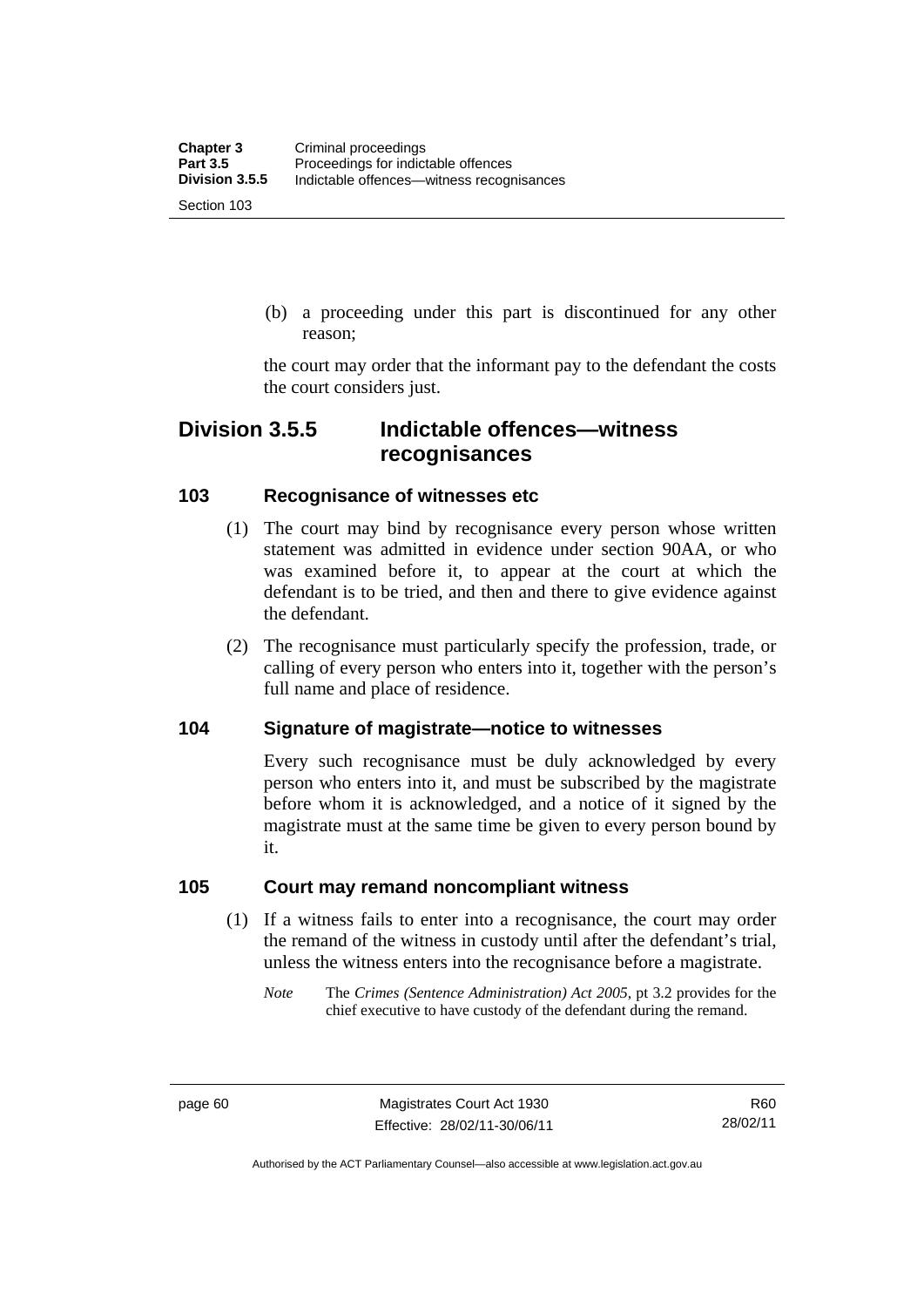(b) a proceeding under this part is discontinued for any other reason;

the court may order that the informant pay to the defendant the costs the court considers just.

## Division 3.5.5 Indictable offences—witness recognisances

### 103 Recognisance of witnesses etc

(1) The court may bind by recognisance every person whose written statement was admitted in evidence under section 90AA, or who was examined before it, to appear at the court at which the defendant is to be tried, and then and there to give evidence against the defendant.

(2) The recognisance must particularly specify the profession, trade, or calling of every person who enters into it, together with the person's full name and place of residence.

### 104 Signature of magistrate—notice to witnesses

Every such recognisance must be duly acknowledged by every person who enters into it, and must be subscribed by the magistrate before whom it is acknowledged, and a notice of it signed by the magistrate must at the same time be given to every person bound by it.

### 105 Court may remand noncompliant witness

(1) If a witness fails to enter into a recognisance, the court may order the remand of the witness in custody until after the defendant's trial, unless the witness enters into the recognisance before a magistrate.

*Note* The *Crimes (Sentence Administration) Act 2005*, pt 3.2 provides for the chief executive to have custody of the defendant during the remand.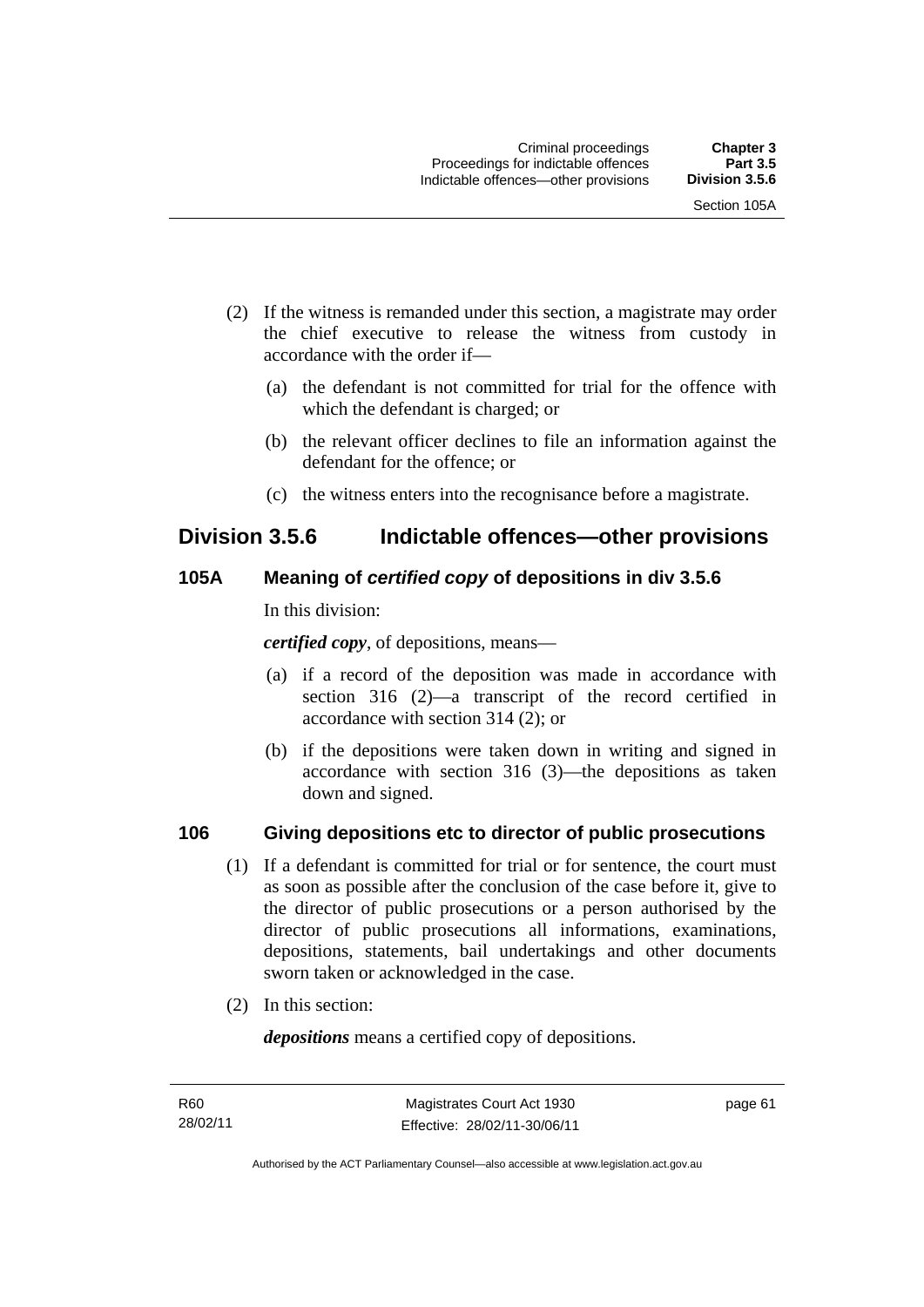(2) If the witness is remanded under this section, a magistrate may order the chief executive to release the witness from custody in accordance with the order if—

  (a) the defendant is not committed for trial for the offence with which the defendant is charged; or

  (b) the relevant officer declines to file an information against the defendant for the offence; or

  (c) the witness enters into the recognisance before a magistrate.

## Division 3.5.6 Indictable offences—other provisions

### 105A Meaning of *certified copy* of depositions in div 3.5.6

In this division:

***certified copy***, of depositions, means—

  (a) if a record of the deposition was made in accordance with section 316 (2)—a transcript of the record certified in accordance with section 314 (2); or

  (b) if the depositions were taken down in writing and signed in accordance with section 316 (3)—the depositions as taken down and signed.

### 106 Giving depositions etc to director of public prosecutions

(1) If a defendant is committed for trial or for sentence, the court must as soon as possible after the conclusion of the case before it, give to the director of public prosecutions or a person authorised by the director of public prosecutions all informations, examinations, depositions, statements, bail undertakings and other documents sworn taken or acknowledged in the case.

(2) In this section:

***depositions*** means a certified copy of depositions.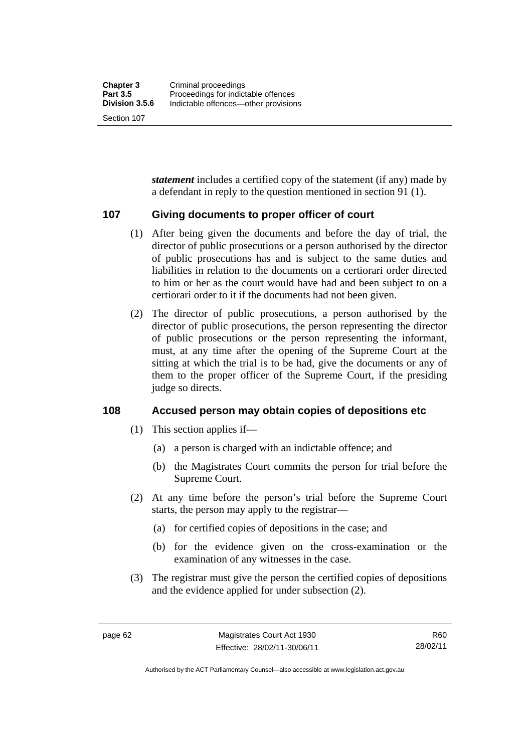***statement*** includes a certified copy of the statement (if any) made by a defendant in reply to the question mentioned in section 91 (1).

## 107 Giving documents to proper officer of court

(1) After being given the documents and before the day of trial, the director of public prosecutions or a person authorised by the director of public prosecutions has and is subject to the same duties and liabilities in relation to the documents on a certiorari order directed to him or her as the court would have had and been subject to on a certiorari order to it if the documents had not been given.

(2) The director of public prosecutions, a person authorised by the director of public prosecutions, the person representing the director of public prosecutions or the person representing the informant, must, at any time after the opening of the Supreme Court at the sitting at which the trial is to be had, give the documents or any of them to the proper officer of the Supreme Court, if the presiding judge so directs.

## 108 Accused person may obtain copies of depositions etc

(1) This section applies if—

(a) a person is charged with an indictable offence; and

(b) the Magistrates Court commits the person for trial before the Supreme Court.

(2) At any time before the person's trial before the Supreme Court starts, the person may apply to the registrar—

(a) for certified copies of depositions in the case; and

(b) for the evidence given on the cross-examination or the examination of any witnesses in the case.

(3) The registrar must give the person the certified copies of depositions and the evidence applied for under subsection (2).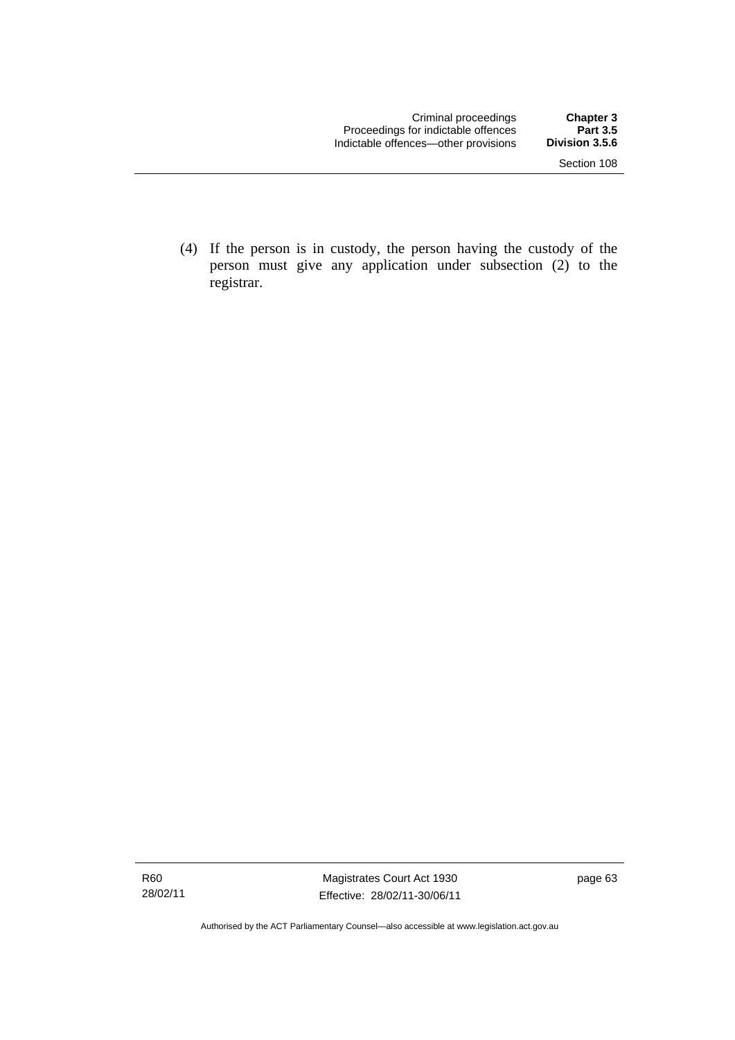(4) If the person is in custody, the person having the custody of the person must give any application under subsection (2) to the registrar.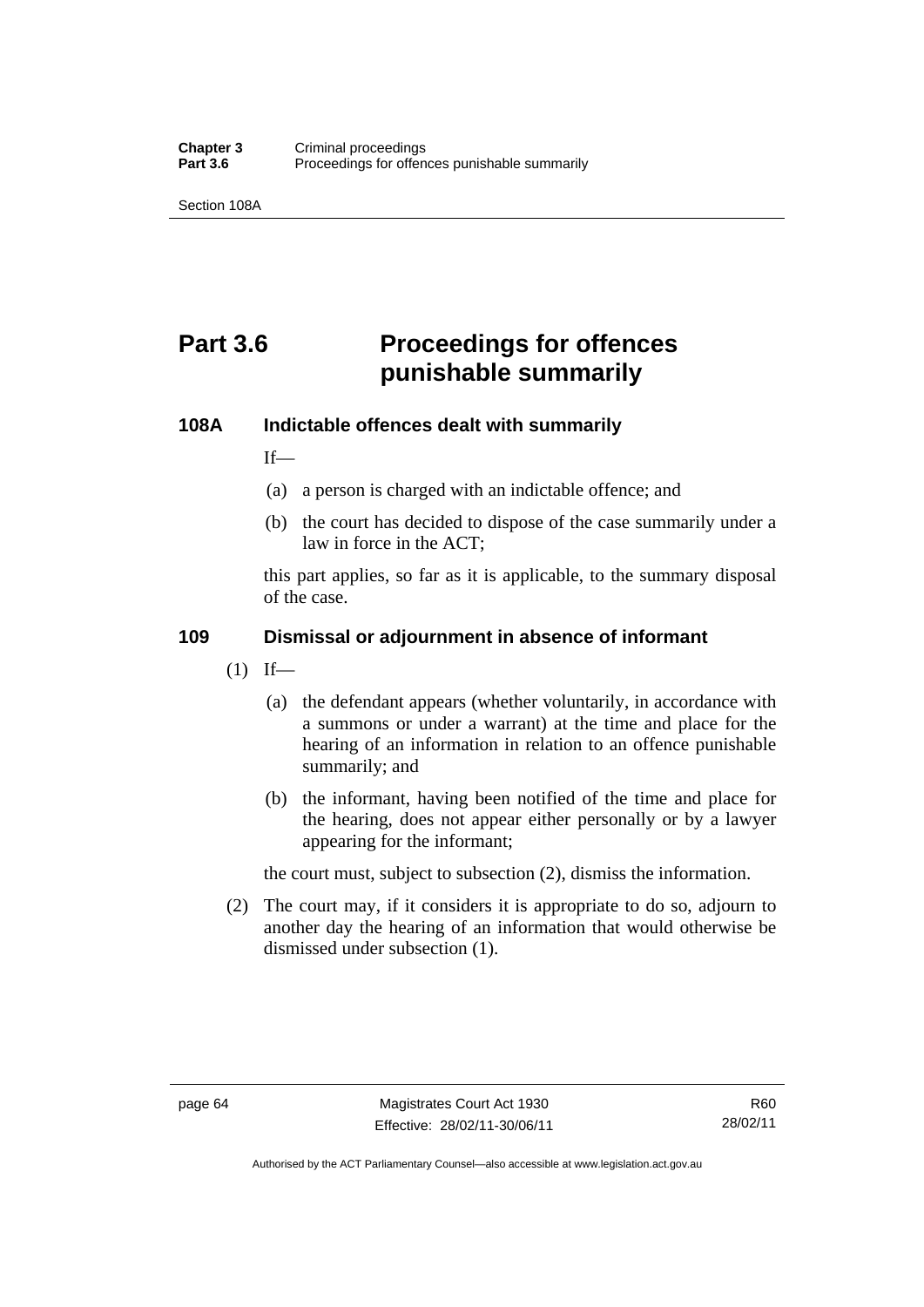# Part 3.6 Proceedings for offences punishable summarily

## 108A Indictable offences dealt with summarily

If—

(a) a person is charged with an indictable offence; and

(b) the court has decided to dispose of the case summarily under a law in force in the ACT;

this part applies, so far as it is applicable, to the summary disposal of the case.

## 109 Dismissal or adjournment in absence of informant

(1) If—

(a) the defendant appears (whether voluntarily, in accordance with a summons or under a warrant) at the time and place for the hearing of an information in relation to an offence punishable summarily; and

(b) the informant, having been notified of the time and place for the hearing, does not appear either personally or by a lawyer appearing for the informant;

the court must, subject to subsection (2), dismiss the information.

(2) The court may, if it considers it is appropriate to do so, adjourn to another day the hearing of an information that would otherwise be dismissed under subsection (1).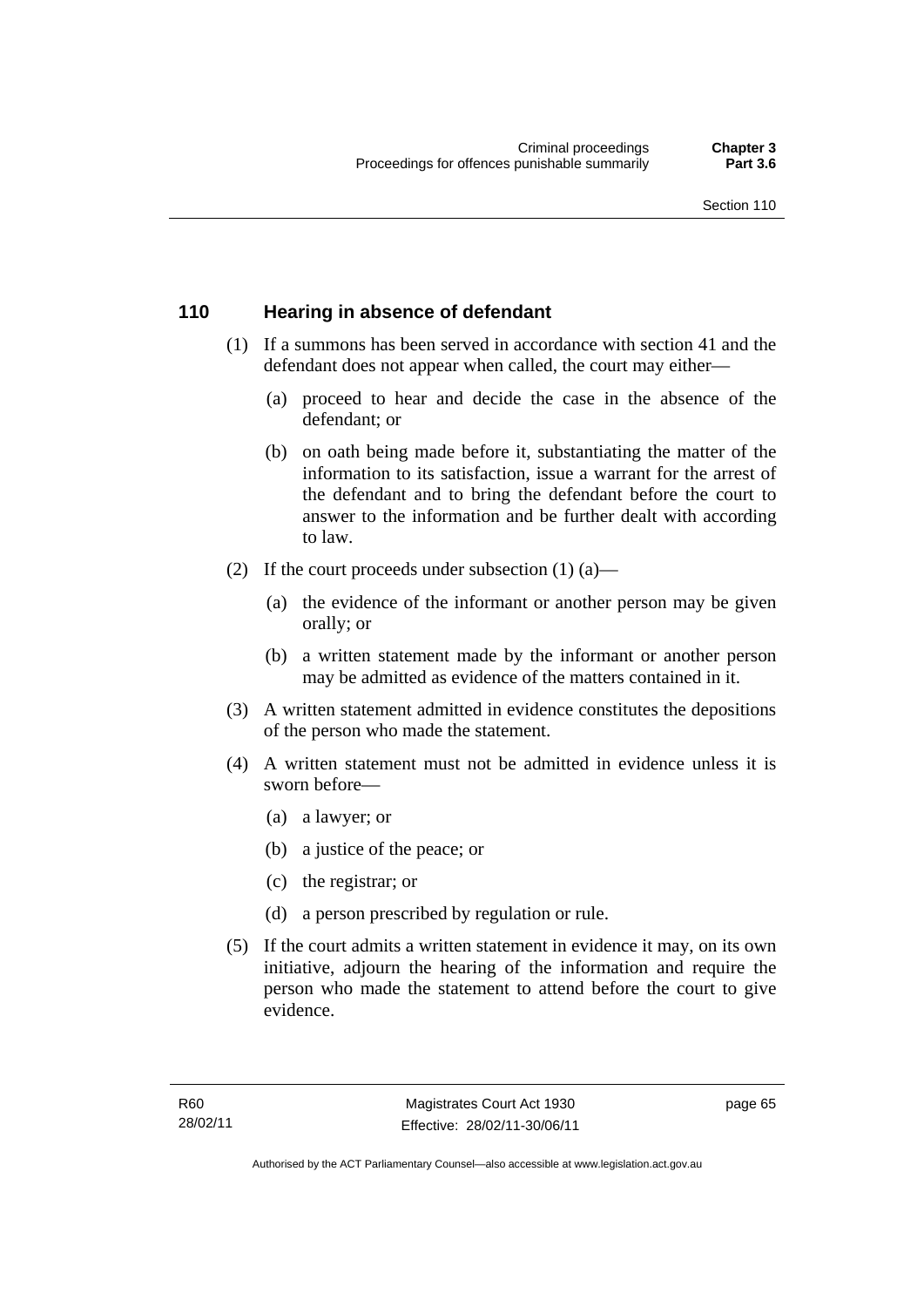## 110 Hearing in absence of defendant

(1) If a summons has been served in accordance with section 41 and the defendant does not appear when called, the court may either—

(a) proceed to hear and decide the case in the absence of the defendant; or

(b) on oath being made before it, substantiating the matter of the information to its satisfaction, issue a warrant for the arrest of the defendant and to bring the defendant before the court to answer to the information and be further dealt with according to law.

(2) If the court proceeds under subsection (1) (a)—

(a) the evidence of the informant or another person may be given orally; or

(b) a written statement made by the informant or another person may be admitted as evidence of the matters contained in it.

(3) A written statement admitted in evidence constitutes the depositions of the person who made the statement.

(4) A written statement must not be admitted in evidence unless it is sworn before—

(a) a lawyer; or

(b) a justice of the peace; or

(c) the registrar; or

(d) a person prescribed by regulation or rule.

(5) If the court admits a written statement in evidence it may, on its own initiative, adjourn the hearing of the information and require the person who made the statement to attend before the court to give evidence.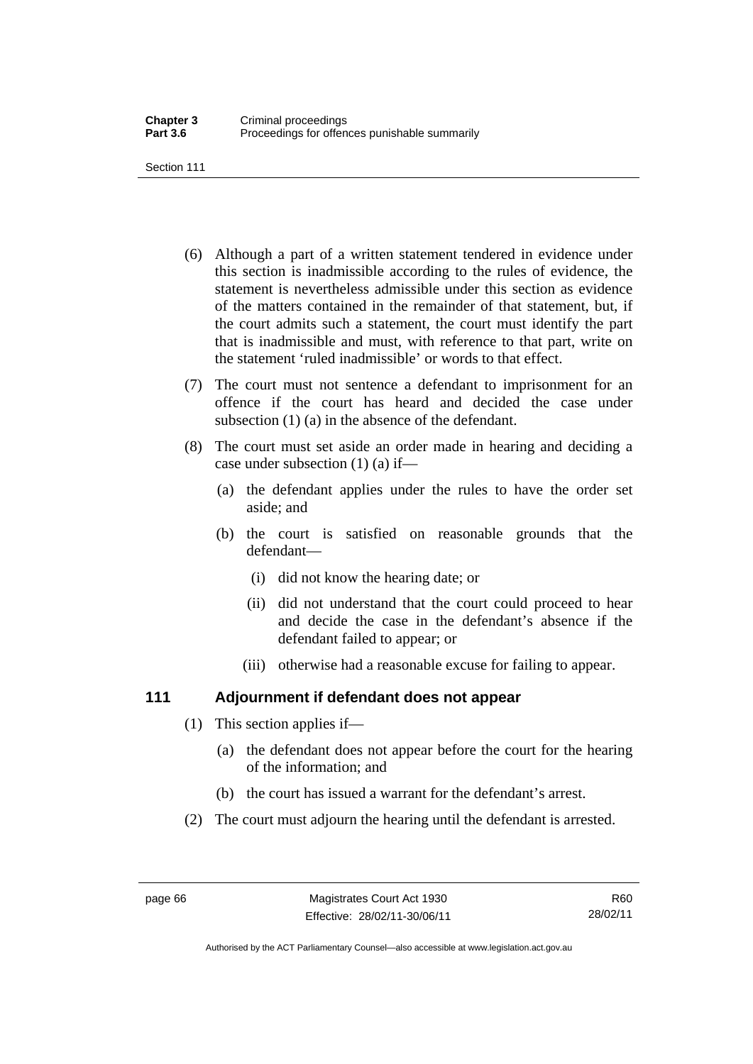(6) Although a part of a written statement tendered in evidence under this section is inadmissible according to the rules of evidence, the statement is nevertheless admissible under this section as evidence of the matters contained in the remainder of that statement, but, if the court admits such a statement, the court must identify the part that is inadmissible and must, with reference to that part, write on the statement 'ruled inadmissible' or words to that effect.

(7) The court must not sentence a defendant to imprisonment for an offence if the court has heard and decided the case under subsection (1) (a) in the absence of the defendant.

(8) The court must set aside an order made in hearing and deciding a case under subsection (1) (a) if—

- (a) the defendant applies under the rules to have the order set aside; and
- (b) the court is satisfied on reasonable grounds that the defendant—
  - (i) did not know the hearing date; or
  - (ii) did not understand that the court could proceed to hear and decide the case in the defendant's absence if the defendant failed to appear; or
  - (iii) otherwise had a reasonable excuse for failing to appear.

## 111 Adjournment if defendant does not appear

(1) This section applies if—

- (a) the defendant does not appear before the court for the hearing of the information; and
- (b) the court has issued a warrant for the defendant's arrest.

(2) The court must adjourn the hearing until the defendant is arrested.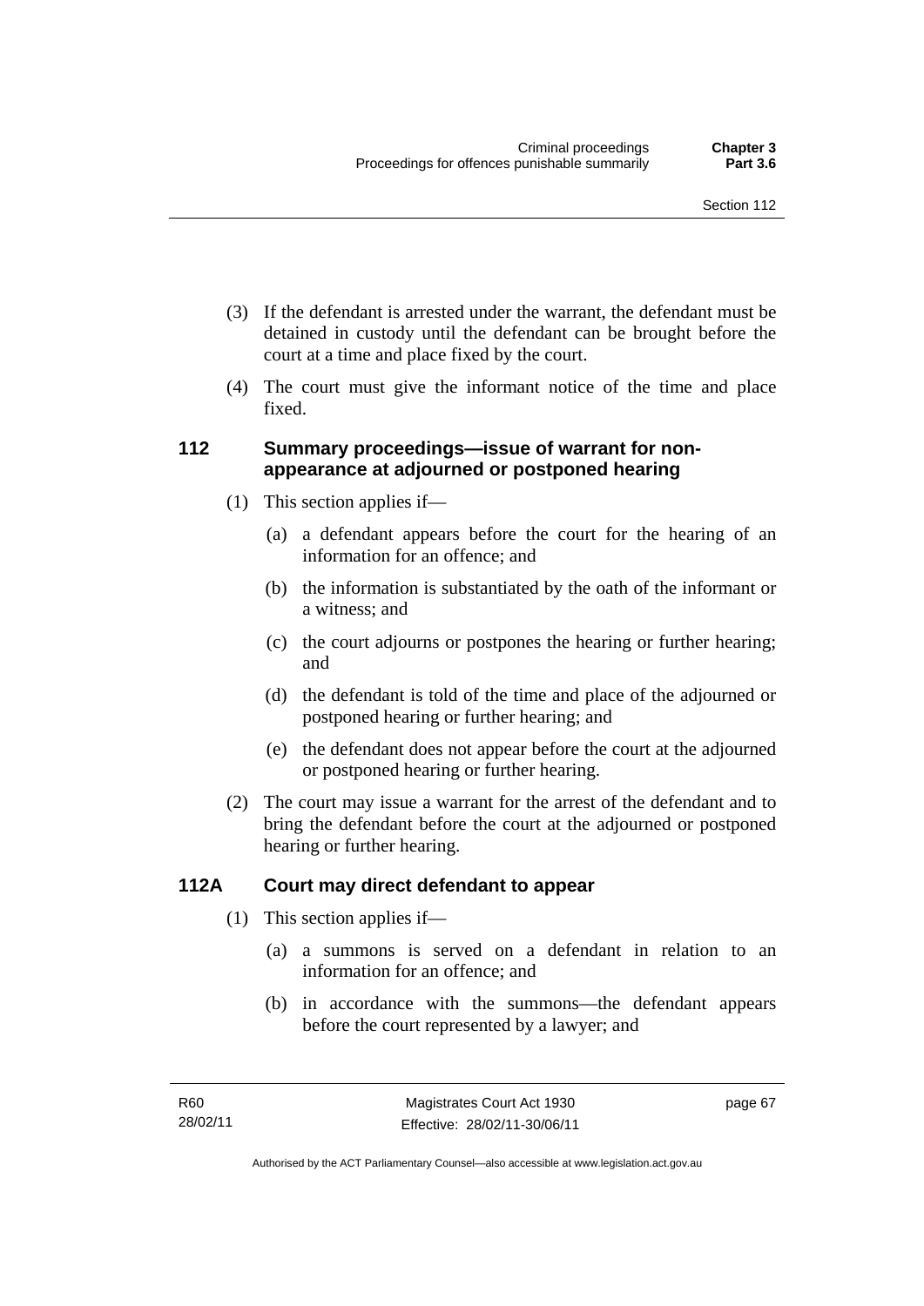(3) If the defendant is arrested under the warrant, the defendant must be detained in custody until the defendant can be brought before the court at a time and place fixed by the court.

(4) The court must give the informant notice of the time and place fixed.

### 112 Summary proceedings—issue of warrant for non-appearance at adjourned or postponed hearing

(1) This section applies if—

(a) a defendant appears before the court for the hearing of an information for an offence; and

(b) the information is substantiated by the oath of the informant or a witness; and

(c) the court adjourns or postpones the hearing or further hearing; and

(d) the defendant is told of the time and place of the adjourned or postponed hearing or further hearing; and

(e) the defendant does not appear before the court at the adjourned or postponed hearing or further hearing.

(2) The court may issue a warrant for the arrest of the defendant and to bring the defendant before the court at the adjourned or postponed hearing or further hearing.

### 112A Court may direct defendant to appear

(1) This section applies if—

(a) a summons is served on a defendant in relation to an information for an offence; and

(b) in accordance with the summons—the defendant appears before the court represented by a lawyer; and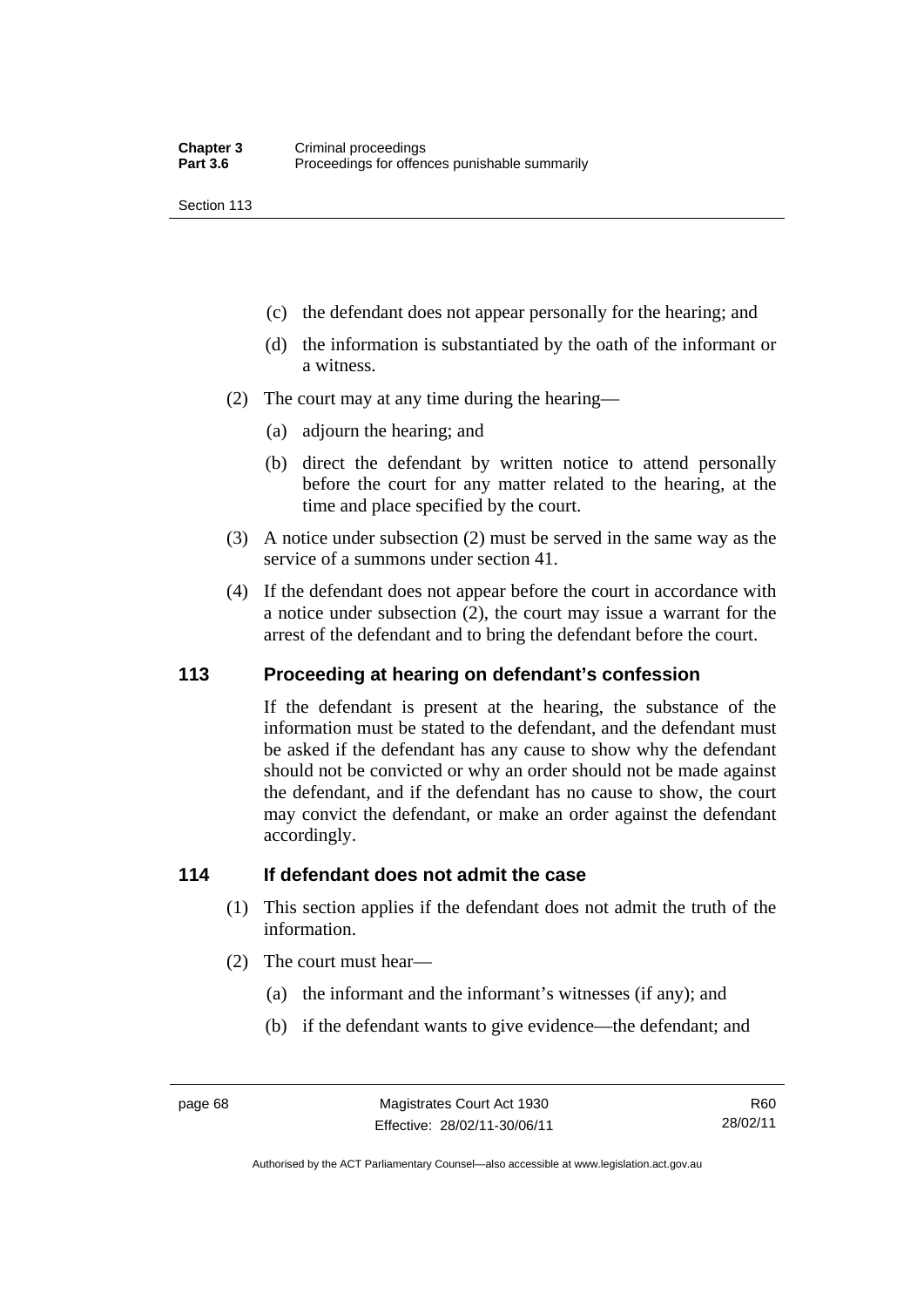(c) the defendant does not appear personally for the hearing; and

(d) the information is substantiated by the oath of the informant or a witness.

(2) The court may at any time during the hearing—

(a) adjourn the hearing; and

(b) direct the defendant by written notice to attend personally before the court for any matter related to the hearing, at the time and place specified by the court.

(3) A notice under subsection (2) must be served in the same way as the service of a summons under section 41.

(4) If the defendant does not appear before the court in accordance with a notice under subsection (2), the court may issue a warrant for the arrest of the defendant and to bring the defendant before the court.

## 113 Proceeding at hearing on defendant's confession

If the defendant is present at the hearing, the substance of the information must be stated to the defendant, and the defendant must be asked if the defendant has any cause to show why the defendant should not be convicted or why an order should not be made against the defendant, and if the defendant has no cause to show, the court may convict the defendant, or make an order against the defendant accordingly.

## 114 If defendant does not admit the case

(1) This section applies if the defendant does not admit the truth of the information.

(2) The court must hear—

(a) the informant and the informant's witnesses (if any); and

(b) if the defendant wants to give evidence—the defendant; and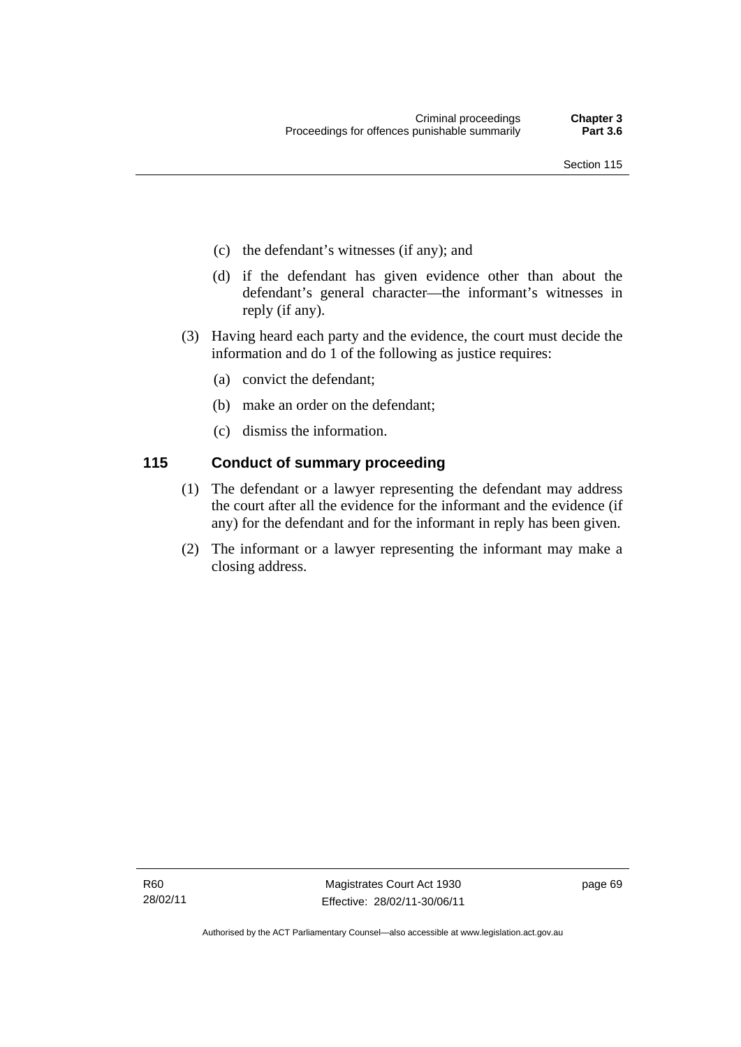(c) the defendant's witnesses (if any); and

(d) if the defendant has given evidence other than about the defendant's general character—the informant's witnesses in reply (if any).

(3) Having heard each party and the evidence, the court must decide the information and do 1 of the following as justice requires:

(a) convict the defendant;

(b) make an order on the defendant;

(c) dismiss the information.

## 115 Conduct of summary proceeding

(1) The defendant or a lawyer representing the defendant may address the court after all the evidence for the informant and the evidence (if any) for the defendant and for the informant in reply has been given.

(2) The informant or a lawyer representing the informant may make a closing address.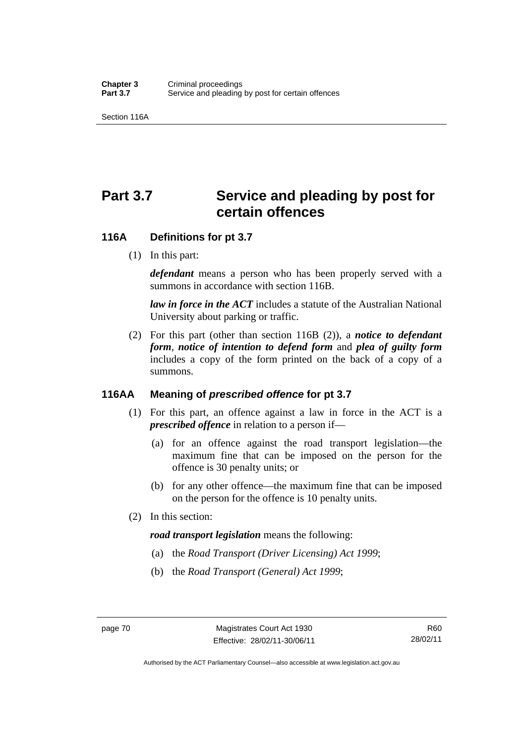# Part 3.7 Service and pleading by post for certain offences

## 116A Definitions for pt 3.7

(1) In this part:

***defendant*** means a person who has been properly served with a summons in accordance with section 116B.

***law in force in the ACT*** includes a statute of the Australian National University about parking or traffic.

(2) For this part (other than section 116B (2)), a ***notice to defendant form***, ***notice of intention to defend form*** and ***plea of guilty form*** includes a copy of the form printed on the back of a copy of a summons.

## 116AA Meaning of *prescribed offence* for pt 3.7

(1) For this part, an offence against a law in force in the ACT is a ***prescribed offence*** in relation to a person if—

(a) for an offence against the road transport legislation—the maximum fine that can be imposed on the person for the offence is 30 penalty units; or

(b) for any other offence—the maximum fine that can be imposed on the person for the offence is 10 penalty units.

(2) In this section:

***road transport legislation*** means the following:

(a) the *Road Transport (Driver Licensing) Act 1999*;

(b) the *Road Transport (General) Act 1999*;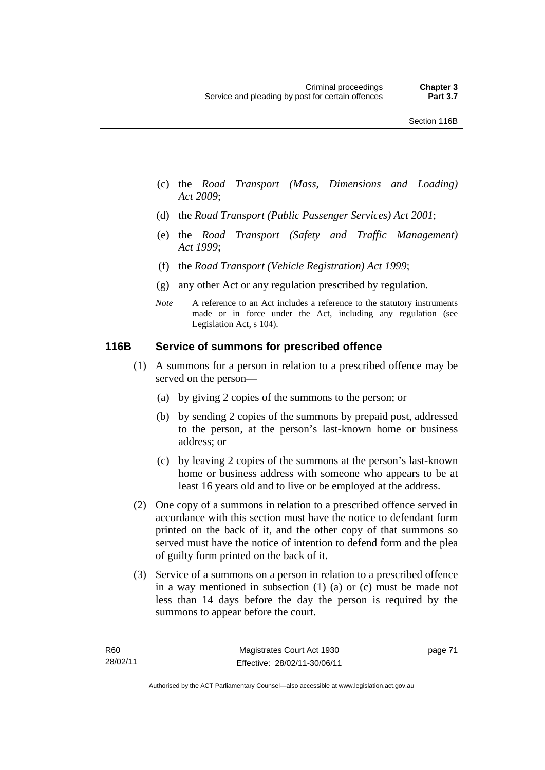(c) the *Road Transport (Mass, Dimensions and Loading) Act 2009*;

(d) the *Road Transport (Public Passenger Services) Act 2001*;

(e) the *Road Transport (Safety and Traffic Management) Act 1999*;

(f) the *Road Transport (Vehicle Registration) Act 1999*;

(g) any other Act or any regulation prescribed by regulation.

*Note* A reference to an Act includes a reference to the statutory instruments made or in force under the Act, including any regulation (see Legislation Act, s 104).

## 116B Service of summons for prescribed offence

(1) A summons for a person in relation to a prescribed offence may be served on the person—

(a) by giving 2 copies of the summons to the person; or

(b) by sending 2 copies of the summons by prepaid post, addressed to the person, at the person's last-known home or business address; or

(c) by leaving 2 copies of the summons at the person's last-known home or business address with someone who appears to be at least 16 years old and to live or be employed at the address.

(2) One copy of a summons in relation to a prescribed offence served in accordance with this section must have the notice to defendant form printed on the back of it, and the other copy of that summons so served must have the notice of intention to defend form and the plea of guilty form printed on the back of it.

(3) Service of a summons on a person in relation to a prescribed offence in a way mentioned in subsection (1) (a) or (c) must be made not less than 14 days before the day the person is required by the summons to appear before the court.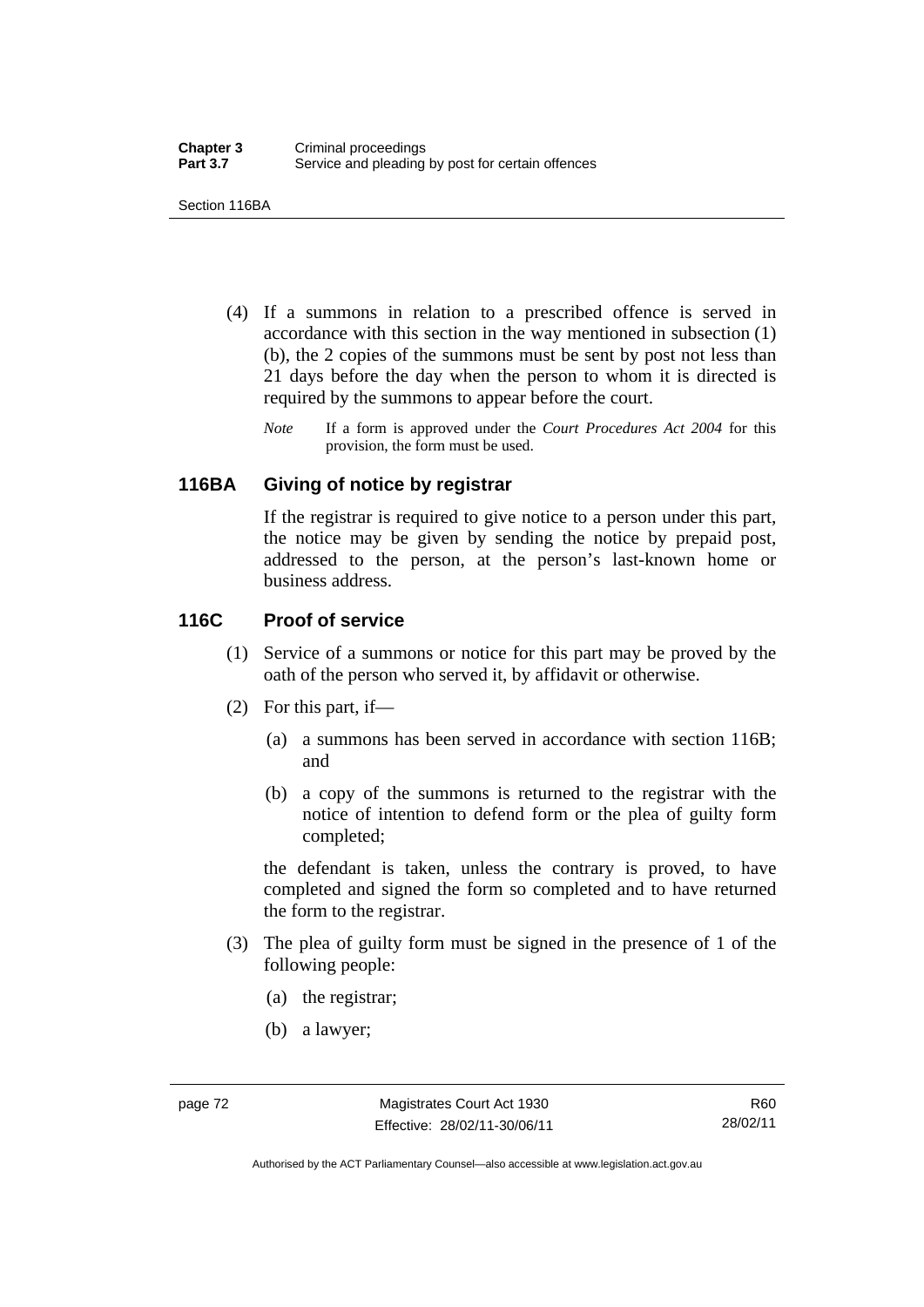(4) If a summons in relation to a prescribed offence is served in accordance with this section in the way mentioned in subsection (1) (b), the 2 copies of the summons must be sent by post not less than 21 days before the day when the person to whom it is directed is required by the summons to appear before the court.

*Note* If a form is approved under the *Court Procedures Act 2004* for this provision, the form must be used.

## 116BA Giving of notice by registrar

If the registrar is required to give notice to a person under this part, the notice may be given by sending the notice by prepaid post, addressed to the person, at the person's last-known home or business address.

## 116C Proof of service

(1) Service of a summons or notice for this part may be proved by the oath of the person who served it, by affidavit or otherwise.

(2) For this part, if—

(a) a summons has been served in accordance with section 116B; and

(b) a copy of the summons is returned to the registrar with the notice of intention to defend form or the plea of guilty form completed;

the defendant is taken, unless the contrary is proved, to have completed and signed the form so completed and to have returned the form to the registrar.

(3) The plea of guilty form must be signed in the presence of 1 of the following people:

(a) the registrar;

(b) a lawyer;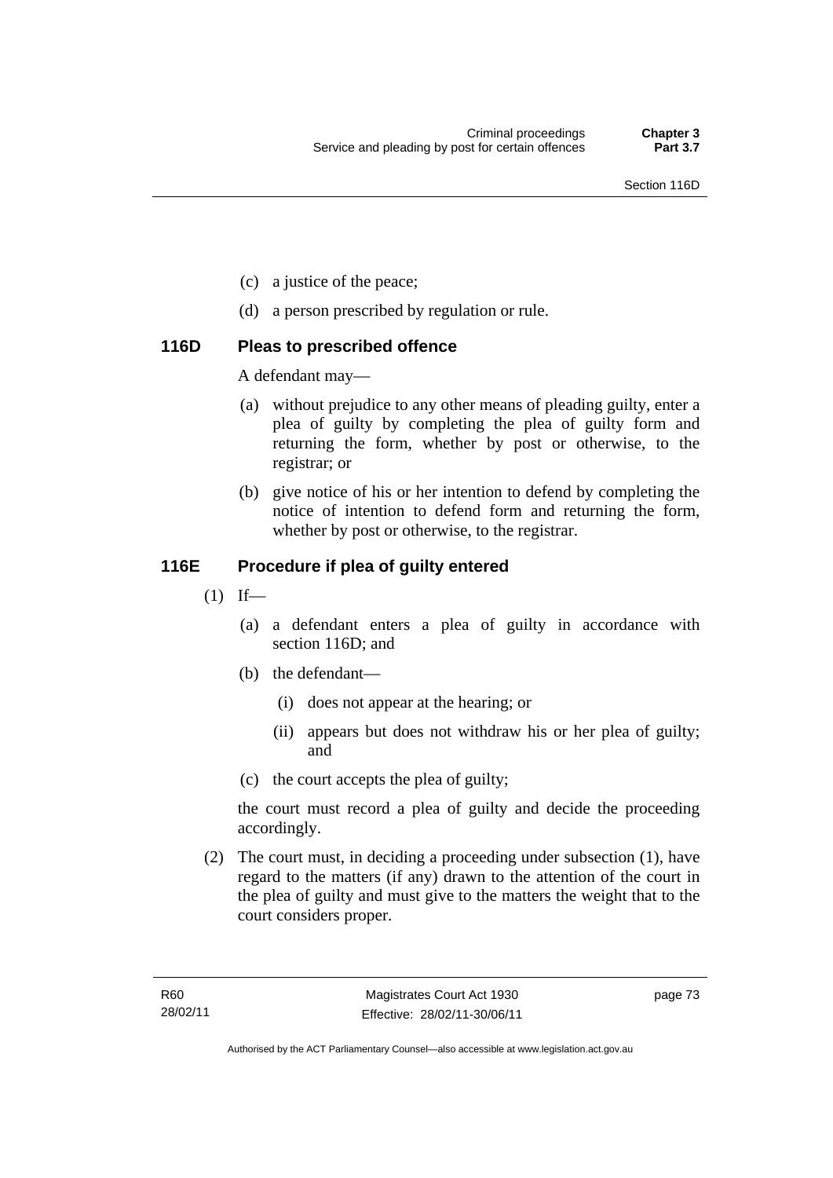(c) a justice of the peace;

(d) a person prescribed by regulation or rule.

### 116D Pleas to prescribed offence

A defendant may—

(a) without prejudice to any other means of pleading guilty, enter a plea of guilty by completing the plea of guilty form and returning the form, whether by post or otherwise, to the registrar; or

(b) give notice of his or her intention to defend by completing the notice of intention to defend form and returning the form, whether by post or otherwise, to the registrar.

### 116E Procedure if plea of guilty entered

(1) If—

(a) a defendant enters a plea of guilty in accordance with section 116D; and

(b) the defendant—

(i) does not appear at the hearing; or

(ii) appears but does not withdraw his or her plea of guilty; and

(c) the court accepts the plea of guilty;

the court must record a plea of guilty and decide the proceeding accordingly.

(2) The court must, in deciding a proceeding under subsection (1), have regard to the matters (if any) drawn to the attention of the court in the plea of guilty and must give to the matters the weight that to the court considers proper.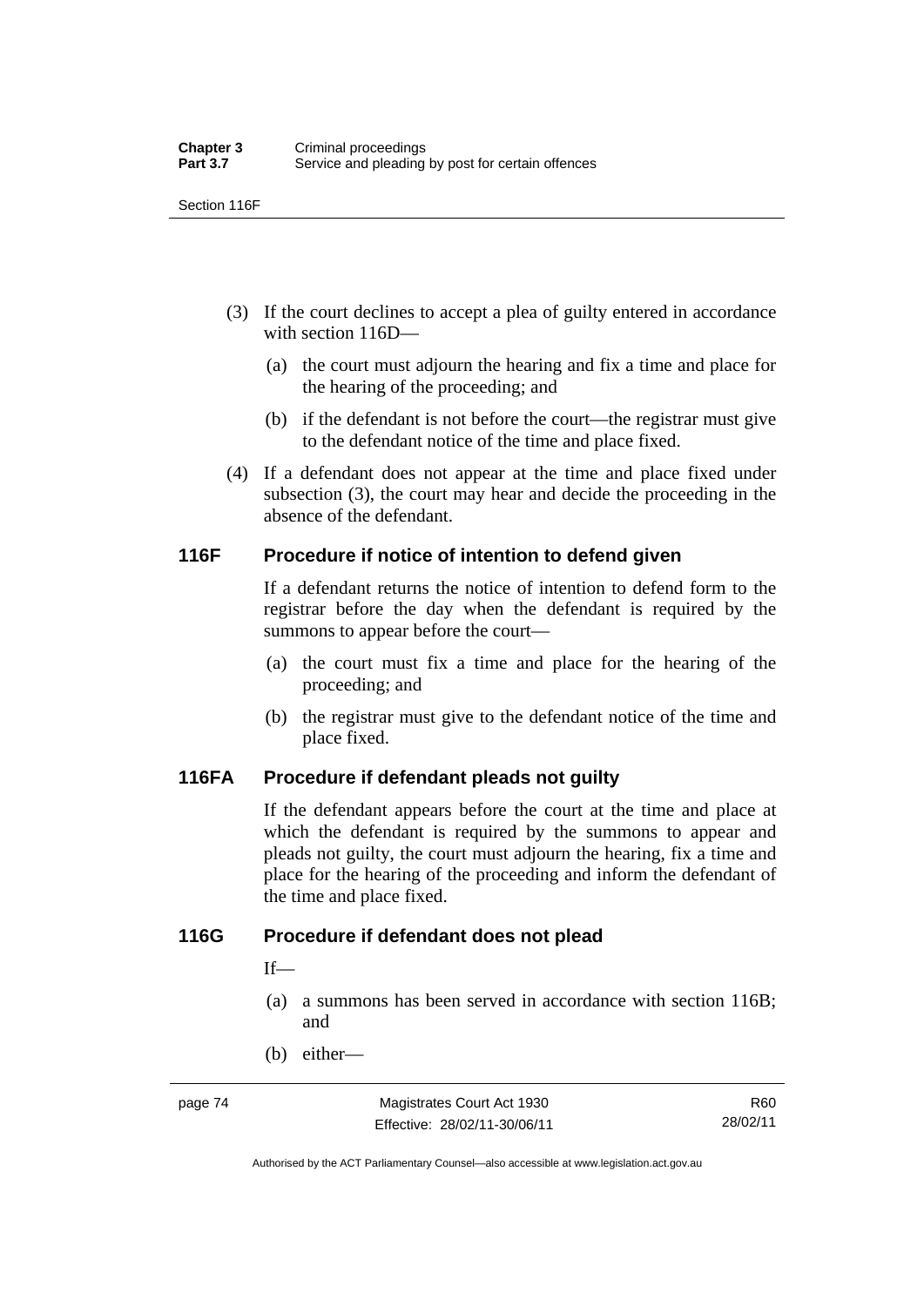(3) If the court declines to accept a plea of guilty entered in accordance with section 116D—

(a) the court must adjourn the hearing and fix a time and place for the hearing of the proceeding; and

(b) if the defendant is not before the court—the registrar must give to the defendant notice of the time and place fixed.

(4) If a defendant does not appear at the time and place fixed under subsection (3), the court may hear and decide the proceeding in the absence of the defendant.

## 116F Procedure if notice of intention to defend given

If a defendant returns the notice of intention to defend form to the registrar before the day when the defendant is required by the summons to appear before the court—

(a) the court must fix a time and place for the hearing of the proceeding; and

(b) the registrar must give to the defendant notice of the time and place fixed.

## 116FA Procedure if defendant pleads not guilty

If the defendant appears before the court at the time and place at which the defendant is required by the summons to appear and pleads not guilty, the court must adjourn the hearing, fix a time and place for the hearing of the proceeding and inform the defendant of the time and place fixed.

## 116G Procedure if defendant does not plead

If—

(a) a summons has been served in accordance with section 116B; and

(b) either—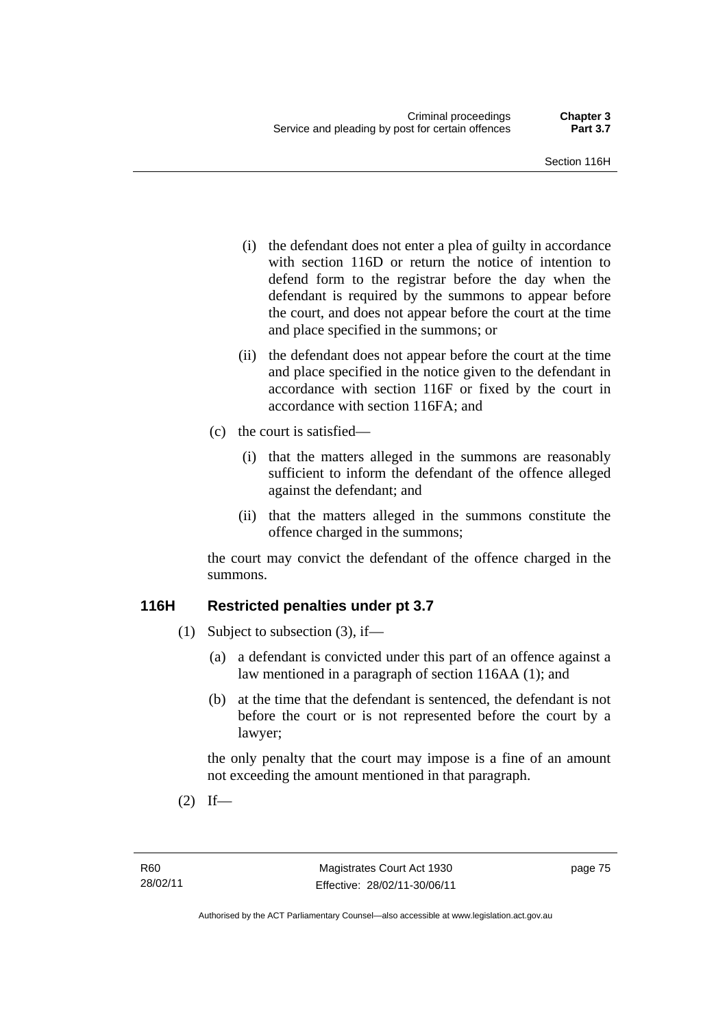(i) the defendant does not enter a plea of guilty in accordance with section 116D or return the notice of intention to defend form to the registrar before the day when the defendant is required by the summons to appear before the court, and does not appear before the court at the time and place specified in the summons; or

(ii) the defendant does not appear before the court at the time and place specified in the notice given to the defendant in accordance with section 116F or fixed by the court in accordance with section 116FA; and

(c) the court is satisfied—

(i) that the matters alleged in the summons are reasonably sufficient to inform the defendant of the offence alleged against the defendant; and

(ii) that the matters alleged in the summons constitute the offence charged in the summons;

the court may convict the defendant of the offence charged in the summons.

## 116H Restricted penalties under pt 3.7

(1) Subject to subsection (3), if—

(a) a defendant is convicted under this part of an offence against a law mentioned in a paragraph of section 116AA (1); and

(b) at the time that the defendant is sentenced, the defendant is not before the court or is not represented before the court by a lawyer;

the only penalty that the court may impose is a fine of an amount not exceeding the amount mentioned in that paragraph.

(2) If—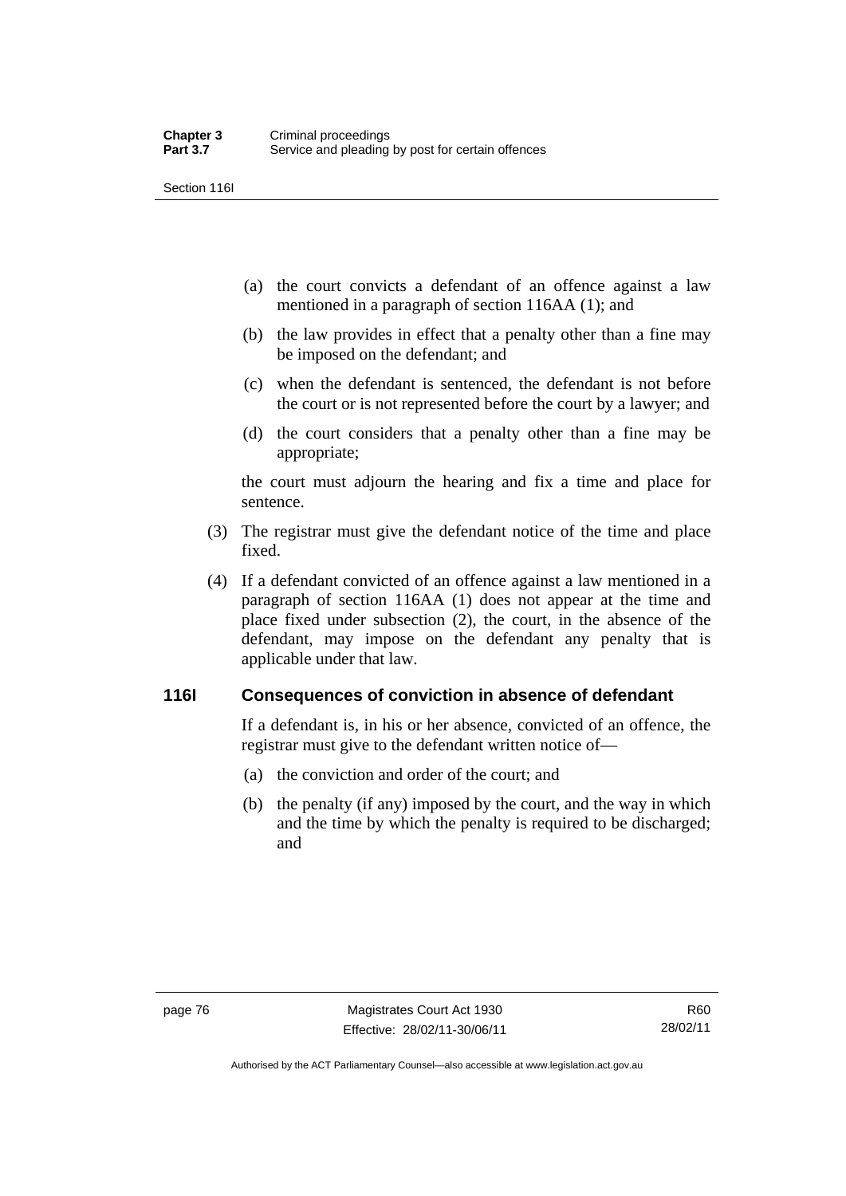(a) the court convicts a defendant of an offence against a law mentioned in a paragraph of section 116AA (1); and

(b) the law provides in effect that a penalty other than a fine may be imposed on the defendant; and

(c) when the defendant is sentenced, the defendant is not before the court or is not represented before the court by a lawyer; and

(d) the court considers that a penalty other than a fine may be appropriate;

the court must adjourn the hearing and fix a time and place for sentence.

(3) The registrar must give the defendant notice of the time and place fixed.

(4) If a defendant convicted of an offence against a law mentioned in a paragraph of section 116AA (1) does not appear at the time and place fixed under subsection (2), the court, in the absence of the defendant, may impose on the defendant any penalty that is applicable under that law.

## 116I Consequences of conviction in absence of defendant

If a defendant is, in his or her absence, convicted of an offence, the registrar must give to the defendant written notice of—

(a) the conviction and order of the court; and

(b) the penalty (if any) imposed by the court, and the way in which and the time by which the penalty is required to be discharged; and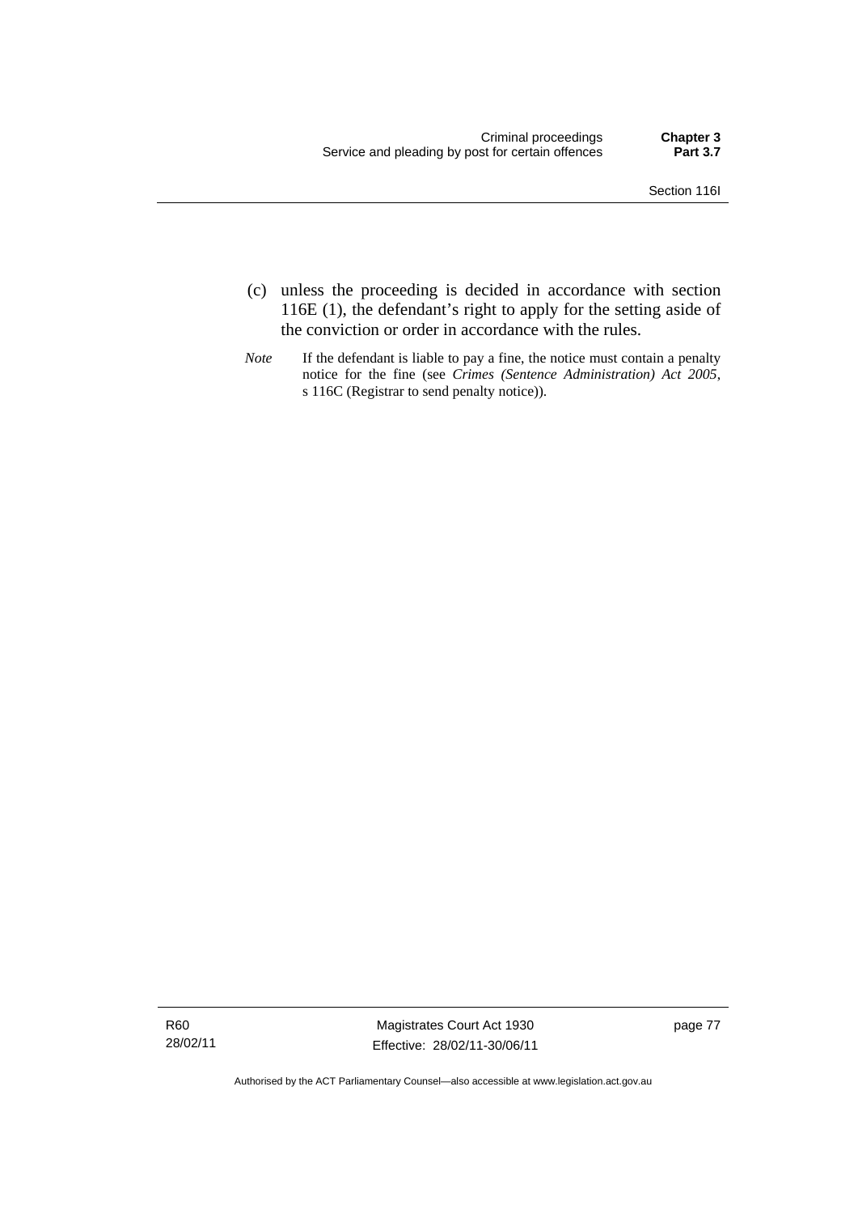(c) unless the proceeding is decided in accordance with section 116E (1), the defendant's right to apply for the setting aside of the conviction or order in accordance with the rules.

*Note* If the defendant is liable to pay a fine, the notice must contain a penalty notice for the fine (see *Crimes (Sentence Administration) Act 2005*, s 116C (Registrar to send penalty notice)).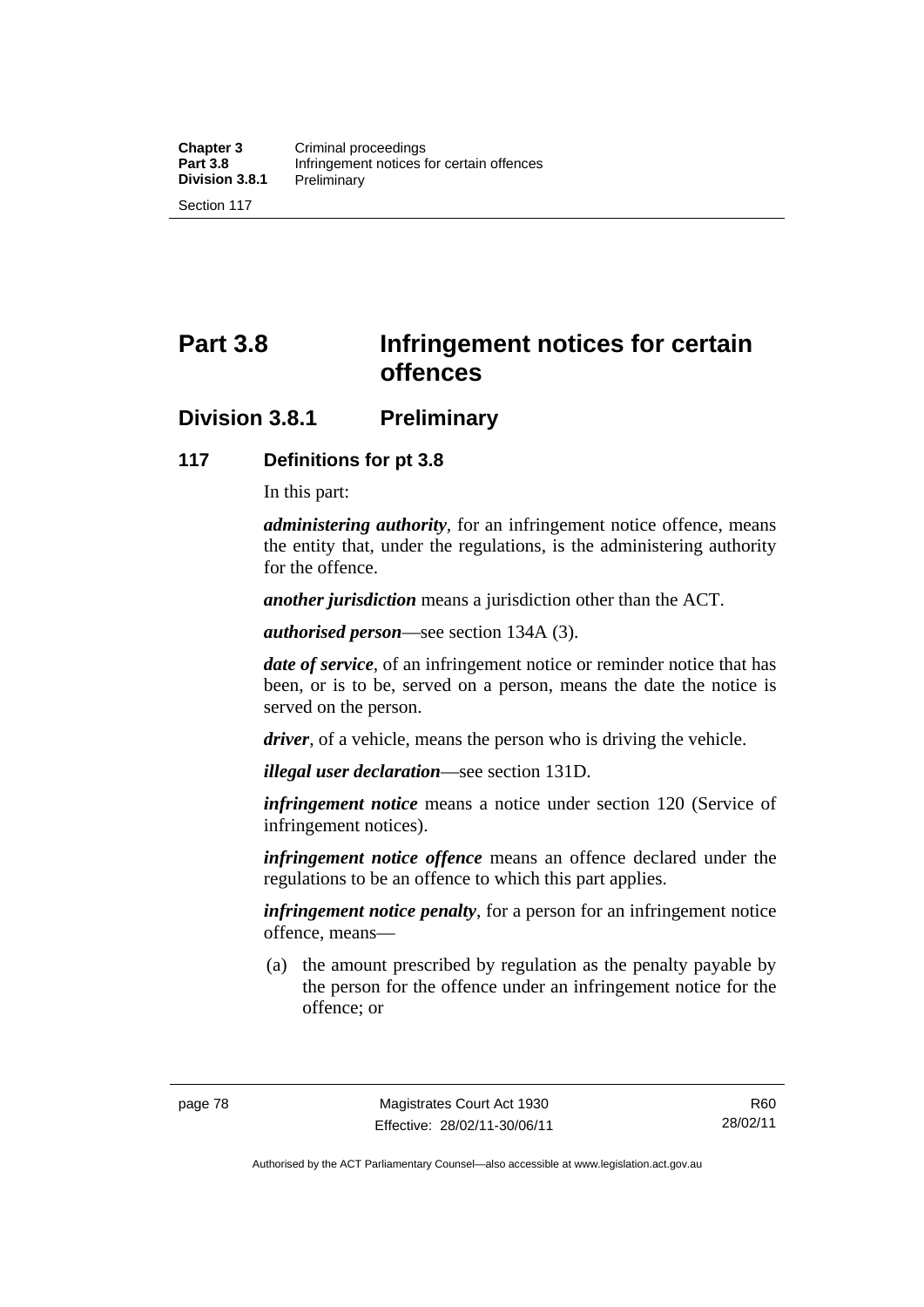# Part 3.8 Infringement notices for certain offences

## Division 3.8.1 Preliminary

### 117 Definitions for pt 3.8

In this part:

***administering authority***, for an infringement notice offence, means the entity that, under the regulations, is the administering authority for the offence.

***another jurisdiction*** means a jurisdiction other than the ACT.

***authorised person***—see section 134A (3).

***date of service***, of an infringement notice or reminder notice that has been, or is to be, served on a person, means the date the notice is served on the person.

***driver***, of a vehicle, means the person who is driving the vehicle.

***illegal user declaration***—see section 131D.

***infringement notice*** means a notice under section 120 (Service of infringement notices).

***infringement notice offence*** means an offence declared under the regulations to be an offence to which this part applies.

***infringement notice penalty***, for a person for an infringement notice offence, means—

(a) the amount prescribed by regulation as the penalty payable by the person for the offence under an infringement notice for the offence; or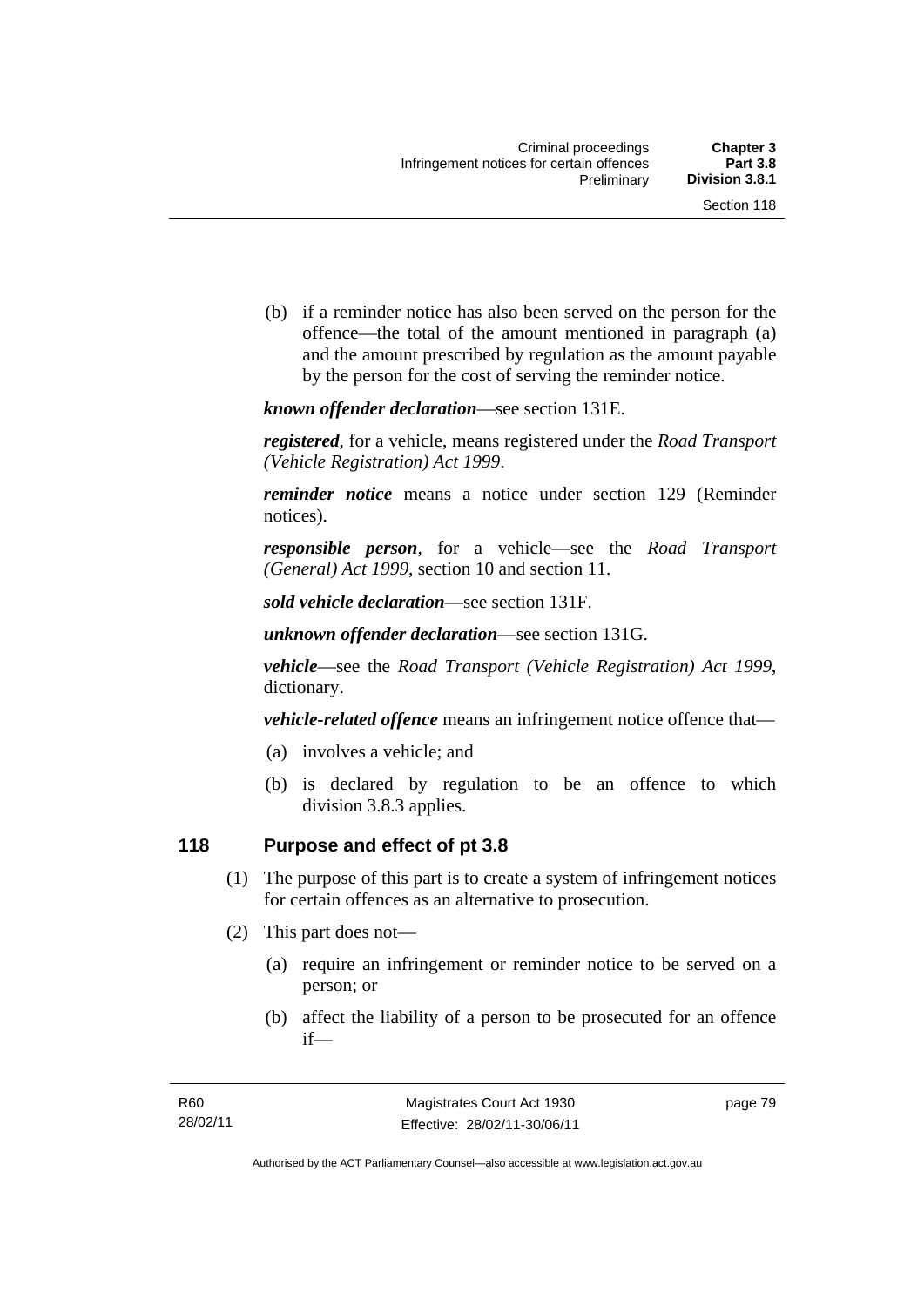(b) if a reminder notice has also been served on the person for the offence—the total of the amount mentioned in paragraph (a) and the amount prescribed by regulation as the amount payable by the person for the cost of serving the reminder notice.

***known offender declaration***—see section 131E.

***registered***, for a vehicle, means registered under the *Road Transport (Vehicle Registration) Act 1999*.

***reminder notice*** means a notice under section 129 (Reminder notices).

***responsible person***, for a vehicle—see the *Road Transport (General) Act 1999*, section 10 and section 11.

***sold vehicle declaration***—see section 131F.

***unknown offender declaration***—see section 131G.

***vehicle***—see the *Road Transport (Vehicle Registration) Act 1999*, dictionary.

***vehicle-related offence*** means an infringement notice offence that—

(a) involves a vehicle; and

(b) is declared by regulation to be an offence to which division 3.8.3 applies.

## 118 Purpose and effect of pt 3.8

(1) The purpose of this part is to create a system of infringement notices for certain offences as an alternative to prosecution.

(2) This part does not—

(a) require an infringement or reminder notice to be served on a person; or

(b) affect the liability of a person to be prosecuted for an offence if—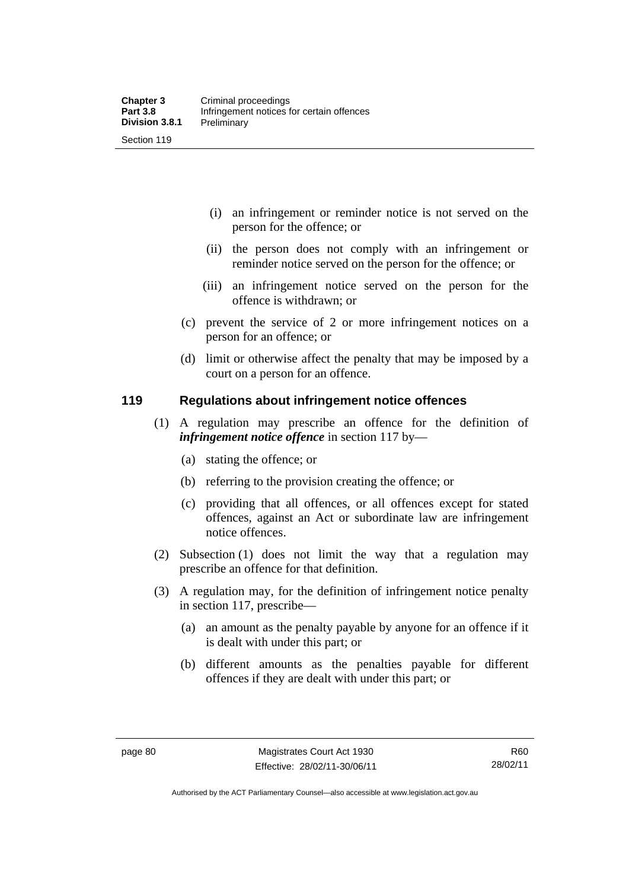(i) an infringement or reminder notice is not served on the person for the offence; or

(ii) the person does not comply with an infringement or reminder notice served on the person for the offence; or

(iii) an infringement notice served on the person for the offence is withdrawn; or

(c) prevent the service of 2 or more infringement notices on a person for an offence; or

(d) limit or otherwise affect the penalty that may be imposed by a court on a person for an offence.

## 119 Regulations about infringement notice offences

(1) A regulation may prescribe an offence for the definition of ***infringement notice offence*** in section 117 by—

(a) stating the offence; or

(b) referring to the provision creating the offence; or

(c) providing that all offences, or all offences except for stated offences, against an Act or subordinate law are infringement notice offences.

(2) Subsection (1) does not limit the way that a regulation may prescribe an offence for that definition.

(3) A regulation may, for the definition of infringement notice penalty in section 117, prescribe—

(a) an amount as the penalty payable by anyone for an offence if it is dealt with under this part; or

(b) different amounts as the penalties payable for different offences if they are dealt with under this part; or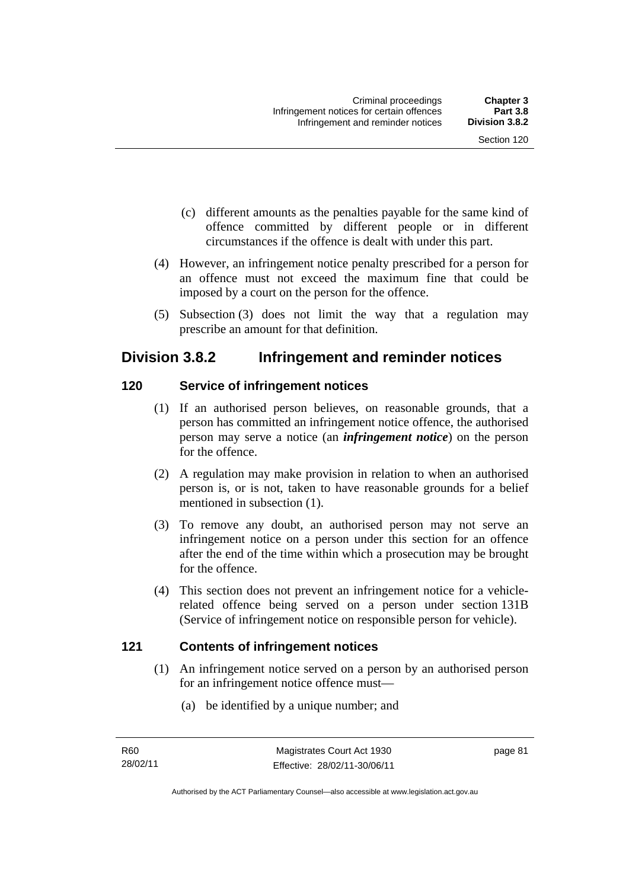(c) different amounts as the penalties payable for the same kind of offence committed by different people or in different circumstances if the offence is dealt with under this part.

(4) However, an infringement notice penalty prescribed for a person for an offence must not exceed the maximum fine that could be imposed by a court on the person for the offence.

(5) Subsection (3) does not limit the way that a regulation may prescribe an amount for that definition.

## Division 3.8.2 Infringement and reminder notices

### 120 Service of infringement notices

(1) If an authorised person believes, on reasonable grounds, that a person has committed an infringement notice offence, the authorised person may serve a notice (an ***infringement notice***) on the person for the offence.

(2) A regulation may make provision in relation to when an authorised person is, or is not, taken to have reasonable grounds for a belief mentioned in subsection (1).

(3) To remove any doubt, an authorised person may not serve an infringement notice on a person under this section for an offence after the end of the time within which a prosecution may be brought for the offence.

(4) This section does not prevent an infringement notice for a vehicle-related offence being served on a person under section 131B (Service of infringement notice on responsible person for vehicle).

### 121 Contents of infringement notices

(1) An infringement notice served on a person by an authorised person for an infringement notice offence must—

(a) be identified by a unique number; and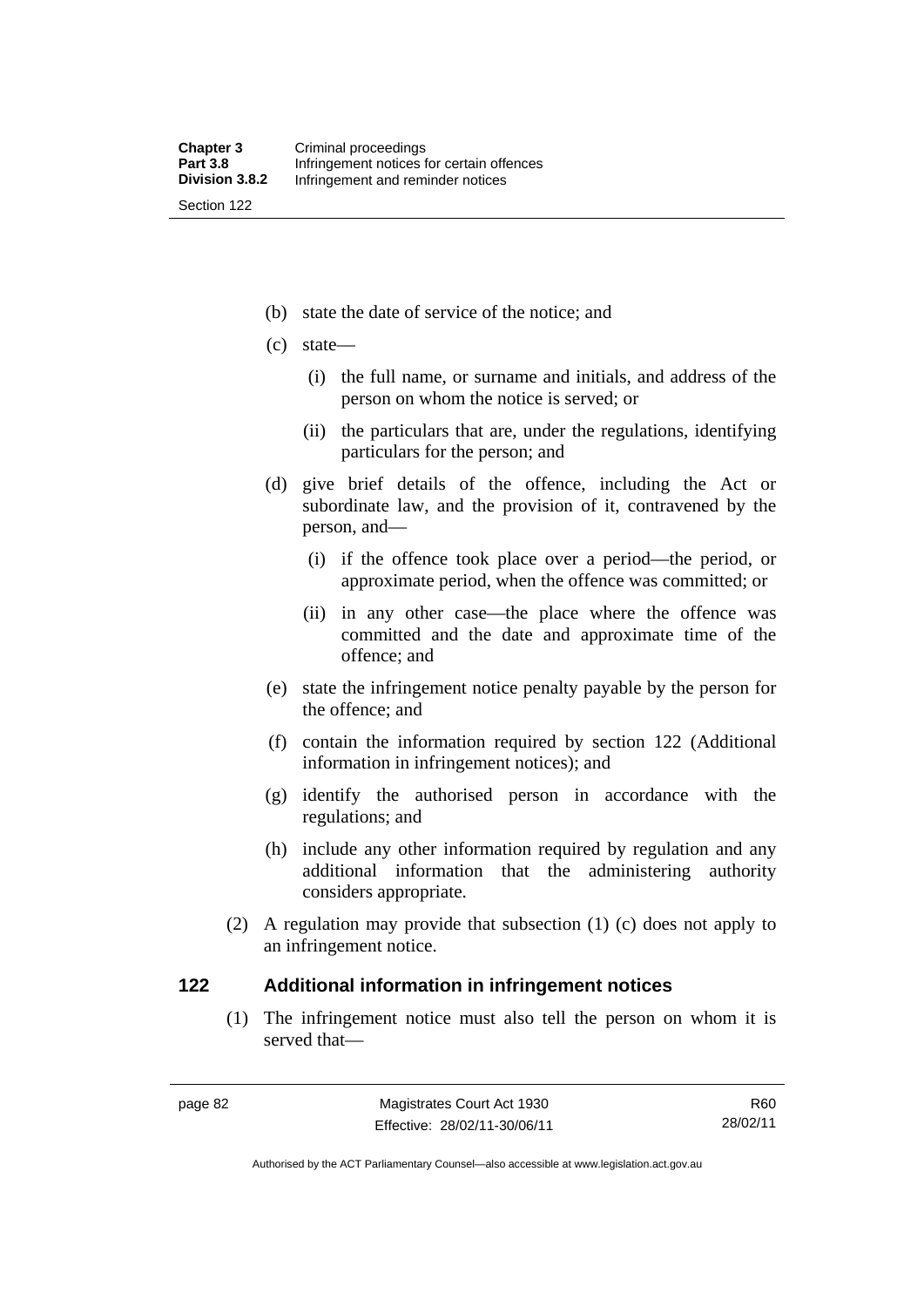(b) state the date of service of the notice; and

(c) state—

  (i) the full name, or surname and initials, and address of the person on whom the notice is served; or

  (ii) the particulars that are, under the regulations, identifying particulars for the person; and

(d) give brief details of the offence, including the Act or subordinate law, and the provision of it, contravened by the person, and—

  (i) if the offence took place over a period—the period, or approximate period, when the offence was committed; or

  (ii) in any other case—the place where the offence was committed and the date and approximate time of the offence; and

(e) state the infringement notice penalty payable by the person for the offence; and

(f) contain the information required by section 122 (Additional information in infringement notices); and

(g) identify the authorised person in accordance with the regulations; and

(h) include any other information required by regulation and any additional information that the administering authority considers appropriate.

(2) A regulation may provide that subsection (1) (c) does not apply to an infringement notice.

## 122 Additional information in infringement notices

(1) The infringement notice must also tell the person on whom it is served that—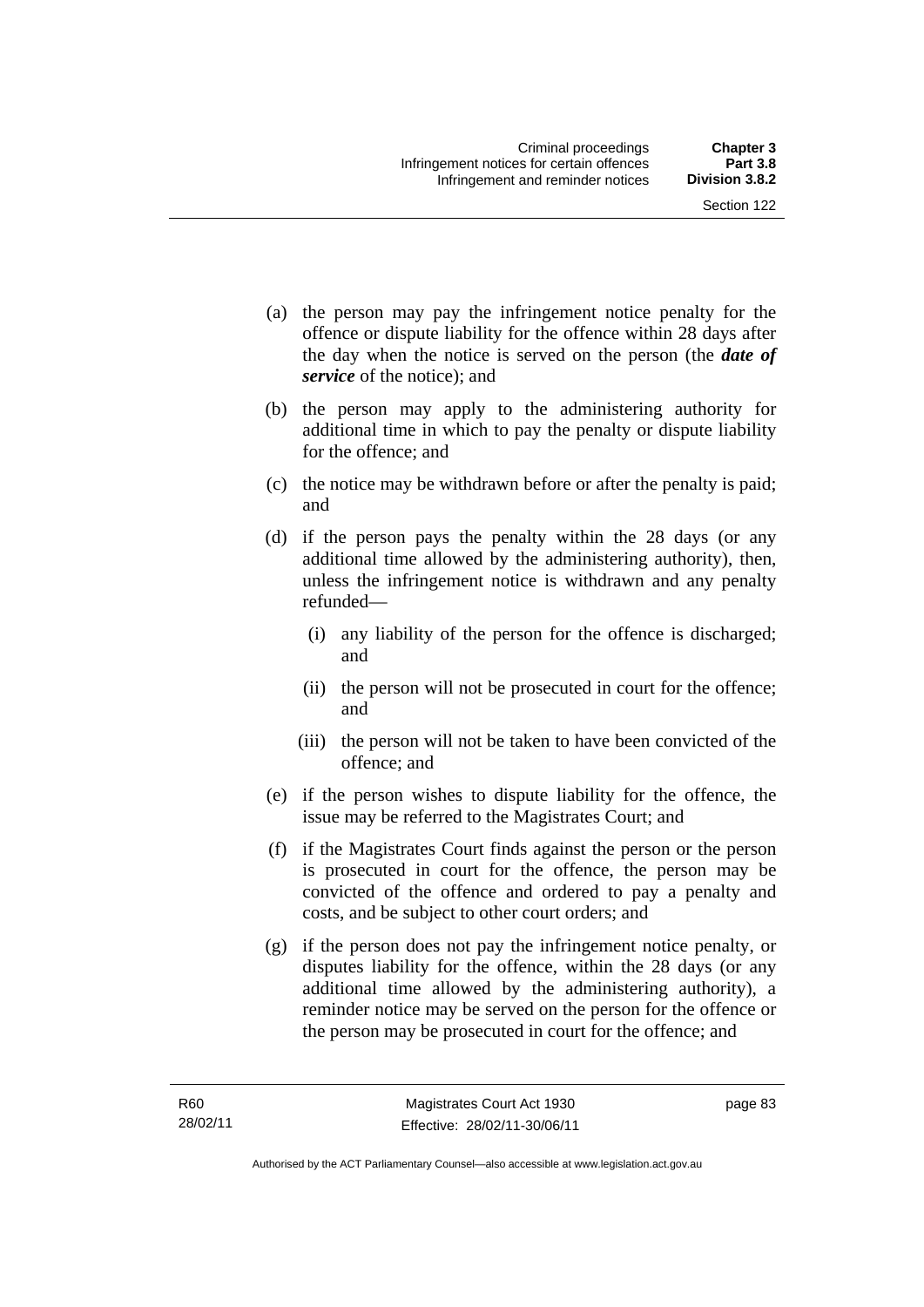(a) the person may pay the infringement notice penalty for the offence or dispute liability for the offence within 28 days after the day when the notice is served on the person (the ***date of service*** of the notice); and

(b) the person may apply to the administering authority for additional time in which to pay the penalty or dispute liability for the offence; and

(c) the notice may be withdrawn before or after the penalty is paid; and

(d) if the person pays the penalty within the 28 days (or any additional time allowed by the administering authority), then, unless the infringement notice is withdrawn and any penalty refunded—

   (i) any liability of the person for the offence is discharged; and

   (ii) the person will not be prosecuted in court for the offence; and

   (iii) the person will not be taken to have been convicted of the offence; and

(e) if the person wishes to dispute liability for the offence, the issue may be referred to the Magistrates Court; and

(f) if the Magistrates Court finds against the person or the person is prosecuted in court for the offence, the person may be convicted of the offence and ordered to pay a penalty and costs, and be subject to other court orders; and

(g) if the person does not pay the infringement notice penalty, or disputes liability for the offence, within the 28 days (or any additional time allowed by the administering authority), a reminder notice may be served on the person for the offence or the person may be prosecuted in court for the offence; and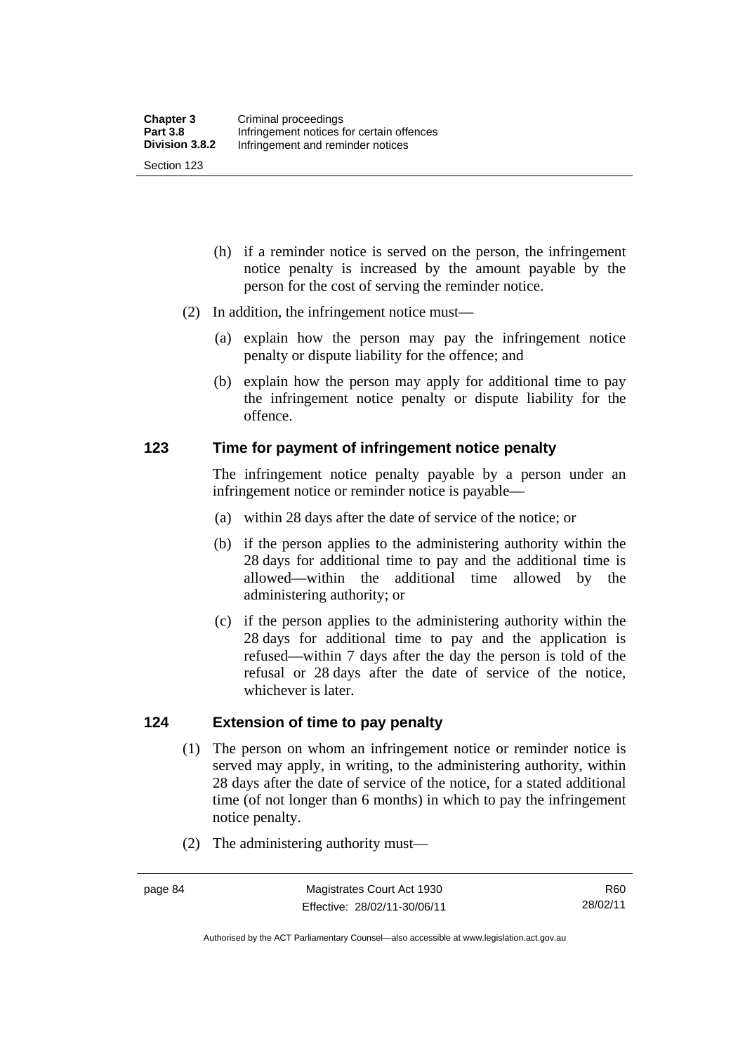(h) if a reminder notice is served on the person, the infringement notice penalty is increased by the amount payable by the person for the cost of serving the reminder notice.

(2) In addition, the infringement notice must—

(a) explain how the person may pay the infringement notice penalty or dispute liability for the offence; and

(b) explain how the person may apply for additional time to pay the infringement notice penalty or dispute liability for the offence.

## 123 Time for payment of infringement notice penalty

The infringement notice penalty payable by a person under an infringement notice or reminder notice is payable—

(a) within 28 days after the date of service of the notice; or

(b) if the person applies to the administering authority within the 28 days for additional time to pay and the additional time is allowed—within the additional time allowed by the administering authority; or

(c) if the person applies to the administering authority within the 28 days for additional time to pay and the application is refused—within 7 days after the day the person is told of the refusal or 28 days after the date of service of the notice, whichever is later.

## 124 Extension of time to pay penalty

(1) The person on whom an infringement notice or reminder notice is served may apply, in writing, to the administering authority, within 28 days after the date of service of the notice, for a stated additional time (of not longer than 6 months) in which to pay the infringement notice penalty.

(2) The administering authority must—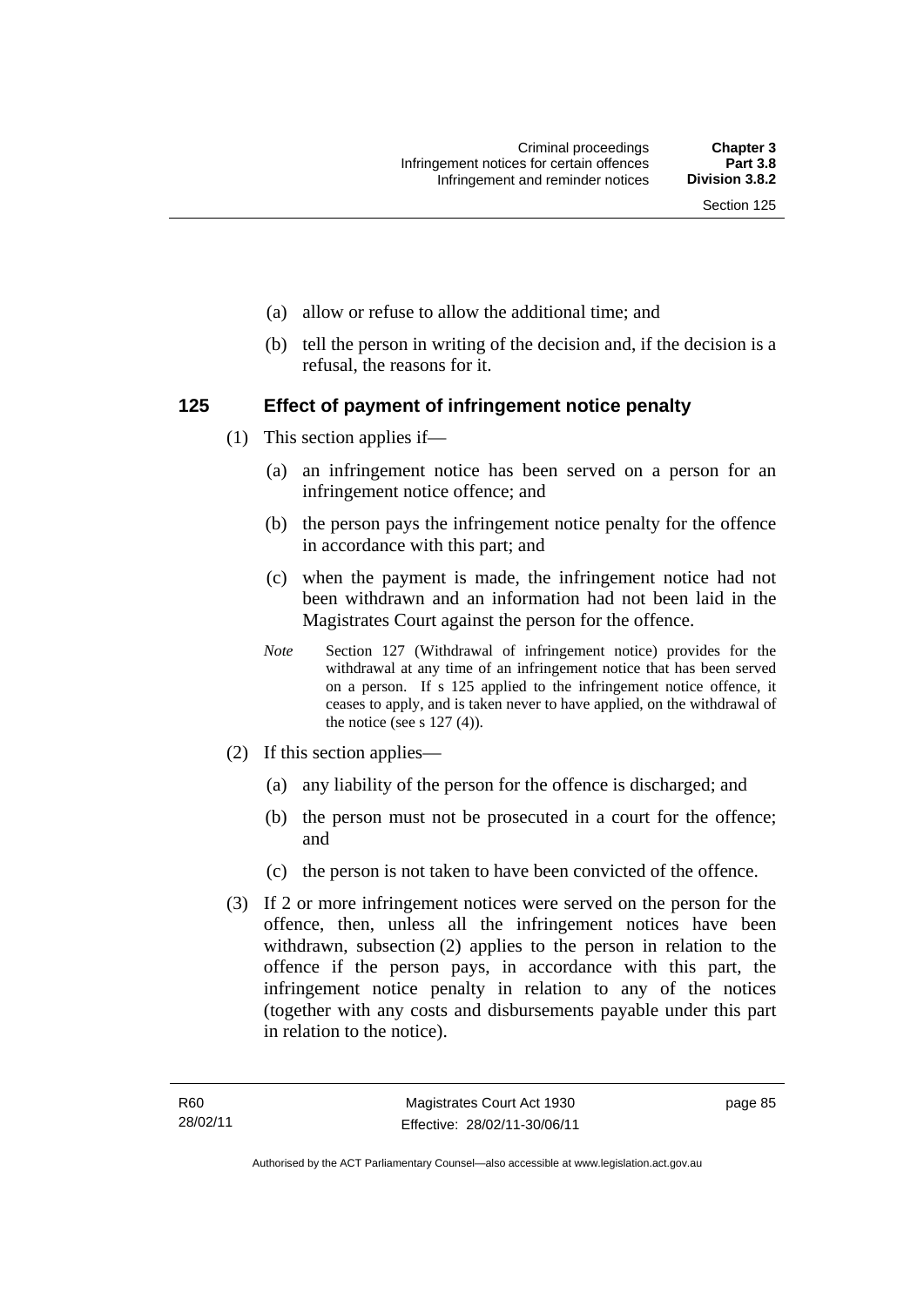(a) allow or refuse to allow the additional time; and

(b) tell the person in writing of the decision and, if the decision is a refusal, the reasons for it.

## 125 Effect of payment of infringement notice penalty

(1) This section applies if—

(a) an infringement notice has been served on a person for an infringement notice offence; and

(b) the person pays the infringement notice penalty for the offence in accordance with this part; and

(c) when the payment is made, the infringement notice had not been withdrawn and an information had not been laid in the Magistrates Court against the person for the offence.

*Note* Section 127 (Withdrawal of infringement notice) provides for the withdrawal at any time of an infringement notice that has been served on a person. If s 125 applied to the infringement notice offence, it ceases to apply, and is taken never to have applied, on the withdrawal of the notice (see s 127 (4)).

(2) If this section applies—

(a) any liability of the person for the offence is discharged; and

(b) the person must not be prosecuted in a court for the offence; and

(c) the person is not taken to have been convicted of the offence.

(3) If 2 or more infringement notices were served on the person for the offence, then, unless all the infringement notices have been withdrawn, subsection (2) applies to the person in relation to the offence if the person pays, in accordance with this part, the infringement notice penalty in relation to any of the notices (together with any costs and disbursements payable under this part in relation to the notice).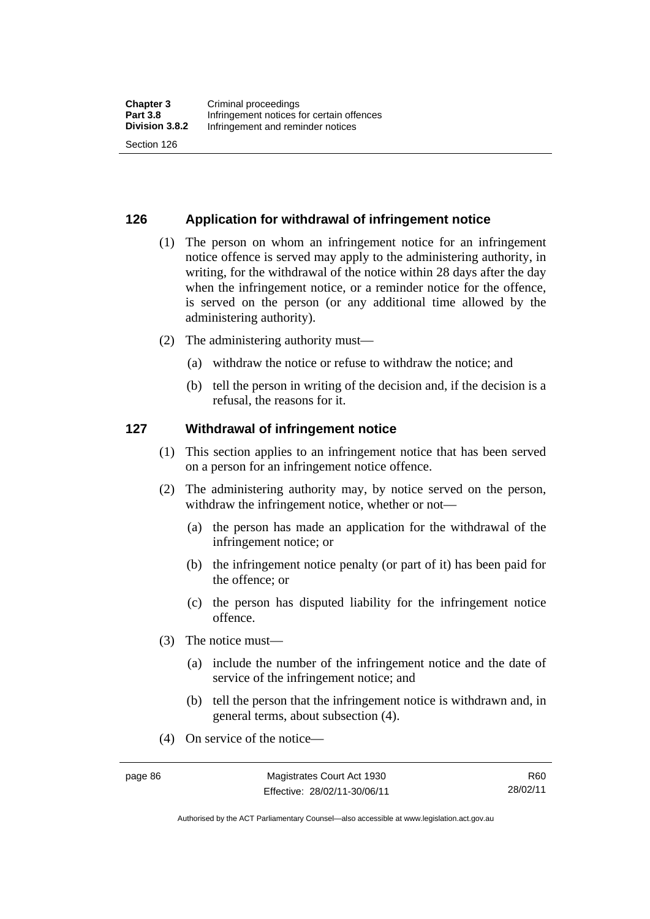## 126 Application for withdrawal of infringement notice

(1) The person on whom an infringement notice for an infringement notice offence is served may apply to the administering authority, in writing, for the withdrawal of the notice within 28 days after the day when the infringement notice, or a reminder notice for the offence, is served on the person (or any additional time allowed by the administering authority).

(2) The administering authority must—

(a) withdraw the notice or refuse to withdraw the notice; and

(b) tell the person in writing of the decision and, if the decision is a refusal, the reasons for it.

## 127 Withdrawal of infringement notice

(1) This section applies to an infringement notice that has been served on a person for an infringement notice offence.

(2) The administering authority may, by notice served on the person, withdraw the infringement notice, whether or not—

(a) the person has made an application for the withdrawal of the infringement notice; or

(b) the infringement notice penalty (or part of it) has been paid for the offence; or

(c) the person has disputed liability for the infringement notice offence.

(3) The notice must—

(a) include the number of the infringement notice and the date of service of the infringement notice; and

(b) tell the person that the infringement notice is withdrawn and, in general terms, about subsection (4).

(4) On service of the notice—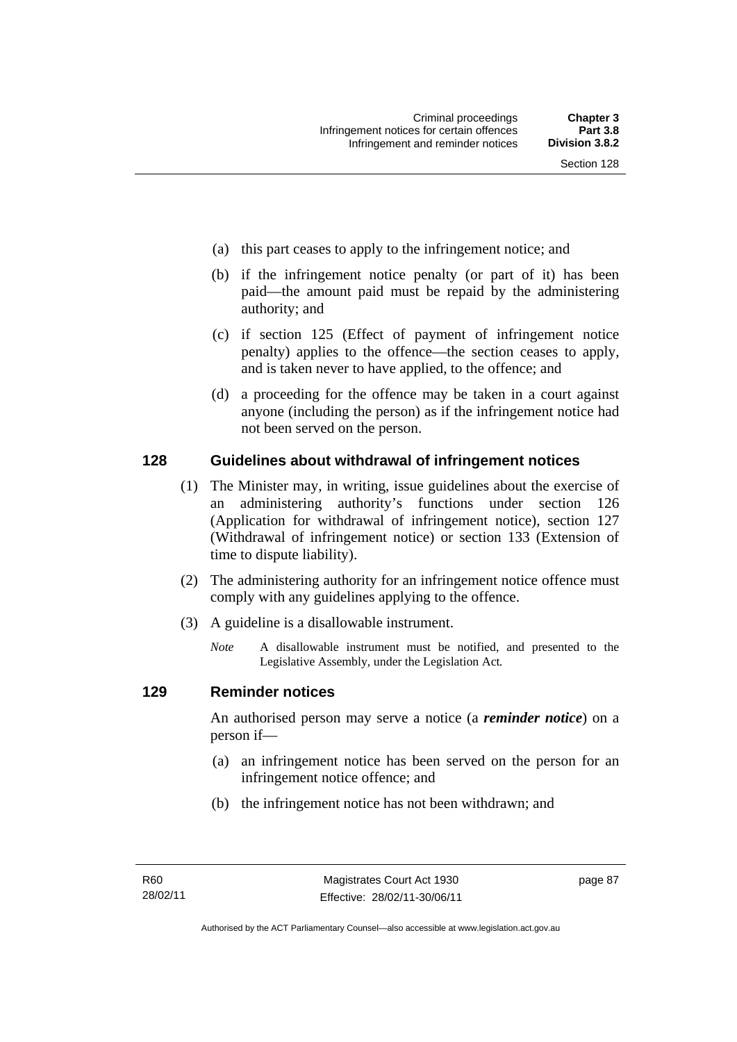(a) this part ceases to apply to the infringement notice; and

(b) if the infringement notice penalty (or part of it) has been paid—the amount paid must be repaid by the administering authority; and

(c) if section 125 (Effect of payment of infringement notice penalty) applies to the offence—the section ceases to apply, and is taken never to have applied, to the offence; and

(d) a proceeding for the offence may be taken in a court against anyone (including the person) as if the infringement notice had not been served on the person.

## 128 Guidelines about withdrawal of infringement notices

(1) The Minister may, in writing, issue guidelines about the exercise of an administering authority's functions under section 126 (Application for withdrawal of infringement notice), section 127 (Withdrawal of infringement notice) or section 133 (Extension of time to dispute liability).

(2) The administering authority for an infringement notice offence must comply with any guidelines applying to the offence.

(3) A guideline is a disallowable instrument.

*Note* A disallowable instrument must be notified, and presented to the Legislative Assembly, under the Legislation Act.

## 129 Reminder notices

An authorised person may serve a notice (a ***reminder notice***) on a person if—

(a) an infringement notice has been served on the person for an infringement notice offence; and

(b) the infringement notice has not been withdrawn; and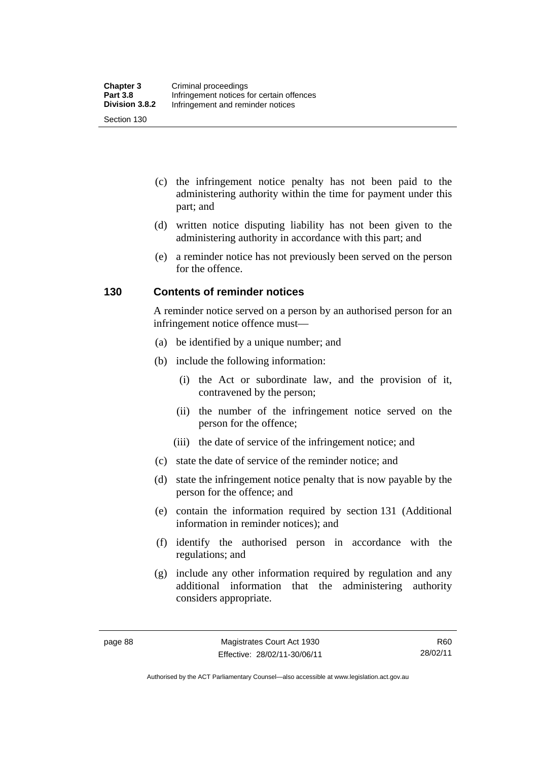(c) the infringement notice penalty has not been paid to the administering authority within the time for payment under this part; and

(d) written notice disputing liability has not been given to the administering authority in accordance with this part; and

(e) a reminder notice has not previously been served on the person for the offence.

## 130 Contents of reminder notices

A reminder notice served on a person by an authorised person for an infringement notice offence must—

(a) be identified by a unique number; and

(b) include the following information:

  (i) the Act or subordinate law, and the provision of it, contravened by the person;

  (ii) the number of the infringement notice served on the person for the offence;

  (iii) the date of service of the infringement notice; and

(c) state the date of service of the reminder notice; and

(d) state the infringement notice penalty that is now payable by the person for the offence; and

(e) contain the information required by section 131 (Additional information in reminder notices); and

(f) identify the authorised person in accordance with the regulations; and

(g) include any other information required by regulation and any additional information that the administering authority considers appropriate.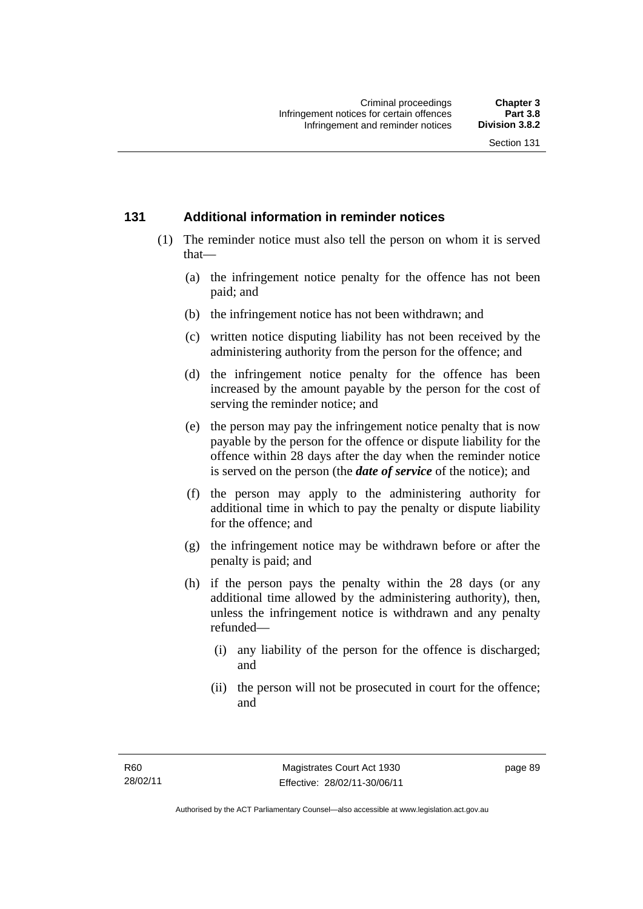## 131 Additional information in reminder notices

(1) The reminder notice must also tell the person on whom it is served that—

(a) the infringement notice penalty for the offence has not been paid; and

(b) the infringement notice has not been withdrawn; and

(c) written notice disputing liability has not been received by the administering authority from the person for the offence; and

(d) the infringement notice penalty for the offence has been increased by the amount payable by the person for the cost of serving the reminder notice; and

(e) the person may pay the infringement notice penalty that is now payable by the person for the offence or dispute liability for the offence within 28 days after the day when the reminder notice is served on the person (the ***date of service*** of the notice); and

(f) the person may apply to the administering authority for additional time in which to pay the penalty or dispute liability for the offence; and

(g) the infringement notice may be withdrawn before or after the penalty is paid; and

(h) if the person pays the penalty within the 28 days (or any additional time allowed by the administering authority), then, unless the infringement notice is withdrawn and any penalty refunded—

(i) any liability of the person for the offence is discharged; and

(ii) the person will not be prosecuted in court for the offence; and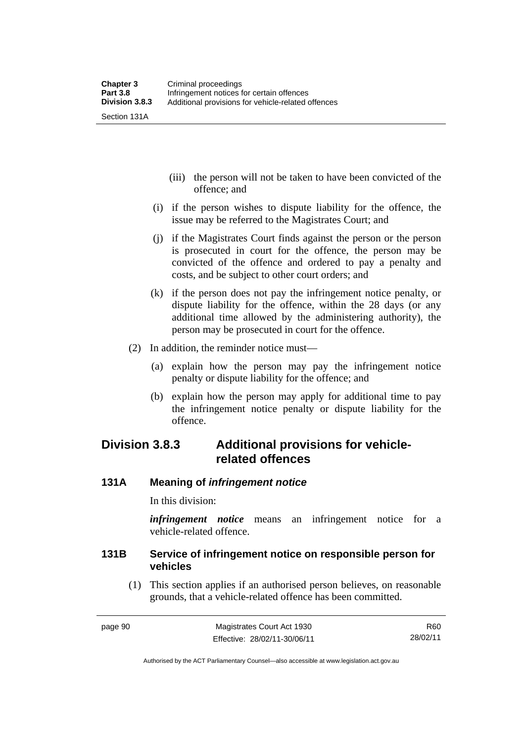(iii) the person will not be taken to have been convicted of the offence; and

(i) if the person wishes to dispute liability for the offence, the issue may be referred to the Magistrates Court; and

(j) if the Magistrates Court finds against the person or the person is prosecuted in court for the offence, the person may be convicted of the offence and ordered to pay a penalty and costs, and be subject to other court orders; and

(k) if the person does not pay the infringement notice penalty, or dispute liability for the offence, within the 28 days (or any additional time allowed by the administering authority), the person may be prosecuted in court for the offence.

(2) In addition, the reminder notice must—

(a) explain how the person may pay the infringement notice penalty or dispute liability for the offence; and

(b) explain how the person may apply for additional time to pay the infringement notice penalty or dispute liability for the offence.

## Division 3.8.3 Additional provisions for vehicle-related offences

### 131A Meaning of *infringement notice*

In this division:

***infringement notice*** means an infringement notice for a vehicle-related offence.

### 131B Service of infringement notice on responsible person for vehicles

(1) This section applies if an authorised person believes, on reasonable grounds, that a vehicle-related offence has been committed.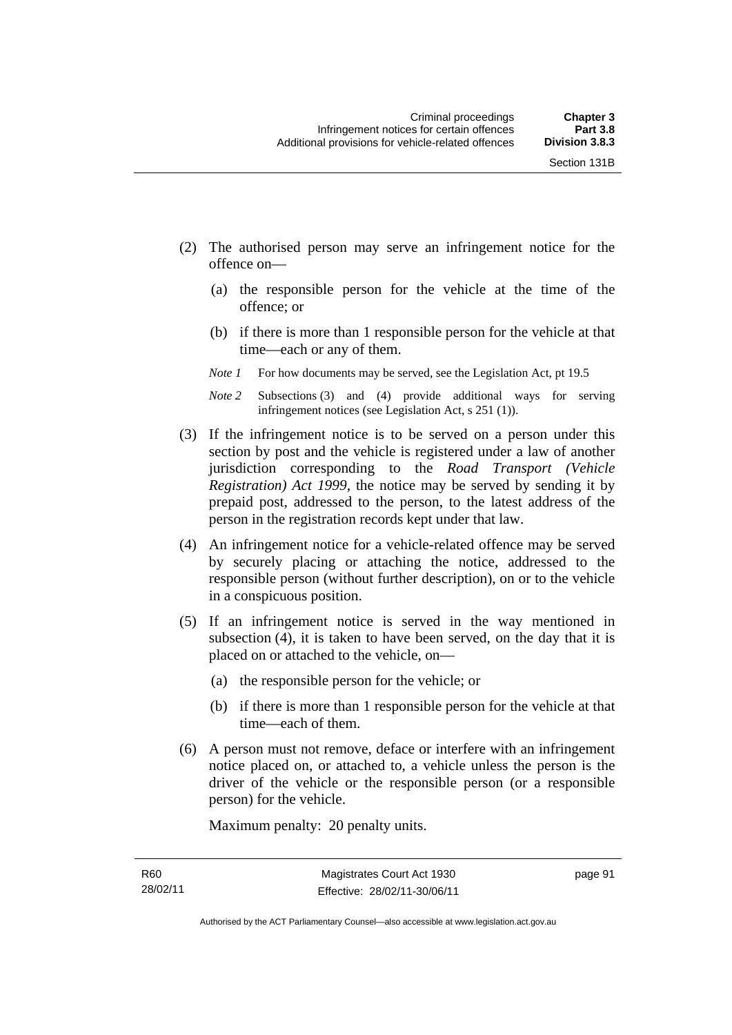(2) The authorised person may serve an infringement notice for the offence on—

(a) the responsible person for the vehicle at the time of the offence; or

(b) if there is more than 1 responsible person for the vehicle at that time—each or any of them.

*Note 1* For how documents may be served, see the Legislation Act, pt 19.5

*Note 2* Subsections (3) and (4) provide additional ways for serving infringement notices (see Legislation Act, s 251 (1)).

(3) If the infringement notice is to be served on a person under this section by post and the vehicle is registered under a law of another jurisdiction corresponding to the *Road Transport (Vehicle Registration) Act 1999*, the notice may be served by sending it by prepaid post, addressed to the person, to the latest address of the person in the registration records kept under that law.

(4) An infringement notice for a vehicle-related offence may be served by securely placing or attaching the notice, addressed to the responsible person (without further description), on or to the vehicle in a conspicuous position.

(5) If an infringement notice is served in the way mentioned in subsection (4), it is taken to have been served, on the day that it is placed on or attached to the vehicle, on—

(a) the responsible person for the vehicle; or

(b) if there is more than 1 responsible person for the vehicle at that time—each of them.

(6) A person must not remove, deface or interfere with an infringement notice placed on, or attached to, a vehicle unless the person is the driver of the vehicle or the responsible person (or a responsible person) for the vehicle.

Maximum penalty: 20 penalty units.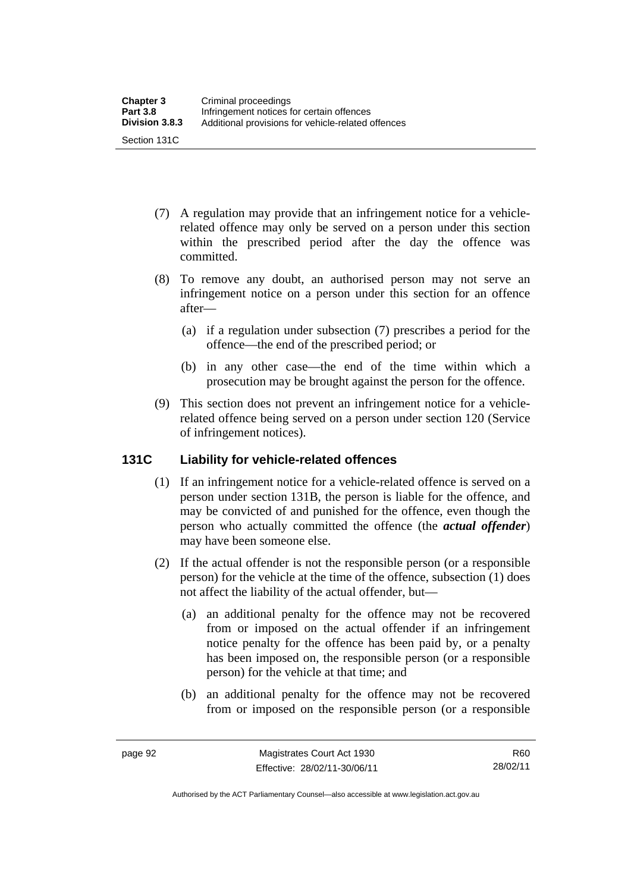(7) A regulation may provide that an infringement notice for a vehicle-related offence may only be served on a person under this section within the prescribed period after the day the offence was committed.

(8) To remove any doubt, an authorised person may not serve an infringement notice on a person under this section for an offence after—

(a) if a regulation under subsection (7) prescribes a period for the offence—the end of the prescribed period; or

(b) in any other case—the end of the time within which a prosecution may be brought against the person for the offence.

(9) This section does not prevent an infringement notice for a vehicle-related offence being served on a person under section 120 (Service of infringement notices).

## 131C Liability for vehicle-related offences

(1) If an infringement notice for a vehicle-related offence is served on a person under section 131B, the person is liable for the offence, and may be convicted of and punished for the offence, even though the person who actually committed the offence (the ***actual offender***) may have been someone else.

(2) If the actual offender is not the responsible person (or a responsible person) for the vehicle at the time of the offence, subsection (1) does not affect the liability of the actual offender, but—

(a) an additional penalty for the offence may not be recovered from or imposed on the actual offender if an infringement notice penalty for the offence has been paid by, or a penalty has been imposed on, the responsible person (or a responsible person) for the vehicle at that time; and

(b) an additional penalty for the offence may not be recovered from or imposed on the responsible person (or a responsible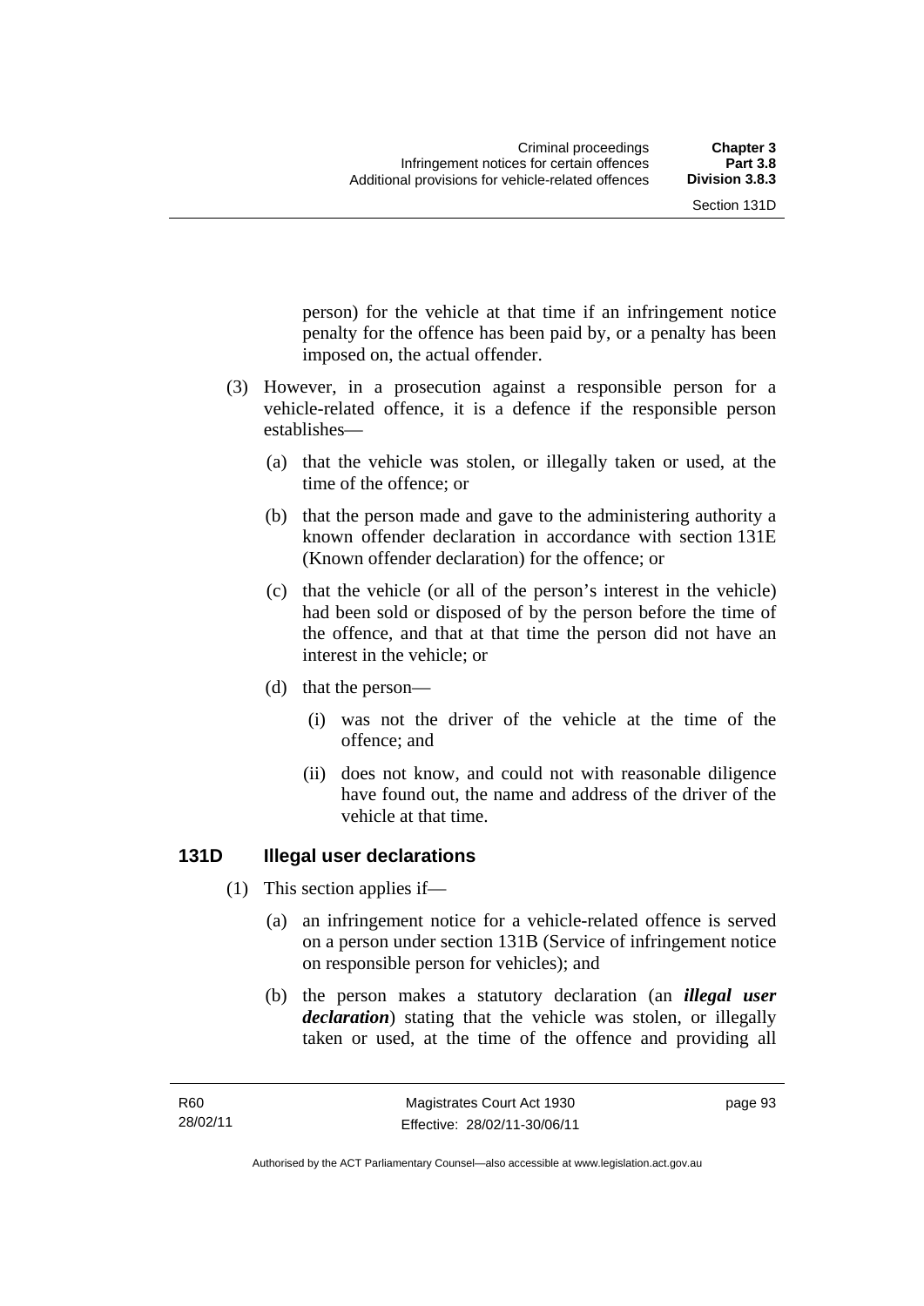person) for the vehicle at that time if an infringement notice penalty for the offence has been paid by, or a penalty has been imposed on, the actual offender.

(3) However, in a prosecution against a responsible person for a vehicle-related offence, it is a defence if the responsible person establishes—

(a) that the vehicle was stolen, or illegally taken or used, at the time of the offence; or

(b) that the person made and gave to the administering authority a known offender declaration in accordance with section 131E (Known offender declaration) for the offence; or

(c) that the vehicle (or all of the person's interest in the vehicle) had been sold or disposed of by the person before the time of the offence, and that at that time the person did not have an interest in the vehicle; or

(d) that the person—

(i) was not the driver of the vehicle at the time of the offence; and

(ii) does not know, and could not with reasonable diligence have found out, the name and address of the driver of the vehicle at that time.

## 131D Illegal user declarations

(1) This section applies if—

(a) an infringement notice for a vehicle-related offence is served on a person under section 131B (Service of infringement notice on responsible person for vehicles); and

(b) the person makes a statutory declaration (an ***illegal user declaration***) stating that the vehicle was stolen, or illegally taken or used, at the time of the offence and providing all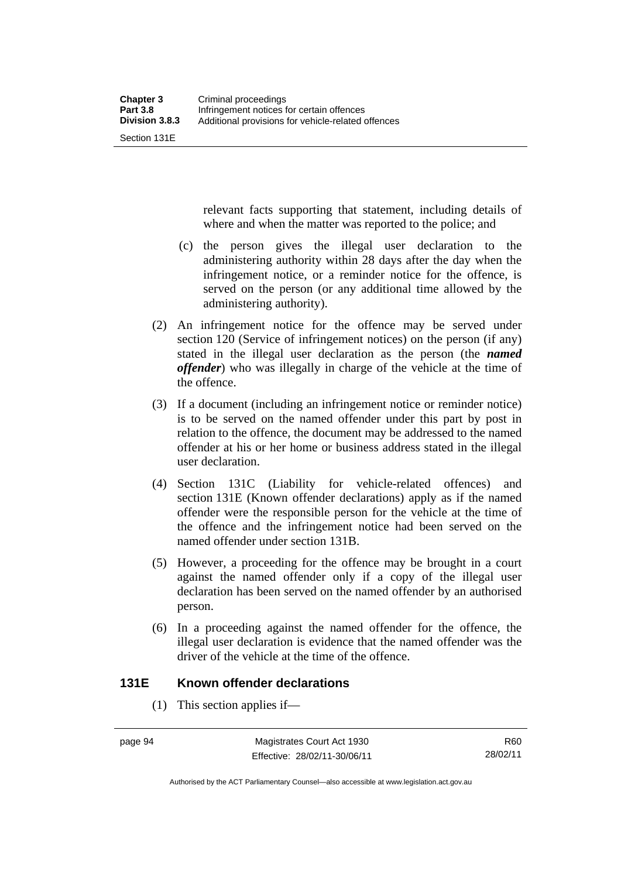relevant facts supporting that statement, including details of where and when the matter was reported to the police; and

(c) the person gives the illegal user declaration to the administering authority within 28 days after the day when the infringement notice, or a reminder notice for the offence, is served on the person (or any additional time allowed by the administering authority).

(2) An infringement notice for the offence may be served under section 120 (Service of infringement notices) on the person (if any) stated in the illegal user declaration as the person (the ***named offender***) who was illegally in charge of the vehicle at the time of the offence.

(3) If a document (including an infringement notice or reminder notice) is to be served on the named offender under this part by post in relation to the offence, the document may be addressed to the named offender at his or her home or business address stated in the illegal user declaration.

(4) Section 131C (Liability for vehicle-related offences) and section 131E (Known offender declarations) apply as if the named offender were the responsible person for the vehicle at the time of the offence and the infringement notice had been served on the named offender under section 131B.

(5) However, a proceeding for the offence may be brought in a court against the named offender only if a copy of the illegal user declaration has been served on the named offender by an authorised person.

(6) In a proceeding against the named offender for the offence, the illegal user declaration is evidence that the named offender was the driver of the vehicle at the time of the offence.

## 131E Known offender declarations

(1) This section applies if—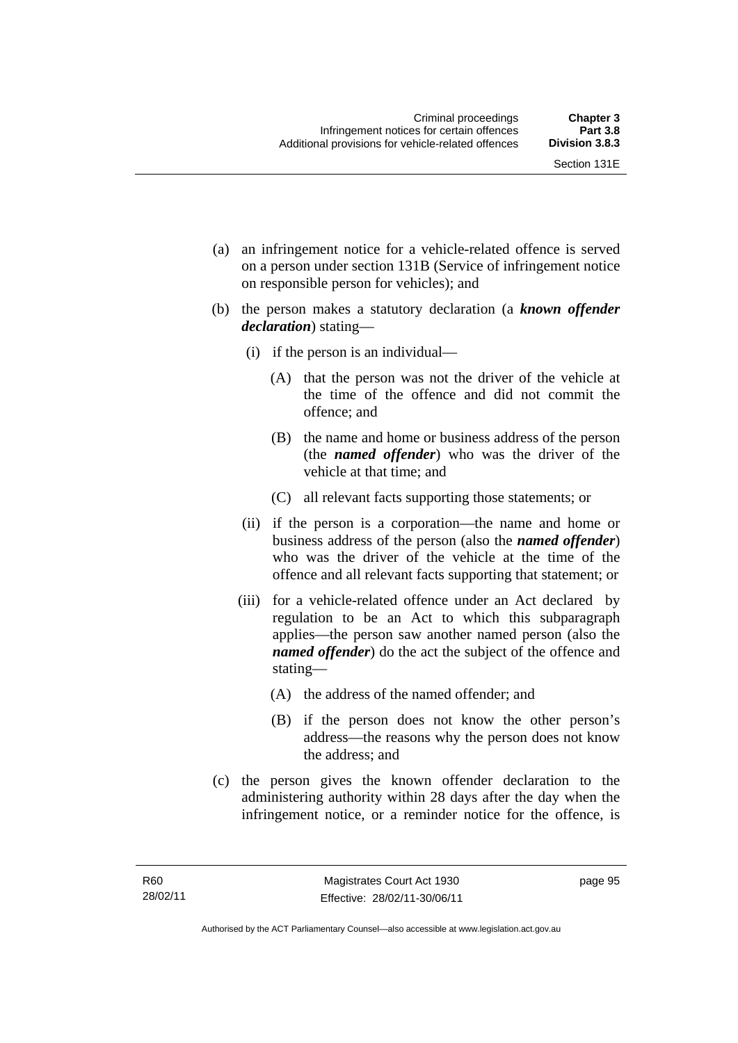(a) an infringement notice for a vehicle-related offence is served on a person under section 131B (Service of infringement notice on responsible person for vehicles); and

(b) the person makes a statutory declaration (a ***known offender declaration***) stating—

  (i) if the person is an individual—

    (A) that the person was not the driver of the vehicle at the time of the offence and did not commit the offence; and

    (B) the name and home or business address of the person (the ***named offender***) who was the driver of the vehicle at that time; and

    (C) all relevant facts supporting those statements; or

  (ii) if the person is a corporation—the name and home or business address of the person (also the ***named offender***) who was the driver of the vehicle at the time of the offence and all relevant facts supporting that statement; or

  (iii) for a vehicle-related offence under an Act declared by regulation to be an Act to which this subparagraph applies—the person saw another named person (also the ***named offender***) do the act the subject of the offence and stating—

    (A) the address of the named offender; and

    (B) if the person does not know the other person's address—the reasons why the person does not know the address; and

(c) the person gives the known offender declaration to the administering authority within 28 days after the day when the infringement notice, or a reminder notice for the offence, is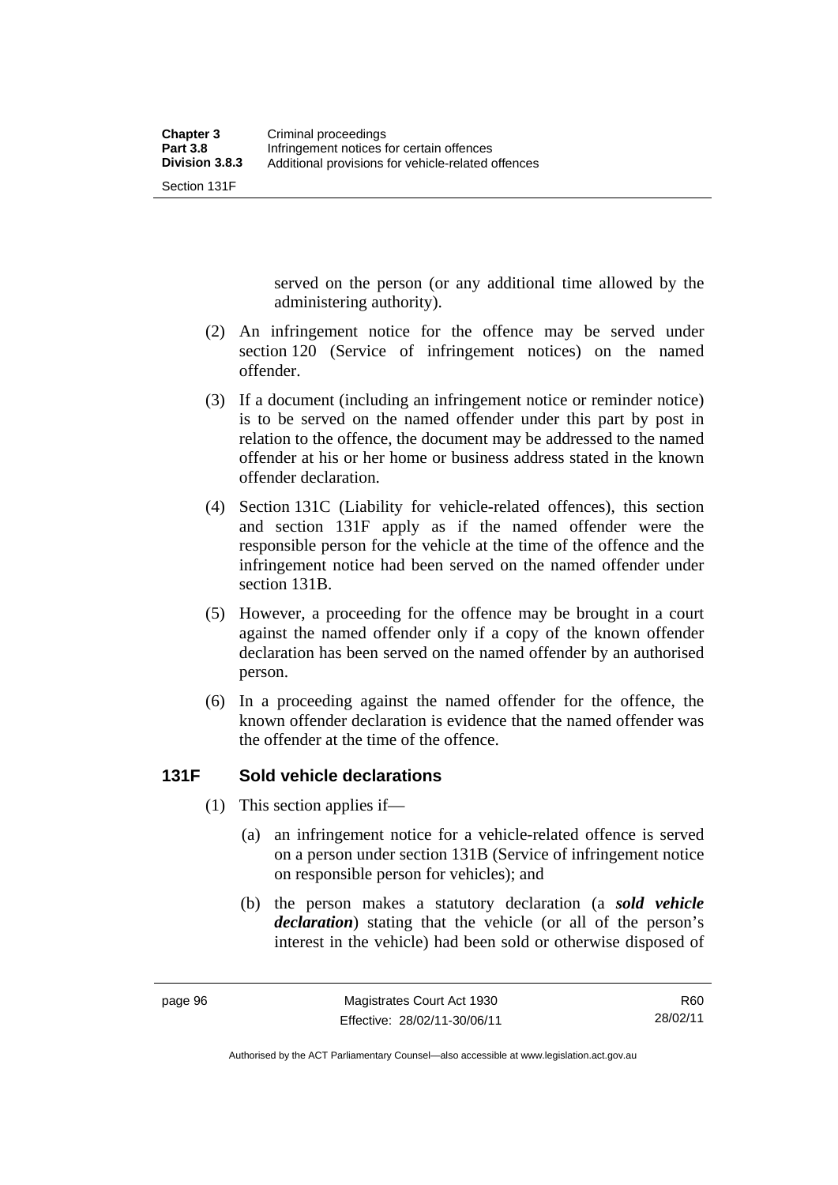served on the person (or any additional time allowed by the administering authority).

(2) An infringement notice for the offence may be served under section 120 (Service of infringement notices) on the named offender.

(3) If a document (including an infringement notice or reminder notice) is to be served on the named offender under this part by post in relation to the offence, the document may be addressed to the named offender at his or her home or business address stated in the known offender declaration.

(4) Section 131C (Liability for vehicle-related offences), this section and section 131F apply as if the named offender were the responsible person for the vehicle at the time of the offence and the infringement notice had been served on the named offender under section 131B.

(5) However, a proceeding for the offence may be brought in a court against the named offender only if a copy of the known offender declaration has been served on the named offender by an authorised person.

(6) In a proceeding against the named offender for the offence, the known offender declaration is evidence that the named offender was the offender at the time of the offence.

### 131F Sold vehicle declarations

(1) This section applies if—

(a) an infringement notice for a vehicle-related offence is served on a person under section 131B (Service of infringement notice on responsible person for vehicles); and

(b) the person makes a statutory declaration (a ***sold vehicle declaration***) stating that the vehicle (or all of the person's interest in the vehicle) had been sold or otherwise disposed of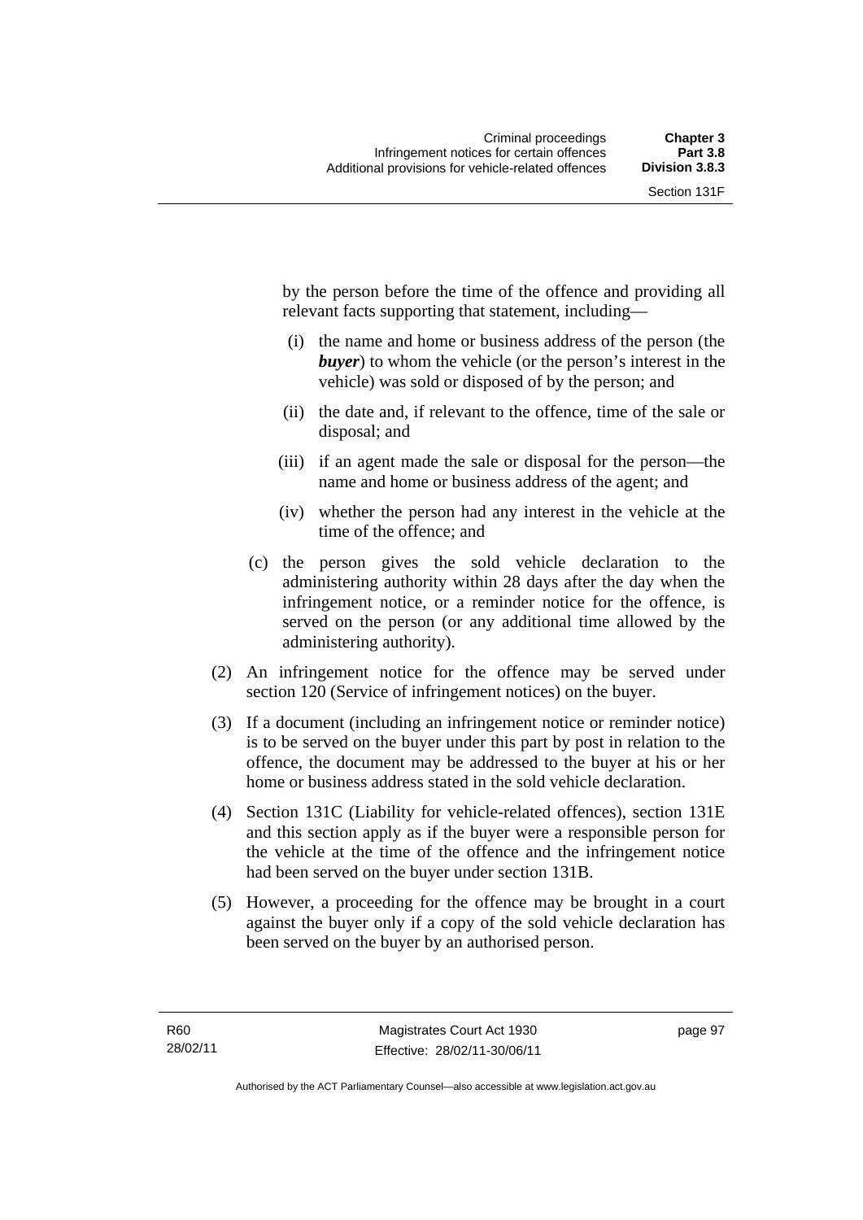by the person before the time of the offence and providing all relevant facts supporting that statement, including—

  (i) the name and home or business address of the person (the ***buyer***) to whom the vehicle (or the person's interest in the vehicle) was sold or disposed of by the person; and

  (ii) the date and, if relevant to the offence, time of the sale or disposal; and

  (iii) if an agent made the sale or disposal for the person—the name and home or business address of the agent; and

  (iv) whether the person had any interest in the vehicle at the time of the offence; and

(c) the person gives the sold vehicle declaration to the administering authority within 28 days after the day when the infringement notice, or a reminder notice for the offence, is served on the person (or any additional time allowed by the administering authority).

(2) An infringement notice for the offence may be served under section 120 (Service of infringement notices) on the buyer.

(3) If a document (including an infringement notice or reminder notice) is to be served on the buyer under this part by post in relation to the offence, the document may be addressed to the buyer at his or her home or business address stated in the sold vehicle declaration.

(4) Section 131C (Liability for vehicle-related offences), section 131E and this section apply as if the buyer were a responsible person for the vehicle at the time of the offence and the infringement notice had been served on the buyer under section 131B.

(5) However, a proceeding for the offence may be brought in a court against the buyer only if a copy of the sold vehicle declaration has been served on the buyer by an authorised person.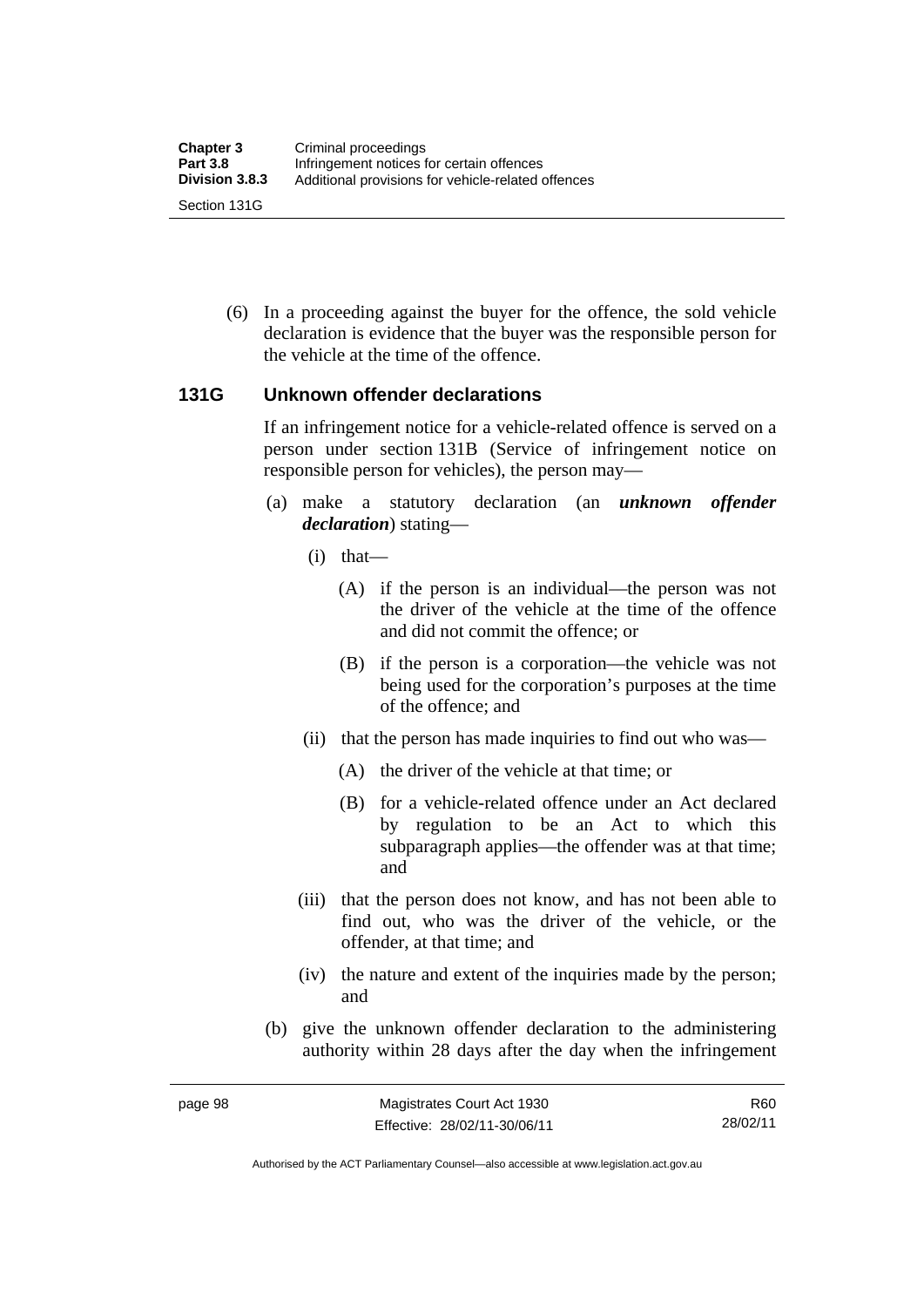(6) In a proceeding against the buyer for the offence, the sold vehicle declaration is evidence that the buyer was the responsible person for the vehicle at the time of the offence.

### 131G Unknown offender declarations

If an infringement notice for a vehicle-related offence is served on a person under section 131B (Service of infringement notice on responsible person for vehicles), the person may—

(a) make a statutory declaration (an ***unknown offender declaration***) stating—

(i) that—

(A) if the person is an individual—the person was not the driver of the vehicle at the time of the offence and did not commit the offence; or

(B) if the person is a corporation—the vehicle was not being used for the corporation's purposes at the time of the offence; and

(ii) that the person has made inquiries to find out who was—

(A) the driver of the vehicle at that time; or

(B) for a vehicle-related offence under an Act declared by regulation to be an Act to which this subparagraph applies—the offender was at that time; and

(iii) that the person does not know, and has not been able to find out, who was the driver of the vehicle, or the offender, at that time; and

(iv) the nature and extent of the inquiries made by the person; and

(b) give the unknown offender declaration to the administering authority within 28 days after the day when the infringement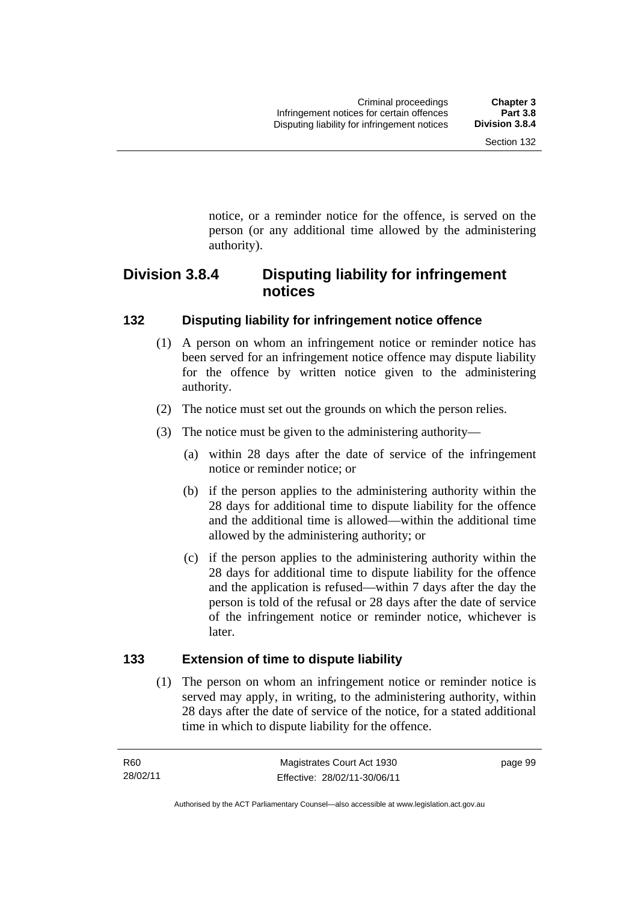notice, or a reminder notice for the offence, is served on the person (or any additional time allowed by the administering authority).

## Division 3.8.4 Disputing liability for infringement notices

### 132 Disputing liability for infringement notice offence

(1) A person on whom an infringement notice or reminder notice has been served for an infringement notice offence may dispute liability for the offence by written notice given to the administering authority.

(2) The notice must set out the grounds on which the person relies.

(3) The notice must be given to the administering authority—

(a) within 28 days after the date of service of the infringement notice or reminder notice; or

(b) if the person applies to the administering authority within the 28 days for additional time to dispute liability for the offence and the additional time is allowed—within the additional time allowed by the administering authority; or

(c) if the person applies to the administering authority within the 28 days for additional time to dispute liability for the offence and the application is refused—within 7 days after the day the person is told of the refusal or 28 days after the date of service of the infringement notice or reminder notice, whichever is later.

### 133 Extension of time to dispute liability

(1) The person on whom an infringement notice or reminder notice is served may apply, in writing, to the administering authority, within 28 days after the date of service of the notice, for a stated additional time in which to dispute liability for the offence.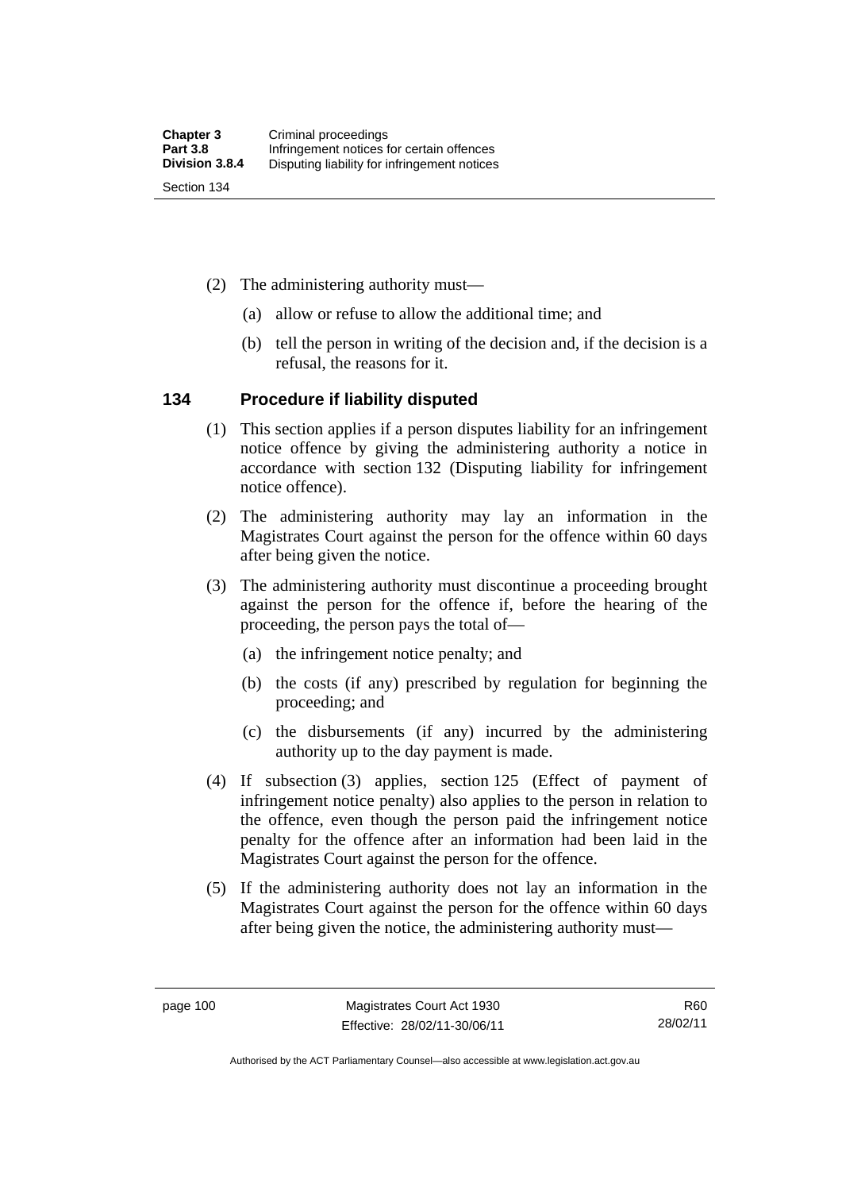(2) The administering authority must—

(a) allow or refuse to allow the additional time; and

(b) tell the person in writing of the decision and, if the decision is a refusal, the reasons for it.

### 134 Procedure if liability disputed

(1) This section applies if a person disputes liability for an infringement notice offence by giving the administering authority a notice in accordance with section 132 (Disputing liability for infringement notice offence).

(2) The administering authority may lay an information in the Magistrates Court against the person for the offence within 60 days after being given the notice.

(3) The administering authority must discontinue a proceeding brought against the person for the offence if, before the hearing of the proceeding, the person pays the total of—

(a) the infringement notice penalty; and

(b) the costs (if any) prescribed by regulation for beginning the proceeding; and

(c) the disbursements (if any) incurred by the administering authority up to the day payment is made.

(4) If subsection (3) applies, section 125 (Effect of payment of infringement notice penalty) also applies to the person in relation to the offence, even though the person paid the infringement notice penalty for the offence after an information had been laid in the Magistrates Court against the person for the offence.

(5) If the administering authority does not lay an information in the Magistrates Court against the person for the offence within 60 days after being given the notice, the administering authority must—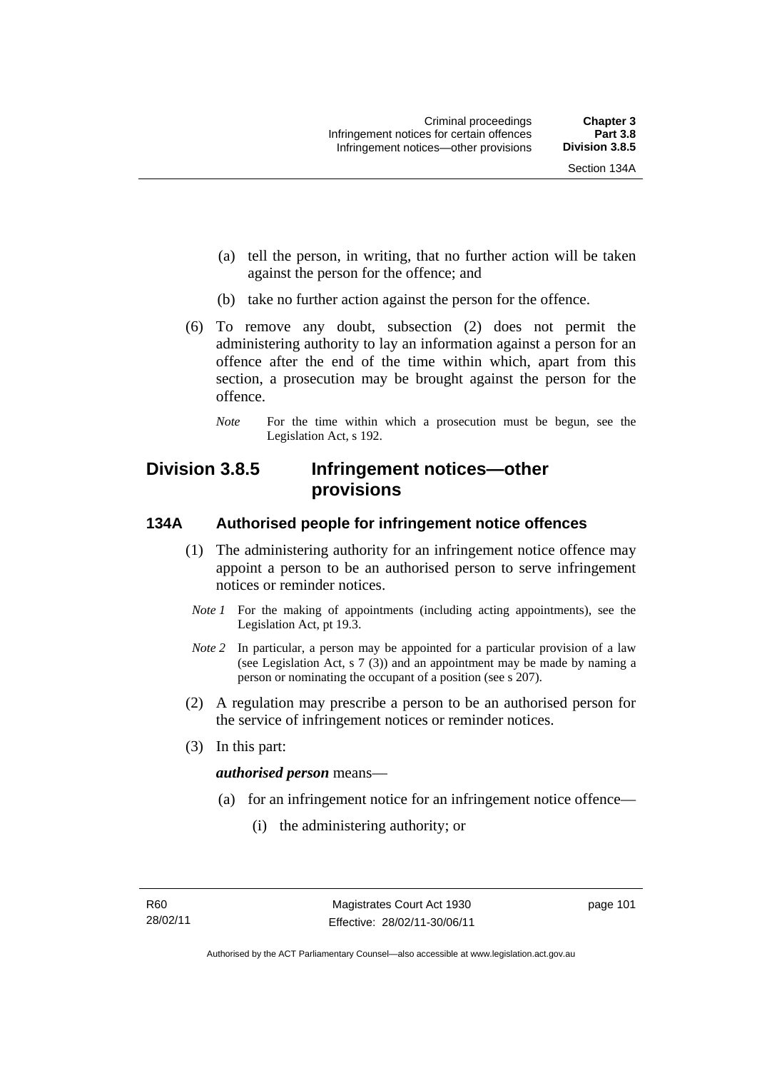(a) tell the person, in writing, that no further action will be taken against the person for the offence; and

(b) take no further action against the person for the offence.

(6) To remove any doubt, subsection (2) does not permit the administering authority to lay an information against a person for an offence after the end of the time within which, apart from this section, a prosecution may be brought against the person for the offence.

*Note* For the time within which a prosecution must be begun, see the Legislation Act, s 192.

## Division 3.8.5 Infringement notices—other provisions

### 134A Authorised people for infringement notice offences

(1) The administering authority for an infringement notice offence may appoint a person to be an authorised person to serve infringement notices or reminder notices.

*Note 1* For the making of appointments (including acting appointments), see the Legislation Act, pt 19.3.

*Note 2* In particular, a person may be appointed for a particular provision of a law (see Legislation Act, s 7 (3)) and an appointment may be made by naming a person or nominating the occupant of a position (see s 207).

(2) A regulation may prescribe a person to be an authorised person for the service of infringement notices or reminder notices.

(3) In this part:

***authorised person*** means—

(a) for an infringement notice for an infringement notice offence—

(i) the administering authority; or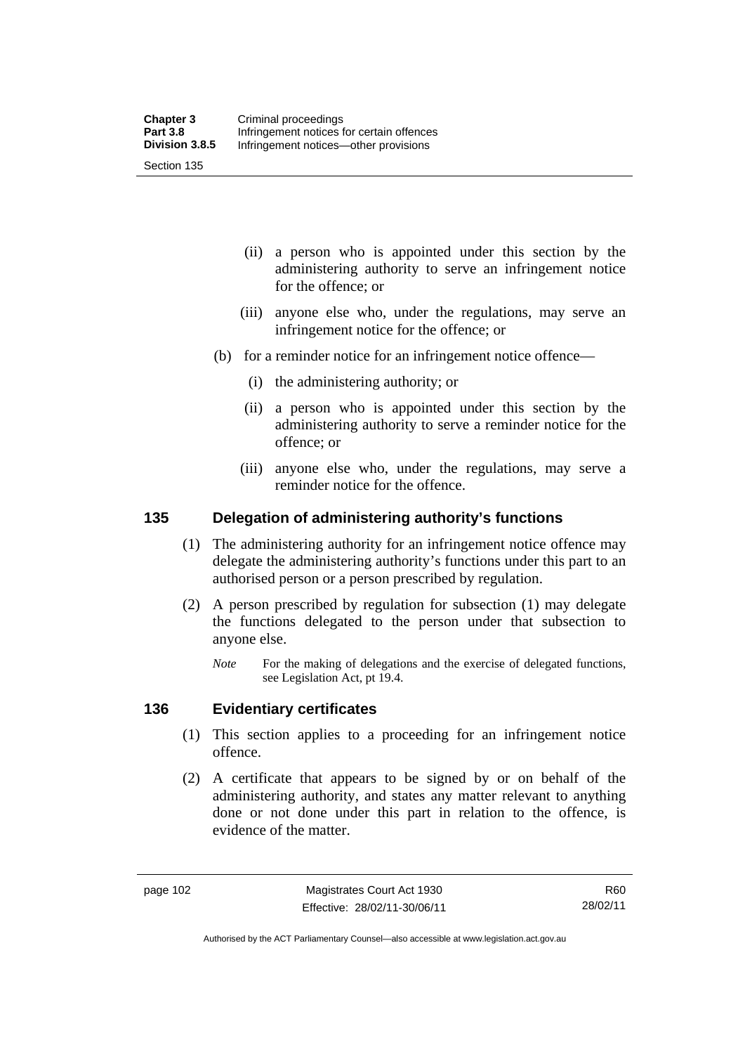(ii) a person who is appointed under this section by the administering authority to serve an infringement notice for the offence; or

(iii) anyone else who, under the regulations, may serve an infringement notice for the offence; or

(b) for a reminder notice for an infringement notice offence—

(i) the administering authority; or

(ii) a person who is appointed under this section by the administering authority to serve a reminder notice for the offence; or

(iii) anyone else who, under the regulations, may serve a reminder notice for the offence.

## 135 Delegation of administering authority's functions

(1) The administering authority for an infringement notice offence may delegate the administering authority's functions under this part to an authorised person or a person prescribed by regulation.

(2) A person prescribed by regulation for subsection (1) may delegate the functions delegated to the person under that subsection to anyone else.

*Note* For the making of delegations and the exercise of delegated functions, see Legislation Act, pt 19.4.

## 136 Evidentiary certificates

(1) This section applies to a proceeding for an infringement notice offence.

(2) A certificate that appears to be signed by or on behalf of the administering authority, and states any matter relevant to anything done or not done under this part in relation to the offence, is evidence of the matter.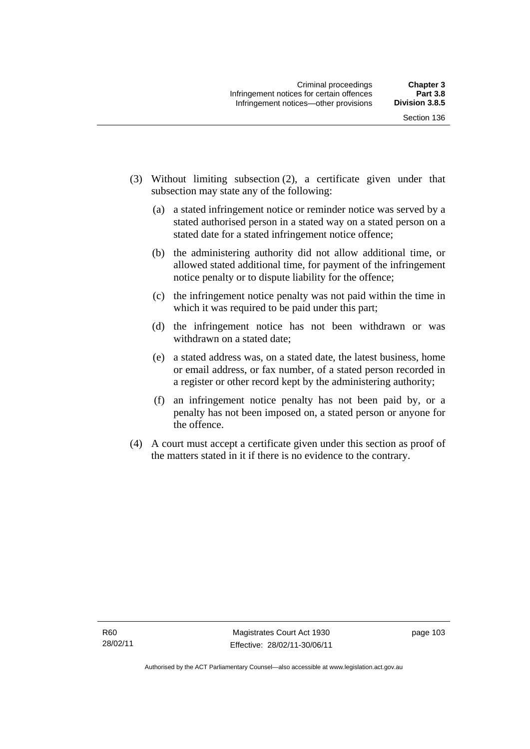(3) Without limiting subsection (2), a certificate given under that subsection may state any of the following:

  (a) a stated infringement notice or reminder notice was served by a stated authorised person in a stated way on a stated person on a stated date for a stated infringement notice offence;

  (b) the administering authority did not allow additional time, or allowed stated additional time, for payment of the infringement notice penalty or to dispute liability for the offence;

  (c) the infringement notice penalty was not paid within the time in which it was required to be paid under this part;

  (d) the infringement notice has not been withdrawn or was withdrawn on a stated date;

  (e) a stated address was, on a stated date, the latest business, home or email address, or fax number, of a stated person recorded in a register or other record kept by the administering authority;

  (f) an infringement notice penalty has not been paid by, or a penalty has not been imposed on, a stated person or anyone for the offence.

(4) A court must accept a certificate given under this section as proof of the matters stated in it if there is no evidence to the contrary.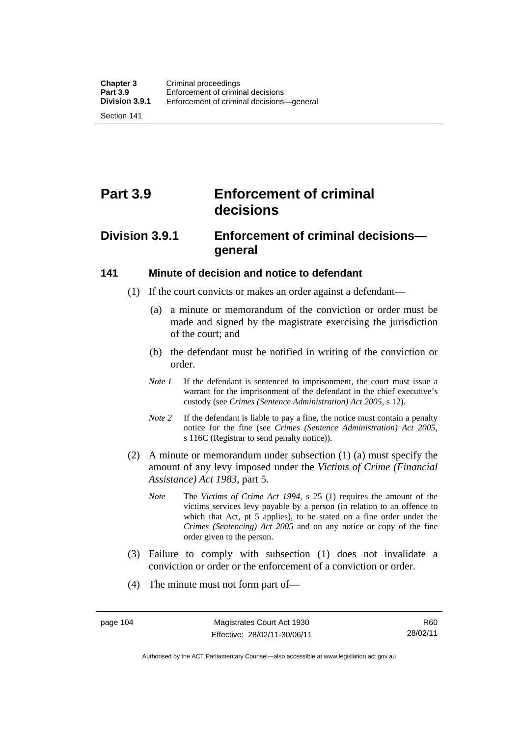# Part 3.9 Enforcement of criminal decisions

## Division 3.9.1 Enforcement of criminal decisions—general

### 141 Minute of decision and notice to defendant

(1) If the court convicts or makes an order against a defendant—

(a) a minute or memorandum of the conviction or order must be made and signed by the magistrate exercising the jurisdiction of the court; and

(b) the defendant must be notified in writing of the conviction or order.

*Note 1* If the defendant is sentenced to imprisonment, the court must issue a warrant for the imprisonment of the defendant in the chief executive's custody (see *Crimes (Sentence Administration) Act 2005*, s 12).

*Note 2* If the defendant is liable to pay a fine, the notice must contain a penalty notice for the fine (see *Crimes (Sentence Administration) Act 2005*, s 116C (Registrar to send penalty notice)).

(2) A minute or memorandum under subsection (1) (a) must specify the amount of any levy imposed under the *Victims of Crime (Financial Assistance) Act 1983*, part 5.

*Note* The *Victims of Crime Act 1994*, s 25 (1) requires the amount of the victims services levy payable by a person (in relation to an offence to which that Act, pt 5 applies), to be stated on a fine order under the *Crimes (Sentencing) Act 2005* and on any notice or copy of the fine order given to the person.

(3) Failure to comply with subsection (1) does not invalidate a conviction or order or the enforcement of a conviction or order.

(4) The minute must not form part of—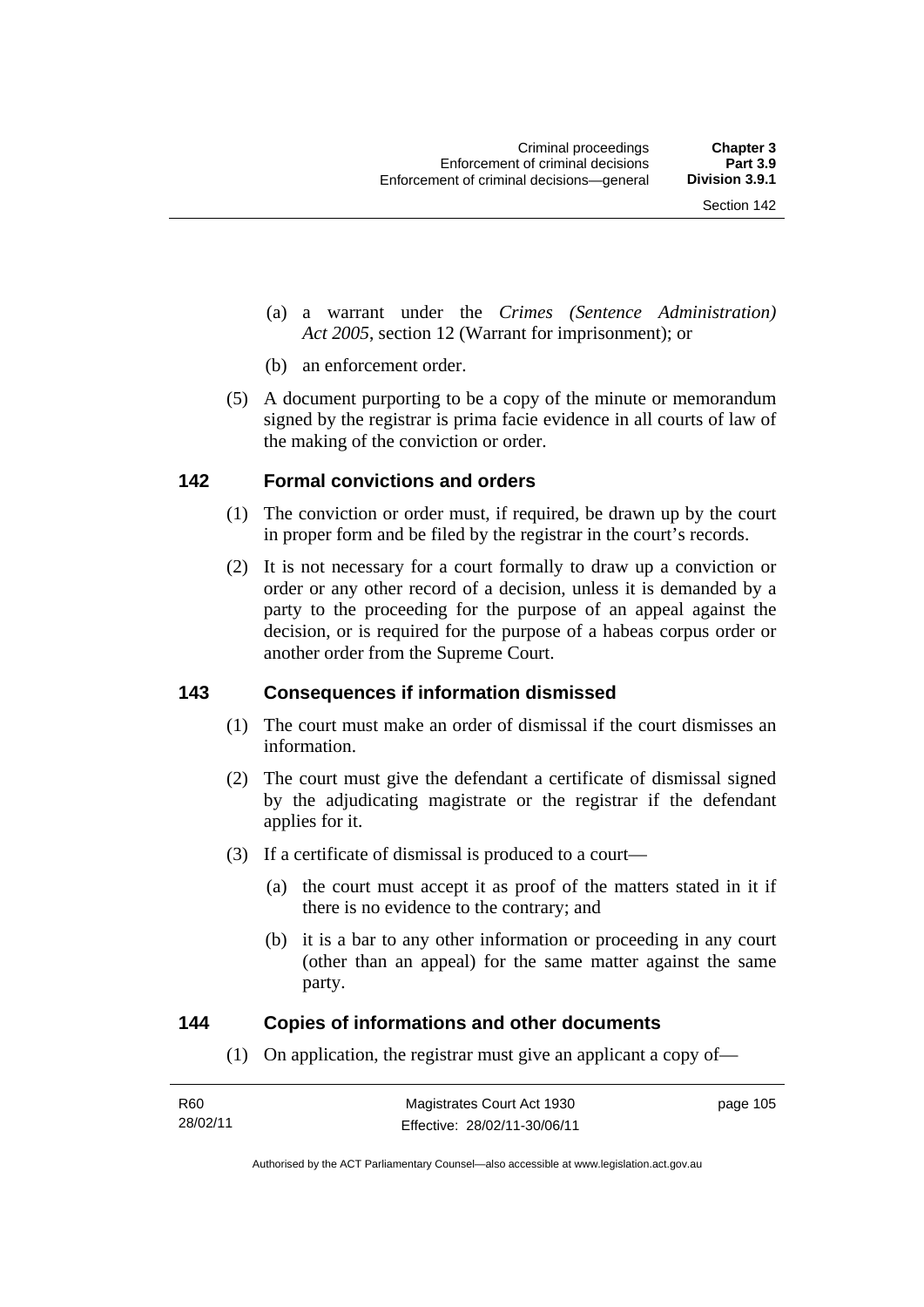(a) a warrant under the *Crimes (Sentence Administration) Act 2005*, section 12 (Warrant for imprisonment); or

(b) an enforcement order.

(5) A document purporting to be a copy of the minute or memorandum signed by the registrar is prima facie evidence in all courts of law of the making of the conviction or order.

## 142 Formal convictions and orders

(1) The conviction or order must, if required, be drawn up by the court in proper form and be filed by the registrar in the court's records.

(2) It is not necessary for a court formally to draw up a conviction or order or any other record of a decision, unless it is demanded by a party to the proceeding for the purpose of an appeal against the decision, or is required for the purpose of a habeas corpus order or another order from the Supreme Court.

## 143 Consequences if information dismissed

(1) The court must make an order of dismissal if the court dismisses an information.

(2) The court must give the defendant a certificate of dismissal signed by the adjudicating magistrate or the registrar if the defendant applies for it.

(3) If a certificate of dismissal is produced to a court—

(a) the court must accept it as proof of the matters stated in it if there is no evidence to the contrary; and

(b) it is a bar to any other information or proceeding in any court (other than an appeal) for the same matter against the same party.

## 144 Copies of informations and other documents

(1) On application, the registrar must give an applicant a copy of—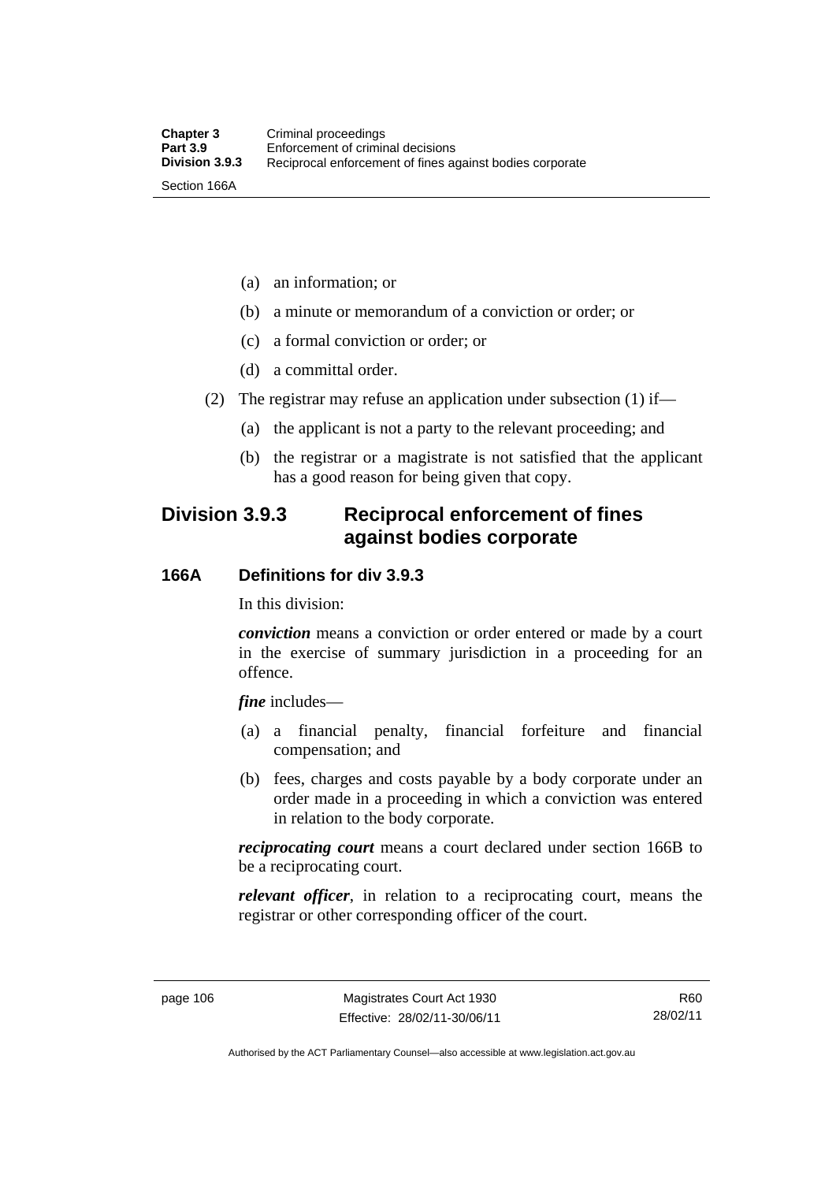(a) an information; or

(b) a minute or memorandum of a conviction or order; or

(c) a formal conviction or order; or

(d) a committal order.

(2) The registrar may refuse an application under subsection (1) if—

(a) the applicant is not a party to the relevant proceeding; and

(b) the registrar or a magistrate is not satisfied that the applicant has a good reason for being given that copy.

## Division 3.9.3 Reciprocal enforcement of fines against bodies corporate

### 166A Definitions for div 3.9.3

In this division:

***conviction*** means a conviction or order entered or made by a court in the exercise of summary jurisdiction in a proceeding for an offence.

***fine*** includes—

(a) a financial penalty, financial forfeiture and financial compensation; and

(b) fees, charges and costs payable by a body corporate under an order made in a proceeding in which a conviction was entered in relation to the body corporate.

***reciprocating court*** means a court declared under section 166B to be a reciprocating court.

***relevant officer***, in relation to a reciprocating court, means the registrar or other corresponding officer of the court.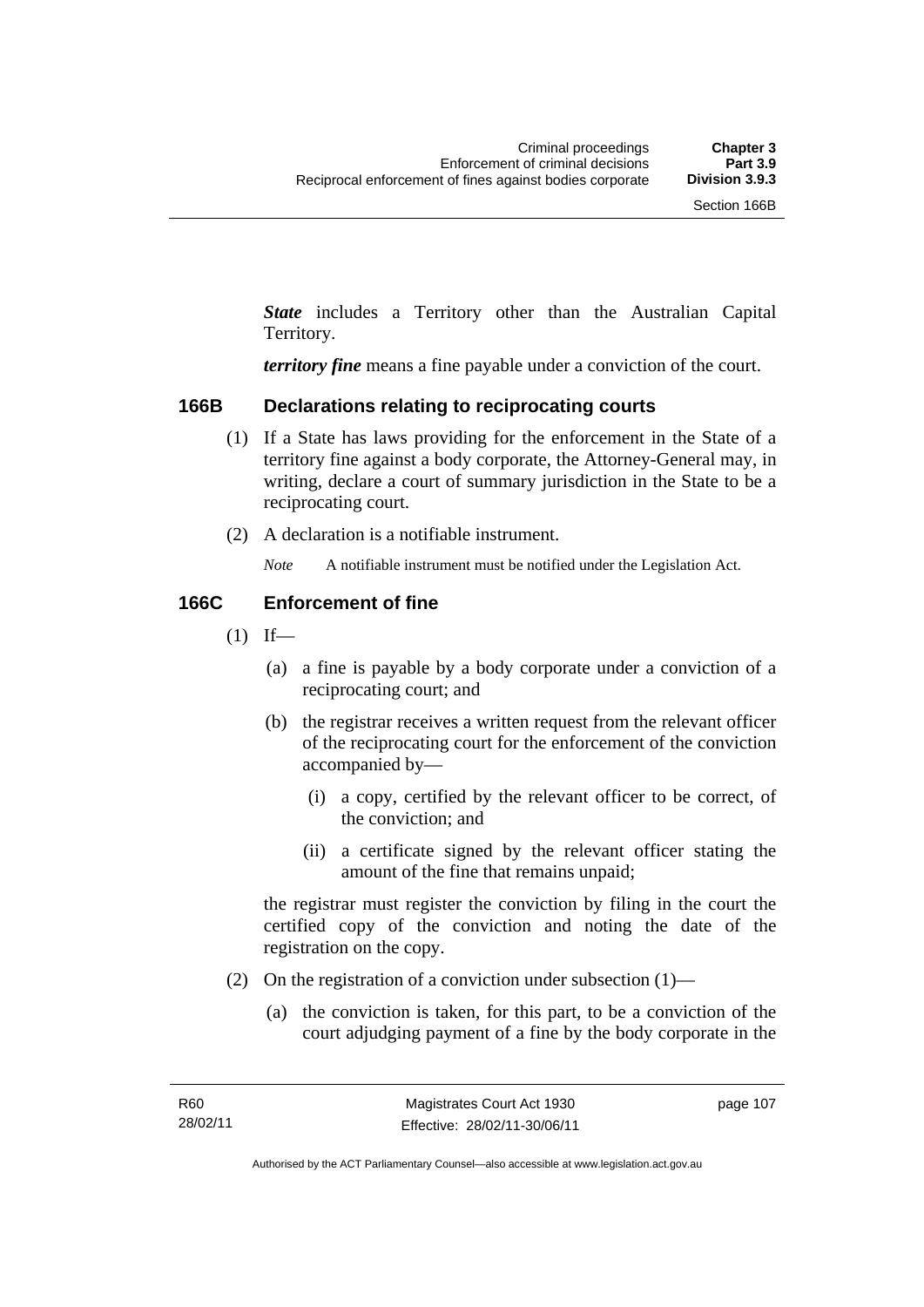***State*** includes a Territory other than the Australian Capital Territory.

***territory fine*** means a fine payable under a conviction of the court.

### 166B Declarations relating to reciprocating courts

(1) If a State has laws providing for the enforcement in the State of a territory fine against a body corporate, the Attorney-General may, in writing, declare a court of summary jurisdiction in the State to be a reciprocating court.

(2) A declaration is a notifiable instrument.

*Note* A notifiable instrument must be notified under the Legislation Act.

### 166C Enforcement of fine

(1) If—

(a) a fine is payable by a body corporate under a conviction of a reciprocating court; and

(b) the registrar receives a written request from the relevant officer of the reciprocating court for the enforcement of the conviction accompanied by—

(i) a copy, certified by the relevant officer to be correct, of the conviction; and

(ii) a certificate signed by the relevant officer stating the amount of the fine that remains unpaid;

the registrar must register the conviction by filing in the court the certified copy of the conviction and noting the date of the registration on the copy.

(2) On the registration of a conviction under subsection (1)—

(a) the conviction is taken, for this part, to be a conviction of the court adjudging payment of a fine by the body corporate in the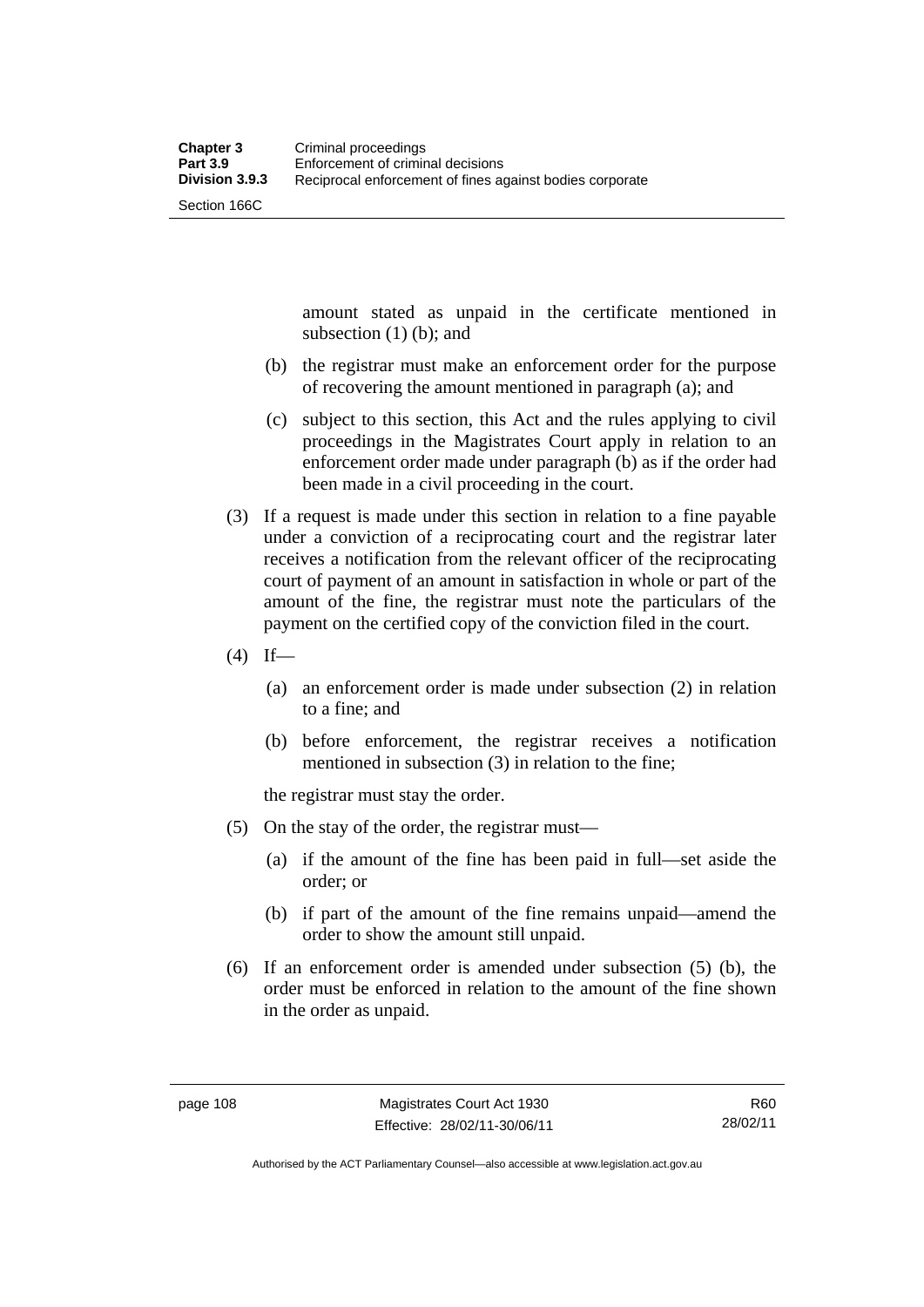amount stated as unpaid in the certificate mentioned in subsection (1) (b); and

(b) the registrar must make an enforcement order for the purpose of recovering the amount mentioned in paragraph (a); and

(c) subject to this section, this Act and the rules applying to civil proceedings in the Magistrates Court apply in relation to an enforcement order made under paragraph (b) as if the order had been made in a civil proceeding in the court.

(3) If a request is made under this section in relation to a fine payable under a conviction of a reciprocating court and the registrar later receives a notification from the relevant officer of the reciprocating court of payment of an amount in satisfaction in whole or part of the amount of the fine, the registrar must note the particulars of the payment on the certified copy of the conviction filed in the court.

(4) If—

(a) an enforcement order is made under subsection (2) in relation to a fine; and

(b) before enforcement, the registrar receives a notification mentioned in subsection (3) in relation to the fine;

the registrar must stay the order.

(5) On the stay of the order, the registrar must—

(a) if the amount of the fine has been paid in full—set aside the order; or

(b) if part of the amount of the fine remains unpaid—amend the order to show the amount still unpaid.

(6) If an enforcement order is amended under subsection (5) (b), the order must be enforced in relation to the amount of the fine shown in the order as unpaid.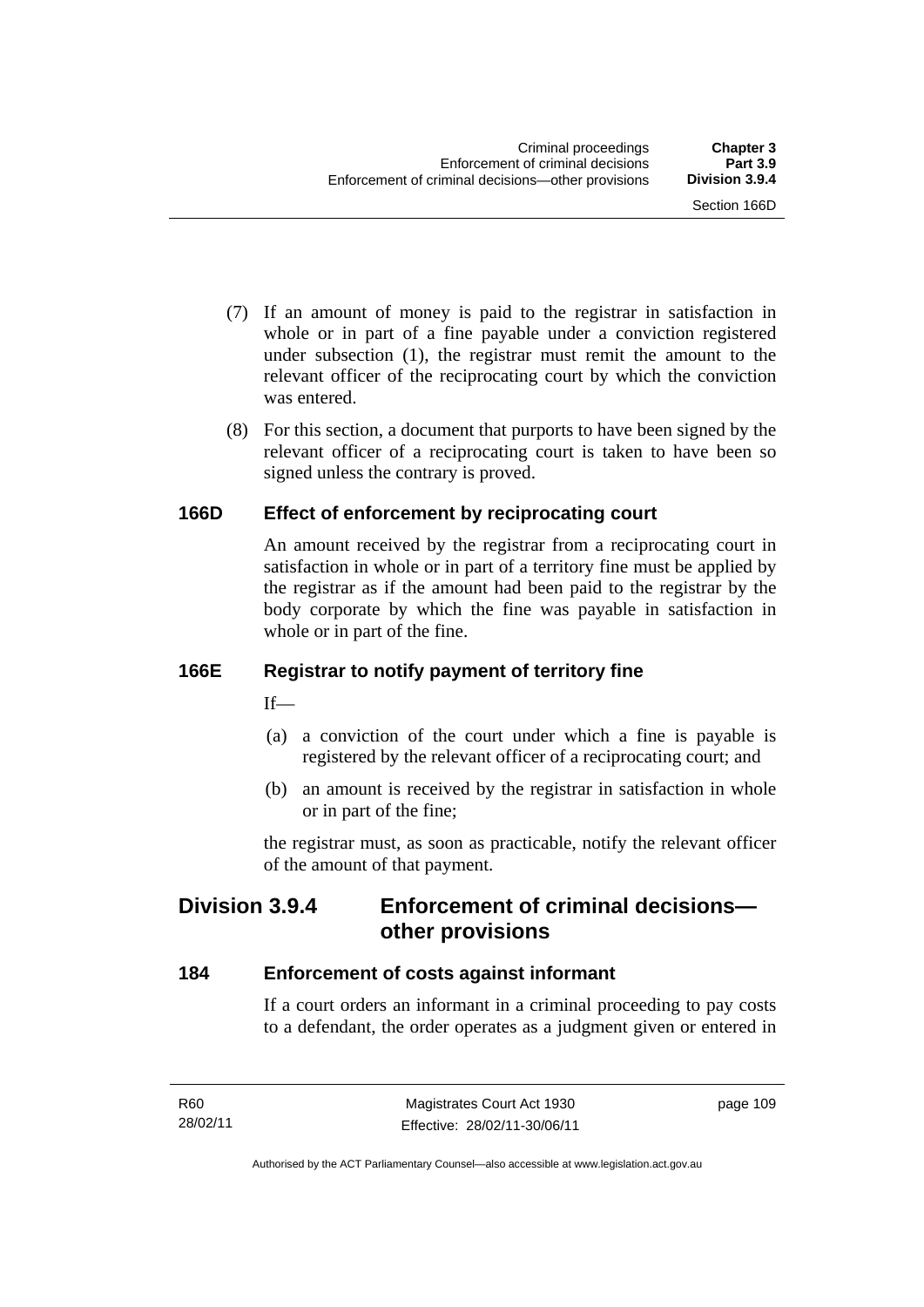(7) If an amount of money is paid to the registrar in satisfaction in whole or in part of a fine payable under a conviction registered under subsection (1), the registrar must remit the amount to the relevant officer of the reciprocating court by which the conviction was entered.

(8) For this section, a document that purports to have been signed by the relevant officer of a reciprocating court is taken to have been so signed unless the contrary is proved.

### 166D Effect of enforcement by reciprocating court

An amount received by the registrar from a reciprocating court in satisfaction in whole or in part of a territory fine must be applied by the registrar as if the amount had been paid to the registrar by the body corporate by which the fine was payable in satisfaction in whole or in part of the fine.

### 166E Registrar to notify payment of territory fine

If—

(a) a conviction of the court under which a fine is payable is registered by the relevant officer of a reciprocating court; and

(b) an amount is received by the registrar in satisfaction in whole or in part of the fine;

the registrar must, as soon as practicable, notify the relevant officer of the amount of that payment.

## Division 3.9.4 Enforcement of criminal decisions—other provisions

### 184 Enforcement of costs against informant

If a court orders an informant in a criminal proceeding to pay costs to a defendant, the order operates as a judgment given or entered in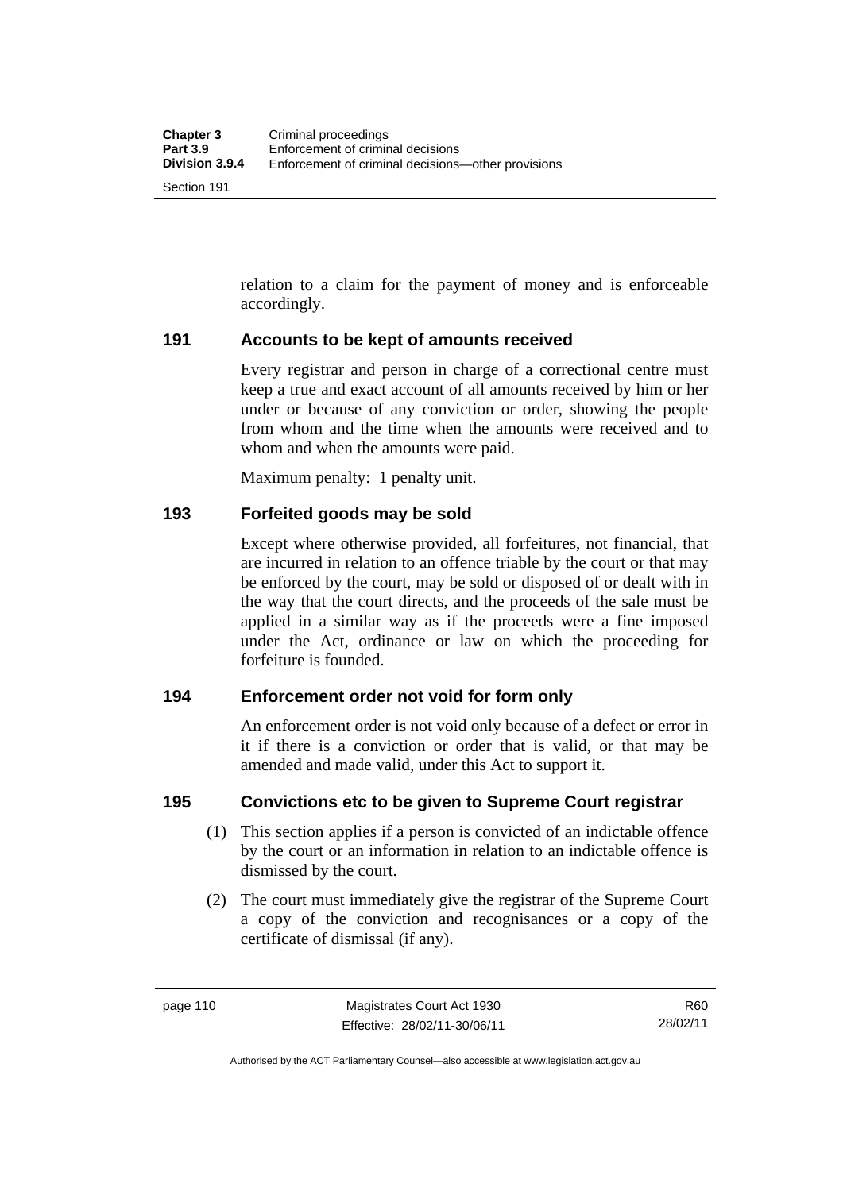relation to a claim for the payment of money and is enforceable accordingly.

### 191 Accounts to be kept of amounts received

Every registrar and person in charge of a correctional centre must keep a true and exact account of all amounts received by him or her under or because of any conviction or order, showing the people from whom and the time when the amounts were received and to whom and when the amounts were paid.

Maximum penalty: 1 penalty unit.

### 193 Forfeited goods may be sold

Except where otherwise provided, all forfeitures, not financial, that are incurred in relation to an offence triable by the court or that may be enforced by the court, may be sold or disposed of or dealt with in the way that the court directs, and the proceeds of the sale must be applied in a similar way as if the proceeds were a fine imposed under the Act, ordinance or law on which the proceeding for forfeiture is founded.

### 194 Enforcement order not void for form only

An enforcement order is not void only because of a defect or error in it if there is a conviction or order that is valid, or that may be amended and made valid, under this Act to support it.

### 195 Convictions etc to be given to Supreme Court registrar

(1) This section applies if a person is convicted of an indictable offence by the court or an information in relation to an indictable offence is dismissed by the court.

(2) The court must immediately give the registrar of the Supreme Court a copy of the conviction and recognisances or a copy of the certificate of dismissal (if any).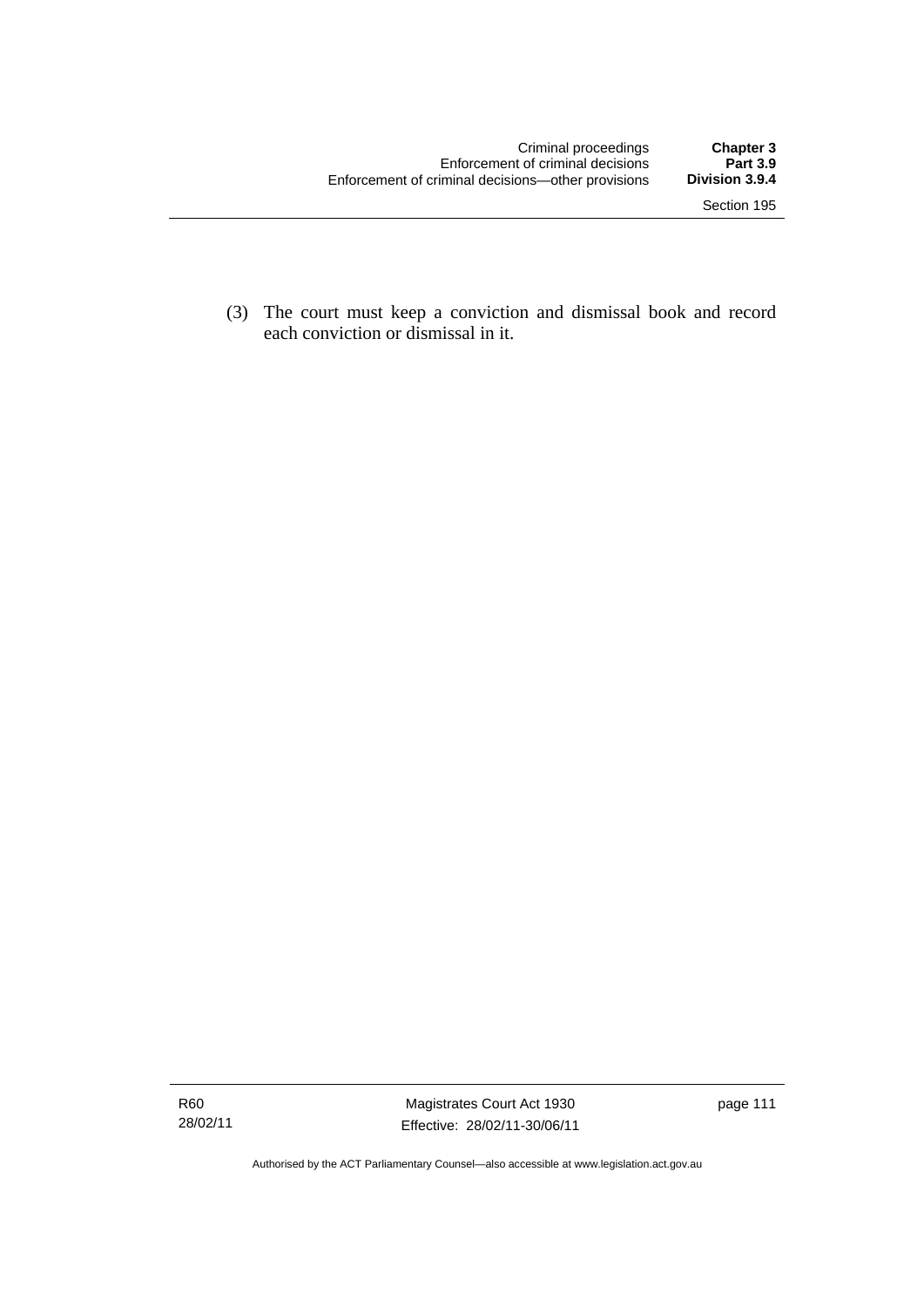(3) The court must keep a conviction and dismissal book and record each conviction or dismissal in it.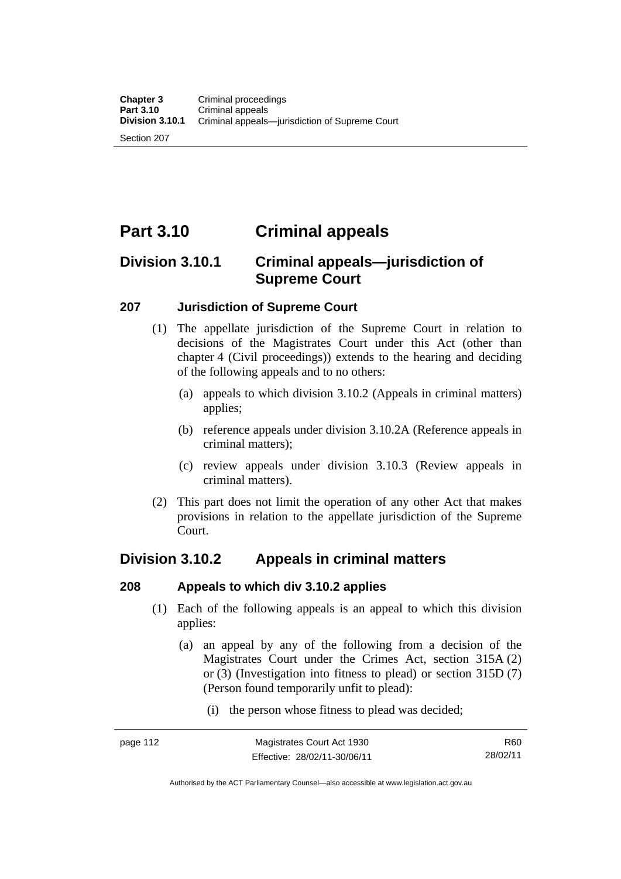# Part 3.10 Criminal appeals

## Division 3.10.1 Criminal appeals—jurisdiction of Supreme Court

### 207 Jurisdiction of Supreme Court

(1) The appellate jurisdiction of the Supreme Court in relation to decisions of the Magistrates Court under this Act (other than chapter 4 (Civil proceedings)) extends to the hearing and deciding of the following appeals and to no others:

(a) appeals to which division 3.10.2 (Appeals in criminal matters) applies;

(b) reference appeals under division 3.10.2A (Reference appeals in criminal matters);

(c) review appeals under division 3.10.3 (Review appeals in criminal matters).

(2) This part does not limit the operation of any other Act that makes provisions in relation to the appellate jurisdiction of the Supreme Court.

## Division 3.10.2 Appeals in criminal matters

### 208 Appeals to which div 3.10.2 applies

(1) Each of the following appeals is an appeal to which this division applies:

(a) an appeal by any of the following from a decision of the Magistrates Court under the Crimes Act, section 315A (2) or (3) (Investigation into fitness to plead) or section 315D (7) (Person found temporarily unfit to plead):

(i) the person whose fitness to plead was decided;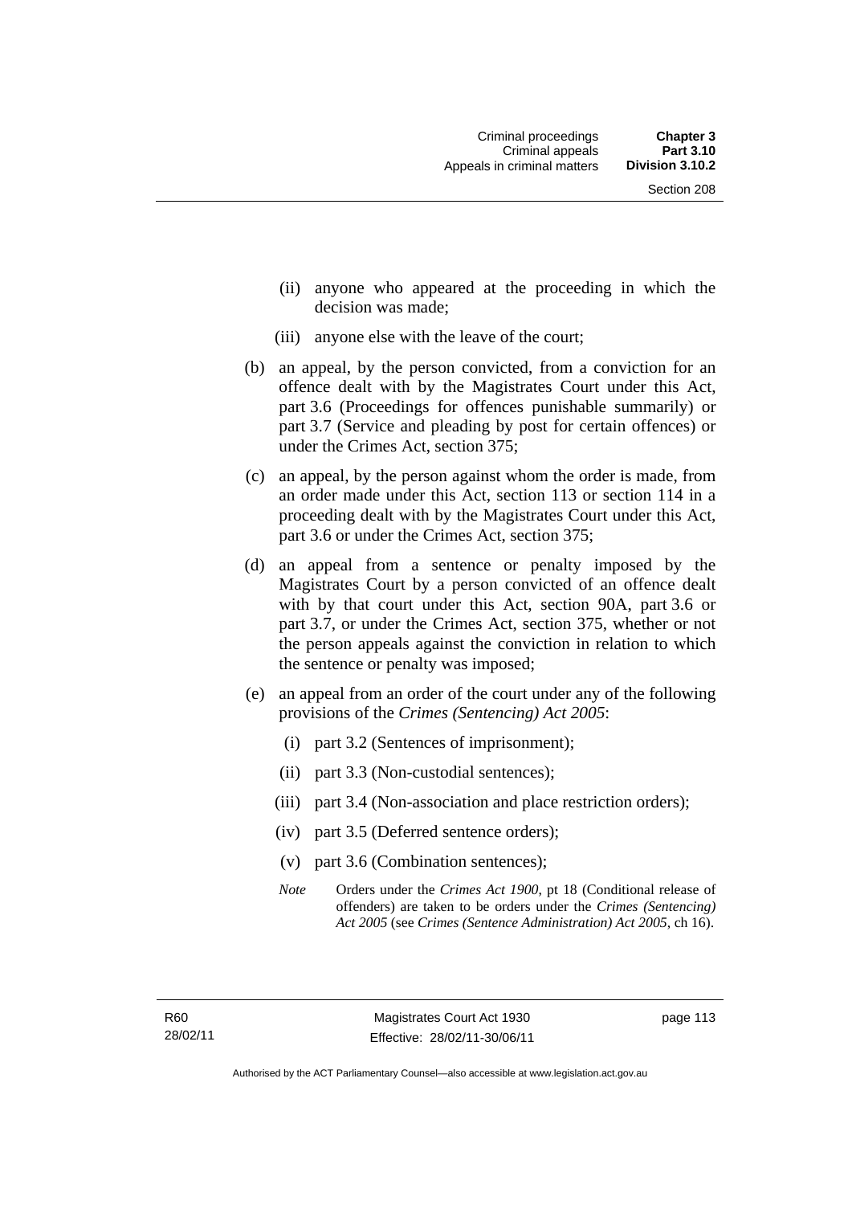(ii) anyone who appeared at the proceeding in which the decision was made;

(iii) anyone else with the leave of the court;

(b) an appeal, by the person convicted, from a conviction for an offence dealt with by the Magistrates Court under this Act, part 3.6 (Proceedings for offences punishable summarily) or part 3.7 (Service and pleading by post for certain offences) or under the Crimes Act, section 375;

(c) an appeal, by the person against whom the order is made, from an order made under this Act, section 113 or section 114 in a proceeding dealt with by the Magistrates Court under this Act, part 3.6 or under the Crimes Act, section 375;

(d) an appeal from a sentence or penalty imposed by the Magistrates Court by a person convicted of an offence dealt with by that court under this Act, section 90A, part 3.6 or part 3.7, or under the Crimes Act, section 375, whether or not the person appeals against the conviction in relation to which the sentence or penalty was imposed;

(e) an appeal from an order of the court under any of the following provisions of the *Crimes (Sentencing) Act 2005*:

(i) part 3.2 (Sentences of imprisonment);

(ii) part 3.3 (Non-custodial sentences);

(iii) part 3.4 (Non-association and place restriction orders);

(iv) part 3.5 (Deferred sentence orders);

(v) part 3.6 (Combination sentences);

*Note* Orders under the *Crimes Act 1900*, pt 18 (Conditional release of offenders) are taken to be orders under the *Crimes (Sentencing) Act 2005* (see *Crimes (Sentence Administration) Act 2005*, ch 16).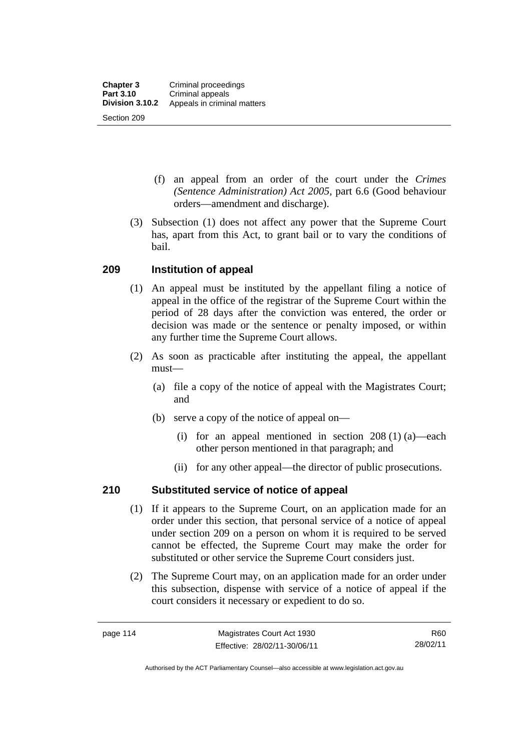(f) an appeal from an order of the court under the *Crimes (Sentence Administration) Act 2005*, part 6.6 (Good behaviour orders—amendment and discharge).

(3) Subsection (1) does not affect any power that the Supreme Court has, apart from this Act, to grant bail or to vary the conditions of bail.

## 209 Institution of appeal

(1) An appeal must be instituted by the appellant filing a notice of appeal in the office of the registrar of the Supreme Court within the period of 28 days after the conviction was entered, the order or decision was made or the sentence or penalty imposed, or within any further time the Supreme Court allows.

(2) As soon as practicable after instituting the appeal, the appellant must—

(a) file a copy of the notice of appeal with the Magistrates Court; and

(b) serve a copy of the notice of appeal on—

(i) for an appeal mentioned in section 208 (1) (a)—each other person mentioned in that paragraph; and

(ii) for any other appeal—the director of public prosecutions.

## 210 Substituted service of notice of appeal

(1) If it appears to the Supreme Court, on an application made for an order under this section, that personal service of a notice of appeal under section 209 on a person on whom it is required to be served cannot be effected, the Supreme Court may make the order for substituted or other service the Supreme Court considers just.

(2) The Supreme Court may, on an application made for an order under this subsection, dispense with service of a notice of appeal if the court considers it necessary or expedient to do so.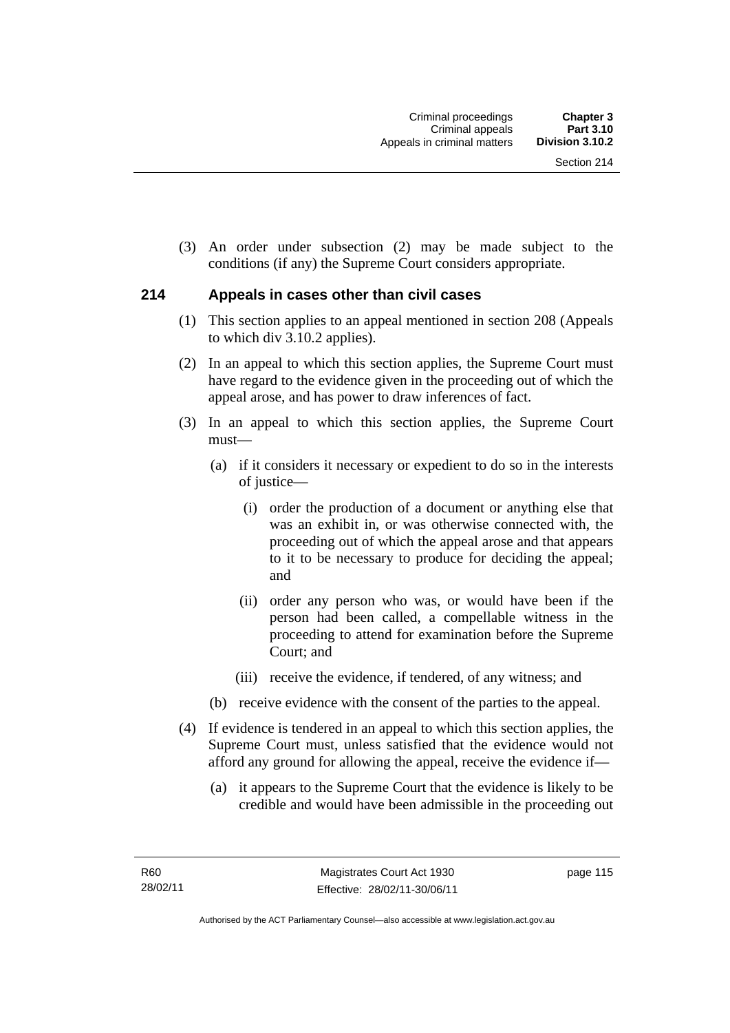(3) An order under subsection (2) may be made subject to the conditions (if any) the Supreme Court considers appropriate.

## 214 Appeals in cases other than civil cases

(1) This section applies to an appeal mentioned in section 208 (Appeals to which div 3.10.2 applies).

(2) In an appeal to which this section applies, the Supreme Court must have regard to the evidence given in the proceeding out of which the appeal arose, and has power to draw inferences of fact.

(3) In an appeal to which this section applies, the Supreme Court must—

   (a) if it considers it necessary or expedient to do so in the interests of justice—

      (i) order the production of a document or anything else that was an exhibit in, or was otherwise connected with, the proceeding out of which the appeal arose and that appears to it to be necessary to produce for deciding the appeal; and

      (ii) order any person who was, or would have been if the person had been called, a compellable witness in the proceeding to attend for examination before the Supreme Court; and

      (iii) receive the evidence, if tendered, of any witness; and

   (b) receive evidence with the consent of the parties to the appeal.

(4) If evidence is tendered in an appeal to which this section applies, the Supreme Court must, unless satisfied that the evidence would not afford any ground for allowing the appeal, receive the evidence if—

   (a) it appears to the Supreme Court that the evidence is likely to be credible and would have been admissible in the proceeding out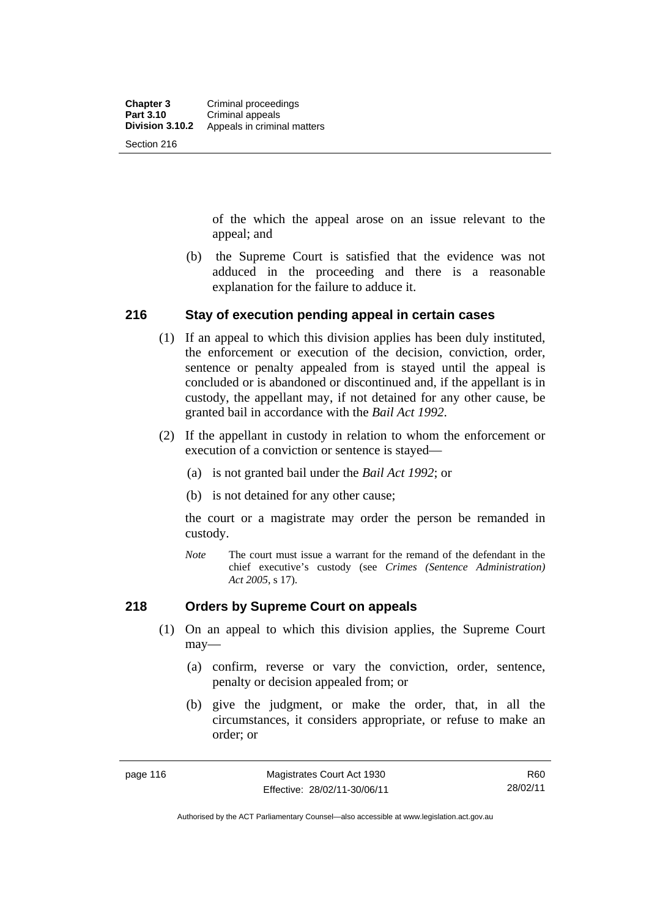of the which the appeal arose on an issue relevant to the appeal; and

(b) the Supreme Court is satisfied that the evidence was not adduced in the proceeding and there is a reasonable explanation for the failure to adduce it.

## 216 Stay of execution pending appeal in certain cases

(1) If an appeal to which this division applies has been duly instituted, the enforcement or execution of the decision, conviction, order, sentence or penalty appealed from is stayed until the appeal is concluded or is abandoned or discontinued and, if the appellant is in custody, the appellant may, if not detained for any other cause, be granted bail in accordance with the *Bail Act 1992*.

(2) If the appellant in custody in relation to whom the enforcement or execution of a conviction or sentence is stayed—

(a) is not granted bail under the *Bail Act 1992*; or

(b) is not detained for any other cause;

the court or a magistrate may order the person be remanded in custody.

*Note* The court must issue a warrant for the remand of the defendant in the chief executive's custody (see *Crimes (Sentence Administration) Act 2005*, s 17).

## 218 Orders by Supreme Court on appeals

(1) On an appeal to which this division applies, the Supreme Court may—

(a) confirm, reverse or vary the conviction, order, sentence, penalty or decision appealed from; or

(b) give the judgment, or make the order, that, in all the circumstances, it considers appropriate, or refuse to make an order; or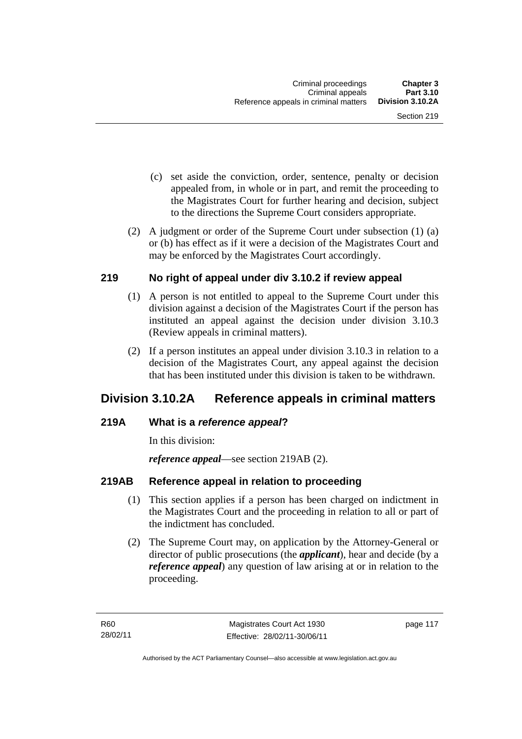(c) set aside the conviction, order, sentence, penalty or decision appealed from, in whole or in part, and remit the proceeding to the Magistrates Court for further hearing and decision, subject to the directions the Supreme Court considers appropriate.

(2) A judgment or order of the Supreme Court under subsection (1) (a) or (b) has effect as if it were a decision of the Magistrates Court and may be enforced by the Magistrates Court accordingly.

### 219 No right of appeal under div 3.10.2 if review appeal

(1) A person is not entitled to appeal to the Supreme Court under this division against a decision of the Magistrates Court if the person has instituted an appeal against the decision under division 3.10.3 (Review appeals in criminal matters).

(2) If a person institutes an appeal under division 3.10.3 in relation to a decision of the Magistrates Court, any appeal against the decision that has been instituted under this division is taken to be withdrawn.

## Division 3.10.2A Reference appeals in criminal matters

### 219A What is a *reference appeal*?

In this division:

***reference appeal***—see section 219AB (2).

### 219AB Reference appeal in relation to proceeding

(1) This section applies if a person has been charged on indictment in the Magistrates Court and the proceeding in relation to all or part of the indictment has concluded.

(2) The Supreme Court may, on application by the Attorney-General or director of public prosecutions (the ***applicant***), hear and decide (by a ***reference appeal***) any question of law arising at or in relation to the proceeding.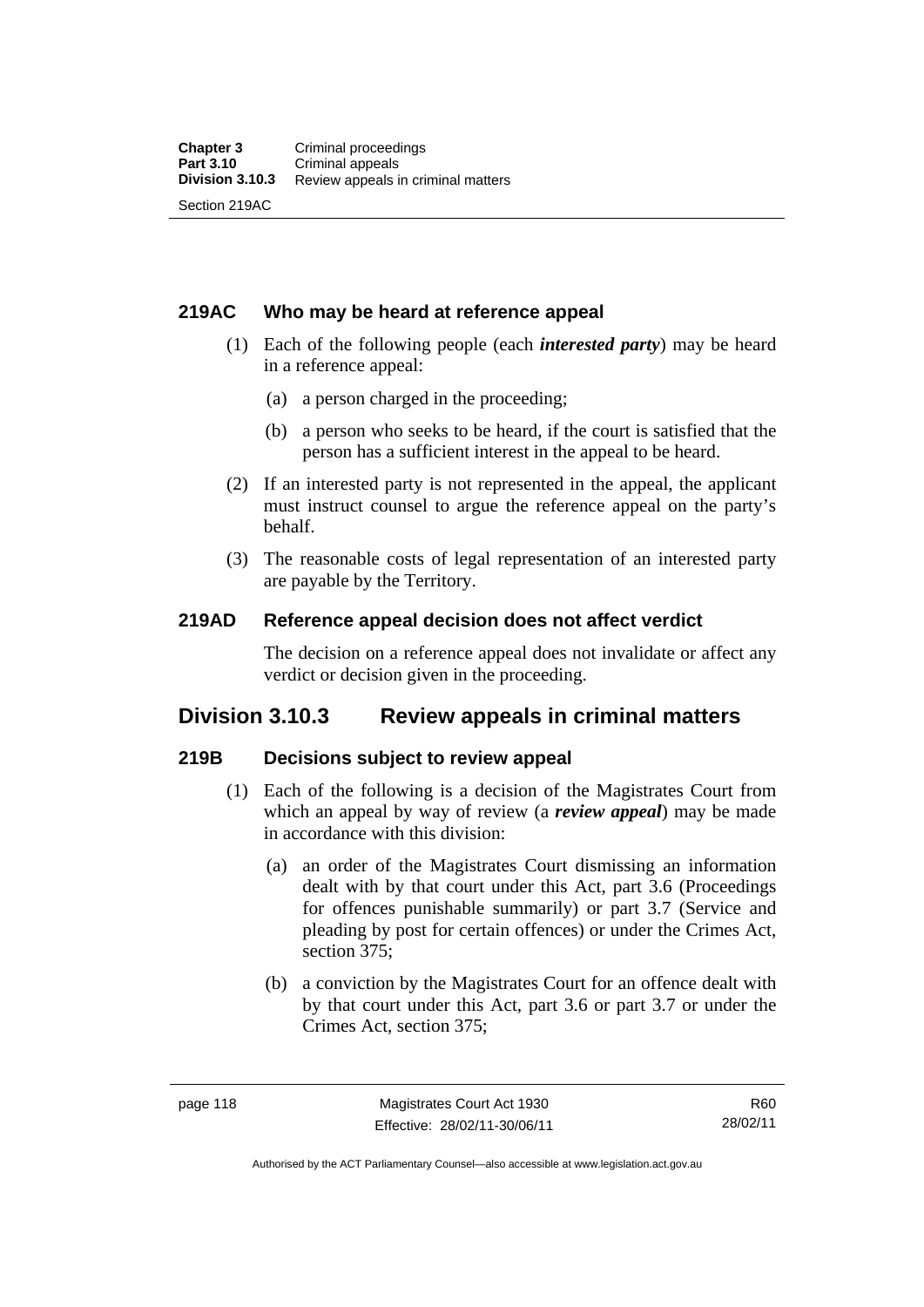### 219AC Who may be heard at reference appeal

(1) Each of the following people (each ***interested party***) may be heard in a reference appeal:

(a) a person charged in the proceeding;

(b) a person who seeks to be heard, if the court is satisfied that the person has a sufficient interest in the appeal to be heard.

(2) If an interested party is not represented in the appeal, the applicant must instruct counsel to argue the reference appeal on the party's behalf.

(3) The reasonable costs of legal representation of an interested party are payable by the Territory.

### 219AD Reference appeal decision does not affect verdict

The decision on a reference appeal does not invalidate or affect any verdict or decision given in the proceeding.

## Division 3.10.3 Review appeals in criminal matters

### 219B Decisions subject to review appeal

(1) Each of the following is a decision of the Magistrates Court from which an appeal by way of review (a ***review appeal***) may be made in accordance with this division:

(a) an order of the Magistrates Court dismissing an information dealt with by that court under this Act, part 3.6 (Proceedings for offences punishable summarily) or part 3.7 (Service and pleading by post for certain offences) or under the Crimes Act, section 375;

(b) a conviction by the Magistrates Court for an offence dealt with by that court under this Act, part 3.6 or part 3.7 or under the Crimes Act, section 375;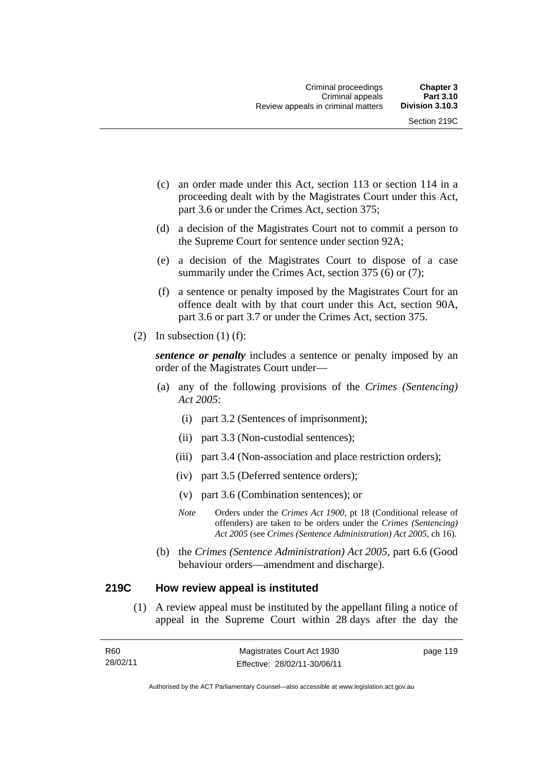(c) an order made under this Act, section 113 or section 114 in a proceeding dealt with by the Magistrates Court under this Act, part 3.6 or under the Crimes Act, section 375;

(d) a decision of the Magistrates Court not to commit a person to the Supreme Court for sentence under section 92A;

(e) a decision of the Magistrates Court to dispose of a case summarily under the Crimes Act, section 375 (6) or (7);

(f) a sentence or penalty imposed by the Magistrates Court for an offence dealt with by that court under this Act, section 90A, part 3.6 or part 3.7 or under the Crimes Act, section 375.

(2) In subsection (1) (f):

***sentence or penalty*** includes a sentence or penalty imposed by an order of the Magistrates Court under—

(a) any of the following provisions of the *Crimes (Sentencing) Act 2005*:

(i) part 3.2 (Sentences of imprisonment);

(ii) part 3.3 (Non-custodial sentences);

(iii) part 3.4 (Non-association and place restriction orders);

(iv) part 3.5 (Deferred sentence orders);

(v) part 3.6 (Combination sentences); or

*Note* Orders under the *Crimes Act 1900*, pt 18 (Conditional release of offenders) are taken to be orders under the *Crimes (Sentencing) Act 2005* (see *Crimes (Sentence Administration) Act 2005*, ch 16).

(b) the *Crimes (Sentence Administration) Act 2005*, part 6.6 (Good behaviour orders—amendment and discharge).

## 219C How review appeal is instituted

(1) A review appeal must be instituted by the appellant filing a notice of appeal in the Supreme Court within 28 days after the day the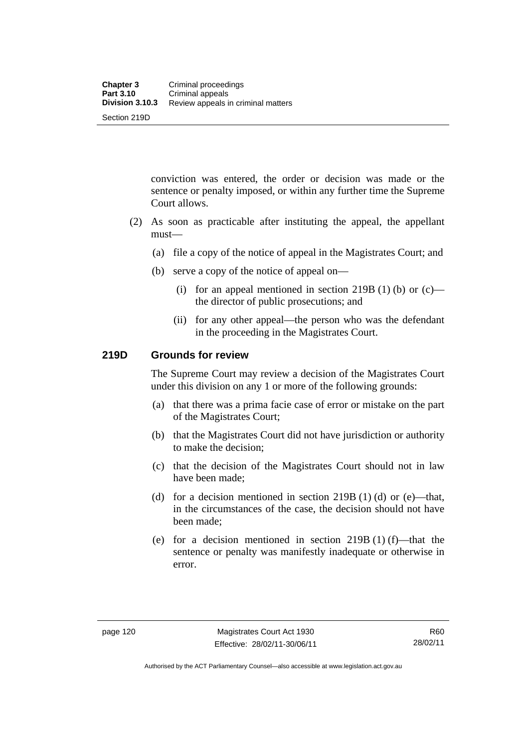conviction was entered, the order or decision was made or the sentence or penalty imposed, or within any further time the Supreme Court allows.

(2) As soon as practicable after instituting the appeal, the appellant must—

(a) file a copy of the notice of appeal in the Magistrates Court; and

(b) serve a copy of the notice of appeal on—

(i) for an appeal mentioned in section 219B (1) (b) or (c)—the director of public prosecutions; and

(ii) for any other appeal—the person who was the defendant in the proceeding in the Magistrates Court.

## 219D Grounds for review

The Supreme Court may review a decision of the Magistrates Court under this division on any 1 or more of the following grounds:

(a) that there was a prima facie case of error or mistake on the part of the Magistrates Court;

(b) that the Magistrates Court did not have jurisdiction or authority to make the decision;

(c) that the decision of the Magistrates Court should not in law have been made;

(d) for a decision mentioned in section 219B (1) (d) or (e)—that, in the circumstances of the case, the decision should not have been made;

(e) for a decision mentioned in section 219B (1) (f)—that the sentence or penalty was manifestly inadequate or otherwise in error.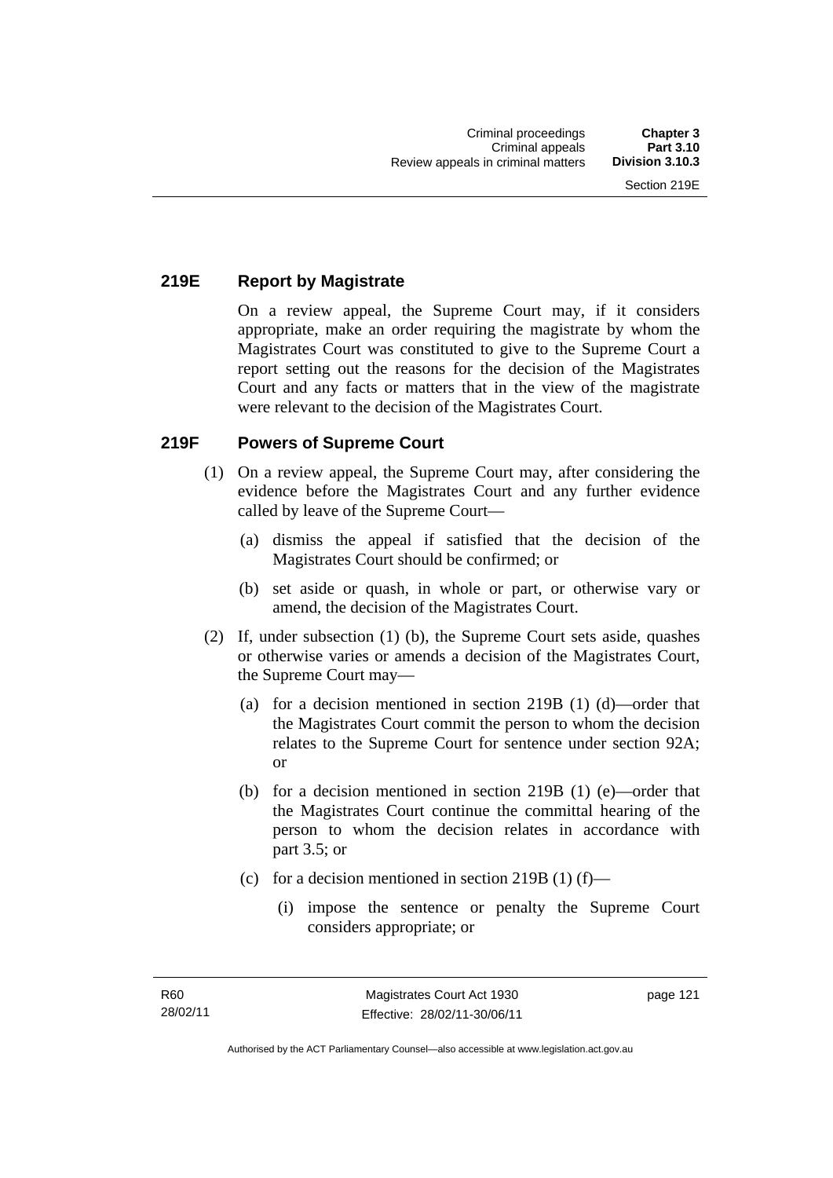### 219E Report by Magistrate

On a review appeal, the Supreme Court may, if it considers appropriate, make an order requiring the magistrate by whom the Magistrates Court was constituted to give to the Supreme Court a report setting out the reasons for the decision of the Magistrates Court and any facts or matters that in the view of the magistrate were relevant to the decision of the Magistrates Court.

### 219F Powers of Supreme Court

(1) On a review appeal, the Supreme Court may, after considering the evidence before the Magistrates Court and any further evidence called by leave of the Supreme Court—

(a) dismiss the appeal if satisfied that the decision of the Magistrates Court should be confirmed; or

(b) set aside or quash, in whole or part, or otherwise vary or amend, the decision of the Magistrates Court.

(2) If, under subsection (1) (b), the Supreme Court sets aside, quashes or otherwise varies or amends a decision of the Magistrates Court, the Supreme Court may—

(a) for a decision mentioned in section 219B (1) (d)—order that the Magistrates Court commit the person to whom the decision relates to the Supreme Court for sentence under section 92A; or

(b) for a decision mentioned in section 219B (1) (e)—order that the Magistrates Court continue the committal hearing of the person to whom the decision relates in accordance with part 3.5; or

(c) for a decision mentioned in section 219B (1) (f)—

(i) impose the sentence or penalty the Supreme Court considers appropriate; or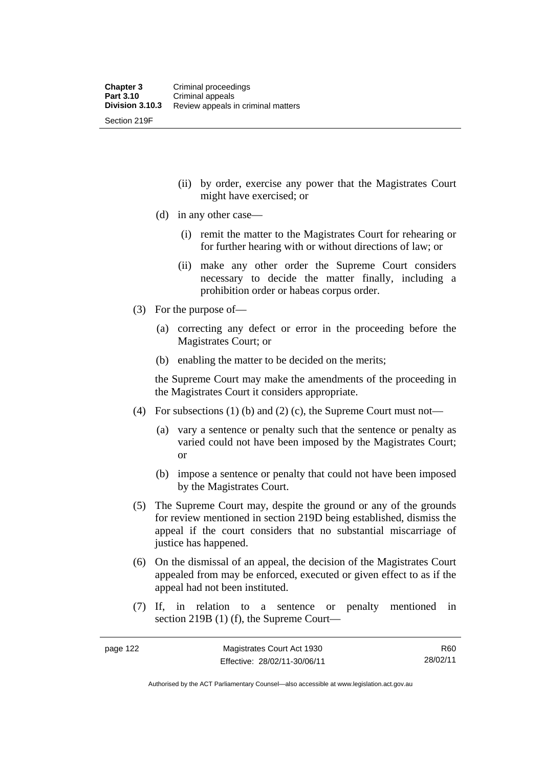(ii) by order, exercise any power that the Magistrates Court might have exercised; or

(d) in any other case—

(i) remit the matter to the Magistrates Court for rehearing or for further hearing with or without directions of law; or

(ii) make any other order the Supreme Court considers necessary to decide the matter finally, including a prohibition order or habeas corpus order.

(3) For the purpose of—

(a) correcting any defect or error in the proceeding before the Magistrates Court; or

(b) enabling the matter to be decided on the merits;

the Supreme Court may make the amendments of the proceeding in the Magistrates Court it considers appropriate.

(4) For subsections (1) (b) and (2) (c), the Supreme Court must not—

(a) vary a sentence or penalty such that the sentence or penalty as varied could not have been imposed by the Magistrates Court; or

(b) impose a sentence or penalty that could not have been imposed by the Magistrates Court.

(5) The Supreme Court may, despite the ground or any of the grounds for review mentioned in section 219D being established, dismiss the appeal if the court considers that no substantial miscarriage of justice has happened.

(6) On the dismissal of an appeal, the decision of the Magistrates Court appealed from may be enforced, executed or given effect to as if the appeal had not been instituted.

(7) If, in relation to a sentence or penalty mentioned in section 219B (1) (f), the Supreme Court—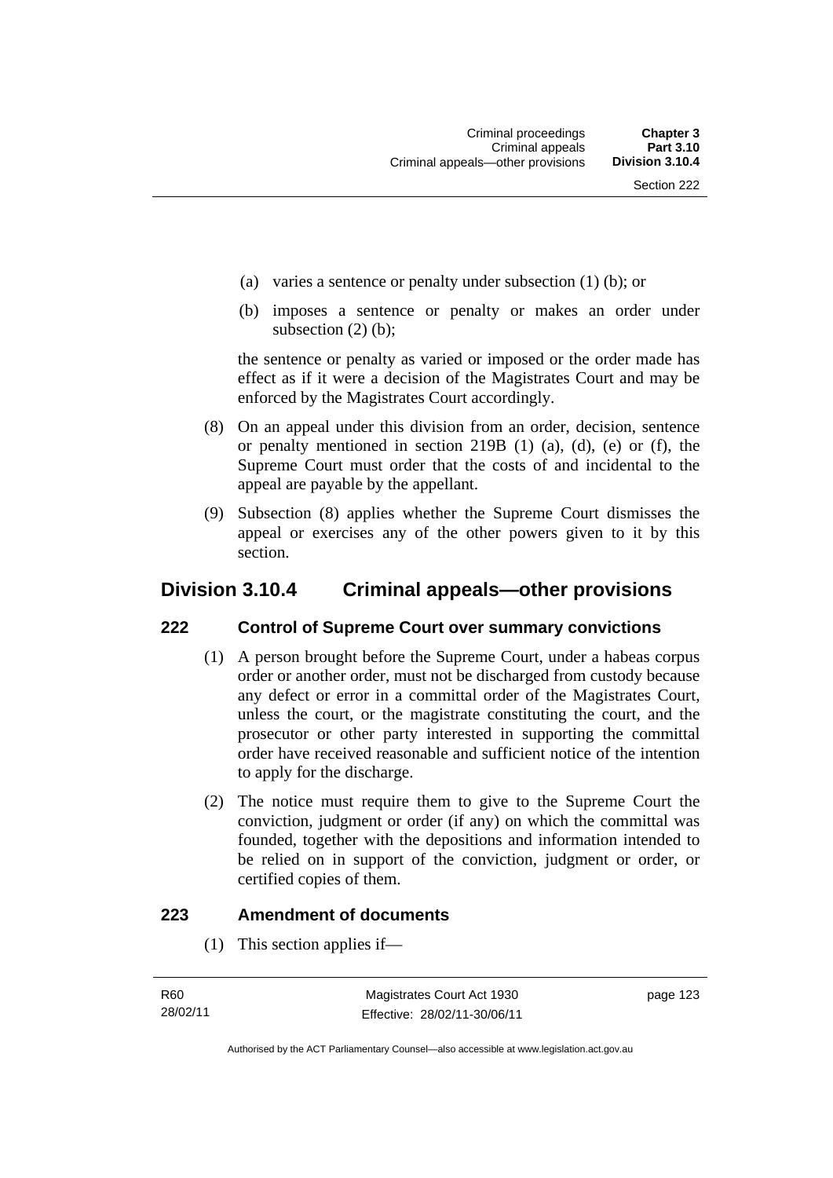(a) varies a sentence or penalty under subsection (1) (b); or

(b) imposes a sentence or penalty or makes an order under subsection (2) (b);

the sentence or penalty as varied or imposed or the order made has effect as if it were a decision of the Magistrates Court and may be enforced by the Magistrates Court accordingly.

(8) On an appeal under this division from an order, decision, sentence or penalty mentioned in section 219B (1) (a), (d), (e) or (f), the Supreme Court must order that the costs of and incidental to the appeal are payable by the appellant.

(9) Subsection (8) applies whether the Supreme Court dismisses the appeal or exercises any of the other powers given to it by this section.

## Division 3.10.4 Criminal appeals—other provisions

### 222 Control of Supreme Court over summary convictions

(1) A person brought before the Supreme Court, under a habeas corpus order or another order, must not be discharged from custody because any defect or error in a committal order of the Magistrates Court, unless the court, or the magistrate constituting the court, and the prosecutor or other party interested in supporting the committal order have received reasonable and sufficient notice of the intention to apply for the discharge.

(2) The notice must require them to give to the Supreme Court the conviction, judgment or order (if any) on which the committal was founded, together with the depositions and information intended to be relied on in support of the conviction, judgment or order, or certified copies of them.

### 223 Amendment of documents

(1) This section applies if—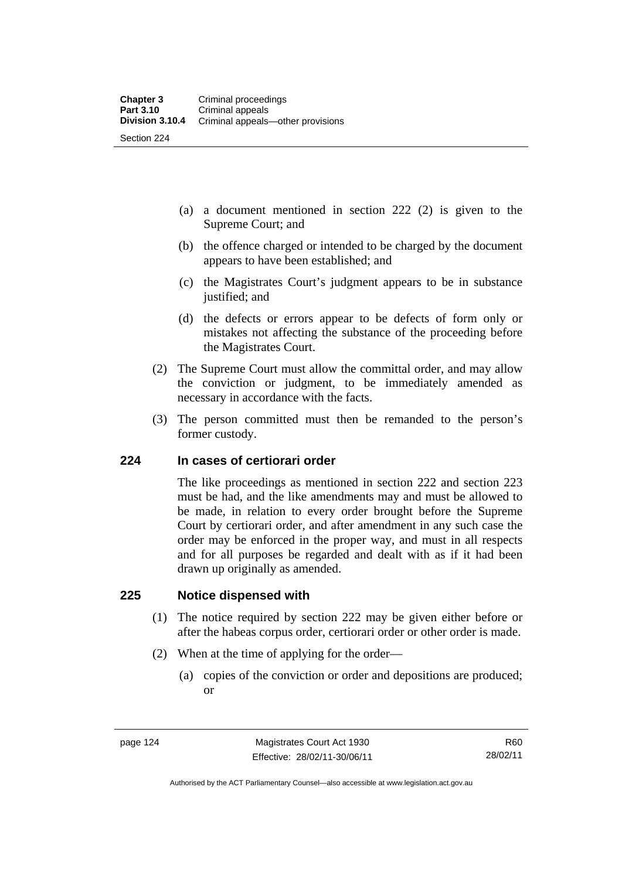(a) a document mentioned in section 222 (2) is given to the Supreme Court; and

(b) the offence charged or intended to be charged by the document appears to have been established; and

(c) the Magistrates Court's judgment appears to be in substance justified; and

(d) the defects or errors appear to be defects of form only or mistakes not affecting the substance of the proceeding before the Magistrates Court.

(2) The Supreme Court must allow the committal order, and may allow the conviction or judgment, to be immediately amended as necessary in accordance with the facts.

(3) The person committed must then be remanded to the person's former custody.

## 224 In cases of certiorari order

The like proceedings as mentioned in section 222 and section 223 must be had, and the like amendments may and must be allowed to be made, in relation to every order brought before the Supreme Court by certiorari order, and after amendment in any such case the order may be enforced in the proper way, and must in all respects and for all purposes be regarded and dealt with as if it had been drawn up originally as amended.

## 225 Notice dispensed with

(1) The notice required by section 222 may be given either before or after the habeas corpus order, certiorari order or other order is made.

(2) When at the time of applying for the order—

(a) copies of the conviction or order and depositions are produced; or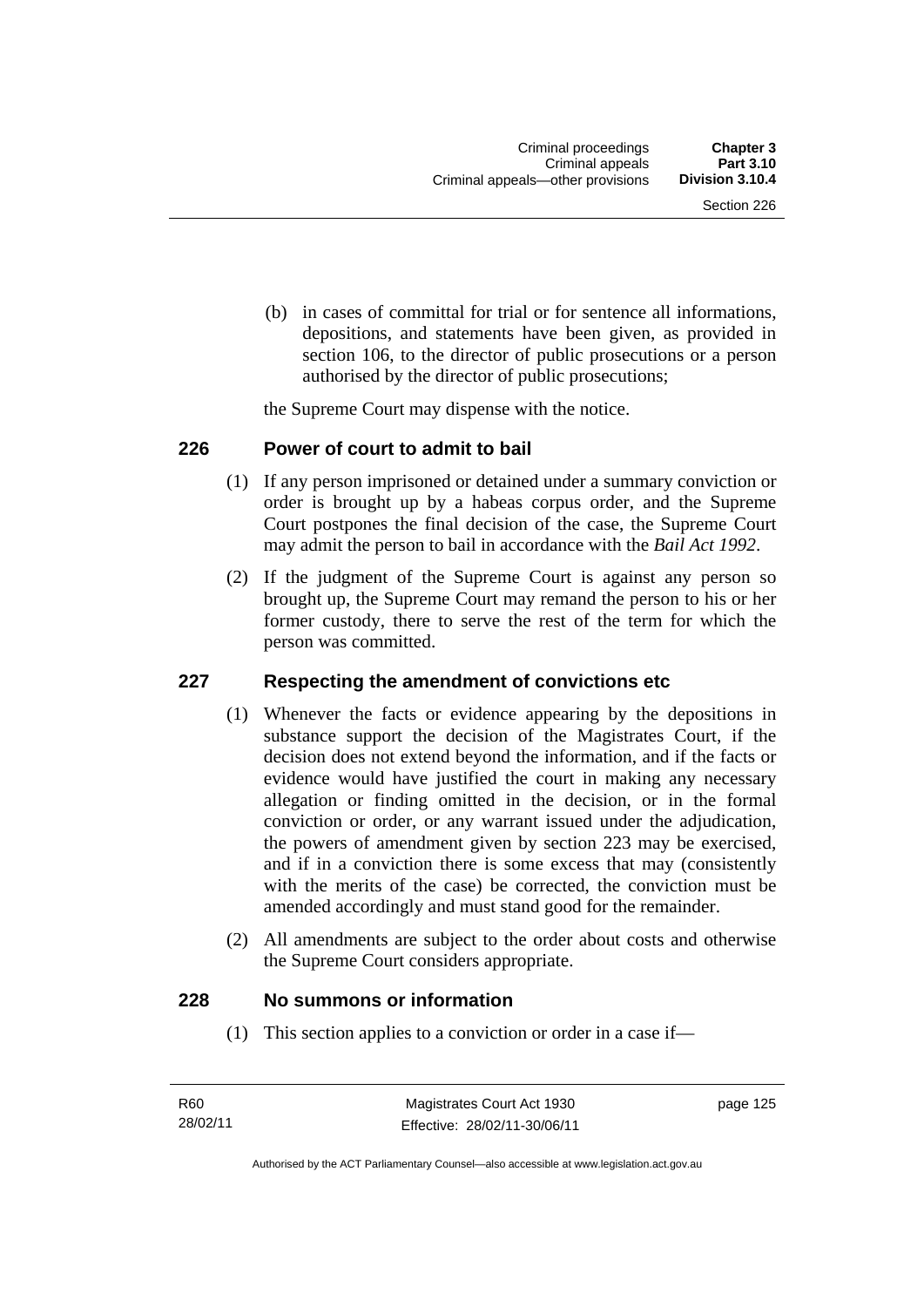(b) in cases of committal for trial or for sentence all informations, depositions, and statements have been given, as provided in section 106, to the director of public prosecutions or a person authorised by the director of public prosecutions;

the Supreme Court may dispense with the notice.

## 226 Power of court to admit to bail

(1) If any person imprisoned or detained under a summary conviction or order is brought up by a habeas corpus order, and the Supreme Court postpones the final decision of the case, the Supreme Court may admit the person to bail in accordance with the *Bail Act 1992*.

(2) If the judgment of the Supreme Court is against any person so brought up, the Supreme Court may remand the person to his or her former custody, there to serve the rest of the term for which the person was committed.

## 227 Respecting the amendment of convictions etc

(1) Whenever the facts or evidence appearing by the depositions in substance support the decision of the Magistrates Court, if the decision does not extend beyond the information, and if the facts or evidence would have justified the court in making any necessary allegation or finding omitted in the decision, or in the formal conviction or order, or any warrant issued under the adjudication, the powers of amendment given by section 223 may be exercised, and if in a conviction there is some excess that may (consistently with the merits of the case) be corrected, the conviction must be amended accordingly and must stand good for the remainder.

(2) All amendments are subject to the order about costs and otherwise the Supreme Court considers appropriate.

## 228 No summons or information

(1) This section applies to a conviction or order in a case if—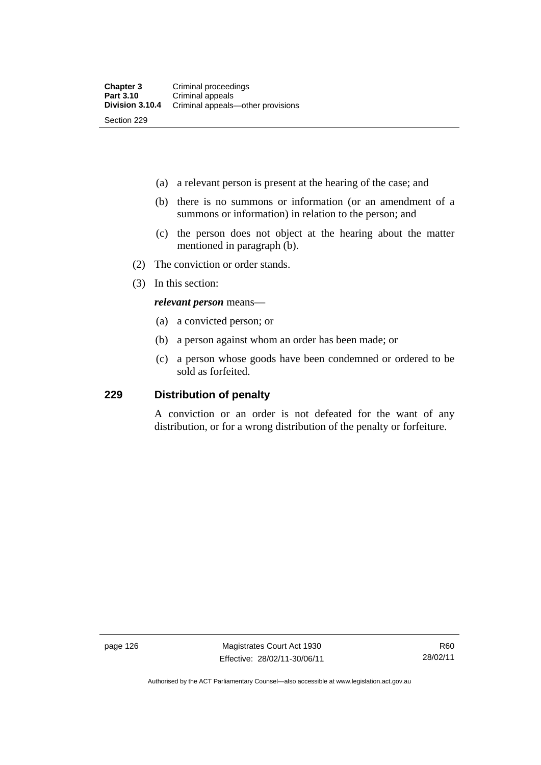(a) a relevant person is present at the hearing of the case; and

(b) there is no summons or information (or an amendment of a summons or information) in relation to the person; and

(c) the person does not object at the hearing about the matter mentioned in paragraph (b).

(2) The conviction or order stands.

(3) In this section:

***relevant person*** means—

(a) a convicted person; or

(b) a person against whom an order has been made; or

(c) a person whose goods have been condemned or ordered to be sold as forfeited.

## 229 Distribution of penalty

A conviction or an order is not defeated for the want of any distribution, or for a wrong distribution of the penalty or forfeiture.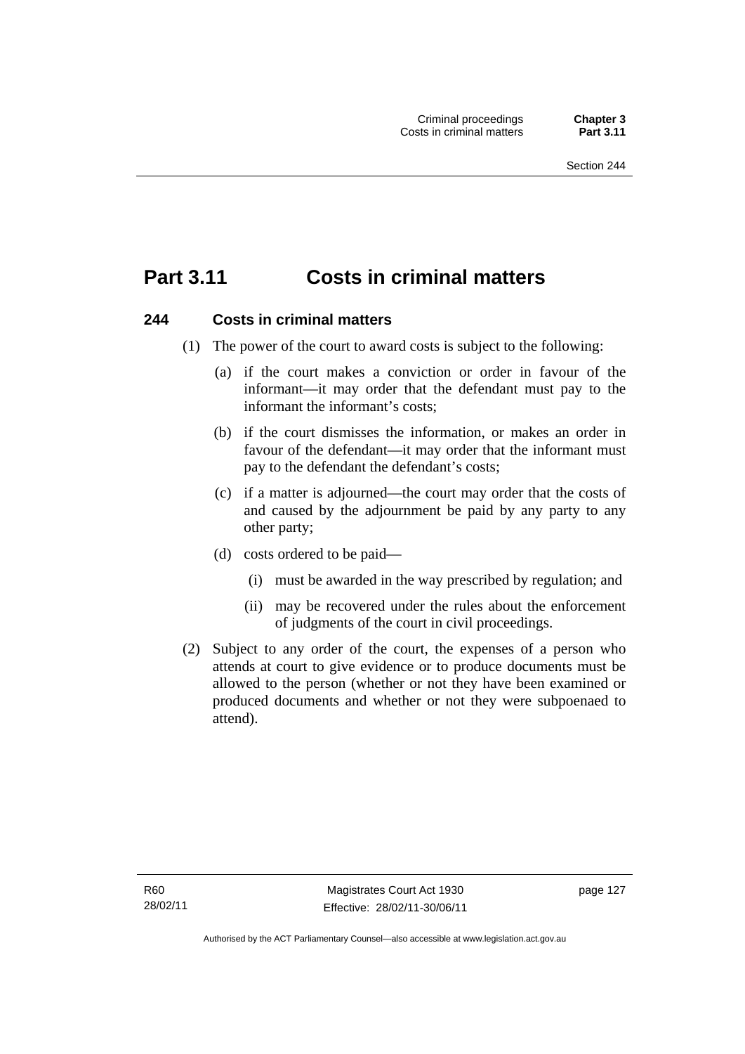# Part 3.11 Costs in criminal matters

## 244 Costs in criminal matters

(1) The power of the court to award costs is subject to the following:

(a) if the court makes a conviction or order in favour of the informant—it may order that the defendant must pay to the informant the informant's costs;

(b) if the court dismisses the information, or makes an order in favour of the defendant—it may order that the informant must pay to the defendant the defendant's costs;

(c) if a matter is adjourned—the court may order that the costs of and caused by the adjournment be paid by any party to any other party;

(d) costs ordered to be paid—

(i) must be awarded in the way prescribed by regulation; and

(ii) may be recovered under the rules about the enforcement of judgments of the court in civil proceedings.

(2) Subject to any order of the court, the expenses of a person who attends at court to give evidence or to produce documents must be allowed to the person (whether or not they have been examined or produced documents and whether or not they were subpoenaed to attend).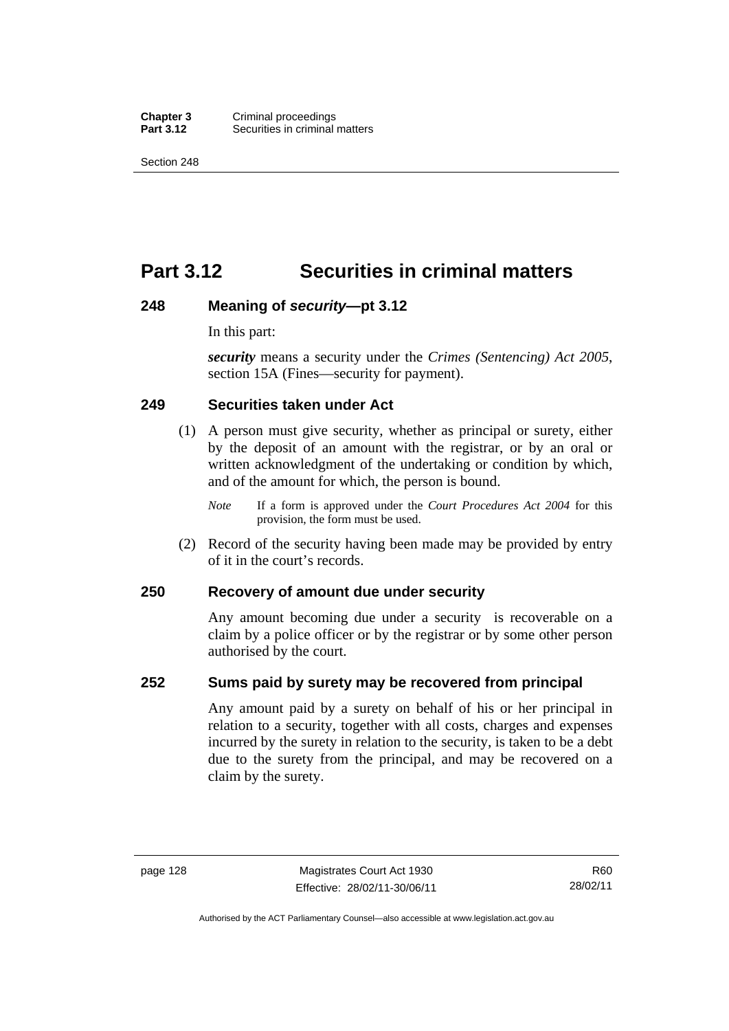# Part 3.12 Securities in criminal matters

### 248 Meaning of *security*—pt 3.12

In this part:

***security*** means a security under the *Crimes (Sentencing) Act 2005*, section 15A (Fines—security for payment).

### 249 Securities taken under Act

(1) A person must give security, whether as principal or surety, either by the deposit of an amount with the registrar, or by an oral or written acknowledgment of the undertaking or condition by which, and of the amount for which, the person is bound.

*Note* If a form is approved under the *Court Procedures Act 2004* for this provision, the form must be used.

(2) Record of the security having been made may be provided by entry of it in the court's records.

### 250 Recovery of amount due under security

Any amount becoming due under a security is recoverable on a claim by a police officer or by the registrar or by some other person authorised by the court.

### 252 Sums paid by surety may be recovered from principal

Any amount paid by a surety on behalf of his or her principal in relation to a security, together with all costs, charges and expenses incurred by the surety in relation to the security, is taken to be a debt due to the surety from the principal, and may be recovered on a claim by the surety.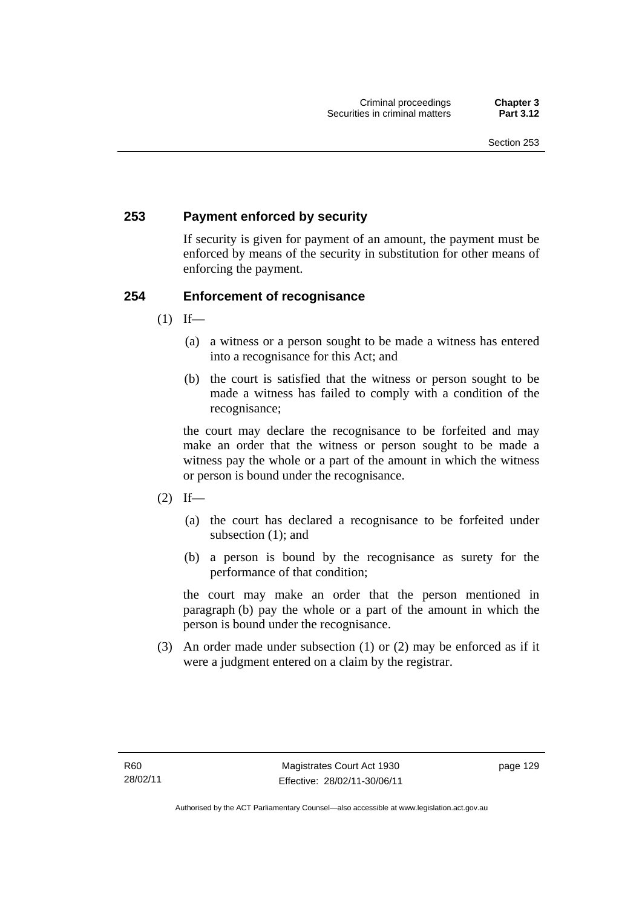## 253 Payment enforced by security

If security is given for payment of an amount, the payment must be enforced by means of the security in substitution for other means of enforcing the payment.

## 254 Enforcement of recognisance

(1) If—

(a) a witness or a person sought to be made a witness has entered into a recognisance for this Act; and

(b) the court is satisfied that the witness or person sought to be made a witness has failed to comply with a condition of the recognisance;

the court may declare the recognisance to be forfeited and may make an order that the witness or person sought to be made a witness pay the whole or a part of the amount in which the witness or person is bound under the recognisance.

(2) If—

(a) the court has declared a recognisance to be forfeited under subsection (1); and

(b) a person is bound by the recognisance as surety for the performance of that condition;

the court may make an order that the person mentioned in paragraph (b) pay the whole or a part of the amount in which the person is bound under the recognisance.

(3) An order made under subsection (1) or (2) may be enforced as if it were a judgment entered on a claim by the registrar.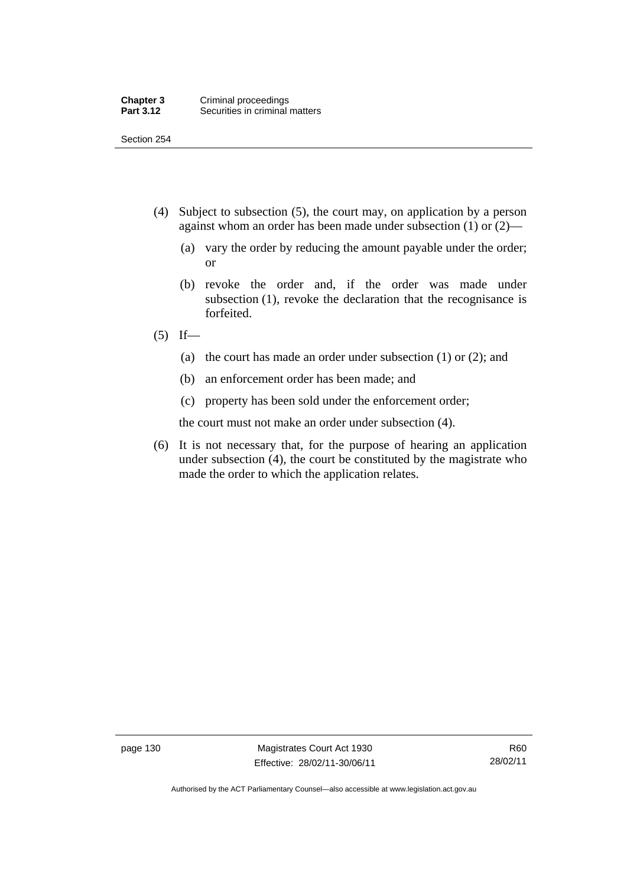(4) Subject to subsection (5), the court may, on application by a person against whom an order has been made under subsection (1) or (2)—

   (a) vary the order by reducing the amount payable under the order; or

   (b) revoke the order and, if the order was made under subsection (1), revoke the declaration that the recognisance is forfeited.

(5) If—

   (a) the court has made an order under subsection (1) or (2); and

   (b) an enforcement order has been made; and

   (c) property has been sold under the enforcement order;

   the court must not make an order under subsection (4).

(6) It is not necessary that, for the purpose of hearing an application under subsection (4), the court be constituted by the magistrate who made the order to which the application relates.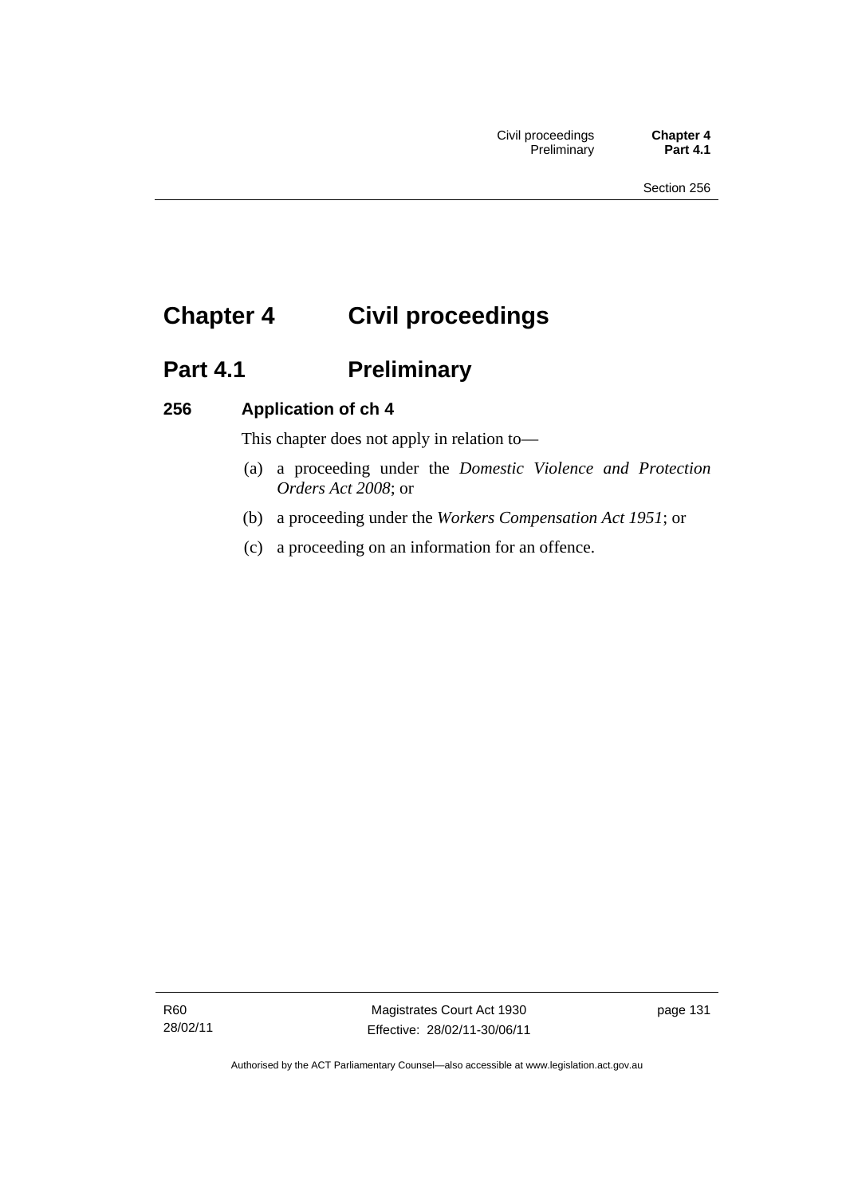# Chapter 4 Civil proceedings

## Part 4.1 Preliminary

### 256 Application of ch 4

This chapter does not apply in relation to—

(a) a proceeding under the *Domestic Violence and Protection Orders Act 2008*; or

(b) a proceeding under the *Workers Compensation Act 1951*; or

(c) a proceeding on an information for an offence.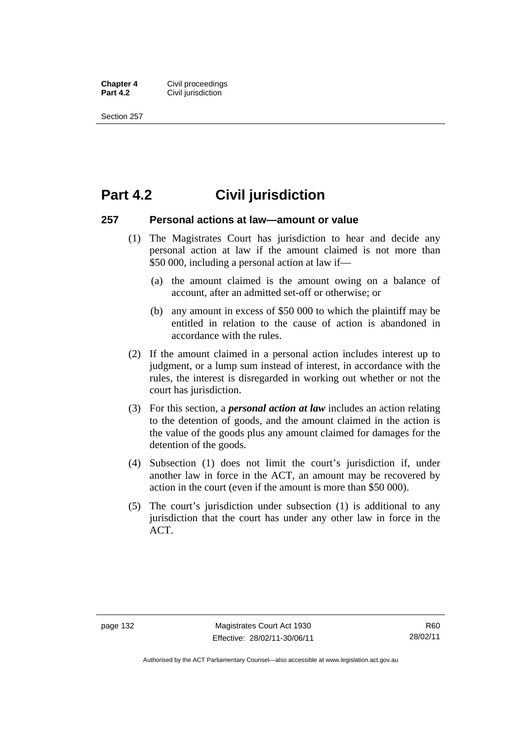# Part 4.2 Civil jurisdiction

### 257 Personal actions at law—amount or value

(1) The Magistrates Court has jurisdiction to hear and decide any personal action at law if the amount claimed is not more than \$50 000, including a personal action at law if—

(a) the amount claimed is the amount owing on a balance of account, after an admitted set-off or otherwise; or

(b) any amount in excess of \$50 000 to which the plaintiff may be entitled in relation to the cause of action is abandoned in accordance with the rules.

(2) If the amount claimed in a personal action includes interest up to judgment, or a lump sum instead of interest, in accordance with the rules, the interest is disregarded in working out whether or not the court has jurisdiction.

(3) For this section, a ***personal action at law*** includes an action relating to the detention of goods, and the amount claimed in the action is the value of the goods plus any amount claimed for damages for the detention of the goods.

(4) Subsection (1) does not limit the court's jurisdiction if, under another law in force in the ACT, an amount may be recovered by action in the court (even if the amount is more than \$50 000).

(5) The court's jurisdiction under subsection (1) is additional to any jurisdiction that the court has under any other law in force in the ACT.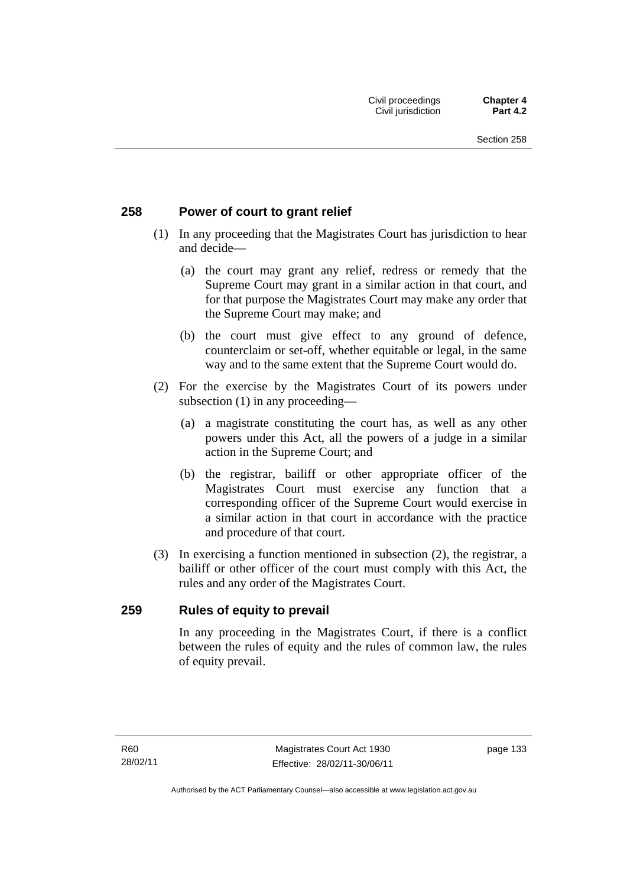## 258 Power of court to grant relief

(1) In any proceeding that the Magistrates Court has jurisdiction to hear and decide—

(a) the court may grant any relief, redress or remedy that the Supreme Court may grant in a similar action in that court, and for that purpose the Magistrates Court may make any order that the Supreme Court may make; and

(b) the court must give effect to any ground of defence, counterclaim or set-off, whether equitable or legal, in the same way and to the same extent that the Supreme Court would do.

(2) For the exercise by the Magistrates Court of its powers under subsection (1) in any proceeding—

(a) a magistrate constituting the court has, as well as any other powers under this Act, all the powers of a judge in a similar action in the Supreme Court; and

(b) the registrar, bailiff or other appropriate officer of the Magistrates Court must exercise any function that a corresponding officer of the Supreme Court would exercise in a similar action in that court in accordance with the practice and procedure of that court.

(3) In exercising a function mentioned in subsection (2), the registrar, a bailiff or other officer of the court must comply with this Act, the rules and any order of the Magistrates Court.

## 259 Rules of equity to prevail

In any proceeding in the Magistrates Court, if there is a conflict between the rules of equity and the rules of common law, the rules of equity prevail.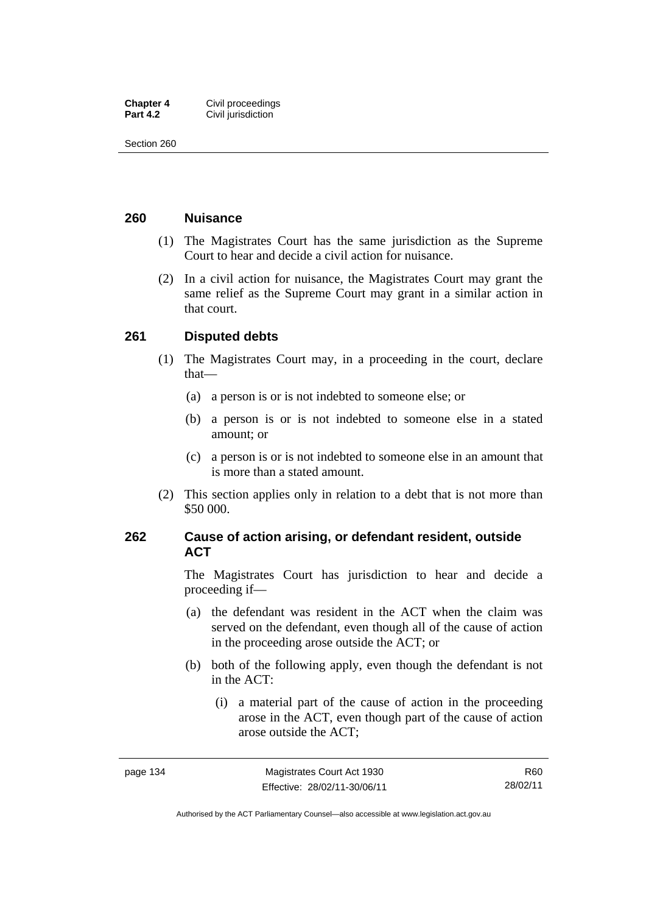### 260 Nuisance

(1) The Magistrates Court has the same jurisdiction as the Supreme Court to hear and decide a civil action for nuisance.

(2) In a civil action for nuisance, the Magistrates Court may grant the same relief as the Supreme Court may grant in a similar action in that court.

### 261 Disputed debts

(1) The Magistrates Court may, in a proceeding in the court, declare that—

(a) a person is or is not indebted to someone else; or

(b) a person is or is not indebted to someone else in a stated amount; or

(c) a person is or is not indebted to someone else in an amount that is more than a stated amount.

(2) This section applies only in relation to a debt that is not more than $50 000.

### 262 Cause of action arising, or defendant resident, outside ACT

The Magistrates Court has jurisdiction to hear and decide a proceeding if—

(a) the defendant was resident in the ACT when the claim was served on the defendant, even though all of the cause of action in the proceeding arose outside the ACT; or

(b) both of the following apply, even though the defendant is not in the ACT:

(i) a material part of the cause of action in the proceeding arose in the ACT, even though part of the cause of action arose outside the ACT;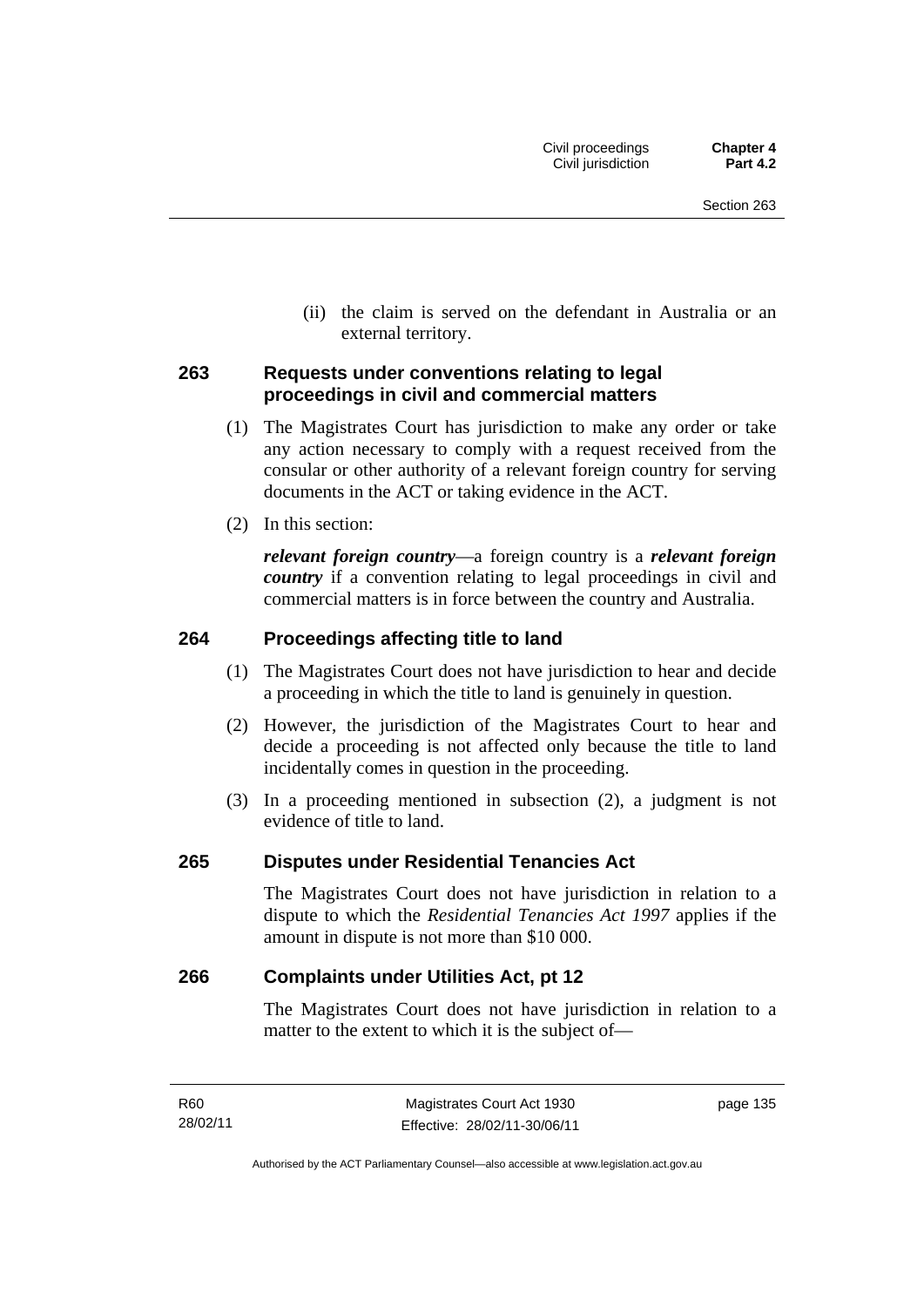(ii) the claim is served on the defendant in Australia or an external territory.

### 263 Requests under conventions relating to legal proceedings in civil and commercial matters

(1) The Magistrates Court has jurisdiction to make any order or take any action necessary to comply with a request received from the consular or other authority of a relevant foreign country for serving documents in the ACT or taking evidence in the ACT.

(2) In this section:

***relevant foreign country***—a foreign country is a ***relevant foreign country*** if a convention relating to legal proceedings in civil and commercial matters is in force between the country and Australia.

### 264 Proceedings affecting title to land

(1) The Magistrates Court does not have jurisdiction to hear and decide a proceeding in which the title to land is genuinely in question.

(2) However, the jurisdiction of the Magistrates Court to hear and decide a proceeding is not affected only because the title to land incidentally comes in question in the proceeding.

(3) In a proceeding mentioned in subsection (2), a judgment is not evidence of title to land.

### 265 Disputes under Residential Tenancies Act

The Magistrates Court does not have jurisdiction in relation to a dispute to which the *Residential Tenancies Act 1997* applies if the amount in dispute is not more than $10 000.

### 266 Complaints under Utilities Act, pt 12

The Magistrates Court does not have jurisdiction in relation to a matter to the extent to which it is the subject of—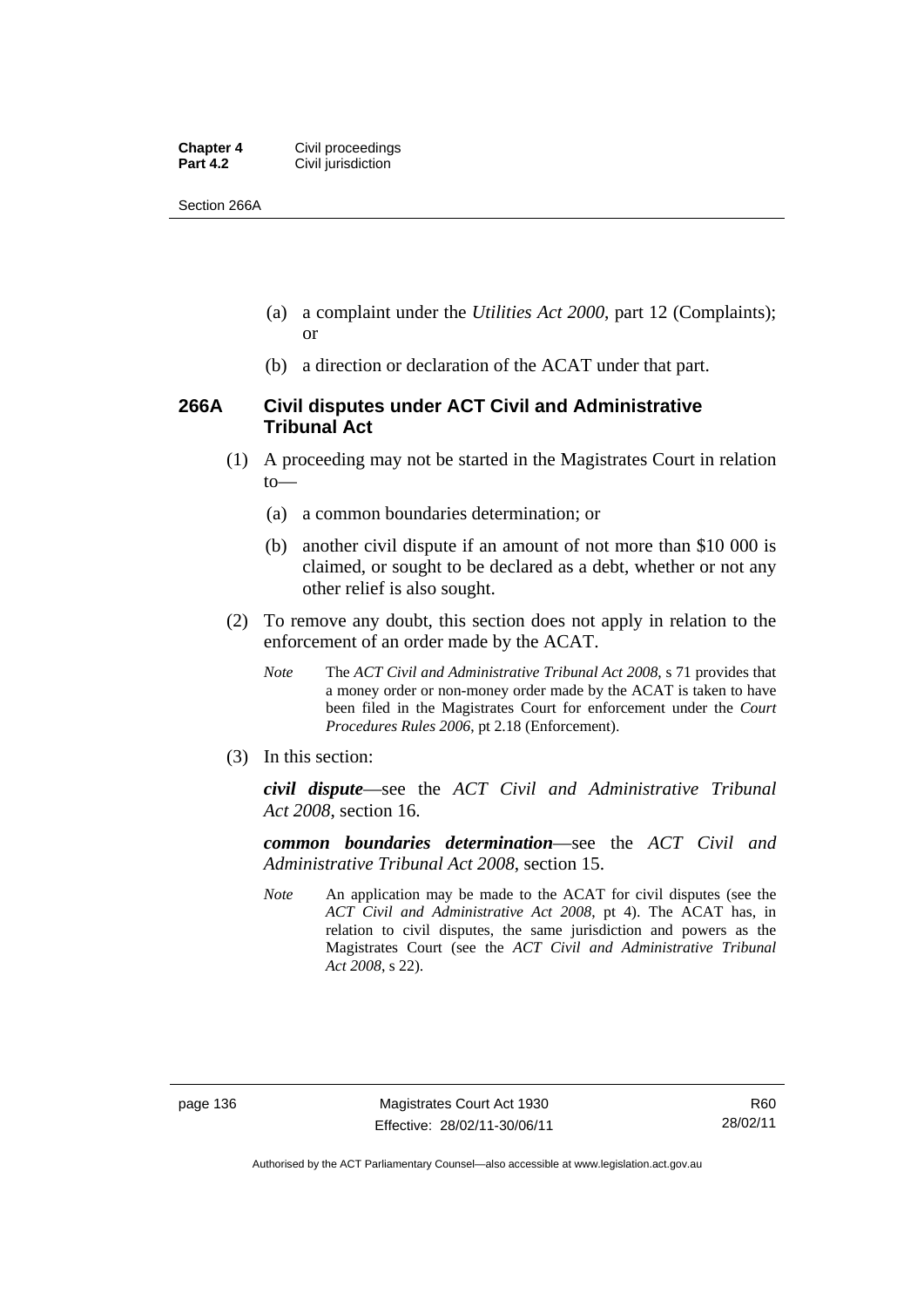(a) a complaint under the *Utilities Act 2000*, part 12 (Complaints); or

(b) a direction or declaration of the ACAT under that part.

## 266A Civil disputes under ACT Civil and Administrative Tribunal Act

(1) A proceeding may not be started in the Magistrates Court in relation to—

(a) a common boundaries determination; or

(b) another civil dispute if an amount of not more than $10 000 is claimed, or sought to be declared as a debt, whether or not any other relief is also sought.

(2) To remove any doubt, this section does not apply in relation to the enforcement of an order made by the ACAT.

*Note* The *ACT Civil and Administrative Tribunal Act 2008*, s 71 provides that a money order or non-money order made by the ACAT is taken to have been filed in the Magistrates Court for enforcement under the *Court Procedures Rules 2006*, pt 2.18 (Enforcement).

(3) In this section:

***civil dispute***—see the *ACT Civil and Administrative Tribunal Act 2008*, section 16.

***common boundaries determination***—see the *ACT Civil and Administrative Tribunal Act 2008*, section 15.

*Note* An application may be made to the ACAT for civil disputes (see the *ACT Civil and Administrative Act 2008*, pt 4). The ACAT has, in relation to civil disputes, the same jurisdiction and powers as the Magistrates Court (see the *ACT Civil and Administrative Tribunal Act 2008*, s 22).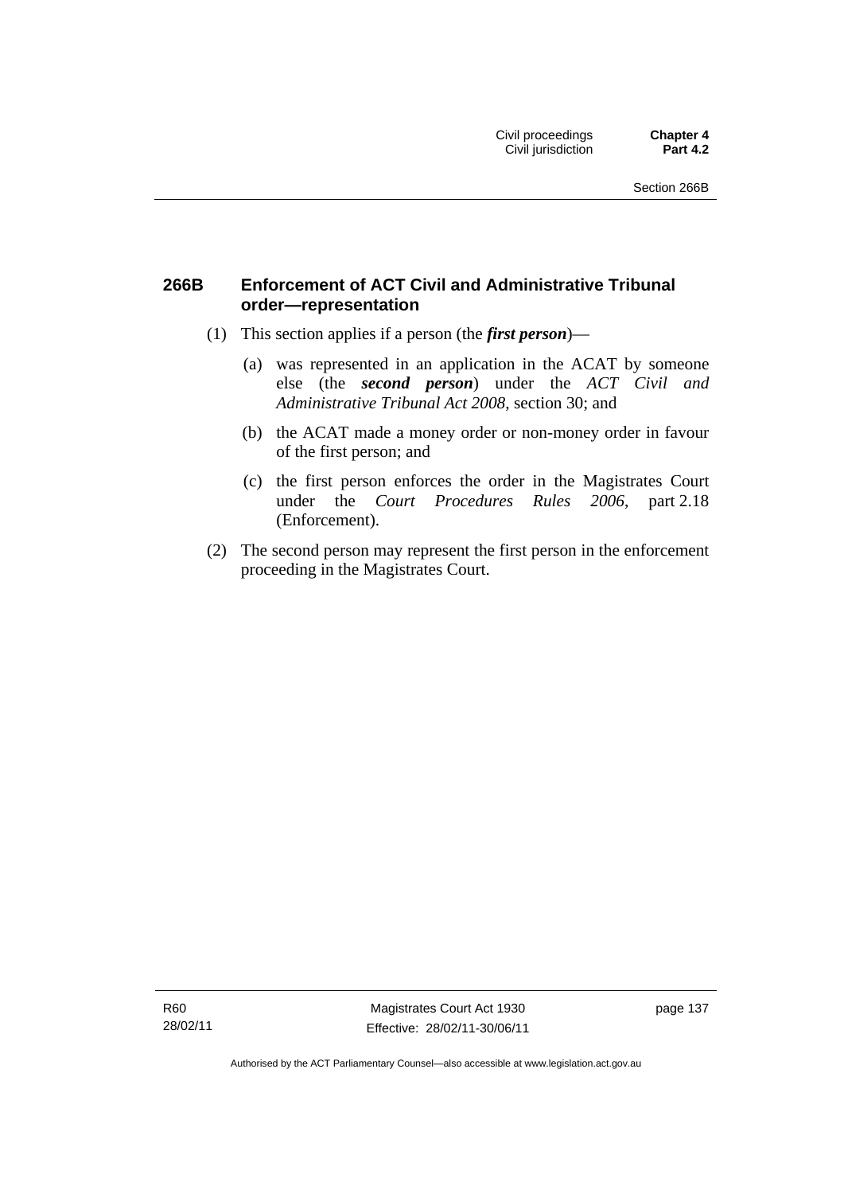## 266B Enforcement of ACT Civil and Administrative Tribunal order—representation

(1) This section applies if a person (the ***first person***)—

(a) was represented in an application in the ACAT by someone else (the ***second person***) under the *ACT Civil and Administrative Tribunal Act 2008*, section 30; and

(b) the ACAT made a money order or non-money order in favour of the first person; and

(c) the first person enforces the order in the Magistrates Court under the *Court Procedures Rules 2006*, part 2.18 (Enforcement).

(2) The second person may represent the first person in the enforcement proceeding in the Magistrates Court.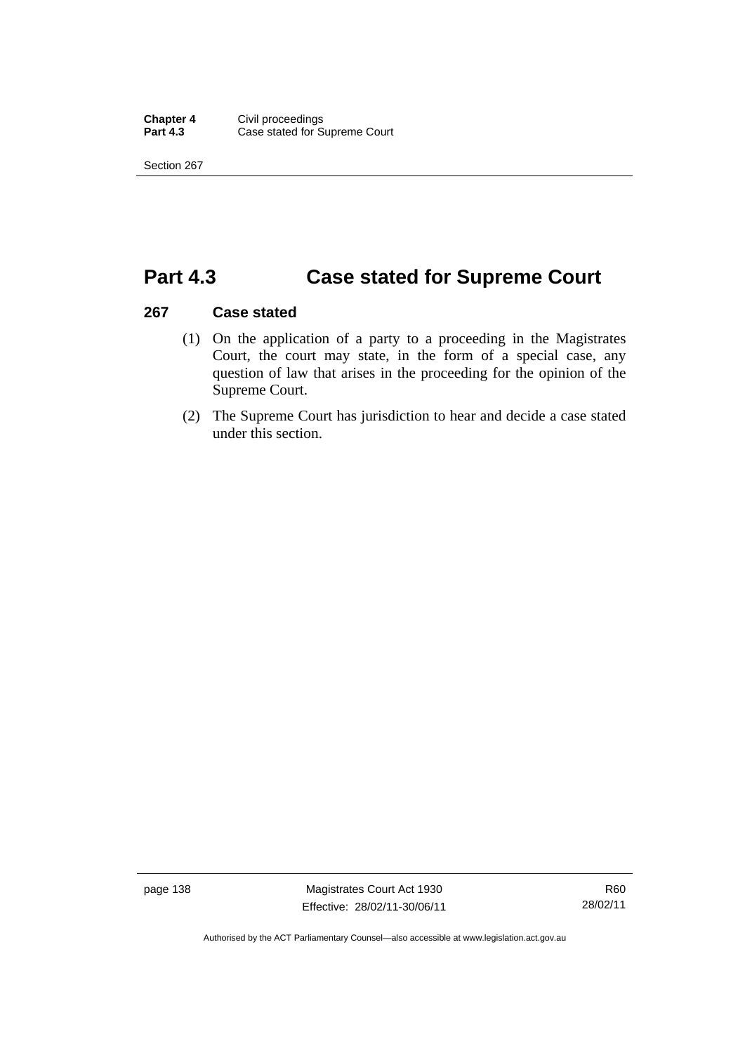# Part 4.3 Case stated for Supreme Court

### 267 Case stated

(1) On the application of a party to a proceeding in the Magistrates Court, the court may state, in the form of a special case, any question of law that arises in the proceeding for the opinion of the Supreme Court.

(2) The Supreme Court has jurisdiction to hear and decide a case stated under this section.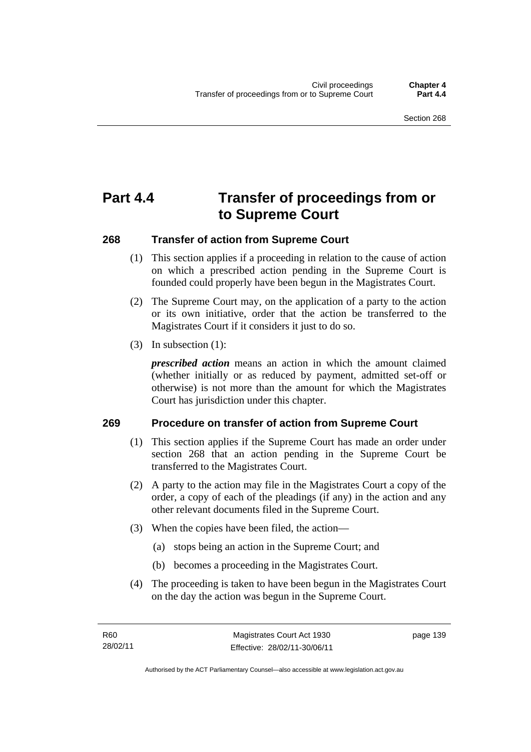# Part 4.4 Transfer of proceedings from or to Supreme Court

## 268 Transfer of action from Supreme Court

(1) This section applies if a proceeding in relation to the cause of action on which a prescribed action pending in the Supreme Court is founded could properly have been begun in the Magistrates Court.

(2) The Supreme Court may, on the application of a party to the action or its own initiative, order that the action be transferred to the Magistrates Court if it considers it just to do so.

(3) In subsection (1):

***prescribed action*** means an action in which the amount claimed (whether initially or as reduced by payment, admitted set-off or otherwise) is not more than the amount for which the Magistrates Court has jurisdiction under this chapter.

## 269 Procedure on transfer of action from Supreme Court

(1) This section applies if the Supreme Court has made an order under section 268 that an action pending in the Supreme Court be transferred to the Magistrates Court.

(2) A party to the action may file in the Magistrates Court a copy of the order, a copy of each of the pleadings (if any) in the action and any other relevant documents filed in the Supreme Court.

(3) When the copies have been filed, the action—

(a) stops being an action in the Supreme Court; and

(b) becomes a proceeding in the Magistrates Court.

(4) The proceeding is taken to have been begun in the Magistrates Court on the day the action was begun in the Supreme Court.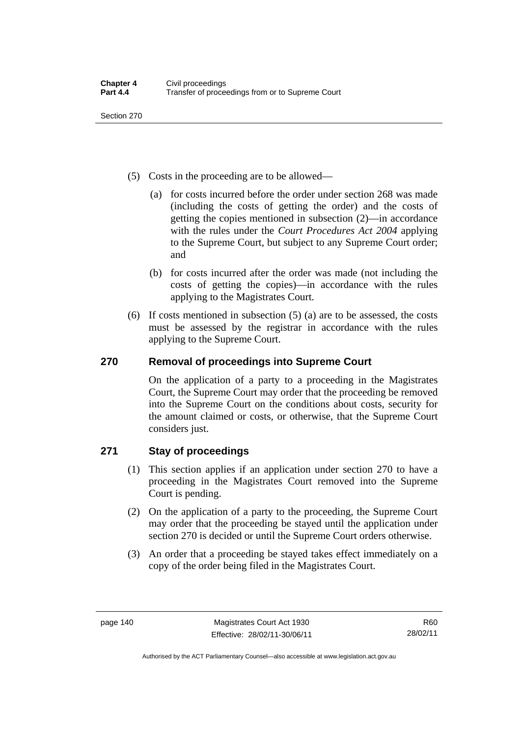(5) Costs in the proceeding are to be allowed—

(a) for costs incurred before the order under section 268 was made (including the costs of getting the order) and the costs of getting the copies mentioned in subsection (2)—in accordance with the rules under the *Court Procedures Act 2004* applying to the Supreme Court, but subject to any Supreme Court order; and

(b) for costs incurred after the order was made (not including the costs of getting the copies)—in accordance with the rules applying to the Magistrates Court.

(6) If costs mentioned in subsection (5) (a) are to be assessed, the costs must be assessed by the registrar in accordance with the rules applying to the Supreme Court.

## 270 Removal of proceedings into Supreme Court

On the application of a party to a proceeding in the Magistrates Court, the Supreme Court may order that the proceeding be removed into the Supreme Court on the conditions about costs, security for the amount claimed or costs, or otherwise, that the Supreme Court considers just.

## 271 Stay of proceedings

(1) This section applies if an application under section 270 to have a proceeding in the Magistrates Court removed into the Supreme Court is pending.

(2) On the application of a party to the proceeding, the Supreme Court may order that the proceeding be stayed until the application under section 270 is decided or until the Supreme Court orders otherwise.

(3) An order that a proceeding be stayed takes effect immediately on a copy of the order being filed in the Magistrates Court.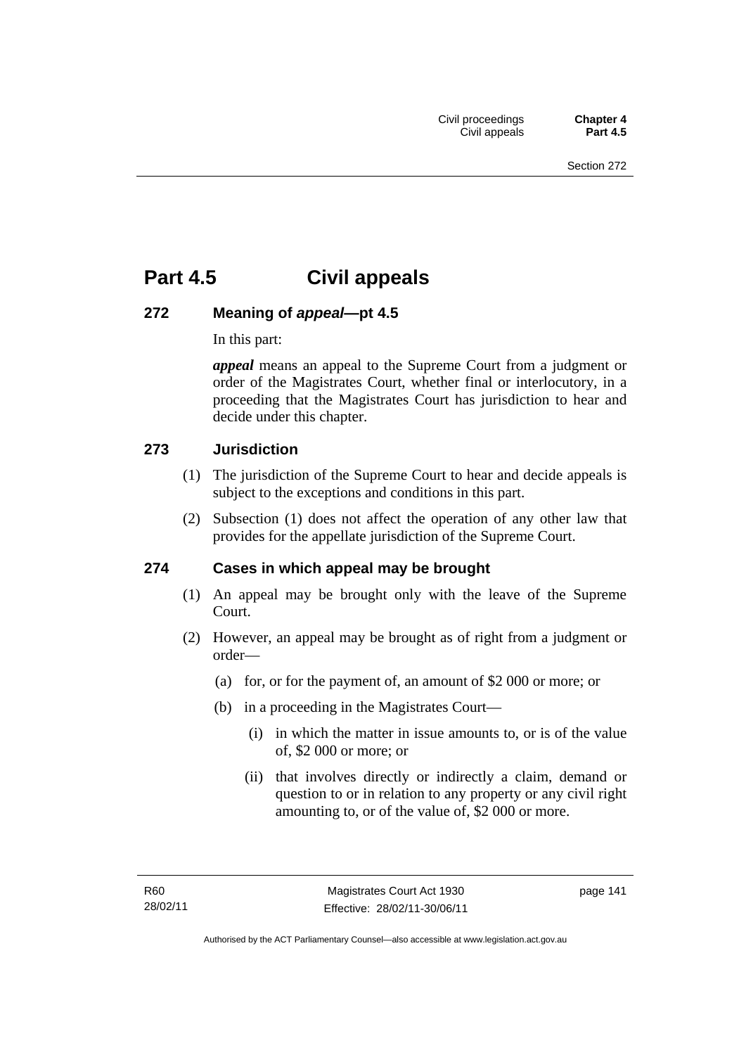# Part 4.5 Civil appeals

### 272 Meaning of *appeal*—pt 4.5

In this part:

***appeal*** means an appeal to the Supreme Court from a judgment or order of the Magistrates Court, whether final or interlocutory, in a proceeding that the Magistrates Court has jurisdiction to hear and decide under this chapter.

### 273 Jurisdiction

(1) The jurisdiction of the Supreme Court to hear and decide appeals is subject to the exceptions and conditions in this part.

(2) Subsection (1) does not affect the operation of any other law that provides for the appellate jurisdiction of the Supreme Court.

### 274 Cases in which appeal may be brought

(1) An appeal may be brought only with the leave of the Supreme Court.

(2) However, an appeal may be brought as of right from a judgment or order—

(a) for, or for the payment of, an amount of $2 000 or more; or

(b) in a proceeding in the Magistrates Court—

(i) in which the matter in issue amounts to, or is of the value of, $2 000 or more; or

(ii) that involves directly or indirectly a claim, demand or question to or in relation to any property or any civil right amounting to, or of the value of, $2 000 or more.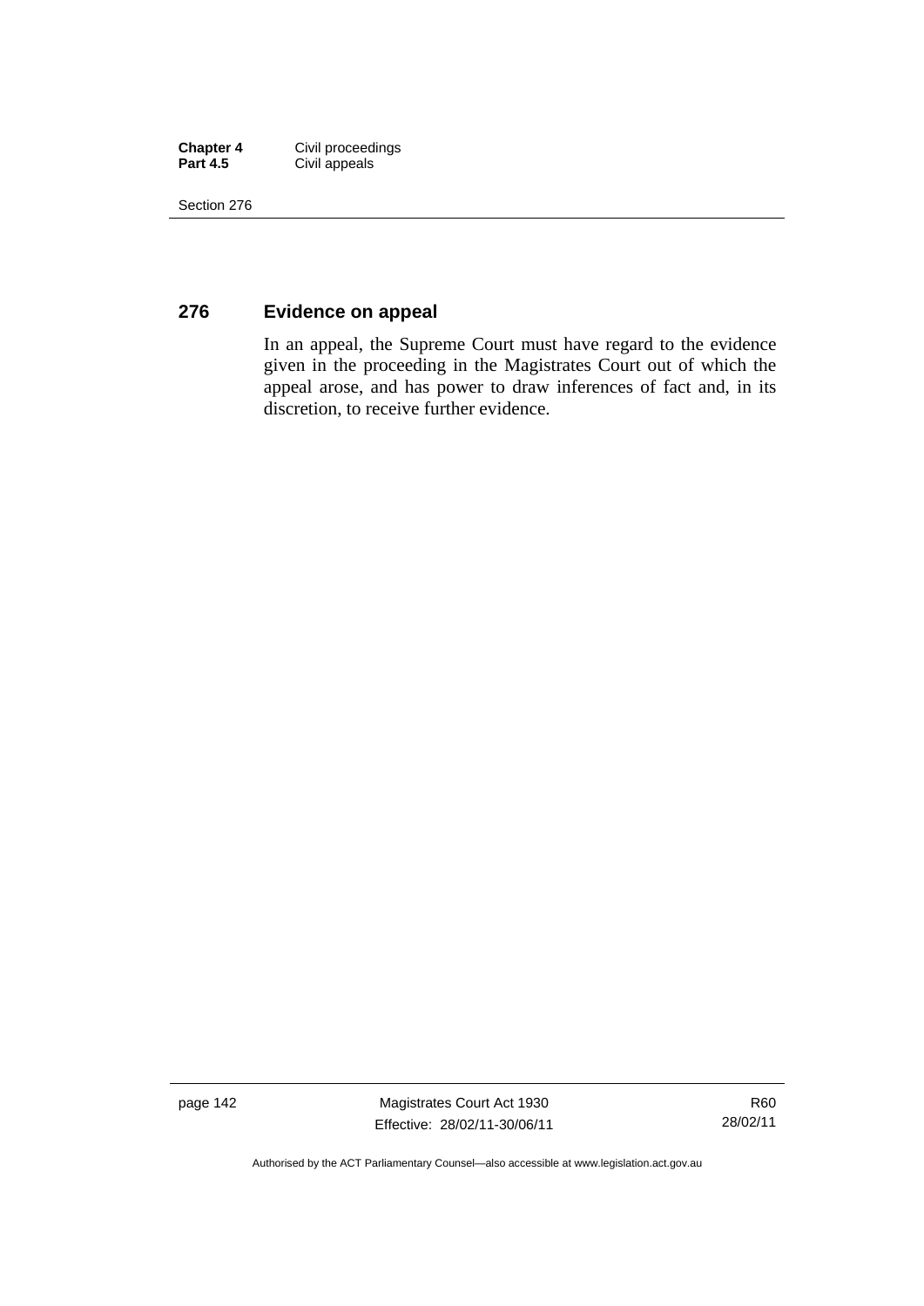## 276 Evidence on appeal

In an appeal, the Supreme Court must have regard to the evidence given in the proceeding in the Magistrates Court out of which the appeal arose, and has power to draw inferences of fact and, in its discretion, to receive further evidence.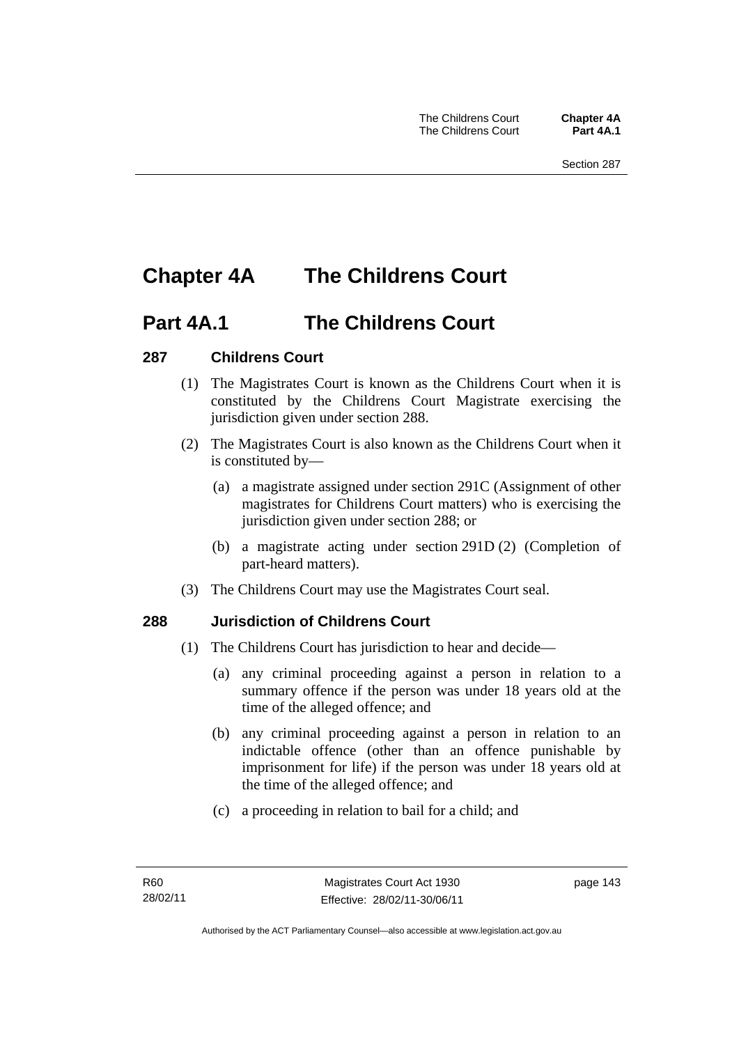# Chapter 4A The Childrens Court

## Part 4A.1 The Childrens Court

### 287 Childrens Court

(1) The Magistrates Court is known as the Childrens Court when it is constituted by the Childrens Court Magistrate exercising the jurisdiction given under section 288.

(2) The Magistrates Court is also known as the Childrens Court when it is constituted by—

(a) a magistrate assigned under section 291C (Assignment of other magistrates for Childrens Court matters) who is exercising the jurisdiction given under section 288; or

(b) a magistrate acting under section 291D (2) (Completion of part-heard matters).

(3) The Childrens Court may use the Magistrates Court seal.

### 288 Jurisdiction of Childrens Court

(1) The Childrens Court has jurisdiction to hear and decide—

(a) any criminal proceeding against a person in relation to a summary offence if the person was under 18 years old at the time of the alleged offence; and

(b) any criminal proceeding against a person in relation to an indictable offence (other than an offence punishable by imprisonment for life) if the person was under 18 years old at the time of the alleged offence; and

(c) a proceeding in relation to bail for a child; and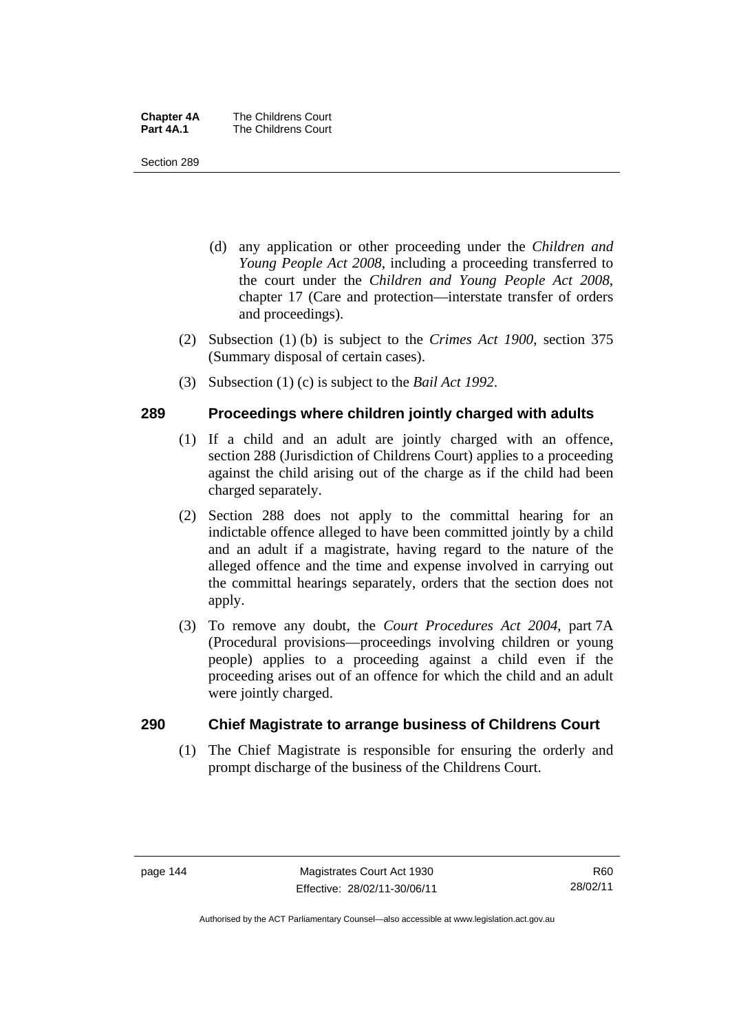(d) any application or other proceeding under the *Children and Young People Act 2008*, including a proceeding transferred to the court under the *Children and Young People Act 2008*, chapter 17 (Care and protection—interstate transfer of orders and proceedings).

(2) Subsection (1) (b) is subject to the *Crimes Act 1900*, section 375 (Summary disposal of certain cases).

(3) Subsection (1) (c) is subject to the *Bail Act 1992*.

## 289 Proceedings where children jointly charged with adults

(1) If a child and an adult are jointly charged with an offence, section 288 (Jurisdiction of Childrens Court) applies to a proceeding against the child arising out of the charge as if the child had been charged separately.

(2) Section 288 does not apply to the committal hearing for an indictable offence alleged to have been committed jointly by a child and an adult if a magistrate, having regard to the nature of the alleged offence and the time and expense involved in carrying out the committal hearings separately, orders that the section does not apply.

(3) To remove any doubt, the *Court Procedures Act 2004*, part 7A (Procedural provisions—proceedings involving children or young people) applies to a proceeding against a child even if the proceeding arises out of an offence for which the child and an adult were jointly charged.

## 290 Chief Magistrate to arrange business of Childrens Court

(1) The Chief Magistrate is responsible for ensuring the orderly and prompt discharge of the business of the Childrens Court.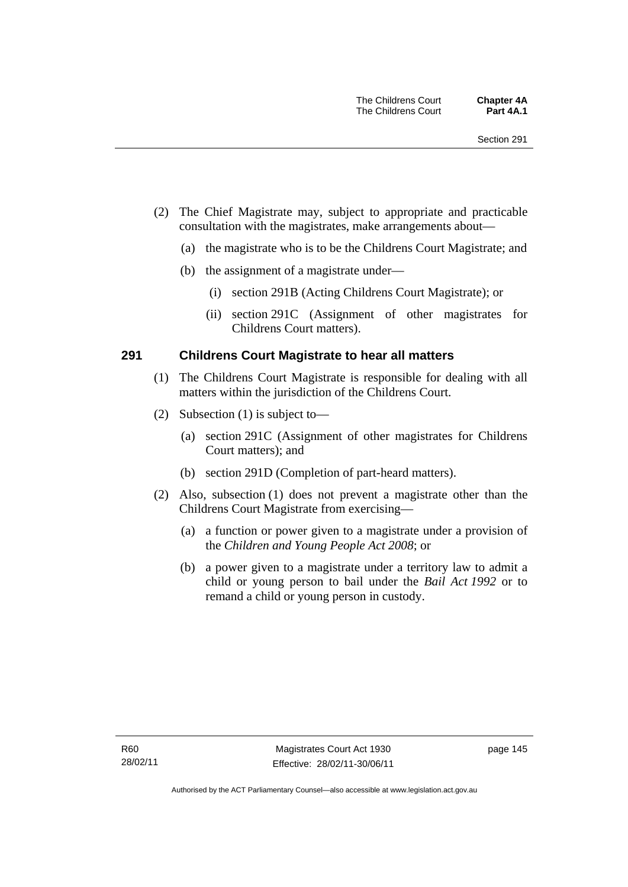(2) The Chief Magistrate may, subject to appropriate and practicable consultation with the magistrates, make arrangements about—

(a) the magistrate who is to be the Childrens Court Magistrate; and

(b) the assignment of a magistrate under—

(i) section 291B (Acting Childrens Court Magistrate); or

(ii) section 291C (Assignment of other magistrates for Childrens Court matters).

### 291 Childrens Court Magistrate to hear all matters

(1) The Childrens Court Magistrate is responsible for dealing with all matters within the jurisdiction of the Childrens Court.

(2) Subsection (1) is subject to—

(a) section 291C (Assignment of other magistrates for Childrens Court matters); and

(b) section 291D (Completion of part-heard matters).

(2) Also, subsection (1) does not prevent a magistrate other than the Childrens Court Magistrate from exercising—

(a) a function or power given to a magistrate under a provision of the *Children and Young People Act 2008*; or

(b) a power given to a magistrate under a territory law to admit a child or young person to bail under the *Bail Act 1992* or to remand a child or young person in custody.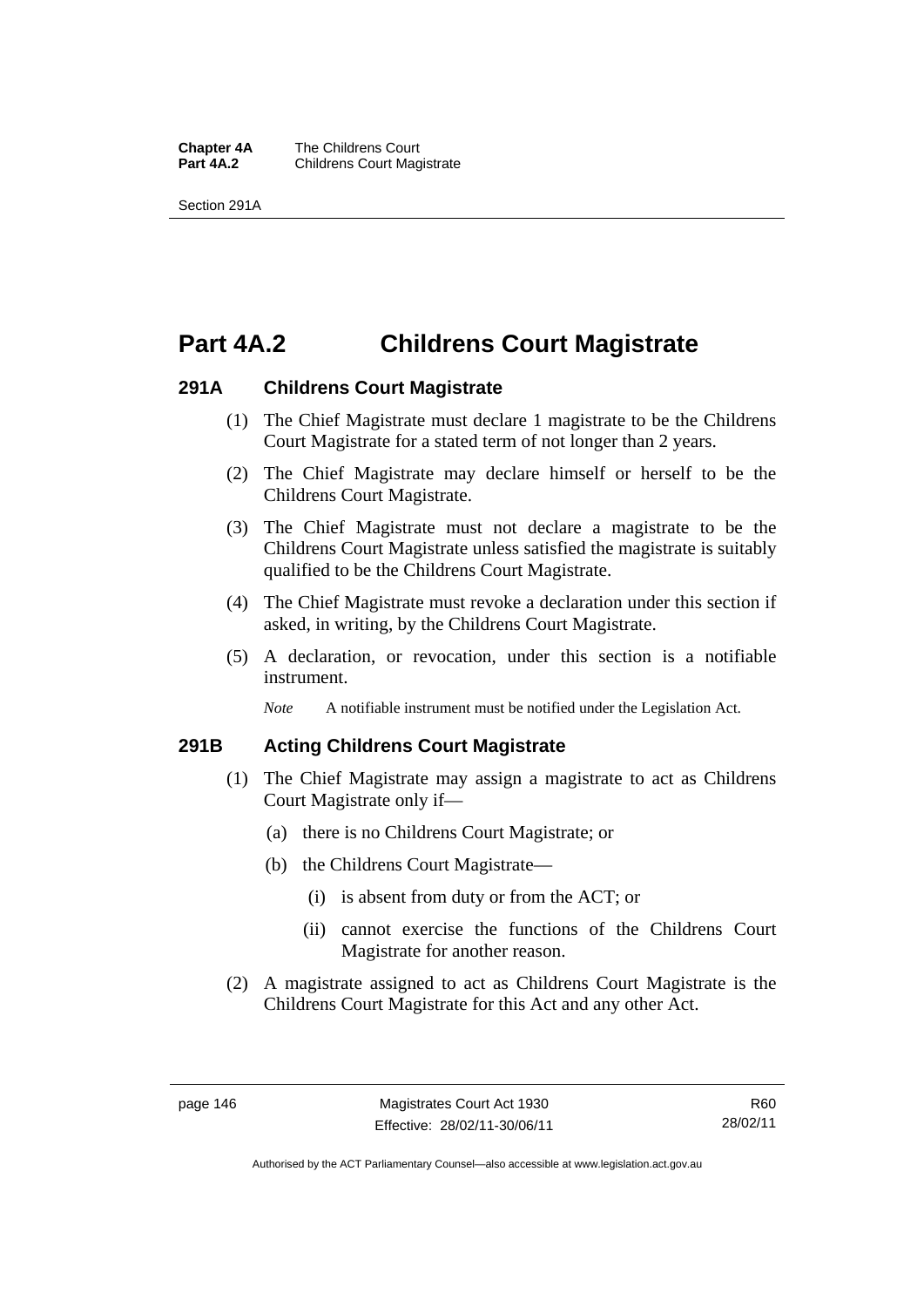# Part 4A.2 Childrens Court Magistrate

## 291A Childrens Court Magistrate

(1) The Chief Magistrate must declare 1 magistrate to be the Childrens Court Magistrate for a stated term of not longer than 2 years.

(2) The Chief Magistrate may declare himself or herself to be the Childrens Court Magistrate.

(3) The Chief Magistrate must not declare a magistrate to be the Childrens Court Magistrate unless satisfied the magistrate is suitably qualified to be the Childrens Court Magistrate.

(4) The Chief Magistrate must revoke a declaration under this section if asked, in writing, by the Childrens Court Magistrate.

(5) A declaration, or revocation, under this section is a notifiable instrument.

*Note* A notifiable instrument must be notified under the Legislation Act.

## 291B Acting Childrens Court Magistrate

(1) The Chief Magistrate may assign a magistrate to act as Childrens Court Magistrate only if—

- (a) there is no Childrens Court Magistrate; or
- (b) the Childrens Court Magistrate—
  - (i) is absent from duty or from the ACT; or
  - (ii) cannot exercise the functions of the Childrens Court Magistrate for another reason.

(2) A magistrate assigned to act as Childrens Court Magistrate is the Childrens Court Magistrate for this Act and any other Act.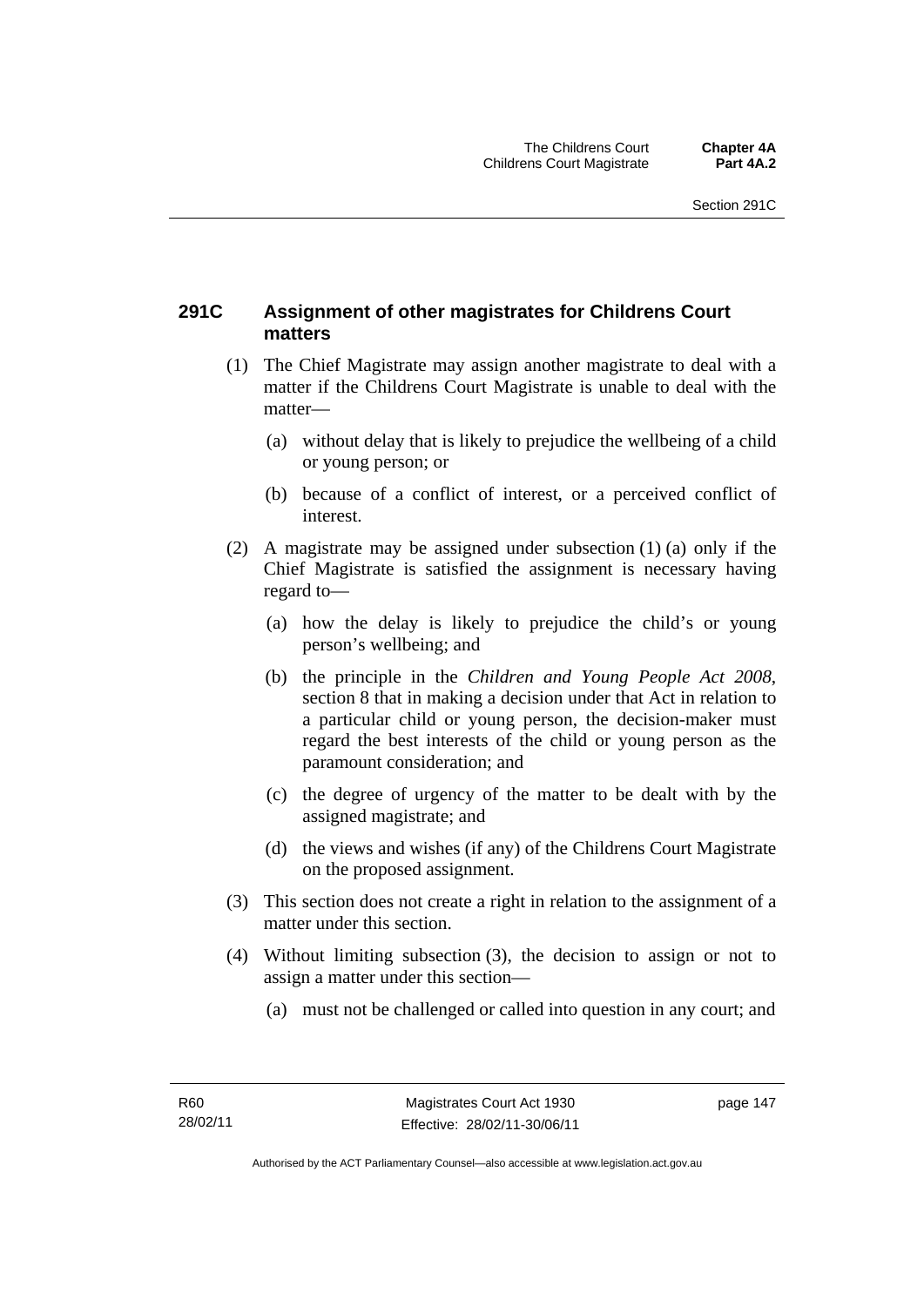## 291C Assignment of other magistrates for Childrens Court matters

(1) The Chief Magistrate may assign another magistrate to deal with a matter if the Childrens Court Magistrate is unable to deal with the matter—

(a) without delay that is likely to prejudice the wellbeing of a child or young person; or

(b) because of a conflict of interest, or a perceived conflict of interest.

(2) A magistrate may be assigned under subsection (1) (a) only if the Chief Magistrate is satisfied the assignment is necessary having regard to—

(a) how the delay is likely to prejudice the child's or young person's wellbeing; and

(b) the principle in the *Children and Young People Act 2008*, section 8 that in making a decision under that Act in relation to a particular child or young person, the decision-maker must regard the best interests of the child or young person as the paramount consideration; and

(c) the degree of urgency of the matter to be dealt with by the assigned magistrate; and

(d) the views and wishes (if any) of the Childrens Court Magistrate on the proposed assignment.

(3) This section does not create a right in relation to the assignment of a matter under this section.

(4) Without limiting subsection (3), the decision to assign or not to assign a matter under this section—

(a) must not be challenged or called into question in any court; and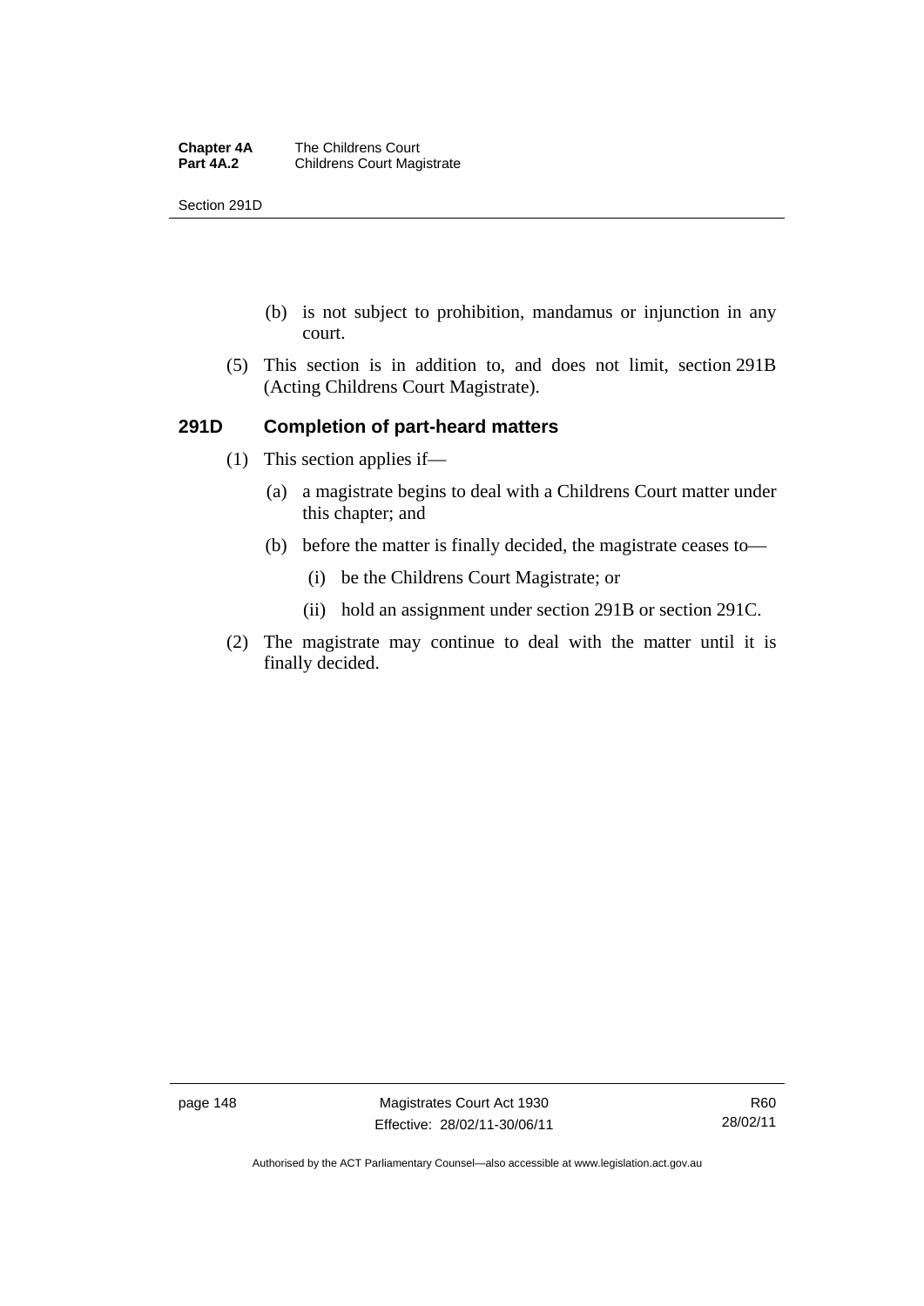(b) is not subject to prohibition, mandamus or injunction in any court.

(5) This section is in addition to, and does not limit, section 291B (Acting Childrens Court Magistrate).

## 291D Completion of part-heard matters

(1) This section applies if—

(a) a magistrate begins to deal with a Childrens Court matter under this chapter; and

(b) before the matter is finally decided, the magistrate ceases to—

(i) be the Childrens Court Magistrate; or

(ii) hold an assignment under section 291B or section 291C.

(2) The magistrate may continue to deal with the matter until it is finally decided.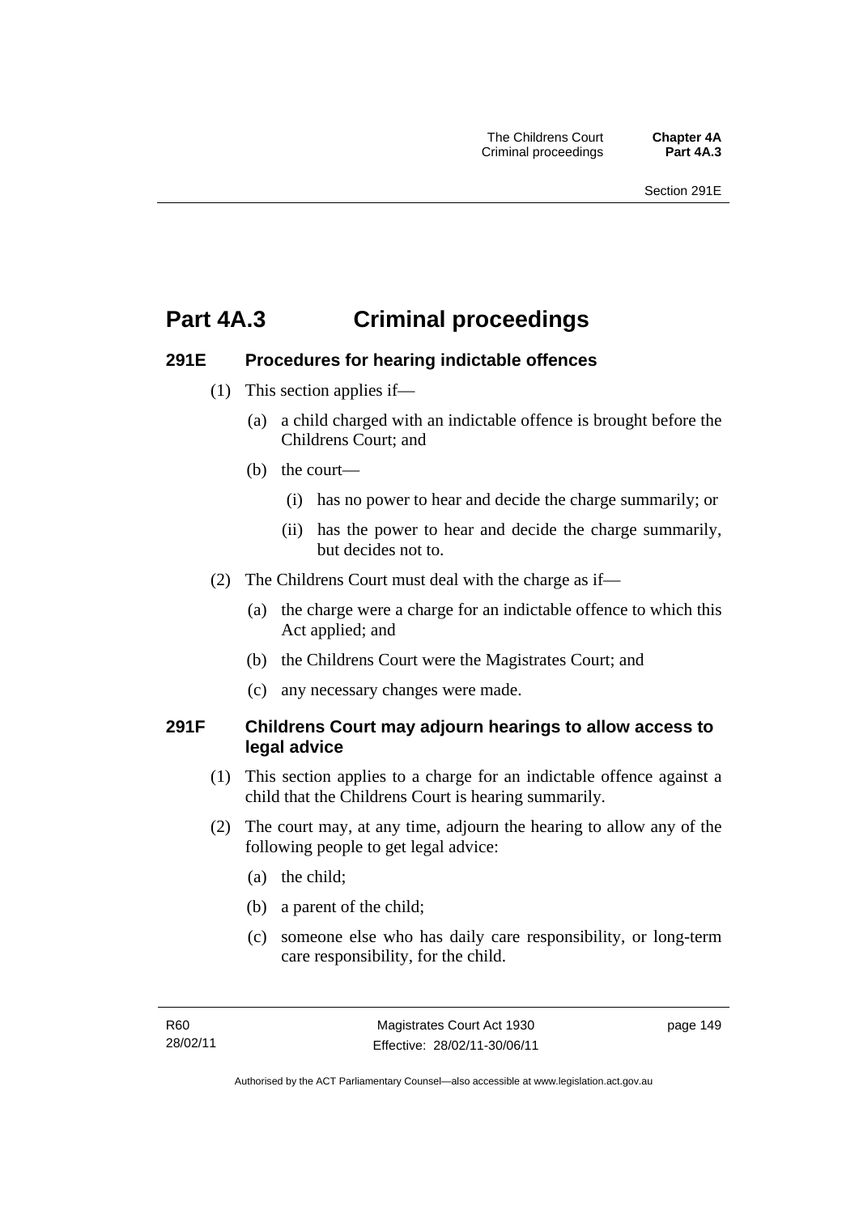# Part 4A.3 Criminal proceedings

## 291E Procedures for hearing indictable offences

(1) This section applies if—

(a) a child charged with an indictable offence is brought before the Childrens Court; and

(b) the court—

(i) has no power to hear and decide the charge summarily; or

(ii) has the power to hear and decide the charge summarily, but decides not to.

(2) The Childrens Court must deal with the charge as if—

(a) the charge were a charge for an indictable offence to which this Act applied; and

(b) the Childrens Court were the Magistrates Court; and

(c) any necessary changes were made.

## 291F Childrens Court may adjourn hearings to allow access to legal advice

(1) This section applies to a charge for an indictable offence against a child that the Childrens Court is hearing summarily.

(2) The court may, at any time, adjourn the hearing to allow any of the following people to get legal advice:

(a) the child;

(b) a parent of the child;

(c) someone else who has daily care responsibility, or long-term care responsibility, for the child.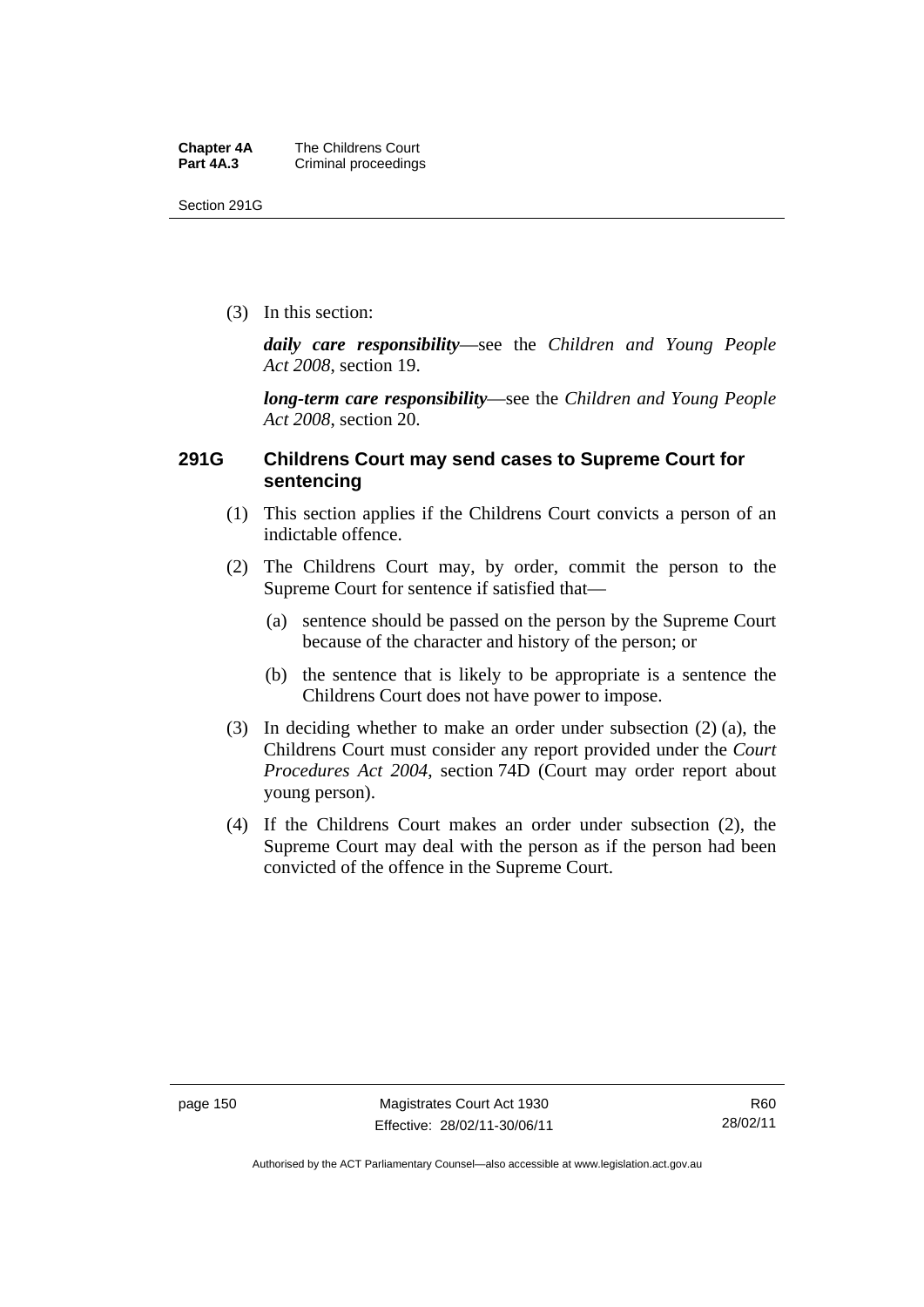(3) In this section:

***daily care responsibility***—see the *Children and Young People Act 2008*, section 19.

***long-term care responsibility***—see the *Children and Young People Act 2008*, section 20.

### 291G Childrens Court may send cases to Supreme Court for sentencing

(1) This section applies if the Childrens Court convicts a person of an indictable offence.

(2) The Childrens Court may, by order, commit the person to the Supreme Court for sentence if satisfied that—

(a) sentence should be passed on the person by the Supreme Court because of the character and history of the person; or

(b) the sentence that is likely to be appropriate is a sentence the Childrens Court does not have power to impose.

(3) In deciding whether to make an order under subsection (2) (a), the Childrens Court must consider any report provided under the *Court Procedures Act 2004*, section 74D (Court may order report about young person).

(4) If the Childrens Court makes an order under subsection (2), the Supreme Court may deal with the person as if the person had been convicted of the offence in the Supreme Court.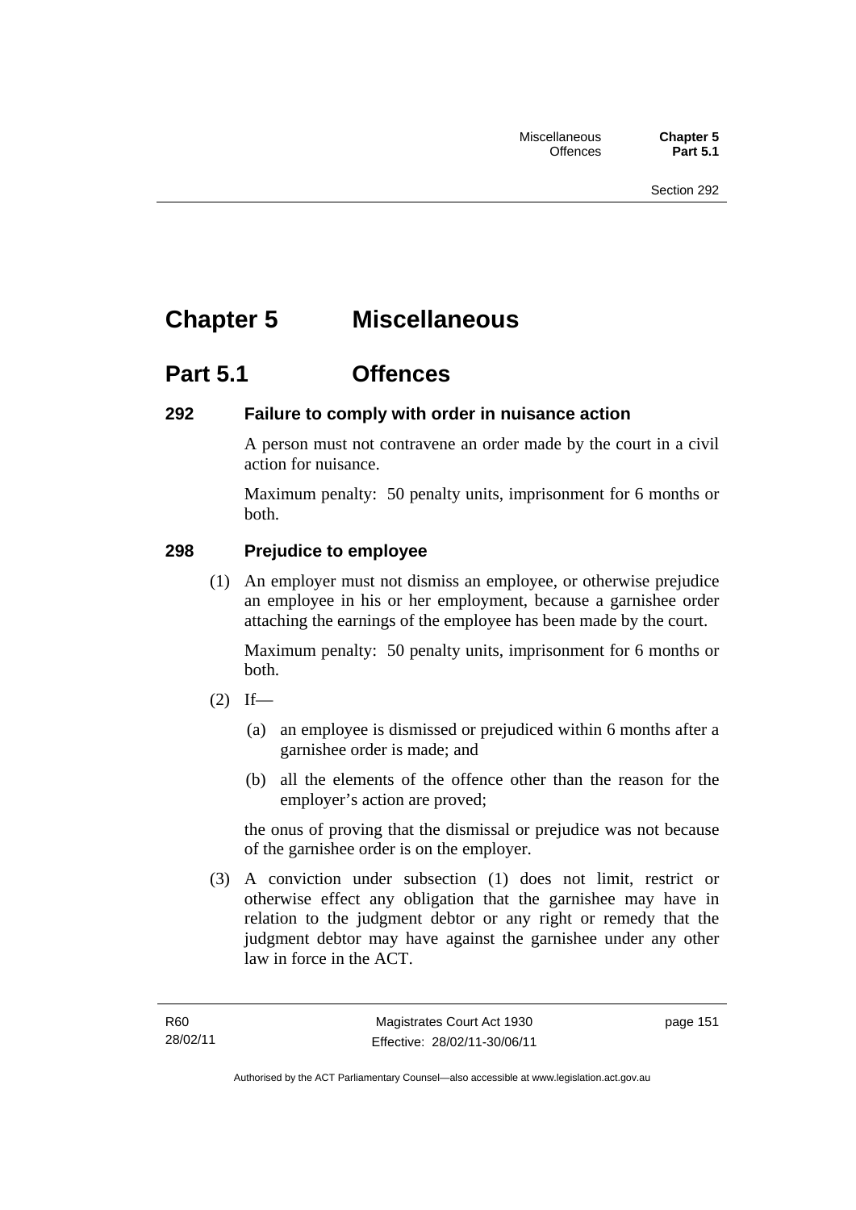# Chapter 5 Miscellaneous

## Part 5.1 Offences

### 292 Failure to comply with order in nuisance action

A person must not contravene an order made by the court in a civil action for nuisance.

Maximum penalty: 50 penalty units, imprisonment for 6 months or both.

### 298 Prejudice to employee

(1) An employer must not dismiss an employee, or otherwise prejudice an employee in his or her employment, because a garnishee order attaching the earnings of the employee has been made by the court.

Maximum penalty: 50 penalty units, imprisonment for 6 months or both.

(2) If—

(a) an employee is dismissed or prejudiced within 6 months after a garnishee order is made; and

(b) all the elements of the offence other than the reason for the employer's action are proved;

the onus of proving that the dismissal or prejudice was not because of the garnishee order is on the employer.

(3) A conviction under subsection (1) does not limit, restrict or otherwise effect any obligation that the garnishee may have in relation to the judgment debtor or any right or remedy that the judgment debtor may have against the garnishee under any other law in force in the ACT.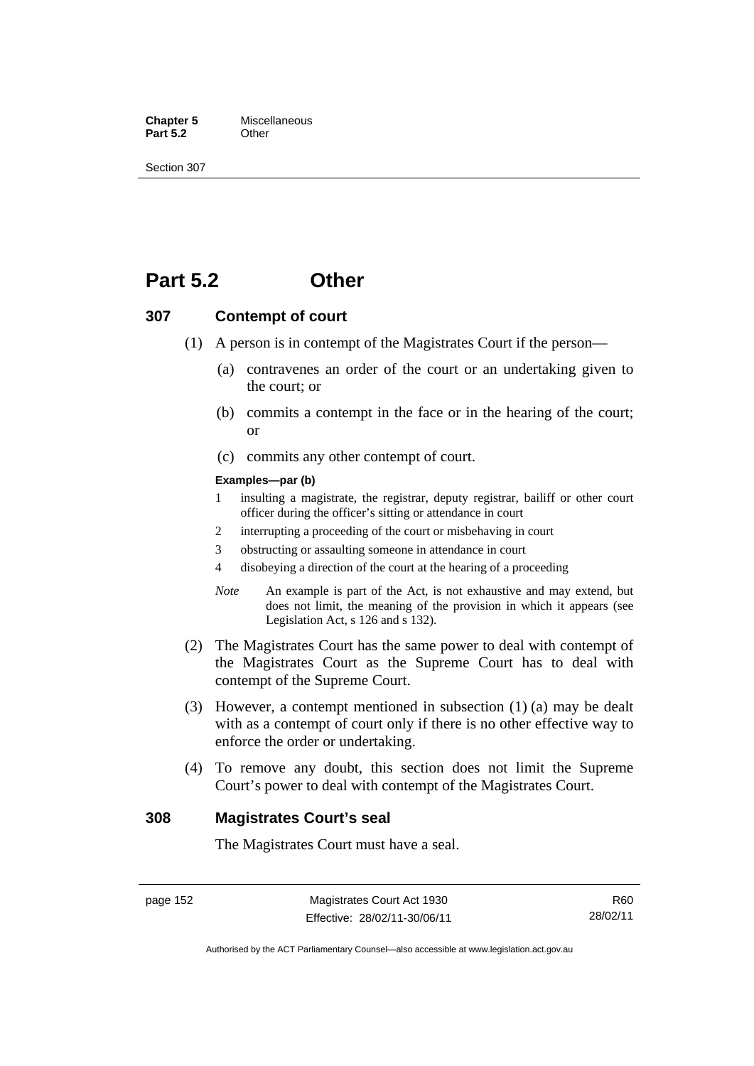# Part 5.2 Other

## 307 Contempt of court

(1) A person is in contempt of the Magistrates Court if the person—

(a) contravenes an order of the court or an undertaking given to the court; or

(b) commits a contempt in the face or in the hearing of the court; or

(c) commits any other contempt of court.

**Examples—par (b)**

1 insulting a magistrate, the registrar, deputy registrar, bailiff or other court officer during the officer's sitting or attendance in court

2 interrupting a proceeding of the court or misbehaving in court

3 obstructing or assaulting someone in attendance in court

4 disobeying a direction of the court at the hearing of a proceeding

*Note* An example is part of the Act, is not exhaustive and may extend, but does not limit, the meaning of the provision in which it appears (see Legislation Act, s 126 and s 132).

(2) The Magistrates Court has the same power to deal with contempt of the Magistrates Court as the Supreme Court has to deal with contempt of the Supreme Court.

(3) However, a contempt mentioned in subsection (1) (a) may be dealt with as a contempt of court only if there is no other effective way to enforce the order or undertaking.

(4) To remove any doubt, this section does not limit the Supreme Court's power to deal with contempt of the Magistrates Court.

## 308 Magistrates Court's seal

The Magistrates Court must have a seal.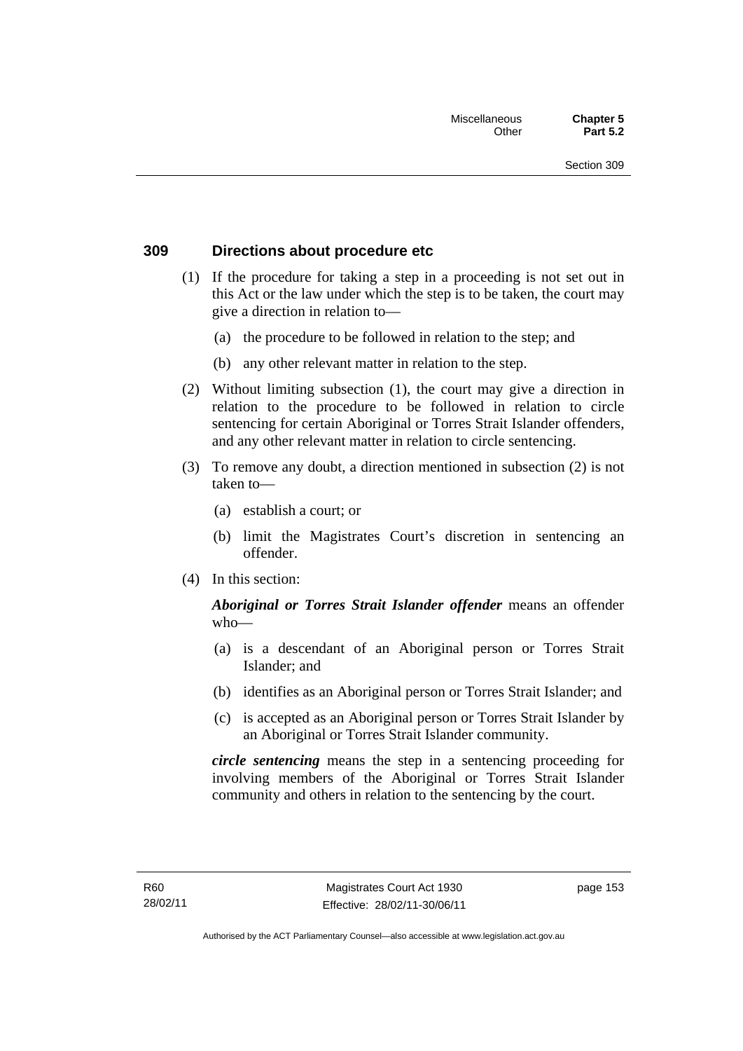## 309 Directions about procedure etc

(1) If the procedure for taking a step in a proceeding is not set out in this Act or the law under which the step is to be taken, the court may give a direction in relation to—

(a) the procedure to be followed in relation to the step; and

(b) any other relevant matter in relation to the step.

(2) Without limiting subsection (1), the court may give a direction in relation to the procedure to be followed in relation to circle sentencing for certain Aboriginal or Torres Strait Islander offenders, and any other relevant matter in relation to circle sentencing.

(3) To remove any doubt, a direction mentioned in subsection (2) is not taken to—

(a) establish a court; or

(b) limit the Magistrates Court's discretion in sentencing an offender.

(4) In this section:

***Aboriginal or Torres Strait Islander offender*** means an offender who—

(a) is a descendant of an Aboriginal person or Torres Strait Islander; and

(b) identifies as an Aboriginal person or Torres Strait Islander; and

(c) is accepted as an Aboriginal person or Torres Strait Islander by an Aboriginal or Torres Strait Islander community.

***circle sentencing*** means the step in a sentencing proceeding for involving members of the Aboriginal or Torres Strait Islander community and others in relation to the sentencing by the court.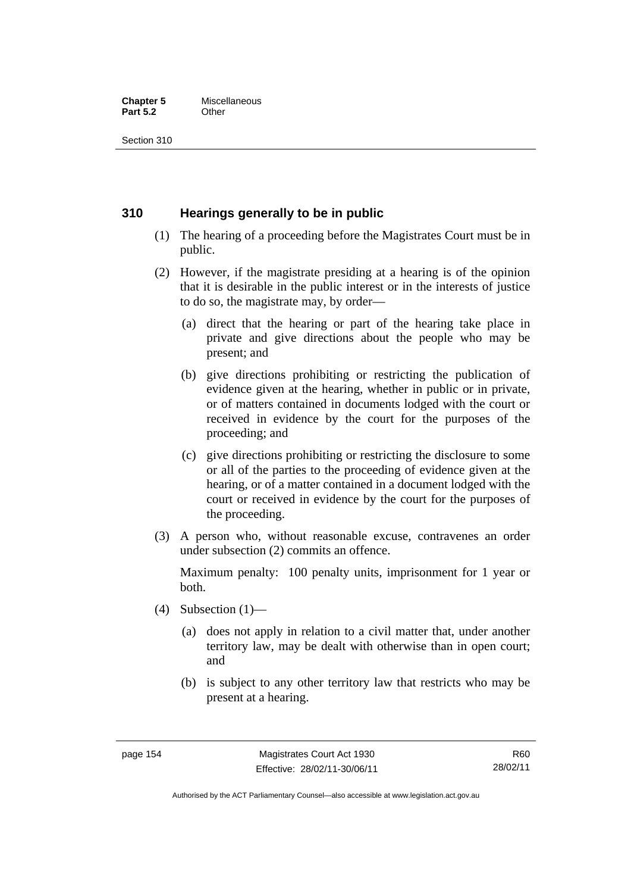## 310 Hearings generally to be in public

(1) The hearing of a proceeding before the Magistrates Court must be in public.

(2) However, if the magistrate presiding at a hearing is of the opinion that it is desirable in the public interest or in the interests of justice to do so, the magistrate may, by order—

(a) direct that the hearing or part of the hearing take place in private and give directions about the people who may be present; and

(b) give directions prohibiting or restricting the publication of evidence given at the hearing, whether in public or in private, or of matters contained in documents lodged with the court or received in evidence by the court for the purposes of the proceeding; and

(c) give directions prohibiting or restricting the disclosure to some or all of the parties to the proceeding of evidence given at the hearing, or of a matter contained in a document lodged with the court or received in evidence by the court for the purposes of the proceeding.

(3) A person who, without reasonable excuse, contravenes an order under subsection (2) commits an offence.

Maximum penalty: 100 penalty units, imprisonment for 1 year or both.

(4) Subsection (1)—

(a) does not apply in relation to a civil matter that, under another territory law, may be dealt with otherwise than in open court; and

(b) is subject to any other territory law that restricts who may be present at a hearing.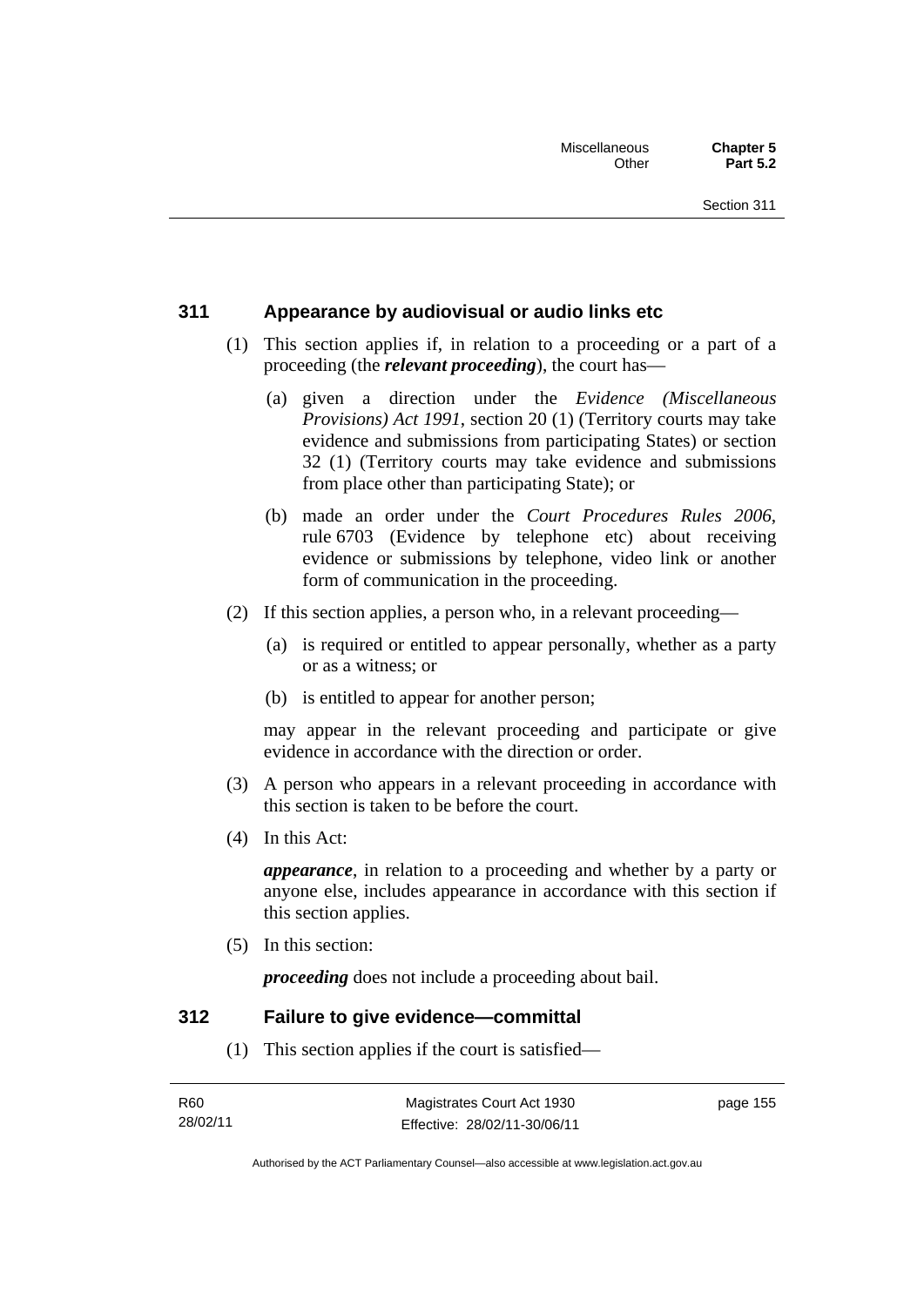### 311 Appearance by audiovisual or audio links etc

(1) This section applies if, in relation to a proceeding or a part of a proceeding (the ***relevant proceeding***), the court has—

(a) given a direction under the *Evidence (Miscellaneous Provisions) Act 1991*, section 20 (1) (Territory courts may take evidence and submissions from participating States) or section 32 (1) (Territory courts may take evidence and submissions from place other than participating State); or

(b) made an order under the *Court Procedures Rules 2006*, rule 6703 (Evidence by telephone etc) about receiving evidence or submissions by telephone, video link or another form of communication in the proceeding.

(2) If this section applies, a person who, in a relevant proceeding—

(a) is required or entitled to appear personally, whether as a party or as a witness; or

(b) is entitled to appear for another person;

may appear in the relevant proceeding and participate or give evidence in accordance with the direction or order.

(3) A person who appears in a relevant proceeding in accordance with this section is taken to be before the court.

(4) In this Act:

***appearance***, in relation to a proceeding and whether by a party or anyone else, includes appearance in accordance with this section if this section applies.

(5) In this section:

***proceeding*** does not include a proceeding about bail.

### 312 Failure to give evidence—committal

(1) This section applies if the court is satisfied—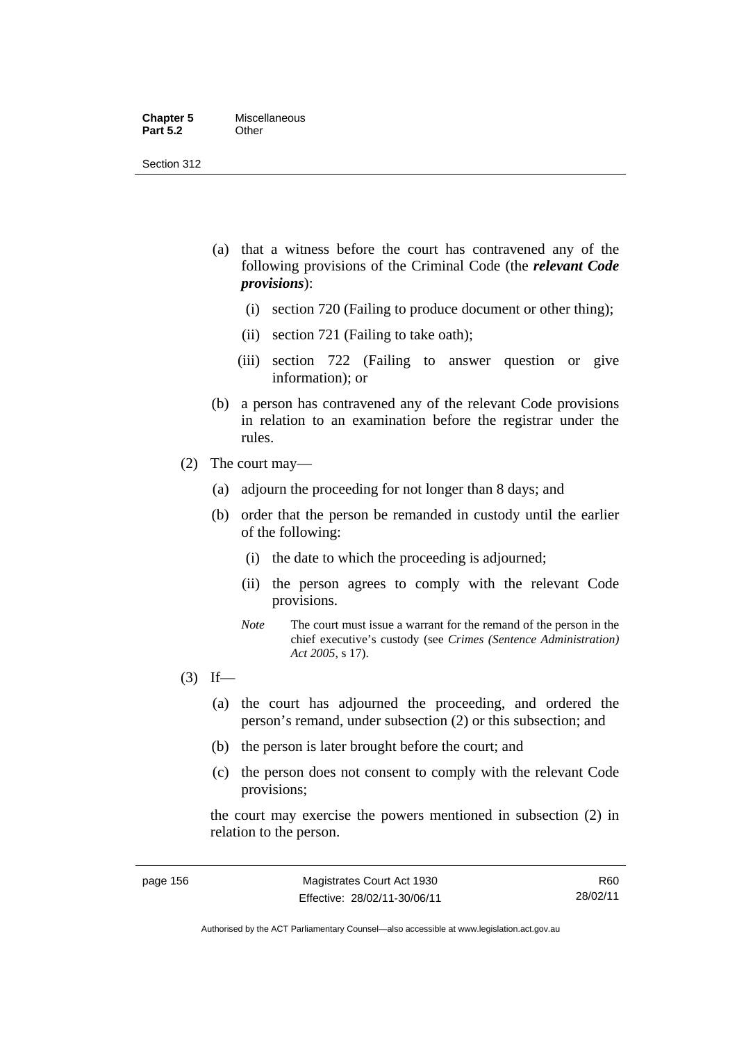(a) that a witness before the court has contravened any of the following provisions of the Criminal Code (the ***relevant Code provisions***):

(i) section 720 (Failing to produce document or other thing);

(ii) section 721 (Failing to take oath);

(iii) section 722 (Failing to answer question or give information); or

(b) a person has contravened any of the relevant Code provisions in relation to an examination before the registrar under the rules.

(2) The court may—

(a) adjourn the proceeding for not longer than 8 days; and

(b) order that the person be remanded in custody until the earlier of the following:

(i) the date to which the proceeding is adjourned;

(ii) the person agrees to comply with the relevant Code provisions.

*Note* The court must issue a warrant for the remand of the person in the chief executive's custody (see *Crimes (Sentence Administration) Act 2005*, s 17).

(3) If—

(a) the court has adjourned the proceeding, and ordered the person's remand, under subsection (2) or this subsection; and

(b) the person is later brought before the court; and

(c) the person does not consent to comply with the relevant Code provisions;

the court may exercise the powers mentioned in subsection (2) in relation to the person.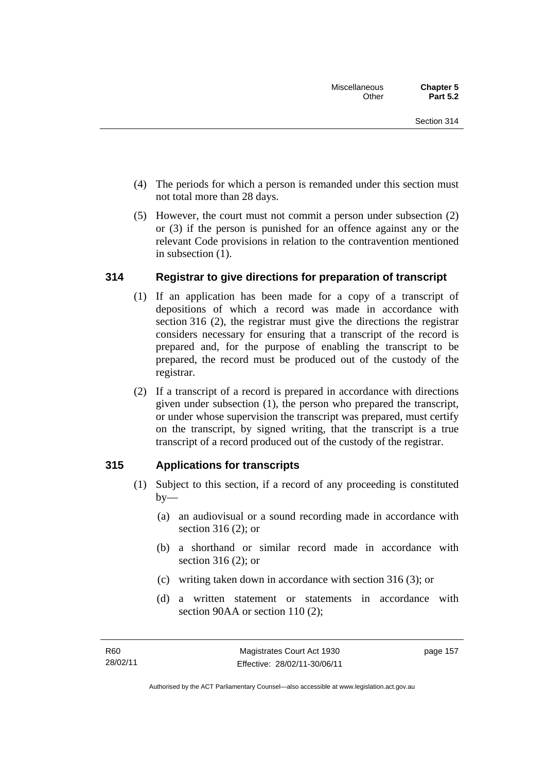(4) The periods for which a person is remanded under this section must not total more than 28 days.

(5) However, the court must not commit a person under subsection (2) or (3) if the person is punished for an offence against any or the relevant Code provisions in relation to the contravention mentioned in subsection (1).

## 314 Registrar to give directions for preparation of transcript

(1) If an application has been made for a copy of a transcript of depositions of which a record was made in accordance with section 316 (2), the registrar must give the directions the registrar considers necessary for ensuring that a transcript of the record is prepared and, for the purpose of enabling the transcript to be prepared, the record must be produced out of the custody of the registrar.

(2) If a transcript of a record is prepared in accordance with directions given under subsection (1), the person who prepared the transcript, or under whose supervision the transcript was prepared, must certify on the transcript, by signed writing, that the transcript is a true transcript of a record produced out of the custody of the registrar.

## 315 Applications for transcripts

(1) Subject to this section, if a record of any proceeding is constituted by—

(a) an audiovisual or a sound recording made in accordance with section 316 (2); or

(b) a shorthand or similar record made in accordance with section 316 (2); or

(c) writing taken down in accordance with section 316 (3); or

(d) a written statement or statements in accordance with section 90AA or section 110 (2);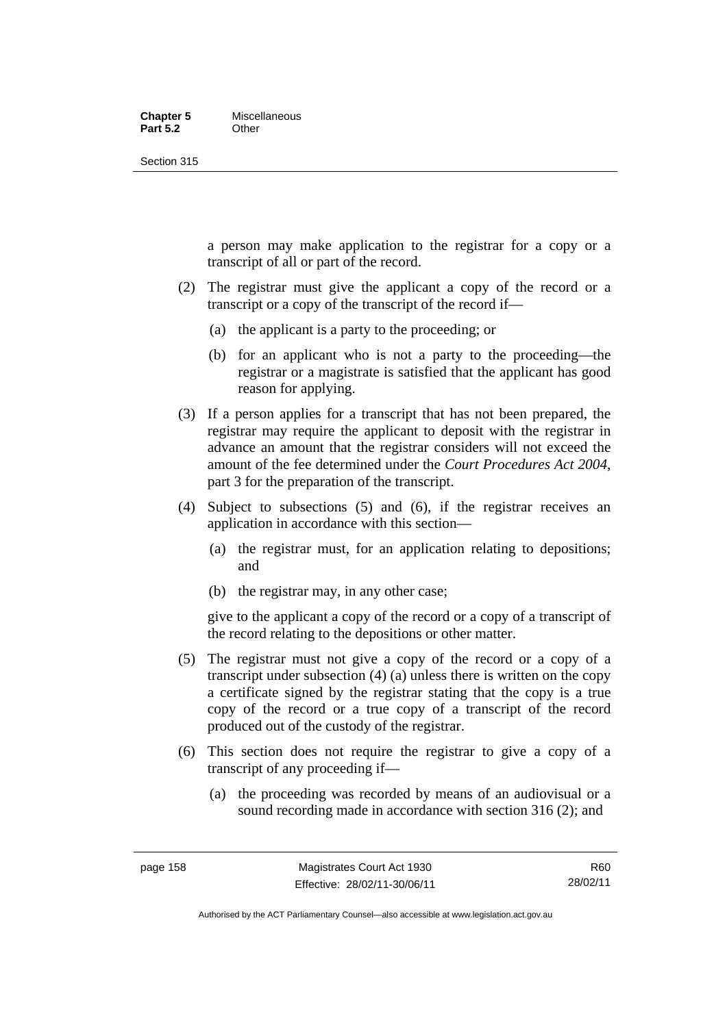a person may make application to the registrar for a copy or a transcript of all or part of the record.

(2) The registrar must give the applicant a copy of the record or a transcript or a copy of the transcript of the record if—

(a) the applicant is a party to the proceeding; or

(b) for an applicant who is not a party to the proceeding—the registrar or a magistrate is satisfied that the applicant has good reason for applying.

(3) If a person applies for a transcript that has not been prepared, the registrar may require the applicant to deposit with the registrar in advance an amount that the registrar considers will not exceed the amount of the fee determined under the *Court Procedures Act 2004*, part 3 for the preparation of the transcript.

(4) Subject to subsections (5) and (6), if the registrar receives an application in accordance with this section—

(a) the registrar must, for an application relating to depositions; and

(b) the registrar may, in any other case;

give to the applicant a copy of the record or a copy of a transcript of the record relating to the depositions or other matter.

(5) The registrar must not give a copy of the record or a copy of a transcript under subsection (4) (a) unless there is written on the copy a certificate signed by the registrar stating that the copy is a true copy of the record or a true copy of a transcript of the record produced out of the custody of the registrar.

(6) This section does not require the registrar to give a copy of a transcript of any proceeding if—

(a) the proceeding was recorded by means of an audiovisual or a sound recording made in accordance with section 316 (2); and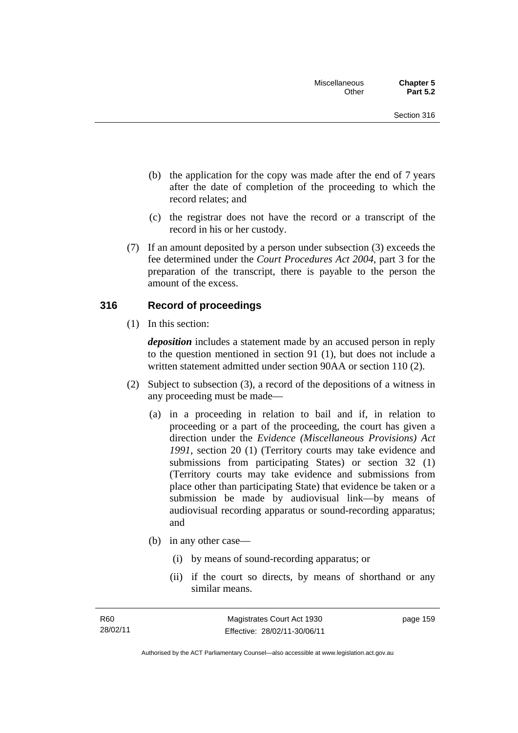(b) the application for the copy was made after the end of 7 years after the date of completion of the proceeding to which the record relates; and

(c) the registrar does not have the record or a transcript of the record in his or her custody.

(7) If an amount deposited by a person under subsection (3) exceeds the fee determined under the *Court Procedures Act 2004*, part 3 for the preparation of the transcript, there is payable to the person the amount of the excess.

## 316 Record of proceedings

(1) In this section:

***deposition*** includes a statement made by an accused person in reply to the question mentioned in section 91 (1), but does not include a written statement admitted under section 90AA or section 110 (2).

(2) Subject to subsection (3), a record of the depositions of a witness in any proceeding must be made—

(a) in a proceeding in relation to bail and if, in relation to proceeding or a part of the proceeding, the court has given a direction under the *Evidence (Miscellaneous Provisions) Act 1991*, section 20 (1) (Territory courts may take evidence and submissions from participating States) or section 32 (1) (Territory courts may take evidence and submissions from place other than participating State) that evidence be taken or a submission be made by audiovisual link—by means of audiovisual recording apparatus or sound-recording apparatus; and

(b) in any other case—

(i) by means of sound-recording apparatus; or

(ii) if the court so directs, by means of shorthand or any similar means.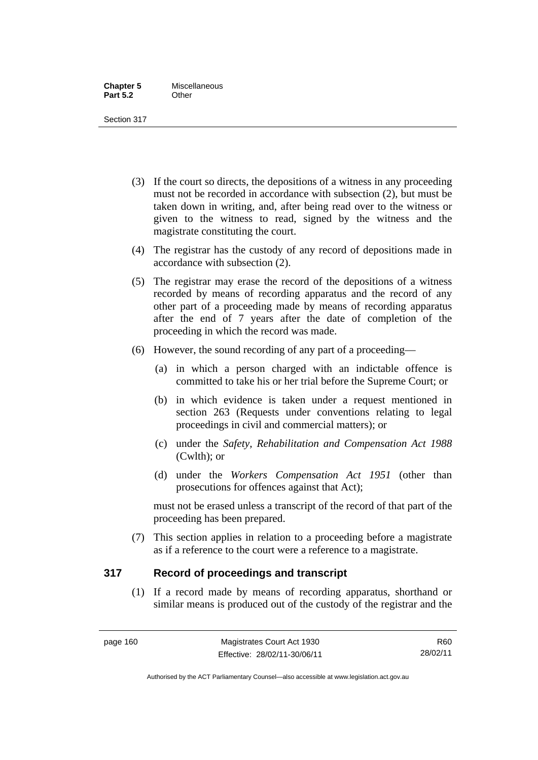(3) If the court so directs, the depositions of a witness in any proceeding must not be recorded in accordance with subsection (2), but must be taken down in writing, and, after being read over to the witness or given to the witness to read, signed by the witness and the magistrate constituting the court.

(4) The registrar has the custody of any record of depositions made in accordance with subsection (2).

(5) The registrar may erase the record of the depositions of a witness recorded by means of recording apparatus and the record of any other part of a proceeding made by means of recording apparatus after the end of 7 years after the date of completion of the proceeding in which the record was made.

(6) However, the sound recording of any part of a proceeding—

(a) in which a person charged with an indictable offence is committed to take his or her trial before the Supreme Court; or

(b) in which evidence is taken under a request mentioned in section 263 (Requests under conventions relating to legal proceedings in civil and commercial matters); or

(c) under the *Safety, Rehabilitation and Compensation Act 1988* (Cwlth); or

(d) under the *Workers Compensation Act 1951* (other than prosecutions for offences against that Act);

must not be erased unless a transcript of the record of that part of the proceeding has been prepared.

(7) This section applies in relation to a proceeding before a magistrate as if a reference to the court were a reference to a magistrate.

## 317 Record of proceedings and transcript

(1) If a record made by means of recording apparatus, shorthand or similar means is produced out of the custody of the registrar and the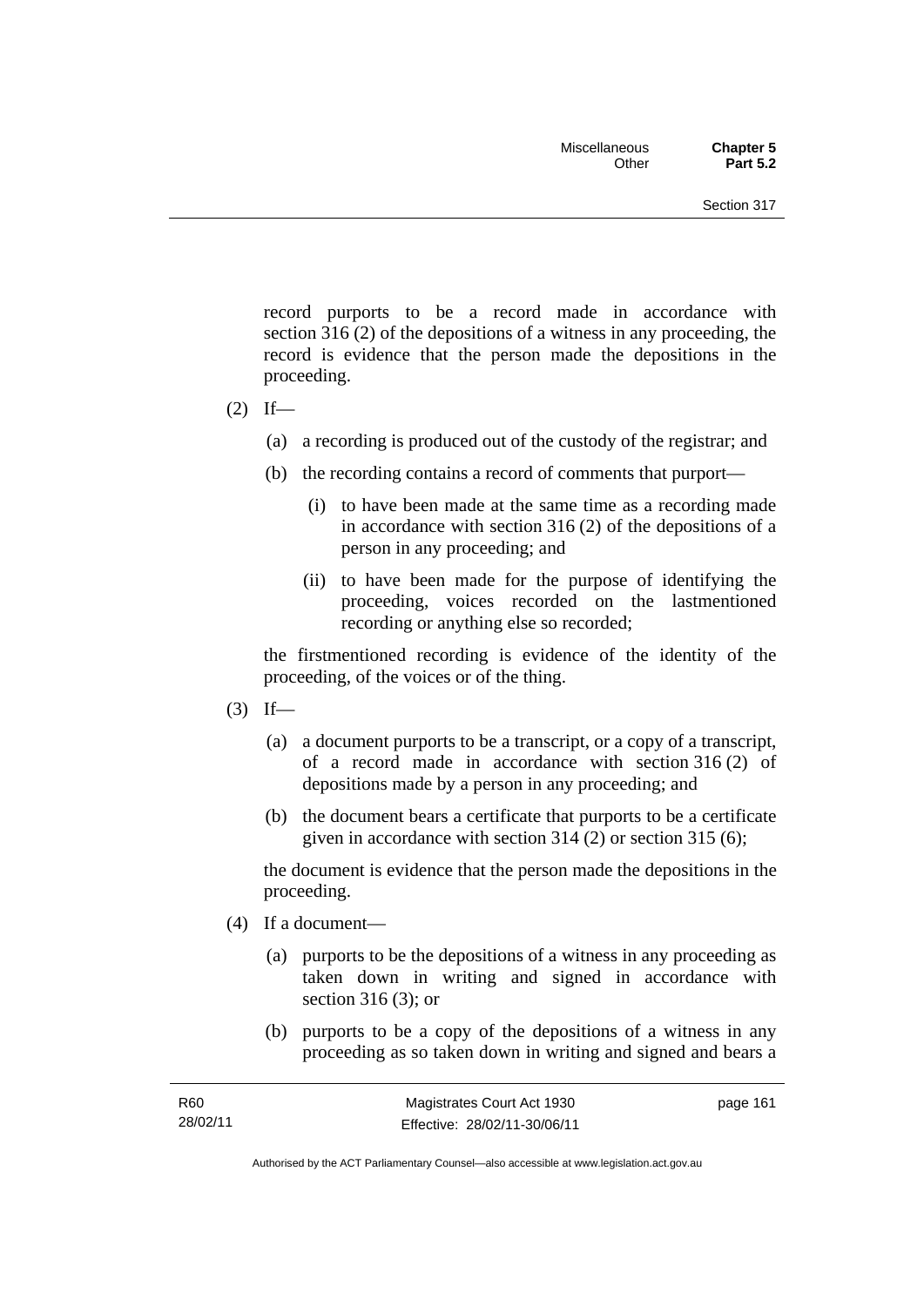record purports to be a record made in accordance with section 316 (2) of the depositions of a witness in any proceeding, the record is evidence that the person made the depositions in the proceeding.

(2) If—

(a) a recording is produced out of the custody of the registrar; and

(b) the recording contains a record of comments that purport—

(i) to have been made at the same time as a recording made in accordance with section 316 (2) of the depositions of a person in any proceeding; and

(ii) to have been made for the purpose of identifying the proceeding, voices recorded on the lastmentioned recording or anything else so recorded;

the firstmentioned recording is evidence of the identity of the proceeding, of the voices or of the thing.

(3) If—

(a) a document purports to be a transcript, or a copy of a transcript, of a record made in accordance with section 316 (2) of depositions made by a person in any proceeding; and

(b) the document bears a certificate that purports to be a certificate given in accordance with section 314 (2) or section 315 (6);

the document is evidence that the person made the depositions in the proceeding.

(4) If a document—

(a) purports to be the depositions of a witness in any proceeding as taken down in writing and signed in accordance with section 316 (3); or

(b) purports to be a copy of the depositions of a witness in any proceeding as so taken down in writing and signed and bears a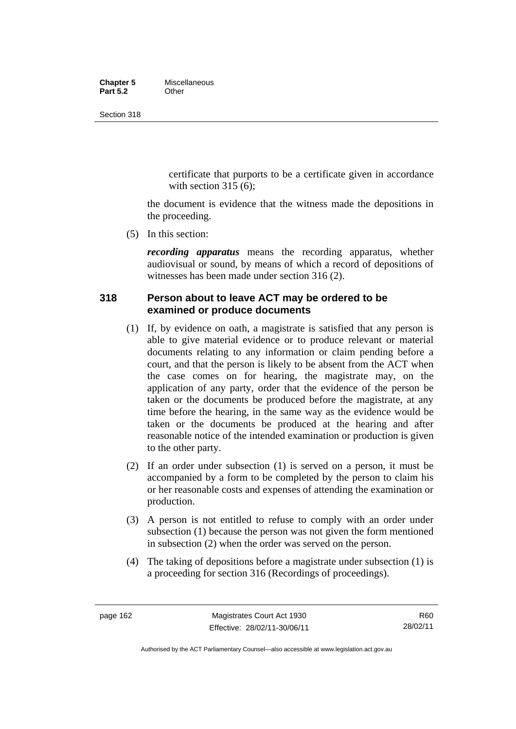certificate that purports to be a certificate given in accordance with section 315 (6);

the document is evidence that the witness made the depositions in the proceeding.

(5) In this section:

***recording apparatus*** means the recording apparatus, whether audiovisual or sound, by means of which a record of depositions of witnesses has been made under section 316 (2).

### 318 Person about to leave ACT may be ordered to be examined or produce documents

(1) If, by evidence on oath, a magistrate is satisfied that any person is able to give material evidence or to produce relevant or material documents relating to any information or claim pending before a court, and that the person is likely to be absent from the ACT when the case comes on for hearing, the magistrate may, on the application of any party, order that the evidence of the person be taken or the documents be produced before the magistrate, at any time before the hearing, in the same way as the evidence would be taken or the documents be produced at the hearing and after reasonable notice of the intended examination or production is given to the other party.

(2) If an order under subsection (1) is served on a person, it must be accompanied by a form to be completed by the person to claim his or her reasonable costs and expenses of attending the examination or production.

(3) A person is not entitled to refuse to comply with an order under subsection (1) because the person was not given the form mentioned in subsection (2) when the order was served on the person.

(4) The taking of depositions before a magistrate under subsection (1) is a proceeding for section 316 (Recordings of proceedings).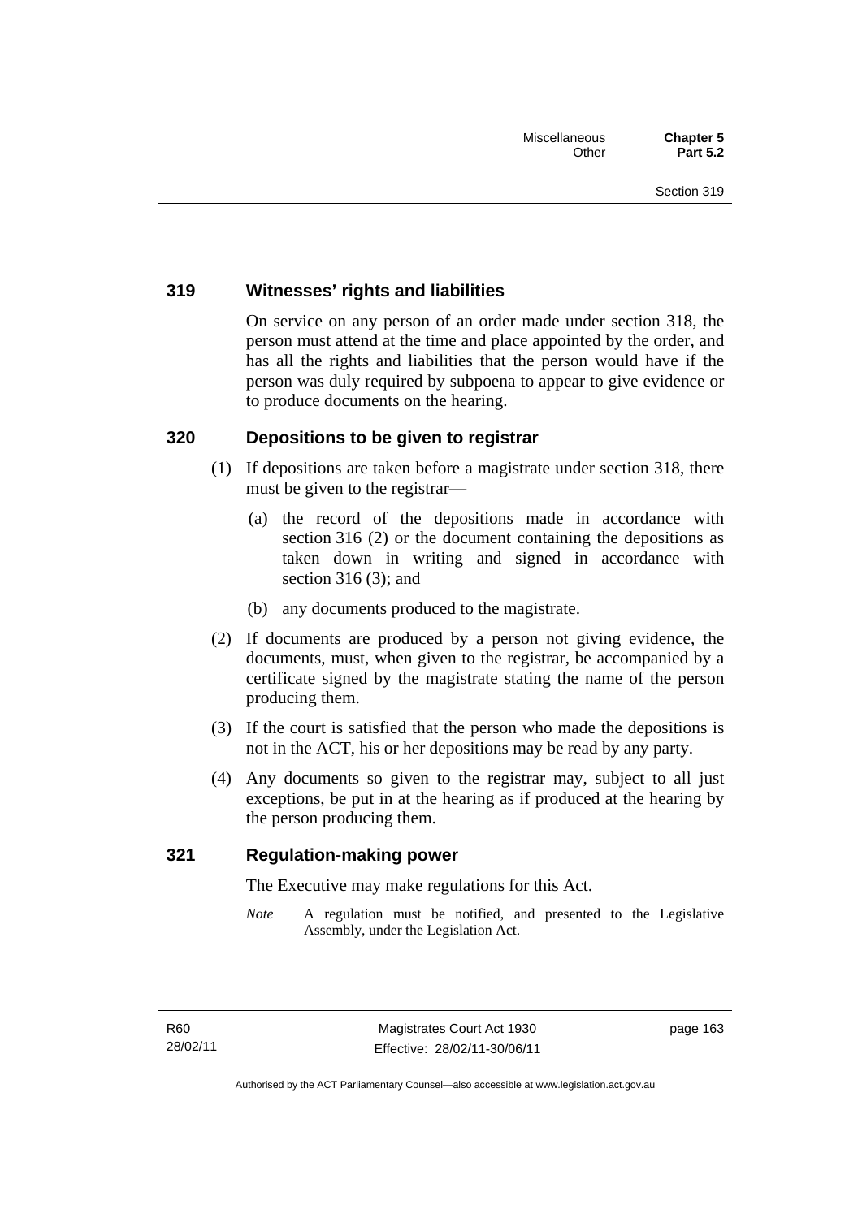### 319 Witnesses' rights and liabilities

On service on any person of an order made under section 318, the person must attend at the time and place appointed by the order, and has all the rights and liabilities that the person would have if the person was duly required by subpoena to appear to give evidence or to produce documents on the hearing.

### 320 Depositions to be given to registrar

(1) If depositions are taken before a magistrate under section 318, there must be given to the registrar—

(a) the record of the depositions made in accordance with section 316 (2) or the document containing the depositions as taken down in writing and signed in accordance with section 316 (3); and

(b) any documents produced to the magistrate.

(2) If documents are produced by a person not giving evidence, the documents, must, when given to the registrar, be accompanied by a certificate signed by the magistrate stating the name of the person producing them.

(3) If the court is satisfied that the person who made the depositions is not in the ACT, his or her depositions may be read by any party.

(4) Any documents so given to the registrar may, subject to all just exceptions, be put in at the hearing as if produced at the hearing by the person producing them.

### 321 Regulation-making power

The Executive may make regulations for this Act.

*Note* A regulation must be notified, and presented to the Legislative Assembly, under the Legislation Act.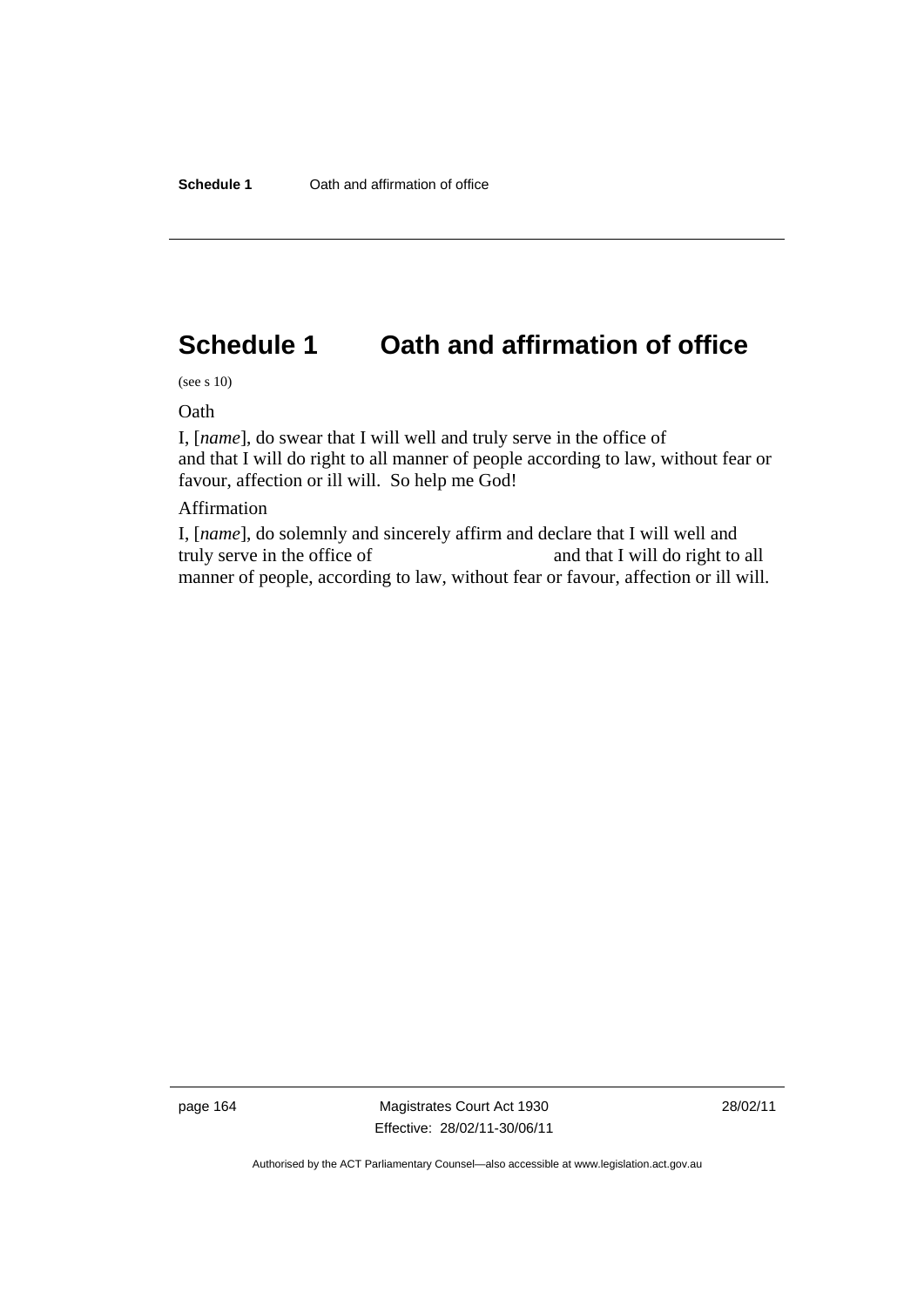# Schedule 1 Oath and affirmation of office

(see s 10)

Oath

I, [*name*], do swear that I will well and truly serve in the office of
and that I will do right to all manner of people according to law, without fear or favour, affection or ill will. So help me God!

Affirmation

I, [*name*], do solemnly and sincerely affirm and declare that I will well and truly serve in the office of and that I will do right to all manner of people, according to law, without fear or favour, affection or ill will.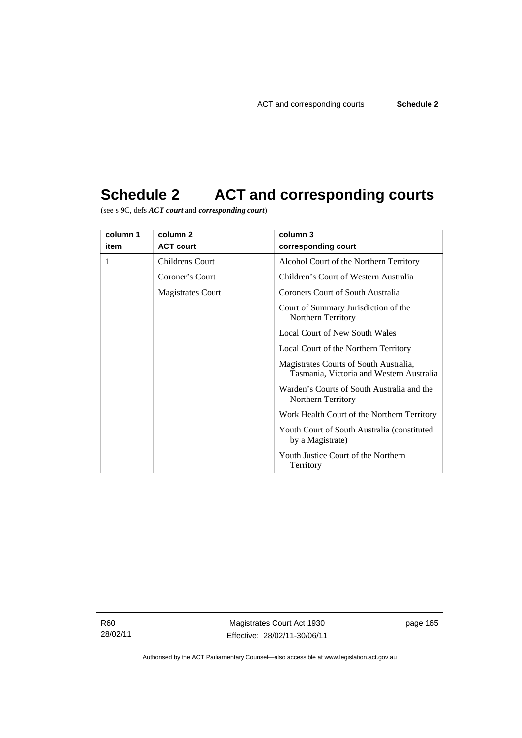# Schedule 2 ACT and corresponding courts

(see s 9C, defs ***ACT court*** and ***corresponding court***)

| column 1<br>item | column 2<br>ACT court | column 3<br>corresponding court |
|---|---|---|
| 1 | Childrens Court<br>Coroner's Court<br>Magistrates Court | Alcohol Court of the Northern Territory<br>Children's Court of Western Australia<br>Coroners Court of South Australia<br>Court of Summary Jurisdiction of the Northern Territory<br>Local Court of New South Wales<br>Local Court of the Northern Territory<br>Magistrates Courts of South Australia, Tasmania, Victoria and Western Australia<br>Warden's Courts of South Australia and the Northern Territory<br>Work Health Court of the Northern Territory<br>Youth Court of South Australia (constituted by a Magistrate)<br>Youth Justice Court of the Northern Territory |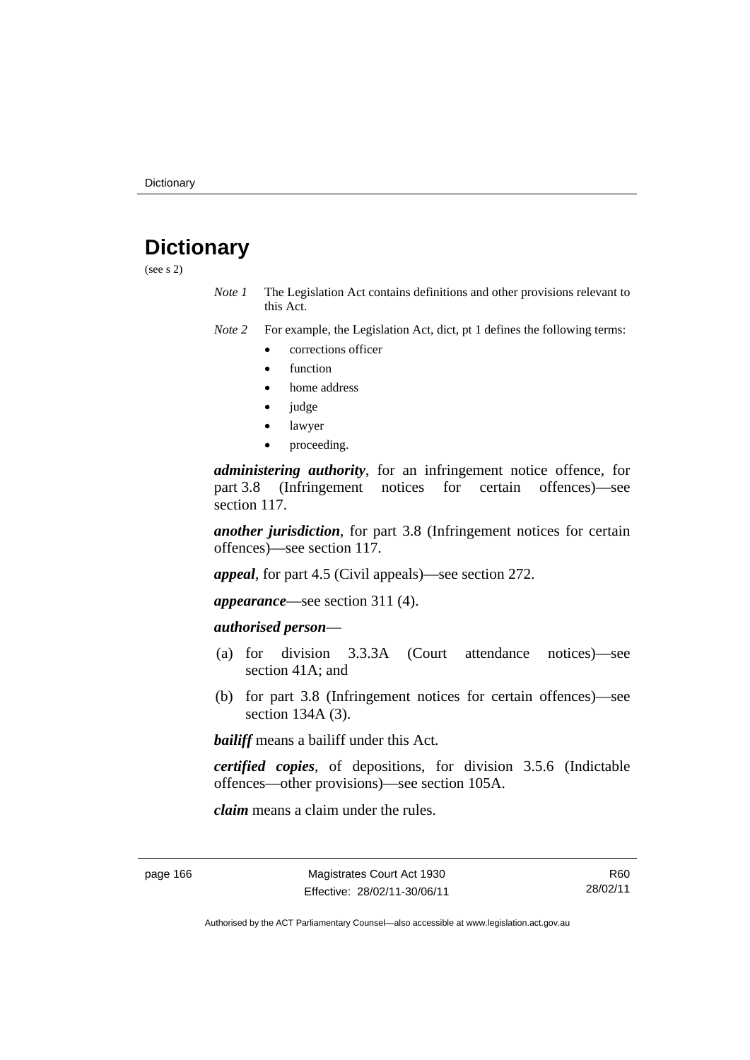# Dictionary

(see s 2)

*Note 1* The Legislation Act contains definitions and other provisions relevant to this Act.

*Note 2* For example, the Legislation Act, dict, pt 1 defines the following terms:

- corrections officer
- function
- home address
- judge
- lawyer
- proceeding.

***administering authority***, for an infringement notice offence, for part 3.8 (Infringement notices for certain offences)—see section 117.

***another jurisdiction***, for part 3.8 (Infringement notices for certain offences)—see section 117.

***appeal***, for part 4.5 (Civil appeals)—see section 272.

***appearance***—see section 311 (4).

***authorised person***—

(a) for division 3.3.3A (Court attendance notices)—see section 41A; and

(b) for part 3.8 (Infringement notices for certain offences)—see section 134A (3).

***bailiff*** means a bailiff under this Act.

***certified copies***, of depositions, for division 3.5.6 (Indictable offences—other provisions)—see section 105A.

***claim*** means a claim under the rules.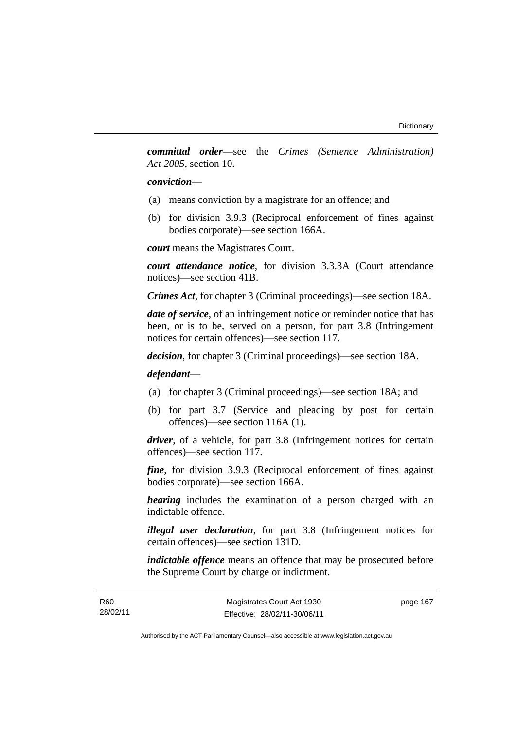***committal order***—see the *Crimes (Sentence Administration) Act 2005*, section 10.

***conviction***—

(a) means conviction by a magistrate for an offence; and

(b) for division 3.9.3 (Reciprocal enforcement of fines against bodies corporate)—see section 166A.

***court*** means the Magistrates Court.

***court attendance notice***, for division 3.3.3A (Court attendance notices)—see section 41B.

***Crimes Act***, for chapter 3 (Criminal proceedings)—see section 18A.

***date of service***, of an infringement notice or reminder notice that has been, or is to be, served on a person, for part 3.8 (Infringement notices for certain offences)—see section 117.

***decision***, for chapter 3 (Criminal proceedings)—see section 18A.

***defendant***—

(a) for chapter 3 (Criminal proceedings)—see section 18A; and

(b) for part 3.7 (Service and pleading by post for certain offences)—see section 116A (1).

***driver***, of a vehicle, for part 3.8 (Infringement notices for certain offences)—see section 117.

***fine***, for division 3.9.3 (Reciprocal enforcement of fines against bodies corporate)—see section 166A.

***hearing*** includes the examination of a person charged with an indictable offence.

***illegal user declaration***, for part 3.8 (Infringement notices for certain offences)—see section 131D.

***indictable offence*** means an offence that may be prosecuted before the Supreme Court by charge or indictment.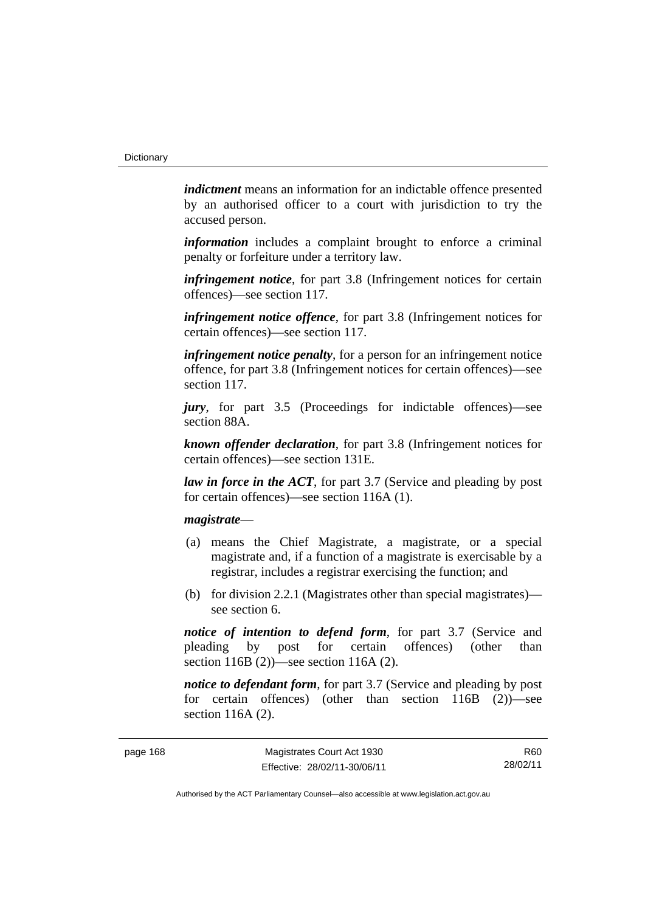***indictment*** means an information for an indictable offence presented by an authorised officer to a court with jurisdiction to try the accused person.

***information*** includes a complaint brought to enforce a criminal penalty or forfeiture under a territory law.

***infringement notice***, for part 3.8 (Infringement notices for certain offences)—see section 117.

***infringement notice offence***, for part 3.8 (Infringement notices for certain offences)—see section 117.

***infringement notice penalty***, for a person for an infringement notice offence, for part 3.8 (Infringement notices for certain offences)—see section 117.

***jury***, for part 3.5 (Proceedings for indictable offences)—see section 88A.

***known offender declaration***, for part 3.8 (Infringement notices for certain offences)—see section 131E.

***law in force in the ACT***, for part 3.7 (Service and pleading by post for certain offences)—see section 116A (1).

***magistrate***—

(a) means the Chief Magistrate, a magistrate, or a special magistrate and, if a function of a magistrate is exercisable by a registrar, includes a registrar exercising the function; and

(b) for division 2.2.1 (Magistrates other than special magistrates)—see section 6.

***notice of intention to defend form***, for part 3.7 (Service and pleading by post for certain offences) (other than section 116B (2))—see section 116A (2).

***notice to defendant form***, for part 3.7 (Service and pleading by post for certain offences) (other than section 116B (2))—see section 116A (2).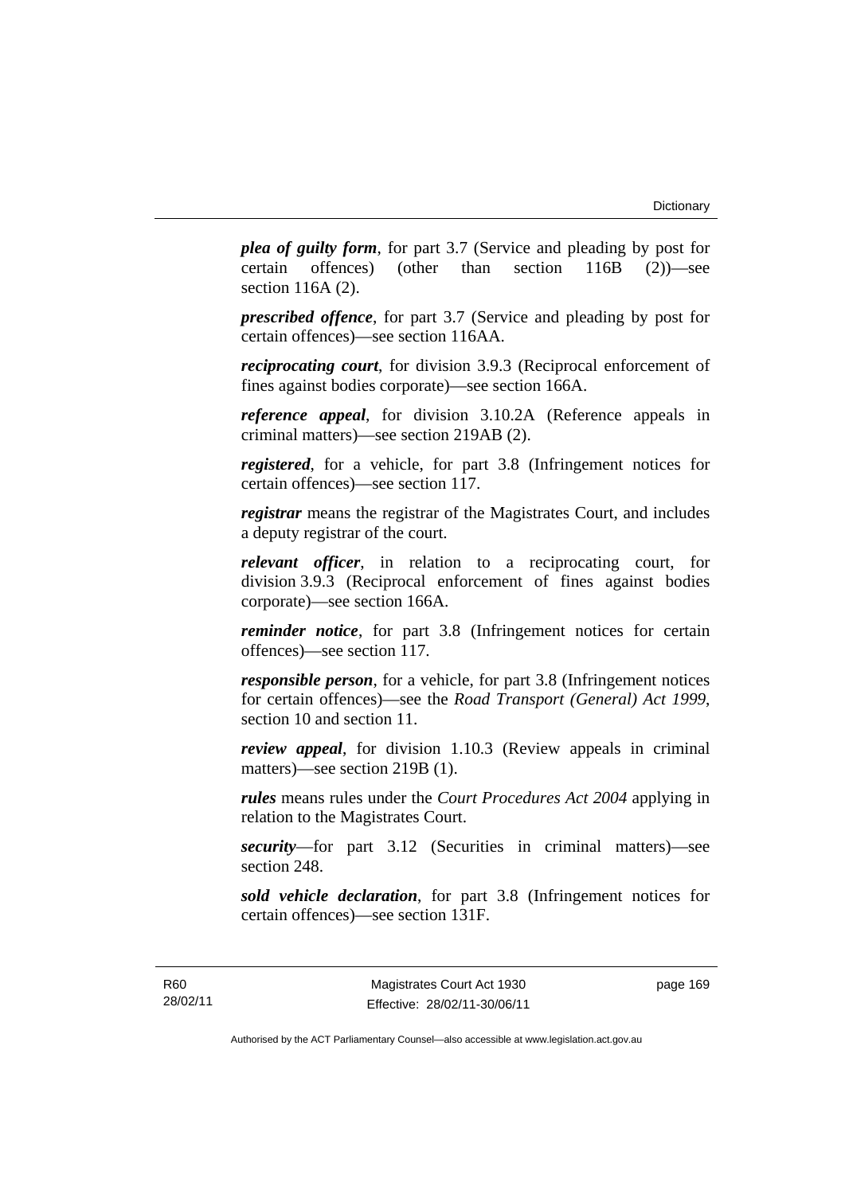***plea of guilty form***, for part 3.7 (Service and pleading by post for certain offences) (other than section 116B (2))—see section 116A (2).

***prescribed offence***, for part 3.7 (Service and pleading by post for certain offences)—see section 116AA.

***reciprocating court***, for division 3.9.3 (Reciprocal enforcement of fines against bodies corporate)—see section 166A.

***reference appeal***, for division 3.10.2A (Reference appeals in criminal matters)—see section 219AB (2).

***registered***, for a vehicle, for part 3.8 (Infringement notices for certain offences)—see section 117.

***registrar*** means the registrar of the Magistrates Court, and includes a deputy registrar of the court.

***relevant officer***, in relation to a reciprocating court, for division 3.9.3 (Reciprocal enforcement of fines against bodies corporate)—see section 166A.

***reminder notice***, for part 3.8 (Infringement notices for certain offences)—see section 117.

***responsible person***, for a vehicle, for part 3.8 (Infringement notices for certain offences)—see the *Road Transport (General) Act 1999*, section 10 and section 11.

***review appeal***, for division 1.10.3 (Review appeals in criminal matters)—see section 219B (1).

***rules*** means rules under the *Court Procedures Act 2004* applying in relation to the Magistrates Court.

***security***—for part 3.12 (Securities in criminal matters)—see section 248.

***sold vehicle declaration***, for part 3.8 (Infringement notices for certain offences)—see section 131F.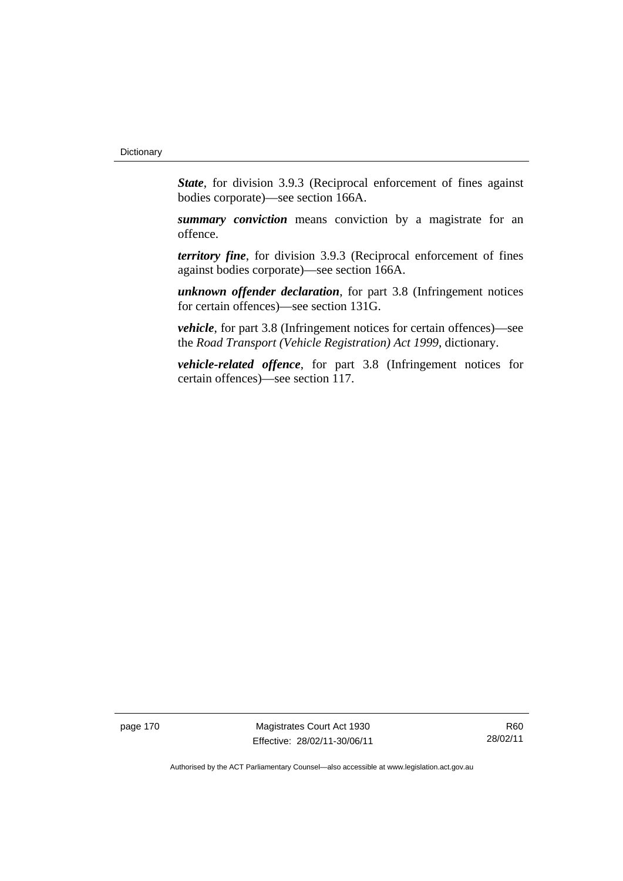***State***, for division 3.9.3 (Reciprocal enforcement of fines against bodies corporate)—see section 166A.

***summary conviction*** means conviction by a magistrate for an offence.

***territory fine***, for division 3.9.3 (Reciprocal enforcement of fines against bodies corporate)—see section 166A.

***unknown offender declaration***, for part 3.8 (Infringement notices for certain offences)—see section 131G.

***vehicle***, for part 3.8 (Infringement notices for certain offences)—see the *Road Transport (Vehicle Registration) Act 1999*, dictionary.

***vehicle-related offence***, for part 3.8 (Infringement notices for certain offences)—see section 117.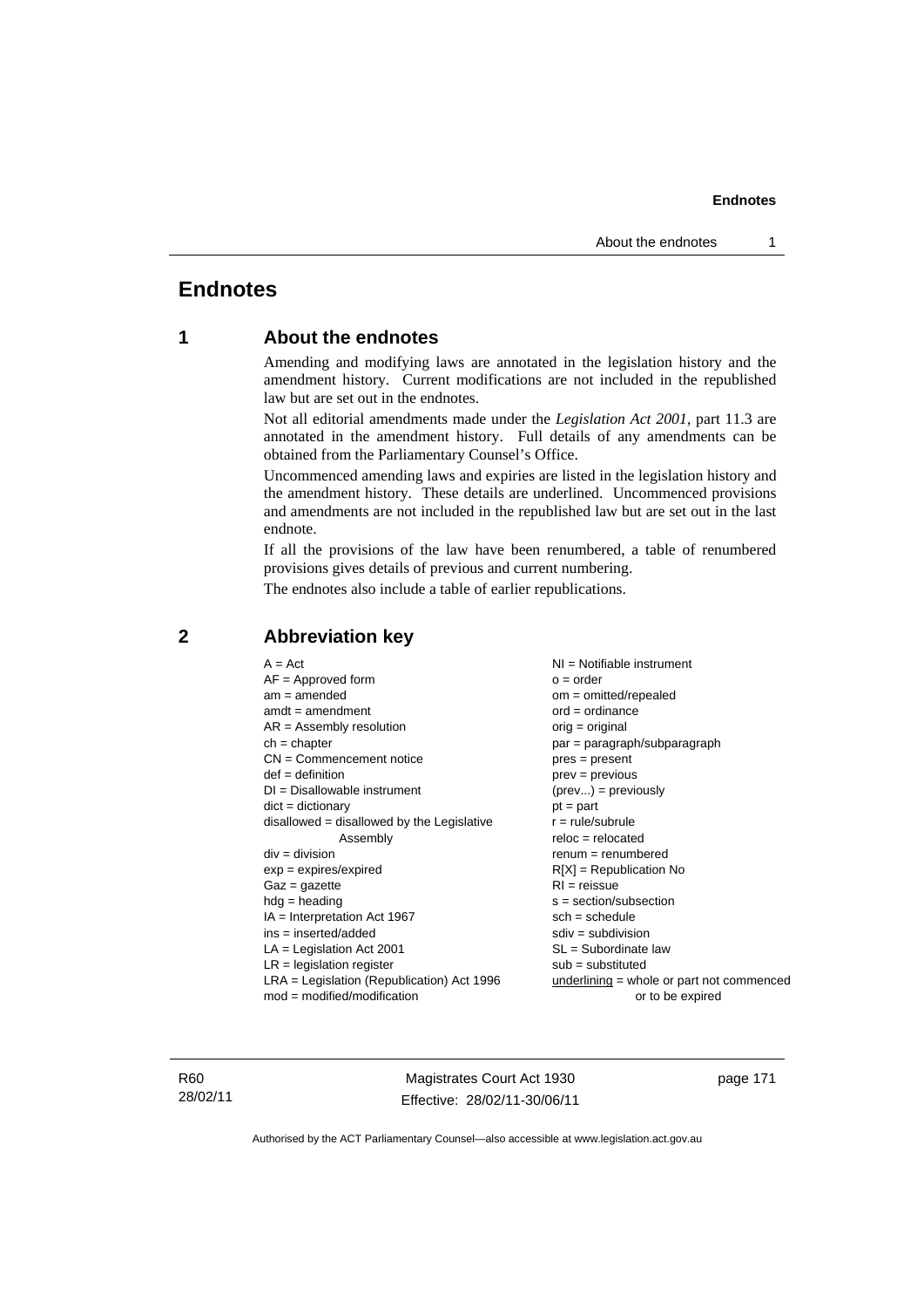# Endnotes

## 1 About the endnotes

Amending and modifying laws are annotated in the legislation history and the amendment history. Current modifications are not included in the republished law but are set out in the endnotes.

Not all editorial amendments made under the *Legislation Act 2001*, part 11.3 are annotated in the amendment history. Full details of any amendments can be obtained from the Parliamentary Counsel's Office.

Uncommenced amending laws and expiries are listed in the legislation history and the amendment history. These details are underlined. Uncommenced provisions and amendments are not included in the republished law but are set out in the last endnote.

If all the provisions of the law have been renumbered, a table of renumbered provisions gives details of previous and current numbering.

The endnotes also include a table of earlier republications.

## 2 Abbreviation key

A = Act
AF = Approved form
am = amended
amdt = amendment
AR = Assembly resolution
ch = chapter
CN = Commencement notice
def = definition
DI = Disallowable instrument
dict = dictionary
disallowed = disallowed by the Legislative Assembly
div = division
exp = expires/expired
Gaz = gazette
hdg = heading
IA = Interpretation Act 1967
ins = inserted/added
LA = Legislation Act 2001
LR = legislation register
LRA = Legislation (Republication) Act 1996
mod = modified/modification
NI = Notifiable instrument
o = order
om = omitted/repealed
ord = ordinance
orig = original
par = paragraph/subparagraph
pres = present
prev = previous
(prev...) = previously
pt = part
r = rule/subrule
reloc = relocated
renum = renumbered
R[X] = Republication No
RI = reissue
s = section/subsection
sch = schedule
sdiv = subdivision
SL = Subordinate law
sub = substituted
underlining = whole or part not commenced or to be expired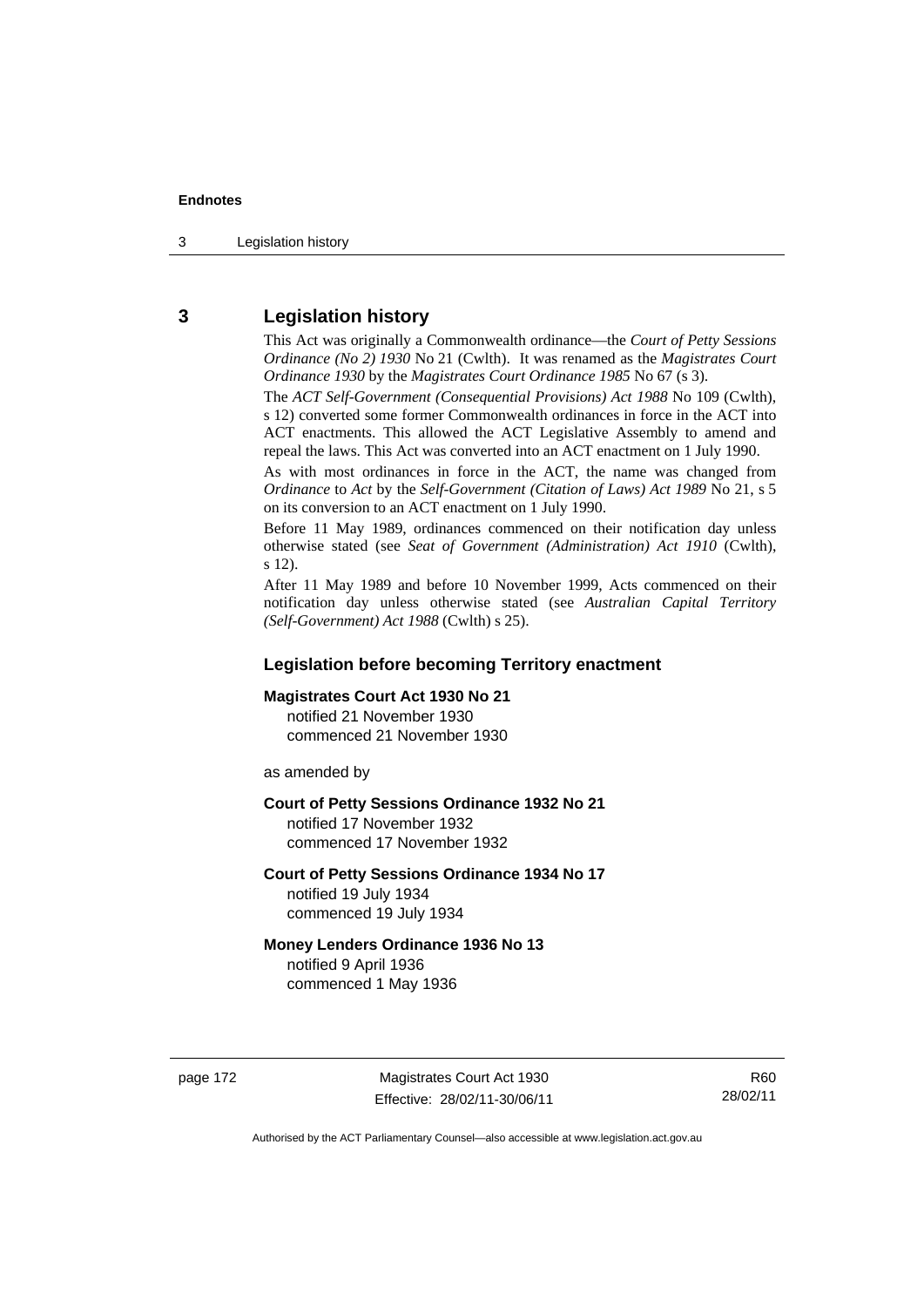## 3 Legislation history

This Act was originally a Commonwealth ordinance—the *Court of Petty Sessions Ordinance (No 2) 1930* No 21 (Cwlth). It was renamed as the *Magistrates Court Ordinance 1930* by the *Magistrates Court Ordinance 1985* No 67 (s 3).

The *ACT Self-Government (Consequential Provisions) Act 1988* No 109 (Cwlth), s 12) converted some former Commonwealth ordinances in force in the ACT into ACT enactments. This allowed the ACT Legislative Assembly to amend and repeal the laws. This Act was converted into an ACT enactment on 1 July 1990.

As with most ordinances in force in the ACT, the name was changed from *Ordinance* to *Act* by the *Self-Government (Citation of Laws) Act 1989* No 21, s 5 on its conversion to an ACT enactment on 1 July 1990.

Before 11 May 1989, ordinances commenced on their notification day unless otherwise stated (see *Seat of Government (Administration) Act 1910* (Cwlth), s 12).

After 11 May 1989 and before 10 November 1999, Acts commenced on their notification day unless otherwise stated (see *Australian Capital Territory (Self-Government) Act 1988* (Cwlth) s 25).

### Legislation before becoming Territory enactment

**Magistrates Court Act 1930 No 21**
notified 21 November 1930
commenced 21 November 1930

as amended by

**Court of Petty Sessions Ordinance 1932 No 21**
notified 17 November 1932
commenced 17 November 1932

**Court of Petty Sessions Ordinance 1934 No 17**
notified 19 July 1934
commenced 19 July 1934

**Money Lenders Ordinance 1936 No 13**
notified 9 April 1936
commenced 1 May 1936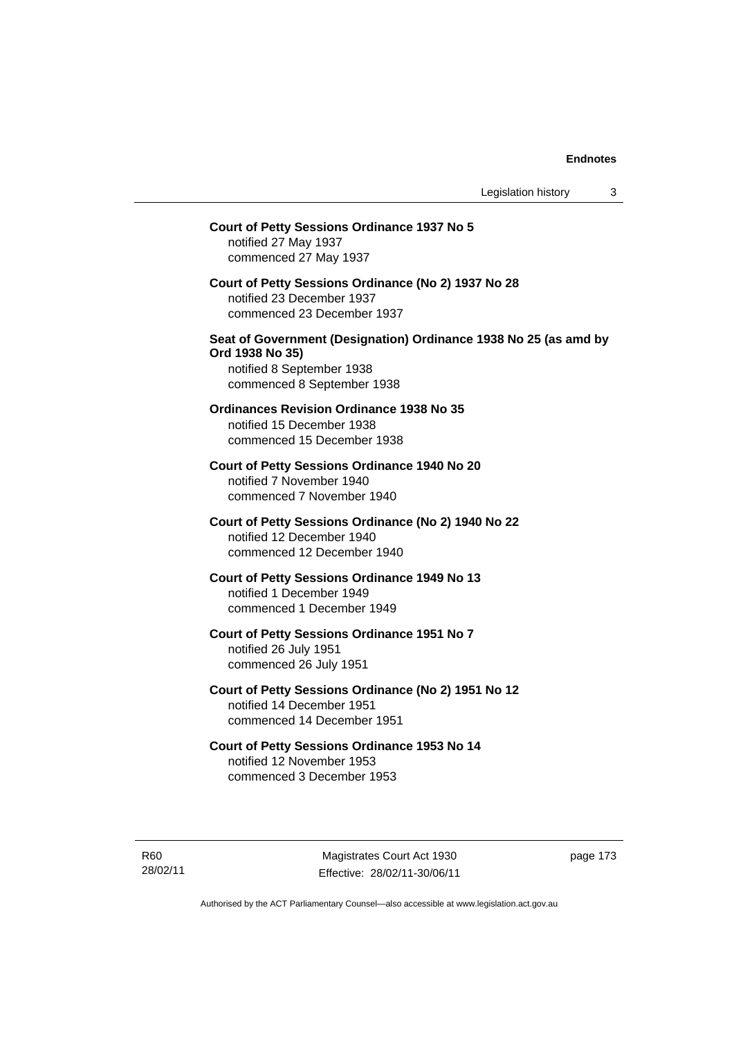**Court of Petty Sessions Ordinance 1937 No 5**
notified 27 May 1937
commenced 27 May 1937

**Court of Petty Sessions Ordinance (No 2) 1937 No 28**
notified 23 December 1937
commenced 23 December 1937

**Seat of Government (Designation) Ordinance 1938 No 25 (as amd by Ord 1938 No 35)**
notified 8 September 1938
commenced 8 September 1938

**Ordinances Revision Ordinance 1938 No 35**
notified 15 December 1938
commenced 15 December 1938

**Court of Petty Sessions Ordinance 1940 No 20**
notified 7 November 1940
commenced 7 November 1940

**Court of Petty Sessions Ordinance (No 2) 1940 No 22**
notified 12 December 1940
commenced 12 December 1940

**Court of Petty Sessions Ordinance 1949 No 13**
notified 1 December 1949
commenced 1 December 1949

**Court of Petty Sessions Ordinance 1951 No 7**
notified 26 July 1951
commenced 26 July 1951

**Court of Petty Sessions Ordinance (No 2) 1951 No 12**
notified 14 December 1951
commenced 14 December 1951

**Court of Petty Sessions Ordinance 1953 No 14**
notified 12 November 1953
commenced 3 December 1953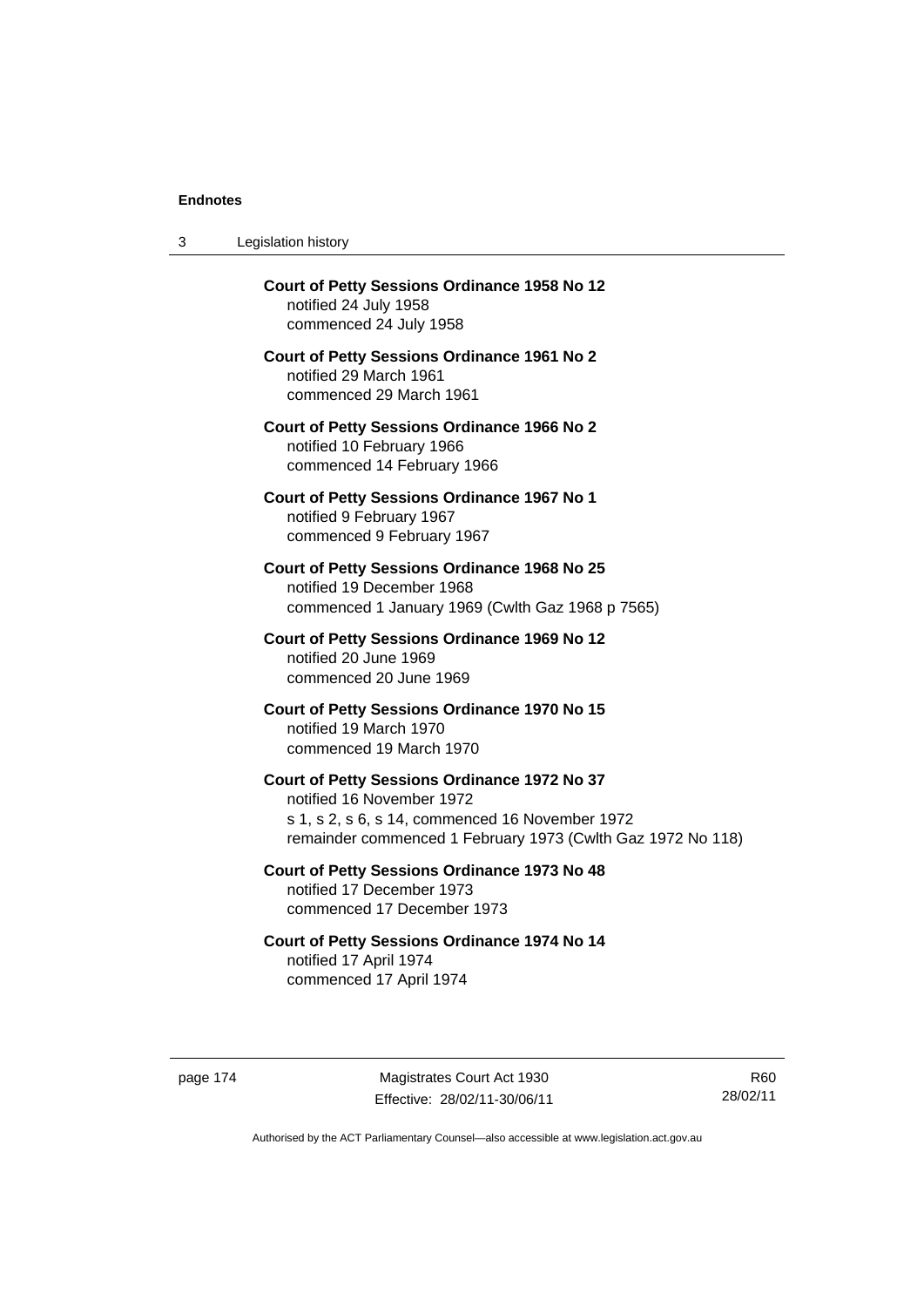**Court of Petty Sessions Ordinance 1958 No 12**
notified 24 July 1958
commenced 24 July 1958

**Court of Petty Sessions Ordinance 1961 No 2**
notified 29 March 1961
commenced 29 March 1961

**Court of Petty Sessions Ordinance 1966 No 2**
notified 10 February 1966
commenced 14 February 1966

**Court of Petty Sessions Ordinance 1967 No 1**
notified 9 February 1967
commenced 9 February 1967

**Court of Petty Sessions Ordinance 1968 No 25**
notified 19 December 1968
commenced 1 January 1969 (Cwlth Gaz 1968 p 7565)

**Court of Petty Sessions Ordinance 1969 No 12**
notified 20 June 1969
commenced 20 June 1969

**Court of Petty Sessions Ordinance 1970 No 15**
notified 19 March 1970
commenced 19 March 1970

**Court of Petty Sessions Ordinance 1972 No 37**
notified 16 November 1972
s 1, s 2, s 6, s 14, commenced 16 November 1972
remainder commenced 1 February 1973 (Cwlth Gaz 1972 No 118)

**Court of Petty Sessions Ordinance 1973 No 48**
notified 17 December 1973
commenced 17 December 1973

**Court of Petty Sessions Ordinance 1974 No 14**
notified 17 April 1974
commenced 17 April 1974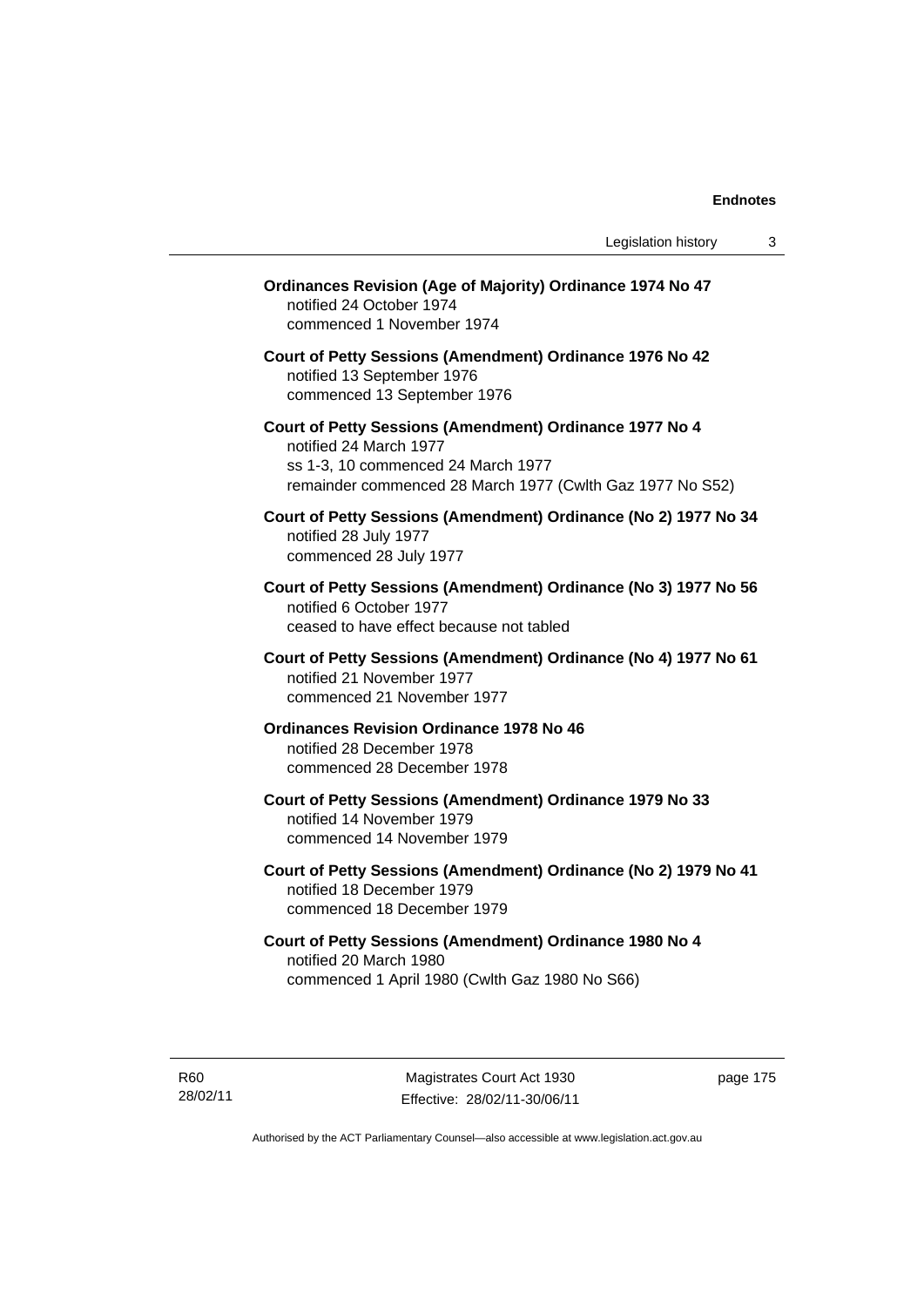**Ordinances Revision (Age of Majority) Ordinance 1974 No 47**
notified 24 October 1974
commenced 1 November 1974

**Court of Petty Sessions (Amendment) Ordinance 1976 No 42**
notified 13 September 1976
commenced 13 September 1976

**Court of Petty Sessions (Amendment) Ordinance 1977 No 4**
notified 24 March 1977
ss 1-3, 10 commenced 24 March 1977
remainder commenced 28 March 1977 (Cwlth Gaz 1977 No S52)

**Court of Petty Sessions (Amendment) Ordinance (No 2) 1977 No 34**
notified 28 July 1977
commenced 28 July 1977

**Court of Petty Sessions (Amendment) Ordinance (No 3) 1977 No 56**
notified 6 October 1977
ceased to have effect because not tabled

**Court of Petty Sessions (Amendment) Ordinance (No 4) 1977 No 61**
notified 21 November 1977
commenced 21 November 1977

**Ordinances Revision Ordinance 1978 No 46**
notified 28 December 1978
commenced 28 December 1978

**Court of Petty Sessions (Amendment) Ordinance 1979 No 33**
notified 14 November 1979
commenced 14 November 1979

**Court of Petty Sessions (Amendment) Ordinance (No 2) 1979 No 41**
notified 18 December 1979
commenced 18 December 1979

**Court of Petty Sessions (Amendment) Ordinance 1980 No 4**
notified 20 March 1980
commenced 1 April 1980 (Cwlth Gaz 1980 No S66)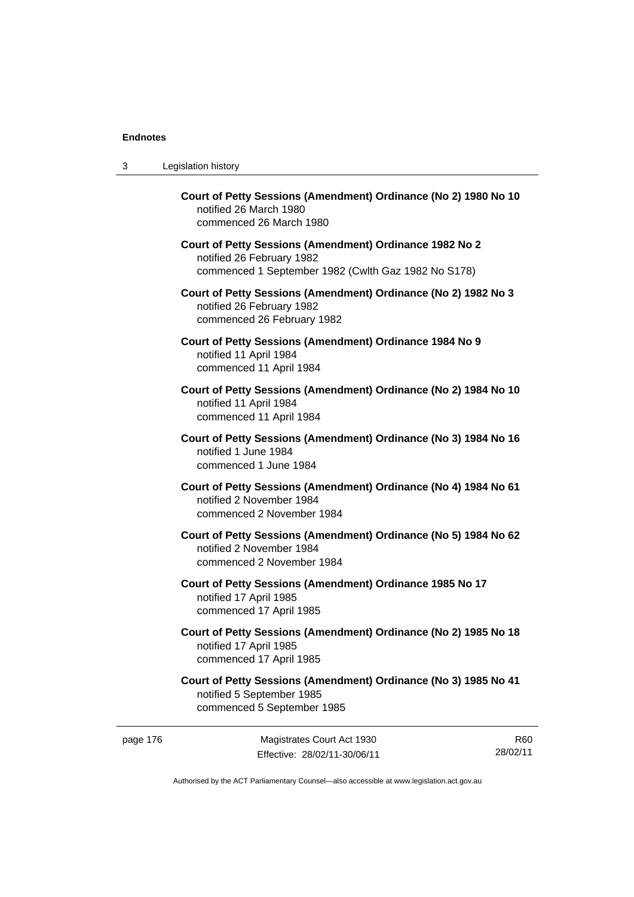**Court of Petty Sessions (Amendment) Ordinance (No 2) 1980 No 10**
notified 26 March 1980
commenced 26 March 1980

**Court of Petty Sessions (Amendment) Ordinance 1982 No 2**
notified 26 February 1982
commenced 1 September 1982 (Cwlth Gaz 1982 No S178)

**Court of Petty Sessions (Amendment) Ordinance (No 2) 1982 No 3**
notified 26 February 1982
commenced 26 February 1982

**Court of Petty Sessions (Amendment) Ordinance 1984 No 9**
notified 11 April 1984
commenced 11 April 1984

**Court of Petty Sessions (Amendment) Ordinance (No 2) 1984 No 10**
notified 11 April 1984
commenced 11 April 1984

**Court of Petty Sessions (Amendment) Ordinance (No 3) 1984 No 16**
notified 1 June 1984
commenced 1 June 1984

**Court of Petty Sessions (Amendment) Ordinance (No 4) 1984 No 61**
notified 2 November 1984
commenced 2 November 1984

**Court of Petty Sessions (Amendment) Ordinance (No 5) 1984 No 62**
notified 2 November 1984
commenced 2 November 1984

**Court of Petty Sessions (Amendment) Ordinance 1985 No 17**
notified 17 April 1985
commenced 17 April 1985

**Court of Petty Sessions (Amendment) Ordinance (No 2) 1985 No 18**
notified 17 April 1985
commenced 17 April 1985

**Court of Petty Sessions (Amendment) Ordinance (No 3) 1985 No 41**
notified 5 September 1985
commenced 5 September 1985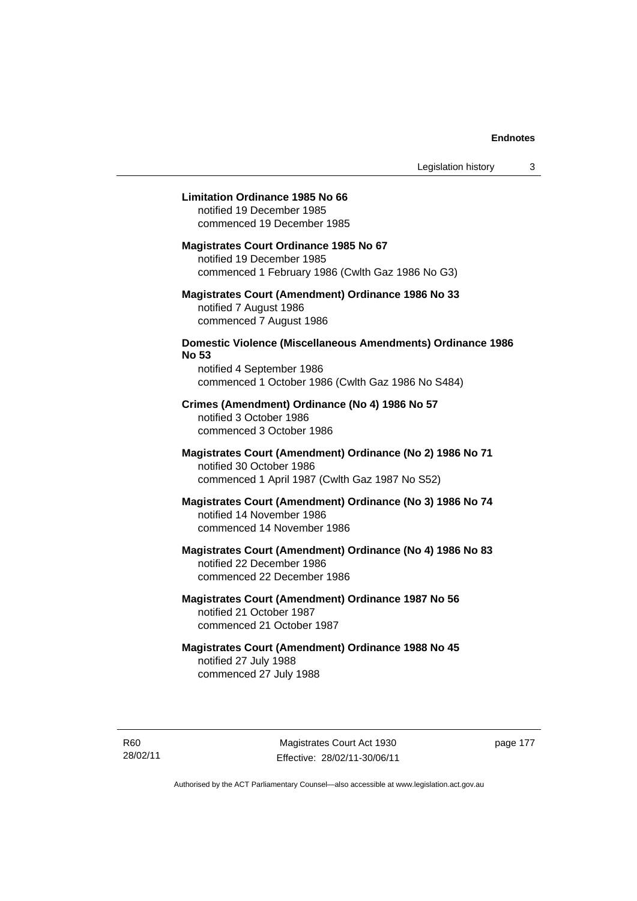**Limitation Ordinance 1985 No 66**
notified 19 December 1985
commenced 19 December 1985

**Magistrates Court Ordinance 1985 No 67**
notified 19 December 1985
commenced 1 February 1986 (Cwlth Gaz 1986 No G3)

**Magistrates Court (Amendment) Ordinance 1986 No 33**
notified 7 August 1986
commenced 7 August 1986

**Domestic Violence (Miscellaneous Amendments) Ordinance 1986 No 53**
notified 4 September 1986
commenced 1 October 1986 (Cwlth Gaz 1986 No S484)

**Crimes (Amendment) Ordinance (No 4) 1986 No 57**
notified 3 October 1986
commenced 3 October 1986

**Magistrates Court (Amendment) Ordinance (No 2) 1986 No 71**
notified 30 October 1986
commenced 1 April 1987 (Cwlth Gaz 1987 No S52)

**Magistrates Court (Amendment) Ordinance (No 3) 1986 No 74**
notified 14 November 1986
commenced 14 November 1986

**Magistrates Court (Amendment) Ordinance (No 4) 1986 No 83**
notified 22 December 1986
commenced 22 December 1986

**Magistrates Court (Amendment) Ordinance 1987 No 56**
notified 21 October 1987
commenced 21 October 1987

**Magistrates Court (Amendment) Ordinance 1988 No 45**
notified 27 July 1988
commenced 27 July 1988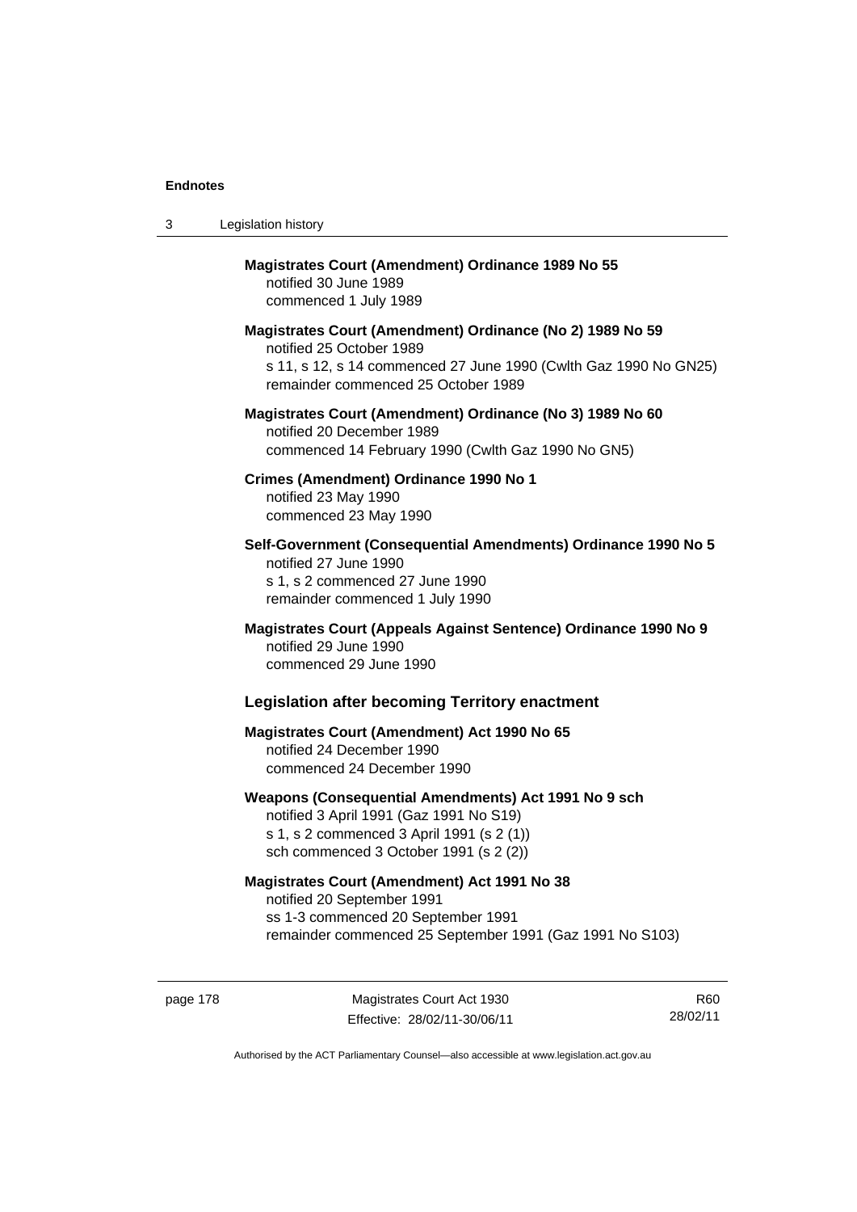**Magistrates Court (Amendment) Ordinance 1989 No 55**
notified 30 June 1989
commenced 1 July 1989

**Magistrates Court (Amendment) Ordinance (No 2) 1989 No 59**
notified 25 October 1989
s 11, s 12, s 14 commenced 27 June 1990 (Cwlth Gaz 1990 No GN25)
remainder commenced 25 October 1989

**Magistrates Court (Amendment) Ordinance (No 3) 1989 No 60**
notified 20 December 1989
commenced 14 February 1990 (Cwlth Gaz 1990 No GN5)

**Crimes (Amendment) Ordinance 1990 No 1**
notified 23 May 1990
commenced 23 May 1990

**Self-Government (Consequential Amendments) Ordinance 1990 No 5**
notified 27 June 1990
s 1, s 2 commenced 27 June 1990
remainder commenced 1 July 1990

**Magistrates Court (Appeals Against Sentence) Ordinance 1990 No 9**
notified 29 June 1990
commenced 29 June 1990

### Legislation after becoming Territory enactment

**Magistrates Court (Amendment) Act 1990 No 65**
notified 24 December 1990
commenced 24 December 1990

**Weapons (Consequential Amendments) Act 1991 No 9 sch**
notified 3 April 1991 (Gaz 1991 No S19)
s 1, s 2 commenced 3 April 1991 (s 2 (1))
sch commenced 3 October 1991 (s 2 (2))

**Magistrates Court (Amendment) Act 1991 No 38**
notified 20 September 1991
ss 1-3 commenced 20 September 1991
remainder commenced 25 September 1991 (Gaz 1991 No S103)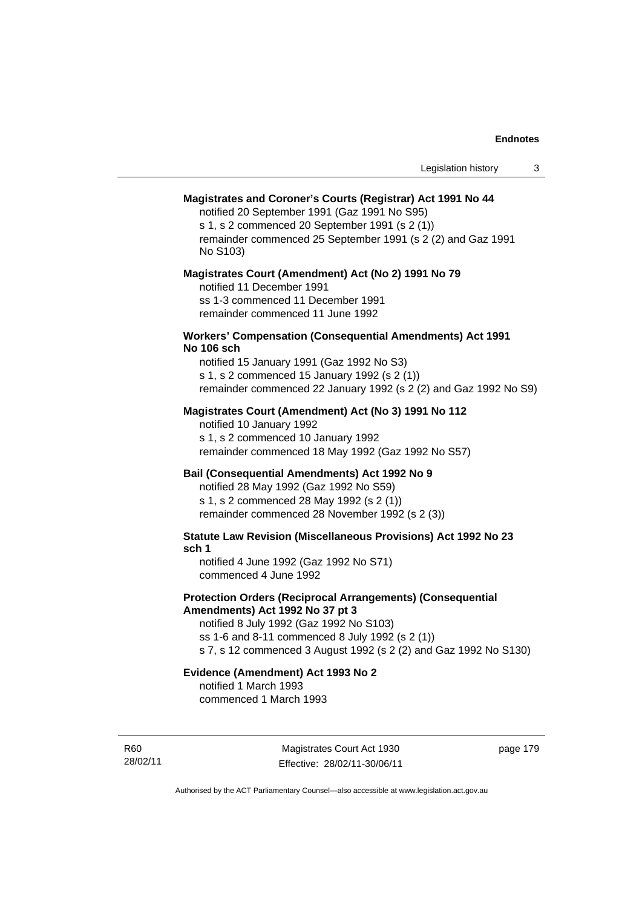**Magistrates and Coroner's Courts (Registrar) Act 1991 No 44**

notified 20 September 1991 (Gaz 1991 No S95)
s 1, s 2 commenced 20 September 1991 (s 2 (1))
remainder commenced 25 September 1991 (s 2 (2) and Gaz 1991 No S103)

**Magistrates Court (Amendment) Act (No 2) 1991 No 79**

notified 11 December 1991
ss 1-3 commenced 11 December 1991
remainder commenced 11 June 1992

**Workers' Compensation (Consequential Amendments) Act 1991 No 106 sch**

notified 15 January 1991 (Gaz 1992 No S3)
s 1, s 2 commenced 15 January 1992 (s 2 (1))
remainder commenced 22 January 1992 (s 2 (2) and Gaz 1992 No S9)

**Magistrates Court (Amendment) Act (No 3) 1991 No 112**

notified 10 January 1992
s 1, s 2 commenced 10 January 1992
remainder commenced 18 May 1992 (Gaz 1992 No S57)

**Bail (Consequential Amendments) Act 1992 No 9**

notified 28 May 1992 (Gaz 1992 No S59)
s 1, s 2 commenced 28 May 1992 (s 2 (1))
remainder commenced 28 November 1992 (s 2 (3))

**Statute Law Revision (Miscellaneous Provisions) Act 1992 No 23 sch 1**

notified 4 June 1992 (Gaz 1992 No S71)
commenced 4 June 1992

**Protection Orders (Reciprocal Arrangements) (Consequential Amendments) Act 1992 No 37 pt 3**

notified 8 July 1992 (Gaz 1992 No S103)
ss 1-6 and 8-11 commenced 8 July 1992 (s 2 (1))
s 7, s 12 commenced 3 August 1992 (s 2 (2) and Gaz 1992 No S130)

**Evidence (Amendment) Act 1993 No 2**

notified 1 March 1993
commenced 1 March 1993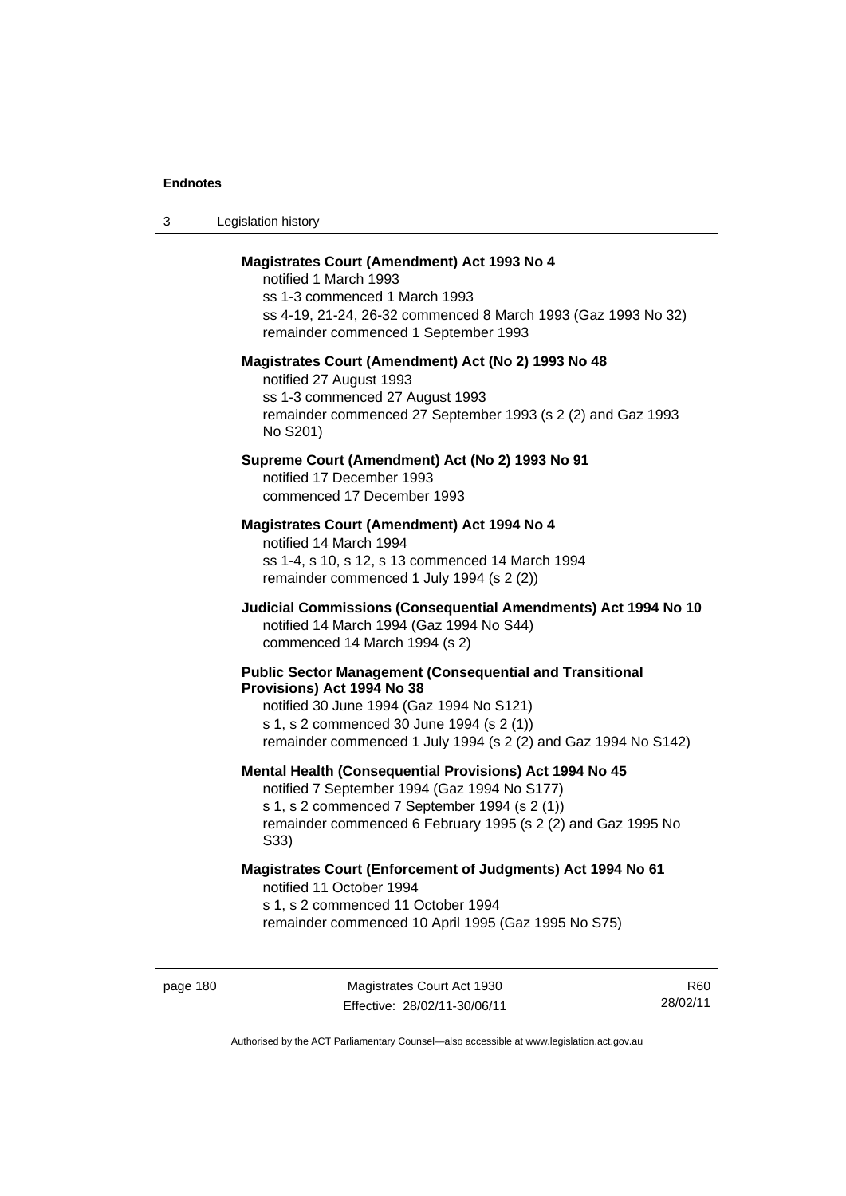**Magistrates Court (Amendment) Act 1993 No 4**

notified 1 March 1993
ss 1-3 commenced 1 March 1993
ss 4-19, 21-24, 26-32 commenced 8 March 1993 (Gaz 1993 No 32)
remainder commenced 1 September 1993

**Magistrates Court (Amendment) Act (No 2) 1993 No 48**

notified 27 August 1993
ss 1-3 commenced 27 August 1993
remainder commenced 27 September 1993 (s 2 (2) and Gaz 1993 No S201)

**Supreme Court (Amendment) Act (No 2) 1993 No 91**

notified 17 December 1993
commenced 17 December 1993

**Magistrates Court (Amendment) Act 1994 No 4**

notified 14 March 1994
ss 1-4, s 10, s 12, s 13 commenced 14 March 1994
remainder commenced 1 July 1994 (s 2 (2))

**Judicial Commissions (Consequential Amendments) Act 1994 No 10**

notified 14 March 1994 (Gaz 1994 No S44)
commenced 14 March 1994 (s 2)

**Public Sector Management (Consequential and Transitional Provisions) Act 1994 No 38**

notified 30 June 1994 (Gaz 1994 No S121)
s 1, s 2 commenced 30 June 1994 (s 2 (1))
remainder commenced 1 July 1994 (s 2 (2) and Gaz 1994 No S142)

**Mental Health (Consequential Provisions) Act 1994 No 45**

notified 7 September 1994 (Gaz 1994 No S177)
s 1, s 2 commenced 7 September 1994 (s 2 (1))
remainder commenced 6 February 1995 (s 2 (2) and Gaz 1995 No S33)

**Magistrates Court (Enforcement of Judgments) Act 1994 No 61**

notified 11 October 1994
s 1, s 2 commenced 11 October 1994
remainder commenced 10 April 1995 (Gaz 1995 No S75)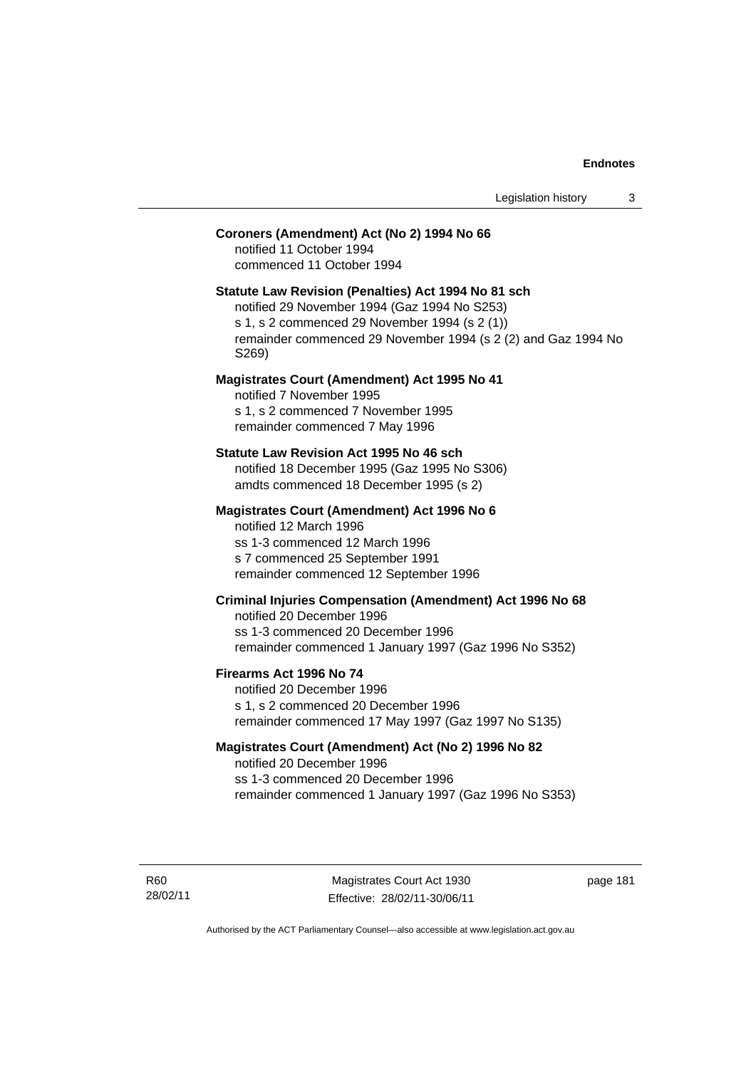**Coroners (Amendment) Act (No 2) 1994 No 66**
notified 11 October 1994
commenced 11 October 1994

**Statute Law Revision (Penalties) Act 1994 No 81 sch**
notified 29 November 1994 (Gaz 1994 No S253)
s 1, s 2 commenced 29 November 1994 (s 2 (1))
remainder commenced 29 November 1994 (s 2 (2) and Gaz 1994 No S269)

**Magistrates Court (Amendment) Act 1995 No 41**
notified 7 November 1995
s 1, s 2 commenced 7 November 1995
remainder commenced 7 May 1996

**Statute Law Revision Act 1995 No 46 sch**
notified 18 December 1995 (Gaz 1995 No S306)
amdts commenced 18 December 1995 (s 2)

**Magistrates Court (Amendment) Act 1996 No 6**
notified 12 March 1996
ss 1-3 commenced 12 March 1996
s 7 commenced 25 September 1991
remainder commenced 12 September 1996

**Criminal Injuries Compensation (Amendment) Act 1996 No 68**
notified 20 December 1996
ss 1-3 commenced 20 December 1996
remainder commenced 1 January 1997 (Gaz 1996 No S352)

**Firearms Act 1996 No 74**
notified 20 December 1996
s 1, s 2 commenced 20 December 1996
remainder commenced 17 May 1997 (Gaz 1997 No S135)

**Magistrates Court (Amendment) Act (No 2) 1996 No 82**
notified 20 December 1996
ss 1-3 commenced 20 December 1996
remainder commenced 1 January 1997 (Gaz 1996 No S353)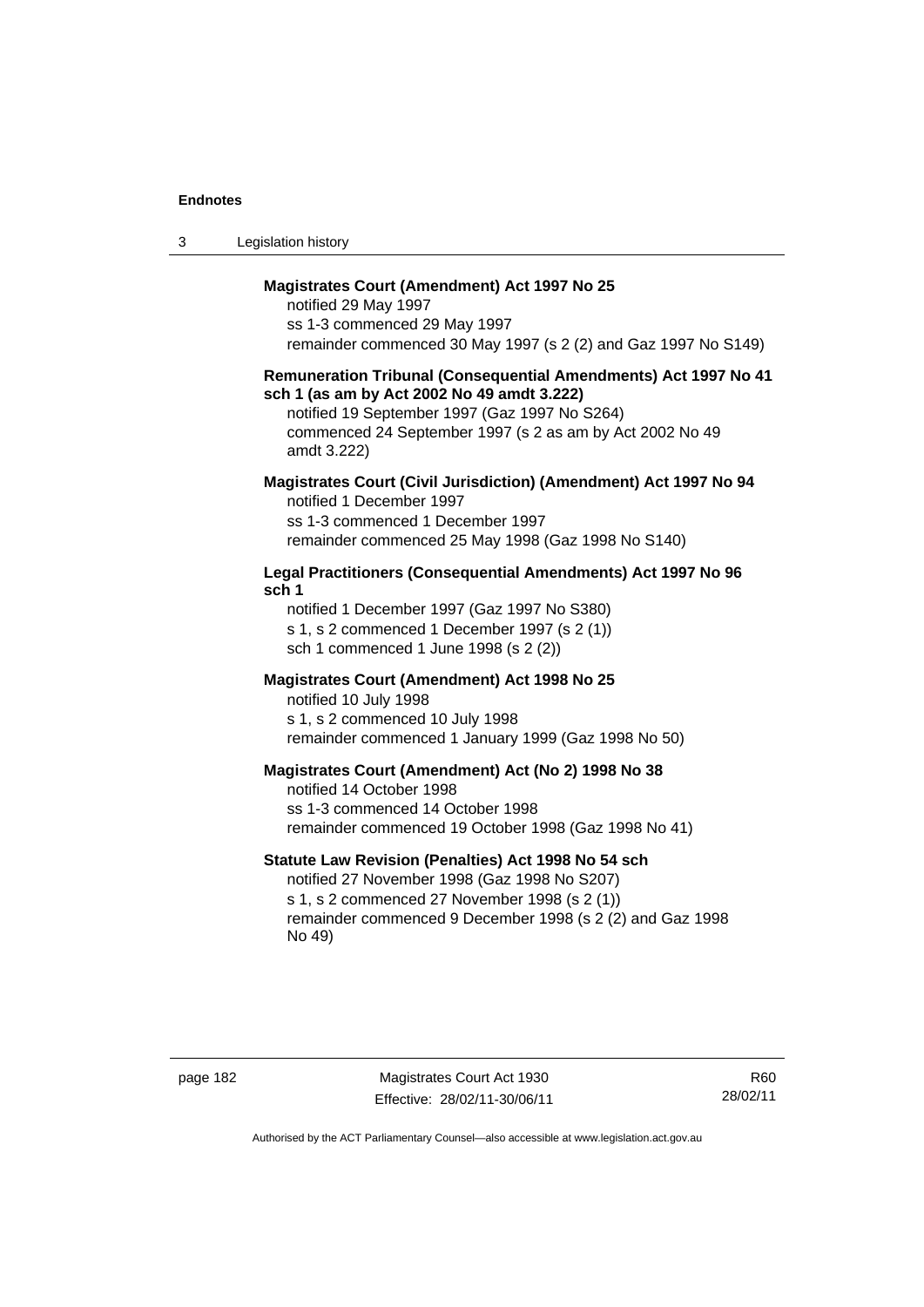**Magistrates Court (Amendment) Act 1997 No 25**

notified 29 May 1997
ss 1-3 commenced 29 May 1997
remainder commenced 30 May 1997 (s 2 (2) and Gaz 1997 No S149)

**Remuneration Tribunal (Consequential Amendments) Act 1997 No 41 sch 1 (as am by Act 2002 No 49 amdt 3.222)**

notified 19 September 1997 (Gaz 1997 No S264)
commenced 24 September 1997 (s 2 as am by Act 2002 No 49 amdt 3.222)

**Magistrates Court (Civil Jurisdiction) (Amendment) Act 1997 No 94**

notified 1 December 1997
ss 1-3 commenced 1 December 1997
remainder commenced 25 May 1998 (Gaz 1998 No S140)

**Legal Practitioners (Consequential Amendments) Act 1997 No 96 sch 1**

notified 1 December 1997 (Gaz 1997 No S380)
s 1, s 2 commenced 1 December 1997 (s 2 (1))
sch 1 commenced 1 June 1998 (s 2 (2))

**Magistrates Court (Amendment) Act 1998 No 25**

notified 10 July 1998
s 1, s 2 commenced 10 July 1998
remainder commenced 1 January 1999 (Gaz 1998 No 50)

**Magistrates Court (Amendment) Act (No 2) 1998 No 38**

notified 14 October 1998
ss 1-3 commenced 14 October 1998
remainder commenced 19 October 1998 (Gaz 1998 No 41)

**Statute Law Revision (Penalties) Act 1998 No 54 sch**

notified 27 November 1998 (Gaz 1998 No S207)
s 1, s 2 commenced 27 November 1998 (s 2 (1))
remainder commenced 9 December 1998 (s 2 (2) and Gaz 1998 No 49)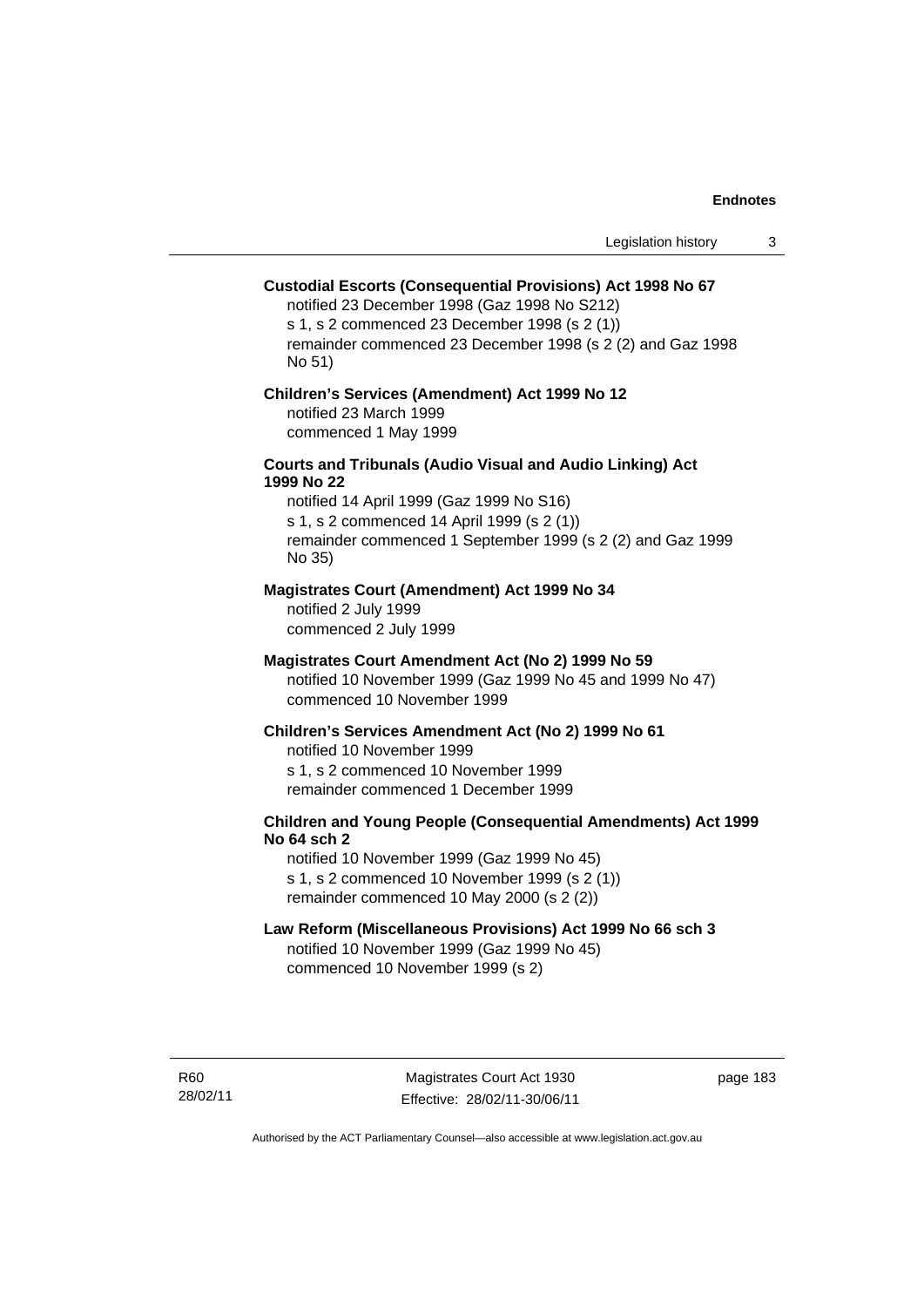**Custodial Escorts (Consequential Provisions) Act 1998 No 67**

notified 23 December 1998 (Gaz 1998 No S212)
s 1, s 2 commenced 23 December 1998 (s 2 (1))
remainder commenced 23 December 1998 (s 2 (2) and Gaz 1998 No 51)

**Children's Services (Amendment) Act 1999 No 12**

notified 23 March 1999
commenced 1 May 1999

**Courts and Tribunals (Audio Visual and Audio Linking) Act 1999 No 22**

notified 14 April 1999 (Gaz 1999 No S16)
s 1, s 2 commenced 14 April 1999 (s 2 (1))
remainder commenced 1 September 1999 (s 2 (2) and Gaz 1999 No 35)

**Magistrates Court (Amendment) Act 1999 No 34**

notified 2 July 1999
commenced 2 July 1999

**Magistrates Court Amendment Act (No 2) 1999 No 59**

notified 10 November 1999 (Gaz 1999 No 45 and 1999 No 47)
commenced 10 November 1999

**Children's Services Amendment Act (No 2) 1999 No 61**

notified 10 November 1999
s 1, s 2 commenced 10 November 1999
remainder commenced 1 December 1999

**Children and Young People (Consequential Amendments) Act 1999 No 64 sch 2**

notified 10 November 1999 (Gaz 1999 No 45)
s 1, s 2 commenced 10 November 1999 (s 2 (1))
remainder commenced 10 May 2000 (s 2 (2))

**Law Reform (Miscellaneous Provisions) Act 1999 No 66 sch 3**

notified 10 November 1999 (Gaz 1999 No 45)
commenced 10 November 1999 (s 2)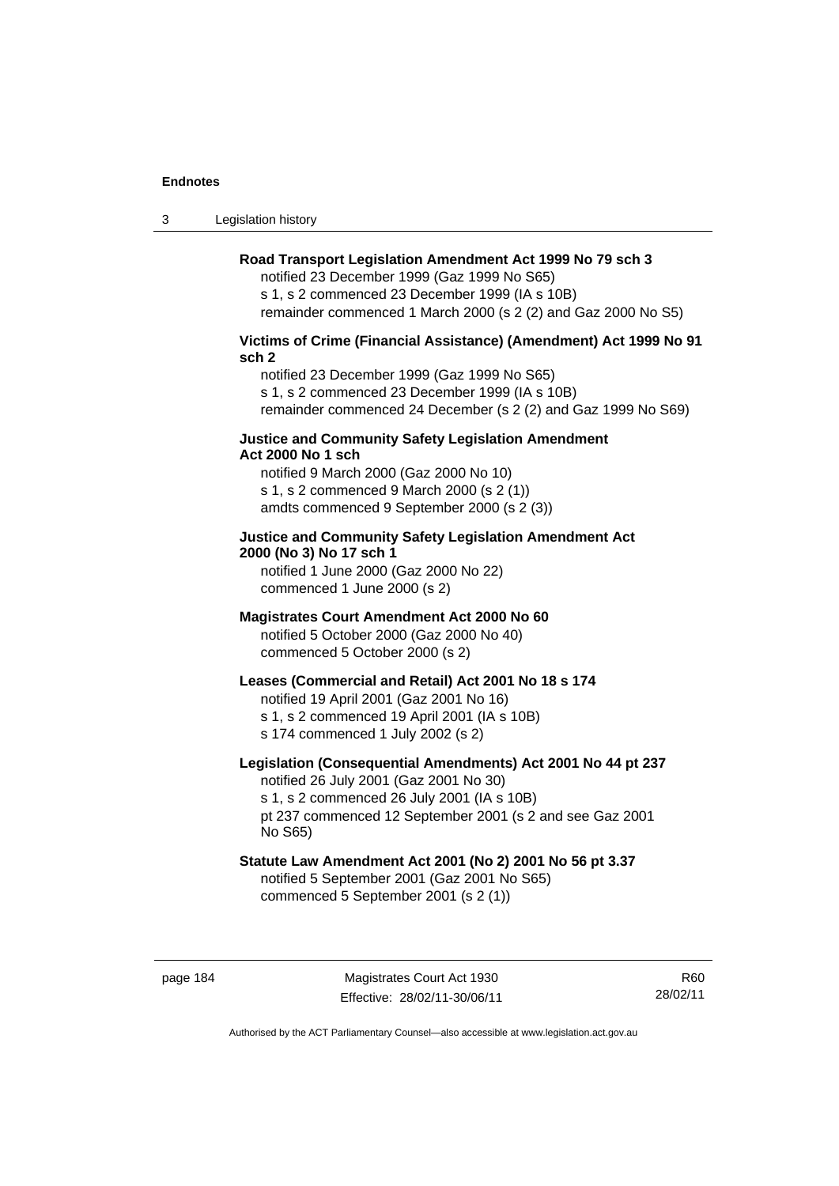**Road Transport Legislation Amendment Act 1999 No 79 sch 3**

notified 23 December 1999 (Gaz 1999 No S65)
s 1, s 2 commenced 23 December 1999 (IA s 10B)
remainder commenced 1 March 2000 (s 2 (2) and Gaz 2000 No S5)

**Victims of Crime (Financial Assistance) (Amendment) Act 1999 No 91 sch 2**

notified 23 December 1999 (Gaz 1999 No S65)
s 1, s 2 commenced 23 December 1999 (IA s 10B)
remainder commenced 24 December (s 2 (2) and Gaz 1999 No S69)

**Justice and Community Safety Legislation Amendment Act 2000 No 1 sch**

notified 9 March 2000 (Gaz 2000 No 10)
s 1, s 2 commenced 9 March 2000 (s 2 (1))
amdts commenced 9 September 2000 (s 2 (3))

**Justice and Community Safety Legislation Amendment Act 2000 (No 3) No 17 sch 1**

notified 1 June 2000 (Gaz 2000 No 22)
commenced 1 June 2000 (s 2)

**Magistrates Court Amendment Act 2000 No 60**

notified 5 October 2000 (Gaz 2000 No 40)
commenced 5 October 2000 (s 2)

**Leases (Commercial and Retail) Act 2001 No 18 s 174**

notified 19 April 2001 (Gaz 2001 No 16)
s 1, s 2 commenced 19 April 2001 (IA s 10B)
s 174 commenced 1 July 2002 (s 2)

**Legislation (Consequential Amendments) Act 2001 No 44 pt 237**

notified 26 July 2001 (Gaz 2001 No 30)
s 1, s 2 commenced 26 July 2001 (IA s 10B)
pt 237 commenced 12 September 2001 (s 2 and see Gaz 2001 No S65)

**Statute Law Amendment Act 2001 (No 2) 2001 No 56 pt 3.37**

notified 5 September 2001 (Gaz 2001 No S65)
commenced 5 September 2001 (s 2 (1))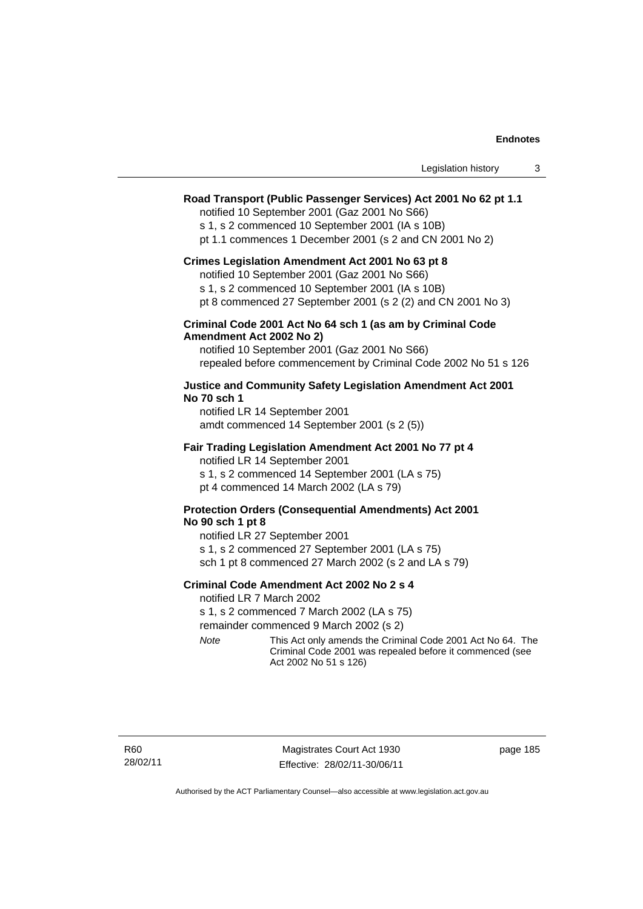**Road Transport (Public Passenger Services) Act 2001 No 62 pt 1.1**

notified 10 September 2001 (Gaz 2001 No S66)

s 1, s 2 commenced 10 September 2001 (IA s 10B)

pt 1.1 commences 1 December 2001 (s 2 and CN 2001 No 2)

**Crimes Legislation Amendment Act 2001 No 63 pt 8**

notified 10 September 2001 (Gaz 2001 No S66)

s 1, s 2 commenced 10 September 2001 (IA s 10B)

pt 8 commenced 27 September 2001 (s 2 (2) and CN 2001 No 3)

**Criminal Code 2001 Act No 64 sch 1 (as am by Criminal Code Amendment Act 2002 No 2)**

notified 10 September 2001 (Gaz 2001 No S66)

repealed before commencement by Criminal Code 2002 No 51 s 126

**Justice and Community Safety Legislation Amendment Act 2001 No 70 sch 1**

notified LR 14 September 2001

amdt commenced 14 September 2001 (s 2 (5))

**Fair Trading Legislation Amendment Act 2001 No 77 pt 4**

notified LR 14 September 2001

s 1, s 2 commenced 14 September 2001 (LA s 75)

pt 4 commenced 14 March 2002 (LA s 79)

**Protection Orders (Consequential Amendments) Act 2001 No 90 sch 1 pt 8**

notified LR 27 September 2001

s 1, s 2 commenced 27 September 2001 (LA s 75)

sch 1 pt 8 commenced 27 March 2002 (s 2 and LA s 79)

**Criminal Code Amendment Act 2002 No 2 s 4**

notified LR 7 March 2002

s 1, s 2 commenced 7 March 2002 (LA s 75)

remainder commenced 9 March 2002 (s 2)

*Note* This Act only amends the Criminal Code 2001 Act No 64. The Criminal Code 2001 was repealed before it commenced (see Act 2002 No 51 s 126)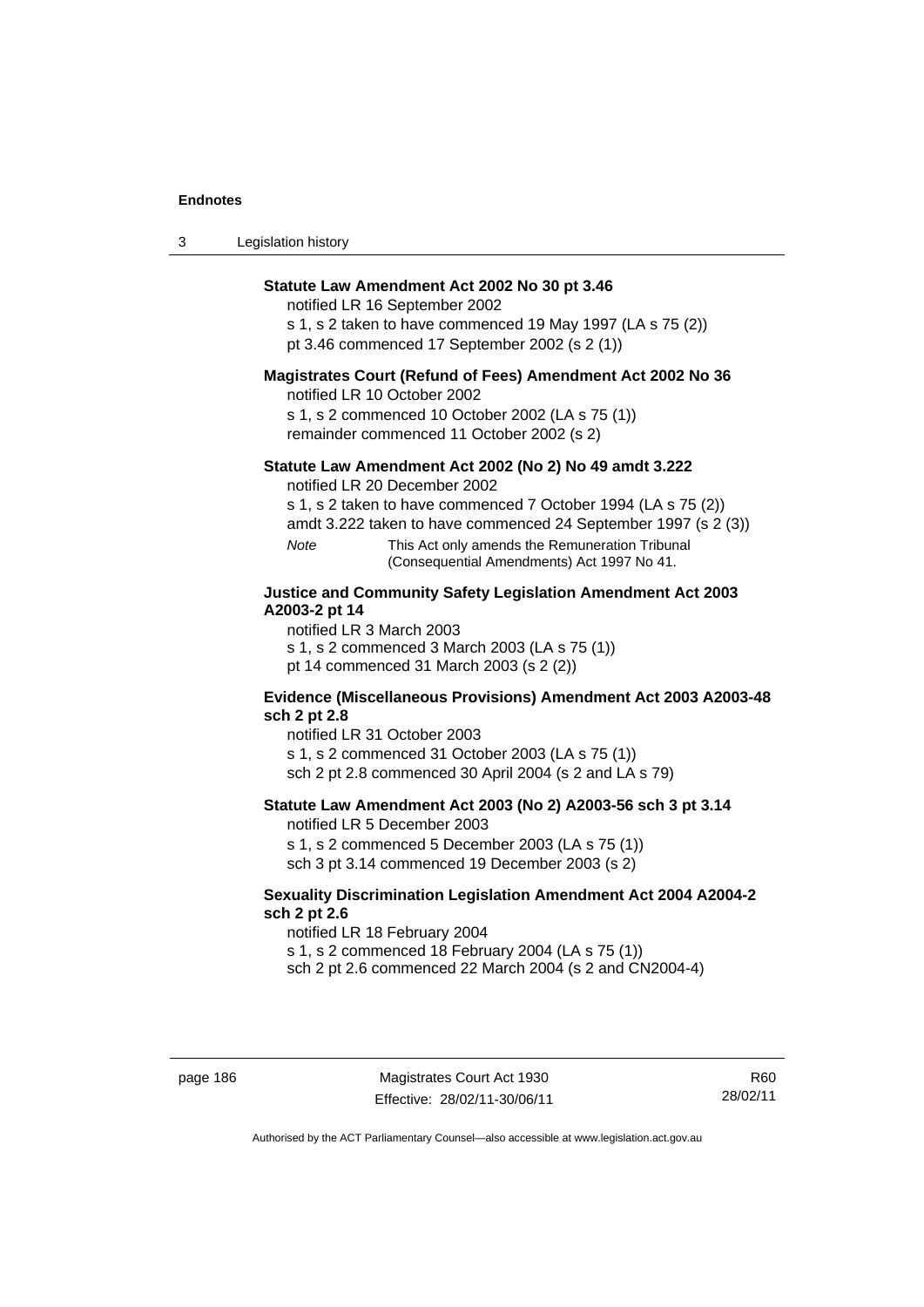**Statute Law Amendment Act 2002 No 30 pt 3.46**

notified LR 16 September 2002

s 1, s 2 taken to have commenced 19 May 1997 (LA s 75 (2))

pt 3.46 commenced 17 September 2002 (s 2 (1))

**Magistrates Court (Refund of Fees) Amendment Act 2002 No 36**

notified LR 10 October 2002

s 1, s 2 commenced 10 October 2002 (LA s 75 (1))

remainder commenced 11 October 2002 (s 2)

**Statute Law Amendment Act 2002 (No 2) No 49 amdt 3.222**

notified LR 20 December 2002

s 1, s 2 taken to have commenced 7 October 1994 (LA s 75 (2))

amdt 3.222 taken to have commenced 24 September 1997 (s 2 (3))

*Note* This Act only amends the Remuneration Tribunal (Consequential Amendments) Act 1997 No 41.

**Justice and Community Safety Legislation Amendment Act 2003 A2003-2 pt 14**

notified LR 3 March 2003

s 1, s 2 commenced 3 March 2003 (LA s 75 (1))

pt 14 commenced 31 March 2003 (s 2 (2))

**Evidence (Miscellaneous Provisions) Amendment Act 2003 A2003-48 sch 2 pt 2.8**

notified LR 31 October 2003

s 1, s 2 commenced 31 October 2003 (LA s 75 (1))

sch 2 pt 2.8 commenced 30 April 2004 (s 2 and LA s 79)

**Statute Law Amendment Act 2003 (No 2) A2003-56 sch 3 pt 3.14**

notified LR 5 December 2003

s 1, s 2 commenced 5 December 2003 (LA s 75 (1))

sch 3 pt 3.14 commenced 19 December 2003 (s 2)

**Sexuality Discrimination Legislation Amendment Act 2004 A2004-2 sch 2 pt 2.6**

notified LR 18 February 2004

s 1, s 2 commenced 18 February 2004 (LA s 75 (1))

sch 2 pt 2.6 commenced 22 March 2004 (s 2 and CN2004-4)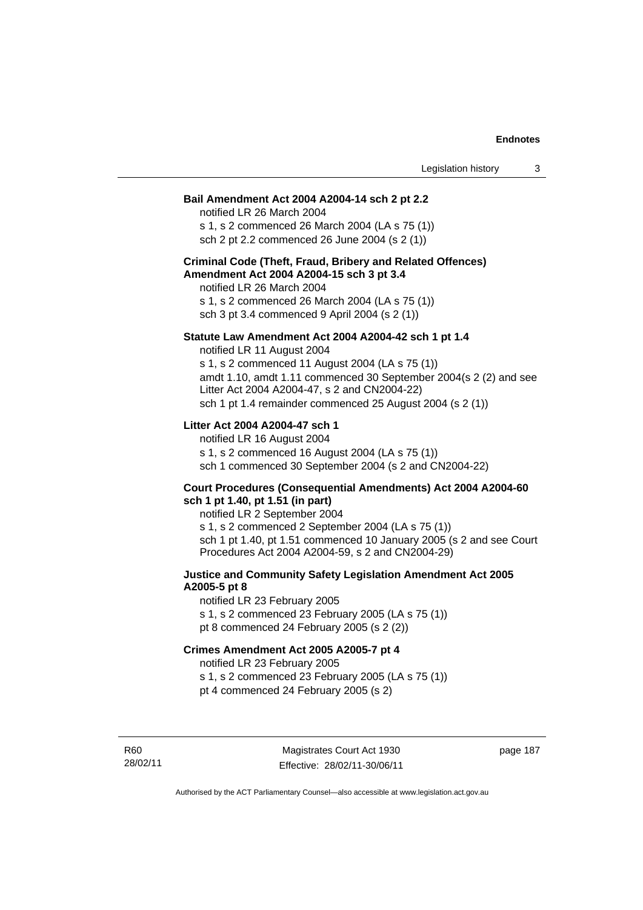**Bail Amendment Act 2004 A2004-14 sch 2 pt 2.2**

notified LR 26 March 2004
s 1, s 2 commenced 26 March 2004 (LA s 75 (1))
sch 2 pt 2.2 commenced 26 June 2004 (s 2 (1))

**Criminal Code (Theft, Fraud, Bribery and Related Offences) Amendment Act 2004 A2004-15 sch 3 pt 3.4**

notified LR 26 March 2004
s 1, s 2 commenced 26 March 2004 (LA s 75 (1))
sch 3 pt 3.4 commenced 9 April 2004 (s 2 (1))

**Statute Law Amendment Act 2004 A2004-42 sch 1 pt 1.4**

notified LR 11 August 2004
s 1, s 2 commenced 11 August 2004 (LA s 75 (1))
amdt 1.10, amdt 1.11 commenced 30 September 2004(s 2 (2) and see Litter Act 2004 A2004-47, s 2 and CN2004-22)
sch 1 pt 1.4 remainder commenced 25 August 2004 (s 2 (1))

**Litter Act 2004 A2004-47 sch 1**

notified LR 16 August 2004
s 1, s 2 commenced 16 August 2004 (LA s 75 (1))
sch 1 commenced 30 September 2004 (s 2 and CN2004-22)

**Court Procedures (Consequential Amendments) Act 2004 A2004-60 sch 1 pt 1.40, pt 1.51 (in part)**

notified LR 2 September 2004
s 1, s 2 commenced 2 September 2004 (LA s 75 (1))
sch 1 pt 1.40, pt 1.51 commenced 10 January 2005 (s 2 and see Court Procedures Act 2004 A2004-59, s 2 and CN2004-29)

**Justice and Community Safety Legislation Amendment Act 2005 A2005-5 pt 8**

notified LR 23 February 2005
s 1, s 2 commenced 23 February 2005 (LA s 75 (1))
pt 8 commenced 24 February 2005 (s 2 (2))

**Crimes Amendment Act 2005 A2005-7 pt 4**

notified LR 23 February 2005
s 1, s 2 commenced 23 February 2005 (LA s 75 (1))
pt 4 commenced 24 February 2005 (s 2)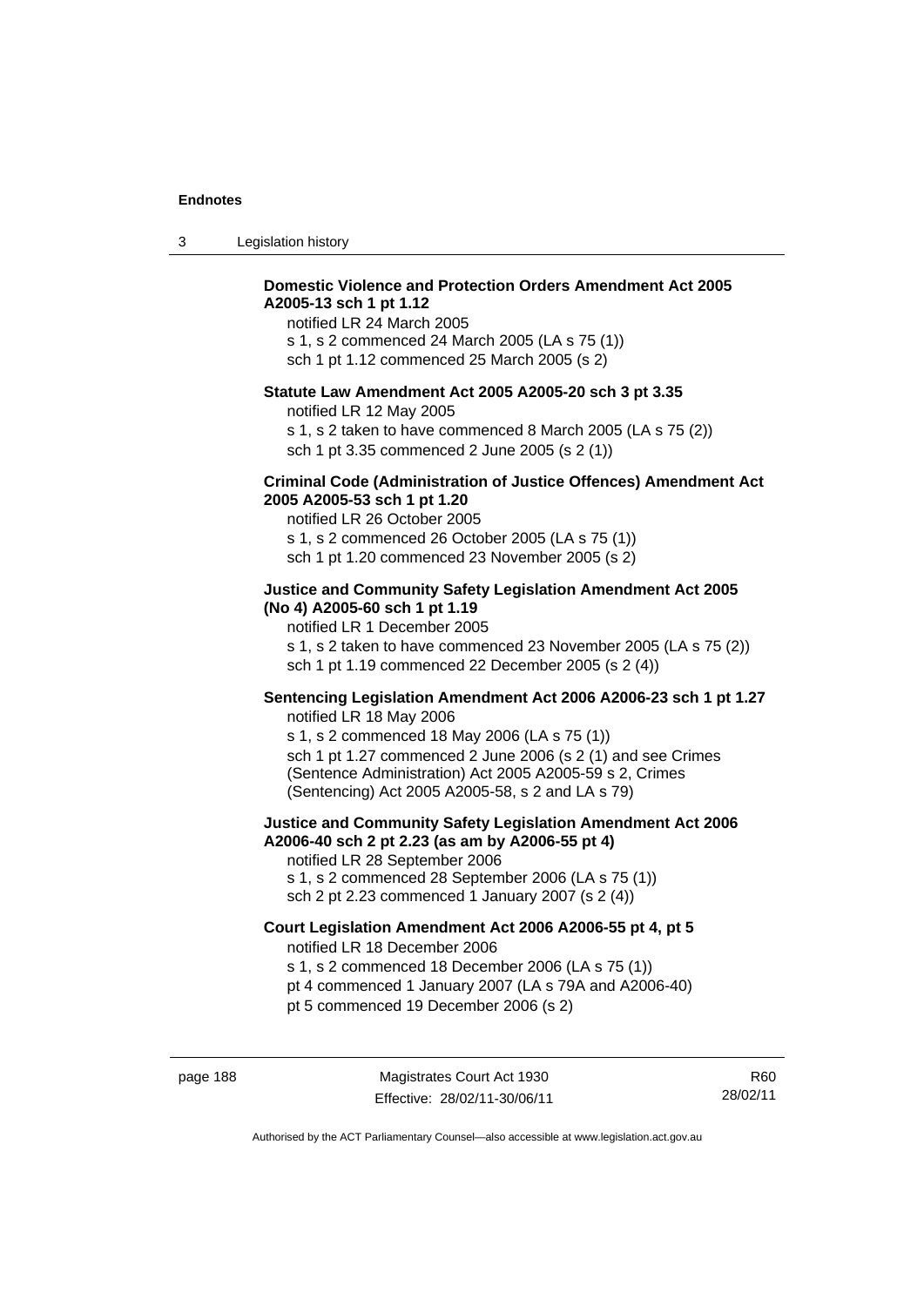**Domestic Violence and Protection Orders Amendment Act 2005 A2005-13 sch 1 pt 1.12**

notified LR 24 March 2005
s 1, s 2 commenced 24 March 2005 (LA s 75 (1))
sch 1 pt 1.12 commenced 25 March 2005 (s 2)

**Statute Law Amendment Act 2005 A2005-20 sch 3 pt 3.35**

notified LR 12 May 2005
s 1, s 2 taken to have commenced 8 March 2005 (LA s 75 (2))
sch 1 pt 3.35 commenced 2 June 2005 (s 2 (1))

**Criminal Code (Administration of Justice Offences) Amendment Act 2005 A2005-53 sch 1 pt 1.20**

notified LR 26 October 2005
s 1, s 2 commenced 26 October 2005 (LA s 75 (1))
sch 1 pt 1.20 commenced 23 November 2005 (s 2)

**Justice and Community Safety Legislation Amendment Act 2005 (No 4) A2005-60 sch 1 pt 1.19**

notified LR 1 December 2005
s 1, s 2 taken to have commenced 23 November 2005 (LA s 75 (2))
sch 1 pt 1.19 commenced 22 December 2005 (s 2 (4))

**Sentencing Legislation Amendment Act 2006 A2006-23 sch 1 pt 1.27**

notified LR 18 May 2006
s 1, s 2 commenced 18 May 2006 (LA s 75 (1))
sch 1 pt 1.27 commenced 2 June 2006 (s 2 (1) and see Crimes (Sentence Administration) Act 2005 A2005-59 s 2, Crimes (Sentencing) Act 2005 A2005-58, s 2 and LA s 79)

**Justice and Community Safety Legislation Amendment Act 2006 A2006-40 sch 2 pt 2.23 (as am by A2006-55 pt 4)**

notified LR 28 September 2006
s 1, s 2 commenced 28 September 2006 (LA s 75 (1))
sch 2 pt 2.23 commenced 1 January 2007 (s 2 (4))

**Court Legislation Amendment Act 2006 A2006-55 pt 4, pt 5**

notified LR 18 December 2006
s 1, s 2 commenced 18 December 2006 (LA s 75 (1))
pt 4 commenced 1 January 2007 (LA s 79A and A2006-40)
pt 5 commenced 19 December 2006 (s 2)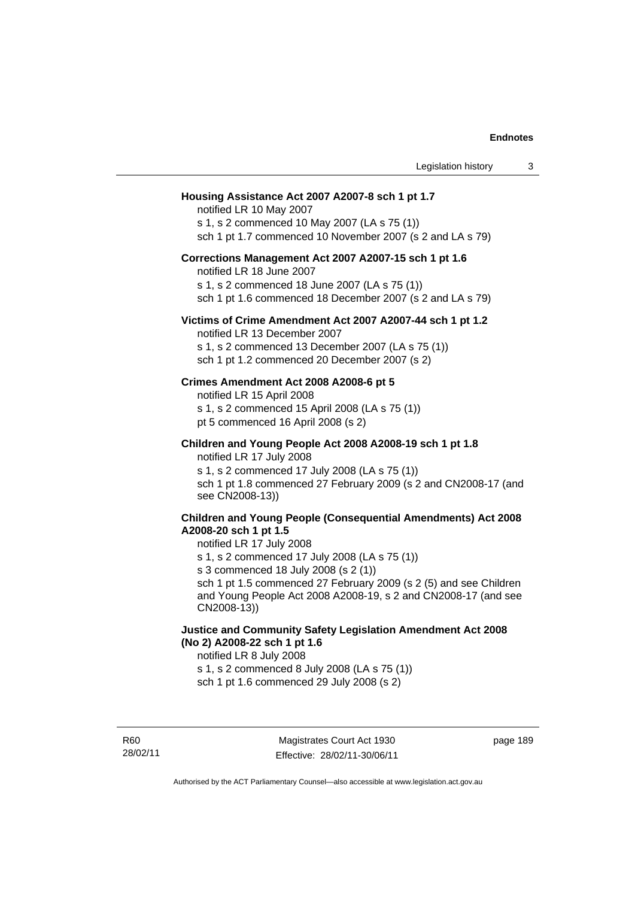**Housing Assistance Act 2007 A2007-8 sch 1 pt 1.7**

notified LR 10 May 2007

s 1, s 2 commenced 10 May 2007 (LA s 75 (1))

sch 1 pt 1.7 commenced 10 November 2007 (s 2 and LA s 79)

**Corrections Management Act 2007 A2007-15 sch 1 pt 1.6**

notified LR 18 June 2007

s 1, s 2 commenced 18 June 2007 (LA s 75 (1))

sch 1 pt 1.6 commenced 18 December 2007 (s 2 and LA s 79)

**Victims of Crime Amendment Act 2007 A2007-44 sch 1 pt 1.2**

notified LR 13 December 2007

s 1, s 2 commenced 13 December 2007 (LA s 75 (1))

sch 1 pt 1.2 commenced 20 December 2007 (s 2)

**Crimes Amendment Act 2008 A2008-6 pt 5**

notified LR 15 April 2008

s 1, s 2 commenced 15 April 2008 (LA s 75 (1))

pt 5 commenced 16 April 2008 (s 2)

**Children and Young People Act 2008 A2008-19 sch 1 pt 1.8**

notified LR 17 July 2008

s 1, s 2 commenced 17 July 2008 (LA s 75 (1))

sch 1 pt 1.8 commenced 27 February 2009 (s 2 and CN2008-17 (and see CN2008-13))

**Children and Young People (Consequential Amendments) Act 2008 A2008-20 sch 1 pt 1.5**

notified LR 17 July 2008

s 1, s 2 commenced 17 July 2008 (LA s 75 (1))

s 3 commenced 18 July 2008 (s 2 (1))

sch 1 pt 1.5 commenced 27 February 2009 (s 2 (5) and see Children and Young People Act 2008 A2008-19, s 2 and CN2008-17 (and see CN2008-13))

**Justice and Community Safety Legislation Amendment Act 2008 (No 2) A2008-22 sch 1 pt 1.6**

notified LR 8 July 2008

s 1, s 2 commenced 8 July 2008 (LA s 75 (1))

sch 1 pt 1.6 commenced 29 July 2008 (s 2)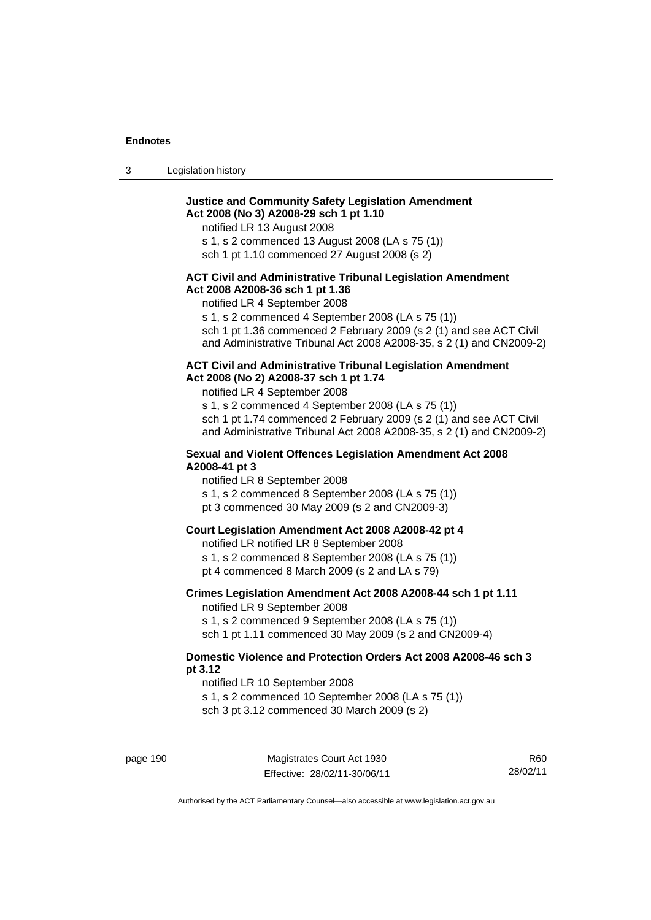**Justice and Community Safety Legislation Amendment Act 2008 (No 3) A2008-29 sch 1 pt 1.10**

notified LR 13 August 2008

s 1, s 2 commenced 13 August 2008 (LA s 75 (1))

sch 1 pt 1.10 commenced 27 August 2008 (s 2)

**ACT Civil and Administrative Tribunal Legislation Amendment Act 2008 A2008-36 sch 1 pt 1.36**

notified LR 4 September 2008

s 1, s 2 commenced 4 September 2008 (LA s 75 (1))

sch 1 pt 1.36 commenced 2 February 2009 (s 2 (1) and see ACT Civil and Administrative Tribunal Act 2008 A2008-35, s 2 (1) and CN2009-2)

**ACT Civil and Administrative Tribunal Legislation Amendment Act 2008 (No 2) A2008-37 sch 1 pt 1.74**

notified LR 4 September 2008

s 1, s 2 commenced 4 September 2008 (LA s 75 (1))

sch 1 pt 1.74 commenced 2 February 2009 (s 2 (1) and see ACT Civil and Administrative Tribunal Act 2008 A2008-35, s 2 (1) and CN2009-2)

**Sexual and Violent Offences Legislation Amendment Act 2008 A2008-41 pt 3**

notified LR 8 September 2008

s 1, s 2 commenced 8 September 2008 (LA s 75 (1))

pt 3 commenced 30 May 2009 (s 2 and CN2009-3)

**Court Legislation Amendment Act 2008 A2008-42 pt 4**

notified LR notified LR 8 September 2008

s 1, s 2 commenced 8 September 2008 (LA s 75 (1))

pt 4 commenced 8 March 2009 (s 2 and LA s 79)

**Crimes Legislation Amendment Act 2008 A2008-44 sch 1 pt 1.11**

notified LR 9 September 2008

s 1, s 2 commenced 9 September 2008 (LA s 75 (1))

sch 1 pt 1.11 commenced 30 May 2009 (s 2 and CN2009-4)

**Domestic Violence and Protection Orders Act 2008 A2008-46 sch 3 pt 3.12**

notified LR 10 September 2008

s 1, s 2 commenced 10 September 2008 (LA s 75 (1))

sch 3 pt 3.12 commenced 30 March 2009 (s 2)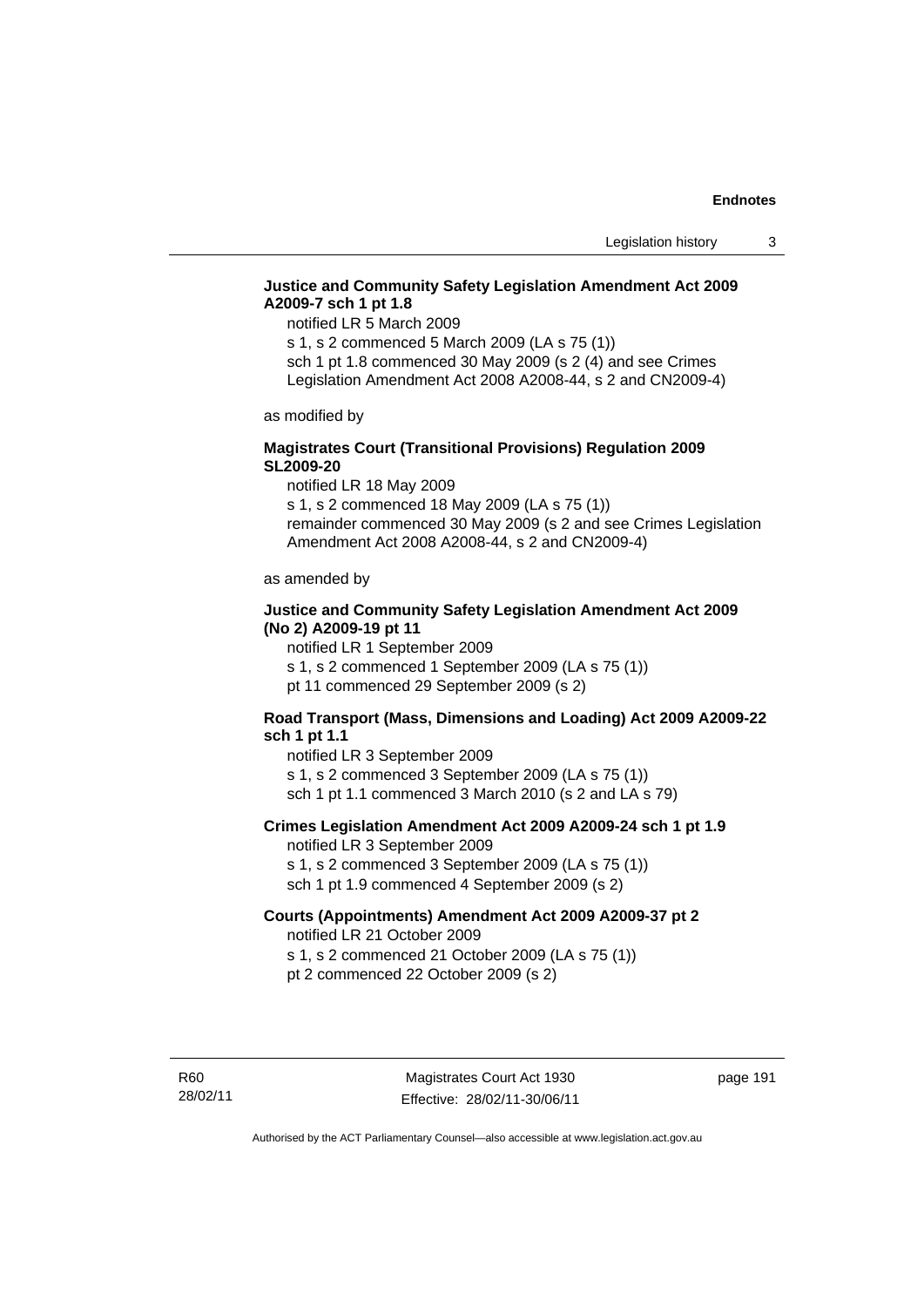**Justice and Community Safety Legislation Amendment Act 2009 A2009-7 sch 1 pt 1.8**

notified LR 5 March 2009
s 1, s 2 commenced 5 March 2009 (LA s 75 (1))
sch 1 pt 1.8 commenced 30 May 2009 (s 2 (4) and see Crimes Legislation Amendment Act 2008 A2008-44, s 2 and CN2009-4)

as modified by

**Magistrates Court (Transitional Provisions) Regulation 2009 SL2009-20**

notified LR 18 May 2009
s 1, s 2 commenced 18 May 2009 (LA s 75 (1))
remainder commenced 30 May 2009 (s 2 and see Crimes Legislation Amendment Act 2008 A2008-44, s 2 and CN2009-4)

as amended by

**Justice and Community Safety Legislation Amendment Act 2009 (No 2) A2009-19 pt 11**

notified LR 1 September 2009
s 1, s 2 commenced 1 September 2009 (LA s 75 (1))
pt 11 commenced 29 September 2009 (s 2)

**Road Transport (Mass, Dimensions and Loading) Act 2009 A2009-22 sch 1 pt 1.1**

notified LR 3 September 2009
s 1, s 2 commenced 3 September 2009 (LA s 75 (1))
sch 1 pt 1.1 commenced 3 March 2010 (s 2 and LA s 79)

**Crimes Legislation Amendment Act 2009 A2009-24 sch 1 pt 1.9**

notified LR 3 September 2009
s 1, s 2 commenced 3 September 2009 (LA s 75 (1))
sch 1 pt 1.9 commenced 4 September 2009 (s 2)

**Courts (Appointments) Amendment Act 2009 A2009-37 pt 2**

notified LR 21 October 2009
s 1, s 2 commenced 21 October 2009 (LA s 75 (1))
pt 2 commenced 22 October 2009 (s 2)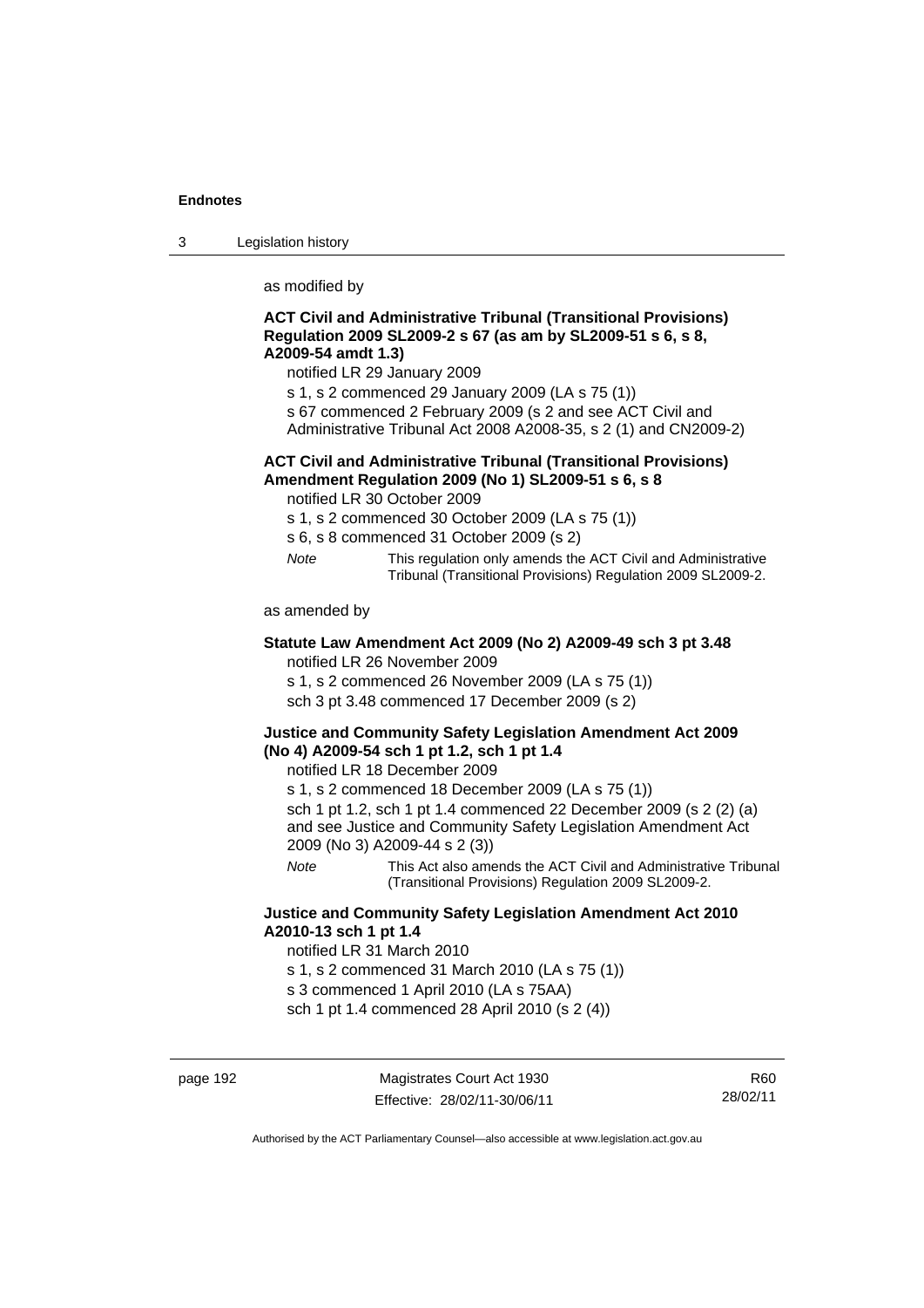as modified by

**ACT Civil and Administrative Tribunal (Transitional Provisions) Regulation 2009 SL2009-2 s 67 (as am by SL2009-51 s 6, s 8, A2009-54 amdt 1.3)**

notified LR 29 January 2009

s 1, s 2 commenced 29 January 2009 (LA s 75 (1))

s 67 commenced 2 February 2009 (s 2 and see ACT Civil and Administrative Tribunal Act 2008 A2008-35, s 2 (1) and CN2009-2)

**ACT Civil and Administrative Tribunal (Transitional Provisions) Amendment Regulation 2009 (No 1) SL2009-51 s 6, s 8**

notified LR 30 October 2009

s 1, s 2 commenced 30 October 2009 (LA s 75 (1))

s 6, s 8 commenced 31 October 2009 (s 2)

*Note* This regulation only amends the ACT Civil and Administrative Tribunal (Transitional Provisions) Regulation 2009 SL2009-2.

as amended by

**Statute Law Amendment Act 2009 (No 2) A2009-49 sch 3 pt 3.48**

notified LR 26 November 2009

s 1, s 2 commenced 26 November 2009 (LA s 75 (1))

sch 3 pt 3.48 commenced 17 December 2009 (s 2)

**Justice and Community Safety Legislation Amendment Act 2009 (No 4) A2009-54 sch 1 pt 1.2, sch 1 pt 1.4**

notified LR 18 December 2009

s 1, s 2 commenced 18 December 2009 (LA s 75 (1))

sch 1 pt 1.2, sch 1 pt 1.4 commenced 22 December 2009 (s 2 (2) (a) and see Justice and Community Safety Legislation Amendment Act 2009 (No 3) A2009-44 s 2 (3))

*Note* This Act also amends the ACT Civil and Administrative Tribunal (Transitional Provisions) Regulation 2009 SL2009-2.

**Justice and Community Safety Legislation Amendment Act 2010 A2010-13 sch 1 pt 1.4**

notified LR 31 March 2010

s 1, s 2 commenced 31 March 2010 (LA s 75 (1))

s 3 commenced 1 April 2010 (LA s 75AA)

sch 1 pt 1.4 commenced 28 April 2010 (s 2 (4))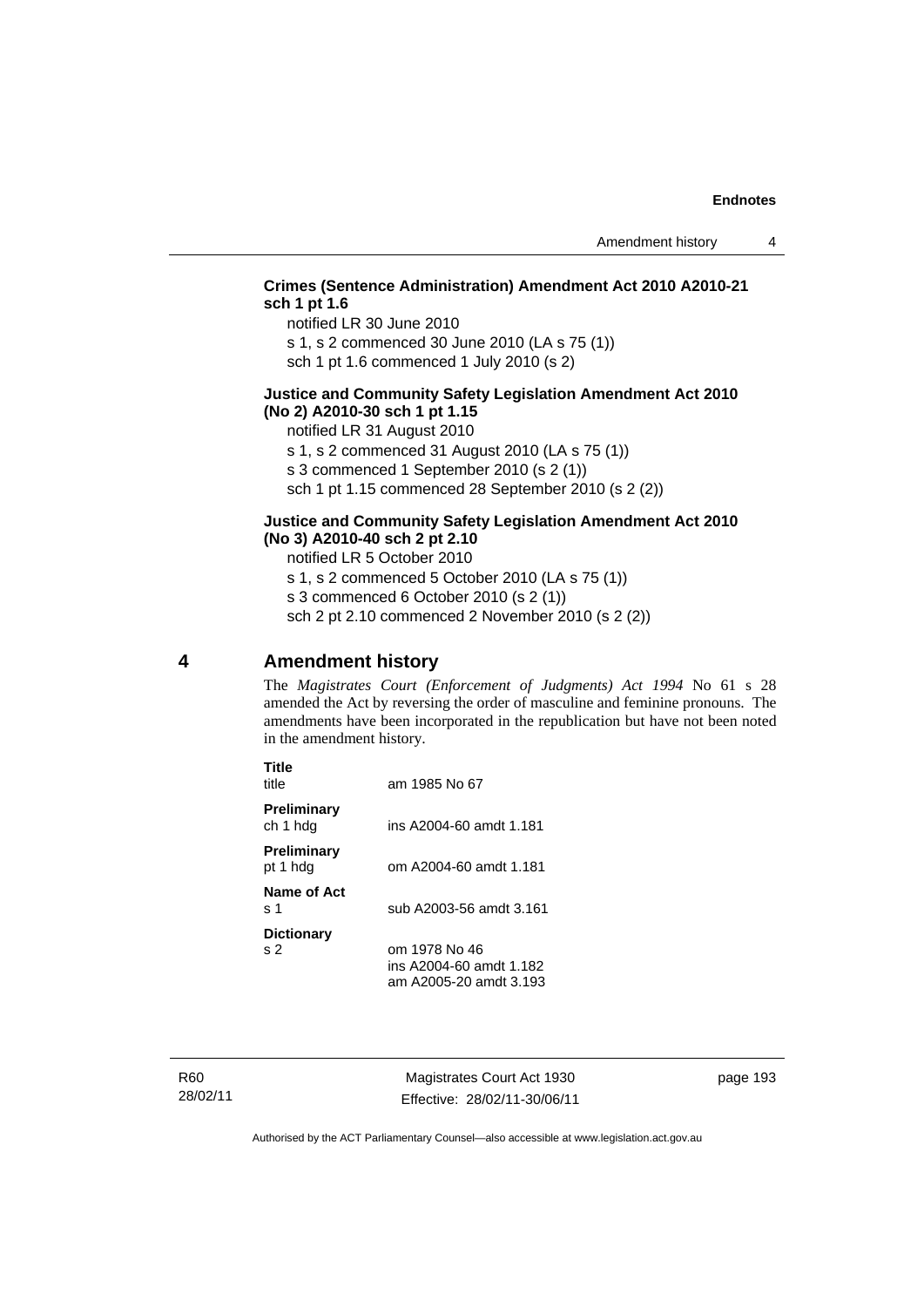**Crimes (Sentence Administration) Amendment Act 2010 A2010-21 sch 1 pt 1.6**

notified LR 30 June 2010

s 1, s 2 commenced 30 June 2010 (LA s 75 (1))

sch 1 pt 1.6 commenced 1 July 2010 (s 2)

**Justice and Community Safety Legislation Amendment Act 2010 (No 2) A2010-30 sch 1 pt 1.15**

notified LR 31 August 2010

s 1, s 2 commenced 31 August 2010 (LA s 75 (1))

s 3 commenced 1 September 2010 (s 2 (1))

sch 1 pt 1.15 commenced 28 September 2010 (s 2 (2))

**Justice and Community Safety Legislation Amendment Act 2010 (No 3) A2010-40 sch 2 pt 2.10**

notified LR 5 October 2010

s 1, s 2 commenced 5 October 2010 (LA s 75 (1))

s 3 commenced 6 October 2010 (s 2 (1))

sch 2 pt 2.10 commenced 2 November 2010 (s 2 (2))

## 4 Amendment history

The *Magistrates Court (Enforcement of Judgments) Act 1994* No 61 s 28 amended the Act by reversing the order of masculine and feminine pronouns. The amendments have been incorporated in the republication but have not been noted in the amendment history.

**Title**
title — am 1985 No 67

**Preliminary**
ch 1 hdg — ins A2004-60 amdt 1.181

**Preliminary**
pt 1 hdg — om A2004-60 amdt 1.181

**Name of Act**
s 1 — sub A2003-56 amdt 3.161

**Dictionary**
s 2 — om 1978 No 46
ins A2004-60 amdt 1.182
am A2005-20 amdt 3.193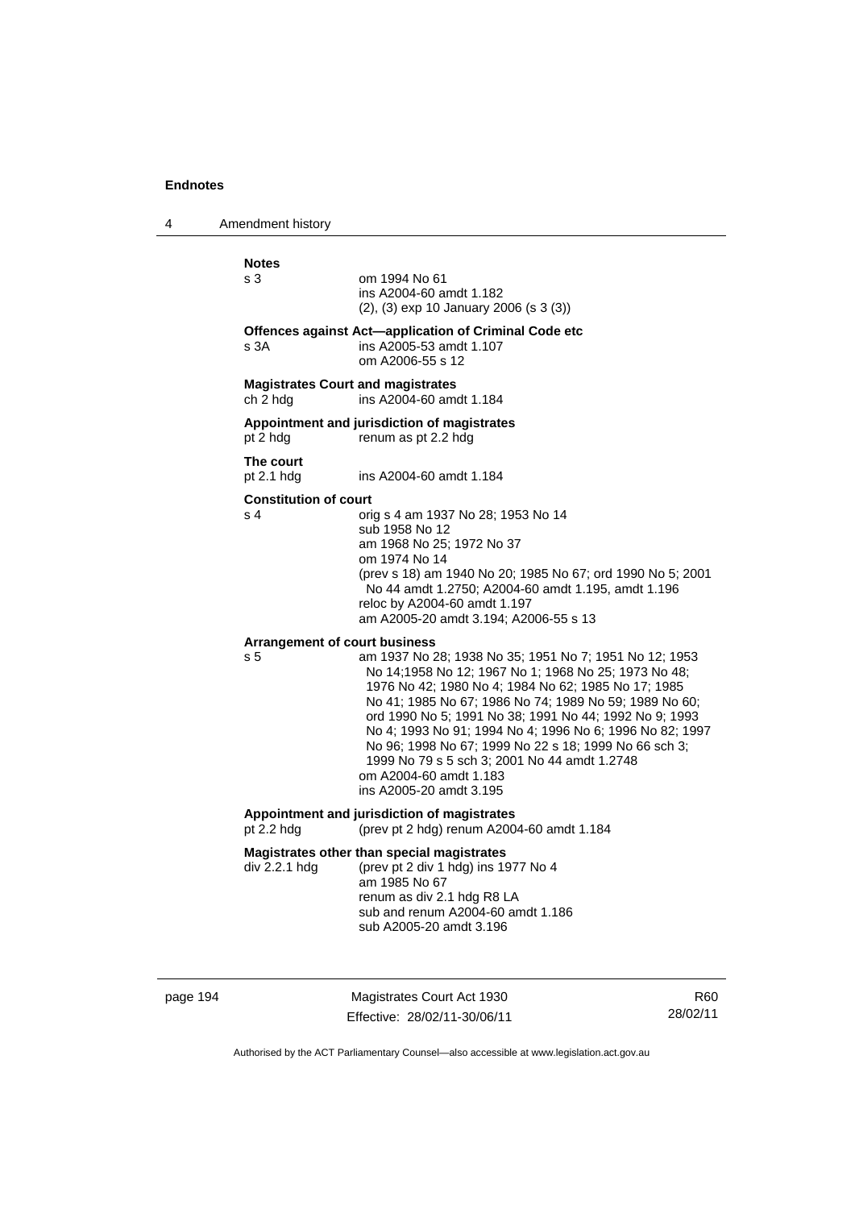**Notes**

| | |
|---|---|
| s 3 | om 1994 No 61<br>ins A2004-60 amdt 1.182<br>(2), (3) exp 10 January 2006 (s 3 (3)) |

**Offences against Act—application of Criminal Code etc**

| | |
|---|---|
| s 3A | ins A2005-53 amdt 1.107<br>om A2006-55 s 12 |

**Magistrates Court and magistrates**

| | |
|---|---|
| ch 2 hdg | ins A2004-60 amdt 1.184 |

**Appointment and jurisdiction of magistrates**

| | |
|---|---|
| pt 2 hdg | renum as pt 2.2 hdg |

**The court**

| | |
|---|---|
| pt 2.1 hdg | ins A2004-60 amdt 1.184 |

**Constitution of court**

| | |
|---|---|
| s 4 | orig s 4 am 1937 No 28; 1953 No 14<br>sub 1958 No 12<br>am 1968 No 25; 1972 No 37<br>om 1974 No 14<br>(prev s 18) am 1940 No 20; 1985 No 67; ord 1990 No 5; 2001 No 44 amdt 1.2750; A2004-60 amdt 1.195, amdt 1.196<br>reloc by A2004-60 amdt 1.197<br>am A2005-20 amdt 3.194; A2006-55 s 13 |

**Arrangement of court business**

| | |
|---|---|
| s 5 | am 1937 No 28; 1938 No 35; 1951 No 7; 1951 No 12; 1953 No 14;1958 No 12; 1967 No 1; 1968 No 25; 1973 No 48; 1976 No 42; 1980 No 4; 1984 No 62; 1985 No 17; 1985 No 41; 1985 No 67; 1986 No 74; 1989 No 59; 1989 No 60; ord 1990 No 5; 1991 No 38; 1991 No 44; 1992 No 9; 1993 No 4; 1993 No 91; 1994 No 4; 1996 No 6; 1996 No 82; 1997 No 96; 1998 No 67; 1999 No 22 s 18; 1999 No 66 sch 3; 1999 No 79 s 5 sch 3; 2001 No 44 amdt 1.2748<br>om A2004-60 amdt 1.183<br>ins A2005-20 amdt 3.195 |

**Appointment and jurisdiction of magistrates**

| | |
|---|---|
| pt 2.2 hdg | (prev pt 2 hdg) renum A2004-60 amdt 1.184 |

**Magistrates other than special magistrates**

| | |
|---|---|
| div 2.2.1 hdg | (prev pt 2 div 1 hdg) ins 1977 No 4<br>am 1985 No 67<br>renum as div 2.1 hdg R8 LA<br>sub and renum A2004-60 amdt 1.186<br>sub A2005-20 amdt 3.196 |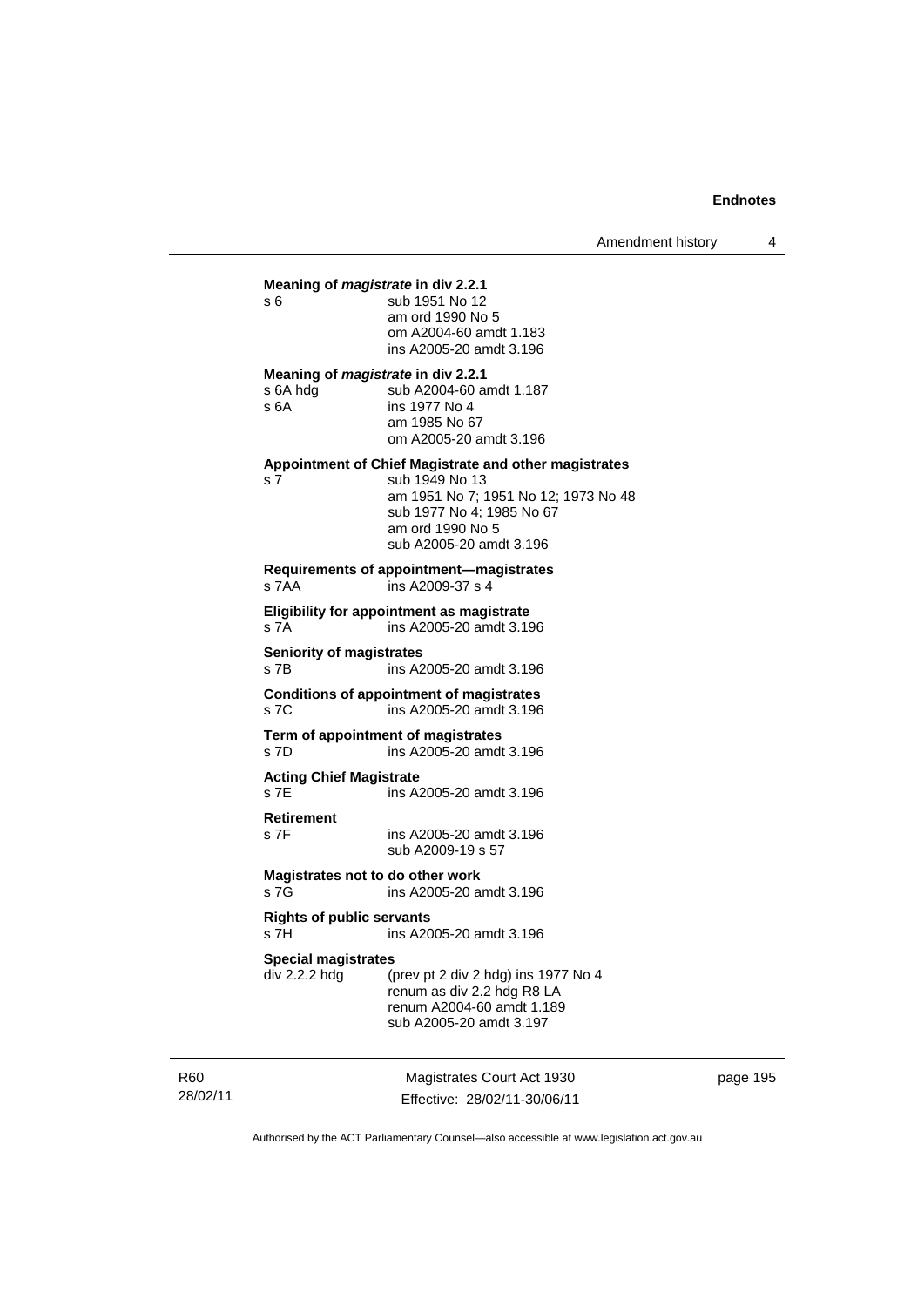**Meaning of *magistrate* in div 2.2.1**

s 6 sub 1951 No 12
am ord 1990 No 5
om A2004-60 amdt 1.183
ins A2005-20 amdt 3.196

**Meaning of *magistrate* in div 2.2.1**

s 6A hdg sub A2004-60 amdt 1.187
s 6A ins 1977 No 4
am 1985 No 67
om A2005-20 amdt 3.196

**Appointment of Chief Magistrate and other magistrates**

s 7 sub 1949 No 13
am 1951 No 7; 1951 No 12; 1973 No 48
sub 1977 No 4; 1985 No 67
am ord 1990 No 5
sub A2005-20 amdt 3.196

**Requirements of appointment—magistrates**

s 7AA ins A2009-37 s 4

**Eligibility for appointment as magistrate**

s 7A ins A2005-20 amdt 3.196

**Seniority of magistrates**

s 7B ins A2005-20 amdt 3.196

**Conditions of appointment of magistrates**

s 7C ins A2005-20 amdt 3.196

**Term of appointment of magistrates**

s 7D ins A2005-20 amdt 3.196

**Acting Chief Magistrate**

s 7E ins A2005-20 amdt 3.196

**Retirement**

s 7F ins A2005-20 amdt 3.196
sub A2009-19 s 57

**Magistrates not to do other work**

s 7G ins A2005-20 amdt 3.196

**Rights of public servants**

s 7H ins A2005-20 amdt 3.196

**Special magistrates**

div 2.2.2 hdg (prev pt 2 div 2 hdg) ins 1977 No 4
renum as div 2.2 hdg R8 LA
renum A2004-60 amdt 1.189
sub A2005-20 amdt 3.197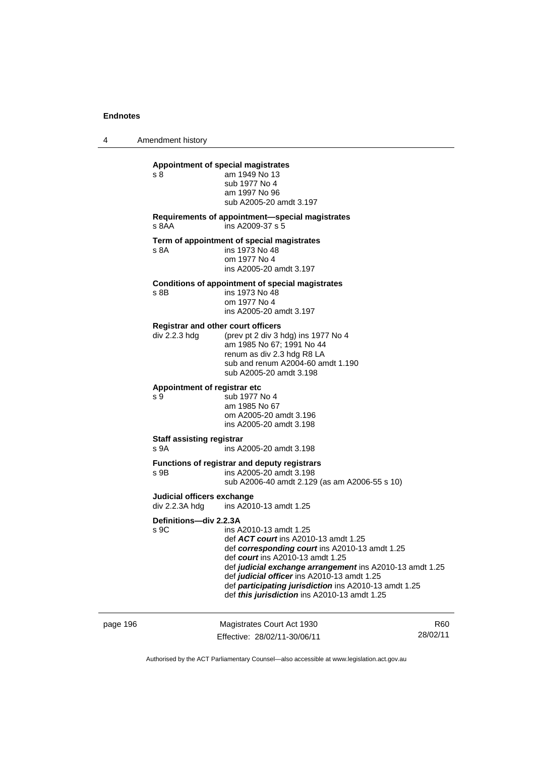**Appointment of special magistrates**

s 8 — am 1949 No 13
sub 1977 No 4
am 1997 No 96
sub A2005-20 amdt 3.197

**Requirements of appointment—special magistrates**

s 8AA — ins A2009-37 s 5

**Term of appointment of special magistrates**

s 8A — ins 1973 No 48
om 1977 No 4
ins A2005-20 amdt 3.197

**Conditions of appointment of special magistrates**

s 8B — ins 1973 No 48
om 1977 No 4
ins A2005-20 amdt 3.197

**Registrar and other court officers**

div 2.2.3 hdg — (prev pt 2 div 3 hdg) ins 1977 No 4
am 1985 No 67; 1991 No 44
renum as div 2.3 hdg R8 LA
sub and renum A2004-60 amdt 1.190
sub A2005-20 amdt 3.198

**Appointment of registrar etc**

s 9 — sub 1977 No 4
am 1985 No 67
om A2005-20 amdt 3.196
ins A2005-20 amdt 3.198

**Staff assisting registrar**

s 9A — ins A2005-20 amdt 3.198

**Functions of registrar and deputy registrars**

s 9B — ins A2005-20 amdt 3.198
sub A2006-40 amdt 2.129 (as am A2006-55 s 10)

**Judicial officers exchange**

div 2.2.3A hdg — ins A2010-13 amdt 1.25

**Definitions—div 2.2.3A**

s 9C — ins A2010-13 amdt 1.25
def ***ACT court*** ins A2010-13 amdt 1.25
def ***corresponding court*** ins A2010-13 amdt 1.25
def ***court*** ins A2010-13 amdt 1.25
def ***judicial exchange arrangement*** ins A2010-13 amdt 1.25
def ***judicial officer*** ins A2010-13 amdt 1.25
def ***participating jurisdiction*** ins A2010-13 amdt 1.25
def ***this jurisdiction*** ins A2010-13 amdt 1.25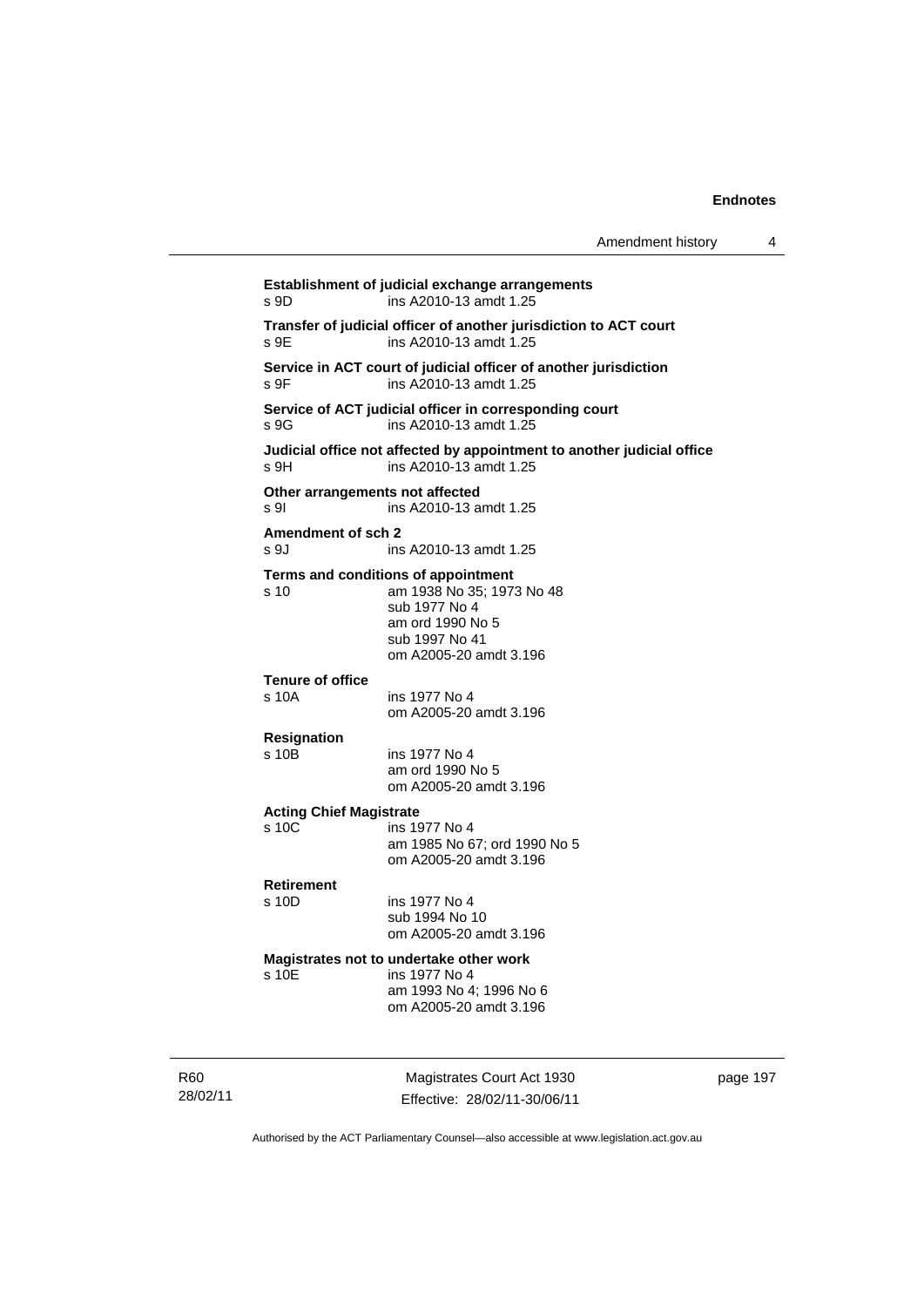**Establishment of judicial exchange arrangements**
s 9D ins A2010-13 amdt 1.25

**Transfer of judicial officer of another jurisdiction to ACT court**
s 9E ins A2010-13 amdt 1.25

**Service in ACT court of judicial officer of another jurisdiction**
s 9F ins A2010-13 amdt 1.25

**Service of ACT judicial officer in corresponding court**
s 9G ins A2010-13 amdt 1.25

**Judicial office not affected by appointment to another judicial office**
s 9H ins A2010-13 amdt 1.25

**Other arrangements not affected**
s 9I ins A2010-13 amdt 1.25

**Amendment of sch 2**
s 9J ins A2010-13 amdt 1.25

**Terms and conditions of appointment**
s 10 am 1938 No 35; 1973 No 48
sub 1977 No 4
am ord 1990 No 5
sub 1997 No 41
om A2005-20 amdt 3.196

**Tenure of office**
s 10A ins 1977 No 4
om A2005-20 amdt 3.196

**Resignation**
s 10B ins 1977 No 4
am ord 1990 No 5
om A2005-20 amdt 3.196

**Acting Chief Magistrate**
s 10C ins 1977 No 4
am 1985 No 67; ord 1990 No 5
om A2005-20 amdt 3.196

**Retirement**
s 10D ins 1977 No 4
sub 1994 No 10
om A2005-20 amdt 3.196

**Magistrates not to undertake other work**
s 10E ins 1977 No 4
am 1993 No 4; 1996 No 6
om A2005-20 amdt 3.196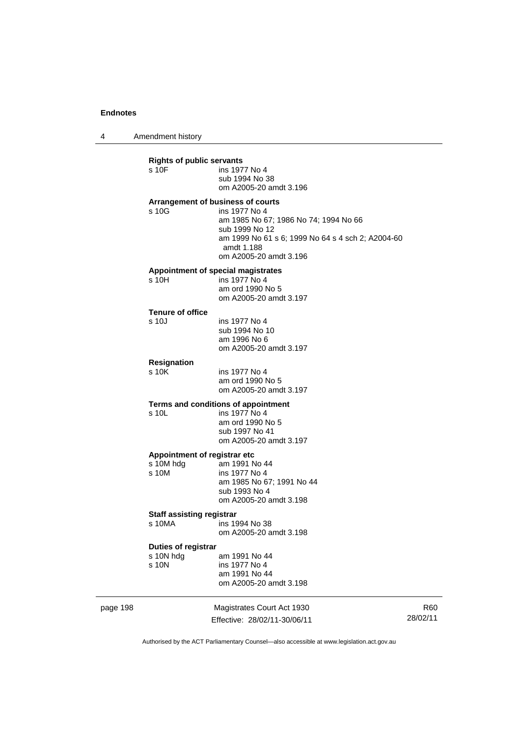**Rights of public servants**

s 10F ins 1977 No 4
sub 1994 No 38
om A2005-20 amdt 3.196

**Arrangement of business of courts**

s 10G ins 1977 No 4
am 1985 No 67; 1986 No 74; 1994 No 66
sub 1999 No 12
am 1999 No 61 s 6; 1999 No 64 s 4 sch 2; A2004-60 amdt 1.188
om A2005-20 amdt 3.196

**Appointment of special magistrates**

s 10H ins 1977 No 4
am ord 1990 No 5
om A2005-20 amdt 3.197

**Tenure of office**

s 10J ins 1977 No 4
sub 1994 No 10
am 1996 No 6
om A2005-20 amdt 3.197

**Resignation**

s 10K ins 1977 No 4
am ord 1990 No 5
om A2005-20 amdt 3.197

**Terms and conditions of appointment**

s 10L ins 1977 No 4
am ord 1990 No 5
sub 1997 No 41
om A2005-20 amdt 3.197

**Appointment of registrar etc**

s 10M hdg am 1991 No 44
s 10M ins 1977 No 4
am 1985 No 67; 1991 No 44
sub 1993 No 4
om A2005-20 amdt 3.198

**Staff assisting registrar**

s 10MA ins 1994 No 38
om A2005-20 amdt 3.198

**Duties of registrar**

s 10N hdg am 1991 No 44
s 10N ins 1977 No 4
am 1991 No 44
om A2005-20 amdt 3.198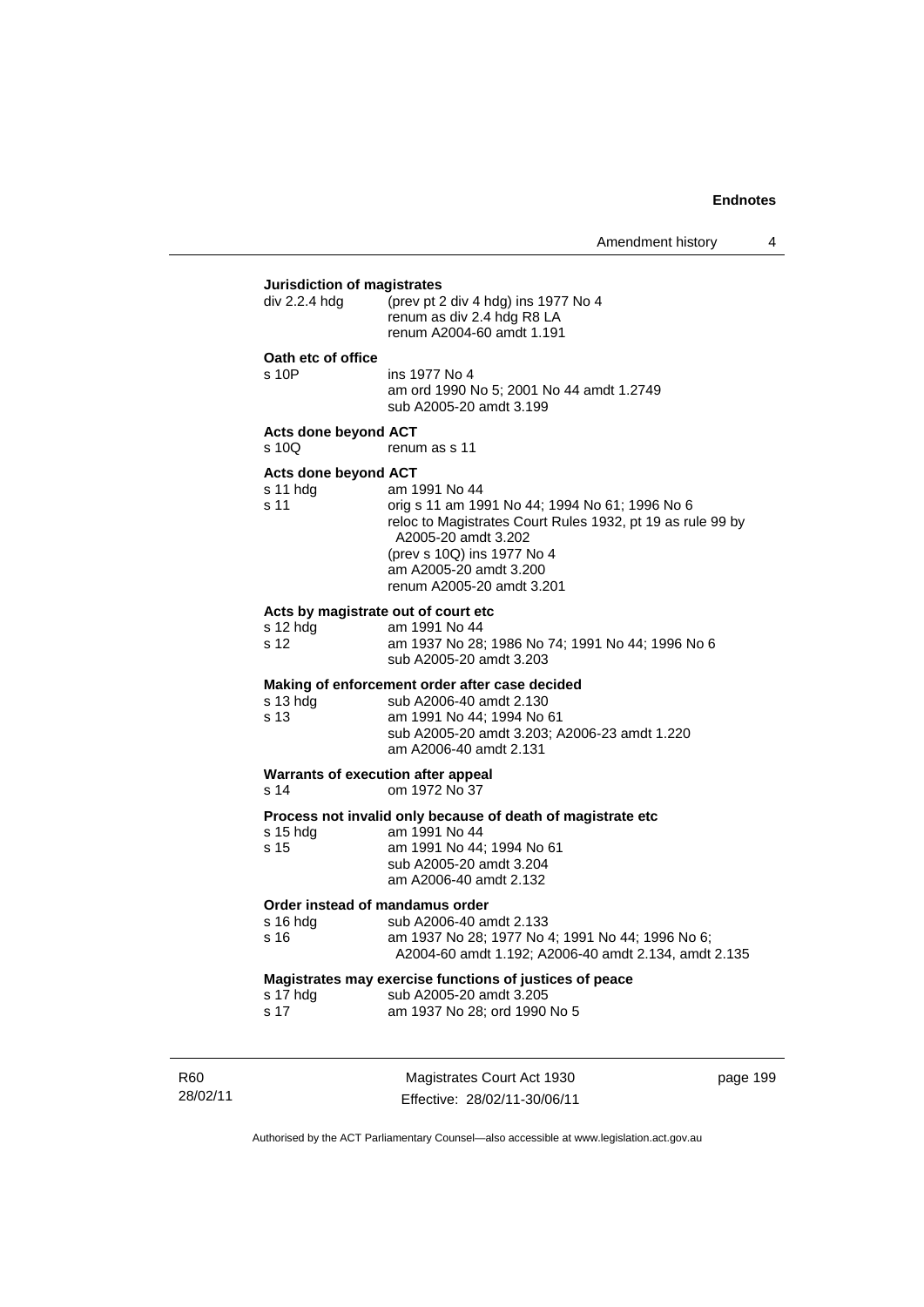**Jurisdiction of magistrates**

div 2.2.4 hdg (prev pt 2 div 4 hdg) ins 1977 No 4
renum as div 2.4 hdg R8 LA
renum A2004-60 amdt 1.191

**Oath etc of office**

s 10P ins 1977 No 4
am ord 1990 No 5; 2001 No 44 amdt 1.2749
sub A2005-20 amdt 3.199

**Acts done beyond ACT**

s 10Q renum as s 11

**Acts done beyond ACT**

s 11 hdg am 1991 No 44
s 11 orig s 11 am 1991 No 44; 1994 No 61; 1996 No 6
reloc to Magistrates Court Rules 1932, pt 19 as rule 99 by A2005-20 amdt 3.202
(prev s 10Q) ins 1977 No 4
am A2005-20 amdt 3.200
renum A2005-20 amdt 3.201

**Acts by magistrate out of court etc**

s 12 hdg am 1991 No 44
s 12 am 1937 No 28; 1986 No 74; 1991 No 44; 1996 No 6
sub A2005-20 amdt 3.203

**Making of enforcement order after case decided**

s 13 hdg sub A2006-40 amdt 2.130
s 13 am 1991 No 44; 1994 No 61
sub A2005-20 amdt 3.203; A2006-23 amdt 1.220
am A2006-40 amdt 2.131

**Warrants of execution after appeal**

s 14 om 1972 No 37

**Process not invalid only because of death of magistrate etc**

s 15 hdg am 1991 No 44
s 15 am 1991 No 44; 1994 No 61
sub A2005-20 amdt 3.204
am A2006-40 amdt 2.132

**Order instead of mandamus order**

s 16 hdg sub A2006-40 amdt 2.133
s 16 am 1937 No 28; 1977 No 4; 1991 No 44; 1996 No 6; A2004-60 amdt 1.192; A2006-40 amdt 2.134, amdt 2.135

**Magistrates may exercise functions of justices of peace**

s 17 hdg sub A2005-20 amdt 3.205
s 17 am 1937 No 28; ord 1990 No 5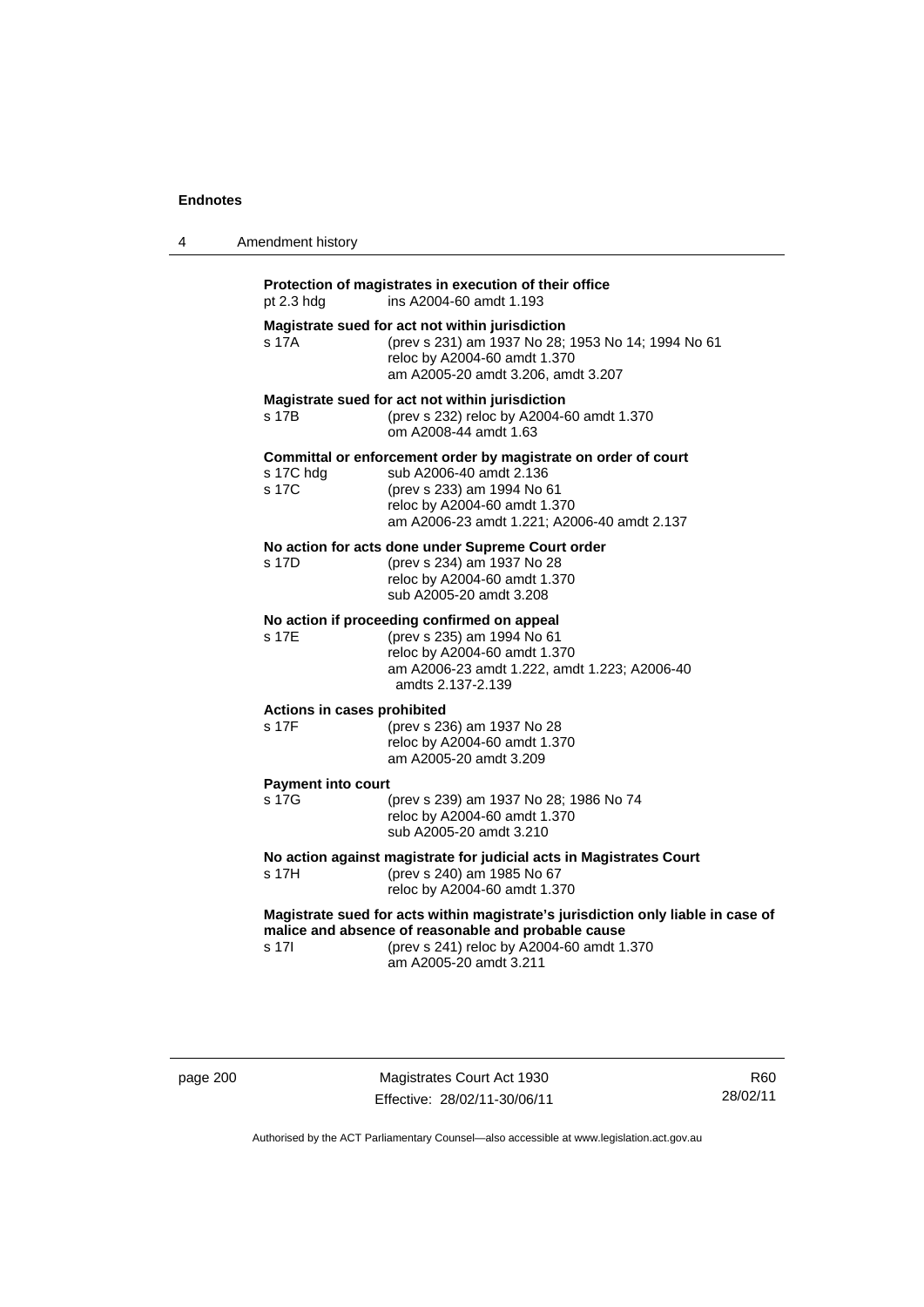**Protection of magistrates in execution of their office**
pt 2.3 hdg ins A2004-60 amdt 1.193

**Magistrate sued for act not within jurisdiction**
s 17A (prev s 231) am 1937 No 28; 1953 No 14; 1994 No 61
reloc by A2004-60 amdt 1.370
am A2005-20 amdt 3.206, amdt 3.207

**Magistrate sued for act not within jurisdiction**
s 17B (prev s 232) reloc by A2004-60 amdt 1.370
om A2008-44 amdt 1.63

**Committal or enforcement order by magistrate on order of court**
s 17C hdg sub A2006-40 amdt 2.136
s 17C (prev s 233) am 1994 No 61
reloc by A2004-60 amdt 1.370
am A2006-23 amdt 1.221; A2006-40 amdt 2.137

**No action for acts done under Supreme Court order**
s 17D (prev s 234) am 1937 No 28
reloc by A2004-60 amdt 1.370
sub A2005-20 amdt 3.208

**No action if proceeding confirmed on appeal**
s 17E (prev s 235) am 1994 No 61
reloc by A2004-60 amdt 1.370
am A2006-23 amdt 1.222, amdt 1.223; A2006-40 amdts 2.137-2.139

**Actions in cases prohibited**
s 17F (prev s 236) am 1937 No 28
reloc by A2004-60 amdt 1.370
am A2005-20 amdt 3.209

**Payment into court**
s 17G (prev s 239) am 1937 No 28; 1986 No 74
reloc by A2004-60 amdt 1.370
sub A2005-20 amdt 3.210

**No action against magistrate for judicial acts in Magistrates Court**
s 17H (prev s 240) am 1985 No 67
reloc by A2004-60 amdt 1.370

**Magistrate sued for acts within magistrate's jurisdiction only liable in case of malice and absence of reasonable and probable cause**
s 17I (prev s 241) reloc by A2004-60 amdt 1.370
am A2005-20 amdt 3.211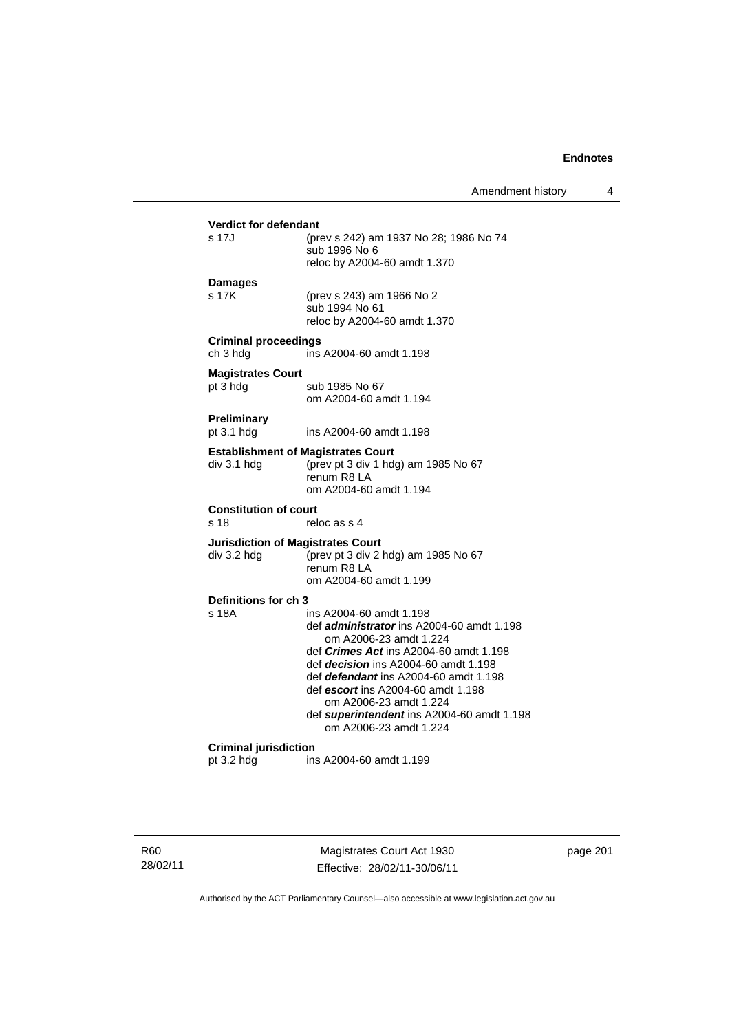**Verdict for defendant**

s 17J (prev s 242) am 1937 No 28; 1986 No 74
sub 1996 No 6
reloc by A2004-60 amdt 1.370

**Damages**

s 17K (prev s 243) am 1966 No 2
sub 1994 No 61
reloc by A2004-60 amdt 1.370

**Criminal proceedings**

ch 3 hdg ins A2004-60 amdt 1.198

**Magistrates Court**

pt 3 hdg sub 1985 No 67
om A2004-60 amdt 1.194

**Preliminary**

pt 3.1 hdg ins A2004-60 amdt 1.198

**Establishment of Magistrates Court**

div 3.1 hdg (prev pt 3 div 1 hdg) am 1985 No 67
renum R8 LA
om A2004-60 amdt 1.194

**Constitution of court**

s 18 reloc as s 4

**Jurisdiction of Magistrates Court**

div 3.2 hdg (prev pt 3 div 2 hdg) am 1985 No 67
renum R8 LA
om A2004-60 amdt 1.199

**Definitions for ch 3**

s 18A ins A2004-60 amdt 1.198
def ***administrator*** ins A2004-60 amdt 1.198
om A2006-23 amdt 1.224
def ***Crimes Act*** ins A2004-60 amdt 1.198
def ***decision*** ins A2004-60 amdt 1.198
def ***defendant*** ins A2004-60 amdt 1.198
def ***escort*** ins A2004-60 amdt 1.198
om A2006-23 amdt 1.224
def ***superintendent*** ins A2004-60 amdt 1.198
om A2006-23 amdt 1.224

**Criminal jurisdiction**

pt 3.2 hdg ins A2004-60 amdt 1.199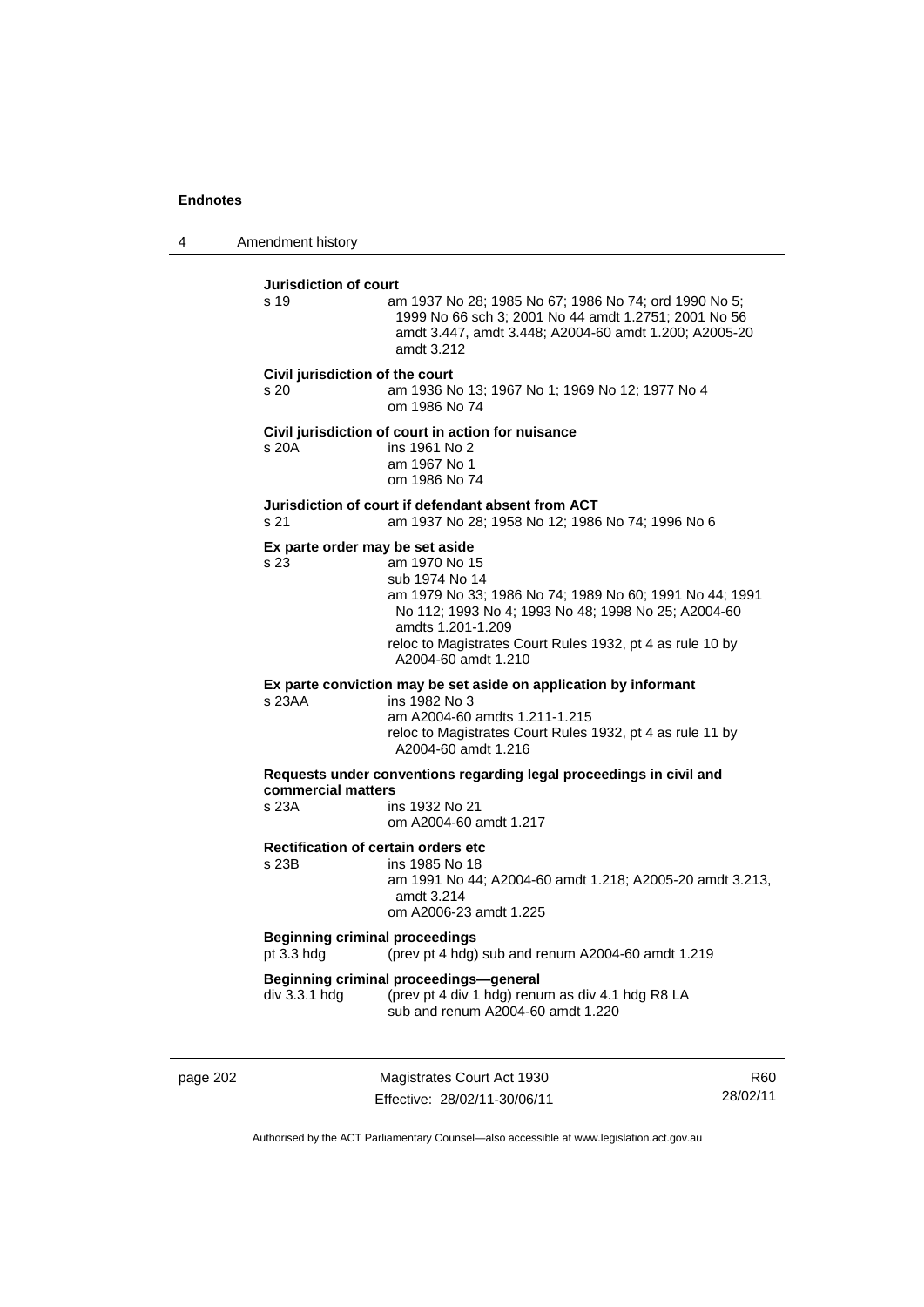**Jurisdiction of court**

s 19 am 1937 No 28; 1985 No 67; 1986 No 74; ord 1990 No 5; 1999 No 66 sch 3; 2001 No 44 amdt 1.2751; 2001 No 56 amdt 3.447, amdt 3.448; A2004-60 amdt 1.200; A2005-20 amdt 3.212

**Civil jurisdiction of the court**

s 20 am 1936 No 13; 1967 No 1; 1969 No 12; 1977 No 4
om 1986 No 74

**Civil jurisdiction of court in action for nuisance**

s 20A ins 1961 No 2
am 1967 No 1
om 1986 No 74

**Jurisdiction of court if defendant absent from ACT**

s 21 am 1937 No 28; 1958 No 12; 1986 No 74; 1996 No 6

**Ex parte order may be set aside**

s 23 am 1970 No 15
sub 1974 No 14
am 1979 No 33; 1986 No 74; 1989 No 60; 1991 No 44; 1991 No 112; 1993 No 4; 1993 No 48; 1998 No 25; A2004-60 amdts 1.201-1.209
reloc to Magistrates Court Rules 1932, pt 4 as rule 10 by A2004-60 amdt 1.210

**Ex parte conviction may be set aside on application by informant**

s 23AA ins 1982 No 3
am A2004-60 amdts 1.211-1.215
reloc to Magistrates Court Rules 1932, pt 4 as rule 11 by A2004-60 amdt 1.216

**Requests under conventions regarding legal proceedings in civil and commercial matters**

s 23A ins 1932 No 21
om A2004-60 amdt 1.217

**Rectification of certain orders etc**

s 23B ins 1985 No 18
am 1991 No 44; A2004-60 amdt 1.218; A2005-20 amdt 3.213, amdt 3.214
om A2006-23 amdt 1.225

**Beginning criminal proceedings**

pt 3.3 hdg (prev pt 4 hdg) sub and renum A2004-60 amdt 1.219

**Beginning criminal proceedings—general**

div 3.3.1 hdg (prev pt 4 div 1 hdg) renum as div 4.1 hdg R8 LA
sub and renum A2004-60 amdt 1.220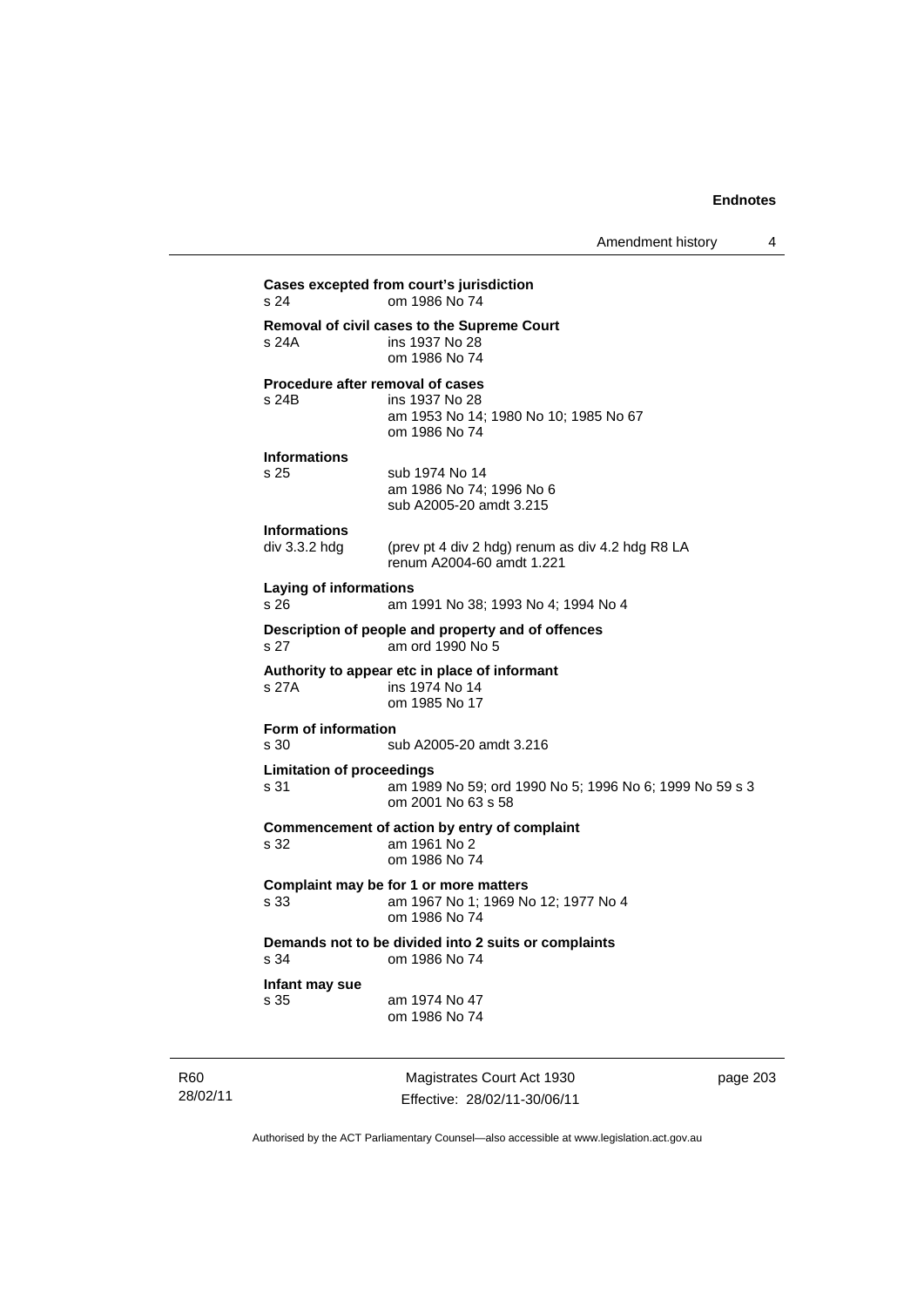**Cases excepted from court's jurisdiction**
s 24 om 1986 No 74

**Removal of civil cases to the Supreme Court**
s 24A ins 1937 No 28
om 1986 No 74

**Procedure after removal of cases**
s 24B ins 1937 No 28
am 1953 No 14; 1980 No 10; 1985 No 67
om 1986 No 74

**Informations**
s 25 sub 1974 No 14
am 1986 No 74; 1996 No 6
sub A2005-20 amdt 3.215

**Informations**
div 3.3.2 hdg (prev pt 4 div 2 hdg) renum as div 4.2 hdg R8 LA
renum A2004-60 amdt 1.221

**Laying of informations**
s 26 am 1991 No 38; 1993 No 4; 1994 No 4

**Description of people and property and of offences**
s 27 am ord 1990 No 5

**Authority to appear etc in place of informant**
s 27A ins 1974 No 14
om 1985 No 17

**Form of information**
s 30 sub A2005-20 amdt 3.216

**Limitation of proceedings**
s 31 am 1989 No 59; ord 1990 No 5; 1996 No 6; 1999 No 59 s 3
om 2001 No 63 s 58

**Commencement of action by entry of complaint**
s 32 am 1961 No 2
om 1986 No 74

**Complaint may be for 1 or more matters**
s 33 am 1967 No 1; 1969 No 12; 1977 No 4
om 1986 No 74

**Demands not to be divided into 2 suits or complaints**
s 34 om 1986 No 74

**Infant may sue**
s 35 am 1974 No 47
om 1986 No 74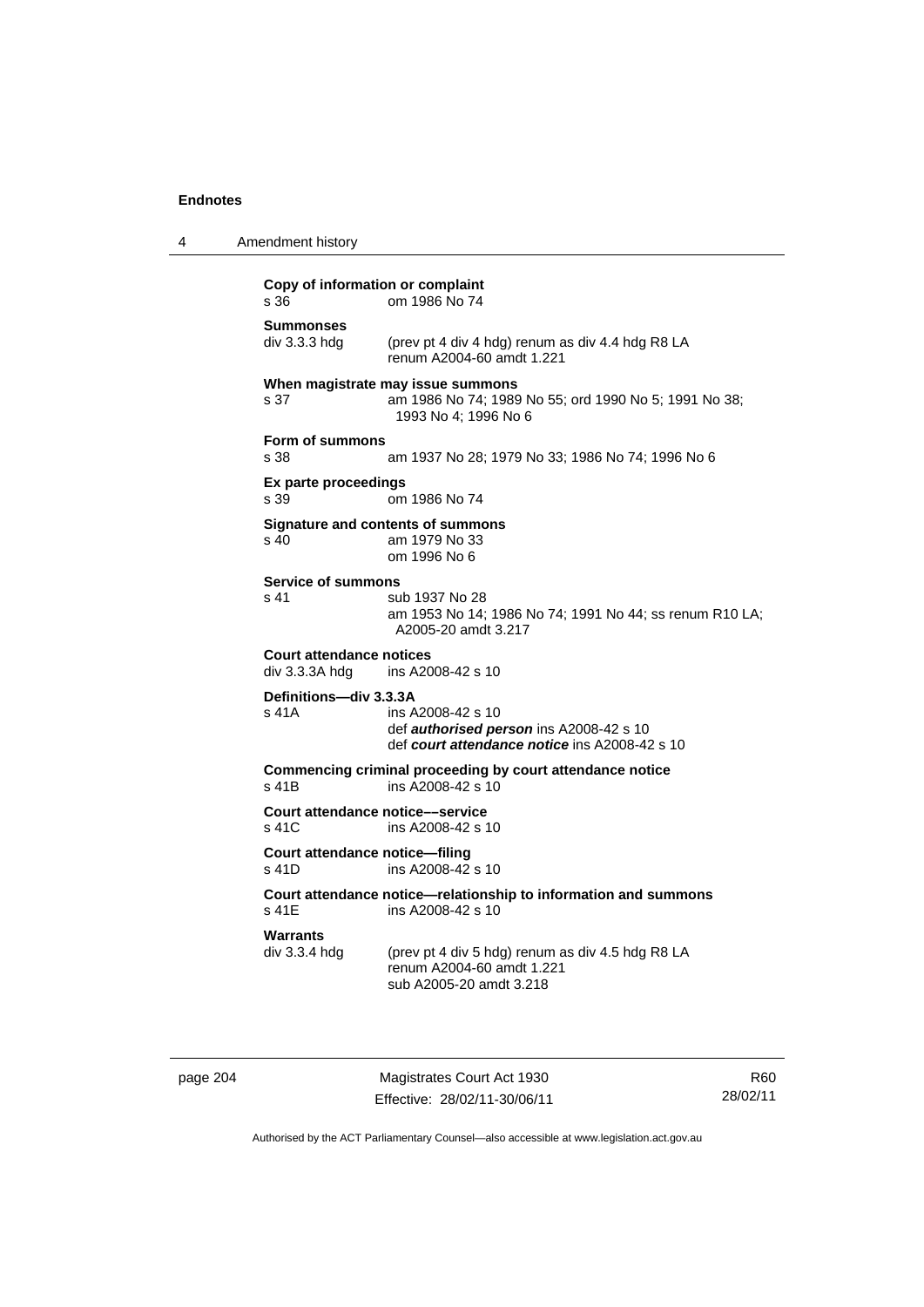**Copy of information or complaint**
s 36 om 1986 No 74

**Summonses**
div 3.3.3 hdg (prev pt 4 div 4 hdg) renum as div 4.4 hdg R8 LA
renum A2004-60 amdt 1.221

**When magistrate may issue summons**
s 37 am 1986 No 74; 1989 No 55; ord 1990 No 5; 1991 No 38; 1993 No 4; 1996 No 6

**Form of summons**
s 38 am 1937 No 28; 1979 No 33; 1986 No 74; 1996 No 6

**Ex parte proceedings**
s 39 om 1986 No 74

**Signature and contents of summons**
s 40 am 1979 No 33
om 1996 No 6

**Service of summons**
s 41 sub 1937 No 28
am 1953 No 14; 1986 No 74; 1991 No 44; ss renum R10 LA; A2005-20 amdt 3.217

**Court attendance notices**
div 3.3.3A hdg ins A2008-42 s 10

**Definitions—div 3.3.3A**
s 41A ins A2008-42 s 10
def ***authorised person*** ins A2008-42 s 10
def ***court attendance notice*** ins A2008-42 s 10

**Commencing criminal proceeding by court attendance notice**
s 41B ins A2008-42 s 10

**Court attendance notice––service**
s 41C ins A2008-42 s 10

**Court attendance notice—filing**
s 41D ins A2008-42 s 10

**Court attendance notice—relationship to information and summons**
s 41E ins A2008-42 s 10

**Warrants**
div 3.3.4 hdg (prev pt 4 div 5 hdg) renum as div 4.5 hdg R8 LA
renum A2004-60 amdt 1.221
sub A2005-20 amdt 3.218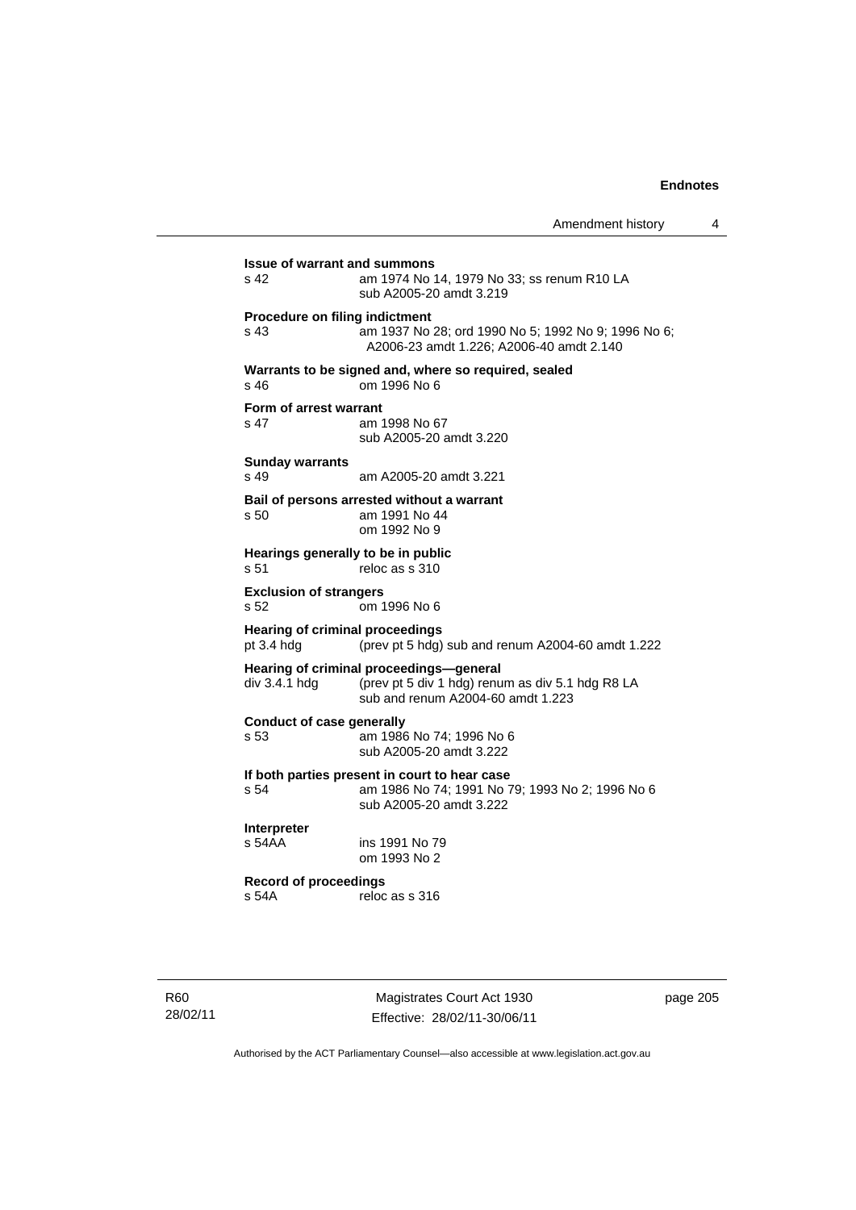**Issue of warrant and summons**
s 42 am 1974 No 14, 1979 No 33; ss renum R10 LA
sub A2005-20 amdt 3.219

**Procedure on filing indictment**
s 43 am 1937 No 28; ord 1990 No 5; 1992 No 9; 1996 No 6; A2006-23 amdt 1.226; A2006-40 amdt 2.140

**Warrants to be signed and, where so required, sealed**
s 46 om 1996 No 6

**Form of arrest warrant**
s 47 am 1998 No 67
sub A2005-20 amdt 3.220

**Sunday warrants**
s 49 am A2005-20 amdt 3.221

**Bail of persons arrested without a warrant**
s 50 am 1991 No 44
om 1992 No 9

**Hearings generally to be in public**
s 51 reloc as s 310

**Exclusion of strangers**
s 52 om 1996 No 6

**Hearing of criminal proceedings**
pt 3.4 hdg (prev pt 5 hdg) sub and renum A2004-60 amdt 1.222

**Hearing of criminal proceedings—general**
div 3.4.1 hdg (prev pt 5 div 1 hdg) renum as div 5.1 hdg R8 LA
sub and renum A2004-60 amdt 1.223

**Conduct of case generally**
s 53 am 1986 No 74; 1996 No 6
sub A2005-20 amdt 3.222

**If both parties present in court to hear case**
s 54 am 1986 No 74; 1991 No 79; 1993 No 2; 1996 No 6
sub A2005-20 amdt 3.222

**Interpreter**
s 54AA ins 1991 No 79
om 1993 No 2

**Record of proceedings**
s 54A reloc as s 316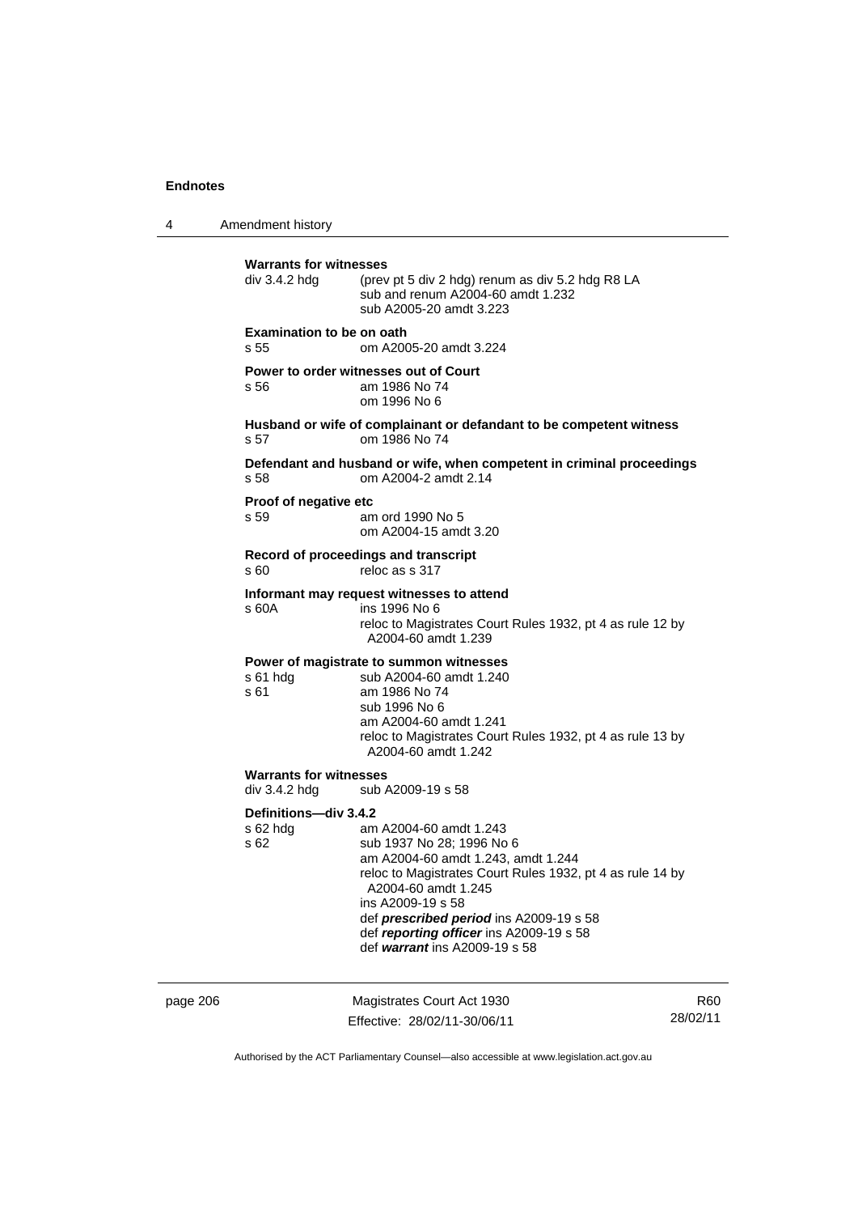**Warrants for witnesses**

div 3.4.2 hdg (prev pt 5 div 2 hdg) renum as div 5.2 hdg R8 LA
sub and renum A2004-60 amdt 1.232
sub A2005-20 amdt 3.223

**Examination to be on oath**

s 55 om A2005-20 amdt 3.224

**Power to order witnesses out of Court**

s 56 am 1986 No 74
om 1996 No 6

**Husband or wife of complainant or defandant to be competent witness**

s 57 om 1986 No 74

**Defendant and husband or wife, when competent in criminal proceedings**

s 58 om A2004-2 amdt 2.14

**Proof of negative etc**

s 59 am ord 1990 No 5
om A2004-15 amdt 3.20

**Record of proceedings and transcript**

s 60 reloc as s 317

**Informant may request witnesses to attend**

s 60A ins 1996 No 6
reloc to Magistrates Court Rules 1932, pt 4 as rule 12 by A2004-60 amdt 1.239

**Power of magistrate to summon witnesses**

s 61 hdg sub A2004-60 amdt 1.240
s 61 am 1986 No 74
sub 1996 No 6
am A2004-60 amdt 1.241
reloc to Magistrates Court Rules 1932, pt 4 as rule 13 by A2004-60 amdt 1.242

**Warrants for witnesses**

div 3.4.2 hdg sub A2009-19 s 58

**Definitions—div 3.4.2**

s 62 hdg am A2004-60 amdt 1.243
s 62 sub 1937 No 28; 1996 No 6
am A2004-60 amdt 1.243, amdt 1.244
reloc to Magistrates Court Rules 1932, pt 4 as rule 14 by A2004-60 amdt 1.245
ins A2009-19 s 58
def ***prescribed period*** ins A2009-19 s 58
def ***reporting officer*** ins A2009-19 s 58
def ***warrant*** ins A2009-19 s 58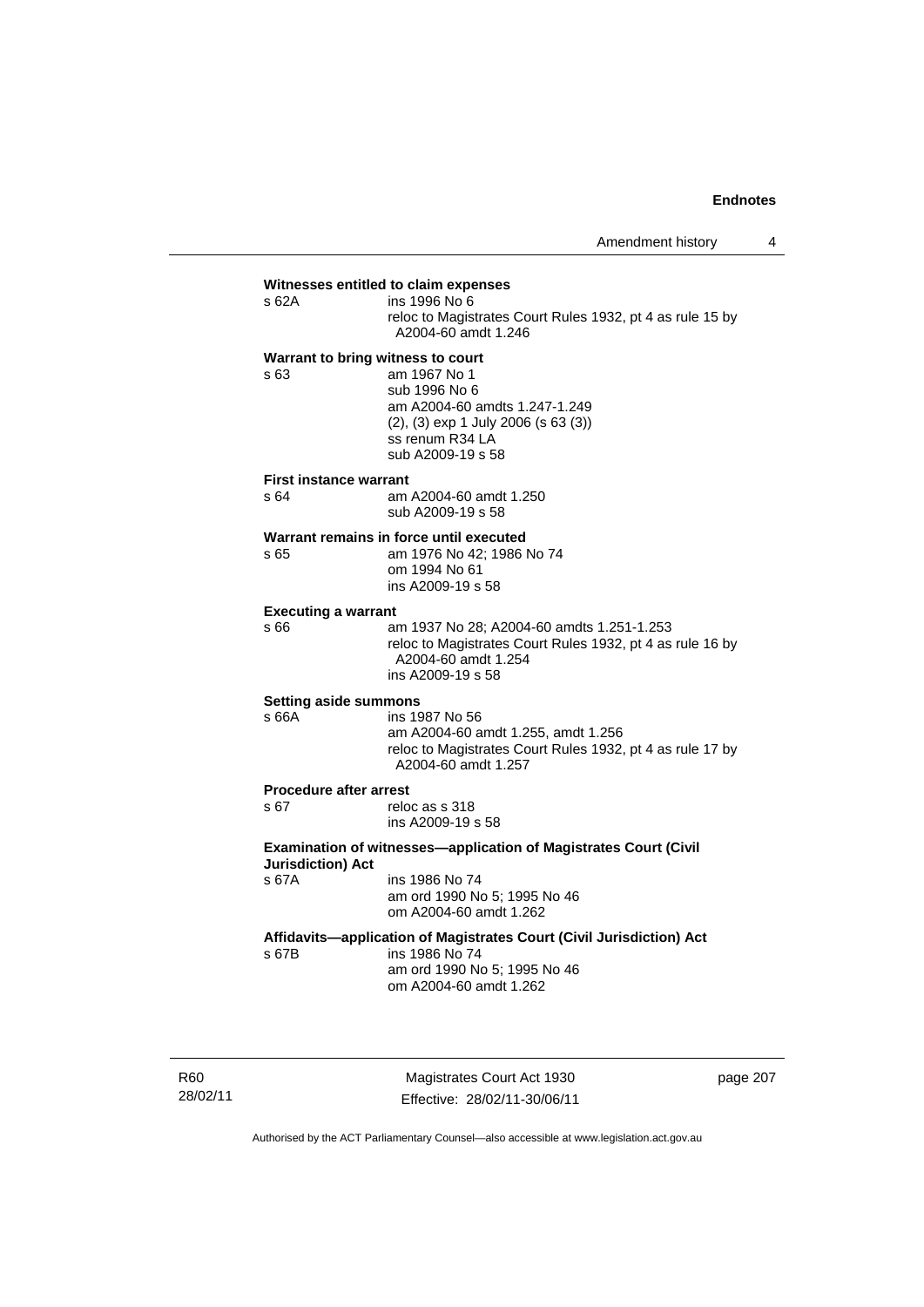**Witnesses entitled to claim expenses**

s 62A ins 1996 No 6
reloc to Magistrates Court Rules 1932, pt 4 as rule 15 by A2004-60 amdt 1.246

**Warrant to bring witness to court**

s 63 am 1967 No 1
sub 1996 No 6
am A2004-60 amdts 1.247-1.249
(2), (3) exp 1 July 2006 (s 63 (3))
ss renum R34 LA
sub A2009-19 s 58

**First instance warrant**

s 64 am A2004-60 amdt 1.250
sub A2009-19 s 58

**Warrant remains in force until executed**

s 65 am 1976 No 42; 1986 No 74
om 1994 No 61
ins A2009-19 s 58

**Executing a warrant**

s 66 am 1937 No 28; A2004-60 amdts 1.251-1.253
reloc to Magistrates Court Rules 1932, pt 4 as rule 16 by A2004-60 amdt 1.254
ins A2009-19 s 58

**Setting aside summons**

s 66A ins 1987 No 56
am A2004-60 amdt 1.255, amdt 1.256
reloc to Magistrates Court Rules 1932, pt 4 as rule 17 by A2004-60 amdt 1.257

**Procedure after arrest**

s 67 reloc as s 318
ins A2009-19 s 58

**Examination of witnesses—application of Magistrates Court (Civil Jurisdiction) Act**

s 67A ins 1986 No 74
am ord 1990 No 5; 1995 No 46
om A2004-60 amdt 1.262

**Affidavits—application of Magistrates Court (Civil Jurisdiction) Act**

s 67B ins 1986 No 74
am ord 1990 No 5; 1995 No 46
om A2004-60 amdt 1.262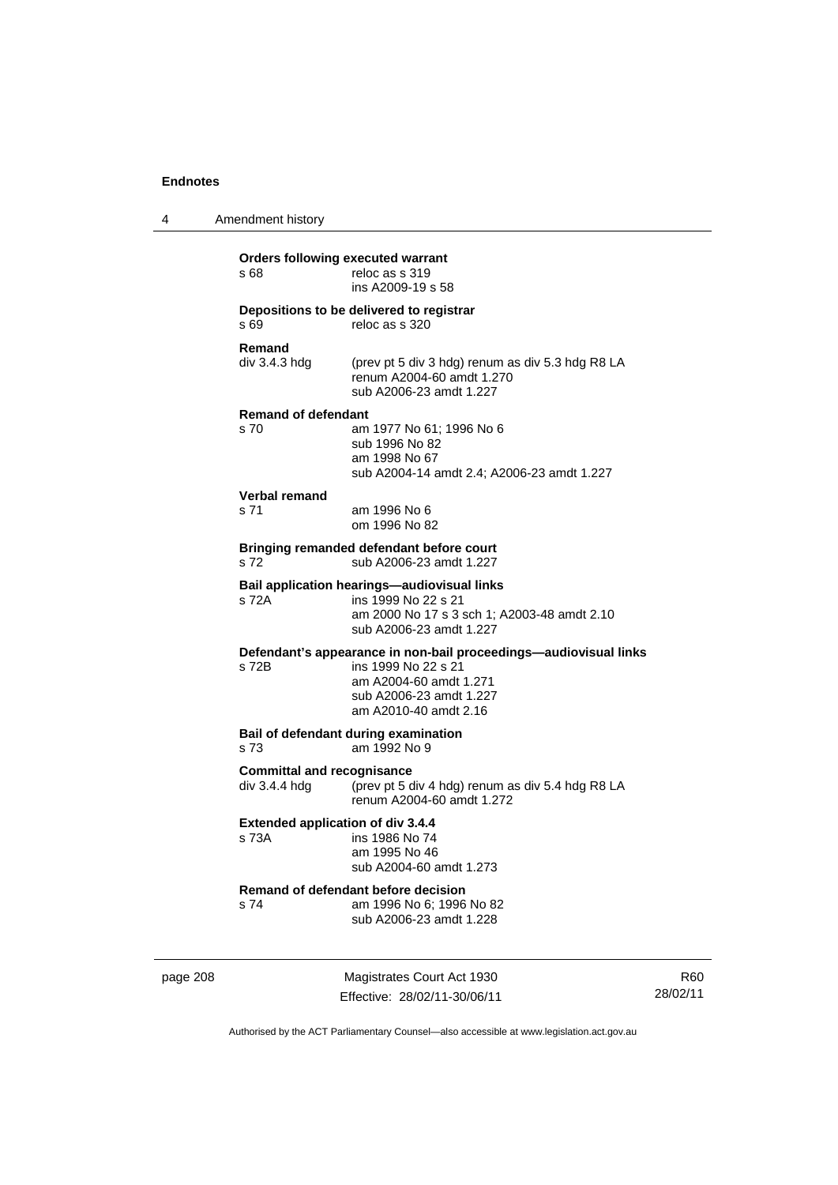**Orders following executed warrant**

s 68 reloc as s 319
ins A2009-19 s 58

**Depositions to be delivered to registrar**

s 69 reloc as s 320

**Remand**

div 3.4.3 hdg (prev pt 5 div 3 hdg) renum as div 5.3 hdg R8 LA
renum A2004-60 amdt 1.270
sub A2006-23 amdt 1.227

**Remand of defendant**

s 70 am 1977 No 61; 1996 No 6
sub 1996 No 82
am 1998 No 67
sub A2004-14 amdt 2.4; A2006-23 amdt 1.227

**Verbal remand**

s 71 am 1996 No 6
om 1996 No 82

**Bringing remanded defendant before court**

s 72 sub A2006-23 amdt 1.227

**Bail application hearings—audiovisual links**

s 72A ins 1999 No 22 s 21
am 2000 No 17 s 3 sch 1; A2003-48 amdt 2.10
sub A2006-23 amdt 1.227

**Defendant's appearance in non-bail proceedings—audiovisual links**

s 72B ins 1999 No 22 s 21
am A2004-60 amdt 1.271
sub A2006-23 amdt 1.227
am A2010-40 amdt 2.16

**Bail of defendant during examination**

s 73 am 1992 No 9

**Committal and recognisance**

div 3.4.4 hdg (prev pt 5 div 4 hdg) renum as div 5.4 hdg R8 LA
renum A2004-60 amdt 1.272

**Extended application of div 3.4.4**

s 73A ins 1986 No 74
am 1995 No 46
sub A2004-60 amdt 1.273

**Remand of defendant before decision**

s 74 am 1996 No 6; 1996 No 82
sub A2006-23 amdt 1.228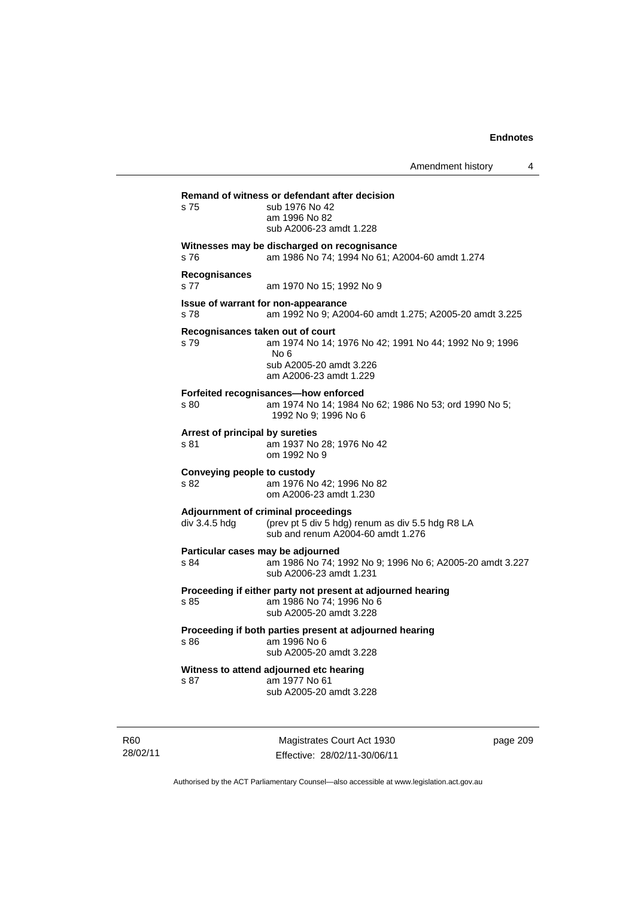**Remand of witness or defendant after decision**

s 75 sub 1976 No 42
am 1996 No 82
sub A2006-23 amdt 1.228

**Witnesses may be discharged on recognisance**

s 76 am 1986 No 74; 1994 No 61; A2004-60 amdt 1.274

**Recognisances**

s 77 am 1970 No 15; 1992 No 9

**Issue of warrant for non-appearance**

s 78 am 1992 No 9; A2004-60 amdt 1.275; A2005-20 amdt 3.225

**Recognisances taken out of court**

s 79 am 1974 No 14; 1976 No 42; 1991 No 44; 1992 No 9; 1996 No 6
sub A2005-20 amdt 3.226
am A2006-23 amdt 1.229

**Forfeited recognisances—how enforced**

s 80 am 1974 No 14; 1984 No 62; 1986 No 53; ord 1990 No 5; 1992 No 9; 1996 No 6

**Arrest of principal by sureties**

s 81 am 1937 No 28; 1976 No 42
om 1992 No 9

**Conveying people to custody**

s 82 am 1976 No 42; 1996 No 82
om A2006-23 amdt 1.230

**Adjournment of criminal proceedings**

div 3.4.5 hdg (prev pt 5 div 5 hdg) renum as div 5.5 hdg R8 LA
sub and renum A2004-60 amdt 1.276

**Particular cases may be adjourned**

s 84 am 1986 No 74; 1992 No 9; 1996 No 6; A2005-20 amdt 3.227
sub A2006-23 amdt 1.231

**Proceeding if either party not present at adjourned hearing**

s 85 am 1986 No 74; 1996 No 6
sub A2005-20 amdt 3.228

**Proceeding if both parties present at adjourned hearing**

s 86 am 1996 No 6
sub A2005-20 amdt 3.228

**Witness to attend adjourned etc hearing**

s 87 am 1977 No 61
sub A2005-20 amdt 3.228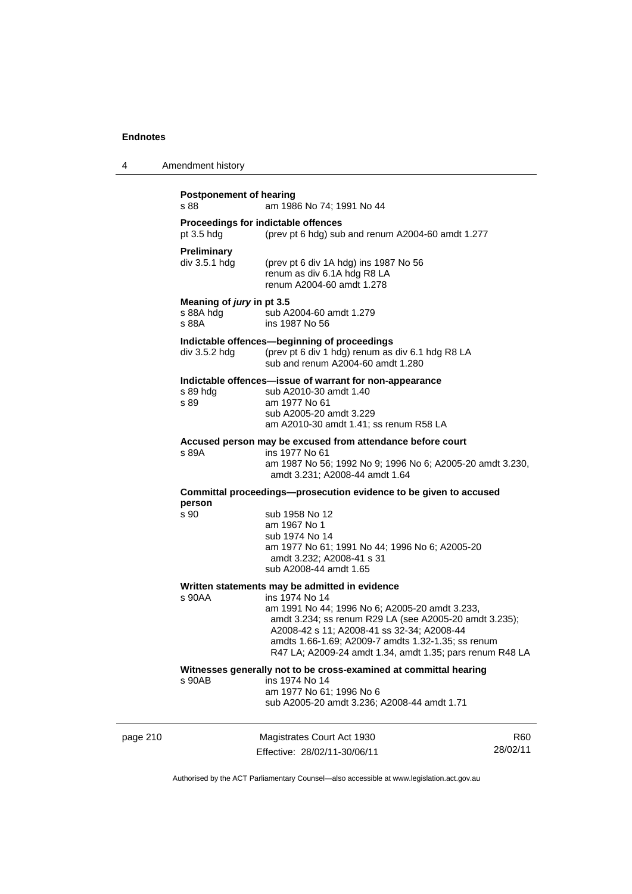**Postponement of hearing**

s 88 am 1986 No 74; 1991 No 44

**Proceedings for indictable offences**

pt 3.5 hdg (prev pt 6 hdg) sub and renum A2004-60 amdt 1.277

**Preliminary**

div 3.5.1 hdg (prev pt 6 div 1A hdg) ins 1987 No 56
renum as div 6.1A hdg R8 LA
renum A2004-60 amdt 1.278

**Meaning of *jury* in pt 3.5**

s 88A hdg sub A2004-60 amdt 1.279
s 88A ins 1987 No 56

**Indictable offences—beginning of proceedings**

div 3.5.2 hdg (prev pt 6 div 1 hdg) renum as div 6.1 hdg R8 LA
sub and renum A2004-60 amdt 1.280

**Indictable offences—issue of warrant for non-appearance**

s 89 hdg sub A2010-30 amdt 1.40
s 89 am 1977 No 61
sub A2005-20 amdt 3.229
am A2010-30 amdt 1.41; ss renum R58 LA

**Accused person may be excused from attendance before court**

s 89A ins 1977 No 61
am 1987 No 56; 1992 No 9; 1996 No 6; A2005-20 amdt 3.230, amdt 3.231; A2008-44 amdt 1.64

**Committal proceedings—prosecution evidence to be given to accused person**

s 90 sub 1958 No 12
am 1967 No 1
sub 1974 No 14
am 1977 No 61; 1991 No 44; 1996 No 6; A2005-20 amdt 3.232; A2008-41 s 31
sub A2008-44 amdt 1.65

**Written statements may be admitted in evidence**

s 90AA ins 1974 No 14
am 1991 No 44; 1996 No 6; A2005-20 amdt 3.233, amdt 3.234; ss renum R29 LA (see A2005-20 amdt 3.235); A2008-42 s 11; A2008-41 ss 32-34; A2008-44 amdts 1.66-1.69; A2009-7 amdts 1.32-1.35; ss renum R47 LA; A2009-24 amdt 1.34, amdt 1.35; pars renum R48 LA

**Witnesses generally not to be cross-examined at committal hearing**

s 90AB ins 1974 No 14
am 1977 No 61; 1996 No 6
sub A2005-20 amdt 3.236; A2008-44 amdt 1.71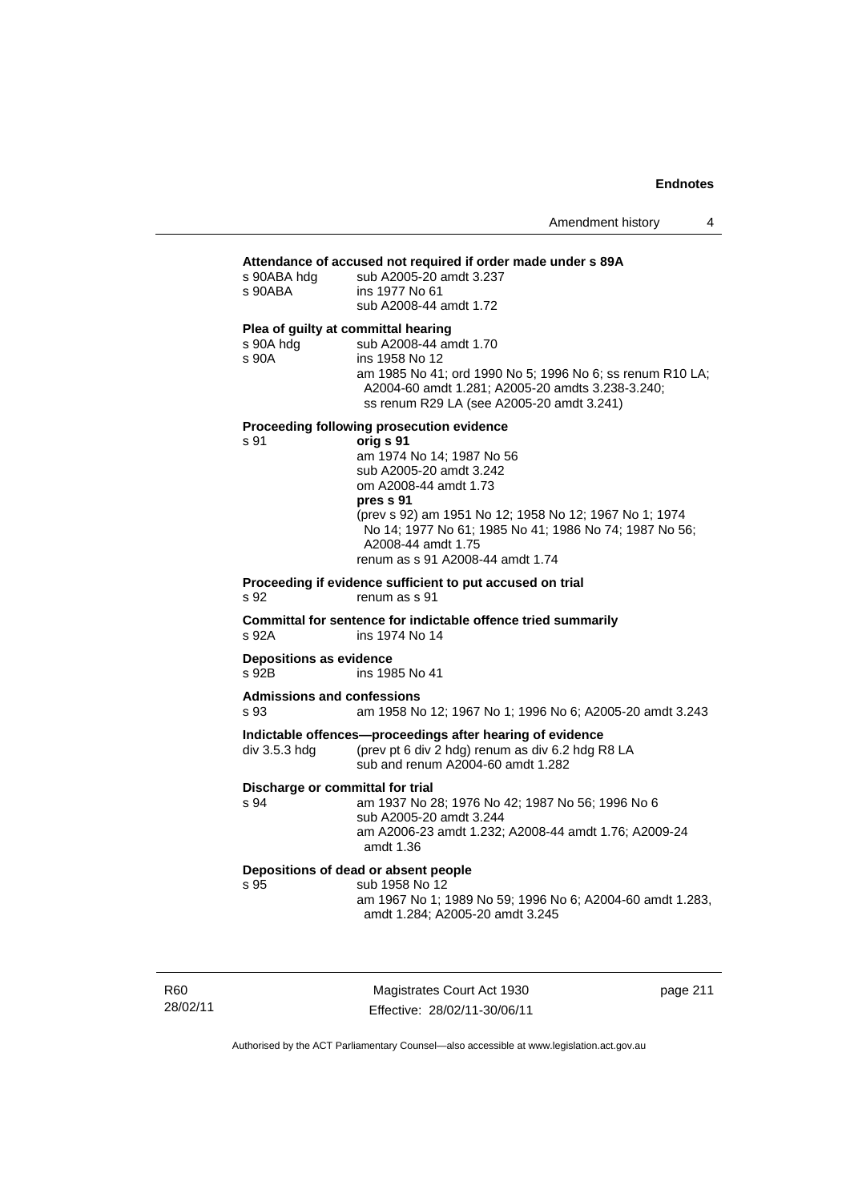**Attendance of accused not required if order made under s 89A**

s 90ABA hdg sub A2005-20 amdt 3.237
s 90ABA ins 1977 No 61
sub A2008-44 amdt 1.72

**Plea of guilty at committal hearing**

s 90A hdg sub A2008-44 amdt 1.70
s 90A ins 1958 No 12
am 1985 No 41; ord 1990 No 5; 1996 No 6; ss renum R10 LA; A2004-60 amdt 1.281; A2005-20 amdts 3.238-3.240; ss renum R29 LA (see A2005-20 amdt 3.241)

**Proceeding following prosecution evidence**

s 91 **orig s 91**
am 1974 No 14; 1987 No 56
sub A2005-20 amdt 3.242
om A2008-44 amdt 1.73
**pres s 91**
(prev s 92) am 1951 No 12; 1958 No 12; 1967 No 1; 1974 No 14; 1977 No 61; 1985 No 41; 1986 No 74; 1987 No 56; A2008-44 amdt 1.75
renum as s 91 A2008-44 amdt 1.74

**Proceeding if evidence sufficient to put accused on trial**

s 92 renum as s 91

**Committal for sentence for indictable offence tried summarily**

s 92A ins 1974 No 14

**Depositions as evidence**

s 92B ins 1985 No 41

**Admissions and confessions**

s 93 am 1958 No 12; 1967 No 1; 1996 No 6; A2005-20 amdt 3.243

**Indictable offences—proceedings after hearing of evidence**

div 3.5.3 hdg (prev pt 6 div 2 hdg) renum as div 6.2 hdg R8 LA
sub and renum A2004-60 amdt 1.282

**Discharge or committal for trial**

s 94 am 1937 No 28; 1976 No 42; 1987 No 56; 1996 No 6
sub A2005-20 amdt 3.244
am A2006-23 amdt 1.232; A2008-44 amdt 1.76; A2009-24 amdt 1.36

**Depositions of dead or absent people**

s 95 sub 1958 No 12
am 1967 No 1; 1989 No 59; 1996 No 6; A2004-60 amdt 1.283, amdt 1.284; A2005-20 amdt 3.245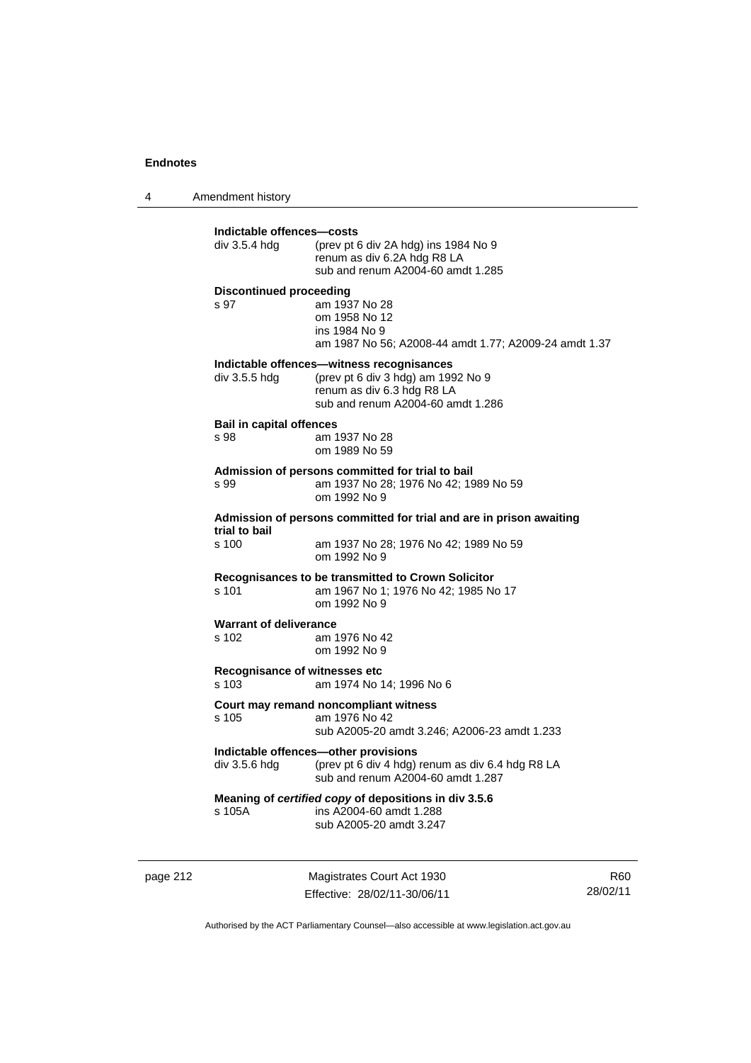**Indictable offences—costs**

div 3.5.4 hdg (prev pt 6 div 2A hdg) ins 1984 No 9
renum as div 6.2A hdg R8 LA
sub and renum A2004-60 amdt 1.285

**Discontinued proceeding**

s 97 am 1937 No 28
om 1958 No 12
ins 1984 No 9
am 1987 No 56; A2008-44 amdt 1.77; A2009-24 amdt 1.37

**Indictable offences—witness recognisances**

div 3.5.5 hdg (prev pt 6 div 3 hdg) am 1992 No 9
renum as div 6.3 hdg R8 LA
sub and renum A2004-60 amdt 1.286

**Bail in capital offences**

s 98 am 1937 No 28
om 1989 No 59

**Admission of persons committed for trial to bail**

s 99 am 1937 No 28; 1976 No 42; 1989 No 59
om 1992 No 9

**Admission of persons committed for trial and are in prison awaiting trial to bail**

s 100 am 1937 No 28; 1976 No 42; 1989 No 59
om 1992 No 9

**Recognisances to be transmitted to Crown Solicitor**

s 101 am 1967 No 1; 1976 No 42; 1985 No 17
om 1992 No 9

**Warrant of deliverance**

s 102 am 1976 No 42
om 1992 No 9

**Recognisance of witnesses etc**

s 103 am 1974 No 14; 1996 No 6

**Court may remand noncompliant witness**

s 105 am 1976 No 42
sub A2005-20 amdt 3.246; A2006-23 amdt 1.233

**Indictable offences—other provisions**

div 3.5.6 hdg (prev pt 6 div 4 hdg) renum as div 6.4 hdg R8 LA
sub and renum A2004-60 amdt 1.287

**Meaning of *certified copy* of depositions in div 3.5.6**

s 105A ins A2004-60 amdt 1.288
sub A2005-20 amdt 3.247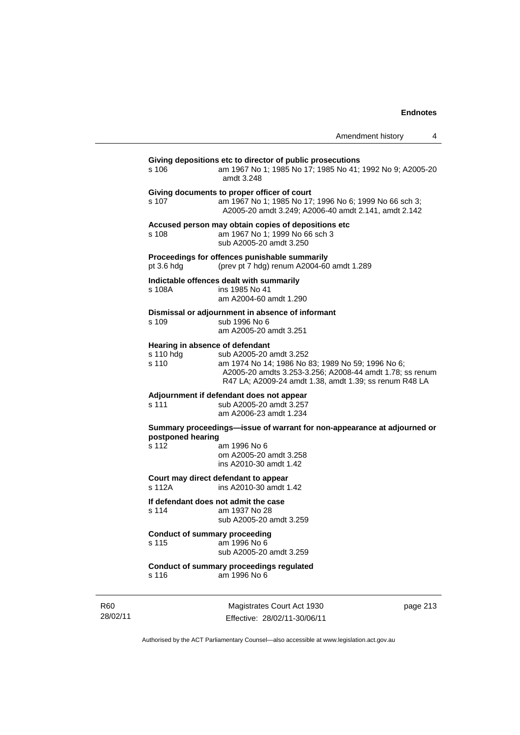**Giving depositions etc to director of public prosecutions**

s 106 am 1967 No 1; 1985 No 17; 1985 No 41; 1992 No 9; A2005-20 amdt 3.248

**Giving documents to proper officer of court**

s 107 am 1967 No 1; 1985 No 17; 1996 No 6; 1999 No 66 sch 3; A2005-20 amdt 3.249; A2006-40 amdt 2.141, amdt 2.142

**Accused person may obtain copies of depositions etc**

s 108 am 1967 No 1; 1999 No 66 sch 3
sub A2005-20 amdt 3.250

**Proceedings for offences punishable summarily**

pt 3.6 hdg (prev pt 7 hdg) renum A2004-60 amdt 1.289

**Indictable offences dealt with summarily**

s 108A ins 1985 No 41
am A2004-60 amdt 1.290

**Dismissal or adjournment in absence of informant**

s 109 sub 1996 No 6
am A2005-20 amdt 3.251

**Hearing in absence of defendant**

s 110 hdg sub A2005-20 amdt 3.252
s 110 am 1974 No 14; 1986 No 83; 1989 No 59; 1996 No 6; A2005-20 amdts 3.253-3.256; A2008-44 amdt 1.78; ss renum R47 LA; A2009-24 amdt 1.38, amdt 1.39; ss renum R48 LA

**Adjournment if defendant does not appear**

s 111 sub A2005-20 amdt 3.257
am A2006-23 amdt 1.234

**Summary proceedings—issue of warrant for non-appearance at adjourned or postponed hearing**

s 112 am 1996 No 6
om A2005-20 amdt 3.258
ins A2010-30 amdt 1.42

**Court may direct defendant to appear**

s 112A ins A2010-30 amdt 1.42

**If defendant does not admit the case**

s 114 am 1937 No 28
sub A2005-20 amdt 3.259

**Conduct of summary proceeding**

s 115 am 1996 No 6
sub A2005-20 amdt 3.259

**Conduct of summary proceedings regulated**

s 116 am 1996 No 6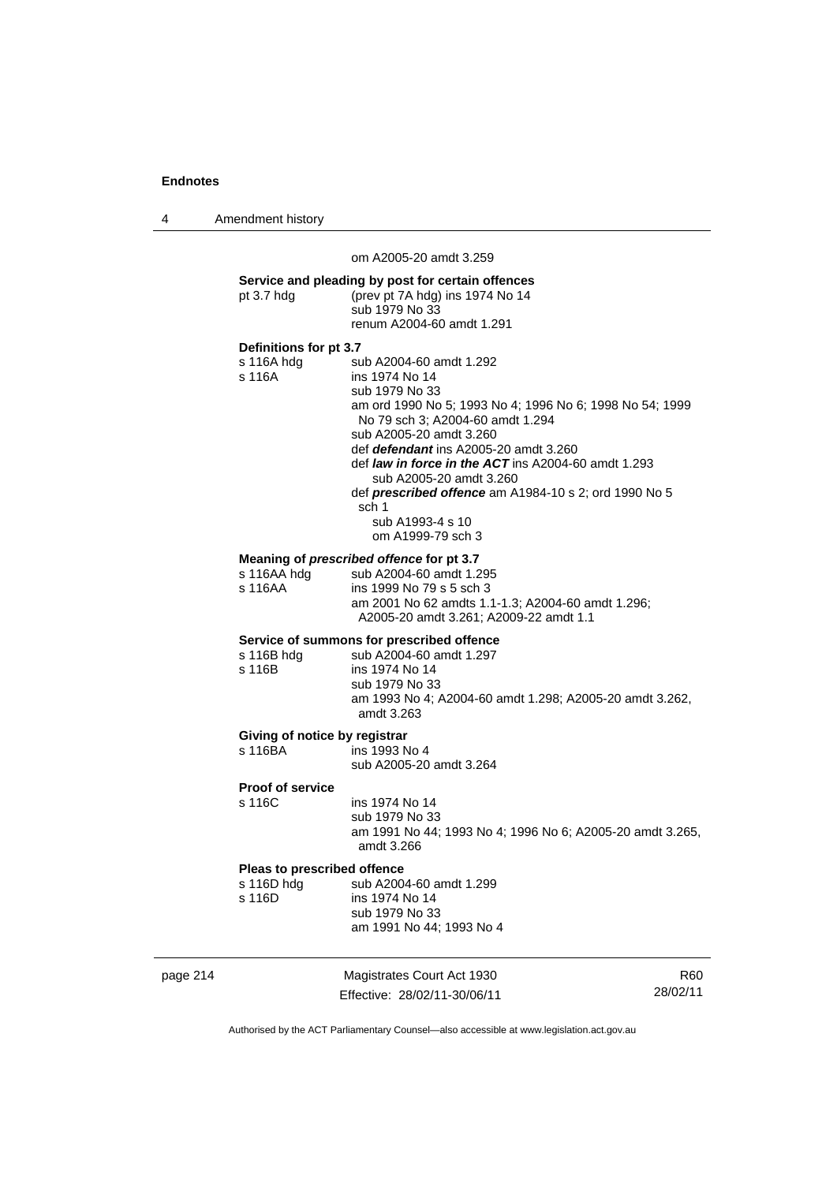om A2005-20 amdt 3.259

**Service and pleading by post for certain offences**

pt 3.7 hdg (prev pt 7A hdg) ins 1974 No 14
sub 1979 No 33
renum A2004-60 amdt 1.291

**Definitions for pt 3.7**

s 116A hdg sub A2004-60 amdt 1.292
s 116A ins 1974 No 14
sub 1979 No 33
am ord 1990 No 5; 1993 No 4; 1996 No 6; 1998 No 54; 1999 No 79 sch 3; A2004-60 amdt 1.294
sub A2005-20 amdt 3.260
def ***defendant*** ins A2005-20 amdt 3.260
def ***law in force in the ACT*** ins A2004-60 amdt 1.293
sub A2005-20 amdt 3.260
def ***prescribed offence*** am A1984-10 s 2; ord 1990 No 5 sch 1
sub A1993-4 s 10
om A1999-79 sch 3

**Meaning of *prescribed offence* for pt 3.7**

s 116AA hdg sub A2004-60 amdt 1.295
s 116AA ins 1999 No 79 s 5 sch 3
am 2001 No 62 amdts 1.1-1.3; A2004-60 amdt 1.296; A2005-20 amdt 3.261; A2009-22 amdt 1.1

**Service of summons for prescribed offence**

s 116B hdg sub A2004-60 amdt 1.297
s 116B ins 1974 No 14
sub 1979 No 33
am 1993 No 4; A2004-60 amdt 1.298; A2005-20 amdt 3.262, amdt 3.263

**Giving of notice by registrar**

s 116BA ins 1993 No 4
sub A2005-20 amdt 3.264

**Proof of service**

s 116C ins 1974 No 14
sub 1979 No 33
am 1991 No 44; 1993 No 4; 1996 No 6; A2005-20 amdt 3.265, amdt 3.266

**Pleas to prescribed offence**

s 116D hdg sub A2004-60 amdt 1.299
s 116D ins 1974 No 14
sub 1979 No 33
am 1991 No 44; 1993 No 4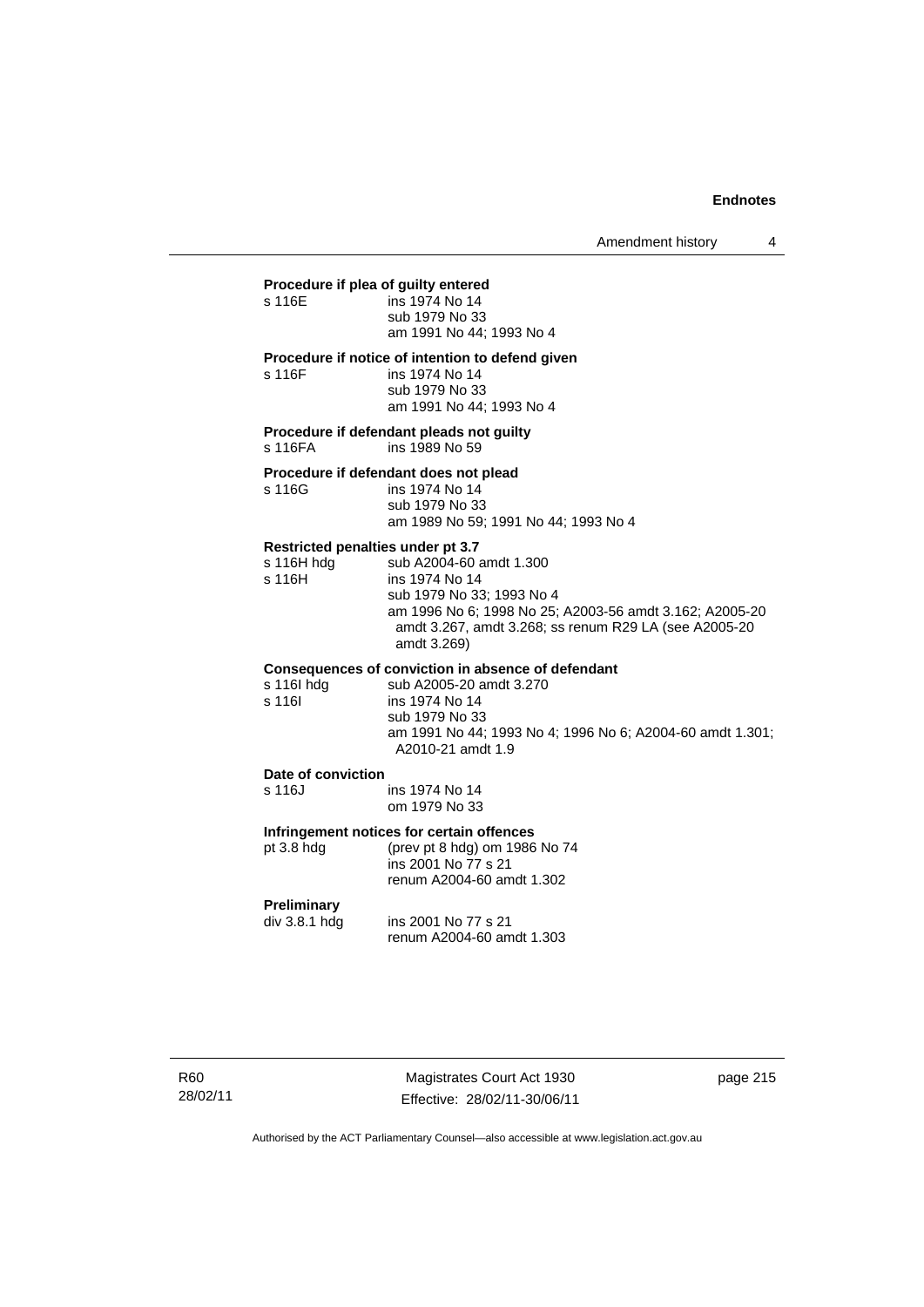**Procedure if plea of guilty entered**

s 116E ins 1974 No 14
sub 1979 No 33
am 1991 No 44; 1993 No 4

**Procedure if notice of intention to defend given**

s 116F ins 1974 No 14
sub 1979 No 33
am 1991 No 44; 1993 No 4

**Procedure if defendant pleads not guilty**

s 116FA ins 1989 No 59

**Procedure if defendant does not plead**

s 116G ins 1974 No 14
sub 1979 No 33
am 1989 No 59; 1991 No 44; 1993 No 4

**Restricted penalties under pt 3.7**

s 116H hdg sub A2004-60 amdt 1.300
s 116H ins 1974 No 14
sub 1979 No 33; 1993 No 4
am 1996 No 6; 1998 No 25; A2003-56 amdt 3.162; A2005-20 amdt 3.267, amdt 3.268; ss renum R29 LA (see A2005-20 amdt 3.269)

**Consequences of conviction in absence of defendant**

s 116I hdg sub A2005-20 amdt 3.270
s 116I ins 1974 No 14
sub 1979 No 33
am 1991 No 44; 1993 No 4; 1996 No 6; A2004-60 amdt 1.301; A2010-21 amdt 1.9

**Date of conviction**

s 116J ins 1974 No 14
om 1979 No 33

**Infringement notices for certain offences**

pt 3.8 hdg (prev pt 8 hdg) om 1986 No 74
ins 2001 No 77 s 21
renum A2004-60 amdt 1.302

**Preliminary**

div 3.8.1 hdg ins 2001 No 77 s 21
renum A2004-60 amdt 1.303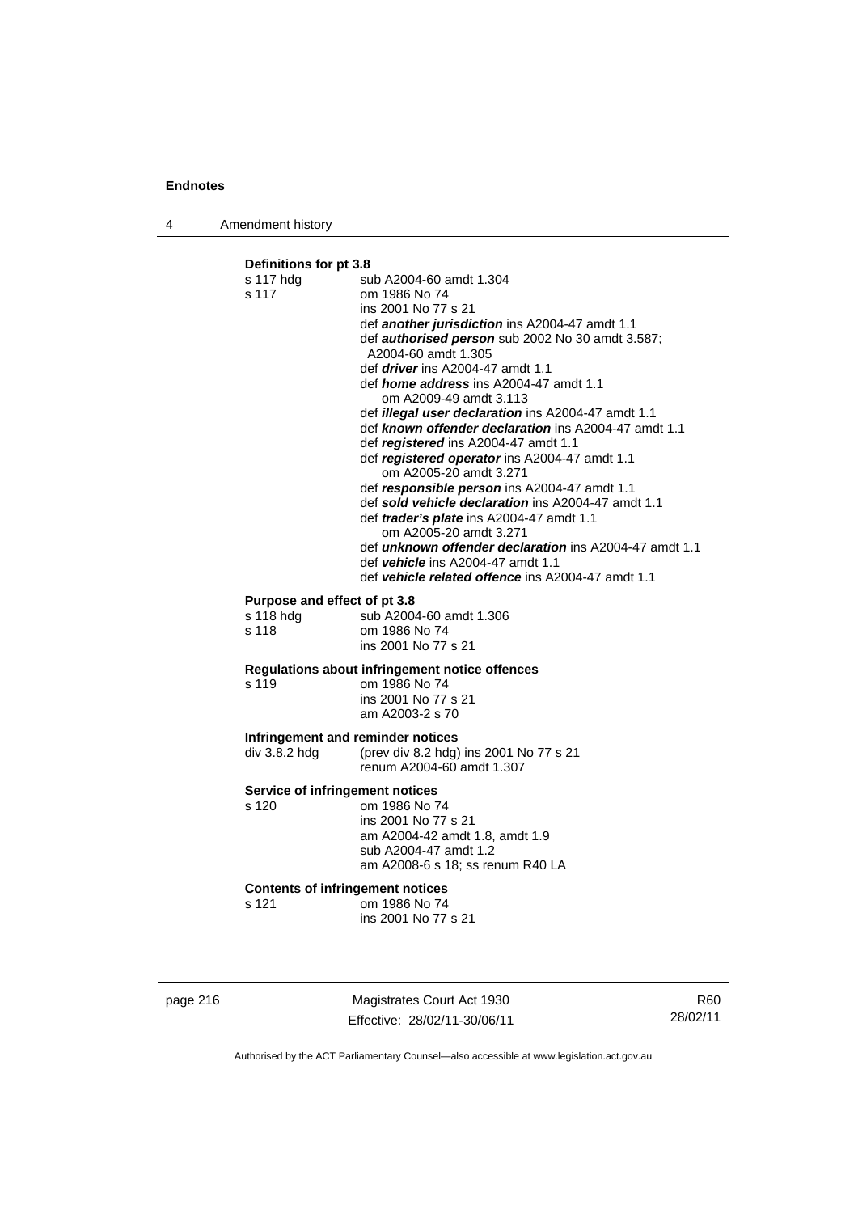**Definitions for pt 3.8**

s 117 hdg sub A2004-60 amdt 1.304
s 117 om 1986 No 74
ins 2001 No 77 s 21
def ***another jurisdiction*** ins A2004-47 amdt 1.1
def ***authorised person*** sub 2002 No 30 amdt 3.587; A2004-60 amdt 1.305
def ***driver*** ins A2004-47 amdt 1.1
def ***home address*** ins A2004-47 amdt 1.1
om A2009-49 amdt 3.113
def ***illegal user declaration*** ins A2004-47 amdt 1.1
def ***known offender declaration*** ins A2004-47 amdt 1.1
def ***registered*** ins A2004-47 amdt 1.1
def ***registered operator*** ins A2004-47 amdt 1.1
om A2005-20 amdt 3.271
def ***responsible person*** ins A2004-47 amdt 1.1
def ***sold vehicle declaration*** ins A2004-47 amdt 1.1
def ***trader's plate*** ins A2004-47 amdt 1.1
om A2005-20 amdt 3.271
def ***unknown offender declaration*** ins A2004-47 amdt 1.1
def ***vehicle*** ins A2004-47 amdt 1.1
def ***vehicle related offence*** ins A2004-47 amdt 1.1

**Purpose and effect of pt 3.8**

s 118 hdg sub A2004-60 amdt 1.306
s 118 om 1986 No 74
ins 2001 No 77 s 21

**Regulations about infringement notice offences**

s 119 om 1986 No 74
ins 2001 No 77 s 21
am A2003-2 s 70

**Infringement and reminder notices**

div 3.8.2 hdg (prev div 8.2 hdg) ins 2001 No 77 s 21
renum A2004-60 amdt 1.307

**Service of infringement notices**

s 120 om 1986 No 74
ins 2001 No 77 s 21
am A2004-42 amdt 1.8, amdt 1.9
sub A2004-47 amdt 1.2
am A2008-6 s 18; ss renum R40 LA

**Contents of infringement notices**

s 121 om 1986 No 74
ins 2001 No 77 s 21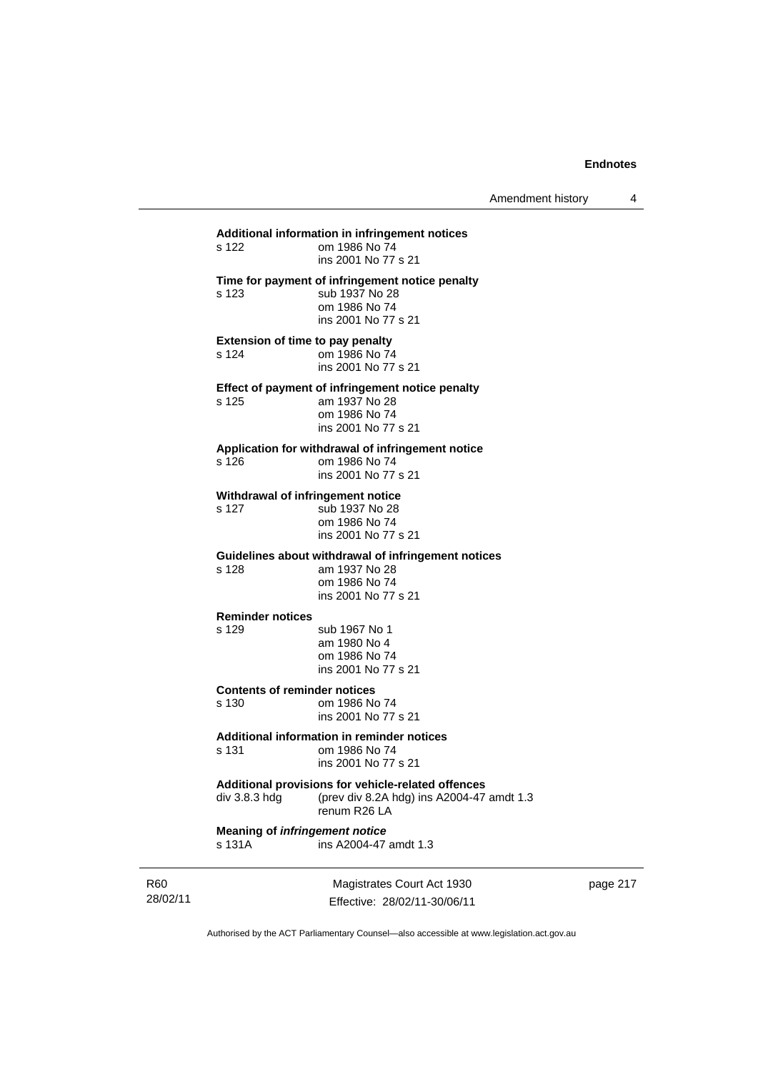**Additional information in infringement notices**
s 122 om 1986 No 74
ins 2001 No 77 s 21

**Time for payment of infringement notice penalty**
s 123 sub 1937 No 28
om 1986 No 74
ins 2001 No 77 s 21

**Extension of time to pay penalty**
s 124 om 1986 No 74
ins 2001 No 77 s 21

**Effect of payment of infringement notice penalty**
s 125 am 1937 No 28
om 1986 No 74
ins 2001 No 77 s 21

**Application for withdrawal of infringement notice**
s 126 om 1986 No 74
ins 2001 No 77 s 21

**Withdrawal of infringement notice**
s 127 sub 1937 No 28
om 1986 No 74
ins 2001 No 77 s 21

**Guidelines about withdrawal of infringement notices**
s 128 am 1937 No 28
om 1986 No 74
ins 2001 No 77 s 21

**Reminder notices**
s 129 sub 1967 No 1
am 1980 No 4
om 1986 No 74
ins 2001 No 77 s 21

**Contents of reminder notices**
s 130 om 1986 No 74
ins 2001 No 77 s 21

**Additional information in reminder notices**
s 131 om 1986 No 74
ins 2001 No 77 s 21

**Additional provisions for vehicle-related offences**
div 3.8.3 hdg (prev div 8.2A hdg) ins A2004-47 amdt 1.3
renum R26 LA

**Meaning of *infringement notice***
s 131A ins A2004-47 amdt 1.3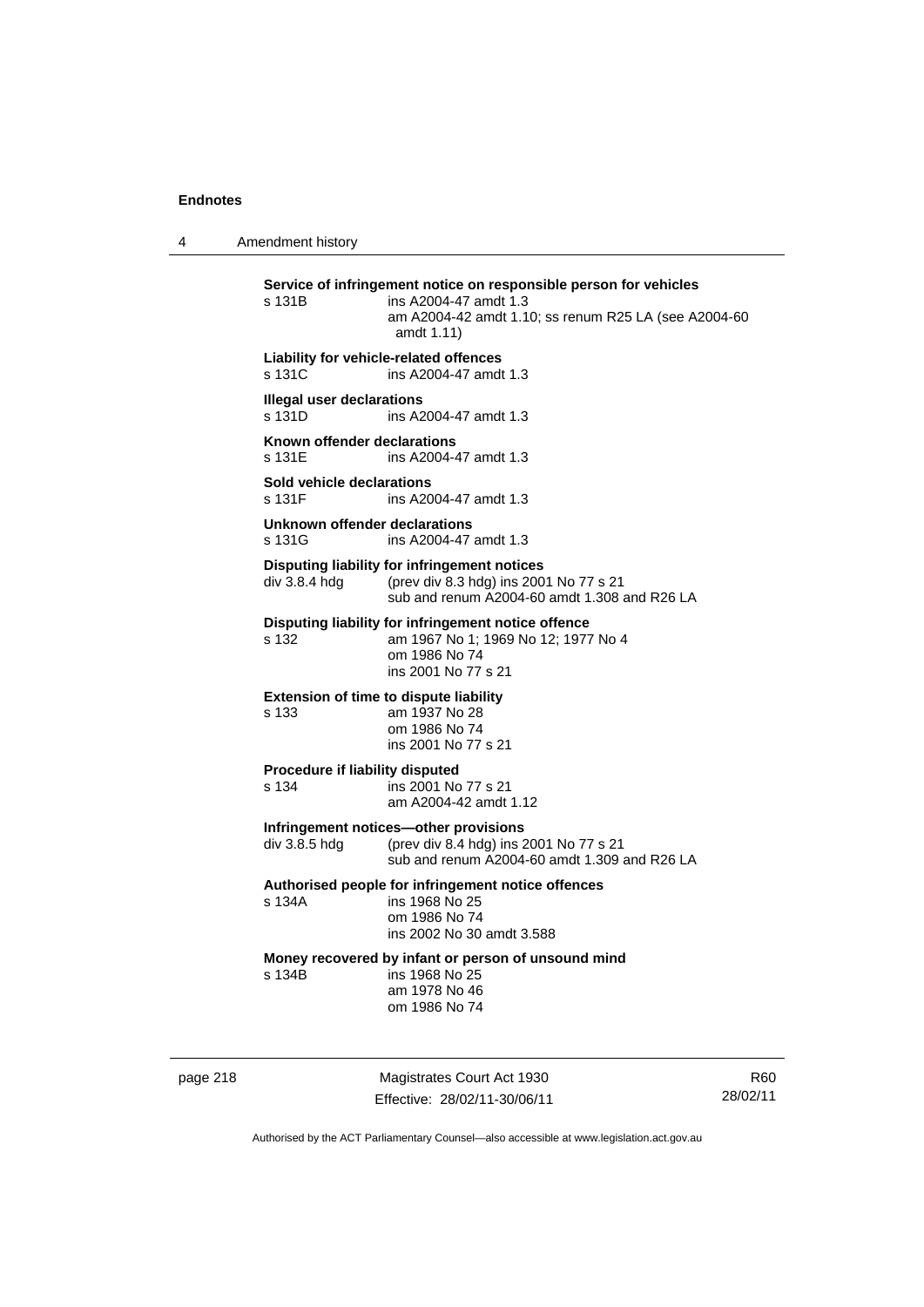**Service of infringement notice on responsible person for vehicles**

s 131B ins A2004-47 amdt 1.3
am A2004-42 amdt 1.10; ss renum R25 LA (see A2004-60 amdt 1.11)

**Liability for vehicle-related offences**

s 131C ins A2004-47 amdt 1.3

**Illegal user declarations**

s 131D ins A2004-47 amdt 1.3

**Known offender declarations**

s 131E ins A2004-47 amdt 1.3

**Sold vehicle declarations**

s 131F ins A2004-47 amdt 1.3

**Unknown offender declarations**

s 131G ins A2004-47 amdt 1.3

**Disputing liability for infringement notices**

div 3.8.4 hdg (prev div 8.3 hdg) ins 2001 No 77 s 21
sub and renum A2004-60 amdt 1.308 and R26 LA

**Disputing liability for infringement notice offence**

s 132 am 1967 No 1; 1969 No 12; 1977 No 4
om 1986 No 74
ins 2001 No 77 s 21

**Extension of time to dispute liability**

s 133 am 1937 No 28
om 1986 No 74
ins 2001 No 77 s 21

**Procedure if liability disputed**

s 134 ins 2001 No 77 s 21
am A2004-42 amdt 1.12

**Infringement notices—other provisions**

div 3.8.5 hdg (prev div 8.4 hdg) ins 2001 No 77 s 21
sub and renum A2004-60 amdt 1.309 and R26 LA

**Authorised people for infringement notice offences**

s 134A ins 1968 No 25
om 1986 No 74
ins 2002 No 30 amdt 3.588

**Money recovered by infant or person of unsound mind**

s 134B ins 1968 No 25
am 1978 No 46
om 1986 No 74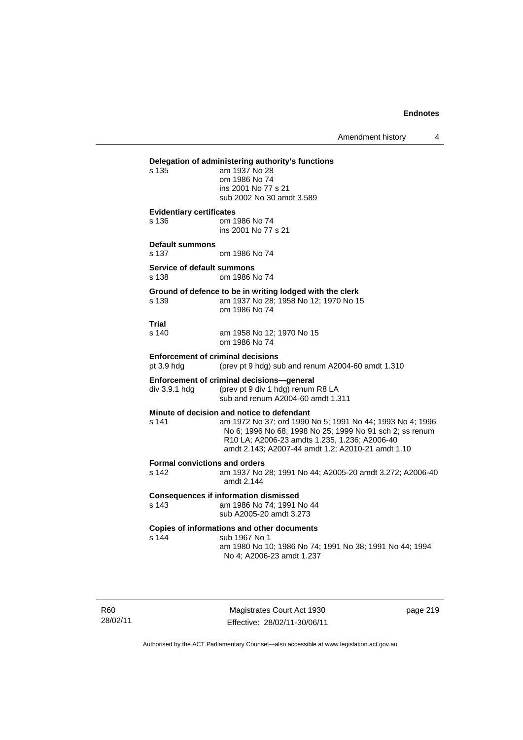**Delegation of administering authority's functions**
s 135 am 1937 No 28
om 1986 No 74
ins 2001 No 77 s 21
sub 2002 No 30 amdt 3.589

**Evidentiary certificates**
s 136 om 1986 No 74
ins 2001 No 77 s 21

**Default summons**
s 137 om 1986 No 74

**Service of default summons**
s 138 om 1986 No 74

**Ground of defence to be in writing lodged with the clerk**
s 139 am 1937 No 28; 1958 No 12; 1970 No 15
om 1986 No 74

**Trial**
s 140 am 1958 No 12; 1970 No 15
om 1986 No 74

**Enforcement of criminal decisions**
pt 3.9 hdg (prev pt 9 hdg) sub and renum A2004-60 amdt 1.310

**Enforcement of criminal decisions—general**
div 3.9.1 hdg (prev pt 9 div 1 hdg) renum R8 LA
sub and renum A2004-60 amdt 1.311

**Minute of decision and notice to defendant**
s 141 am 1972 No 37; ord 1990 No 5; 1991 No 44; 1993 No 4; 1996 No 6; 1996 No 68; 1998 No 25; 1999 No 91 sch 2; ss renum R10 LA; A2006-23 amdts 1.235, 1.236; A2006-40 amdt 2.143; A2007-44 amdt 1.2; A2010-21 amdt 1.10

**Formal convictions and orders**
s 142 am 1937 No 28; 1991 No 44; A2005-20 amdt 3.272; A2006-40 amdt 2.144

**Consequences if information dismissed**
s 143 am 1986 No 74; 1991 No 44
sub A2005-20 amdt 3.273

**Copies of informations and other documents**
s 144 sub 1967 No 1
am 1980 No 10; 1986 No 74; 1991 No 38; 1991 No 44; 1994 No 4; A2006-23 amdt 1.237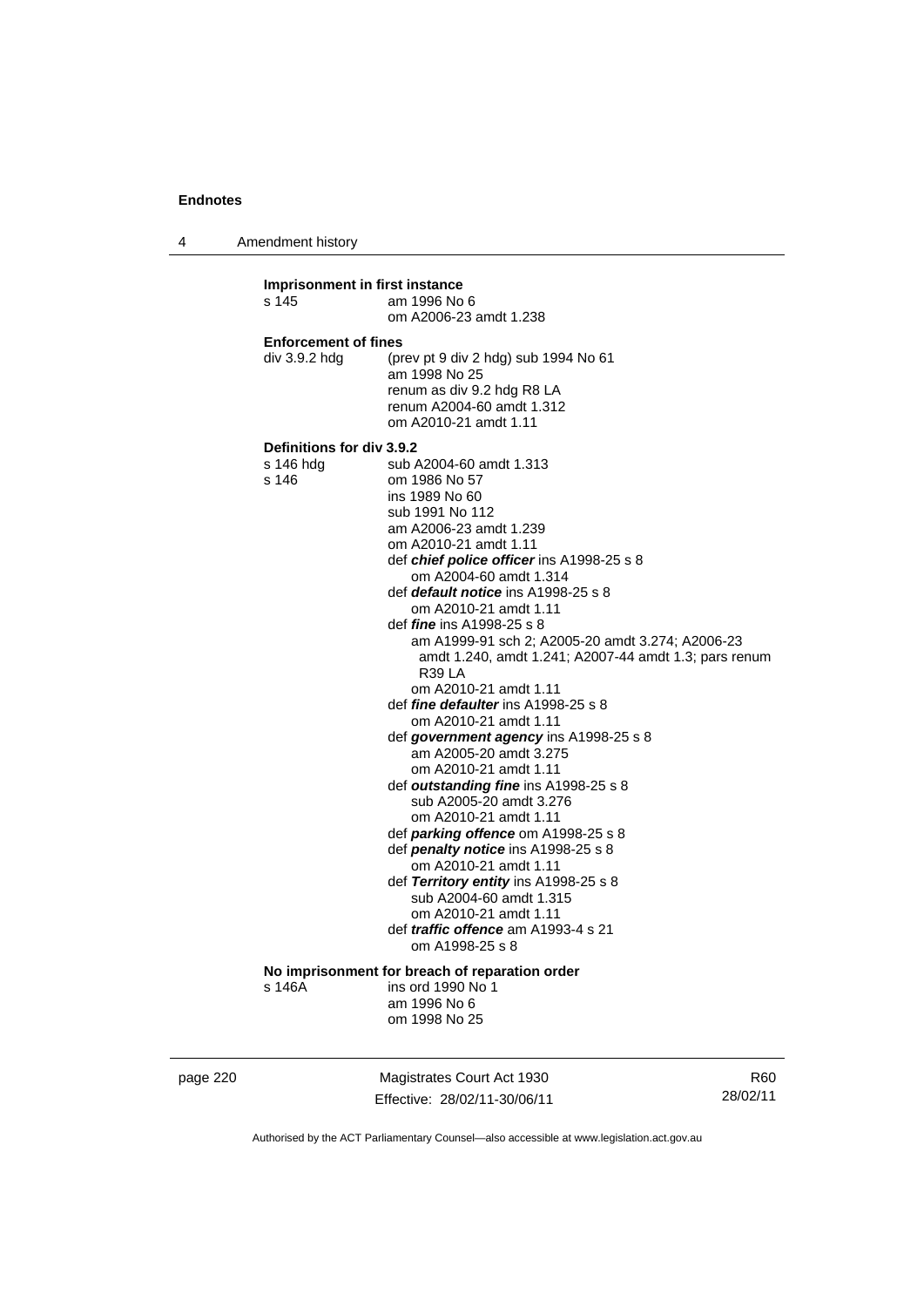**Imprisonment in first instance**

s 145 am 1996 No 6
om A2006-23 amdt 1.238

**Enforcement of fines**

div 3.9.2 hdg (prev pt 9 div 2 hdg) sub 1994 No 61
am 1998 No 25
renum as div 9.2 hdg R8 LA
renum A2004-60 amdt 1.312
om A2010-21 amdt 1.11

**Definitions for div 3.9.2**

s 146 hdg sub A2004-60 amdt 1.313

s 146 om 1986 No 57
ins 1989 No 60
sub 1991 No 112
am A2006-23 amdt 1.239
om A2010-21 amdt 1.11
def ***chief police officer*** ins A1998-25 s 8
om A2004-60 amdt 1.314
def ***default notice*** ins A1998-25 s 8
om A2010-21 amdt 1.11
def ***fine*** ins A1998-25 s 8
am A1999-91 sch 2; A2005-20 amdt 3.274; A2006-23 amdt 1.240, amdt 1.241; A2007-44 amdt 1.3; pars renum R39 LA
om A2010-21 amdt 1.11
def ***fine defaulter*** ins A1998-25 s 8
om A2010-21 amdt 1.11
def ***government agency*** ins A1998-25 s 8
am A2005-20 amdt 3.275
om A2010-21 amdt 1.11
def ***outstanding fine*** ins A1998-25 s 8
sub A2005-20 amdt 3.276
om A2010-21 amdt 1.11
def ***parking offence*** om A1998-25 s 8
def ***penalty notice*** ins A1998-25 s 8
om A2010-21 amdt 1.11
def ***Territory entity*** ins A1998-25 s 8
sub A2004-60 amdt 1.315
om A2010-21 amdt 1.11
def ***traffic offence*** am A1993-4 s 21
om A1998-25 s 8

**No imprisonment for breach of reparation order**

s 146A ins ord 1990 No 1
am 1996 No 6
om 1998 No 25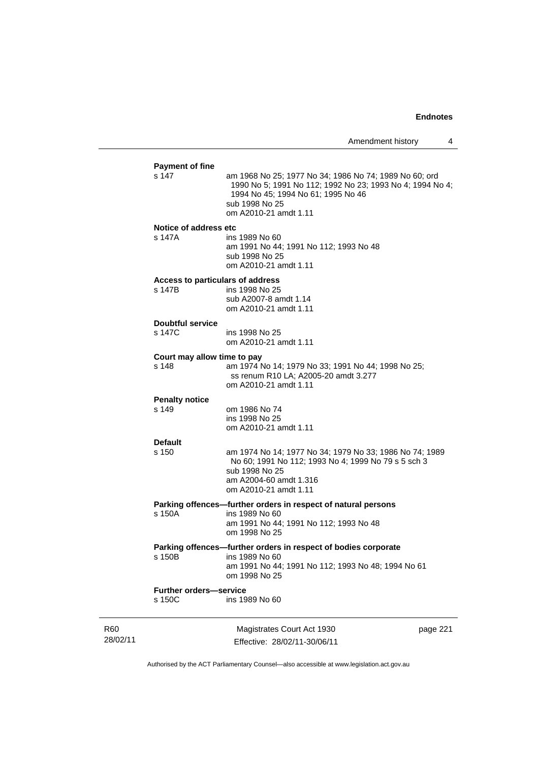**Payment of fine**

s 147 am 1968 No 25; 1977 No 34; 1986 No 74; 1989 No 60; ord 1990 No 5; 1991 No 112; 1992 No 23; 1993 No 4; 1994 No 4; 1994 No 45; 1994 No 61; 1995 No 46
sub 1998 No 25
om A2010-21 amdt 1.11

**Notice of address etc**

s 147A ins 1989 No 60
am 1991 No 44; 1991 No 112; 1993 No 48
sub 1998 No 25
om A2010-21 amdt 1.11

**Access to particulars of address**

s 147B ins 1998 No 25
sub A2007-8 amdt 1.14
om A2010-21 amdt 1.11

**Doubtful service**

s 147C ins 1998 No 25
om A2010-21 amdt 1.11

**Court may allow time to pay**

s 148 am 1974 No 14; 1979 No 33; 1991 No 44; 1998 No 25; ss renum R10 LA; A2005-20 amdt 3.277
om A2010-21 amdt 1.11

**Penalty notice**

s 149 om 1986 No 74
ins 1998 No 25
om A2010-21 amdt 1.11

**Default**

s 150 am 1974 No 14; 1977 No 34; 1979 No 33; 1986 No 74; 1989 No 60; 1991 No 112; 1993 No 4; 1999 No 79 s 5 sch 3
sub 1998 No 25
am A2004-60 amdt 1.316
om A2010-21 amdt 1.11

**Parking offences—further orders in respect of natural persons**

s 150A ins 1989 No 60
am 1991 No 44; 1991 No 112; 1993 No 48
om 1998 No 25

**Parking offences—further orders in respect of bodies corporate**

s 150B ins 1989 No 60
am 1991 No 44; 1991 No 112; 1993 No 48; 1994 No 61
om 1998 No 25

**Further orders—service**

s 150C ins 1989 No 60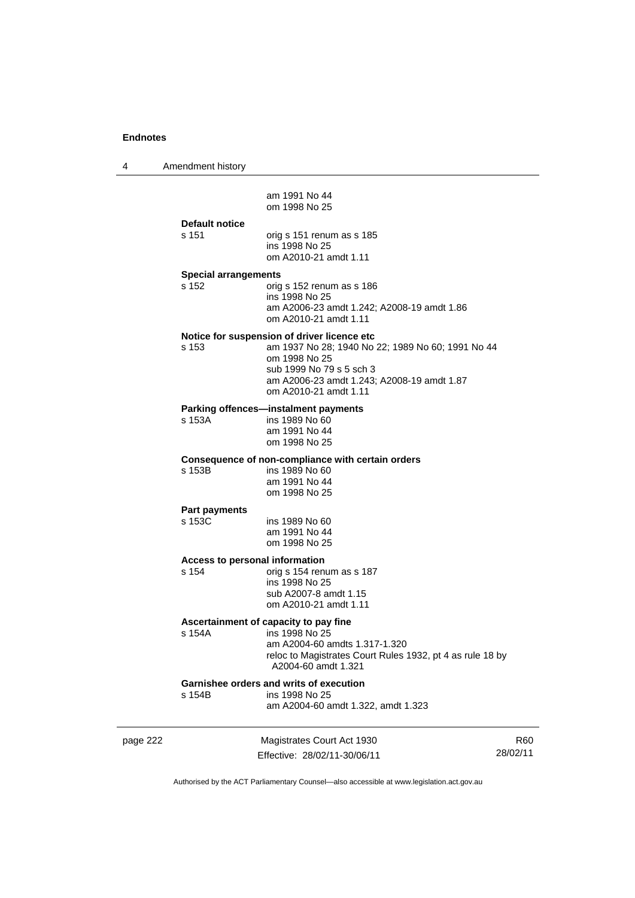am 1991 No 44
om 1998 No 25

**Default notice**

s 151 orig s 151 renum as s 185
ins 1998 No 25
om A2010-21 amdt 1.11

**Special arrangements**

s 152 orig s 152 renum as s 186
ins 1998 No 25
am A2006-23 amdt 1.242; A2008-19 amdt 1.86
om A2010-21 amdt 1.11

**Notice for suspension of driver licence etc**

s 153 am 1937 No 28; 1940 No 22; 1989 No 60; 1991 No 44
om 1998 No 25
sub 1999 No 79 s 5 sch 3
am A2006-23 amdt 1.243; A2008-19 amdt 1.87
om A2010-21 amdt 1.11

**Parking offences—instalment payments**

s 153A ins 1989 No 60
am 1991 No 44
om 1998 No 25

**Consequence of non-compliance with certain orders**

s 153B ins 1989 No 60
am 1991 No 44
om 1998 No 25

**Part payments**

s 153C ins 1989 No 60
am 1991 No 44
om 1998 No 25

**Access to personal information**

s 154 orig s 154 renum as s 187
ins 1998 No 25
sub A2007-8 amdt 1.15
om A2010-21 amdt 1.11

**Ascertainment of capacity to pay fine**

s 154A ins 1998 No 25
am A2004-60 amdts 1.317-1.320
reloc to Magistrates Court Rules 1932, pt 4 as rule 18 by A2004-60 amdt 1.321

**Garnishee orders and writs of execution**

s 154B ins 1998 No 25
am A2004-60 amdt 1.322, amdt 1.323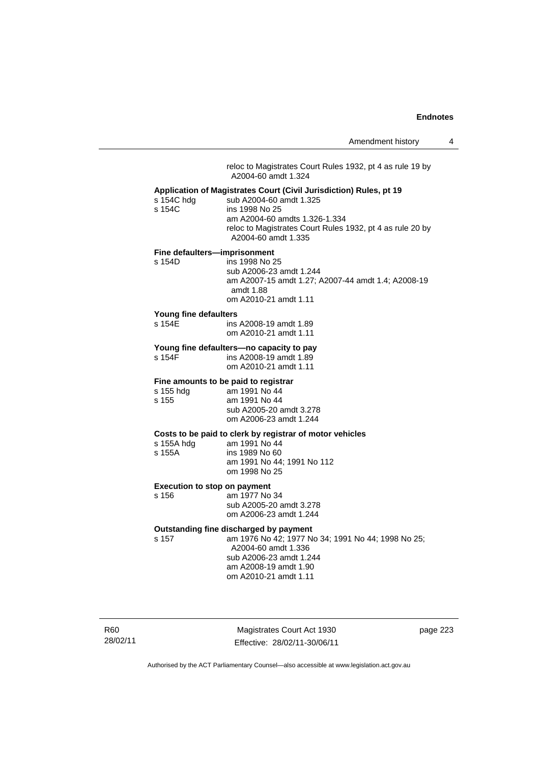reloc to Magistrates Court Rules 1932, pt 4 as rule 19 by A2004-60 amdt 1.324

**Application of Magistrates Court (Civil Jurisdiction) Rules, pt 19**

s 154C hdg — sub A2004-60 amdt 1.325
s 154C — ins 1998 No 25
am A2004-60 amdts 1.326-1.334
reloc to Magistrates Court Rules 1932, pt 4 as rule 20 by A2004-60 amdt 1.335

**Fine defaulters—imprisonment**

s 154D — ins 1998 No 25
sub A2006-23 amdt 1.244
am A2007-15 amdt 1.27; A2007-44 amdt 1.4; A2008-19 amdt 1.88
om A2010-21 amdt 1.11

**Young fine defaulters**

s 154E — ins A2008-19 amdt 1.89
om A2010-21 amdt 1.11

**Young fine defaulters—no capacity to pay**

s 154F — ins A2008-19 amdt 1.89
om A2010-21 amdt 1.11

**Fine amounts to be paid to registrar**

s 155 hdg — am 1991 No 44
s 155 — am 1991 No 44
sub A2005-20 amdt 3.278
om A2006-23 amdt 1.244

**Costs to be paid to clerk by registrar of motor vehicles**

s 155A hdg — am 1991 No 44
s 155A — ins 1989 No 60
am 1991 No 44; 1991 No 112
om 1998 No 25

**Execution to stop on payment**

s 156 — am 1977 No 34
sub A2005-20 amdt 3.278
om A2006-23 amdt 1.244

**Outstanding fine discharged by payment**

s 157 — am 1976 No 42; 1977 No 34; 1991 No 44; 1998 No 25; A2004-60 amdt 1.336
sub A2006-23 amdt 1.244
am A2008-19 amdt 1.90
om A2010-21 amdt 1.11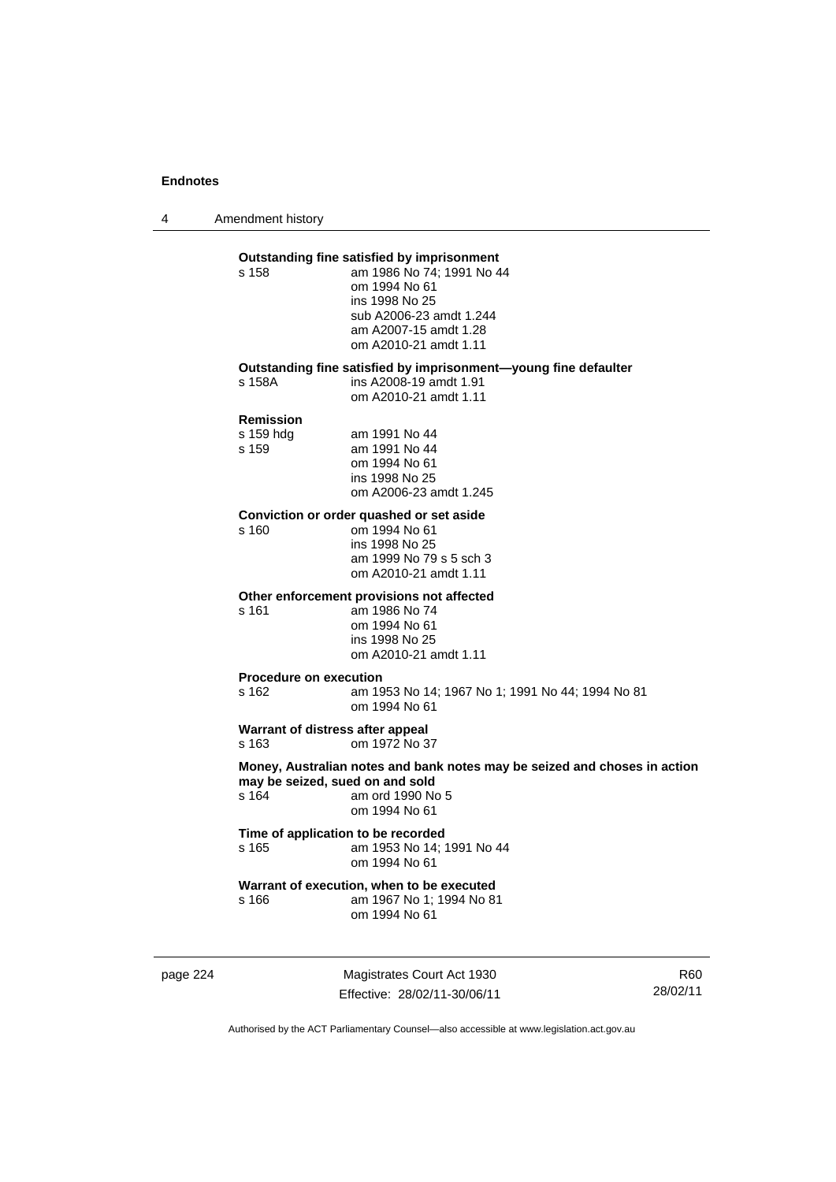**Outstanding fine satisfied by imprisonment**

s 158 — am 1986 No 74; 1991 No 44
om 1994 No 61
ins 1998 No 25
sub A2006-23 amdt 1.244
am A2007-15 amdt 1.28
om A2010-21 amdt 1.11

**Outstanding fine satisfied by imprisonment—young fine defaulter**

s 158A — ins A2008-19 amdt 1.91
om A2010-21 amdt 1.11

**Remission**

s 159 hdg — am 1991 No 44

s 159 — am 1991 No 44
om 1994 No 61
ins 1998 No 25
om A2006-23 amdt 1.245

**Conviction or order quashed or set aside**

s 160 — om 1994 No 61
ins 1998 No 25
am 1999 No 79 s 5 sch 3
om A2010-21 amdt 1.11

**Other enforcement provisions not affected**

s 161 — am 1986 No 74
om 1994 No 61
ins 1998 No 25
om A2010-21 amdt 1.11

**Procedure on execution**

s 162 — am 1953 No 14; 1967 No 1; 1991 No 44; 1994 No 81
om 1994 No 61

**Warrant of distress after appeal**

s 163 — om 1972 No 37

**Money, Australian notes and bank notes may be seized and choses in action may be seized, sued on and sold**

s 164 — am ord 1990 No 5
om 1994 No 61

**Time of application to be recorded**

s 165 — am 1953 No 14; 1991 No 44
om 1994 No 61

**Warrant of execution, when to be executed**

s 166 — am 1967 No 1; 1994 No 81
om 1994 No 61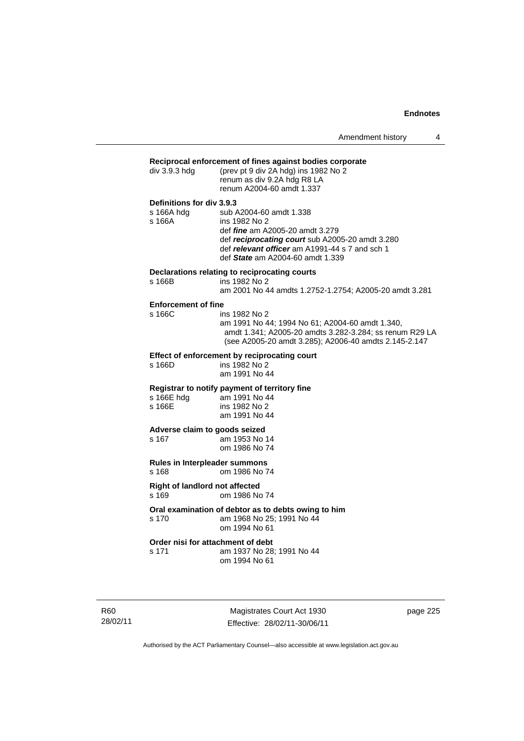**Reciprocal enforcement of fines against bodies corporate**

div 3.9.3 hdg (prev pt 9 div 2A hdg) ins 1982 No 2
renum as div 9.2A hdg R8 LA
renum A2004-60 amdt 1.337

**Definitions for div 3.9.3**

s 166A hdg sub A2004-60 amdt 1.338
s 166A ins 1982 No 2
def ***fine*** am A2005-20 amdt 3.279
def ***reciprocating court*** sub A2005-20 amdt 3.280
def ***relevant officer*** am A1991-44 s 7 and sch 1
def ***State*** am A2004-60 amdt 1.339

**Declarations relating to reciprocating courts**

s 166B ins 1982 No 2
am 2001 No 44 amdts 1.2752-1.2754; A2005-20 amdt 3.281

**Enforcement of fine**

s 166C ins 1982 No 2
am 1991 No 44; 1994 No 61; A2004-60 amdt 1.340, amdt 1.341; A2005-20 amdts 3.282-3.284; ss renum R29 LA (see A2005-20 amdt 3.285); A2006-40 amdts 2.145-2.147

**Effect of enforcement by reciprocating court**

s 166D ins 1982 No 2
am 1991 No 44

**Registrar to notify payment of territory fine**

s 166E hdg am 1991 No 44
s 166E ins 1982 No 2
am 1991 No 44

**Adverse claim to goods seized**

s 167 am 1953 No 14
om 1986 No 74

**Rules in Interpleader summons**

s 168 om 1986 No 74

**Right of landlord not affected**

s 169 om 1986 No 74

**Oral examination of debtor as to debts owing to him**

s 170 am 1968 No 25; 1991 No 44
om 1994 No 61

**Order nisi for attachment of debt**

s 171 am 1937 No 28; 1991 No 44
om 1994 No 61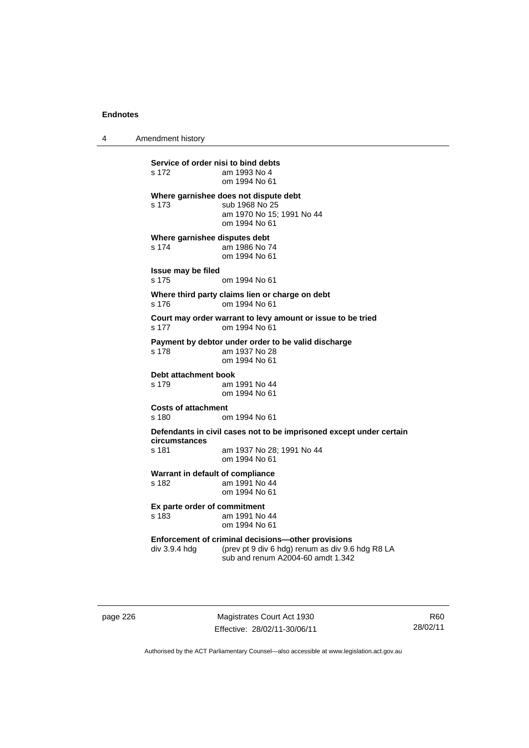**Service of order nisi to bind debts**
s 172 am 1993 No 4
om 1994 No 61

**Where garnishee does not dispute debt**
s 173 sub 1968 No 25
am 1970 No 15; 1991 No 44
om 1994 No 61

**Where garnishee disputes debt**
s 174 am 1986 No 74
om 1994 No 61

**Issue may be filed**
s 175 om 1994 No 61

**Where third party claims lien or charge on debt**
s 176 om 1994 No 61

**Court may order warrant to levy amount or issue to be tried**
s 177 om 1994 No 61

**Payment by debtor under order to be valid discharge**
s 178 am 1937 No 28
om 1994 No 61

**Debt attachment book**
s 179 am 1991 No 44
om 1994 No 61

**Costs of attachment**
s 180 om 1994 No 61

**Defendants in civil cases not to be imprisoned except under certain circumstances**
s 181 am 1937 No 28; 1991 No 44
om 1994 No 61

**Warrant in default of compliance**
s 182 am 1991 No 44
om 1994 No 61

**Ex parte order of commitment**
s 183 am 1991 No 44
om 1994 No 61

**Enforcement of criminal decisions—other provisions**
div 3.9.4 hdg (prev pt 9 div 6 hdg) renum as div 9.6 hdg R8 LA
sub and renum A2004-60 amdt 1.342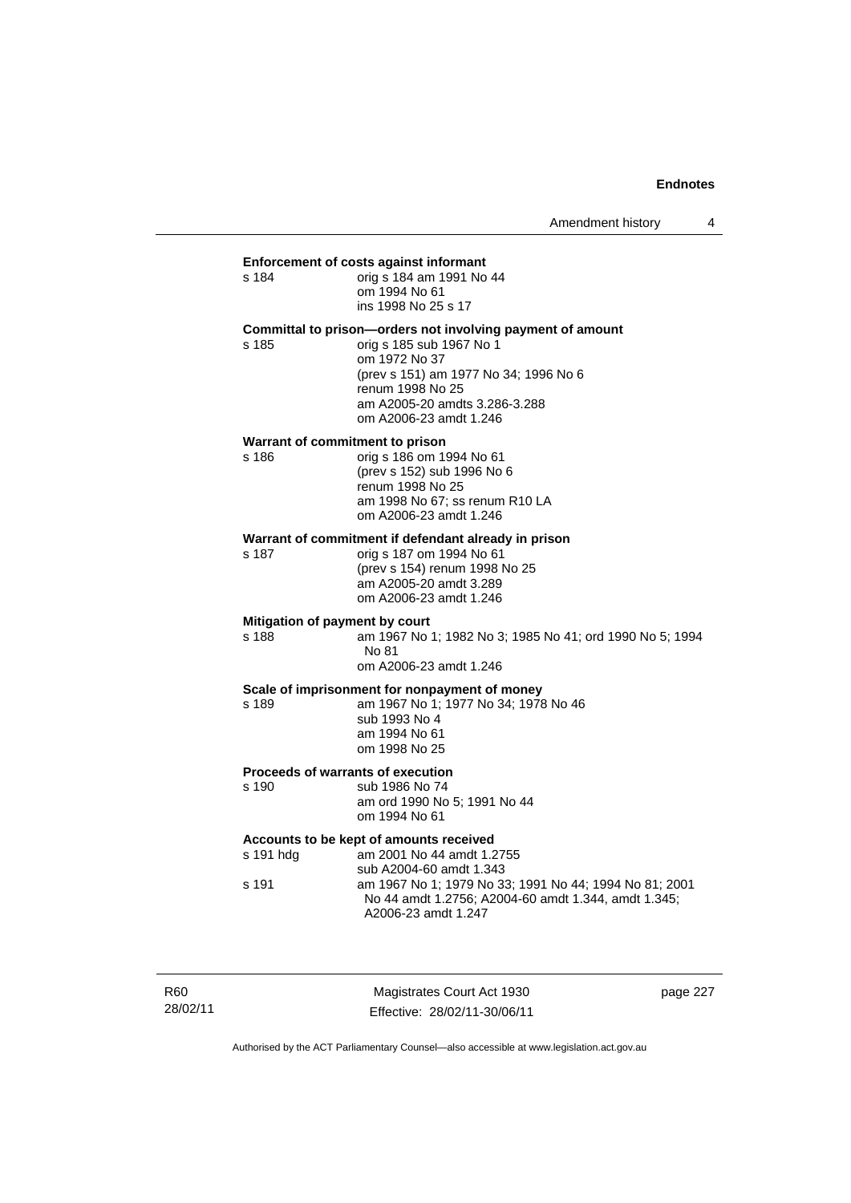**Enforcement of costs against informant**

s 184 — orig s 184 am 1991 No 44
om 1994 No 61
ins 1998 No 25 s 17

**Committal to prison—orders not involving payment of amount**

s 185 — orig s 185 sub 1967 No 1
om 1972 No 37
(prev s 151) am 1977 No 34; 1996 No 6
renum 1998 No 25
am A2005-20 amdts 3.286-3.288
om A2006-23 amdt 1.246

**Warrant of commitment to prison**

s 186 — orig s 186 om 1994 No 61
(prev s 152) sub 1996 No 6
renum 1998 No 25
am 1998 No 67; ss renum R10 LA
om A2006-23 amdt 1.246

**Warrant of commitment if defendant already in prison**

s 187 — orig s 187 om 1994 No 61
(prev s 154) renum 1998 No 25
am A2005-20 amdt 3.289
om A2006-23 amdt 1.246

**Mitigation of payment by court**

s 188 — am 1967 No 1; 1982 No 3; 1985 No 41; ord 1990 No 5; 1994 No 81
om A2006-23 amdt 1.246

**Scale of imprisonment for nonpayment of money**

s 189 — am 1967 No 1; 1977 No 34; 1978 No 46
sub 1993 No 4
am 1994 No 61
om 1998 No 25

**Proceeds of warrants of execution**

s 190 — sub 1986 No 74
am ord 1990 No 5; 1991 No 44
om 1994 No 61

**Accounts to be kept of amounts received**

s 191 hdg — am 2001 No 44 amdt 1.2755
sub A2004-60 amdt 1.343

s 191 — am 1967 No 1; 1979 No 33; 1991 No 44; 1994 No 81; 2001 No 44 amdt 1.2756; A2004-60 amdt 1.344, amdt 1.345; A2006-23 amdt 1.247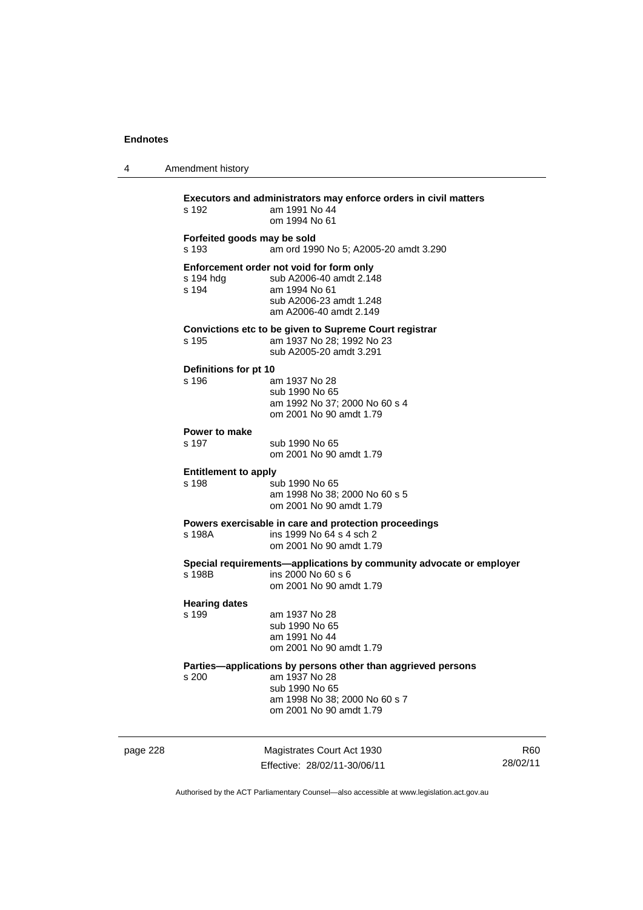**Executors and administrators may enforce orders in civil matters**

s 192 am 1991 No 44
om 1994 No 61

**Forfeited goods may be sold**

s 193 am ord 1990 No 5; A2005-20 amdt 3.290

**Enforcement order not void for form only**

s 194 hdg sub A2006-40 amdt 2.148
s 194 am 1994 No 61
sub A2006-23 amdt 1.248
am A2006-40 amdt 2.149

**Convictions etc to be given to Supreme Court registrar**

s 195 am 1937 No 28; 1992 No 23
sub A2005-20 amdt 3.291

**Definitions for pt 10**

s 196 am 1937 No 28
sub 1990 No 65
am 1992 No 37; 2000 No 60 s 4
om 2001 No 90 amdt 1.79

**Power to make**

s 197 sub 1990 No 65
om 2001 No 90 amdt 1.79

**Entitlement to apply**

s 198 sub 1990 No 65
am 1998 No 38; 2000 No 60 s 5
om 2001 No 90 amdt 1.79

**Powers exercisable in care and protection proceedings**

s 198A ins 1999 No 64 s 4 sch 2
om 2001 No 90 amdt 1.79

**Special requirements—applications by community advocate or employer**

s 198B ins 2000 No 60 s 6
om 2001 No 90 amdt 1.79

**Hearing dates**

s 199 am 1937 No 28
sub 1990 No 65
am 1991 No 44
om 2001 No 90 amdt 1.79

**Parties—applications by persons other than aggrieved persons**

s 200 am 1937 No 28
sub 1990 No 65
am 1998 No 38; 2000 No 60 s 7
om 2001 No 90 amdt 1.79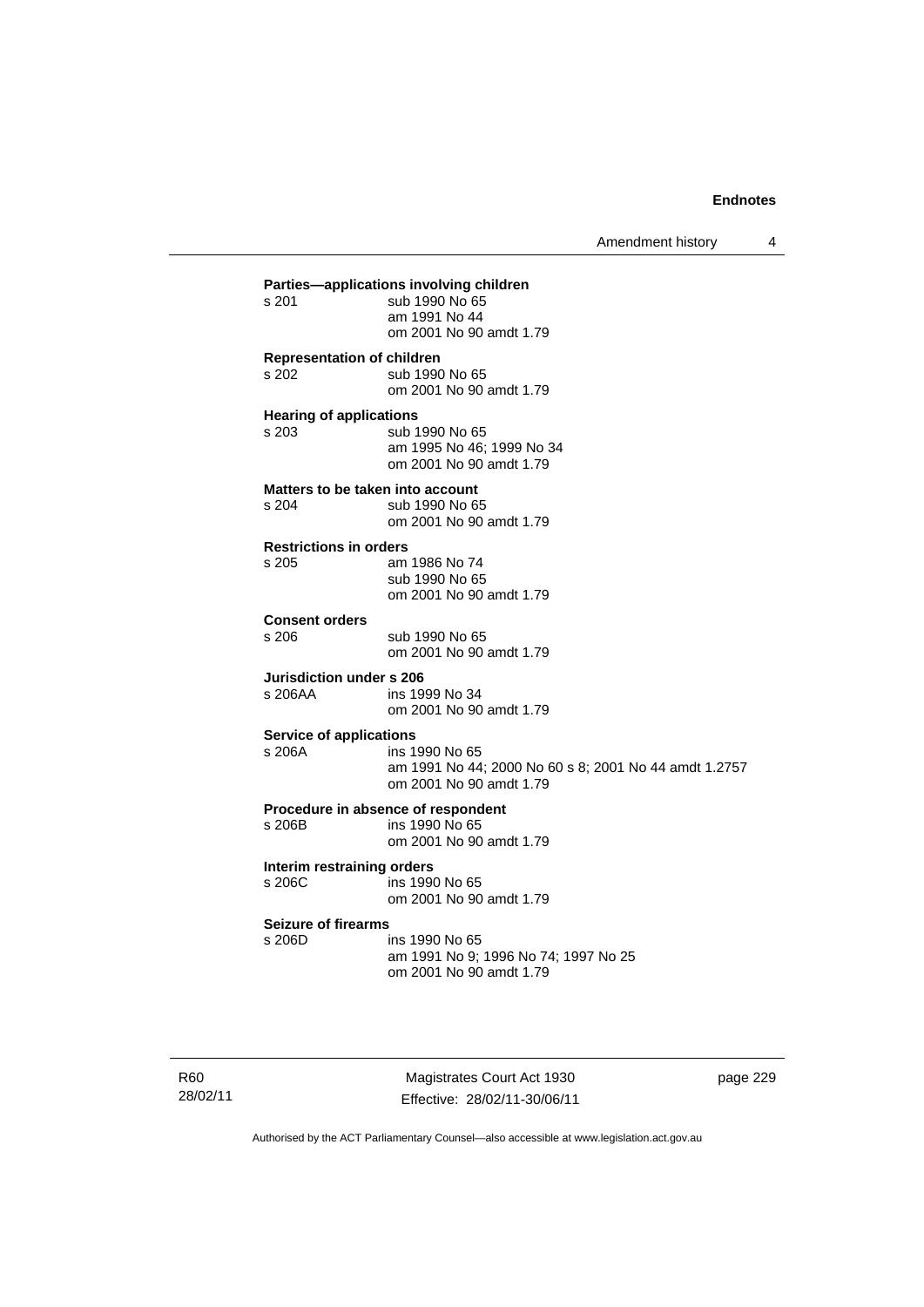**Parties—applications involving children**

s 201 sub 1990 No 65
am 1991 No 44
om 2001 No 90 amdt 1.79

**Representation of children**

s 202 sub 1990 No 65
om 2001 No 90 amdt 1.79

**Hearing of applications**

s 203 sub 1990 No 65
am 1995 No 46; 1999 No 34
om 2001 No 90 amdt 1.79

**Matters to be taken into account**

s 204 sub 1990 No 65
om 2001 No 90 amdt 1.79

**Restrictions in orders**

s 205 am 1986 No 74
sub 1990 No 65
om 2001 No 90 amdt 1.79

**Consent orders**

s 206 sub 1990 No 65
om 2001 No 90 amdt 1.79

**Jurisdiction under s 206**

s 206AA ins 1999 No 34
om 2001 No 90 amdt 1.79

**Service of applications**

s 206A ins 1990 No 65
am 1991 No 44; 2000 No 60 s 8; 2001 No 44 amdt 1.2757
om 2001 No 90 amdt 1.79

**Procedure in absence of respondent**

s 206B ins 1990 No 65
om 2001 No 90 amdt 1.79

**Interim restraining orders**

s 206C ins 1990 No 65
om 2001 No 90 amdt 1.79

**Seizure of firearms**

s 206D ins 1990 No 65
am 1991 No 9; 1996 No 74; 1997 No 25
om 2001 No 90 amdt 1.79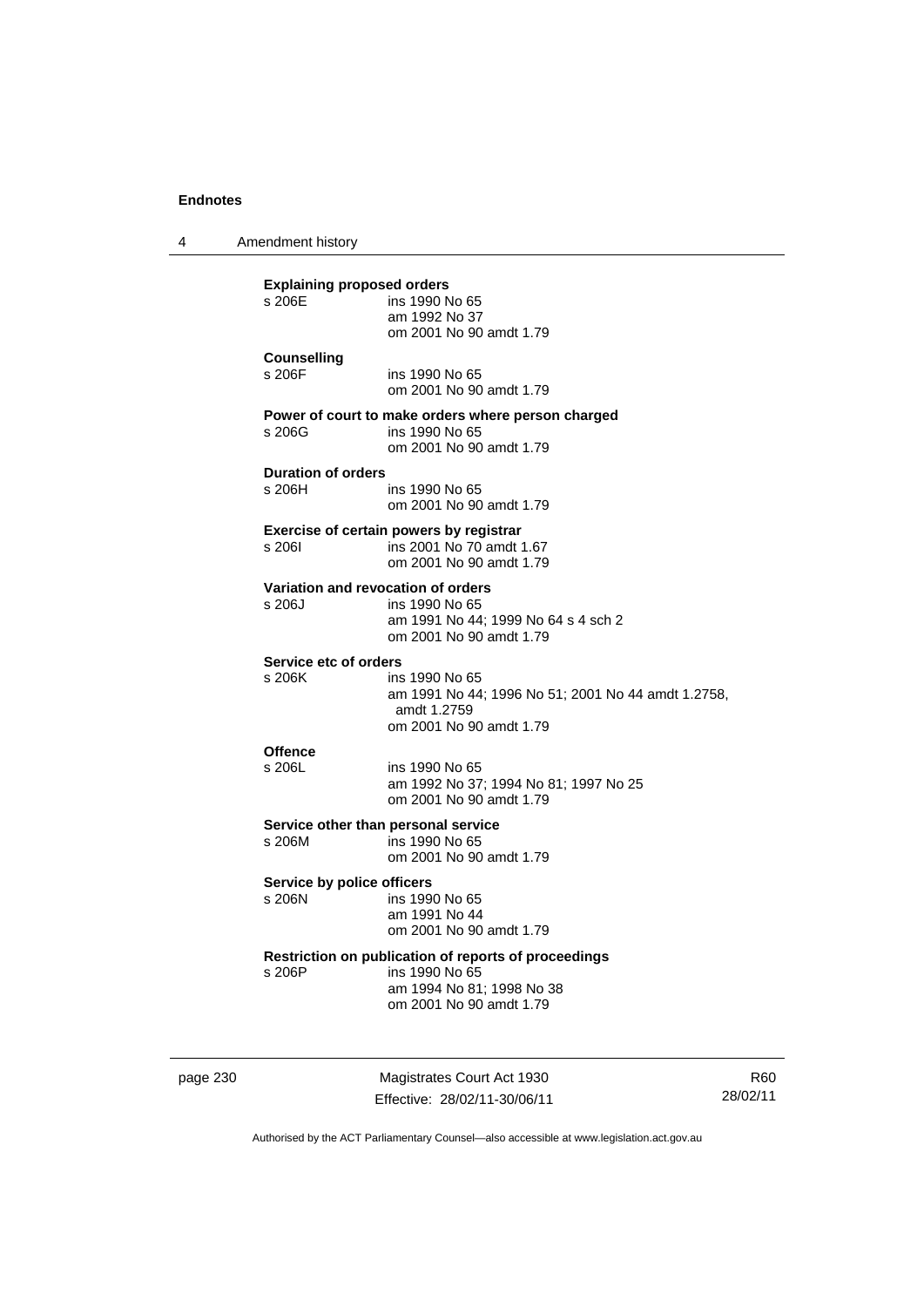**Explaining proposed orders**

s 206E ins 1990 No 65
am 1992 No 37
om 2001 No 90 amdt 1.79

**Counselling**

s 206F ins 1990 No 65
om 2001 No 90 amdt 1.79

**Power of court to make orders where person charged**

s 206G ins 1990 No 65
om 2001 No 90 amdt 1.79

**Duration of orders**

s 206H ins 1990 No 65
om 2001 No 90 amdt 1.79

**Exercise of certain powers by registrar**

s 206I ins 2001 No 70 amdt 1.67
om 2001 No 90 amdt 1.79

**Variation and revocation of orders**

s 206J ins 1990 No 65
am 1991 No 44; 1999 No 64 s 4 sch 2
om 2001 No 90 amdt 1.79

**Service etc of orders**

s 206K ins 1990 No 65
am 1991 No 44; 1996 No 51; 2001 No 44 amdt 1.2758, amdt 1.2759
om 2001 No 90 amdt 1.79

**Offence**

s 206L ins 1990 No 65
am 1992 No 37; 1994 No 81; 1997 No 25
om 2001 No 90 amdt 1.79

**Service other than personal service**

s 206M ins 1990 No 65
om 2001 No 90 amdt 1.79

**Service by police officers**

s 206N ins 1990 No 65
am 1991 No 44
om 2001 No 90 amdt 1.79

**Restriction on publication of reports of proceedings**

s 206P ins 1990 No 65
am 1994 No 81; 1998 No 38
om 2001 No 90 amdt 1.79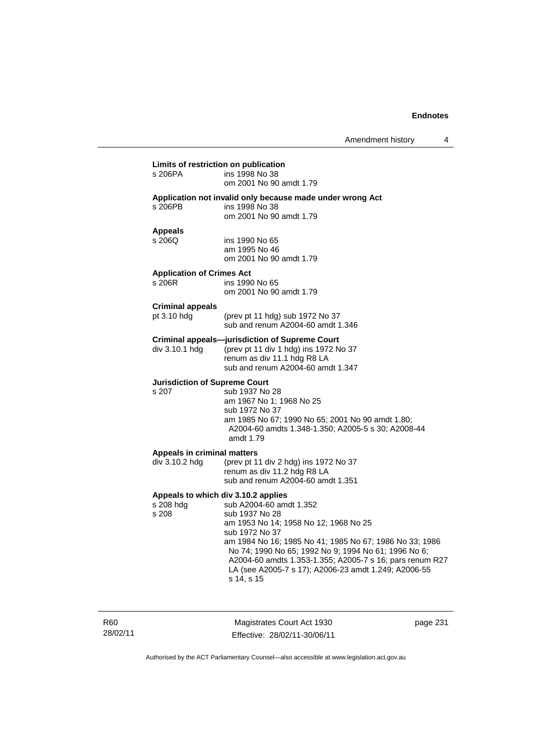**Limits of restriction on publication**

s 206PA ins 1998 No 38
om 2001 No 90 amdt 1.79

**Application not invalid only because made under wrong Act**

s 206PB ins 1998 No 38
om 2001 No 90 amdt 1.79

**Appeals**

s 206Q ins 1990 No 65
am 1995 No 46
om 2001 No 90 amdt 1.79

**Application of Crimes Act**

s 206R ins 1990 No 65
om 2001 No 90 amdt 1.79

**Criminal appeals**

pt 3.10 hdg (prev pt 11 hdg) sub 1972 No 37
sub and renum A2004-60 amdt 1.346

**Criminal appeals—jurisdiction of Supreme Court**

div 3.10.1 hdg (prev pt 11 div 1 hdg) ins 1972 No 37
renum as div 11.1 hdg R8 LA
sub and renum A2004-60 amdt 1.347

**Jurisdiction of Supreme Court**

s 207 sub 1937 No 28
am 1967 No 1; 1968 No 25
sub 1972 No 37
am 1985 No 67; 1990 No 65; 2001 No 90 amdt 1.80; A2004-60 amdts 1.348-1.350; A2005-5 s 30; A2008-44 amdt 1.79

**Appeals in criminal matters**

div 3.10.2 hdg (prev pt 11 div 2 hdg) ins 1972 No 37
renum as div 11.2 hdg R8 LA
sub and renum A2004-60 amdt 1.351

**Appeals to which div 3.10.2 applies**

s 208 hdg sub A2004-60 amdt 1.352

s 208 sub 1937 No 28
am 1953 No 14; 1958 No 12; 1968 No 25
sub 1972 No 37
am 1984 No 16; 1985 No 41; 1985 No 67; 1986 No 33; 1986 No 74; 1990 No 65; 1992 No 9; 1994 No 61; 1996 No 6; A2004-60 amdts 1.353-1.355; A2005-7 s 16; pars renum R27 LA (see A2005-7 s 17); A2006-23 amdt 1.249; A2006-55 s 14, s 15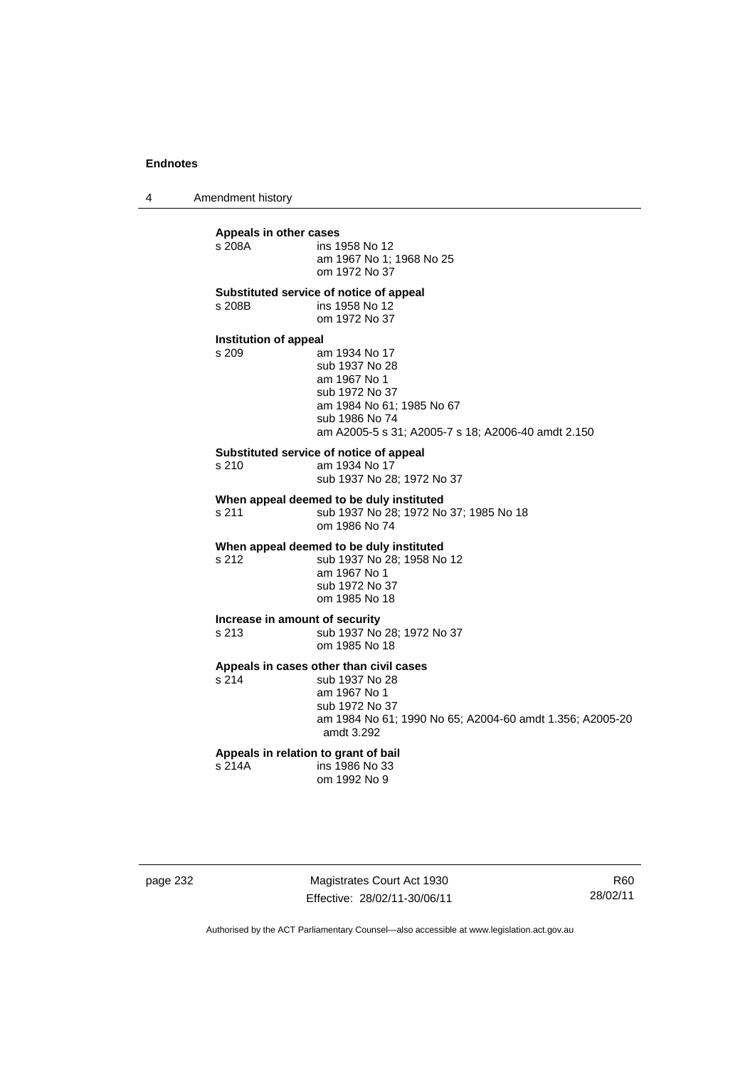**Appeals in other cases**

s 208A ins 1958 No 12
am 1967 No 1; 1968 No 25
om 1972 No 37

**Substituted service of notice of appeal**

s 208B ins 1958 No 12
om 1972 No 37

**Institution of appeal**

s 209 am 1934 No 17
sub 1937 No 28
am 1967 No 1
sub 1972 No 37
am 1984 No 61; 1985 No 67
sub 1986 No 74
am A2005-5 s 31; A2005-7 s 18; A2006-40 amdt 2.150

**Substituted service of notice of appeal**

s 210 am 1934 No 17
sub 1937 No 28; 1972 No 37

**When appeal deemed to be duly instituted**

s 211 sub 1937 No 28; 1972 No 37; 1985 No 18
om 1986 No 74

**When appeal deemed to be duly instituted**

s 212 sub 1937 No 28; 1958 No 12
am 1967 No 1
sub 1972 No 37
om 1985 No 18

**Increase in amount of security**

s 213 sub 1937 No 28; 1972 No 37
om 1985 No 18

**Appeals in cases other than civil cases**

s 214 sub 1937 No 28
am 1967 No 1
sub 1972 No 37
am 1984 No 61; 1990 No 65; A2004-60 amdt 1.356; A2005-20 amdt 3.292

**Appeals in relation to grant of bail**

s 214A ins 1986 No 33
om 1992 No 9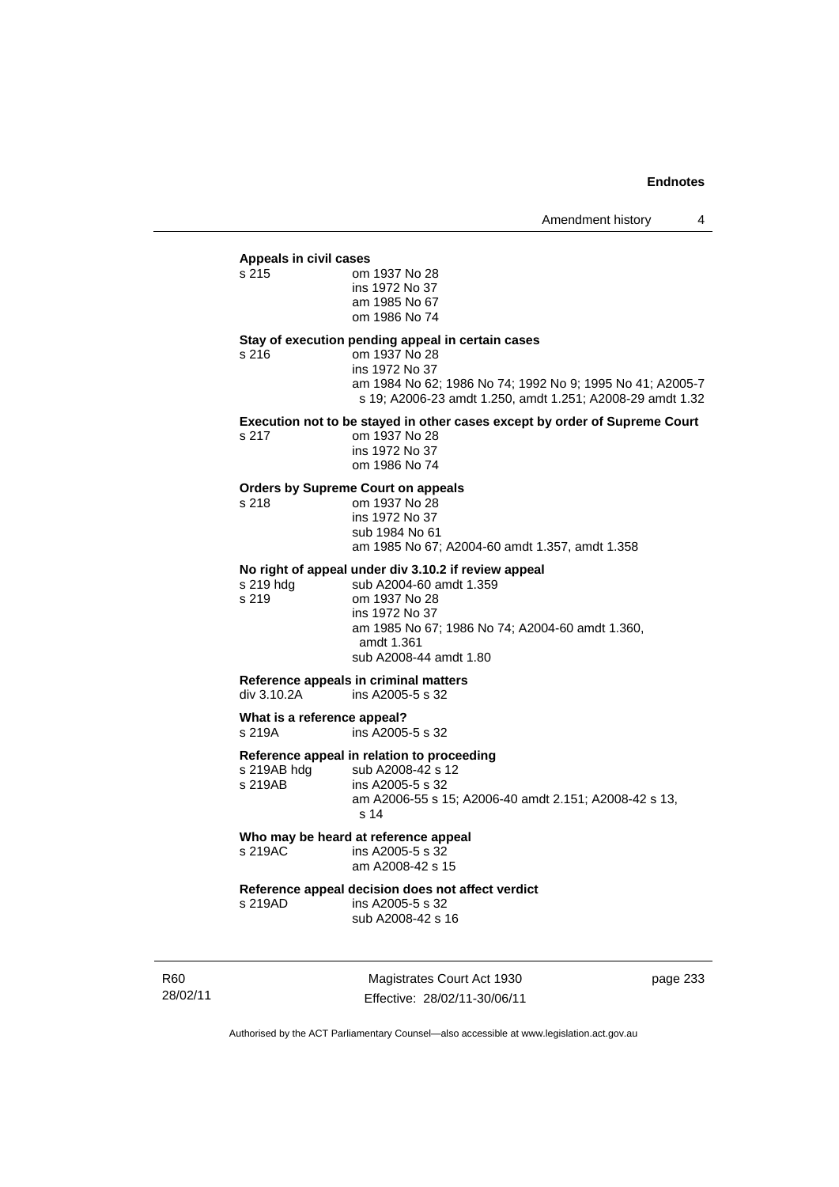**Appeals in civil cases**

s 215 om 1937 No 28
ins 1972 No 37
am 1985 No 67
om 1986 No 74

**Stay of execution pending appeal in certain cases**

s 216 om 1937 No 28
ins 1972 No 37
am 1984 No 62; 1986 No 74; 1992 No 9; 1995 No 41; A2005-7 s 19; A2006-23 amdt 1.250, amdt 1.251; A2008-29 amdt 1.32

**Execution not to be stayed in other cases except by order of Supreme Court**

s 217 om 1937 No 28
ins 1972 No 37
om 1986 No 74

**Orders by Supreme Court on appeals**

s 218 om 1937 No 28
ins 1972 No 37
sub 1984 No 61
am 1985 No 67; A2004-60 amdt 1.357, amdt 1.358

**No right of appeal under div 3.10.2 if review appeal**

s 219 hdg sub A2004-60 amdt 1.359
s 219 om 1937 No 28
ins 1972 No 37
am 1985 No 67; 1986 No 74; A2004-60 amdt 1.360, amdt 1.361
sub A2008-44 amdt 1.80

**Reference appeals in criminal matters**

div 3.10.2A ins A2005-5 s 32

**What is a reference appeal?**

s 219A ins A2005-5 s 32

**Reference appeal in relation to proceeding**

s 219AB hdg sub A2008-42 s 12
s 219AB ins A2005-5 s 32
am A2006-55 s 15; A2006-40 amdt 2.151; A2008-42 s 13, s 14

**Who may be heard at reference appeal**

s 219AC ins A2005-5 s 32
am A2008-42 s 15

**Reference appeal decision does not affect verdict**

s 219AD ins A2005-5 s 32
sub A2008-42 s 16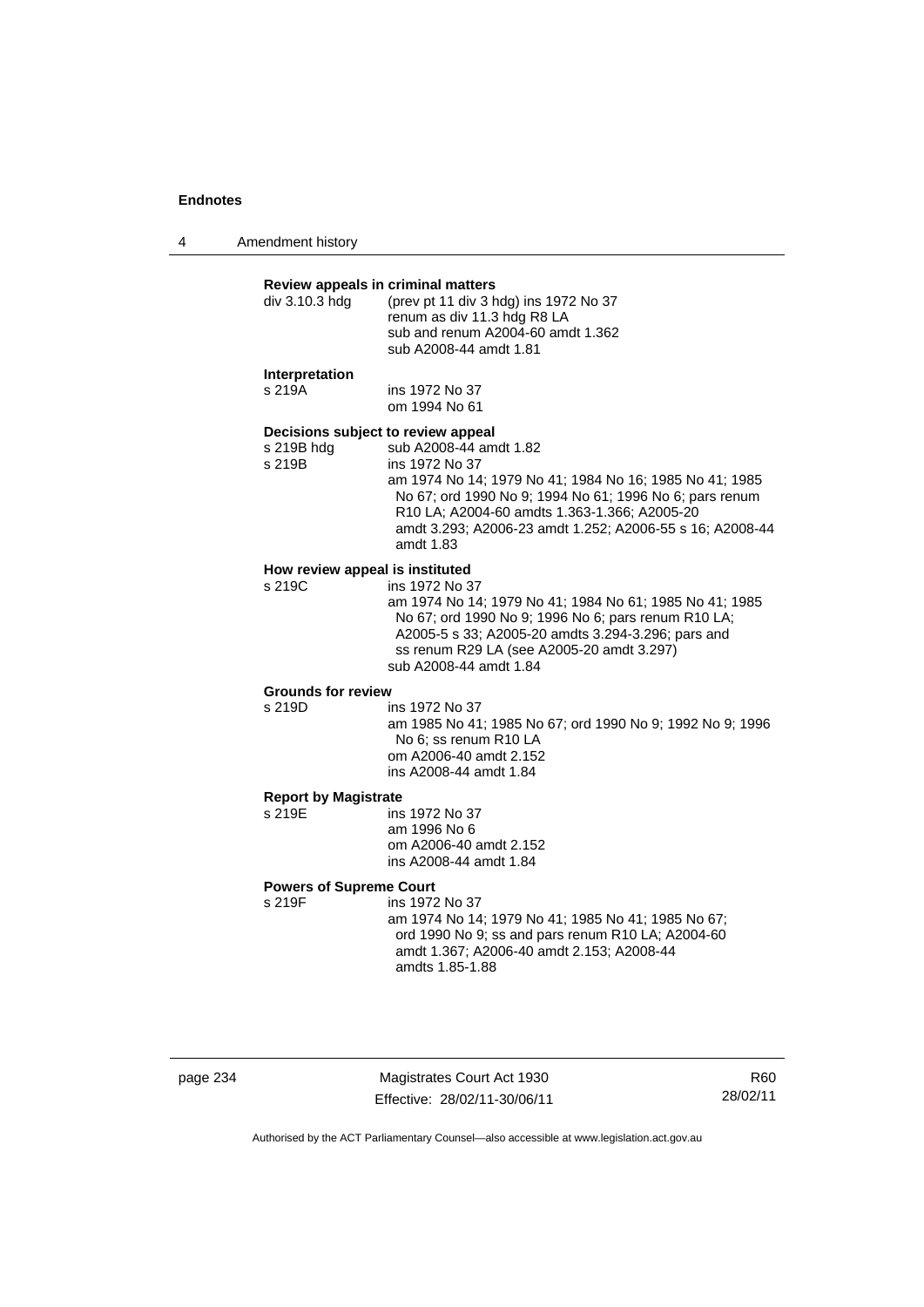**Review appeals in criminal matters**

div 3.10.3 hdg (prev pt 11 div 3 hdg) ins 1972 No 37
renum as div 11.3 hdg R8 LA
sub and renum A2004-60 amdt 1.362
sub A2008-44 amdt 1.81

**Interpretation**

s 219A ins 1972 No 37
om 1994 No 61

**Decisions subject to review appeal**

s 219B hdg sub A2008-44 amdt 1.82
s 219B ins 1972 No 37
am 1974 No 14; 1979 No 41; 1984 No 16; 1985 No 41; 1985 No 67; ord 1990 No 9; 1994 No 61; 1996 No 6; pars renum R10 LA; A2004-60 amdts 1.363-1.366; A2005-20 amdt 3.293; A2006-23 amdt 1.252; A2006-55 s 16; A2008-44 amdt 1.83

**How review appeal is instituted**

s 219C ins 1972 No 37
am 1974 No 14; 1979 No 41; 1984 No 61; 1985 No 41; 1985 No 67; ord 1990 No 9; 1996 No 6; pars renum R10 LA; A2005-5 s 33; A2005-20 amdts 3.294-3.296; pars and ss renum R29 LA (see A2005-20 amdt 3.297)
sub A2008-44 amdt 1.84

**Grounds for review**

s 219D ins 1972 No 37
am 1985 No 41; 1985 No 67; ord 1990 No 9; 1992 No 9; 1996 No 6; ss renum R10 LA
om A2006-40 amdt 2.152
ins A2008-44 amdt 1.84

**Report by Magistrate**

s 219E ins 1972 No 37
am 1996 No 6
om A2006-40 amdt 2.152
ins A2008-44 amdt 1.84

**Powers of Supreme Court**

s 219F ins 1972 No 37
am 1974 No 14; 1979 No 41; 1985 No 41; 1985 No 67; ord 1990 No 9; ss and pars renum R10 LA; A2004-60 amdt 1.367; A2006-40 amdt 2.153; A2008-44 amdts 1.85-1.88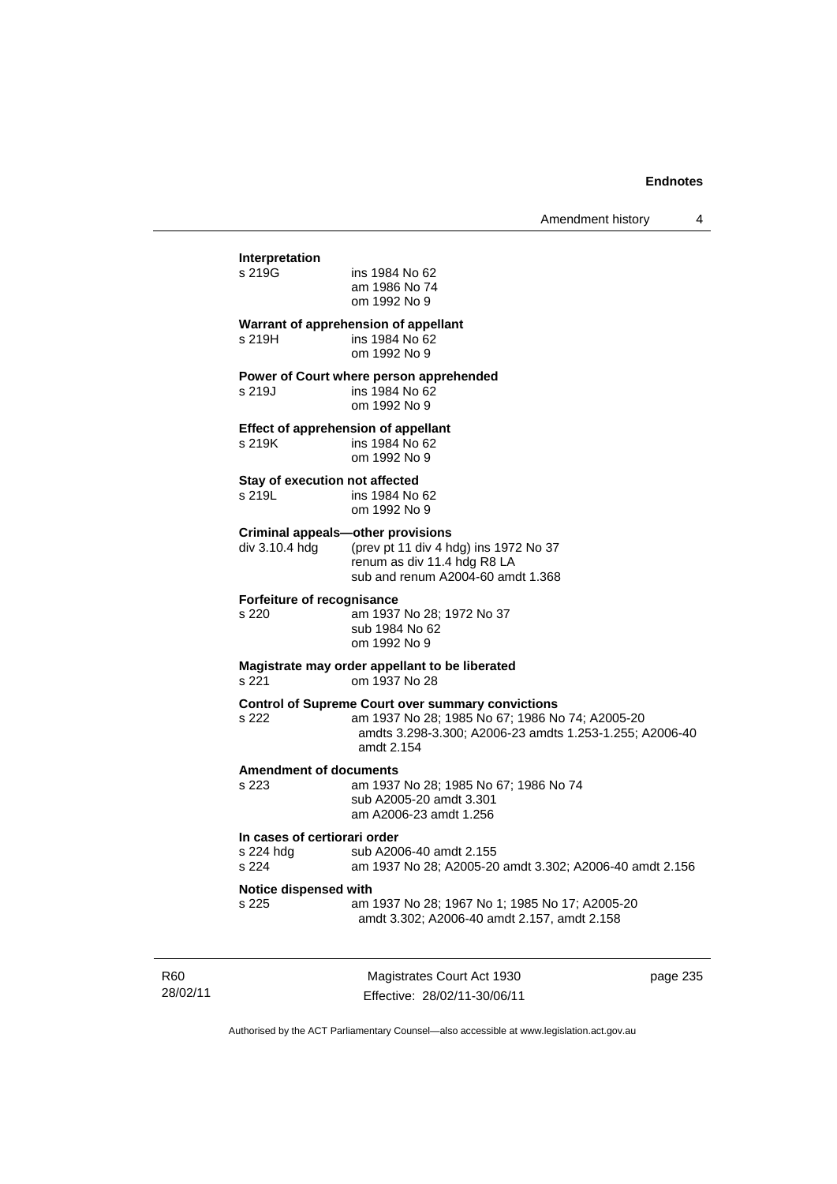**Interpretation**

s 219G ins 1984 No 62
am 1986 No 74
om 1992 No 9

**Warrant of apprehension of appellant**

s 219H ins 1984 No 62
om 1992 No 9

**Power of Court where person apprehended**

s 219J ins 1984 No 62
om 1992 No 9

**Effect of apprehension of appellant**

s 219K ins 1984 No 62
om 1992 No 9

**Stay of execution not affected**

s 219L ins 1984 No 62
om 1992 No 9

**Criminal appeals—other provisions**

div 3.10.4 hdg (prev pt 11 div 4 hdg) ins 1972 No 37
renum as div 11.4 hdg R8 LA
sub and renum A2004-60 amdt 1.368

**Forfeiture of recognisance**

s 220 am 1937 No 28; 1972 No 37
sub 1984 No 62
om 1992 No 9

**Magistrate may order appellant to be liberated**

s 221 om 1937 No 28

**Control of Supreme Court over summary convictions**

s 222 am 1937 No 28; 1985 No 67; 1986 No 74; A2005-20 amdts 3.298-3.300; A2006-23 amdts 1.253-1.255; A2006-40 amdt 2.154

**Amendment of documents**

s 223 am 1937 No 28; 1985 No 67; 1986 No 74
sub A2005-20 amdt 3.301
am A2006-23 amdt 1.256

**In cases of certiorari order**

s 224 hdg sub A2006-40 amdt 2.155
s 224 am 1937 No 28; A2005-20 amdt 3.302; A2006-40 amdt 2.156

**Notice dispensed with**

s 225 am 1937 No 28; 1967 No 1; 1985 No 17; A2005-20 amdt 3.302; A2006-40 amdt 2.157, amdt 2.158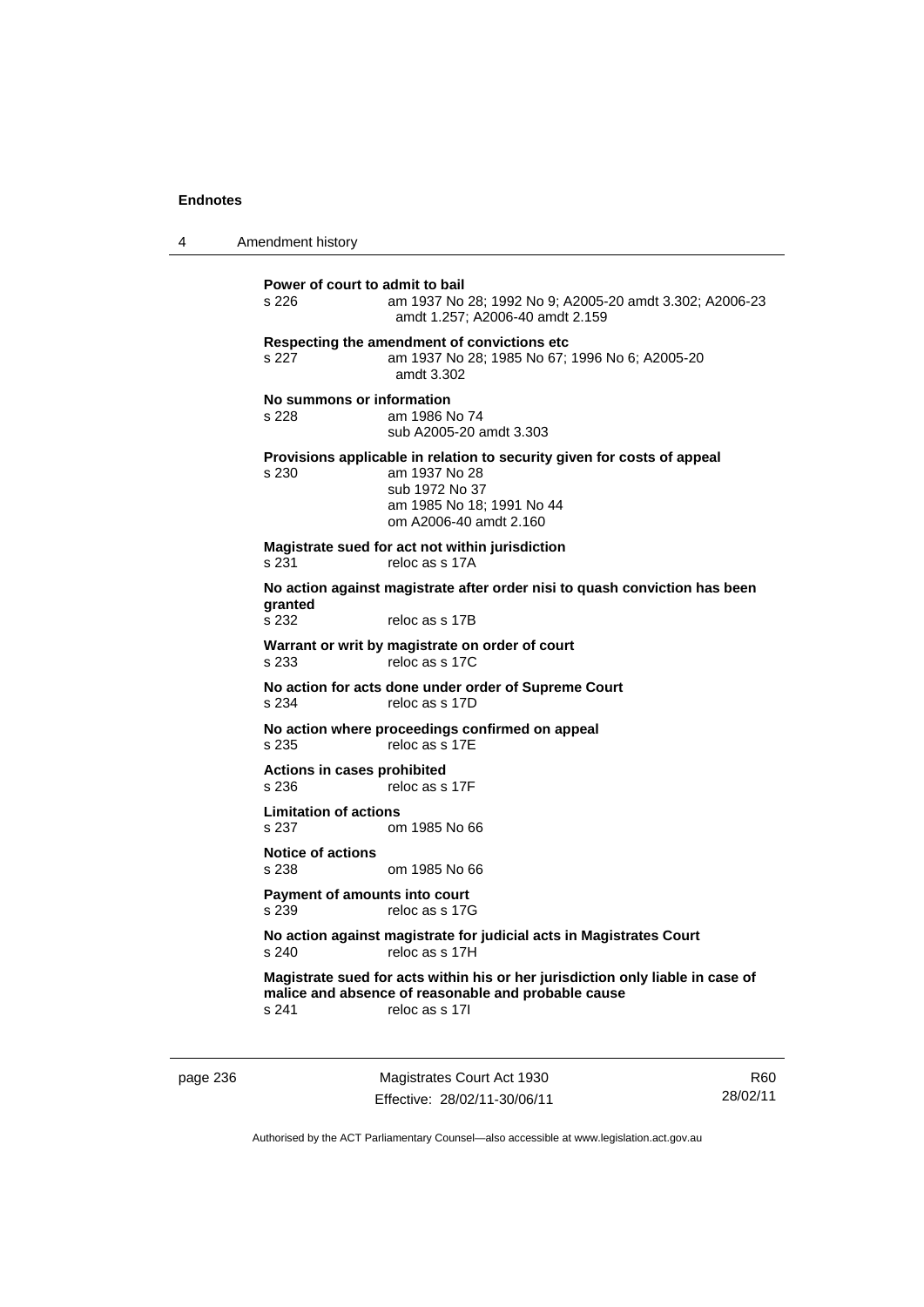**Power of court to admit to bail**

s 226 am 1937 No 28; 1992 No 9; A2005-20 amdt 3.302; A2006-23 amdt 1.257; A2006-40 amdt 2.159

**Respecting the amendment of convictions etc**

s 227 am 1937 No 28; 1985 No 67; 1996 No 6; A2005-20 amdt 3.302

**No summons or information**

s 228 am 1986 No 74
sub A2005-20 amdt 3.303

**Provisions applicable in relation to security given for costs of appeal**

s 230 am 1937 No 28
sub 1972 No 37
am 1985 No 18; 1991 No 44
om A2006-40 amdt 2.160

**Magistrate sued for act not within jurisdiction**

s 231 reloc as s 17A

**No action against magistrate after order nisi to quash conviction has been granted**

s 232 reloc as s 17B

**Warrant or writ by magistrate on order of court**

s 233 reloc as s 17C

**No action for acts done under order of Supreme Court**

s 234 reloc as s 17D

**No action where proceedings confirmed on appeal**

s 235 reloc as s 17E

**Actions in cases prohibited**

s 236 reloc as s 17F

**Limitation of actions**

s 237 om 1985 No 66

**Notice of actions**

s 238 om 1985 No 66

**Payment of amounts into court**

s 239 reloc as s 17G

**No action against magistrate for judicial acts in Magistrates Court**

s 240 reloc as s 17H

**Magistrate sued for acts within his or her jurisdiction only liable in case of malice and absence of reasonable and probable cause**

s 241 reloc as s 17I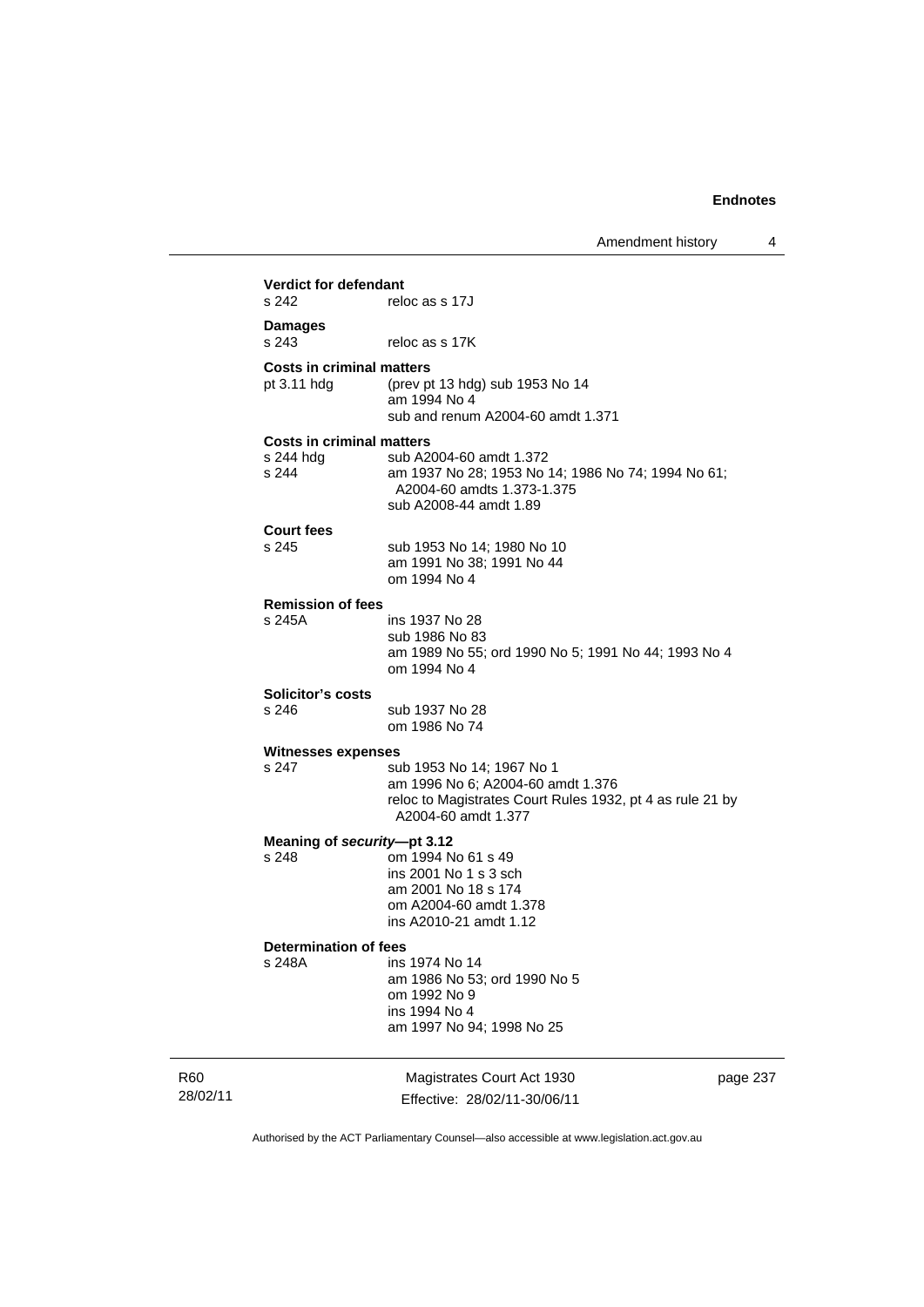**Verdict for defendant**
s 242 reloc as s 17J

**Damages**
s 243 reloc as s 17K

**Costs in criminal matters**
pt 3.11 hdg (prev pt 13 hdg) sub 1953 No 14
am 1994 No 4
sub and renum A2004-60 amdt 1.371

**Costs in criminal matters**
s 244 hdg sub A2004-60 amdt 1.372
s 244 am 1937 No 28; 1953 No 14; 1986 No 74; 1994 No 61; A2004-60 amdts 1.373-1.375
sub A2008-44 amdt 1.89

**Court fees**
s 245 sub 1953 No 14; 1980 No 10
am 1991 No 38; 1991 No 44
om 1994 No 4

**Remission of fees**
s 245A ins 1937 No 28
sub 1986 No 83
am 1989 No 55; ord 1990 No 5; 1991 No 44; 1993 No 4
om 1994 No 4

**Solicitor's costs**
s 246 sub 1937 No 28
om 1986 No 74

**Witnesses expenses**
s 247 sub 1953 No 14; 1967 No 1
am 1996 No 6; A2004-60 amdt 1.376
reloc to Magistrates Court Rules 1932, pt 4 as rule 21 by A2004-60 amdt 1.377

**Meaning of *security*—pt 3.12**
s 248 om 1994 No 61 s 49
ins 2001 No 1 s 3 sch
am 2001 No 18 s 174
om A2004-60 amdt 1.378
ins A2010-21 amdt 1.12

**Determination of fees**
s 248A ins 1974 No 14
am 1986 No 53; ord 1990 No 5
om 1992 No 9
ins 1994 No 4
am 1997 No 94; 1998 No 25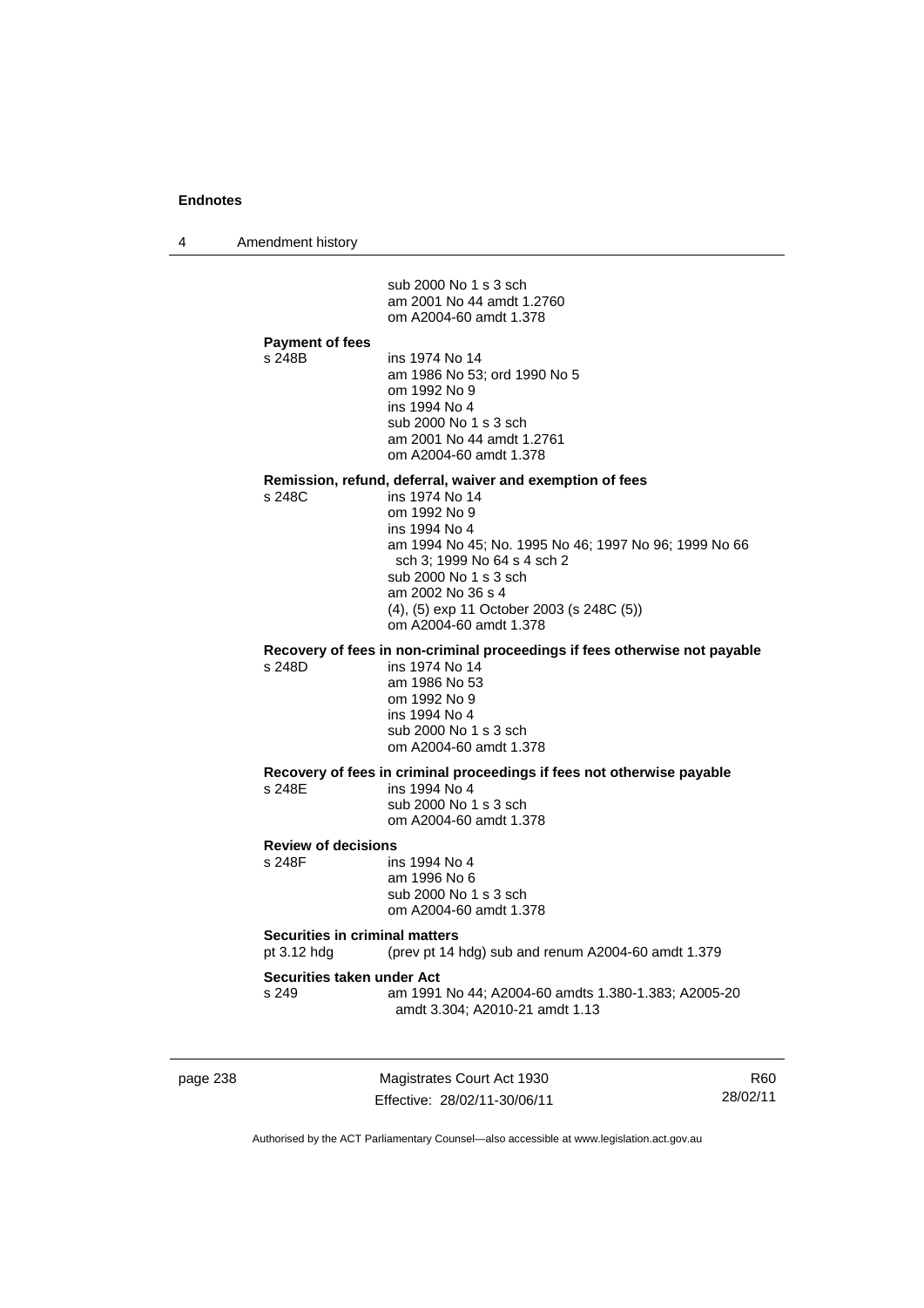sub 2000 No 1 s 3 sch
am 2001 No 44 amdt 1.2760
om A2004-60 amdt 1.378

**Payment of fees**

s 248B ins 1974 No 14
am 1986 No 53; ord 1990 No 5
om 1992 No 9
ins 1994 No 4
sub 2000 No 1 s 3 sch
am 2001 No 44 amdt 1.2761
om A2004-60 amdt 1.378

**Remission, refund, deferral, waiver and exemption of fees**

s 248C ins 1974 No 14
om 1992 No 9
ins 1994 No 4
am 1994 No 45; No. 1995 No 46; 1997 No 96; 1999 No 66 sch 3; 1999 No 64 s 4 sch 2
sub 2000 No 1 s 3 sch
am 2002 No 36 s 4
(4), (5) exp 11 October 2003 (s 248C (5))
om A2004-60 amdt 1.378

**Recovery of fees in non-criminal proceedings if fees otherwise not payable**

s 248D ins 1974 No 14
am 1986 No 53
om 1992 No 9
ins 1994 No 4
sub 2000 No 1 s 3 sch
om A2004-60 amdt 1.378

**Recovery of fees in criminal proceedings if fees not otherwise payable**

s 248E ins 1994 No 4
sub 2000 No 1 s 3 sch
om A2004-60 amdt 1.378

**Review of decisions**

s 248F ins 1994 No 4
am 1996 No 6
sub 2000 No 1 s 3 sch
om A2004-60 amdt 1.378

**Securities in criminal matters**

pt 3.12 hdg (prev pt 14 hdg) sub and renum A2004-60 amdt 1.379

**Securities taken under Act**

s 249 am 1991 No 44; A2004-60 amdts 1.380-1.383; A2005-20 amdt 3.304; A2010-21 amdt 1.13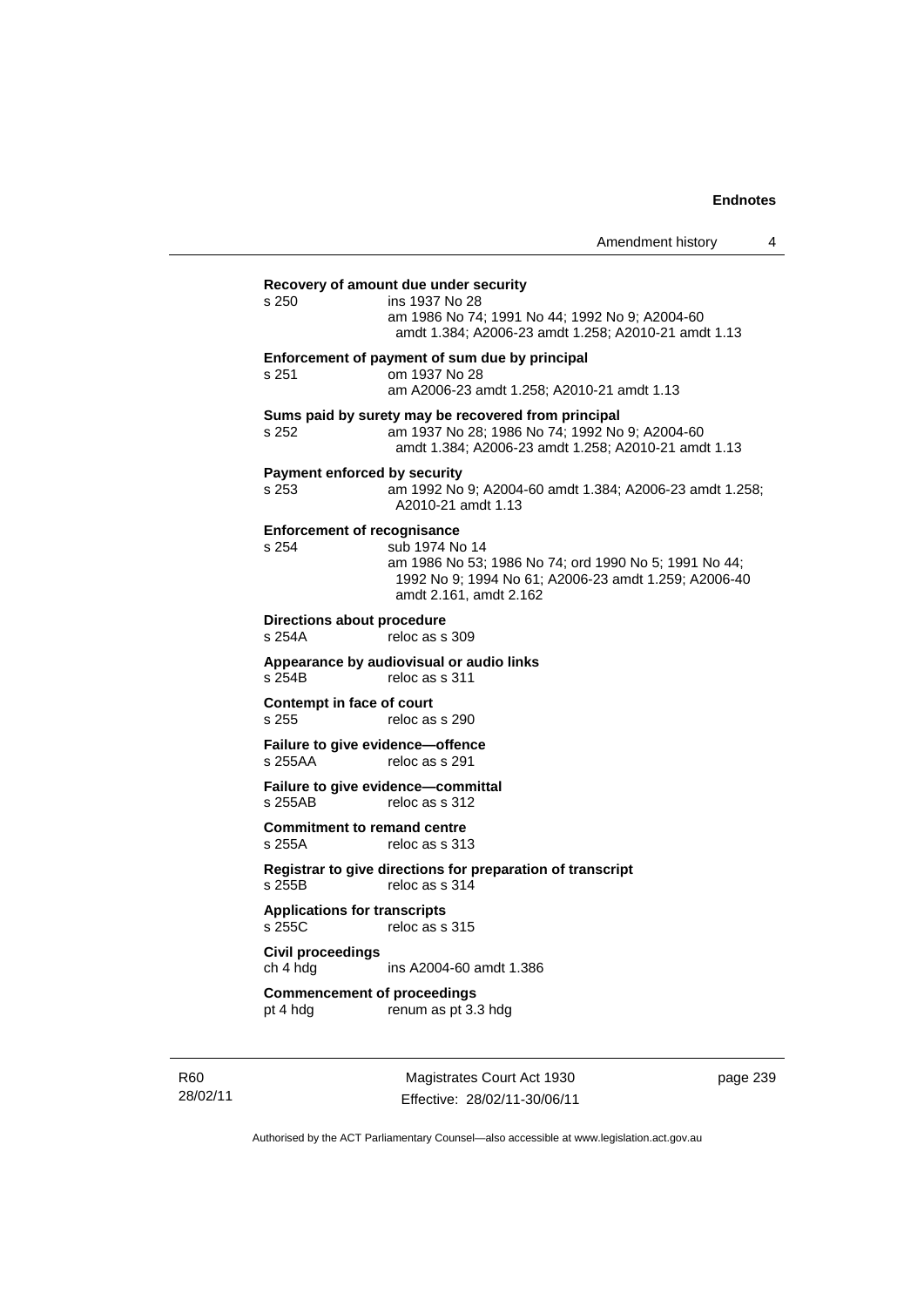**Recovery of amount due under security**

s 250 ins 1937 No 28
am 1986 No 74; 1991 No 44; 1992 No 9; A2004-60 amdt 1.384; A2006-23 amdt 1.258; A2010-21 amdt 1.13

**Enforcement of payment of sum due by principal**

s 251 om 1937 No 28
am A2006-23 amdt 1.258; A2010-21 amdt 1.13

**Sums paid by surety may be recovered from principal**

s 252 am 1937 No 28; 1986 No 74; 1992 No 9; A2004-60 amdt 1.384; A2006-23 amdt 1.258; A2010-21 amdt 1.13

**Payment enforced by security**

s 253 am 1992 No 9; A2004-60 amdt 1.384; A2006-23 amdt 1.258; A2010-21 amdt 1.13

**Enforcement of recognisance**

s 254 sub 1974 No 14
am 1986 No 53; 1986 No 74; ord 1990 No 5; 1991 No 44; 1992 No 9; 1994 No 61; A2006-23 amdt 1.259; A2006-40 amdt 2.161, amdt 2.162

**Directions about procedure**

s 254A reloc as s 309

**Appearance by audiovisual or audio links**

s 254B reloc as s 311

**Contempt in face of court**

s 255 reloc as s 290

**Failure to give evidence—offence**

s 255AA reloc as s 291

**Failure to give evidence—committal**

s 255AB reloc as s 312

**Commitment to remand centre**

s 255A reloc as s 313

**Registrar to give directions for preparation of transcript**

s 255B reloc as s 314

**Applications for transcripts**

s 255C reloc as s 315

**Civil proceedings**

ch 4 hdg ins A2004-60 amdt 1.386

**Commencement of proceedings**

pt 4 hdg renum as pt 3.3 hdg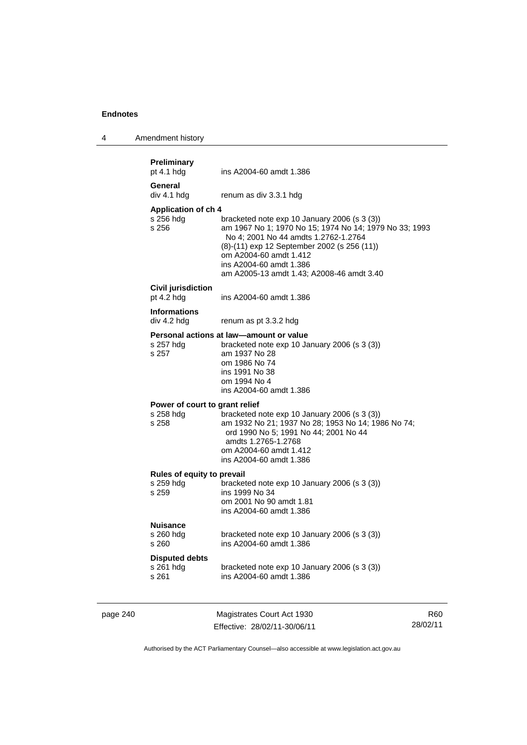**Preliminary**
pt 4.1 hdg — ins A2004-60 amdt 1.386

**General**
div 4.1 hdg — renum as div 3.3.1 hdg

**Application of ch 4**
s 256 hdg — bracketed note exp 10 January 2006 (s 3 (3))
s 256 — am 1967 No 1; 1970 No 15; 1974 No 14; 1979 No 33; 1993 No 4; 2001 No 44 amdts 1.2762-1.2764
(8)-(11) exp 12 September 2002 (s 256 (11))
om A2004-60 amdt 1.412
ins A2004-60 amdt 1.386
am A2005-13 amdt 1.43; A2008-46 amdt 3.40

**Civil jurisdiction**
pt 4.2 hdg — ins A2004-60 amdt 1.386

**Informations**
div 4.2 hdg — renum as pt 3.3.2 hdg

**Personal actions at law—amount or value**
s 257 hdg — bracketed note exp 10 January 2006 (s 3 (3))
s 257 — am 1937 No 28
om 1986 No 74
ins 1991 No 38
om 1994 No 4
ins A2004-60 amdt 1.386

**Power of court to grant relief**
s 258 hdg — bracketed note exp 10 January 2006 (s 3 (3))
s 258 — am 1932 No 21; 1937 No 28; 1953 No 14; 1986 No 74; ord 1990 No 5; 1991 No 44; 2001 No 44 amdts 1.2765-1.2768
om A2004-60 amdt 1.412
ins A2004-60 amdt 1.386

**Rules of equity to prevail**
s 259 hdg — bracketed note exp 10 January 2006 (s 3 (3))
s 259 — ins 1999 No 34
om 2001 No 90 amdt 1.81
ins A2004-60 amdt 1.386

**Nuisance**
s 260 hdg — bracketed note exp 10 January 2006 (s 3 (3))
s 260 — ins A2004-60 amdt 1.386

**Disputed debts**
s 261 hdg — bracketed note exp 10 January 2006 (s 3 (3))
s 261 — ins A2004-60 amdt 1.386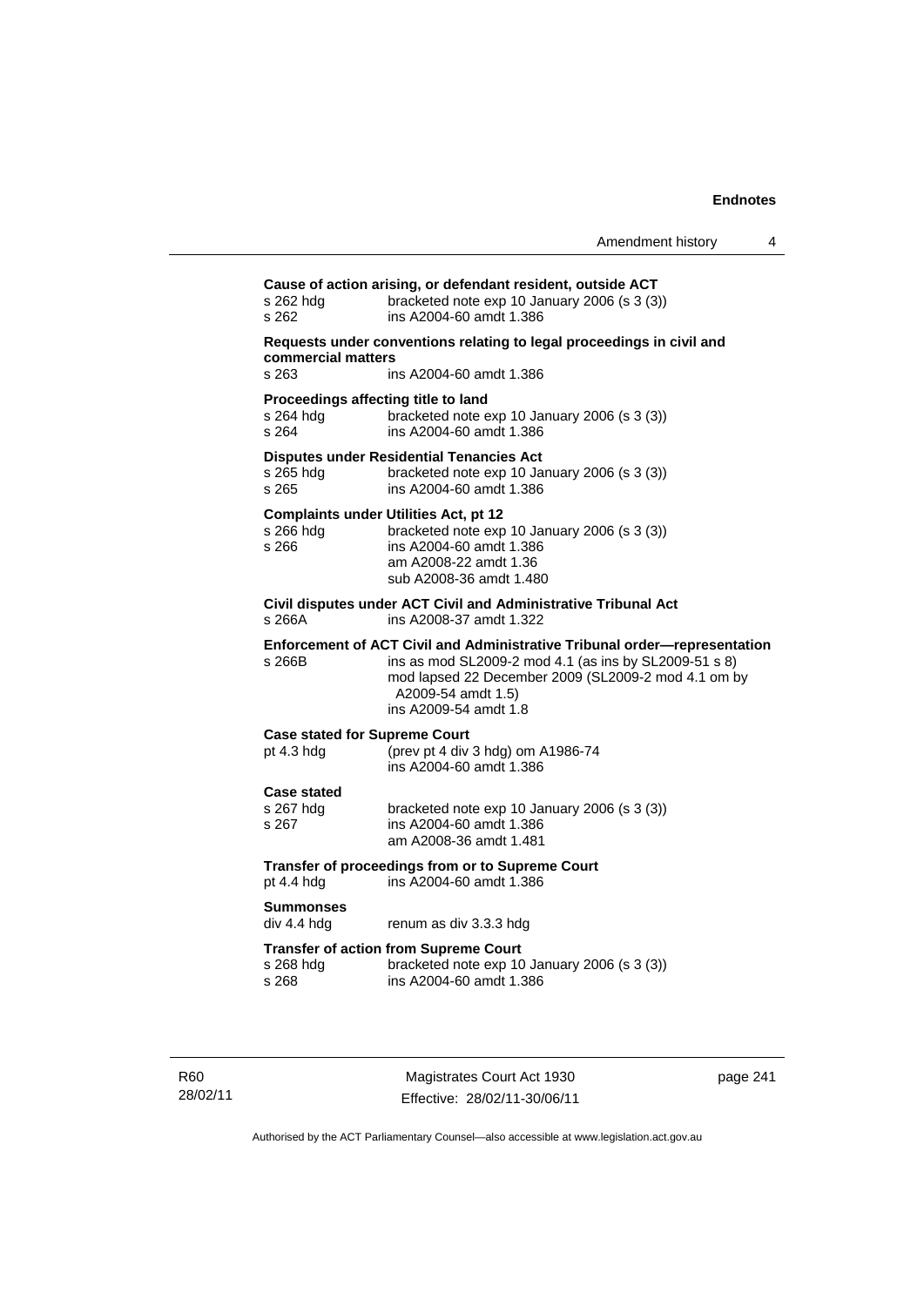**Cause of action arising, or defendant resident, outside ACT**

s 262 hdg bracketed note exp 10 January 2006 (s 3 (3))
s 262 ins A2004-60 amdt 1.386

**Requests under conventions relating to legal proceedings in civil and commercial matters**

s 263 ins A2004-60 amdt 1.386

**Proceedings affecting title to land**

s 264 hdg bracketed note exp 10 January 2006 (s 3 (3))
s 264 ins A2004-60 amdt 1.386

**Disputes under Residential Tenancies Act**

s 265 hdg bracketed note exp 10 January 2006 (s 3 (3))
s 265 ins A2004-60 amdt 1.386

**Complaints under Utilities Act, pt 12**

s 266 hdg bracketed note exp 10 January 2006 (s 3 (3))
s 266 ins A2004-60 amdt 1.386
am A2008-22 amdt 1.36
sub A2008-36 amdt 1.480

**Civil disputes under ACT Civil and Administrative Tribunal Act**

s 266A ins A2008-37 amdt 1.322

**Enforcement of ACT Civil and Administrative Tribunal order—representation**

s 266B ins as mod SL2009-2 mod 4.1 (as ins by SL2009-51 s 8)
mod lapsed 22 December 2009 (SL2009-2 mod 4.1 om by A2009-54 amdt 1.5)
ins A2009-54 amdt 1.8

**Case stated for Supreme Court**

pt 4.3 hdg (prev pt 4 div 3 hdg) om A1986-74
ins A2004-60 amdt 1.386

**Case stated**

s 267 hdg bracketed note exp 10 January 2006 (s 3 (3))
s 267 ins A2004-60 amdt 1.386
am A2008-36 amdt 1.481

**Transfer of proceedings from or to Supreme Court**

pt 4.4 hdg ins A2004-60 amdt 1.386

**Summonses**

div 4.4 hdg renum as div 3.3.3 hdg

**Transfer of action from Supreme Court**

s 268 hdg bracketed note exp 10 January 2006 (s 3 (3))
s 268 ins A2004-60 amdt 1.386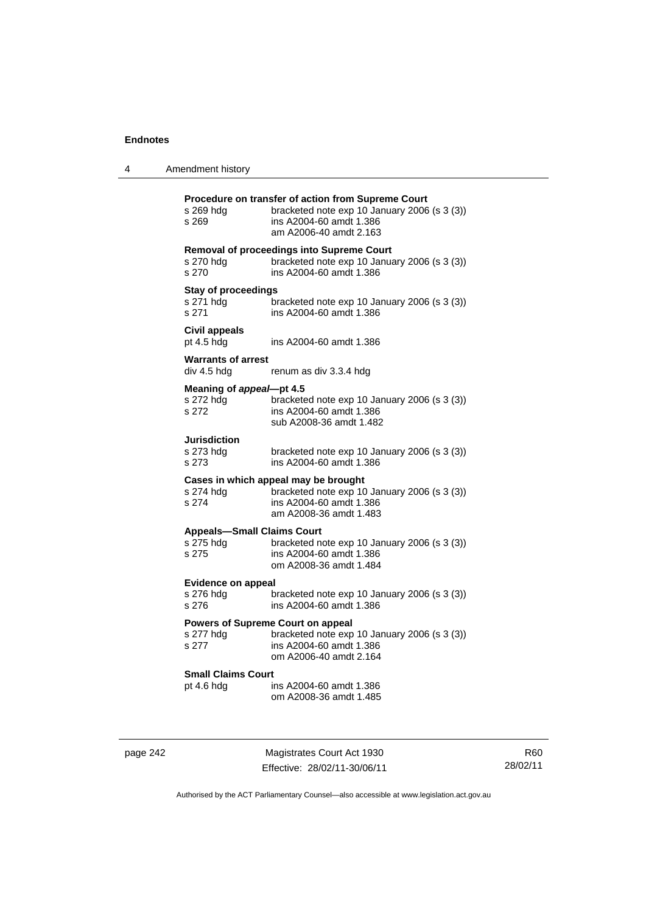**Procedure on transfer of action from Supreme Court**

s 269 hdg    bracketed note exp 10 January 2006 (s 3 (3))
s 269    ins A2004-60 amdt 1.386
    am A2006-40 amdt 2.163

**Removal of proceedings into Supreme Court**

s 270 hdg    bracketed note exp 10 January 2006 (s 3 (3))
s 270    ins A2004-60 amdt 1.386

**Stay of proceedings**

s 271 hdg    bracketed note exp 10 January 2006 (s 3 (3))
s 271    ins A2004-60 amdt 1.386

**Civil appeals**

pt 4.5 hdg    ins A2004-60 amdt 1.386

**Warrants of arrest**

div 4.5 hdg    renum as div 3.3.4 hdg

**Meaning of *appeal*—pt 4.5**

s 272 hdg    bracketed note exp 10 January 2006 (s 3 (3))
s 272    ins A2004-60 amdt 1.386
    sub A2008-36 amdt 1.482

**Jurisdiction**

s 273 hdg    bracketed note exp 10 January 2006 (s 3 (3))
s 273    ins A2004-60 amdt 1.386

**Cases in which appeal may be brought**

s 274 hdg    bracketed note exp 10 January 2006 (s 3 (3))
s 274    ins A2004-60 amdt 1.386
    am A2008-36 amdt 1.483

**Appeals—Small Claims Court**

s 275 hdg    bracketed note exp 10 January 2006 (s 3 (3))
s 275    ins A2004-60 amdt 1.386
    om A2008-36 amdt 1.484

**Evidence on appeal**

s 276 hdg    bracketed note exp 10 January 2006 (s 3 (3))
s 276    ins A2004-60 amdt 1.386

**Powers of Supreme Court on appeal**

s 277 hdg    bracketed note exp 10 January 2006 (s 3 (3))
s 277    ins A2004-60 amdt 1.386
    om A2006-40 amdt 2.164

**Small Claims Court**

pt 4.6 hdg    ins A2004-60 amdt 1.386
    om A2008-36 amdt 1.485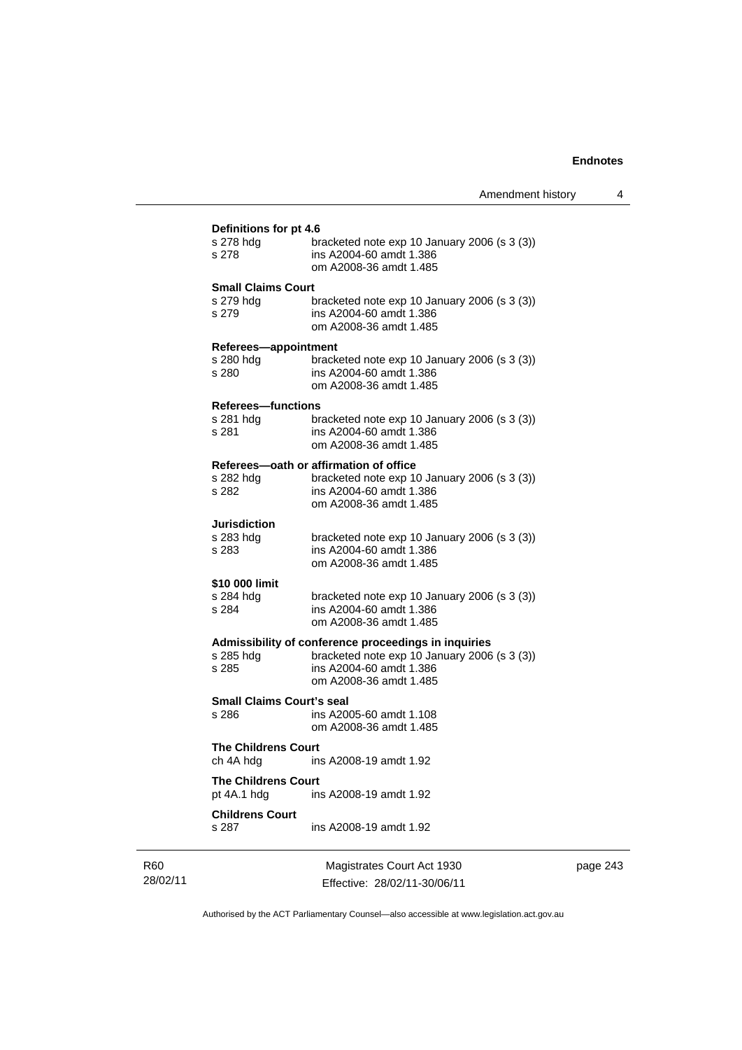**Definitions for pt 4.6**

s 278 hdg bracketed note exp 10 January 2006 (s 3 (3))
s 278 ins A2004-60 amdt 1.386
om A2008-36 amdt 1.485

**Small Claims Court**

s 279 hdg bracketed note exp 10 January 2006 (s 3 (3))
s 279 ins A2004-60 amdt 1.386
om A2008-36 amdt 1.485

**Referees—appointment**

s 280 hdg bracketed note exp 10 January 2006 (s 3 (3))
s 280 ins A2004-60 amdt 1.386
om A2008-36 amdt 1.485

**Referees—functions**

s 281 hdg bracketed note exp 10 January 2006 (s 3 (3))
s 281 ins A2004-60 amdt 1.386
om A2008-36 amdt 1.485

**Referees—oath or affirmation of office**

s 282 hdg bracketed note exp 10 January 2006 (s 3 (3))
s 282 ins A2004-60 amdt 1.386
om A2008-36 amdt 1.485

**Jurisdiction**

s 283 hdg bracketed note exp 10 January 2006 (s 3 (3))
s 283 ins A2004-60 amdt 1.386
om A2008-36 amdt 1.485

**$10 000 limit**

s 284 hdg bracketed note exp 10 January 2006 (s 3 (3))
s 284 ins A2004-60 amdt 1.386
om A2008-36 amdt 1.485

**Admissibility of conference proceedings in inquiries**

s 285 hdg bracketed note exp 10 January 2006 (s 3 (3))
s 285 ins A2004-60 amdt 1.386
om A2008-36 amdt 1.485

**Small Claims Court's seal**

s 286 ins A2005-60 amdt 1.108
om A2008-36 amdt 1.485

**The Childrens Court**

ch 4A hdg ins A2008-19 amdt 1.92

**The Childrens Court**

pt 4A.1 hdg ins A2008-19 amdt 1.92

**Childrens Court**

s 287 ins A2008-19 amdt 1.92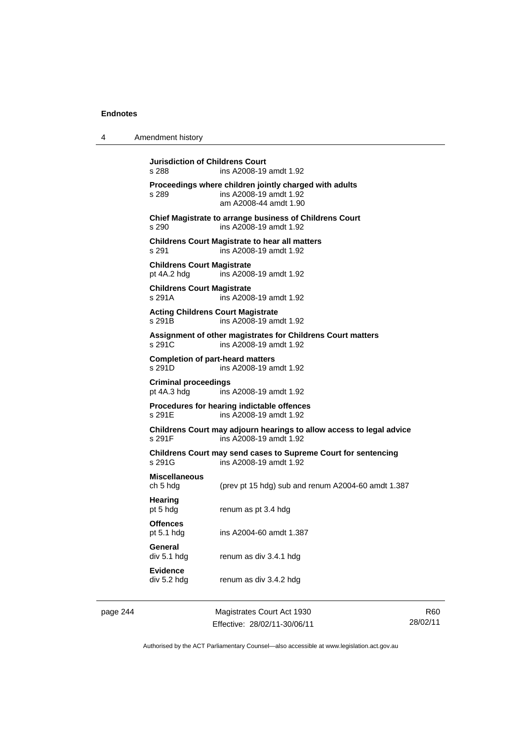**Jurisdiction of Childrens Court**
s 288 ins A2008-19 amdt 1.92

**Proceedings where children jointly charged with adults**
s 289 ins A2008-19 amdt 1.92
am A2008-44 amdt 1.90

**Chief Magistrate to arrange business of Childrens Court**
s 290 ins A2008-19 amdt 1.92

**Childrens Court Magistrate to hear all matters**
s 291 ins A2008-19 amdt 1.92

**Childrens Court Magistrate**
pt 4A.2 hdg ins A2008-19 amdt 1.92

**Childrens Court Magistrate**
s 291A ins A2008-19 amdt 1.92

**Acting Childrens Court Magistrate**
s 291B ins A2008-19 amdt 1.92

**Assignment of other magistrates for Childrens Court matters**
s 291C ins A2008-19 amdt 1.92

**Completion of part-heard matters**
s 291D ins A2008-19 amdt 1.92

**Criminal proceedings**
pt 4A.3 hdg ins A2008-19 amdt 1.92

**Procedures for hearing indictable offences**
s 291E ins A2008-19 amdt 1.92

**Childrens Court may adjourn hearings to allow access to legal advice**
s 291F ins A2008-19 amdt 1.92

**Childrens Court may send cases to Supreme Court for sentencing**
s 291G ins A2008-19 amdt 1.92

**Miscellaneous**
ch 5 hdg (prev pt 15 hdg) sub and renum A2004-60 amdt 1.387

**Hearing**
pt 5 hdg renum as pt 3.4 hdg

**Offences**
pt 5.1 hdg ins A2004-60 amdt 1.387

**General**
div 5.1 hdg renum as div 3.4.1 hdg

**Evidence**
div 5.2 hdg renum as div 3.4.2 hdg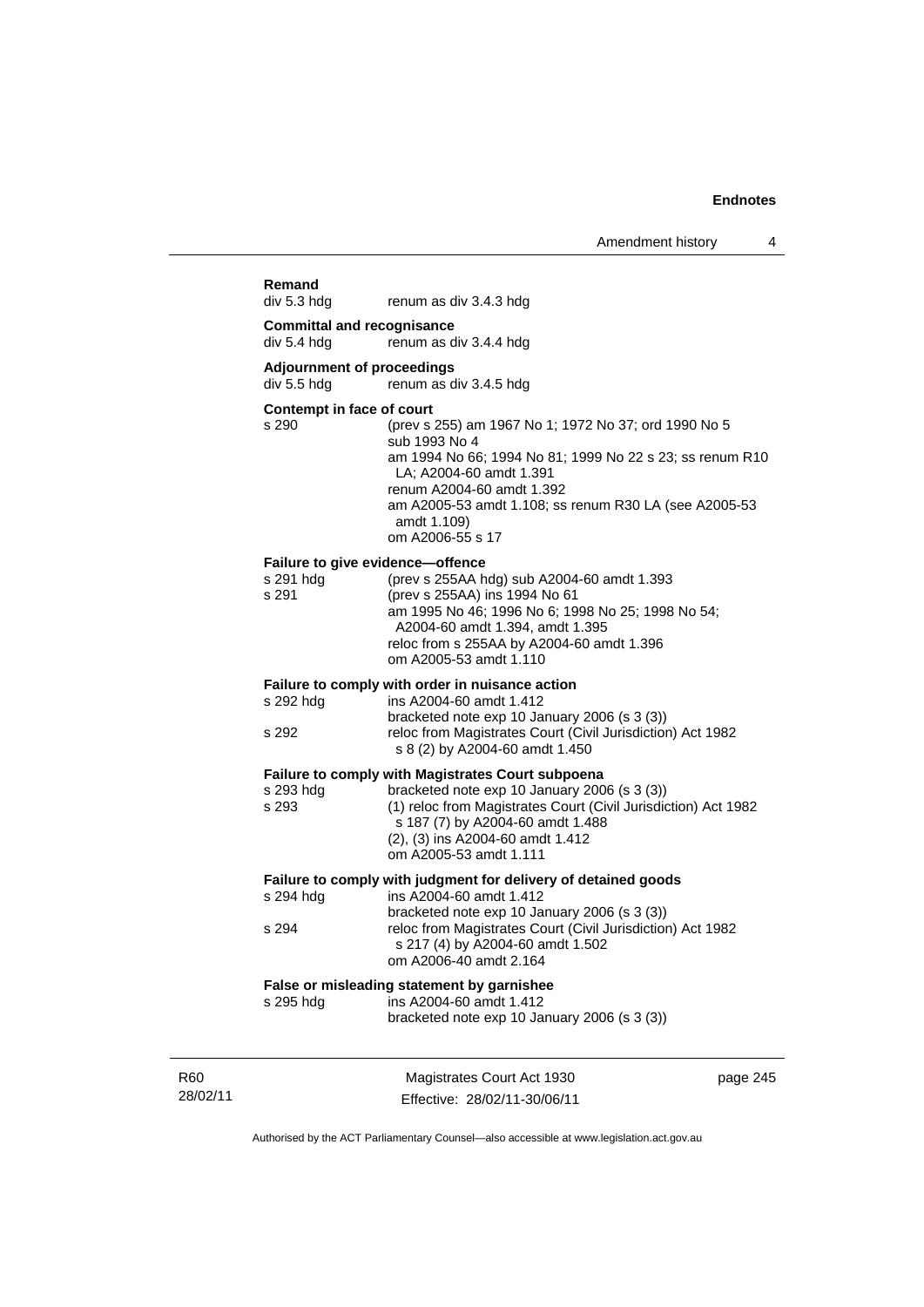**Remand**

| | |
|---|---|
| div 5.3 hdg | renum as div 3.4.3 hdg |

**Committal and recognisance**

| | |
|---|---|
| div 5.4 hdg | renum as div 3.4.4 hdg |

**Adjournment of proceedings**

| | |
|---|---|
| div 5.5 hdg | renum as div 3.4.5 hdg |

**Contempt in face of court**

| | |
|---|---|
| s 290 | (prev s 255) am 1967 No 1; 1972 No 37; ord 1990 No 5<br>sub 1993 No 4<br>am 1994 No 66; 1994 No 81; 1999 No 22 s 23; ss renum R10 LA; A2004-60 amdt 1.391<br>renum A2004-60 amdt 1.392<br>am A2005-53 amdt 1.108; ss renum R30 LA (see A2005-53 amdt 1.109)<br>om A2006-55 s 17 |

**Failure to give evidence—offence**

| | |
|---|---|
| s 291 hdg | (prev s 255AA hdg) sub A2004-60 amdt 1.393 |
| s 291 | (prev s 255AA) ins 1994 No 61<br>am 1995 No 46; 1996 No 6; 1998 No 25; 1998 No 54; A2004-60 amdt 1.394, amdt 1.395<br>reloc from s 255AA by A2004-60 amdt 1.396<br>om A2005-53 amdt 1.110 |

**Failure to comply with order in nuisance action**

| | |
|---|---|
| s 292 hdg | ins A2004-60 amdt 1.412<br>bracketed note exp 10 January 2006 (s 3 (3)) |
| s 292 | reloc from Magistrates Court (Civil Jurisdiction) Act 1982 s 8 (2) by A2004-60 amdt 1.450 |

**Failure to comply with Magistrates Court subpoena**

| | |
|---|---|
| s 293 hdg | bracketed note exp 10 January 2006 (s 3 (3)) |
| s 293 | (1) reloc from Magistrates Court (Civil Jurisdiction) Act 1982 s 187 (7) by A2004-60 amdt 1.488<br>(2), (3) ins A2004-60 amdt 1.412<br>om A2005-53 amdt 1.111 |

**Failure to comply with judgment for delivery of detained goods**

| | |
|---|---|
| s 294 hdg | ins A2004-60 amdt 1.412<br>bracketed note exp 10 January 2006 (s 3 (3)) |
| s 294 | reloc from Magistrates Court (Civil Jurisdiction) Act 1982 s 217 (4) by A2004-60 amdt 1.502<br>om A2006-40 amdt 2.164 |

**False or misleading statement by garnishee**

| | |
|---|---|
| s 295 hdg | ins A2004-60 amdt 1.412<br>bracketed note exp 10 January 2006 (s 3 (3)) |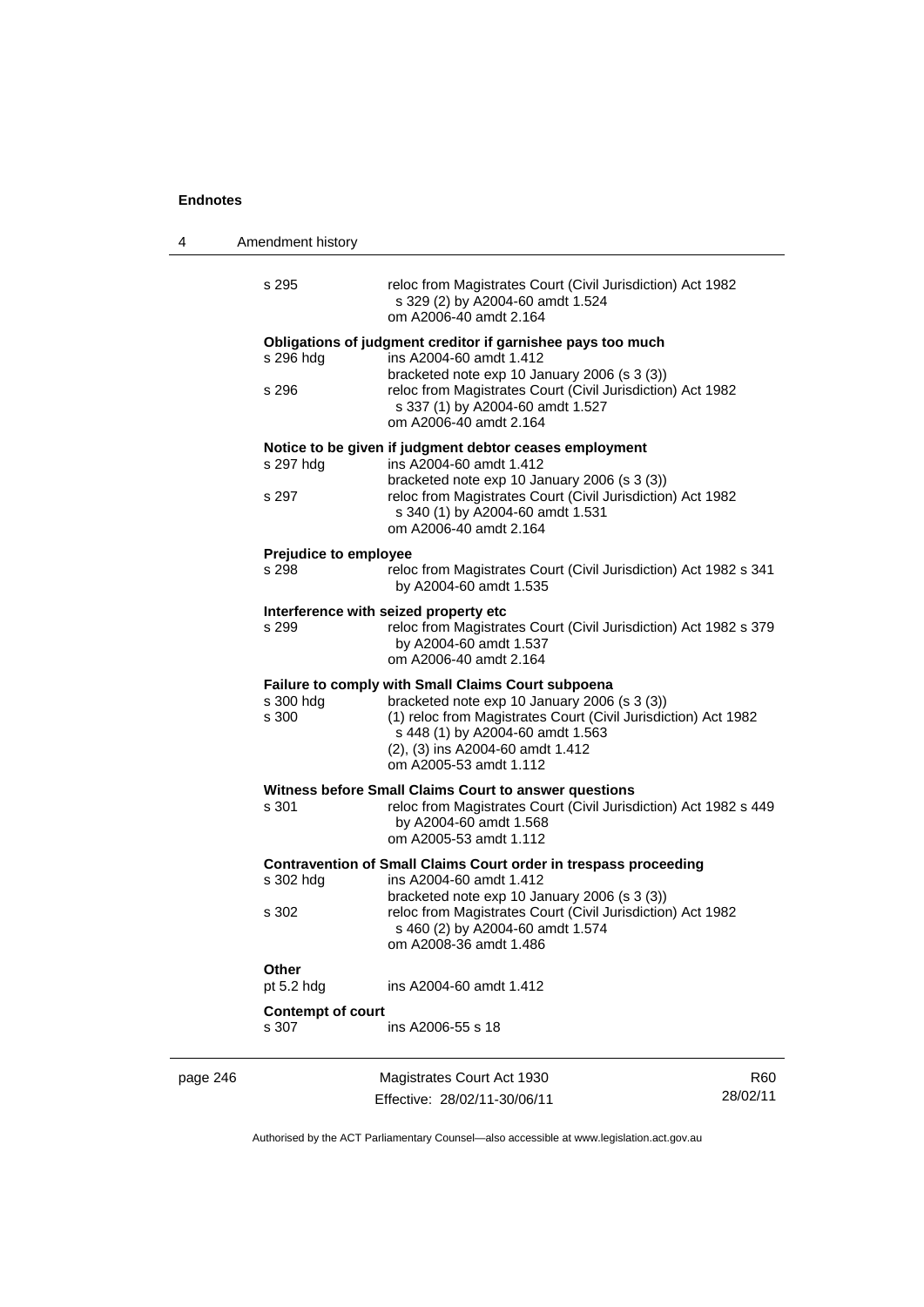| | |
|---|---|
| s 295 | reloc from Magistrates Court (Civil Jurisdiction) Act 1982 s 329 (2) by A2004-60 amdt 1.524<br>om A2006-40 amdt 2.164 |

**Obligations of judgment creditor if garnishee pays too much**

| | |
|---|---|
| s 296 hdg | ins A2004-60 amdt 1.412<br>bracketed note exp 10 January 2006 (s 3 (3)) |
| s 296 | reloc from Magistrates Court (Civil Jurisdiction) Act 1982 s 337 (1) by A2004-60 amdt 1.527<br>om A2006-40 amdt 2.164 |

**Notice to be given if judgment debtor ceases employment**

| | |
|---|---|
| s 297 hdg | ins A2004-60 amdt 1.412<br>bracketed note exp 10 January 2006 (s 3 (3)) |
| s 297 | reloc from Magistrates Court (Civil Jurisdiction) Act 1982 s 340 (1) by A2004-60 amdt 1.531<br>om A2006-40 amdt 2.164 |

**Prejudice to employee**

| | |
|---|---|
| s 298 | reloc from Magistrates Court (Civil Jurisdiction) Act 1982 s 341 by A2004-60 amdt 1.535 |

**Interference with seized property etc**

| | |
|---|---|
| s 299 | reloc from Magistrates Court (Civil Jurisdiction) Act 1982 s 379 by A2004-60 amdt 1.537<br>om A2006-40 amdt 2.164 |

**Failure to comply with Small Claims Court subpoena**

| | |
|---|---|
| s 300 hdg | bracketed note exp 10 January 2006 (s 3 (3)) |
| s 300 | (1) reloc from Magistrates Court (Civil Jurisdiction) Act 1982 s 448 (1) by A2004-60 amdt 1.563<br>(2), (3) ins A2004-60 amdt 1.412<br>om A2005-53 amdt 1.112 |

**Witness before Small Claims Court to answer questions**

| | |
|---|---|
| s 301 | reloc from Magistrates Court (Civil Jurisdiction) Act 1982 s 449 by A2004-60 amdt 1.568<br>om A2005-53 amdt 1.112 |

**Contravention of Small Claims Court order in trespass proceeding**

| | |
|---|---|
| s 302 hdg | ins A2004-60 amdt 1.412<br>bracketed note exp 10 January 2006 (s 3 (3)) |
| s 302 | reloc from Magistrates Court (Civil Jurisdiction) Act 1982 s 460 (2) by A2004-60 amdt 1.574<br>om A2008-36 amdt 1.486 |

**Other**

| | |
|---|---|
| pt 5.2 hdg | ins A2004-60 amdt 1.412 |

**Contempt of court**

| | |
|---|---|
| s 307 | ins A2006-55 s 18 |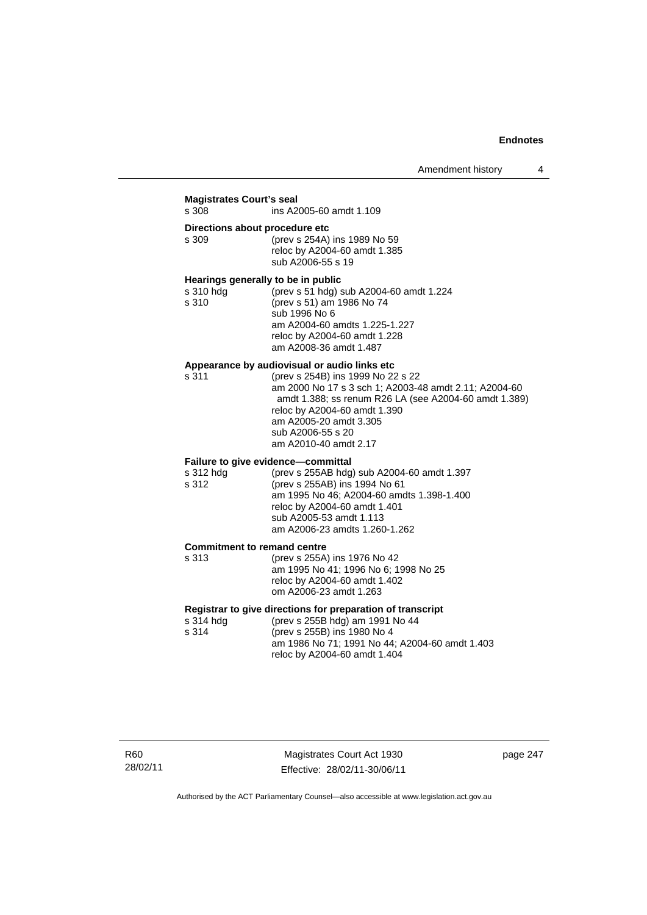**Magistrates Court's seal**
s 308 ins A2005-60 amdt 1.109

**Directions about procedure etc**
s 309 (prev s 254A) ins 1989 No 59
reloc by A2004-60 amdt 1.385
sub A2006-55 s 19

**Hearings generally to be in public**
s 310 hdg (prev s 51 hdg) sub A2004-60 amdt 1.224
s 310 (prev s 51) am 1986 No 74
sub 1996 No 6
am A2004-60 amdts 1.225-1.227
reloc by A2004-60 amdt 1.228
am A2008-36 amdt 1.487

**Appearance by audiovisual or audio links etc**
s 311 (prev s 254B) ins 1999 No 22 s 22
am 2000 No 17 s 3 sch 1; A2003-48 amdt 2.11; A2004-60 amdt 1.388; ss renum R26 LA (see A2004-60 amdt 1.389)
reloc by A2004-60 amdt 1.390
am A2005-20 amdt 3.305
sub A2006-55 s 20
am A2010-40 amdt 2.17

**Failure to give evidence—committal**
s 312 hdg (prev s 255AB hdg) sub A2004-60 amdt 1.397
s 312 (prev s 255AB) ins 1994 No 61
am 1995 No 46; A2004-60 amdts 1.398-1.400
reloc by A2004-60 amdt 1.401
sub A2005-53 amdt 1.113
am A2006-23 amdts 1.260-1.262

**Commitment to remand centre**
s 313 (prev s 255A) ins 1976 No 42
am 1995 No 41; 1996 No 6; 1998 No 25
reloc by A2004-60 amdt 1.402
om A2006-23 amdt 1.263

**Registrar to give directions for preparation of transcript**
s 314 hdg (prev s 255B hdg) am 1991 No 44
s 314 (prev s 255B) ins 1980 No 4
am 1986 No 71; 1991 No 44; A2004-60 amdt 1.403
reloc by A2004-60 amdt 1.404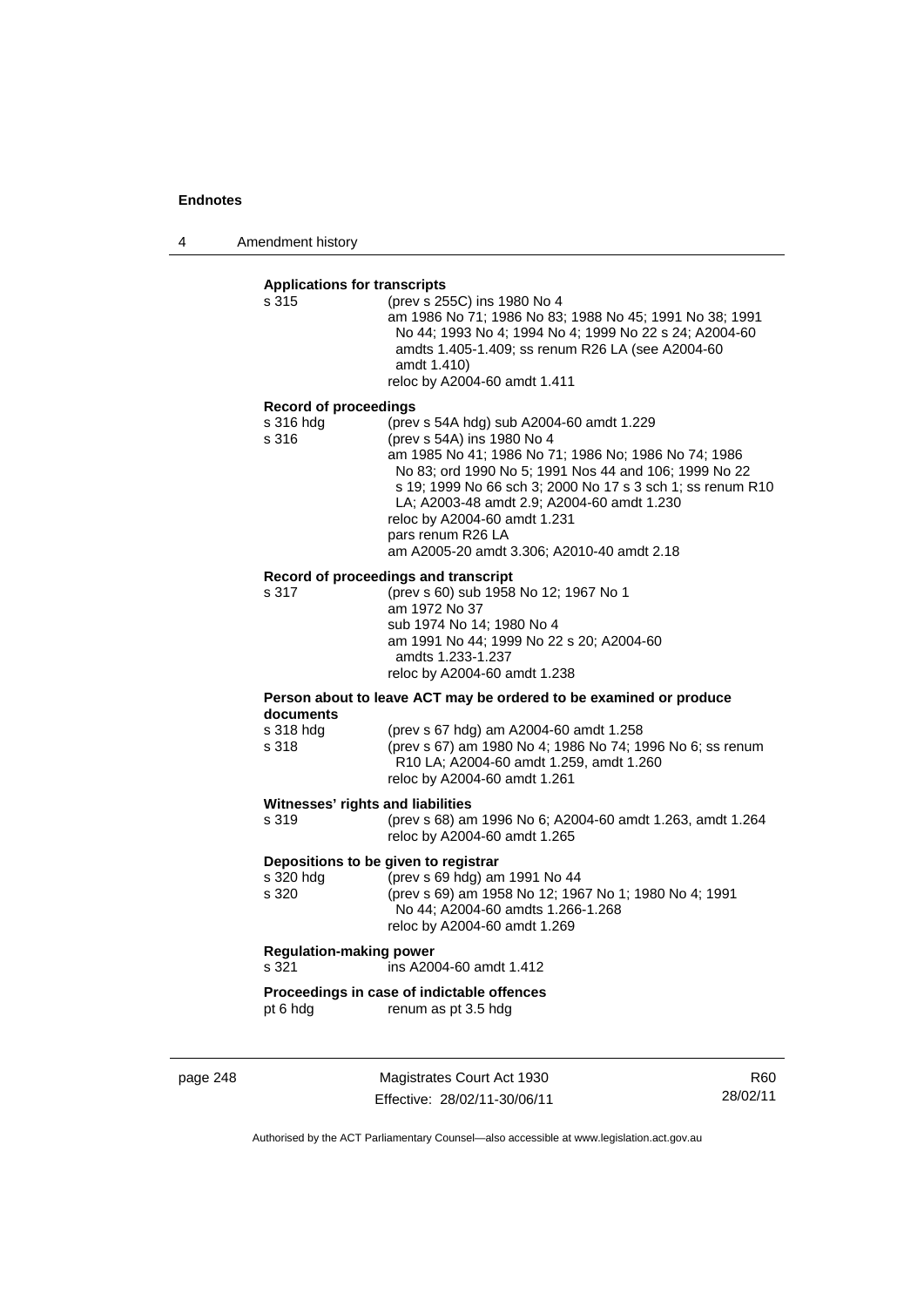**Applications for transcripts**

s 315 (prev s 255C) ins 1980 No 4
am 1986 No 71; 1986 No 83; 1988 No 45; 1991 No 38; 1991 No 44; 1993 No 4; 1994 No 4; 1999 No 22 s 24; A2004-60 amdts 1.405-1.409; ss renum R26 LA (see A2004-60 amdt 1.410)
reloc by A2004-60 amdt 1.411

**Record of proceedings**

s 316 hdg (prev s 54A hdg) sub A2004-60 amdt 1.229
s 316 (prev s 54A) ins 1980 No 4
am 1985 No 41; 1986 No 71; 1986 No; 1986 No 74; 1986 No 83; ord 1990 No 5; 1991 Nos 44 and 106; 1999 No 22 s 19; 1999 No 66 sch 3; 2000 No 17 s 3 sch 1; ss renum R10 LA; A2003-48 amdt 2.9; A2004-60 amdt 1.230
reloc by A2004-60 amdt 1.231
pars renum R26 LA
am A2005-20 amdt 3.306; A2010-40 amdt 2.18

**Record of proceedings and transcript**

s 317 (prev s 60) sub 1958 No 12; 1967 No 1
am 1972 No 37
sub 1974 No 14; 1980 No 4
am 1991 No 44; 1999 No 22 s 20; A2004-60 amdts 1.233-1.237
reloc by A2004-60 amdt 1.238

**Person about to leave ACT may be ordered to be examined or produce documents**

s 318 hdg (prev s 67 hdg) am A2004-60 amdt 1.258
s 318 (prev s 67) am 1980 No 4; 1986 No 74; 1996 No 6; ss renum R10 LA; A2004-60 amdt 1.259, amdt 1.260
reloc by A2004-60 amdt 1.261

**Witnesses' rights and liabilities**

s 319 (prev s 68) am 1996 No 6; A2004-60 amdt 1.263, amdt 1.264
reloc by A2004-60 amdt 1.265

**Depositions to be given to registrar**

s 320 hdg (prev s 69 hdg) am 1991 No 44
s 320 (prev s 69) am 1958 No 12; 1967 No 1; 1980 No 4; 1991 No 44; A2004-60 amdts 1.266-1.268
reloc by A2004-60 amdt 1.269

**Regulation-making power**

s 321 ins A2004-60 amdt 1.412

**Proceedings in case of indictable offences**

pt 6 hdg renum as pt 3.5 hdg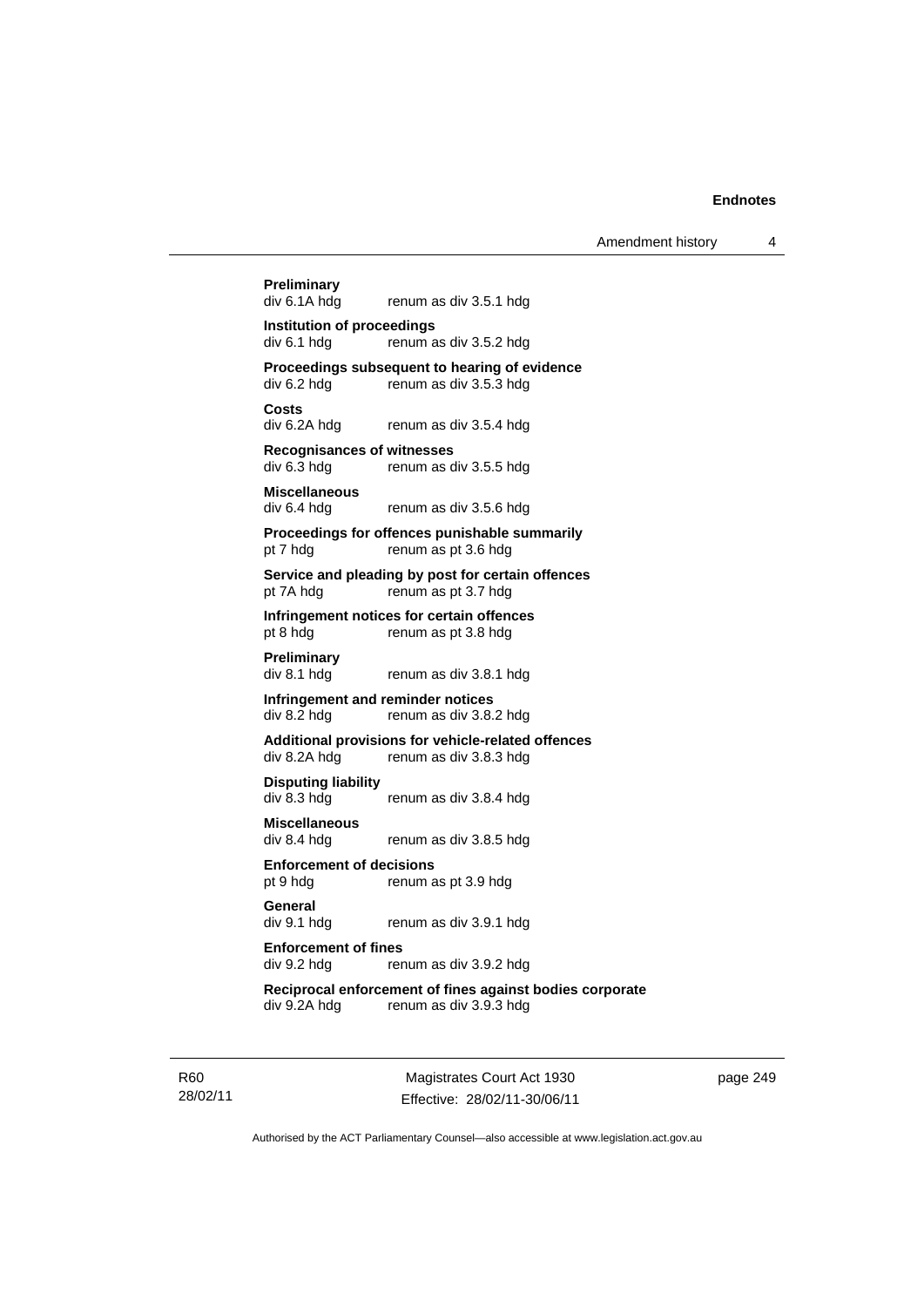**Preliminary**
div 6.1A hdg renum as div 3.5.1 hdg

**Institution of proceedings**
div 6.1 hdg renum as div 3.5.2 hdg

**Proceedings subsequent to hearing of evidence**
div 6.2 hdg renum as div 3.5.3 hdg

**Costs**
div 6.2A hdg renum as div 3.5.4 hdg

**Recognisances of witnesses**
div 6.3 hdg renum as div 3.5.5 hdg

**Miscellaneous**
div 6.4 hdg renum as div 3.5.6 hdg

**Proceedings for offences punishable summarily**
pt 7 hdg renum as pt 3.6 hdg

**Service and pleading by post for certain offences**
pt 7A hdg renum as pt 3.7 hdg

**Infringement notices for certain offences**
pt 8 hdg renum as pt 3.8 hdg

**Preliminary**
div 8.1 hdg renum as div 3.8.1 hdg

**Infringement and reminder notices**
div 8.2 hdg renum as div 3.8.2 hdg

**Additional provisions for vehicle-related offences**
div 8.2A hdg renum as div 3.8.3 hdg

**Disputing liability**
div 8.3 hdg renum as div 3.8.4 hdg

**Miscellaneous**
div 8.4 hdg renum as div 3.8.5 hdg

**Enforcement of decisions**
pt 9 hdg renum as pt 3.9 hdg

**General**
div 9.1 hdg renum as div 3.9.1 hdg

**Enforcement of fines**
div 9.2 hdg renum as div 3.9.2 hdg

**Reciprocal enforcement of fines against bodies corporate**
div 9.2A hdg renum as div 3.9.3 hdg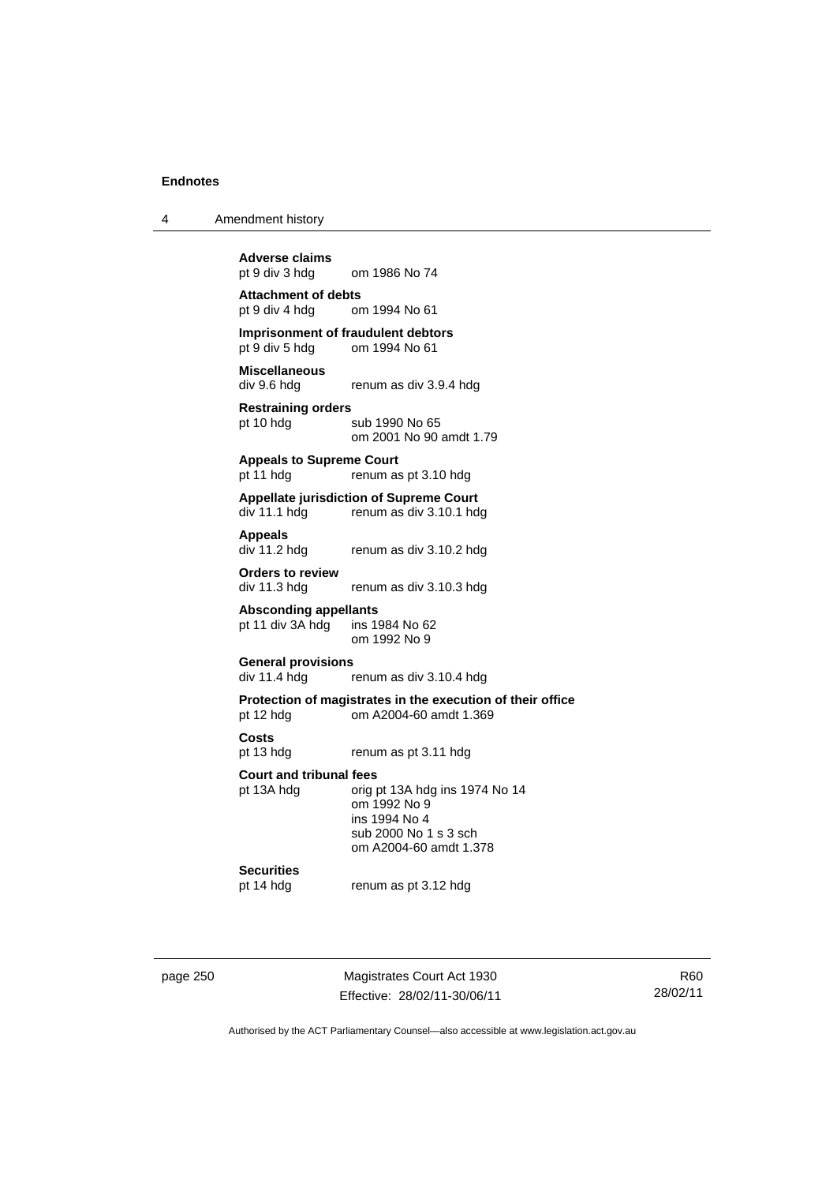**Adverse claims**
pt 9 div 3 hdg om 1986 No 74

**Attachment of debts**
pt 9 div 4 hdg om 1994 No 61

**Imprisonment of fraudulent debtors**
pt 9 div 5 hdg om 1994 No 61

**Miscellaneous**
div 9.6 hdg renum as div 3.9.4 hdg

**Restraining orders**
pt 10 hdg sub 1990 No 65
om 2001 No 90 amdt 1.79

**Appeals to Supreme Court**
pt 11 hdg renum as pt 3.10 hdg

**Appellate jurisdiction of Supreme Court**
div 11.1 hdg renum as div 3.10.1 hdg

**Appeals**
div 11.2 hdg renum as div 3.10.2 hdg

**Orders to review**
div 11.3 hdg renum as div 3.10.3 hdg

**Absconding appellants**
pt 11 div 3A hdg ins 1984 No 62
om 1992 No 9

**General provisions**
div 11.4 hdg renum as div 3.10.4 hdg

**Protection of magistrates in the execution of their office**
pt 12 hdg om A2004-60 amdt 1.369

**Costs**
pt 13 hdg renum as pt 3.11 hdg

**Court and tribunal fees**
pt 13A hdg orig pt 13A hdg ins 1974 No 14
om 1992 No 9
ins 1994 No 4
sub 2000 No 1 s 3 sch
om A2004-60 amdt 1.378

**Securities**
pt 14 hdg renum as pt 3.12 hdg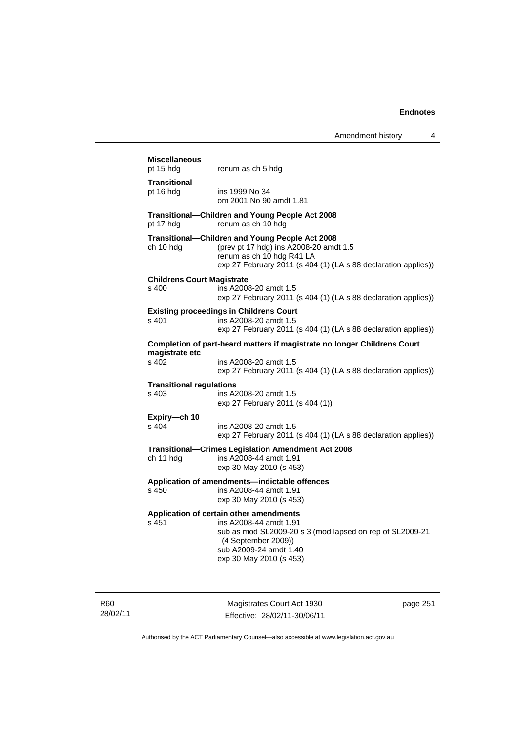**Miscellaneous**
pt 15 hdg    renum as ch 5 hdg

**Transitional**
pt 16 hdg    ins 1999 No 34
om 2001 No 90 amdt 1.81

**Transitional—Children and Young People Act 2008**
pt 17 hdg    renum as ch 10 hdg

**Transitional—Children and Young People Act 2008**
ch 10 hdg    (prev pt 17 hdg) ins A2008-20 amdt 1.5
renum as ch 10 hdg R41 LA
exp 27 February 2011 (s 404 (1) (LA s 88 declaration applies))

**Childrens Court Magistrate**
s 400    ins A2008-20 amdt 1.5
exp 27 February 2011 (s 404 (1) (LA s 88 declaration applies))

**Existing proceedings in Childrens Court**
s 401    ins A2008-20 amdt 1.5
exp 27 February 2011 (s 404 (1) (LA s 88 declaration applies))

**Completion of part-heard matters if magistrate no longer Childrens Court magistrate etc**
s 402    ins A2008-20 amdt 1.5
exp 27 February 2011 (s 404 (1) (LA s 88 declaration applies))

**Transitional regulations**
s 403    ins A2008-20 amdt 1.5
exp 27 February 2011 (s 404 (1))

**Expiry—ch 10**
s 404    ins A2008-20 amdt 1.5
exp 27 February 2011 (s 404 (1) (LA s 88 declaration applies))

**Transitional—Crimes Legislation Amendment Act 2008**
ch 11 hdg    ins A2008-44 amdt 1.91
exp 30 May 2010 (s 453)

**Application of amendments—indictable offences**
s 450    ins A2008-44 amdt 1.91
exp 30 May 2010 (s 453)

**Application of certain other amendments**
s 451    ins A2008-44 amdt 1.91
sub as mod SL2009-20 s 3 (mod lapsed on rep of SL2009-21 (4 September 2009))
sub A2009-24 amdt 1.40
exp 30 May 2010 (s 453)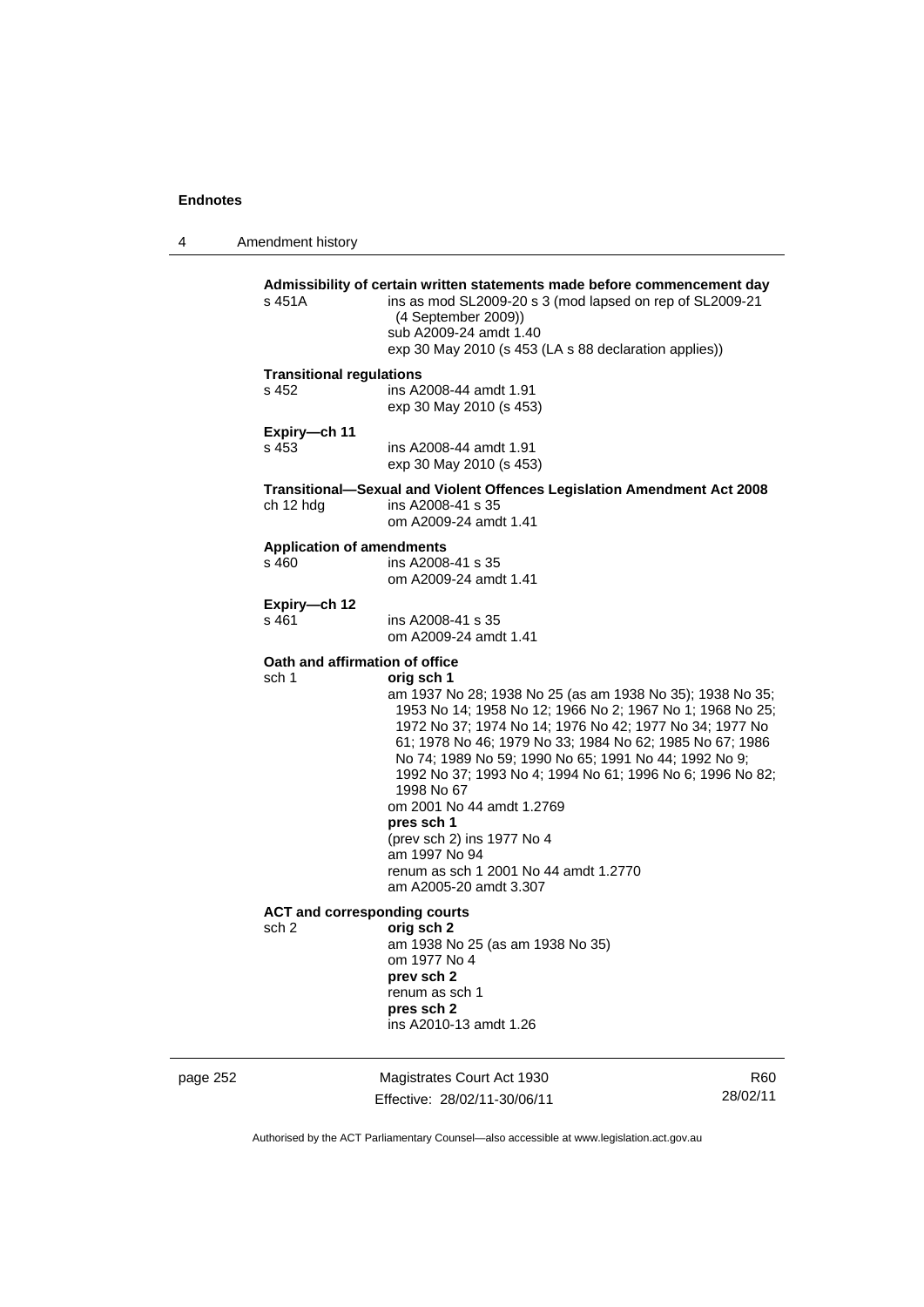**Admissibility of certain written statements made before commencement day**

s 451A ins as mod SL2009-20 s 3 (mod lapsed on rep of SL2009-21 (4 September 2009))
sub A2009-24 amdt 1.40
exp 30 May 2010 (s 453 (LA s 88 declaration applies))

**Transitional regulations**

s 452 ins A2008-44 amdt 1.91
exp 30 May 2010 (s 453)

**Expiry—ch 11**

s 453 ins A2008-44 amdt 1.91
exp 30 May 2010 (s 453)

**Transitional—Sexual and Violent Offences Legislation Amendment Act 2008**

ch 12 hdg ins A2008-41 s 35
om A2009-24 amdt 1.41

**Application of amendments**

s 460 ins A2008-41 s 35
om A2009-24 amdt 1.41

**Expiry—ch 12**

s 461 ins A2008-41 s 35
om A2009-24 amdt 1.41

**Oath and affirmation of office**

sch 1 **orig sch 1**
am 1937 No 28; 1938 No 25 (as am 1938 No 35); 1938 No 35; 1953 No 14; 1958 No 12; 1966 No 2; 1967 No 1; 1968 No 25; 1972 No 37; 1974 No 14; 1976 No 42; 1977 No 34; 1977 No 61; 1978 No 46; 1979 No 33; 1984 No 62; 1985 No 67; 1986 No 74; 1989 No 59; 1990 No 65; 1991 No 44; 1992 No 9; 1992 No 37; 1993 No 4; 1994 No 61; 1996 No 6; 1996 No 82; 1998 No 67
om 2001 No 44 amdt 1.2769
**pres sch 1**
(prev sch 2) ins 1977 No 4
am 1997 No 94
renum as sch 1 2001 No 44 amdt 1.2770
am A2005-20 amdt 3.307

**ACT and corresponding courts**

sch 2 **orig sch 2**
am 1938 No 25 (as am 1938 No 35)
om 1977 No 4
**prev sch 2**
renum as sch 1
**pres sch 2**
ins A2010-13 amdt 1.26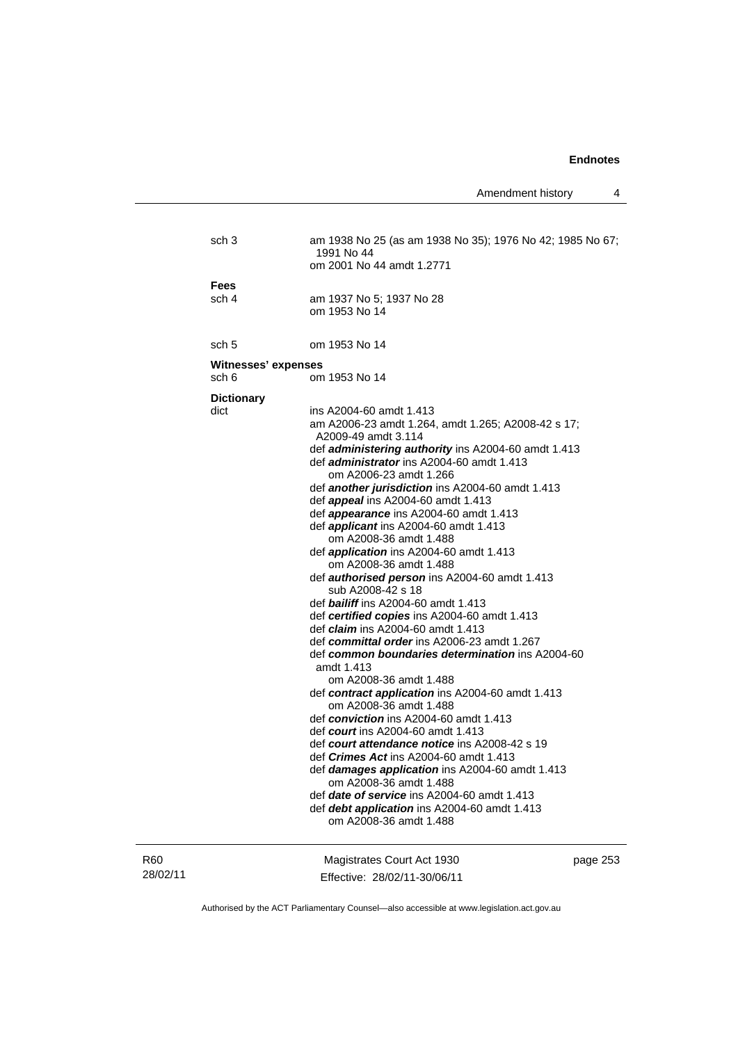| | |
|---|---|
| sch 3 | am 1938 No 25 (as am 1938 No 35); 1976 No 42; 1985 No 67; 1991 No 44<br>om 2001 No 44 amdt 1.2771 |

**Fees**

| | |
|---|---|
| sch 4 | am 1937 No 5; 1937 No 28<br>om 1953 No 14 |
| sch 5 | om 1953 No 14 |

**Witnesses' expenses**

| | |
|---|---|
| sch 6 | om 1953 No 14 |

**Dictionary**

dict — ins A2004-60 amdt 1.413
am A2006-23 amdt 1.264, amdt 1.265; A2008-42 s 17; A2009-49 amdt 3.114
def ***administering authority*** ins A2004-60 amdt 1.413
def ***administrator*** ins A2004-60 amdt 1.413
om A2006-23 amdt 1.266
def ***another jurisdiction*** ins A2004-60 amdt 1.413
def ***appeal*** ins A2004-60 amdt 1.413
def ***appearance*** ins A2004-60 amdt 1.413
def ***applicant*** ins A2004-60 amdt 1.413
om A2008-36 amdt 1.488
def ***application*** ins A2004-60 amdt 1.413
om A2008-36 amdt 1.488
def ***authorised person*** ins A2004-60 amdt 1.413
sub A2008-42 s 18
def ***bailiff*** ins A2004-60 amdt 1.413
def ***certified copies*** ins A2004-60 amdt 1.413
def ***claim*** ins A2004-60 amdt 1.413
def ***committal order*** ins A2006-23 amdt 1.267
def ***common boundaries determination*** ins A2004-60 amdt 1.413
om A2008-36 amdt 1.488
def ***contract application*** ins A2004-60 amdt 1.413
om A2008-36 amdt 1.488
def ***conviction*** ins A2004-60 amdt 1.413
def ***court*** ins A2004-60 amdt 1.413
def ***court attendance notice*** ins A2008-42 s 19
def ***Crimes Act*** ins A2004-60 amdt 1.413
def ***damages application*** ins A2004-60 amdt 1.413
om A2008-36 amdt 1.488
def ***date of service*** ins A2004-60 amdt 1.413
def ***debt application*** ins A2004-60 amdt 1.413
om A2008-36 amdt 1.488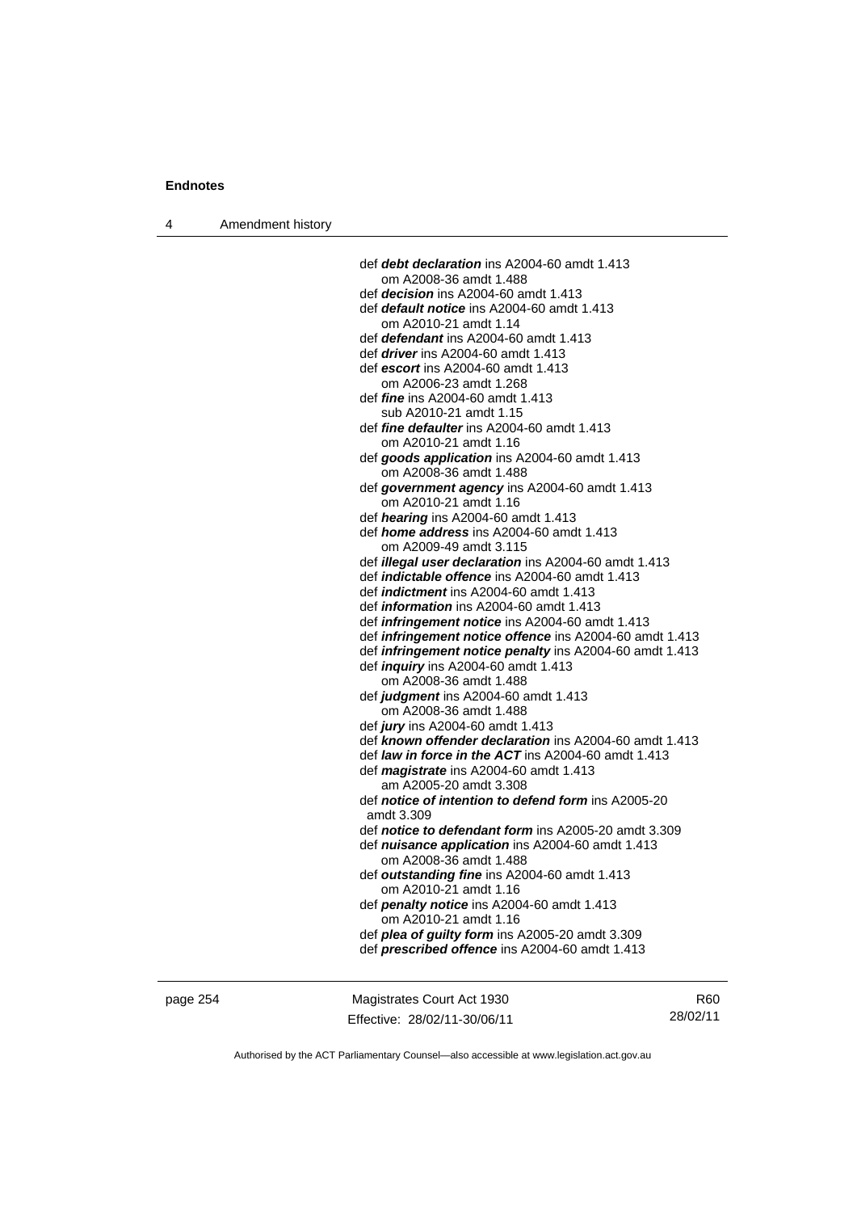def ***debt declaration*** ins A2004-60 amdt 1.413
om A2008-36 amdt 1.488
def ***decision*** ins A2004-60 amdt 1.413
def ***default notice*** ins A2004-60 amdt 1.413
om A2010-21 amdt 1.14
def ***defendant*** ins A2004-60 amdt 1.413
def ***driver*** ins A2004-60 amdt 1.413
def ***escort*** ins A2004-60 amdt 1.413
om A2006-23 amdt 1.268
def ***fine*** ins A2004-60 amdt 1.413
sub A2010-21 amdt 1.15
def ***fine defaulter*** ins A2004-60 amdt 1.413
om A2010-21 amdt 1.16
def ***goods application*** ins A2004-60 amdt 1.413
om A2008-36 amdt 1.488
def ***government agency*** ins A2004-60 amdt 1.413
om A2010-21 amdt 1.16
def ***hearing*** ins A2004-60 amdt 1.413
def ***home address*** ins A2004-60 amdt 1.413
om A2009-49 amdt 3.115
def ***illegal user declaration*** ins A2004-60 amdt 1.413
def ***indictable offence*** ins A2004-60 amdt 1.413
def ***indictment*** ins A2004-60 amdt 1.413
def ***information*** ins A2004-60 amdt 1.413
def ***infringement notice*** ins A2004-60 amdt 1.413
def ***infringement notice offence*** ins A2004-60 amdt 1.413
def ***infringement notice penalty*** ins A2004-60 amdt 1.413
def ***inquiry*** ins A2004-60 amdt 1.413
om A2008-36 amdt 1.488
def ***judgment*** ins A2004-60 amdt 1.413
om A2008-36 amdt 1.488
def ***jury*** ins A2004-60 amdt 1.413
def ***known offender declaration*** ins A2004-60 amdt 1.413
def ***law in force in the ACT*** ins A2004-60 amdt 1.413
def ***magistrate*** ins A2004-60 amdt 1.413
am A2005-20 amdt 3.308
def ***notice of intention to defend form*** ins A2005-20 amdt 3.309
def ***notice to defendant form*** ins A2005-20 amdt 3.309
def ***nuisance application*** ins A2004-60 amdt 1.413
om A2008-36 amdt 1.488
def ***outstanding fine*** ins A2004-60 amdt 1.413
om A2010-21 amdt 1.16
def ***penalty notice*** ins A2004-60 amdt 1.413
om A2010-21 amdt 1.16
def ***plea of guilty form*** ins A2005-20 amdt 3.309
def ***prescribed offence*** ins A2004-60 amdt 1.413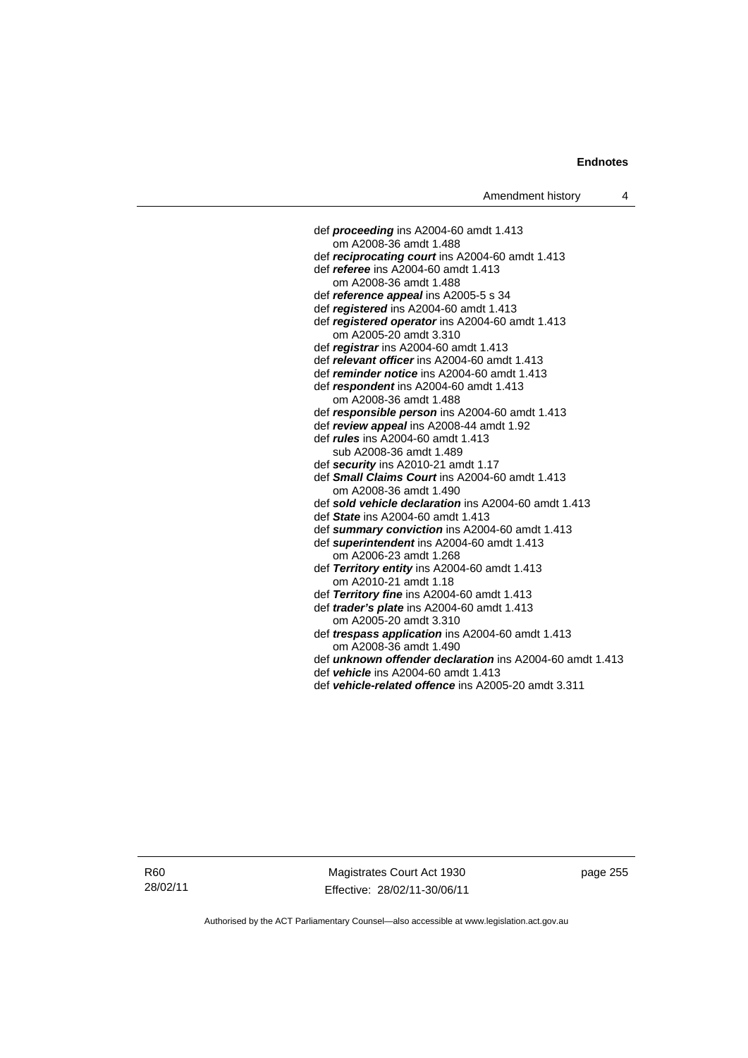def ***proceeding*** ins A2004-60 amdt 1.413
om A2008-36 amdt 1.488

def ***reciprocating court*** ins A2004-60 amdt 1.413

def ***referee*** ins A2004-60 amdt 1.413
om A2008-36 amdt 1.488

def ***reference appeal*** ins A2005-5 s 34

def ***registered*** ins A2004-60 amdt 1.413

def ***registered operator*** ins A2004-60 amdt 1.413
om A2005-20 amdt 3.310

def ***registrar*** ins A2004-60 amdt 1.413

def ***relevant officer*** ins A2004-60 amdt 1.413

def ***reminder notice*** ins A2004-60 amdt 1.413

def ***respondent*** ins A2004-60 amdt 1.413
om A2008-36 amdt 1.488

def ***responsible person*** ins A2004-60 amdt 1.413

def ***review appeal*** ins A2008-44 amdt 1.92

def ***rules*** ins A2004-60 amdt 1.413
sub A2008-36 amdt 1.489

def ***security*** ins A2010-21 amdt 1.17

def ***Small Claims Court*** ins A2004-60 amdt 1.413
om A2008-36 amdt 1.490

def ***sold vehicle declaration*** ins A2004-60 amdt 1.413

def ***State*** ins A2004-60 amdt 1.413

def ***summary conviction*** ins A2004-60 amdt 1.413

def ***superintendent*** ins A2004-60 amdt 1.413
om A2006-23 amdt 1.268

def ***Territory entity*** ins A2004-60 amdt 1.413
om A2010-21 amdt 1.18

def ***Territory fine*** ins A2004-60 amdt 1.413

def ***trader's plate*** ins A2004-60 amdt 1.413
om A2005-20 amdt 3.310

def ***trespass application*** ins A2004-60 amdt 1.413
om A2008-36 amdt 1.490

def ***unknown offender declaration*** ins A2004-60 amdt 1.413

def ***vehicle*** ins A2004-60 amdt 1.413

def ***vehicle-related offence*** ins A2005-20 amdt 3.311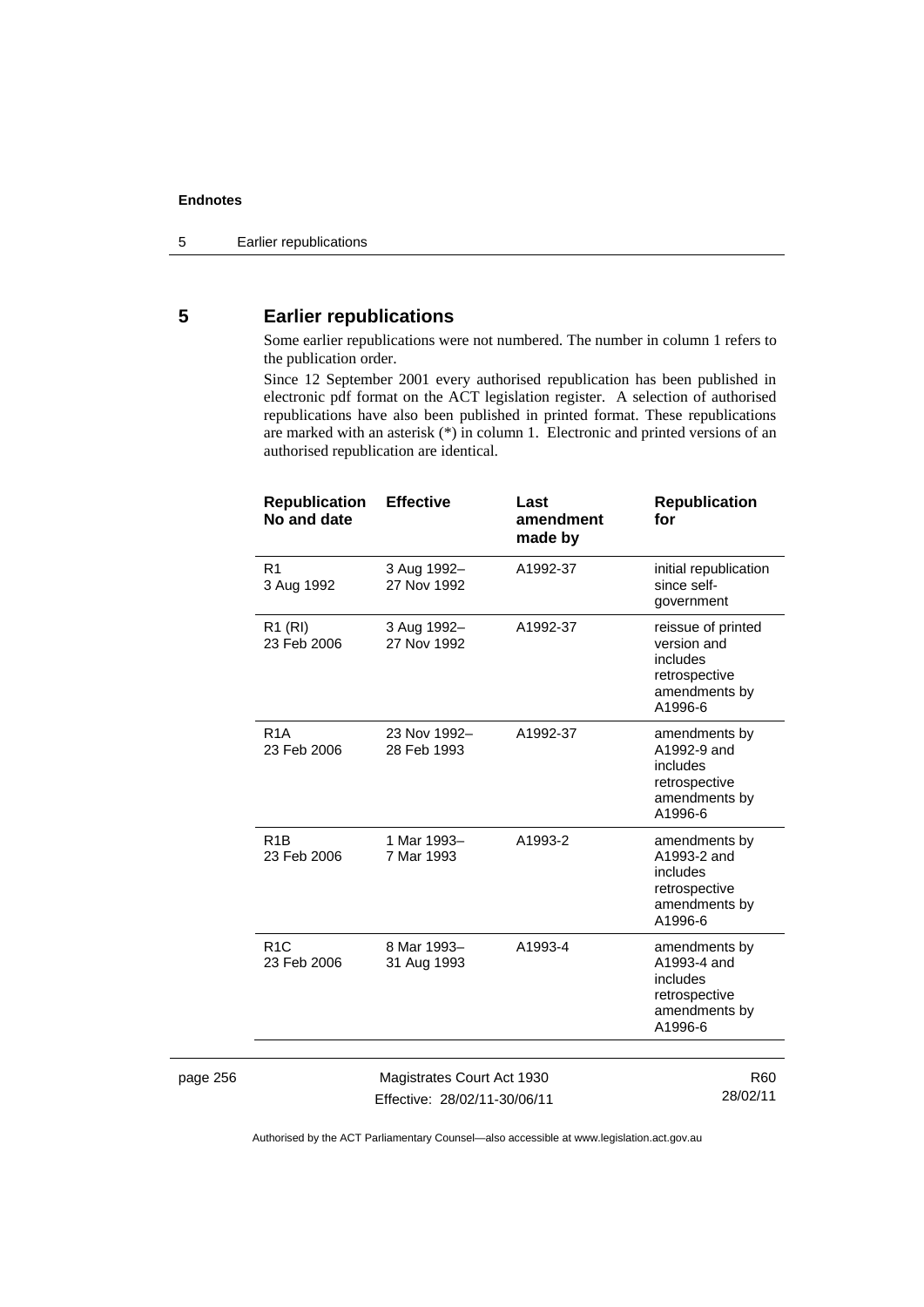## 5 Earlier republications

Some earlier republications were not numbered. The number in column 1 refers to the publication order.

Since 12 September 2001 every authorised republication has been published in electronic pdf format on the ACT legislation register. A selection of authorised republications have also been published in printed format. These republications are marked with an asterisk (*) in column 1. Electronic and printed versions of an authorised republication are identical.

| Republication No and date | Effective | Last amendment made by | Republication for |
|---|---|---|---|
| R1 3 Aug 1992 | 3 Aug 1992– 27 Nov 1992 | A1992-37 | initial republication since self-government |
| R1 (RI) 23 Feb 2006 | 3 Aug 1992– 27 Nov 1992 | A1992-37 | reissue of printed version and includes retrospective amendments by A1996-6 |
| R1A 23 Feb 2006 | 23 Nov 1992– 28 Feb 1993 | A1992-37 | amendments by A1992-9 and includes retrospective amendments by A1996-6 |
| R1B 23 Feb 2006 | 1 Mar 1993– 7 Mar 1993 | A1993-2 | amendments by A1993-2 and includes retrospective amendments by A1996-6 |
| R1C 23 Feb 2006 | 8 Mar 1993– 31 Aug 1993 | A1993-4 | amendments by A1993-4 and includes retrospective amendments by A1996-6 |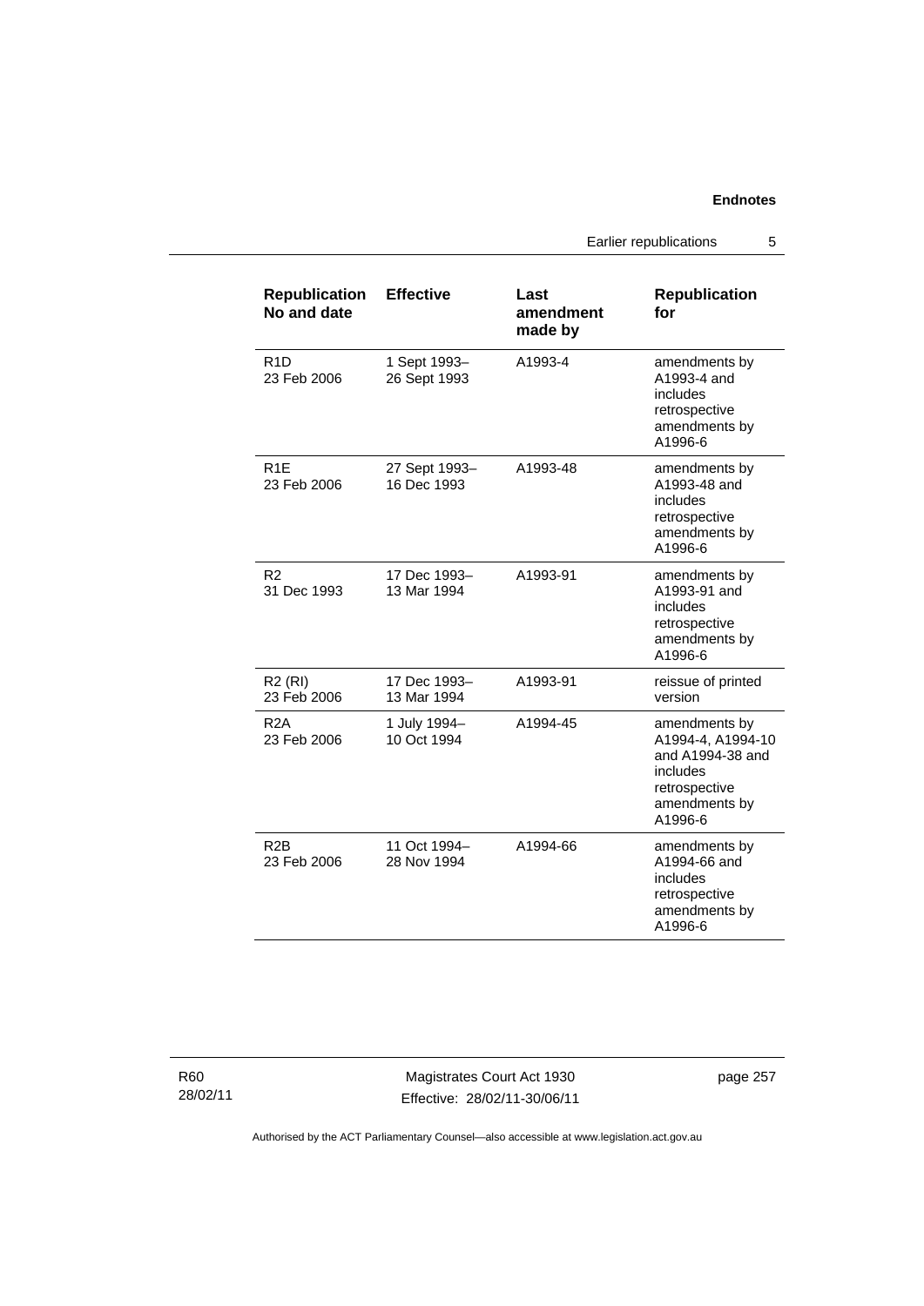| Republication No and date | Effective | Last amendment made by | Republication for |
|---|---|---|---|
| R1D 23 Feb 2006 | 1 Sept 1993– 26 Sept 1993 | A1993-4 | amendments by A1993-4 and includes retrospective amendments by A1996-6 |
| R1E 23 Feb 2006 | 27 Sept 1993– 16 Dec 1993 | A1993-48 | amendments by A1993-48 and includes retrospective amendments by A1996-6 |
| R2 31 Dec 1993 | 17 Dec 1993– 13 Mar 1994 | A1993-91 | amendments by A1993-91 and includes retrospective amendments by A1996-6 |
| R2 (RI) 23 Feb 2006 | 17 Dec 1993– 13 Mar 1994 | A1993-91 | reissue of printed version |
| R2A 23 Feb 2006 | 1 July 1994– 10 Oct 1994 | A1994-45 | amendments by A1994-4, A1994-10 and A1994-38 and includes retrospective amendments by A1996-6 |
| R2B 23 Feb 2006 | 11 Oct 1994– 28 Nov 1994 | A1994-66 | amendments by A1994-66 and includes retrospective amendments by A1996-6 |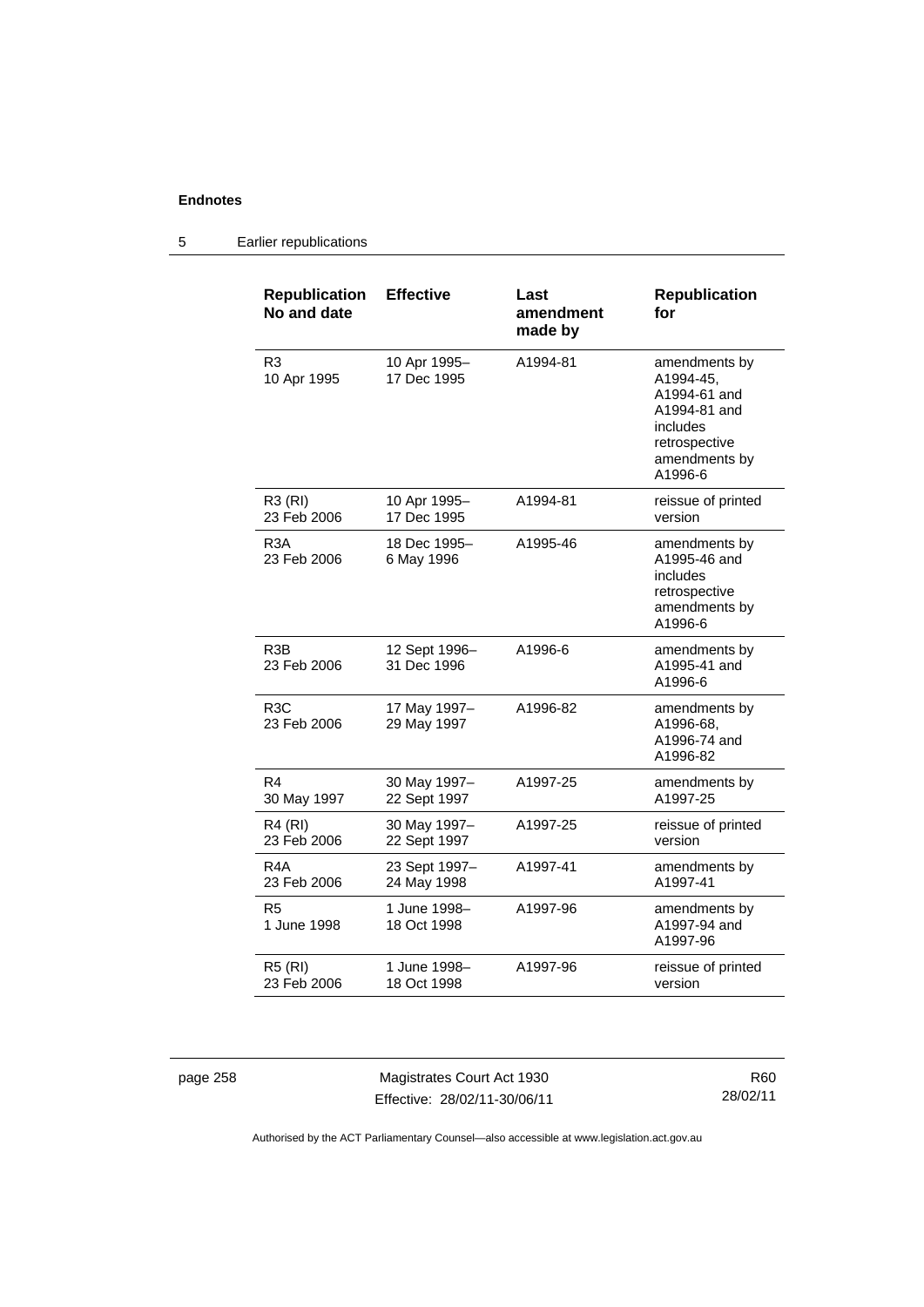| Republication No and date | Effective | Last amendment made by | Republication for |
|---|---|---|---|
| R3<br>10 Apr 1995 | 10 Apr 1995–<br>17 Dec 1995 | A1994-81 | amendments by A1994-45, A1994-61 and A1994-81 and includes retrospective amendments by A1996-6 |
| R3 (RI)<br>23 Feb 2006 | 10 Apr 1995–<br>17 Dec 1995 | A1994-81 | reissue of printed version |
| R3A<br>23 Feb 2006 | 18 Dec 1995–<br>6 May 1996 | A1995-46 | amendments by A1995-46 and includes retrospective amendments by A1996-6 |
| R3B<br>23 Feb 2006 | 12 Sept 1996–<br>31 Dec 1996 | A1996-6 | amendments by A1995-41 and A1996-6 |
| R3C<br>23 Feb 2006 | 17 May 1997–<br>29 May 1997 | A1996-82 | amendments by A1996-68, A1996-74 and A1996-82 |
| R4<br>30 May 1997 | 30 May 1997–<br>22 Sept 1997 | A1997-25 | amendments by A1997-25 |
| R4 (RI)<br>23 Feb 2006 | 30 May 1997–<br>22 Sept 1997 | A1997-25 | reissue of printed version |
| R4A<br>23 Feb 2006 | 23 Sept 1997–<br>24 May 1998 | A1997-41 | amendments by A1997-41 |
| R5<br>1 June 1998 | 1 June 1998–<br>18 Oct 1998 | A1997-96 | amendments by A1997-94 and A1997-96 |
| R5 (RI)<br>23 Feb 2006 | 1 June 1998–<br>18 Oct 1998 | A1997-96 | reissue of printed version |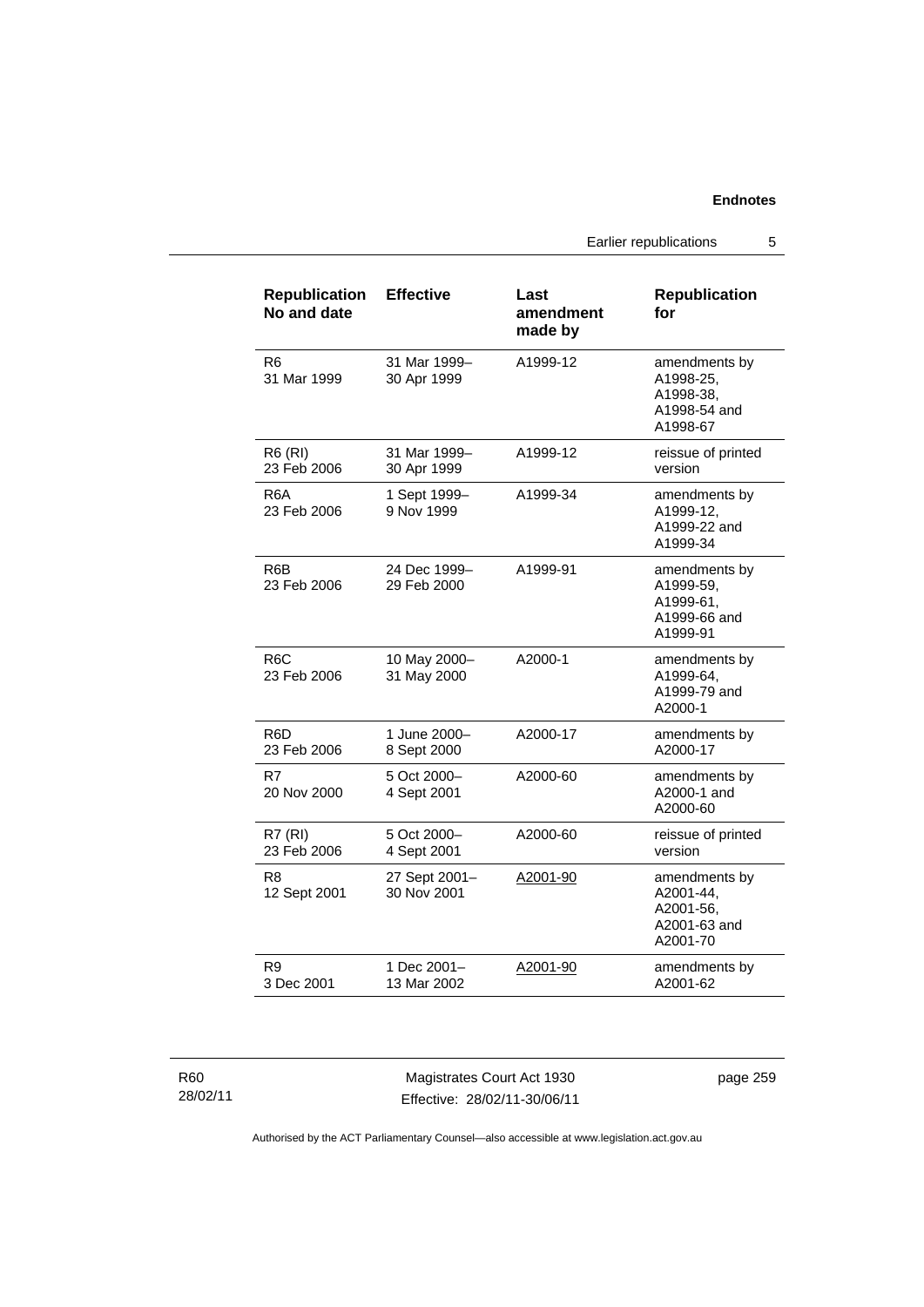| Republication No and date | Effective | Last amendment made by | Republication for |
|---|---|---|---|
| R6<br>31 Mar 1999 | 31 Mar 1999–<br>30 Apr 1999 | A1999-12 | amendments by A1998-25, A1998-38, A1998-54 and A1998-67 |
| R6 (RI)<br>23 Feb 2006 | 31 Mar 1999–<br>30 Apr 1999 | A1999-12 | reissue of printed version |
| R6A<br>23 Feb 2006 | 1 Sept 1999–<br>9 Nov 1999 | A1999-34 | amendments by A1999-12, A1999-22 and A1999-34 |
| R6B<br>23 Feb 2006 | 24 Dec 1999–<br>29 Feb 2000 | A1999-91 | amendments by A1999-59, A1999-61, A1999-66 and A1999-91 |
| R6C<br>23 Feb 2006 | 10 May 2000–<br>31 May 2000 | A2000-1 | amendments by A1999-64, A1999-79 and A2000-1 |
| R6D<br>23 Feb 2006 | 1 June 2000–<br>8 Sept 2000 | A2000-17 | amendments by A2000-17 |
| R7<br>20 Nov 2000 | 5 Oct 2000–<br>4 Sept 2001 | A2000-60 | amendments by A2000-1 and A2000-60 |
| R7 (RI)<br>23 Feb 2006 | 5 Oct 2000–<br>4 Sept 2001 | A2000-60 | reissue of printed version |
| R8<br>12 Sept 2001 | 27 Sept 2001–<br>30 Nov 2001 | A2001-90 | amendments by A2001-44, A2001-56, A2001-63 and A2001-70 |
| R9<br>3 Dec 2001 | 1 Dec 2001–<br>13 Mar 2002 | A2001-90 | amendments by A2001-62 |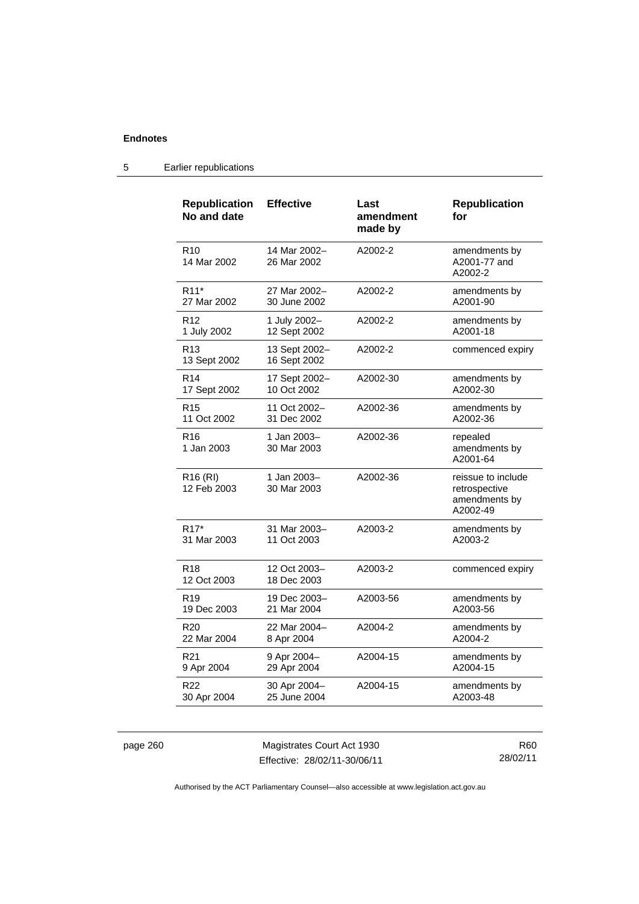| Republication No and date | Effective | Last amendment made by | Republication for |
|---|---|---|---|
| R10<br>14 Mar 2002 | 14 Mar 2002–<br>26 Mar 2002 | A2002-2 | amendments by A2001-77 and A2002-2 |
| R11*<br>27 Mar 2002 | 27 Mar 2002–<br>30 June 2002 | A2002-2 | amendments by A2001-90 |
| R12<br>1 July 2002 | 1 July 2002–<br>12 Sept 2002 | A2002-2 | amendments by A2001-18 |
| R13<br>13 Sept 2002 | 13 Sept 2002–<br>16 Sept 2002 | A2002-2 | commenced expiry |
| R14<br>17 Sept 2002 | 17 Sept 2002–<br>10 Oct 2002 | A2002-30 | amendments by A2002-30 |
| R15<br>11 Oct 2002 | 11 Oct 2002–<br>31 Dec 2002 | A2002-36 | amendments by A2002-36 |
| R16<br>1 Jan 2003 | 1 Jan 2003–<br>30 Mar 2003 | A2002-36 | repealed amendments by A2001-64 |
| R16 (RI)<br>12 Feb 2003 | 1 Jan 2003–<br>30 Mar 2003 | A2002-36 | reissue to include retrospective amendments by A2002-49 |
| R17*<br>31 Mar 2003 | 31 Mar 2003–<br>11 Oct 2003 | A2003-2 | amendments by A2003-2 |
| R18<br>12 Oct 2003 | 12 Oct 2003–<br>18 Dec 2003 | A2003-2 | commenced expiry |
| R19<br>19 Dec 2003 | 19 Dec 2003–<br>21 Mar 2004 | A2003-56 | amendments by A2003-56 |
| R20<br>22 Mar 2004 | 22 Mar 2004–<br>8 Apr 2004 | A2004-2 | amendments by A2004-2 |
| R21<br>9 Apr 2004 | 9 Apr 2004–<br>29 Apr 2004 | A2004-15 | amendments by A2004-15 |
| R22<br>30 Apr 2004 | 30 Apr 2004–<br>25 June 2004 | A2004-15 | amendments by A2003-48 |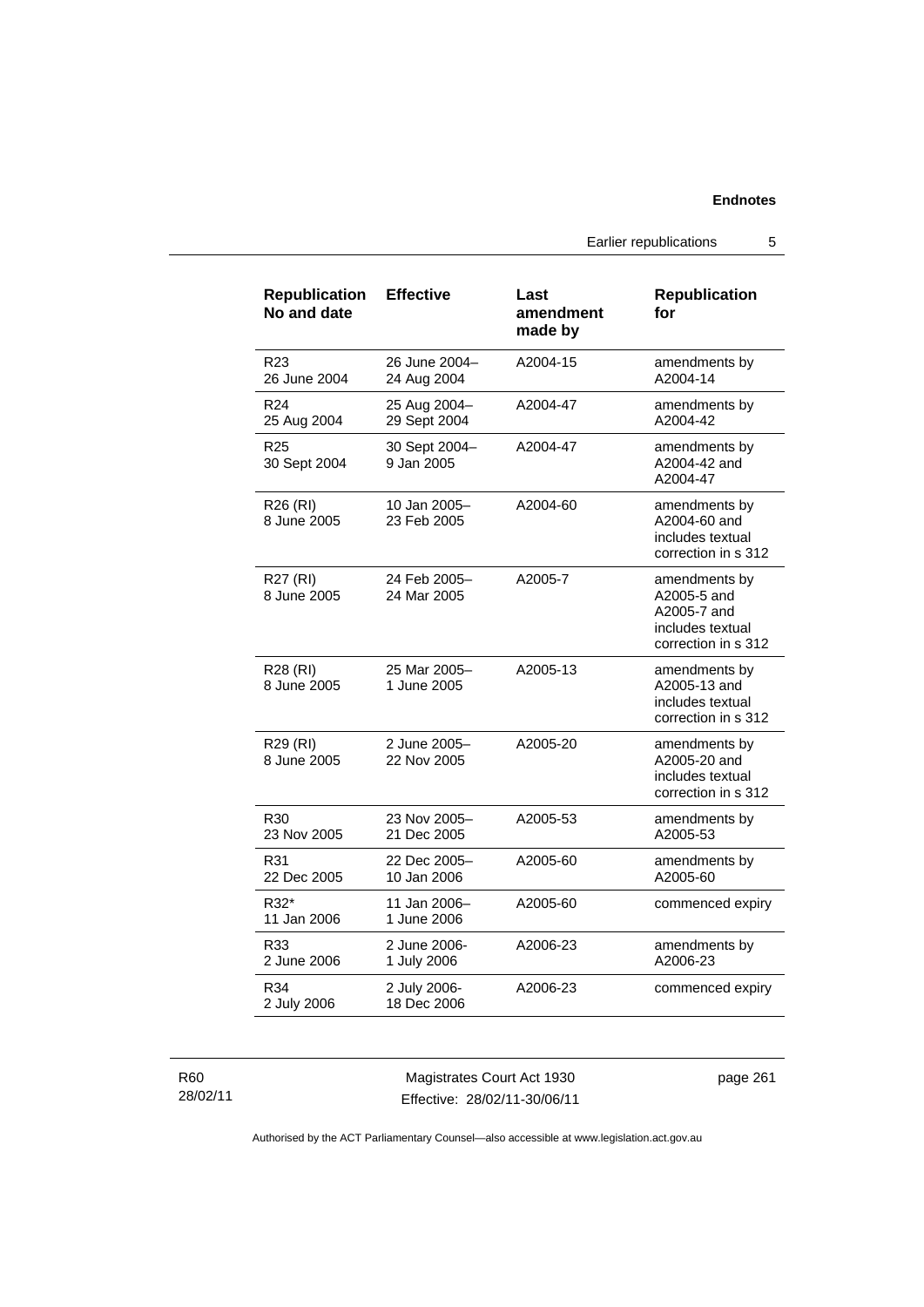| Republication No and date | Effective | Last amendment made by | Republication for |
|---|---|---|---|
| R23 26 June 2004 | 26 June 2004– 24 Aug 2004 | A2004-15 | amendments by A2004-14 |
| R24 25 Aug 2004 | 25 Aug 2004– 29 Sept 2004 | A2004-47 | amendments by A2004-42 |
| R25 30 Sept 2004 | 30 Sept 2004– 9 Jan 2005 | A2004-47 | amendments by A2004-42 and A2004-47 |
| R26 (RI) 8 June 2005 | 10 Jan 2005– 23 Feb 2005 | A2004-60 | amendments by A2004-60 and includes textual correction in s 312 |
| R27 (RI) 8 June 2005 | 24 Feb 2005– 24 Mar 2005 | A2005-7 | amendments by A2005-5 and A2005-7 and includes textual correction in s 312 |
| R28 (RI) 8 June 2005 | 25 Mar 2005– 1 June 2005 | A2005-13 | amendments by A2005-13 and includes textual correction in s 312 |
| R29 (RI) 8 June 2005 | 2 June 2005– 22 Nov 2005 | A2005-20 | amendments by A2005-20 and includes textual correction in s 312 |
| R30 23 Nov 2005 | 23 Nov 2005– 21 Dec 2005 | A2005-53 | amendments by A2005-53 |
| R31 22 Dec 2005 | 22 Dec 2005– 10 Jan 2006 | A2005-60 | amendments by A2005-60 |
| R32* 11 Jan 2006 | 11 Jan 2006– 1 June 2006 | A2005-60 | commenced expiry |
| R33 2 June 2006 | 2 June 2006- 1 July 2006 | A2006-23 | amendments by A2006-23 |
| R34 2 July 2006 | 2 July 2006- 18 Dec 2006 | A2006-23 | commenced expiry |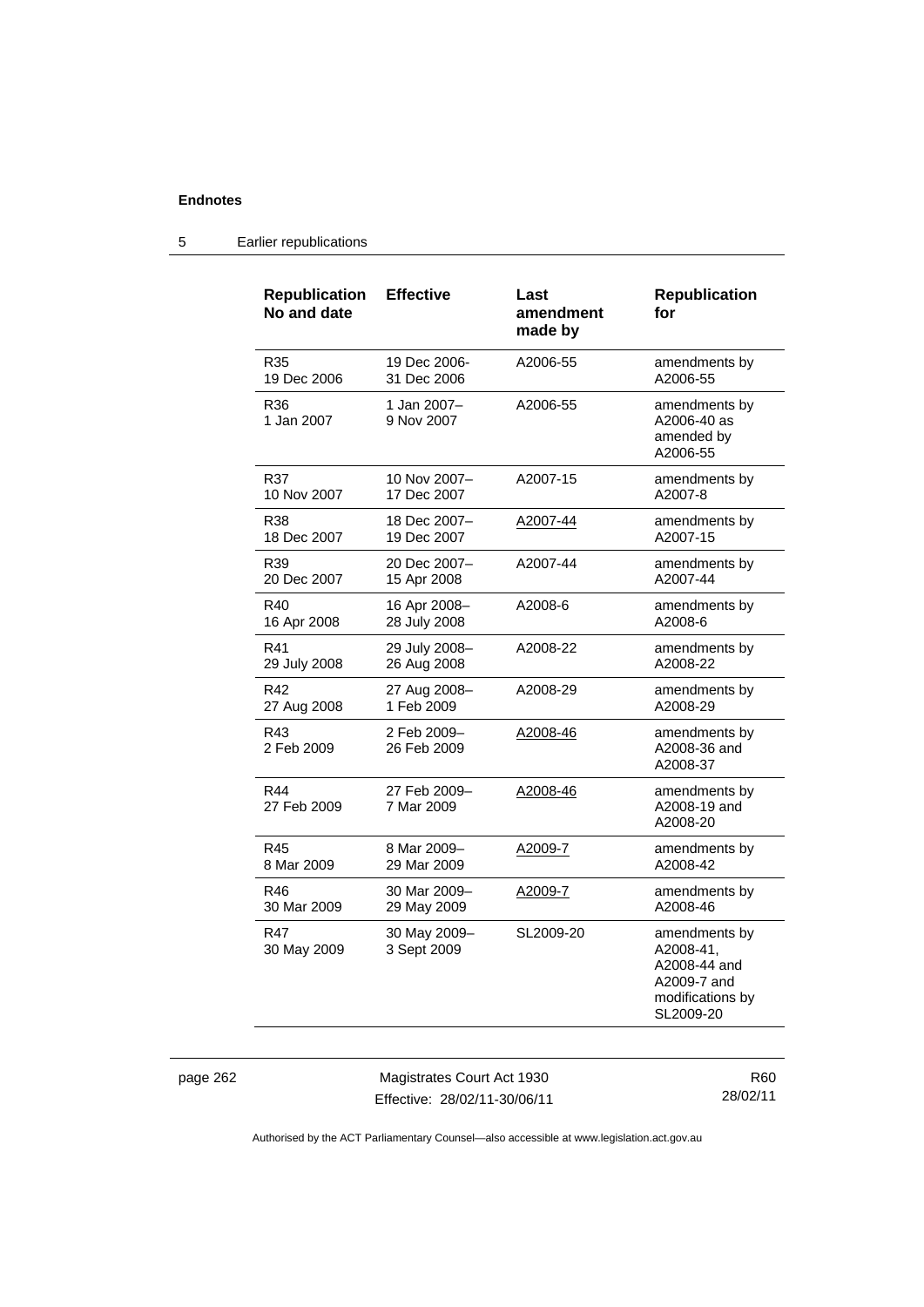## 5 Earlier republications

| Republication No and date | Effective | Last amendment made by | Republication for |
|---|---|---|---|
| R35 19 Dec 2006 | 19 Dec 2006- 31 Dec 2006 | A2006-55 | amendments by A2006-55 |
| R36 1 Jan 2007 | 1 Jan 2007– 9 Nov 2007 | A2006-55 | amendments by A2006-40 as amended by A2006-55 |
| R37 10 Nov 2007 | 10 Nov 2007– 17 Dec 2007 | A2007-15 | amendments by A2007-8 |
| R38 18 Dec 2007 | 18 Dec 2007– 19 Dec 2007 | A2007-44 | amendments by A2007-15 |
| R39 20 Dec 2007 | 20 Dec 2007– 15 Apr 2008 | A2007-44 | amendments by A2007-44 |
| R40 16 Apr 2008 | 16 Apr 2008– 28 July 2008 | A2008-6 | amendments by A2008-6 |
| R41 29 July 2008 | 29 July 2008– 26 Aug 2008 | A2008-22 | amendments by A2008-22 |
| R42 27 Aug 2008 | 27 Aug 2008– 1 Feb 2009 | A2008-29 | amendments by A2008-29 |
| R43 2 Feb 2009 | 2 Feb 2009– 26 Feb 2009 | A2008-46 | amendments by A2008-36 and A2008-37 |
| R44 27 Feb 2009 | 27 Feb 2009– 7 Mar 2009 | A2008-46 | amendments by A2008-19 and A2008-20 |
| R45 8 Mar 2009 | 8 Mar 2009– 29 Mar 2009 | A2009-7 | amendments by A2008-42 |
| R46 30 Mar 2009 | 30 Mar 2009– 29 May 2009 | A2009-7 | amendments by A2008-46 |
| R47 30 May 2009 | 30 May 2009– 3 Sept 2009 | SL2009-20 | amendments by A2008-41, A2008-44 and A2009-7 and modifications by SL2009-20 |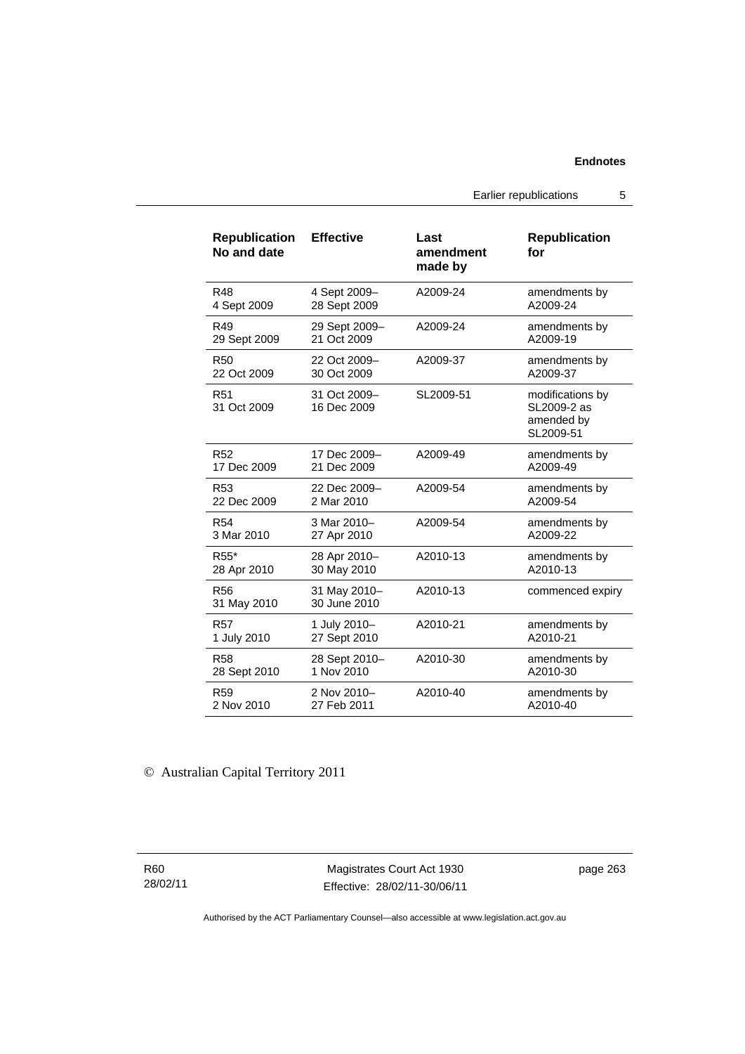| Republication No and date | Effective | Last amendment made by | Republication for |
|---|---|---|---|
| R48 4 Sept 2009 | 4 Sept 2009– 28 Sept 2009 | A2009-24 | amendments by A2009-24 |
| R49 29 Sept 2009 | 29 Sept 2009– 21 Oct 2009 | A2009-24 | amendments by A2009-19 |
| R50 22 Oct 2009 | 22 Oct 2009– 30 Oct 2009 | A2009-37 | amendments by A2009-37 |
| R51 31 Oct 2009 | 31 Oct 2009– 16 Dec 2009 | SL2009-51 | modifications by SL2009-2 as amended by SL2009-51 |
| R52 17 Dec 2009 | 17 Dec 2009– 21 Dec 2009 | A2009-49 | amendments by A2009-49 |
| R53 22 Dec 2009 | 22 Dec 2009– 2 Mar 2010 | A2009-54 | amendments by A2009-54 |
| R54 3 Mar 2010 | 3 Mar 2010– 27 Apr 2010 | A2009-54 | amendments by A2009-22 |
| R55* 28 Apr 2010 | 28 Apr 2010– 30 May 2010 | A2010-13 | amendments by A2010-13 |
| R56 31 May 2010 | 31 May 2010– 30 June 2010 | A2010-13 | commenced expiry |
| R57 1 July 2010 | 1 July 2010– 27 Sept 2010 | A2010-21 | amendments by A2010-21 |
| R58 28 Sept 2010 | 28 Sept 2010– 1 Nov 2010 | A2010-30 | amendments by A2010-30 |
| R59 2 Nov 2010 | 2 Nov 2010– 27 Feb 2011 | A2010-40 | amendments by A2010-40 |

© Australian Capital Territory 2011